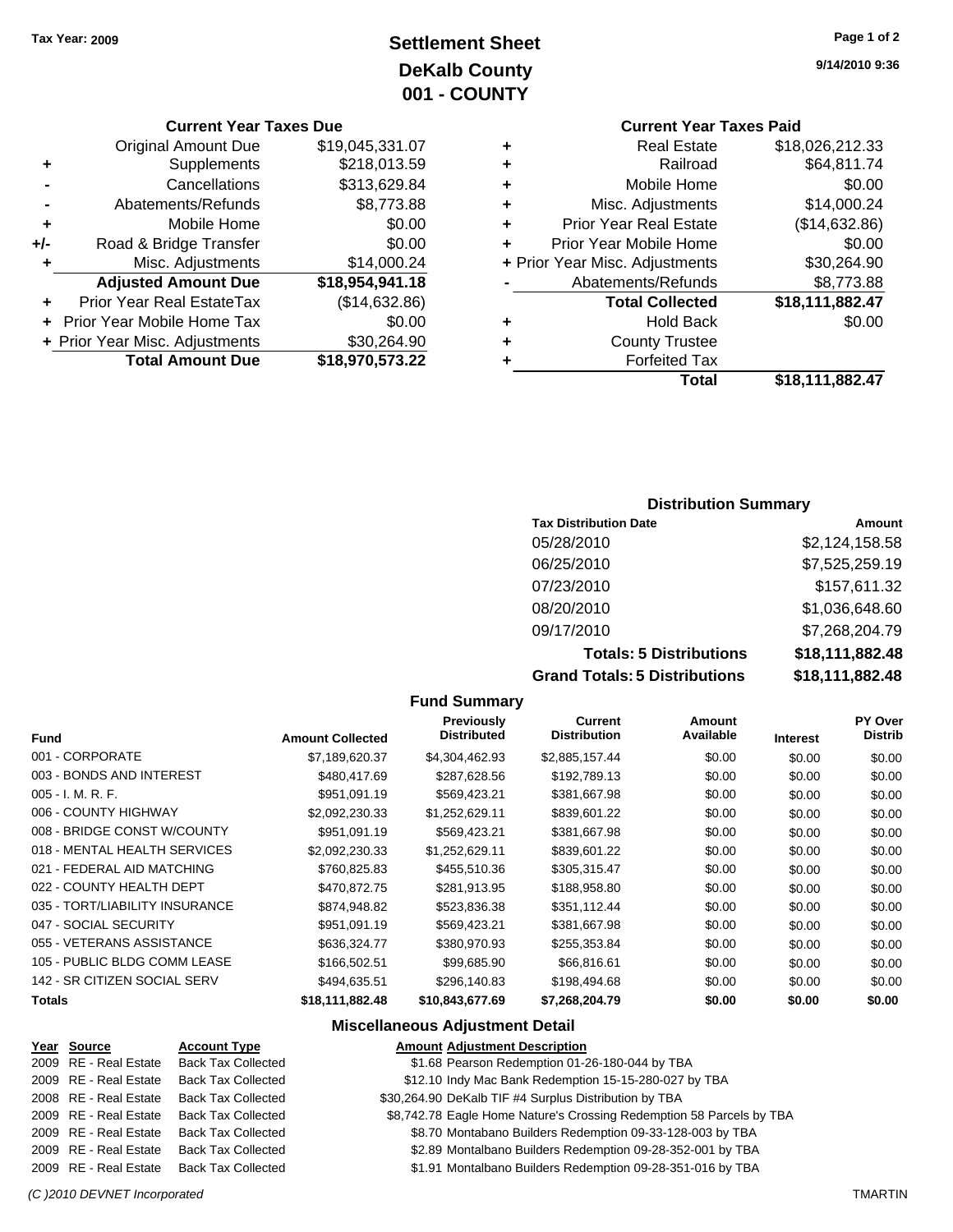Tax Year: 2009

# Settlement Sheet
## DeKalb County
## 001 - COUNTY

9/14/2010 9:36

### Current Year Taxes Due

| | | |
|---|---|---|
| | Original Amount Due | $19,045,331.07 |
| + | Supplements | $218,013.59 |
| - | Cancellations | $313,629.84 |
| - | Abatements/Refunds | $8,773.88 |
| + | Mobile Home | $0.00 |
| +/- | Road & Bridge Transfer | $0.00 |
| + | Misc. Adjustments | $14,000.24 |
| | **Adjusted Amount Due** | **$18,954,941.18** |
| + | Prior Year Real EstateTax | ($14,632.86) |
| + | Prior Year Mobile Home Tax | $0.00 |
| + | Prior Year Misc. Adjustments | $30,264.90 |
| | **Total Amount Due** | **$18,970,573.22** |

### Current Year Taxes Paid

| | | |
|---|---|---|
| + | Real Estate | $18,026,212.33 |
| + | Railroad | $64,811.74 |
| + | Mobile Home | $0.00 |
| + | Misc. Adjustments | $14,000.24 |
| + | Prior Year Real Estate | ($14,632.86) |
| + | Prior Year Mobile Home | $0.00 |
| + | Prior Year Misc. Adjustments | $30,264.90 |
| - | Abatements/Refunds | $8,773.88 |
| | **Total Collected** | **$18,111,882.47** |
| + | Hold Back | $0.00 |
| + | County Trustee | |
| + | Forfeited Tax | |
| | **Total** | **$18,111,882.47** |

### Distribution Summary

| Tax Distribution Date | Amount |
|---|---|
| 05/28/2010 | $2,124,158.58 |
| 06/25/2010 | $7,525,259.19 |
| 07/23/2010 | $157,611.32 |
| 08/20/2010 | $1,036,648.60 |
| 09/17/2010 | $7,268,204.79 |
| **Totals: 5 Distributions** | **$18,111,882.48** |
| **Grand Totals: 5 Distributions** | **$18,111,882.48** |

### Fund Summary

| Fund | Amount Collected | Previously Distributed | Current Distribution | Amount Available | Interest | PY Over Distrib |
|---|---|---|---|---|---|---|
| 001 - CORPORATE | $7,189,620.37 | $4,304,462.93 | $2,885,157.44 | $0.00 | $0.00 | $0.00 |
| 003 - BONDS AND INTEREST | $480,417.69 | $287,628.56 | $192,789.13 | $0.00 | $0.00 | $0.00 |
| 005 - I. M. R. F. | $951,091.19 | $569,423.21 | $381,667.98 | $0.00 | $0.00 | $0.00 |
| 006 - COUNTY HIGHWAY | $2,092,230.33 | $1,252,629.11 | $839,601.22 | $0.00 | $0.00 | $0.00 |
| 008 - BRIDGE CONST W/COUNTY | $951,091.19 | $569,423.21 | $381,667.98 | $0.00 | $0.00 | $0.00 |
| 018 - MENTAL HEALTH SERVICES | $2,092,230.33 | $1,252,629.11 | $839,601.22 | $0.00 | $0.00 | $0.00 |
| 021 - FEDERAL AID MATCHING | $760,825.83 | $455,510.36 | $305,315.47 | $0.00 | $0.00 | $0.00 |
| 022 - COUNTY HEALTH DEPT | $470,872.75 | $281,913.95 | $188,958.80 | $0.00 | $0.00 | $0.00 |
| 035 - TORT/LIABILITY INSURANCE | $874,948.82 | $523,836.38 | $351,112.44 | $0.00 | $0.00 | $0.00 |
| 047 - SOCIAL SECURITY | $951,091.19 | $569,423.21 | $381,667.98 | $0.00 | $0.00 | $0.00 |
| 055 - VETERANS ASSISTANCE | $636,324.77 | $380,970.93 | $255,353.84 | $0.00 | $0.00 | $0.00 |
| 105 - PUBLIC BLDG COMM LEASE | $166,502.51 | $99,685.90 | $66,816.61 | $0.00 | $0.00 | $0.00 |
| 142 - SR CITIZEN SOCIAL SERV | $494,635.51 | $296,140.83 | $198,494.68 | $0.00 | $0.00 | $0.00 |
| **Totals** | **$18,111,882.48** | **$10,843,677.69** | **$7,268,204.79** | **$0.00** | **$0.00** | **$0.00** |

### Miscellaneous Adjustment Detail

| Year | Source | Account Type | Amount | Adjustment Description |
|---|---|---|---|---|
| 2009 | RE - Real Estate | Back Tax Collected | $1.68 | Pearson Redemption 01-26-180-044 by TBA |
| 2009 | RE - Real Estate | Back Tax Collected | $12.10 | Indy Mac Bank Redemption 15-15-280-027 by TBA |
| 2008 | RE - Real Estate | Back Tax Collected | $30,264.90 | DeKalb TIF #4 Surplus Distribution by TBA |
| 2009 | RE - Real Estate | Back Tax Collected | $8,742.78 | Eagle Home Nature's Crossing Redemption 58 Parcels by TBA |
| 2009 | RE - Real Estate | Back Tax Collected | $8.70 | Montabano Builders Redemption 09-33-128-003 by TBA |
| 2009 | RE - Real Estate | Back Tax Collected | $2.89 | Montalbano Builders Redemption 09-28-352-001 by TBA |
| 2009 | RE - Real Estate | Back Tax Collected | $1.91 | Montalbano Builders Redemption 09-28-351-016 by TBA |

(C )2010 DEVNET Incorporated TMARTIN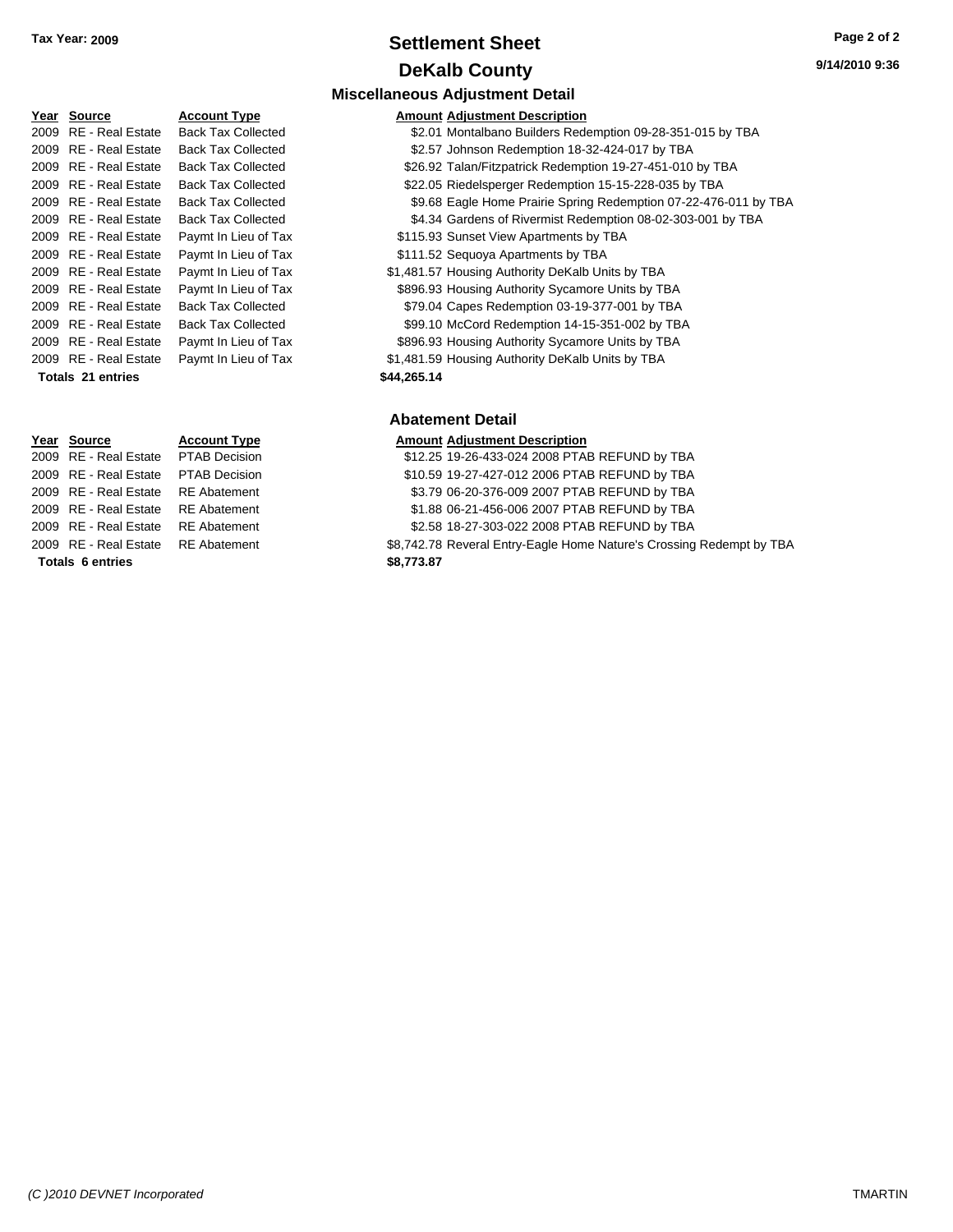**Tax Year: 2009**

# Settlement Sheet
## DeKalb County

9/14/2010 9:36

### Miscellaneous Adjustment Detail

| Year | Source | Account Type | Amount | Adjustment Description |
|---|---|---|---|---|
| 2009 | RE - Real Estate | Back Tax Collected | $2.01 | Montalbano Builders Redemption 09-28-351-015 by TBA |
| 2009 | RE - Real Estate | Back Tax Collected | $2.57 | Johnson Redemption 18-32-424-017 by TBA |
| 2009 | RE - Real Estate | Back Tax Collected | $26.92 | Talan/Fitzpatrick Redemption 19-27-451-010 by TBA |
| 2009 | RE - Real Estate | Back Tax Collected | $22.05 | Riedelsperger Redemption 15-15-228-035 by TBA |
| 2009 | RE - Real Estate | Back Tax Collected | $9.68 | Eagle Home Prairie Spring Redemption 07-22-476-011 by TBA |
| 2009 | RE - Real Estate | Back Tax Collected | $4.34 | Gardens of Rivermist Redemption 08-02-303-001 by TBA |
| 2009 | RE - Real Estate | Paymt In Lieu of Tax | $115.93 | Sunset View Apartments by TBA |
| 2009 | RE - Real Estate | Paymt In Lieu of Tax | $111.52 | Sequoya Apartments by TBA |
| 2009 | RE - Real Estate | Paymt In Lieu of Tax | $1,481.57 | Housing Authority DeKalb Units by TBA |
| 2009 | RE - Real Estate | Paymt In Lieu of Tax | $896.93 | Housing Authority Sycamore Units by TBA |
| 2009 | RE - Real Estate | Back Tax Collected | $79.04 | Capes Redemption 03-19-377-001 by TBA |
| 2009 | RE - Real Estate | Back Tax Collected | $99.10 | McCord Redemption 14-15-351-002 by TBA |
| 2009 | RE - Real Estate | Paymt In Lieu of Tax | $896.93 | Housing Authority Sycamore Units by TBA |
| 2009 | RE - Real Estate | Paymt In Lieu of Tax | $1,481.59 | Housing Authority DeKalb Units by TBA |
| **Totals 21 entries** | | | **$44,265.14** | |

### Abatement Detail

| Year | Source | Account Type | Amount | Adjustment Description |
|---|---|---|---|---|
| 2009 | RE - Real Estate | PTAB Decision | $12.25 | 19-26-433-024 2008 PTAB REFUND by TBA |
| 2009 | RE - Real Estate | PTAB Decision | $10.59 | 19-27-427-012 2006 PTAB REFUND by TBA |
| 2009 | RE - Real Estate | RE Abatement | $3.79 | 06-20-376-009 2007 PTAB REFUND by TBA |
| 2009 | RE - Real Estate | RE Abatement | $1.88 | 06-21-456-006 2007 PTAB REFUND by TBA |
| 2009 | RE - Real Estate | RE Abatement | $2.58 | 18-27-303-022 2008 PTAB REFUND by TBA |
| 2009 | RE - Real Estate | RE Abatement | $8,742.78 | Reveral Entry-Eagle Home Nature's Crossing Redempt by TBA |
| **Totals 6 entries** | | | **$8,773.87** | |

(C )2010 DEVNET Incorporated — TMARTIN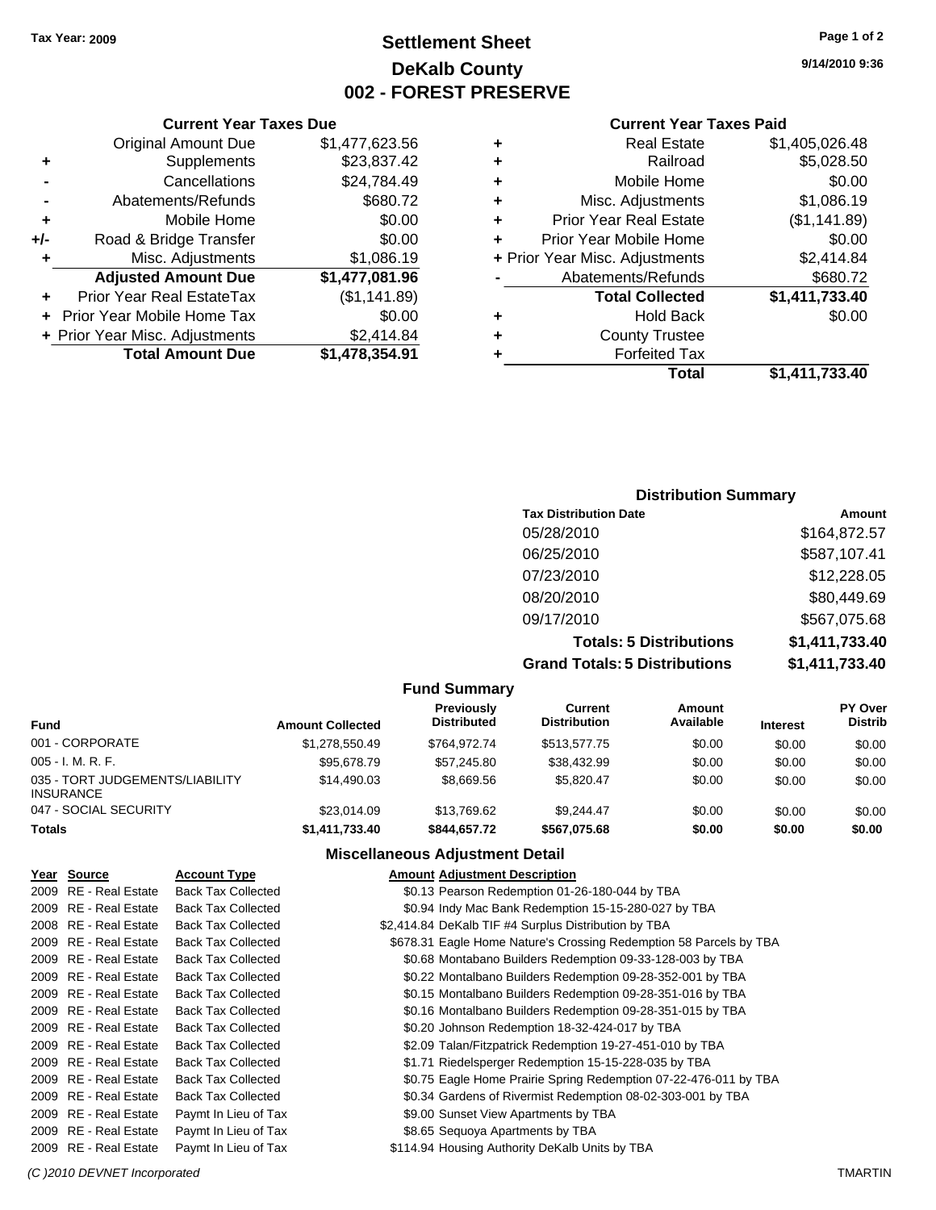Tax Year: 2009

# Settlement Sheet
## DeKalb County
## 002 - FOREST PRESERVE

9/14/2010 9:36

### Current Year Taxes Due

| | | |
|---|---|---|
| | Original Amount Due | $1,477,623.56 |
| + | Supplements | $23,837.42 |
| - | Cancellations | $24,784.49 |
| - | Abatements/Refunds | $680.72 |
| + | Mobile Home | $0.00 |
| +/- | Road & Bridge Transfer | $0.00 |
| + | Misc. Adjustments | $1,086.19 |
| | **Adjusted Amount Due** | **$1,477,081.96** |
| + | Prior Year Real EstateTax | ($1,141.89) |
| + | Prior Year Mobile Home Tax | $0.00 |
| + | Prior Year Misc. Adjustments | $2,414.84 |
| | **Total Amount Due** | **$1,478,354.91** |

### Current Year Taxes Paid

| | | |
|---|---|---|
| + | Real Estate | $1,405,026.48 |
| + | Railroad | $5,028.50 |
| + | Mobile Home | $0.00 |
| + | Misc. Adjustments | $1,086.19 |
| + | Prior Year Real Estate | ($1,141.89) |
| + | Prior Year Mobile Home | $0.00 |
| + | Prior Year Misc. Adjustments | $2,414.84 |
| - | Abatements/Refunds | $680.72 |
| | **Total Collected** | **$1,411,733.40** |
| + | Hold Back | $0.00 |
| + | County Trustee | |
| + | Forfeited Tax | |
| | **Total** | **$1,411,733.40** |

### Distribution Summary

| Tax Distribution Date | Amount |
|---|---|
| 05/28/2010 | $164,872.57 |
| 06/25/2010 | $587,107.41 |
| 07/23/2010 | $12,228.05 |
| 08/20/2010 | $80,449.69 |
| 09/17/2010 | $567,075.68 |
| **Totals: 5 Distributions** | **$1,411,733.40** |
| **Grand Totals: 5 Distributions** | **$1,411,733.40** |

### Fund Summary

| Fund | Amount Collected | Previously Distributed | Current Distribution | Amount Available | Interest | PY Over Distrib |
|---|---|---|---|---|---|---|
| 001 - CORPORATE | $1,278,550.49 | $764,972.74 | $513,577.75 | $0.00 | $0.00 | $0.00 |
| 005 - I. M. R. F. | $95,678.79 | $57,245.80 | $38,432.99 | $0.00 | $0.00 | $0.00 |
| 035 - TORT JUDGEMENTS/LIABILITY INSURANCE | $14,490.03 | $8,669.56 | $5,820.47 | $0.00 | $0.00 | $0.00 |
| 047 - SOCIAL SECURITY | $23,014.09 | $13,769.62 | $9,244.47 | $0.00 | $0.00 | $0.00 |
| **Totals** | **$1,411,733.40** | **$844,657.72** | **$567,075.68** | **$0.00** | **$0.00** | **$0.00** |

### Miscellaneous Adjustment Detail

| Year | Source | Account Type | Amount | Adjustment Description |
|---|---|---|---|---|
| 2009 | RE - Real Estate | Back Tax Collected | $0.13 | Pearson Redemption 01-26-180-044 by TBA |
| 2009 | RE - Real Estate | Back Tax Collected | $0.94 | Indy Mac Bank Redemption 15-15-280-027 by TBA |
| 2008 | RE - Real Estate | Back Tax Collected | $2,414.84 | DeKalb TIF #4 Surplus Distribution by TBA |
| 2009 | RE - Real Estate | Back Tax Collected | $678.31 | Eagle Home Nature's Crossing Redemption 58 Parcels by TBA |
| 2009 | RE - Real Estate | Back Tax Collected | $0.68 | Montabano Builders Redemption 09-33-128-003 by TBA |
| 2009 | RE - Real Estate | Back Tax Collected | $0.22 | Montalbano Builders Redemption 09-28-352-001 by TBA |
| 2009 | RE - Real Estate | Back Tax Collected | $0.15 | Montalbano Builders Redemption 09-28-351-016 by TBA |
| 2009 | RE - Real Estate | Back Tax Collected | $0.16 | Montalbano Builders Redemption 09-28-351-015 by TBA |
| 2009 | RE - Real Estate | Back Tax Collected | $0.20 | Johnson Redemption 18-32-424-017 by TBA |
| 2009 | RE - Real Estate | Back Tax Collected | $2.09 | Talan/Fitzpatrick Redemption 19-27-451-010 by TBA |
| 2009 | RE - Real Estate | Back Tax Collected | $1.71 | Riedelsperger Redemption 15-15-228-035 by TBA |
| 2009 | RE - Real Estate | Back Tax Collected | $0.75 | Eagle Home Prairie Spring Redemption 07-22-476-011 by TBA |
| 2009 | RE - Real Estate | Back Tax Collected | $0.34 | Gardens of Rivermist Redemption 08-02-303-001 by TBA |
| 2009 | RE - Real Estate | Paymt In Lieu of Tax | $9.00 | Sunset View Apartments by TBA |
| 2009 | RE - Real Estate | Paymt In Lieu of Tax | $8.65 | Sequoya Apartments by TBA |
| 2009 | RE - Real Estate | Paymt In Lieu of Tax | $114.94 | Housing Authority DeKalb Units by TBA |

(C )2010 DEVNET Incorporated TMARTIN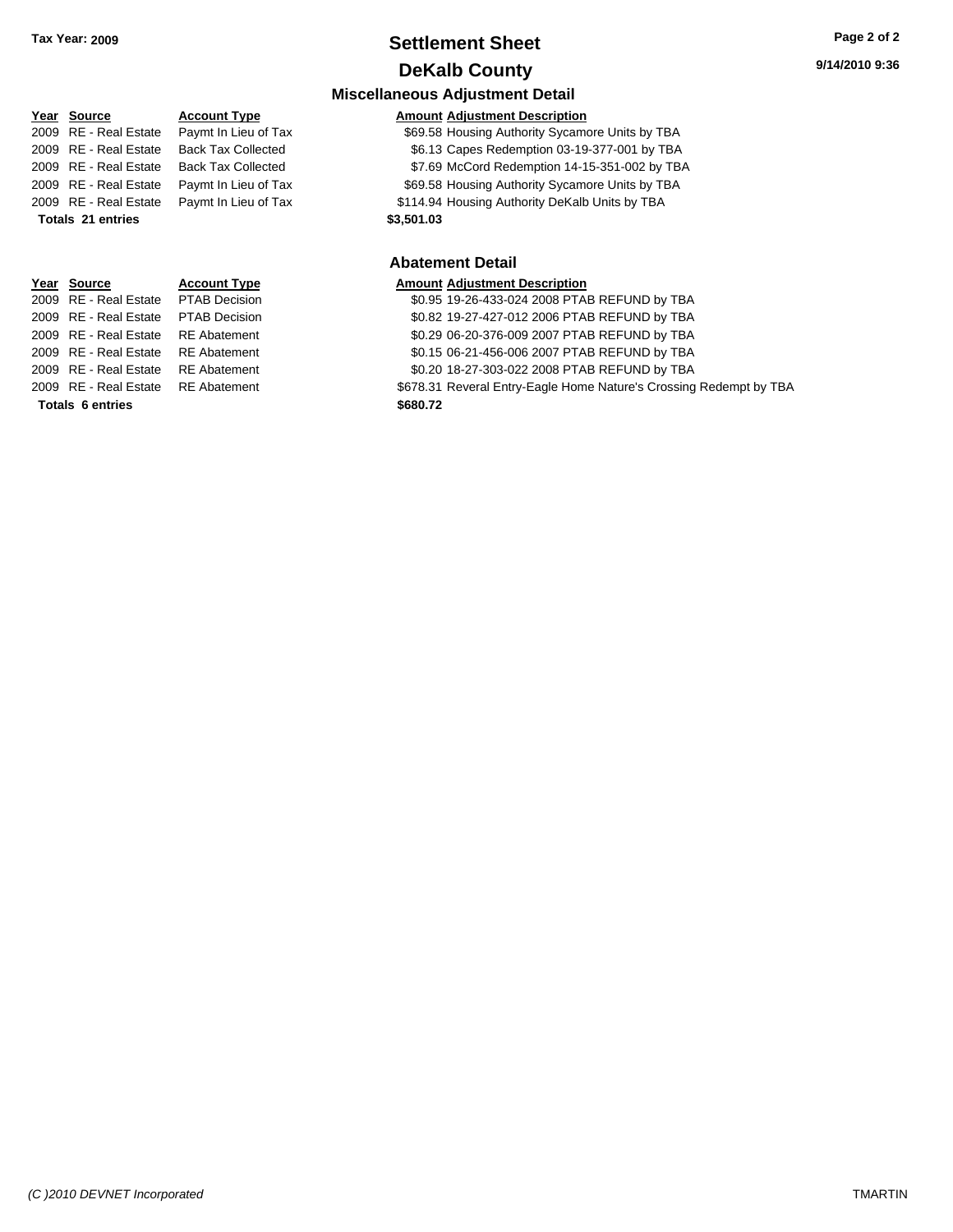# Settlement Sheet

## DeKalb County

Tax Year: 2009

9/14/2010 9:36

### Miscellaneous Adjustment Detail

| Year | Source | Account Type | Amount | Adjustment Description |
|---|---|---|---|---|
| 2009 | RE - Real Estate | Paymt In Lieu of Tax | $69.58 | Housing Authority Sycamore Units by TBA |
| 2009 | RE - Real Estate | Back Tax Collected | $6.13 | Capes Redemption 03-19-377-001 by TBA |
| 2009 | RE - Real Estate | Back Tax Collected | $7.69 | McCord Redemption 14-15-351-002 by TBA |
| 2009 | RE - Real Estate | Paymt In Lieu of Tax | $69.58 | Housing Authority Sycamore Units by TBA |
| 2009 | RE - Real Estate | Paymt In Lieu of Tax | $114.94 | Housing Authority DeKalb Units by TBA |
| **Totals 21 entries** | | | **$3,501.03** | |

### Abatement Detail

| Year | Source | Account Type | Amount | Adjustment Description |
|---|---|---|---|---|
| 2009 | RE - Real Estate | PTAB Decision | $0.95 | 19-26-433-024 2008 PTAB REFUND by TBA |
| 2009 | RE - Real Estate | PTAB Decision | $0.82 | 19-27-427-012 2006 PTAB REFUND by TBA |
| 2009 | RE - Real Estate | RE Abatement | $0.29 | 06-20-376-009 2007 PTAB REFUND by TBA |
| 2009 | RE - Real Estate | RE Abatement | $0.15 | 06-21-456-006 2007 PTAB REFUND by TBA |
| 2009 | RE - Real Estate | RE Abatement | $0.20 | 18-27-303-022 2008 PTAB REFUND by TBA |
| 2009 | RE - Real Estate | RE Abatement | $678.31 | Reveral Entry-Eagle Home Nature's Crossing Redempt by TBA |
| **Totals 6 entries** | | | **$680.72** | |

*(C )2010 DEVNET Incorporated* TMARTIN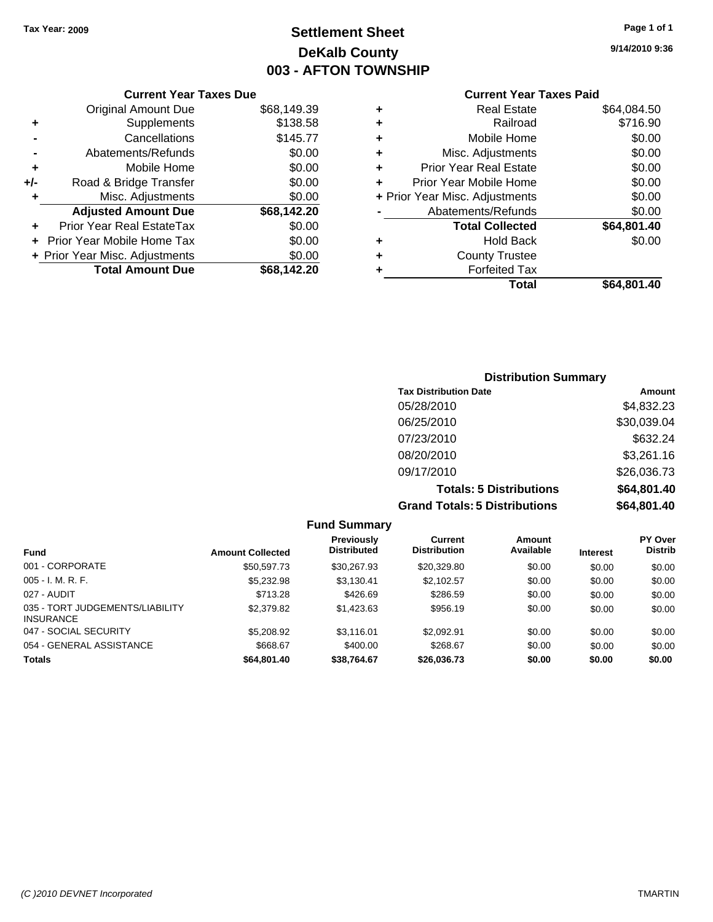**Tax Year: 2009**

# Settlement Sheet
## DeKalb County
## 003 - AFTON TOWNSHIP

9/14/2010 9:36

### Current Year Taxes Due

| | | |
|---|---|---|
| | Original Amount Due | $68,149.39 |
| + | Supplements | $138.58 |
| - | Cancellations | $145.77 |
| - | Abatements/Refunds | $0.00 |
| + | Mobile Home | $0.00 |
| +/- | Road & Bridge Transfer | $0.00 |
| + | Misc. Adjustments | $0.00 |
| | **Adjusted Amount Due** | **$68,142.20** |
| + | Prior Year Real EstateTax | $0.00 |
| + | Prior Year Mobile Home Tax | $0.00 |
| + | Prior Year Misc. Adjustments | $0.00 |
| | **Total Amount Due** | **$68,142.20** |

### Current Year Taxes Paid

| | | |
|---|---|---|
| + | Real Estate | $64,084.50 |
| + | Railroad | $716.90 |
| + | Mobile Home | $0.00 |
| + | Misc. Adjustments | $0.00 |
| + | Prior Year Real Estate | $0.00 |
| + | Prior Year Mobile Home | $0.00 |
| + | Prior Year Misc. Adjustments | $0.00 |
| - | Abatements/Refunds | $0.00 |
| | **Total Collected** | **$64,801.40** |
| + | Hold Back | $0.00 |
| + | County Trustee | |
| + | Forfeited Tax | |
| | **Total** | **$64,801.40** |

### Distribution Summary

| Tax Distribution Date | Amount |
|---|---|
| 05/28/2010 | $4,832.23 |
| 06/25/2010 | $30,039.04 |
| 07/23/2010 | $632.24 |
| 08/20/2010 | $3,261.16 |
| 09/17/2010 | $26,036.73 |
| **Totals: 5 Distributions** | **$64,801.40** |
| **Grand Totals: 5 Distributions** | **$64,801.40** |

### Fund Summary

| Fund | Amount Collected | Previously Distributed | Current Distribution | Amount Available | Interest | PY Over Distrib |
|---|---|---|---|---|---|---|
| 001 - CORPORATE | $50,597.73 | $30,267.93 | $20,329.80 | $0.00 | $0.00 | $0.00 |
| 005 - I. M. R. F. | $5,232.98 | $3,130.41 | $2,102.57 | $0.00 | $0.00 | $0.00 |
| 027 - AUDIT | $713.28 | $426.69 | $286.59 | $0.00 | $0.00 | $0.00 |
| 035 - TORT JUDGEMENTS/LIABILITY INSURANCE | $2,379.82 | $1,423.63 | $956.19 | $0.00 | $0.00 | $0.00 |
| 047 - SOCIAL SECURITY | $5,208.92 | $3,116.01 | $2,092.91 | $0.00 | $0.00 | $0.00 |
| 054 - GENERAL ASSISTANCE | $668.67 | $400.00 | $268.67 | $0.00 | $0.00 | $0.00 |
| **Totals** | **$64,801.40** | **$38,764.67** | **$26,036.73** | **$0.00** | **$0.00** | **$0.00** |

(C )2010 DEVNET Incorporated — TMARTIN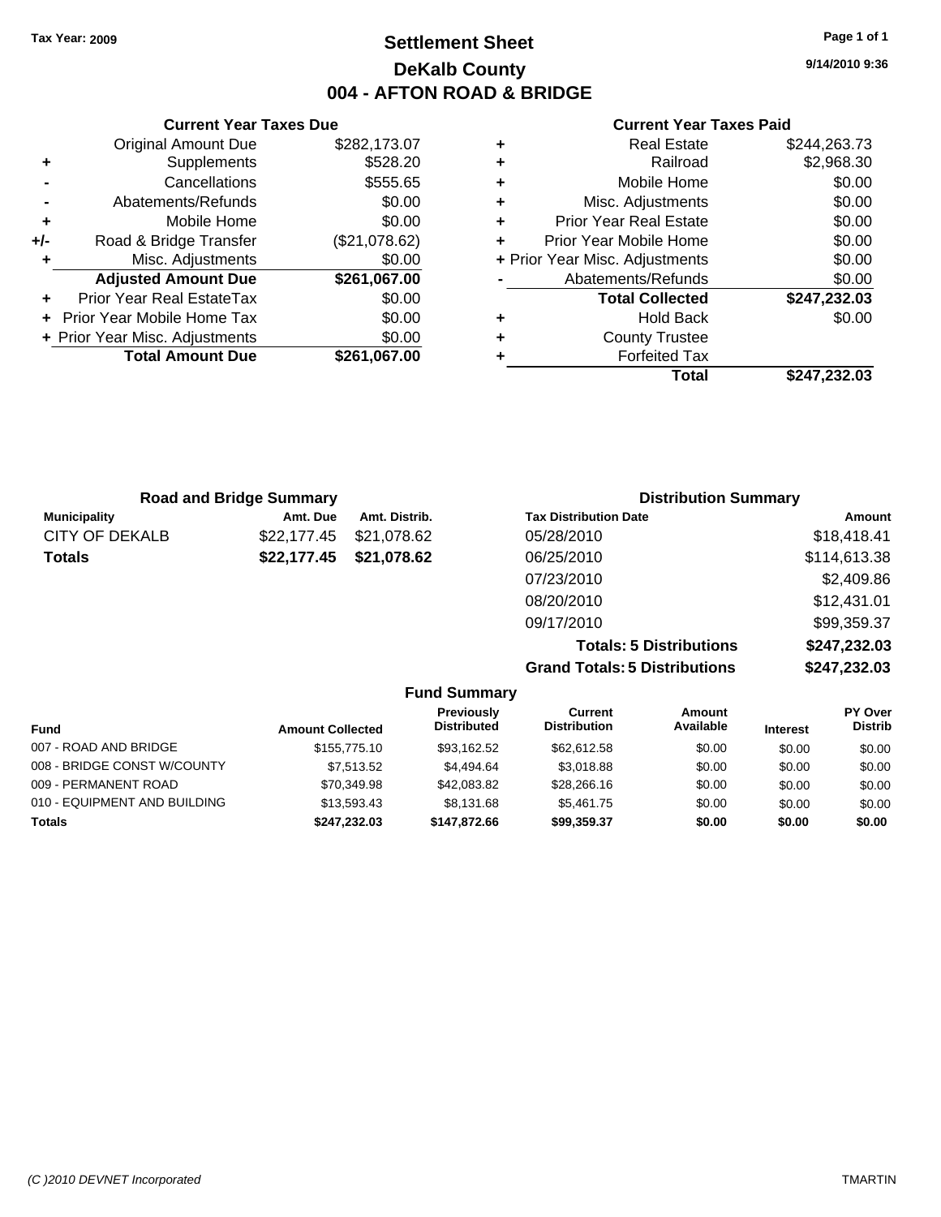Tax Year: 2009

# Settlement Sheet
## DeKalb County
## 004 - AFTON ROAD & BRIDGE

9/14/2010 9:36

### Current Year Taxes Due

| | | |
|---|---|---|
| | Original Amount Due | $282,173.07 |
| + | Supplements | $528.20 |
| - | Cancellations | $555.65 |
| - | Abatements/Refunds | $0.00 |
| + | Mobile Home | $0.00 |
| +/- | Road & Bridge Transfer | ($21,078.62) |
| + | Misc. Adjustments | $0.00 |
| | **Adjusted Amount Due** | **$261,067.00** |
| + | Prior Year Real EstateTax | $0.00 |
| + | Prior Year Mobile Home Tax | $0.00 |
| + | Prior Year Misc. Adjustments | $0.00 |
| | **Total Amount Due** | **$261,067.00** |

### Current Year Taxes Paid

| | | |
|---|---|---|
| + | Real Estate | $244,263.73 |
| + | Railroad | $2,968.30 |
| + | Mobile Home | $0.00 |
| + | Misc. Adjustments | $0.00 |
| + | Prior Year Real Estate | $0.00 |
| + | Prior Year Mobile Home | $0.00 |
| + | Prior Year Misc. Adjustments | $0.00 |
| - | Abatements/Refunds | $0.00 |
| | **Total Collected** | **$247,232.03** |
| + | Hold Back | $0.00 |
| + | County Trustee | |
| + | Forfeited Tax | |
| | **Total** | **$247,232.03** |

### Road and Bridge Summary

| Municipality | Amt. Due | Amt. Distrib. |
|---|---|---|
| CITY OF DEKALB | $22,177.45 | $21,078.62 |
| **Totals** | **$22,177.45** | **$21,078.62** |

### Distribution Summary

| Tax Distribution Date | Amount |
|---|---|
| 05/28/2010 | $18,418.41 |
| 06/25/2010 | $114,613.38 |
| 07/23/2010 | $2,409.86 |
| 08/20/2010 | $12,431.01 |
| 09/17/2010 | $99,359.37 |
| **Totals: 5 Distributions** | **$247,232.03** |
| **Grand Totals: 5 Distributions** | **$247,232.03** |

### Fund Summary

| Fund | Amount Collected | Previously Distributed | Current Distribution | Amount Available | Interest | PY Over Distrib |
|---|---|---|---|---|---|---|
| 007 - ROAD AND BRIDGE | $155,775.10 | $93,162.52 | $62,612.58 | $0.00 | $0.00 | $0.00 |
| 008 - BRIDGE CONST W/COUNTY | $7,513.52 | $4,494.64 | $3,018.88 | $0.00 | $0.00 | $0.00 |
| 009 - PERMANENT ROAD | $70,349.98 | $42,083.82 | $28,266.16 | $0.00 | $0.00 | $0.00 |
| 010 - EQUIPMENT AND BUILDING | $13,593.43 | $8,131.68 | $5,461.75 | $0.00 | $0.00 | $0.00 |
| **Totals** | **$247,232.03** | **$147,872.66** | **$99,359.37** | **$0.00** | **$0.00** | **$0.00** |

(C )2010 DEVNET Incorporated TMARTIN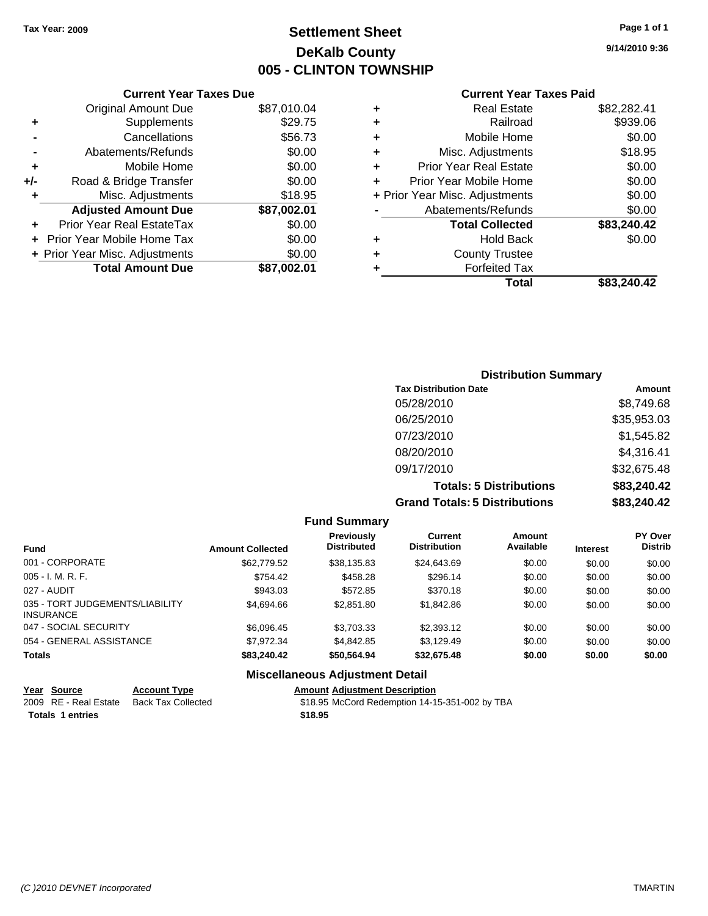**Tax Year: 2009**

# Settlement Sheet
## DeKalb County
## 005 - CLINTON TOWNSHIP

9/14/2010 9:36

### Current Year Taxes Due

| | | |
|---|---|---|
| | Original Amount Due | $87,010.04 |
| + | Supplements | $29.75 |
| - | Cancellations | $56.73 |
| - | Abatements/Refunds | $0.00 |
| + | Mobile Home | $0.00 |
| +/- | Road & Bridge Transfer | $0.00 |
| + | Misc. Adjustments | $18.95 |
| | **Adjusted Amount Due** | **$87,002.01** |
| + | Prior Year Real EstateTax | $0.00 |
| + | Prior Year Mobile Home Tax | $0.00 |
| + | Prior Year Misc. Adjustments | $0.00 |
| | **Total Amount Due** | **$87,002.01** |

### Current Year Taxes Paid

| | | |
|---|---|---|
| + | Real Estate | $82,282.41 |
| + | Railroad | $939.06 |
| + | Mobile Home | $0.00 |
| + | Misc. Adjustments | $18.95 |
| + | Prior Year Real Estate | $0.00 |
| + | Prior Year Mobile Home | $0.00 |
| + | Prior Year Misc. Adjustments | $0.00 |
| - | Abatements/Refunds | $0.00 |
| | **Total Collected** | **$83,240.42** |
| + | Hold Back | $0.00 |
| + | County Trustee | |
| + | Forfeited Tax | |
| | **Total** | **$83,240.42** |

### Distribution Summary

| Tax Distribution Date | Amount |
|---|---|
| 05/28/2010 | $8,749.68 |
| 06/25/2010 | $35,953.03 |
| 07/23/2010 | $1,545.82 |
| 08/20/2010 | $4,316.41 |
| 09/17/2010 | $32,675.48 |
| **Totals: 5 Distributions** | **$83,240.42** |
| **Grand Totals: 5 Distributions** | **$83,240.42** |

### Fund Summary

| Fund | Amount Collected | Previously Distributed | Current Distribution | Amount Available | Interest | PY Over Distrib |
|---|---|---|---|---|---|---|
| 001 - CORPORATE | $62,779.52 | $38,135.83 | $24,643.69 | $0.00 | $0.00 | $0.00 |
| 005 - I. M. R. F. | $754.42 | $458.28 | $296.14 | $0.00 | $0.00 | $0.00 |
| 027 - AUDIT | $943.03 | $572.85 | $370.18 | $0.00 | $0.00 | $0.00 |
| 035 - TORT JUDGEMENTS/LIABILITY INSURANCE | $4,694.66 | $2,851.80 | $1,842.86 | $0.00 | $0.00 | $0.00 |
| 047 - SOCIAL SECURITY | $6,096.45 | $3,703.33 | $2,393.12 | $0.00 | $0.00 | $0.00 |
| 054 - GENERAL ASSISTANCE | $7,972.34 | $4,842.85 | $3,129.49 | $0.00 | $0.00 | $0.00 |
| **Totals** | **$83,240.42** | **$50,564.94** | **$32,675.48** | **$0.00** | **$0.00** | **$0.00** |

### Miscellaneous Adjustment Detail

| Year | Source | Account Type | Amount | Adjustment Description |
|---|---|---|---|---|
| 2009 | RE - Real Estate | Back Tax Collected | $18.95 | McCord Redemption 14-15-351-002 by TBA |
| **Totals** | **1 entries** | | **$18.95** | |

*(C )2010 DEVNET Incorporated* TMARTIN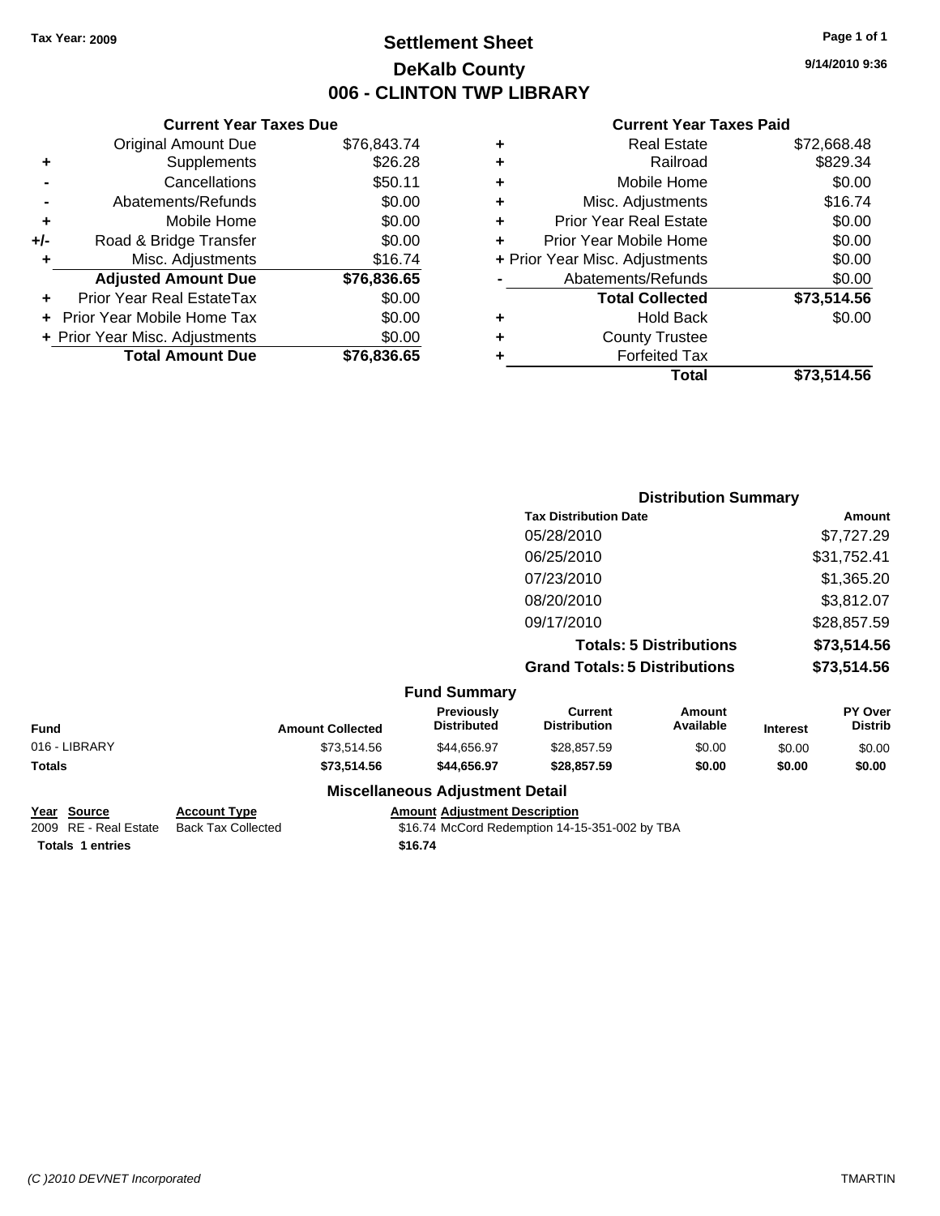**Tax Year: 2009**

# Settlement Sheet
## DeKalb County
## 006 - CLINTON TWP LIBRARY

9/14/2010 9:36

### Current Year Taxes Due

| | | |
|---|---|---|
| | Original Amount Due | $76,843.74 |
| + | Supplements | $26.28 |
| - | Cancellations | $50.11 |
| - | Abatements/Refunds | $0.00 |
| + | Mobile Home | $0.00 |
| +/- | Road & Bridge Transfer | $0.00 |
| + | Misc. Adjustments | $16.74 |
| | **Adjusted Amount Due** | **$76,836.65** |
| + | Prior Year Real EstateTax | $0.00 |
| + | Prior Year Mobile Home Tax | $0.00 |
| + | Prior Year Misc. Adjustments | $0.00 |
| | **Total Amount Due** | **$76,836.65** |

### Current Year Taxes Paid

| | | |
|---|---|---|
| + | Real Estate | $72,668.48 |
| + | Railroad | $829.34 |
| + | Mobile Home | $0.00 |
| + | Misc. Adjustments | $16.74 |
| + | Prior Year Real Estate | $0.00 |
| + | Prior Year Mobile Home | $0.00 |
| + | Prior Year Misc. Adjustments | $0.00 |
| - | Abatements/Refunds | $0.00 |
| | **Total Collected** | **$73,514.56** |
| + | Hold Back | $0.00 |
| + | County Trustee | |
| + | Forfeited Tax | |
| | **Total** | **$73,514.56** |

### Distribution Summary

| Tax Distribution Date | Amount |
|---|---|
| 05/28/2010 | $7,727.29 |
| 06/25/2010 | $31,752.41 |
| 07/23/2010 | $1,365.20 |
| 08/20/2010 | $3,812.07 |
| 09/17/2010 | $28,857.59 |
| **Totals: 5 Distributions** | **$73,514.56** |
| **Grand Totals: 5 Distributions** | **$73,514.56** |

### Fund Summary

| Fund | Amount Collected | Previously Distributed | Current Distribution | Amount Available | Interest | PY Over Distrib |
|---|---|---|---|---|---|---|
| 016 - LIBRARY | $73,514.56 | $44,656.97 | $28,857.59 | $0.00 | $0.00 | $0.00 |
| **Totals** | **$73,514.56** | **$44,656.97** | **$28,857.59** | **$0.00** | **$0.00** | **$0.00** |

### Miscellaneous Adjustment Detail

| Year | Source | Account Type | Amount | Adjustment Description |
|---|---|---|---|---|
| 2009 | RE - Real Estate | Back Tax Collected | $16.74 | McCord Redemption 14-15-351-002 by TBA |
| **Totals** | **1 entries** | | **$16.74** | |

*(C )2010 DEVNET Incorporated* TMARTIN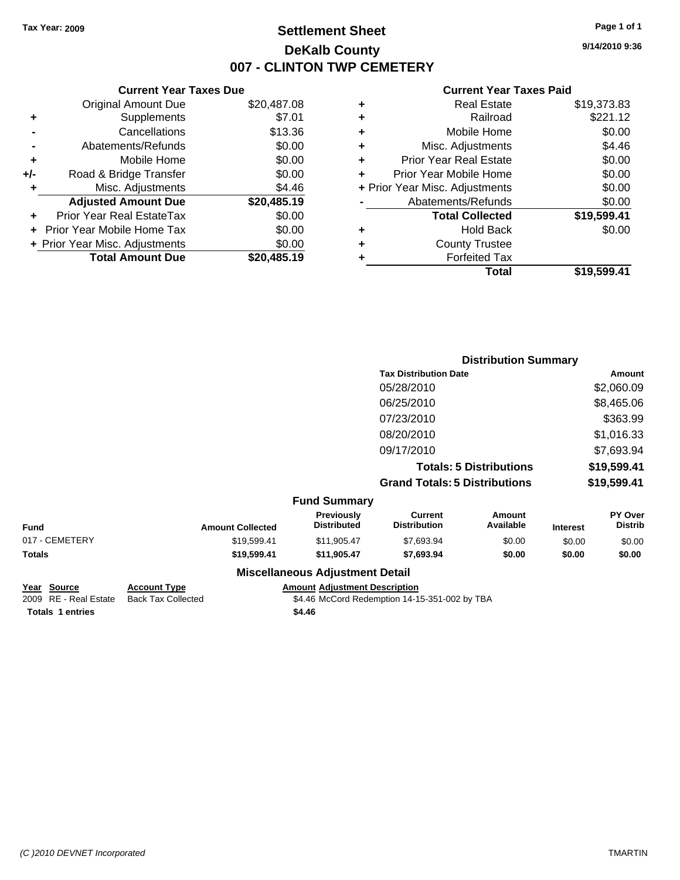Tax Year: 2009

# Settlement Sheet

## DeKalb County

## 007 - CLINTON TWP CEMETERY

9/14/2010 9:36

### Current Year Taxes Due

| | | |
|---|---|---|
| | Original Amount Due | $20,487.08 |
| + | Supplements | $7.01 |
| - | Cancellations | $13.36 |
| - | Abatements/Refunds | $0.00 |
| + | Mobile Home | $0.00 |
| +/- | Road & Bridge Transfer | $0.00 |
| + | Misc. Adjustments | $4.46 |
| | **Adjusted Amount Due** | **$20,485.19** |
| + | Prior Year Real EstateTax | $0.00 |
| + | Prior Year Mobile Home Tax | $0.00 |
| + | Prior Year Misc. Adjustments | $0.00 |
| | **Total Amount Due** | **$20,485.19** |

### Current Year Taxes Paid

| | | |
|---|---|---|
| + | Real Estate | $19,373.83 |
| + | Railroad | $221.12 |
| + | Mobile Home | $0.00 |
| + | Misc. Adjustments | $4.46 |
| + | Prior Year Real Estate | $0.00 |
| + | Prior Year Mobile Home | $0.00 |
| + | Prior Year Misc. Adjustments | $0.00 |
| - | Abatements/Refunds | $0.00 |
| | **Total Collected** | **$19,599.41** |
| + | Hold Back | $0.00 |
| + | County Trustee | |
| + | Forfeited Tax | |
| | **Total** | **$19,599.41** |

### Distribution Summary

| Tax Distribution Date | Amount |
|---|---|
| 05/28/2010 | $2,060.09 |
| 06/25/2010 | $8,465.06 |
| 07/23/2010 | $363.99 |
| 08/20/2010 | $1,016.33 |
| 09/17/2010 | $7,693.94 |
| **Totals: 5 Distributions** | **$19,599.41** |
| **Grand Totals: 5 Distributions** | **$19,599.41** |

### Fund Summary

| Fund | Amount Collected | Previously Distributed | Current Distribution | Amount Available | Interest | PY Over Distrib |
|---|---|---|---|---|---|---|
| 017 - CEMETERY | $19,599.41 | $11,905.47 | $7,693.94 | $0.00 | $0.00 | $0.00 |
| **Totals** | **$19,599.41** | **$11,905.47** | **$7,693.94** | **$0.00** | **$0.00** | **$0.00** |

### Miscellaneous Adjustment Detail

| Year | Source | Account Type | Amount | Adjustment Description |
|---|---|---|---|---|
| 2009 | RE - Real Estate | Back Tax Collected | $4.46 | McCord Redemption 14-15-351-002 by TBA |
| **Totals** | **1 entries** | | **$4.46** | |

(C )2010 DEVNET Incorporated

TMARTIN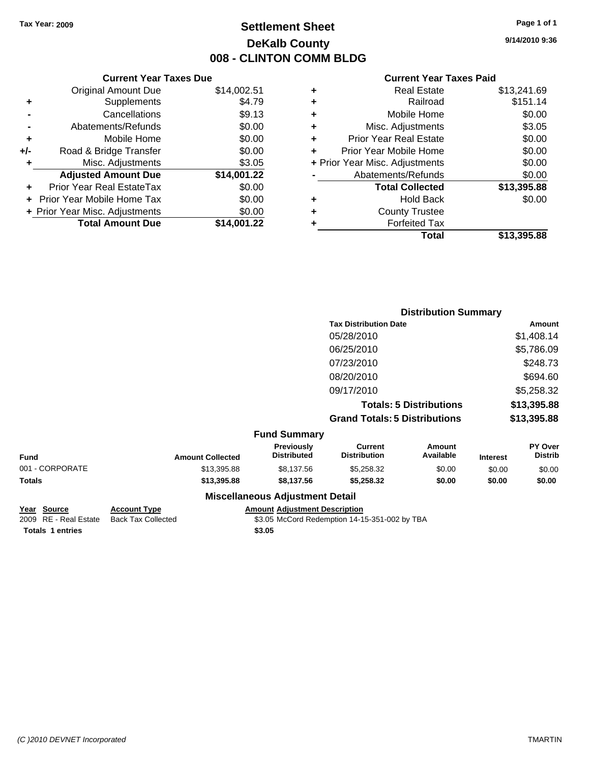**Tax Year: 2009**

# Settlement Sheet
## DeKalb County
## 008 - CLINTON COMM BLDG

9/14/2010 9:36

### Current Year Taxes Due

| | | |
|---|---|---|
| | Original Amount Due | $14,002.51 |
| + | Supplements | $4.79 |
| - | Cancellations | $9.13 |
| - | Abatements/Refunds | $0.00 |
| + | Mobile Home | $0.00 |
| +/- | Road & Bridge Transfer | $0.00 |
| + | Misc. Adjustments | $3.05 |
| | **Adjusted Amount Due** | **$14,001.22** |
| + | Prior Year Real EstateTax | $0.00 |
| + | Prior Year Mobile Home Tax | $0.00 |
| + | Prior Year Misc. Adjustments | $0.00 |
| | **Total Amount Due** | **$14,001.22** |

### Current Year Taxes Paid

| | | |
|---|---|---|
| + | Real Estate | $13,241.69 |
| + | Railroad | $151.14 |
| + | Mobile Home | $0.00 |
| + | Misc. Adjustments | $3.05 |
| + | Prior Year Real Estate | $0.00 |
| + | Prior Year Mobile Home | $0.00 |
| + | Prior Year Misc. Adjustments | $0.00 |
| - | Abatements/Refunds | $0.00 |
| | **Total Collected** | **$13,395.88** |
| + | Hold Back | $0.00 |
| + | County Trustee | |
| + | Forfeited Tax | |
| | **Total** | **$13,395.88** |

### Distribution Summary

| Tax Distribution Date | Amount |
|---|---|
| 05/28/2010 | $1,408.14 |
| 06/25/2010 | $5,786.09 |
| 07/23/2010 | $248.73 |
| 08/20/2010 | $694.60 |
| 09/17/2010 | $5,258.32 |
| **Totals: 5 Distributions** | **$13,395.88** |
| **Grand Totals: 5 Distributions** | **$13,395.88** |

### Fund Summary

| Fund | Amount Collected | Previously Distributed | Current Distribution | Amount Available | Interest | PY Over Distrib |
|---|---|---|---|---|---|---|
| 001 - CORPORATE | $13,395.88 | $8,137.56 | $5,258.32 | $0.00 | $0.00 | $0.00 |
| **Totals** | **$13,395.88** | **$8,137.56** | **$5,258.32** | **$0.00** | **$0.00** | **$0.00** |

### Miscellaneous Adjustment Detail

| Year | Source | Account Type | Amount | Adjustment Description |
|---|---|---|---|---|
| 2009 | RE - Real Estate | Back Tax Collected | $3.05 | McCord Redemption 14-15-351-002 by TBA |
| **Totals** | **1 entries** | | **$3.05** | |

(C )2010 DEVNET Incorporated — TMARTIN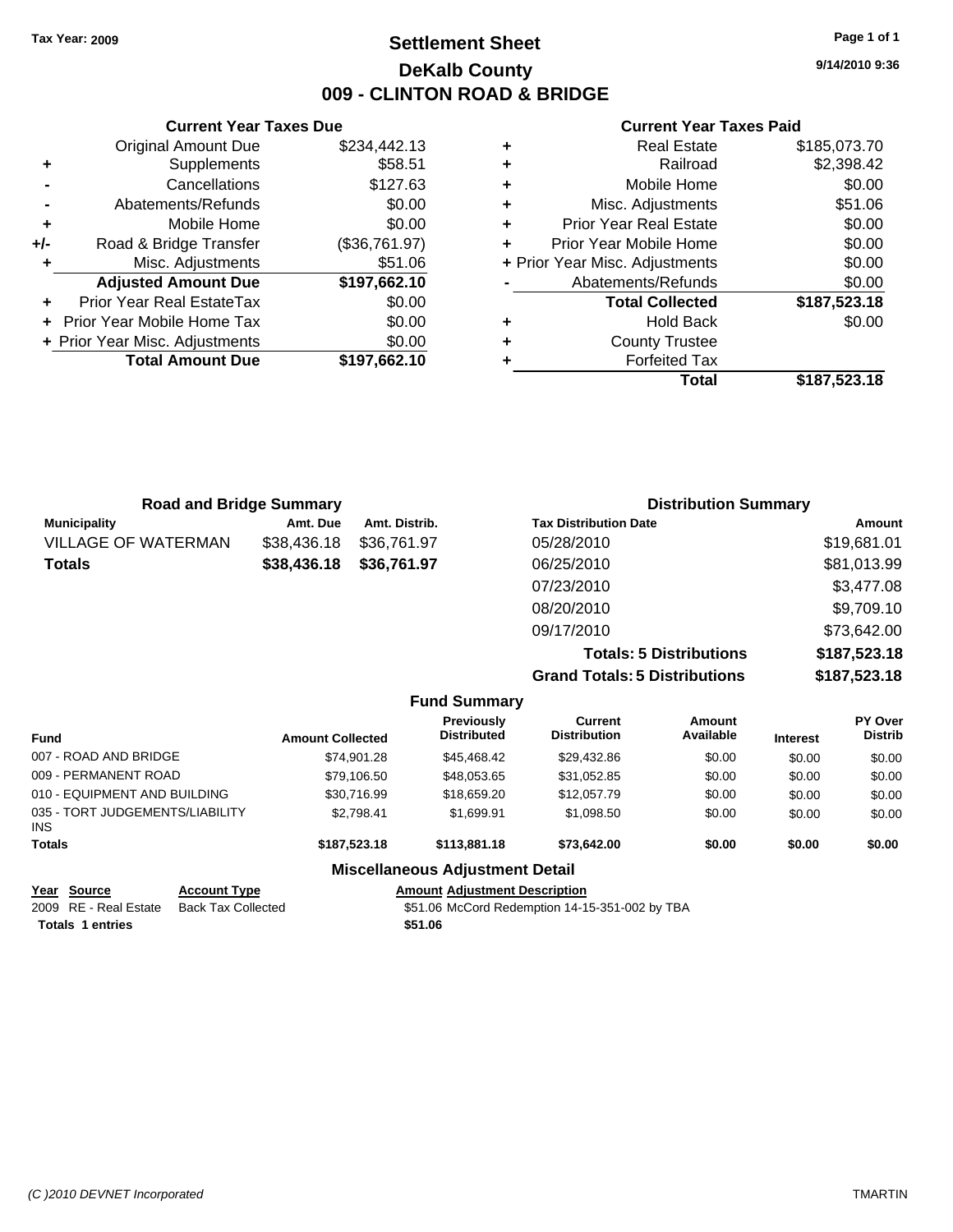Tax Year: 2009

# Settlement Sheet
## DeKalb County
## 009 - CLINTON ROAD & BRIDGE

9/14/2010 9:36

### Current Year Taxes Due

| | | |
|---|---|---|
| | Original Amount Due | $234,442.13 |
| + | Supplements | $58.51 |
| - | Cancellations | $127.63 |
| - | Abatements/Refunds | $0.00 |
| + | Mobile Home | $0.00 |
| +/- | Road & Bridge Transfer | ($36,761.97) |
| + | Misc. Adjustments | $51.06 |
| | **Adjusted Amount Due** | **$197,662.10** |
| + | Prior Year Real EstateTax | $0.00 |
| + | Prior Year Mobile Home Tax | $0.00 |
| + | Prior Year Misc. Adjustments | $0.00 |
| | **Total Amount Due** | **$197,662.10** |

### Current Year Taxes Paid

| | | |
|---|---|---|
| + | Real Estate | $185,073.70 |
| + | Railroad | $2,398.42 |
| + | Mobile Home | $0.00 |
| + | Misc. Adjustments | $51.06 |
| + | Prior Year Real Estate | $0.00 |
| + | Prior Year Mobile Home | $0.00 |
| + | Prior Year Misc. Adjustments | $0.00 |
| - | Abatements/Refunds | $0.00 |
| | **Total Collected** | **$187,523.18** |
| + | Hold Back | $0.00 |
| + | County Trustee | |
| + | Forfeited Tax | |
| | **Total** | **$187,523.18** |

### Road and Bridge Summary

| Municipality | Amt. Due | Amt. Distrib. |
|---|---|---|
| VILLAGE OF WATERMAN | $38,436.18 | $36,761.97 |
| **Totals** | **$38,436.18** | **$36,761.97** |

### Distribution Summary

| Tax Distribution Date | Amount |
|---|---|
| 05/28/2010 | $19,681.01 |
| 06/25/2010 | $81,013.99 |
| 07/23/2010 | $3,477.08 |
| 08/20/2010 | $9,709.10 |
| 09/17/2010 | $73,642.00 |
| **Totals: 5 Distributions** | **$187,523.18** |
| **Grand Totals: 5 Distributions** | **$187,523.18** |

### Fund Summary

| Fund | Amount Collected | Previously Distributed | Current Distribution | Amount Available | Interest | PY Over Distrib |
|---|---|---|---|---|---|---|
| 007 - ROAD AND BRIDGE | $74,901.28 | $45,468.42 | $29,432.86 | $0.00 | $0.00 | $0.00 |
| 009 - PERMANENT ROAD | $79,106.50 | $48,053.65 | $31,052.85 | $0.00 | $0.00 | $0.00 |
| 010 - EQUIPMENT AND BUILDING | $30,716.99 | $18,659.20 | $12,057.79 | $0.00 | $0.00 | $0.00 |
| 035 - TORT JUDGEMENTS/LIABILITY INS | $2,798.41 | $1,699.91 | $1,098.50 | $0.00 | $0.00 | $0.00 |
| **Totals** | **$187,523.18** | **$113,881.18** | **$73,642.00** | **$0.00** | **$0.00** | **$0.00** |

### Miscellaneous Adjustment Detail

| Year | Source | Account Type | Amount | Adjustment Description |
|---|---|---|---|---|
| 2009 | RE - Real Estate | Back Tax Collected | $51.06 | McCord Redemption 14-15-351-002 by TBA |
| **Totals** | **1 entries** | | **$51.06** | |

(C )2010 DEVNET Incorporated TMARTIN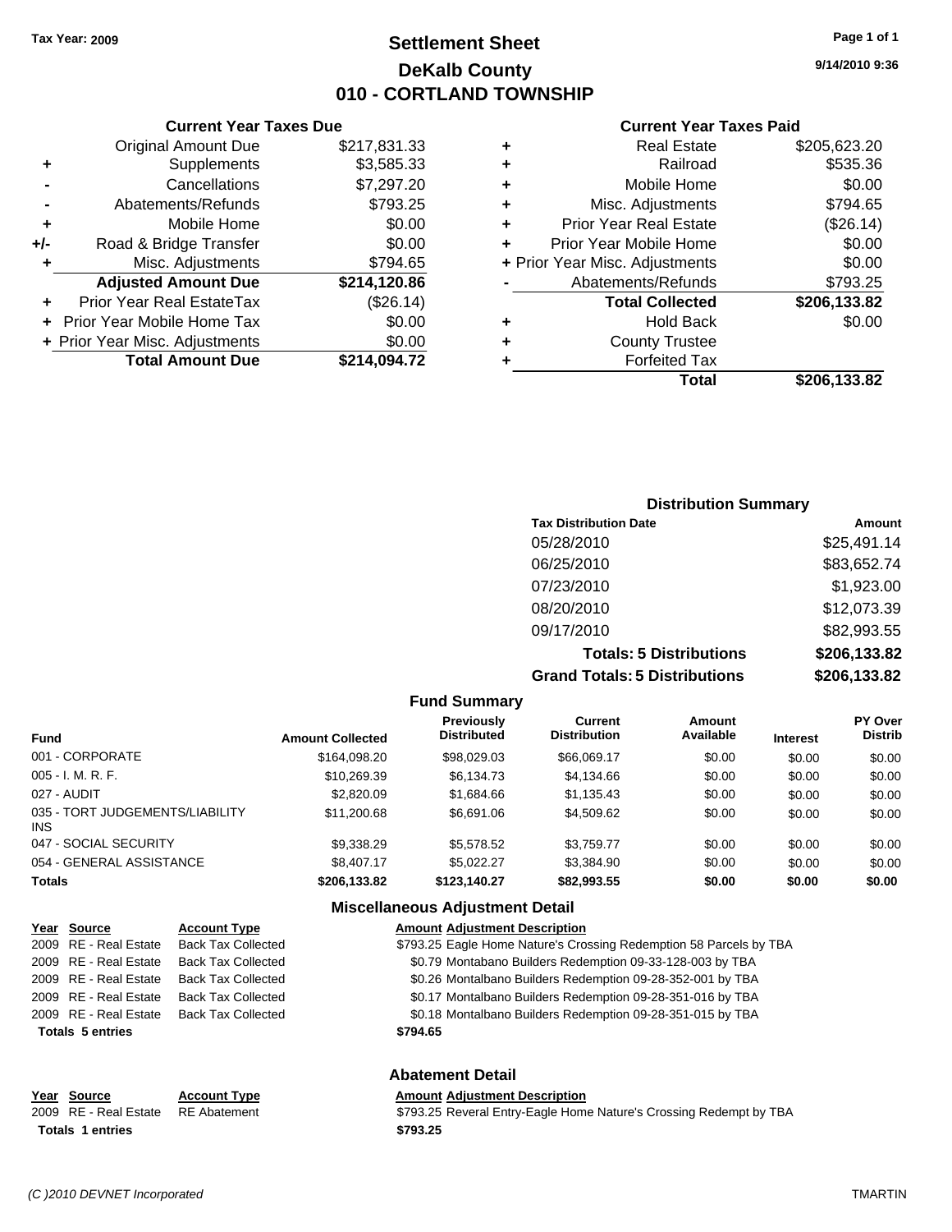**Tax Year: 2009**

# Settlement Sheet
## DeKalb County
## 010 - CORTLAND TOWNSHIP

9/14/2010 9:36

### Current Year Taxes Due

| | | |
|---|---|---|
| | Original Amount Due | $217,831.33 |
| + | Supplements | $3,585.33 |
| - | Cancellations | $7,297.20 |
| - | Abatements/Refunds | $793.25 |
| + | Mobile Home | $0.00 |
| +/- | Road & Bridge Transfer | $0.00 |
| + | Misc. Adjustments | $794.65 |
| | **Adjusted Amount Due** | **$214,120.86** |
| + | Prior Year Real EstateTax | ($26.14) |
| + | Prior Year Mobile Home Tax | $0.00 |
| + | Prior Year Misc. Adjustments | $0.00 |
| | **Total Amount Due** | **$214,094.72** |

### Current Year Taxes Paid

| | | |
|---|---|---|
| + | Real Estate | $205,623.20 |
| + | Railroad | $535.36 |
| + | Mobile Home | $0.00 |
| + | Misc. Adjustments | $794.65 |
| + | Prior Year Real Estate | ($26.14) |
| + | Prior Year Mobile Home | $0.00 |
| + | Prior Year Misc. Adjustments | $0.00 |
| - | Abatements/Refunds | $793.25 |
| | **Total Collected** | **$206,133.82** |
| + | Hold Back | $0.00 |
| + | County Trustee | |
| + | Forfeited Tax | |
| | **Total** | **$206,133.82** |

### Distribution Summary

| Tax Distribution Date | Amount |
|---|---|
| 05/28/2010 | $25,491.14 |
| 06/25/2010 | $83,652.74 |
| 07/23/2010 | $1,923.00 |
| 08/20/2010 | $12,073.39 |
| 09/17/2010 | $82,993.55 |
| **Totals: 5 Distributions** | **$206,133.82** |
| **Grand Totals: 5 Distributions** | **$206,133.82** |

### Fund Summary

| Fund | Amount Collected | Previously Distributed | Current Distribution | Amount Available | Interest | PY Over Distrib |
|---|---|---|---|---|---|---|
| 001 - CORPORATE | $164,098.20 | $98,029.03 | $66,069.17 | $0.00 | $0.00 | $0.00 |
| 005 - I. M. R. F. | $10,269.39 | $6,134.73 | $4,134.66 | $0.00 | $0.00 | $0.00 |
| 027 - AUDIT | $2,820.09 | $1,684.66 | $1,135.43 | $0.00 | $0.00 | $0.00 |
| 035 - TORT JUDGEMENTS/LIABILITY INS | $11,200.68 | $6,691.06 | $4,509.62 | $0.00 | $0.00 | $0.00 |
| 047 - SOCIAL SECURITY | $9,338.29 | $5,578.52 | $3,759.77 | $0.00 | $0.00 | $0.00 |
| 054 - GENERAL ASSISTANCE | $8,407.17 | $5,022.27 | $3,384.90 | $0.00 | $0.00 | $0.00 |
| **Totals** | **$206,133.82** | **$123,140.27** | **$82,993.55** | **$0.00** | **$0.00** | **$0.00** |

### Miscellaneous Adjustment Detail

| Year | Source | Account Type | Amount | Adjustment Description |
|---|---|---|---|---|
| 2009 | RE - Real Estate | Back Tax Collected | $793.25 | Eagle Home Nature's Crossing Redemption 58 Parcels by TBA |
| 2009 | RE - Real Estate | Back Tax Collected | $0.79 | Montabano Builders Redemption 09-33-128-003 by TBA |
| 2009 | RE - Real Estate | Back Tax Collected | $0.26 | Montalbano Builders Redemption 09-28-352-001 by TBA |
| 2009 | RE - Real Estate | Back Tax Collected | $0.17 | Montalbano Builders Redemption 09-28-351-016 by TBA |
| 2009 | RE - Real Estate | Back Tax Collected | $0.18 | Montalbano Builders Redemption 09-28-351-015 by TBA |
| **Totals 5 entries** | | | **$794.65** | |

### Abatement Detail

| Year | Source | Account Type | Amount | Adjustment Description |
|---|---|---|---|---|
| 2009 | RE - Real Estate | RE Abatement | $793.25 | Reveral Entry-Eagle Home Nature's Crossing Redempt by TBA |
| **Totals 1 entries** | | | **$793.25** | |

(C )2010 DEVNET Incorporated — TMARTIN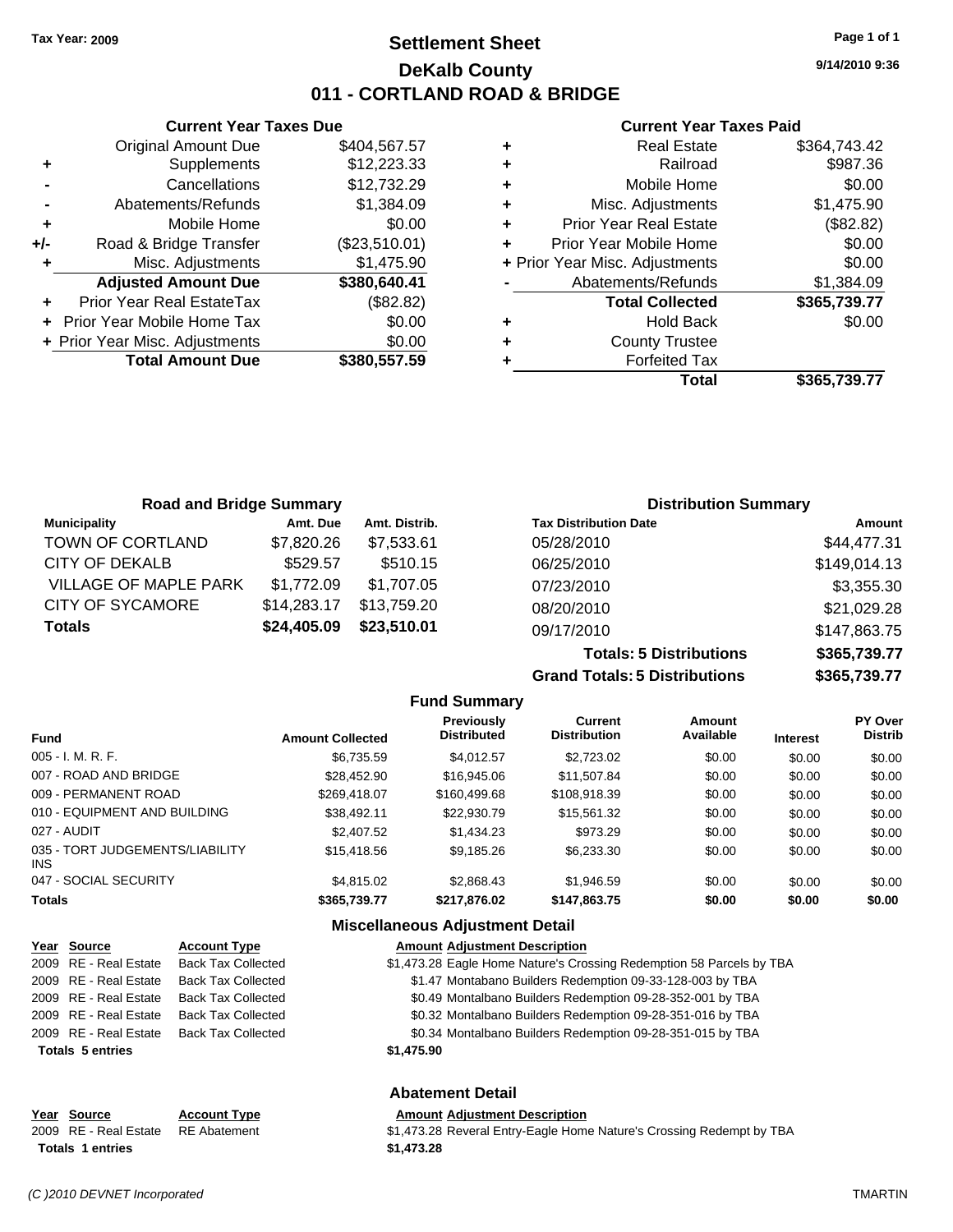Tax Year: 2009

# Settlement Sheet
## DeKalb County
## 011 - CORTLAND ROAD & BRIDGE

9/14/2010 9:36

### Current Year Taxes Due

| | | |
|---|---|---|
| | Original Amount Due | $404,567.57 |
| + | Supplements | $12,223.33 |
| - | Cancellations | $12,732.29 |
| - | Abatements/Refunds | $1,384.09 |
| + | Mobile Home | $0.00 |
| +/- | Road & Bridge Transfer | ($23,510.01) |
| + | Misc. Adjustments | $1,475.90 |
| | **Adjusted Amount Due** | **$380,640.41** |
| + | Prior Year Real EstateTax | ($82.82) |
| + | Prior Year Mobile Home Tax | $0.00 |
| + | Prior Year Misc. Adjustments | $0.00 |
| | **Total Amount Due** | **$380,557.59** |

### Current Year Taxes Paid

| | | |
|---|---|---|
| + | Real Estate | $364,743.42 |
| + | Railroad | $987.36 |
| + | Mobile Home | $0.00 |
| + | Misc. Adjustments | $1,475.90 |
| + | Prior Year Real Estate | ($82.82) |
| + | Prior Year Mobile Home | $0.00 |
| + | Prior Year Misc. Adjustments | $0.00 |
| - | Abatements/Refunds | $1,384.09 |
| | **Total Collected** | **$365,739.77** |
| + | Hold Back | $0.00 |
| + | County Trustee | |
| + | Forfeited Tax | |
| | **Total** | **$365,739.77** |

### Road and Bridge Summary

| Municipality | Amt. Due | Amt. Distrib. |
|---|---|---|
| TOWN OF CORTLAND | $7,820.26 | $7,533.61 |
| CITY OF DEKALB | $529.57 | $510.15 |
| VILLAGE OF MAPLE PARK | $1,772.09 | $1,707.05 |
| CITY OF SYCAMORE | $14,283.17 | $13,759.20 |
| **Totals** | **$24,405.09** | **$23,510.01** |

### Distribution Summary

| Tax Distribution Date | Amount |
|---|---|
| 05/28/2010 | $44,477.31 |
| 06/25/2010 | $149,014.13 |
| 07/23/2010 | $3,355.30 |
| 08/20/2010 | $21,029.28 |
| 09/17/2010 | $147,863.75 |
| **Totals: 5 Distributions** | **$365,739.77** |
| **Grand Totals: 5 Distributions** | **$365,739.77** |

### Fund Summary

| Fund | Amount Collected | Previously Distributed | Current Distribution | Amount Available | Interest | PY Over Distrib |
|---|---|---|---|---|---|---|
| 005 - I. M. R. F. | $6,735.59 | $4,012.57 | $2,723.02 | $0.00 | $0.00 | $0.00 |
| 007 - ROAD AND BRIDGE | $28,452.90 | $16,945.06 | $11,507.84 | $0.00 | $0.00 | $0.00 |
| 009 - PERMANENT ROAD | $269,418.07 | $160,499.68 | $108,918.39 | $0.00 | $0.00 | $0.00 |
| 010 - EQUIPMENT AND BUILDING | $38,492.11 | $22,930.79 | $15,561.32 | $0.00 | $0.00 | $0.00 |
| 027 - AUDIT | $2,407.52 | $1,434.23 | $973.29 | $0.00 | $0.00 | $0.00 |
| 035 - TORT JUDGEMENTS/LIABILITY INS | $15,418.56 | $9,185.26 | $6,233.30 | $0.00 | $0.00 | $0.00 |
| 047 - SOCIAL SECURITY | $4,815.02 | $2,868.43 | $1,946.59 | $0.00 | $0.00 | $0.00 |
| **Totals** | **$365,739.77** | **$217,876.02** | **$147,863.75** | **$0.00** | **$0.00** | **$0.00** |

### Miscellaneous Adjustment Detail

| Year | Source | Account Type | Amount | Adjustment Description |
|---|---|---|---|---|
| 2009 | RE - Real Estate | Back Tax Collected | $1,473.28 | Eagle Home Nature's Crossing Redemption 58 Parcels by TBA |
| 2009 | RE - Real Estate | Back Tax Collected | $1.47 | Montabano Builders Redemption 09-33-128-003 by TBA |
| 2009 | RE - Real Estate | Back Tax Collected | $0.49 | Montalbano Builders Redemption 09-28-352-001 by TBA |
| 2009 | RE - Real Estate | Back Tax Collected | $0.32 | Montalbano Builders Redemption 09-28-351-016 by TBA |
| 2009 | RE - Real Estate | Back Tax Collected | $0.34 | Montalbano Builders Redemption 09-28-351-015 by TBA |
| **Totals 5 entries** | | | **$1,475.90** | |

### Abatement Detail

| Year | Source | Account Type | Amount | Adjustment Description |
|---|---|---|---|---|
| 2009 | RE - Real Estate | RE Abatement | $1,473.28 | Reveral Entry-Eagle Home Nature's Crossing Redempt by TBA |
| **Totals 1 entries** | | | **$1,473.28** | |

(C )2010 DEVNET Incorporated TMARTIN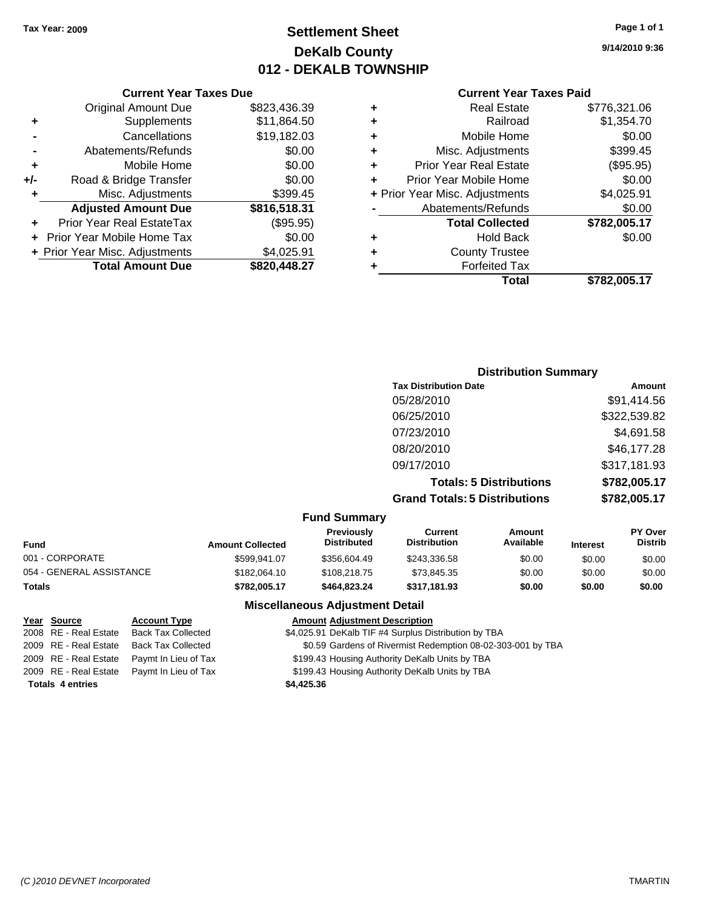**Tax Year: 2009**

# Settlement Sheet
## DeKalb County
## 012 - DEKALB TOWNSHIP

9/14/2010 9:36

### Current Year Taxes Due

| | | |
|---|---|---|
| | Original Amount Due | $823,436.39 |
| + | Supplements | $11,864.50 |
| - | Cancellations | $19,182.03 |
| - | Abatements/Refunds | $0.00 |
| + | Mobile Home | $0.00 |
| +/- | Road & Bridge Transfer | $0.00 |
| + | Misc. Adjustments | $399.45 |
| | **Adjusted Amount Due** | **$816,518.31** |
| + | Prior Year Real EstateTax | ($95.95) |
| + | Prior Year Mobile Home Tax | $0.00 |
| + | Prior Year Misc. Adjustments | $4,025.91 |
| | **Total Amount Due** | **$820,448.27** |

### Current Year Taxes Paid

| | | |
|---|---|---|
| + | Real Estate | $776,321.06 |
| + | Railroad | $1,354.70 |
| + | Mobile Home | $0.00 |
| + | Misc. Adjustments | $399.45 |
| + | Prior Year Real Estate | ($95.95) |
| + | Prior Year Mobile Home | $0.00 |
| + | Prior Year Misc. Adjustments | $4,025.91 |
| - | Abatements/Refunds | $0.00 |
| | **Total Collected** | **$782,005.17** |
| + | Hold Back | $0.00 |
| + | County Trustee | |
| + | Forfeited Tax | |
| | **Total** | **$782,005.17** |

### Distribution Summary

| Tax Distribution Date | Amount |
|---|---|
| 05/28/2010 | $91,414.56 |
| 06/25/2010 | $322,539.82 |
| 07/23/2010 | $4,691.58 |
| 08/20/2010 | $46,177.28 |
| 09/17/2010 | $317,181.93 |
| **Totals: 5 Distributions** | **$782,005.17** |
| **Grand Totals: 5 Distributions** | **$782,005.17** |

### Fund Summary

| Fund | Amount Collected | Previously Distributed | Current Distribution | Amount Available | Interest | PY Over Distrib |
|---|---|---|---|---|---|---|
| 001 - CORPORATE | $599,941.07 | $356,604.49 | $243,336.58 | $0.00 | $0.00 | $0.00 |
| 054 - GENERAL ASSISTANCE | $182,064.10 | $108,218.75 | $73,845.35 | $0.00 | $0.00 | $0.00 |
| **Totals** | **$782,005.17** | **$464,823.24** | **$317,181.93** | **$0.00** | **$0.00** | **$0.00** |

### Miscellaneous Adjustment Detail

| Year | Source | Account Type | Amount | Adjustment Description |
|---|---|---|---|---|
| 2008 | RE - Real Estate | Back Tax Collected | $4,025.91 | DeKalb TIF #4 Surplus Distribution by TBA |
| 2009 | RE - Real Estate | Back Tax Collected | $0.59 | Gardens of Rivermist Redemption 08-02-303-001 by TBA |
| 2009 | RE - Real Estate | Paymt In Lieu of Tax | $199.43 | Housing Authority DeKalb Units by TBA |
| 2009 | RE - Real Estate | Paymt In Lieu of Tax | $199.43 | Housing Authority DeKalb Units by TBA |
| **Totals 4 entries** | | | **$4,425.36** | |

(C )2010 DEVNET Incorporated TMARTIN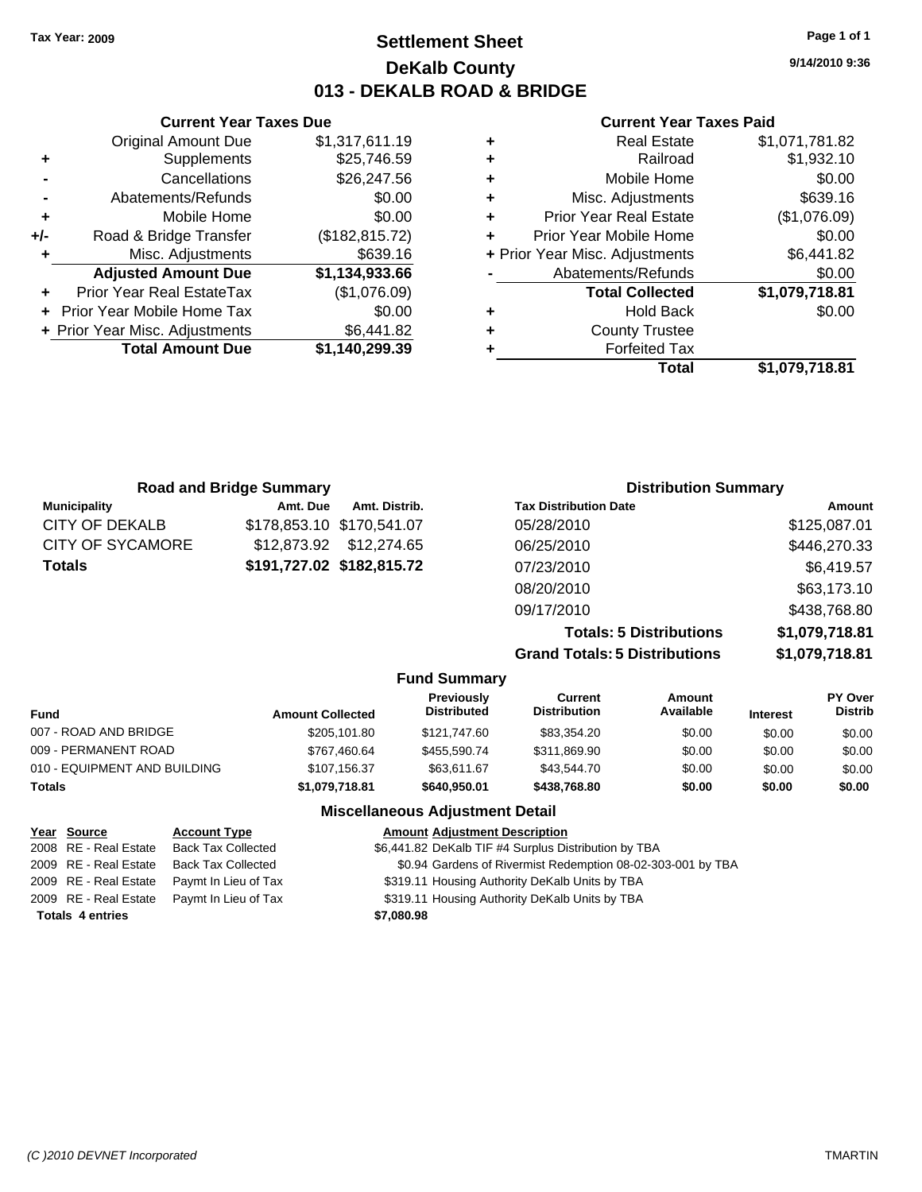Tax Year: 2009

# Settlement Sheet
## DeKalb County
## 013 - DEKALB ROAD & BRIDGE

9/14/2010 9:36

### Current Year Taxes Due

| | | |
|---|---|---|
| | Original Amount Due | $1,317,611.19 |
| + | Supplements | $25,746.59 |
| - | Cancellations | $26,247.56 |
| - | Abatements/Refunds | $0.00 |
| + | Mobile Home | $0.00 |
| +/- | Road & Bridge Transfer | ($182,815.72) |
| + | Misc. Adjustments | $639.16 |
| | **Adjusted Amount Due** | **$1,134,933.66** |
| + | Prior Year Real EstateTax | ($1,076.09) |
| + | Prior Year Mobile Home Tax | $0.00 |
| + | Prior Year Misc. Adjustments | $6,441.82 |
| | **Total Amount Due** | **$1,140,299.39** |

### Current Year Taxes Paid

| | | |
|---|---|---|
| + | Real Estate | $1,071,781.82 |
| + | Railroad | $1,932.10 |
| + | Mobile Home | $0.00 |
| + | Misc. Adjustments | $639.16 |
| + | Prior Year Real Estate | ($1,076.09) |
| + | Prior Year Mobile Home | $0.00 |
| + | Prior Year Misc. Adjustments | $6,441.82 |
| - | Abatements/Refunds | $0.00 |
| | **Total Collected** | **$1,079,718.81** |
| + | Hold Back | $0.00 |
| + | County Trustee | |
| + | Forfeited Tax | |
| | **Total** | **$1,079,718.81** |

### Road and Bridge Summary

| Municipality | Amt. Due | Amt. Distrib. |
|---|---|---|
| CITY OF DEKALB | $178,853.10 | $170,541.07 |
| CITY OF SYCAMORE | $12,873.92 | $12,274.65 |
| **Totals** | **$191,727.02** | **$182,815.72** |

### Distribution Summary

| Tax Distribution Date | Amount |
|---|---|
| 05/28/2010 | $125,087.01 |
| 06/25/2010 | $446,270.33 |
| 07/23/2010 | $6,419.57 |
| 08/20/2010 | $63,173.10 |
| 09/17/2010 | $438,768.80 |
| **Totals: 5 Distributions** | **$1,079,718.81** |
| **Grand Totals: 5 Distributions** | **$1,079,718.81** |

### Fund Summary

| Fund | Amount Collected | Previously Distributed | Current Distribution | Amount Available | Interest | PY Over Distrib |
|---|---|---|---|---|---|---|
| 007 - ROAD AND BRIDGE | $205,101.80 | $121,747.60 | $83,354.20 | $0.00 | $0.00 | $0.00 |
| 009 - PERMANENT ROAD | $767,460.64 | $455,590.74 | $311,869.90 | $0.00 | $0.00 | $0.00 |
| 010 - EQUIPMENT AND BUILDING | $107,156.37 | $63,611.67 | $43,544.70 | $0.00 | $0.00 | $0.00 |
| **Totals** | **$1,079,718.81** | **$640,950.01** | **$438,768.80** | **$0.00** | **$0.00** | **$0.00** |

### Miscellaneous Adjustment Detail

| Year | Source | Account Type | Amount | Adjustment Description |
|---|---|---|---|---|
| 2008 | RE - Real Estate | Back Tax Collected | $6,441.82 | DeKalb TIF #4 Surplus Distribution by TBA |
| 2009 | RE - Real Estate | Back Tax Collected | $0.94 | Gardens of Rivermist Redemption 08-02-303-001 by TBA |
| 2009 | RE - Real Estate | Paymt In Lieu of Tax | $319.11 | Housing Authority DeKalb Units by TBA |
| 2009 | RE - Real Estate | Paymt In Lieu of Tax | $319.11 | Housing Authority DeKalb Units by TBA |
| **Totals 4 entries** | | | **$7,080.98** | |

(C )2010 DEVNET Incorporated — TMARTIN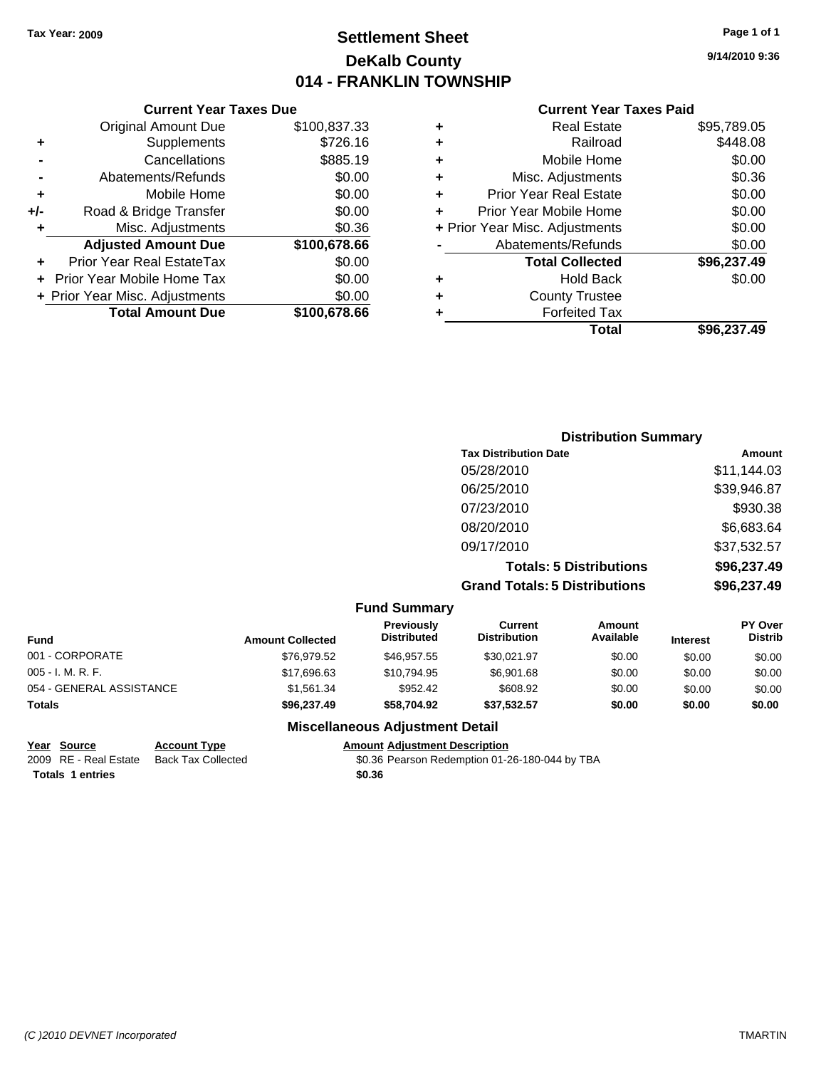**Tax Year: 2009**

# Settlement Sheet
## DeKalb County
## 014 - FRANKLIN TOWNSHIP

9/14/2010 9:36

### Current Year Taxes Due

| | | |
|---|---|---|
| | Original Amount Due | $100,837.33 |
| + | Supplements | $726.16 |
| - | Cancellations | $885.19 |
| - | Abatements/Refunds | $0.00 |
| + | Mobile Home | $0.00 |
| +/- | Road & Bridge Transfer | $0.00 |
| + | Misc. Adjustments | $0.36 |
| | **Adjusted Amount Due** | **$100,678.66** |
| + | Prior Year Real EstateTax | $0.00 |
| + | Prior Year Mobile Home Tax | $0.00 |
| + | Prior Year Misc. Adjustments | $0.00 |
| | **Total Amount Due** | **$100,678.66** |

### Current Year Taxes Paid

| | | |
|---|---|---|
| + | Real Estate | $95,789.05 |
| + | Railroad | $448.08 |
| + | Mobile Home | $0.00 |
| + | Misc. Adjustments | $0.36 |
| + | Prior Year Real Estate | $0.00 |
| + | Prior Year Mobile Home | $0.00 |
| + | Prior Year Misc. Adjustments | $0.00 |
| - | Abatements/Refunds | $0.00 |
| | **Total Collected** | **$96,237.49** |
| + | Hold Back | $0.00 |
| + | County Trustee | |
| + | Forfeited Tax | |
| | **Total** | **$96,237.49** |

### Distribution Summary

| Tax Distribution Date | Amount |
|---|---|
| 05/28/2010 | $11,144.03 |
| 06/25/2010 | $39,946.87 |
| 07/23/2010 | $930.38 |
| 08/20/2010 | $6,683.64 |
| 09/17/2010 | $37,532.57 |
| **Totals: 5 Distributions** | **$96,237.49** |
| **Grand Totals: 5 Distributions** | **$96,237.49** |

### Fund Summary

| Fund | Amount Collected | Previously Distributed | Current Distribution | Amount Available | Interest | PY Over Distrib |
|---|---|---|---|---|---|---|
| 001 - CORPORATE | $76,979.52 | $46,957.55 | $30,021.97 | $0.00 | $0.00 | $0.00 |
| 005 - I. M. R. F. | $17,696.63 | $10,794.95 | $6,901.68 | $0.00 | $0.00 | $0.00 |
| 054 - GENERAL ASSISTANCE | $1,561.34 | $952.42 | $608.92 | $0.00 | $0.00 | $0.00 |
| **Totals** | **$96,237.49** | **$58,704.92** | **$37,532.57** | **$0.00** | **$0.00** | **$0.00** |

### Miscellaneous Adjustment Detail

| Year | Source | Account Type | Amount | Adjustment Description |
|---|---|---|---|---|
| 2009 | RE - Real Estate | Back Tax Collected | $0.36 | Pearson Redemption 01-26-180-044 by TBA |
| **Totals 1 entries** | | | **$0.36** | |

*(C )2010 DEVNET Incorporated* TMARTIN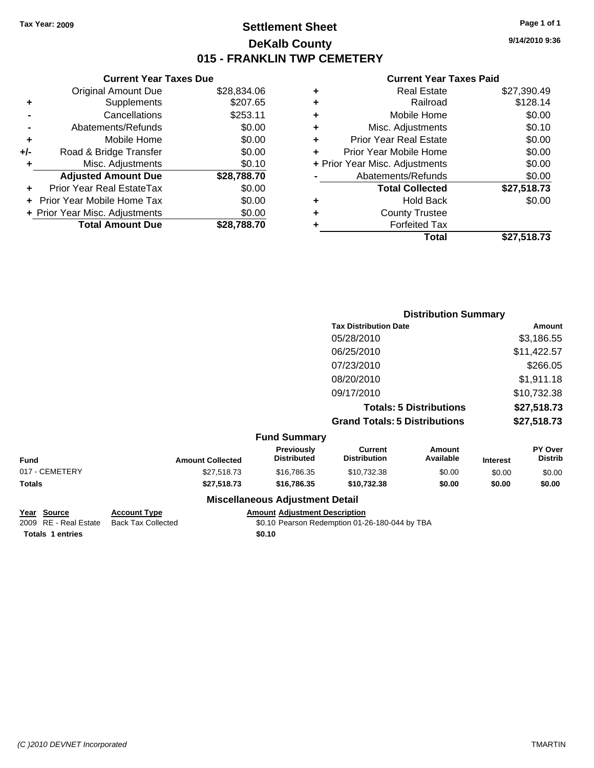Tax Year: 2009

# Settlement Sheet
## DeKalb County
## 015 - FRANKLIN TWP CEMETERY

9/14/2010 9:36

### Current Year Taxes Due

| | | |
|---|---|---|
| | Original Amount Due | $28,834.06 |
| + | Supplements | $207.65 |
| - | Cancellations | $253.11 |
| - | Abatements/Refunds | $0.00 |
| + | Mobile Home | $0.00 |
| +/- | Road & Bridge Transfer | $0.00 |
| + | Misc. Adjustments | $0.10 |
| | **Adjusted Amount Due** | **$28,788.70** |
| + | Prior Year Real EstateTax | $0.00 |
| + | Prior Year Mobile Home Tax | $0.00 |
| + | Prior Year Misc. Adjustments | $0.00 |
| | **Total Amount Due** | **$28,788.70** |

### Current Year Taxes Paid

| | | |
|---|---|---|
| + | Real Estate | $27,390.49 |
| + | Railroad | $128.14 |
| + | Mobile Home | $0.00 |
| + | Misc. Adjustments | $0.10 |
| + | Prior Year Real Estate | $0.00 |
| + | Prior Year Mobile Home | $0.00 |
| + | Prior Year Misc. Adjustments | $0.00 |
| - | Abatements/Refunds | $0.00 |
| | **Total Collected** | **$27,518.73** |
| + | Hold Back | $0.00 |
| + | County Trustee | |
| + | Forfeited Tax | |
| | **Total** | **$27,518.73** |

### Distribution Summary

| Tax Distribution Date | Amount |
|---|---|
| 05/28/2010 | $3,186.55 |
| 06/25/2010 | $11,422.57 |
| 07/23/2010 | $266.05 |
| 08/20/2010 | $1,911.18 |
| 09/17/2010 | $10,732.38 |
| **Totals: 5 Distributions** | **$27,518.73** |
| **Grand Totals: 5 Distributions** | **$27,518.73** |

### Fund Summary

| Fund | Amount Collected | Previously Distributed | Current Distribution | Amount Available | Interest | PY Over Distrib |
|---|---|---|---|---|---|---|
| 017 - CEMETERY | $27,518.73 | $16,786.35 | $10,732.38 | $0.00 | $0.00 | $0.00 |
| **Totals** | **$27,518.73** | **$16,786.35** | **$10,732.38** | **$0.00** | **$0.00** | **$0.00** |

### Miscellaneous Adjustment Detail

| Year | Source | Account Type | Amount | Adjustment Description |
|---|---|---|---|---|
| 2009 | RE - Real Estate | Back Tax Collected | $0.10 | Pearson Redemption 01-26-180-044 by TBA |
| **Totals** | **1 entries** | | **$0.10** | |

(C )2010 DEVNET Incorporated TMARTIN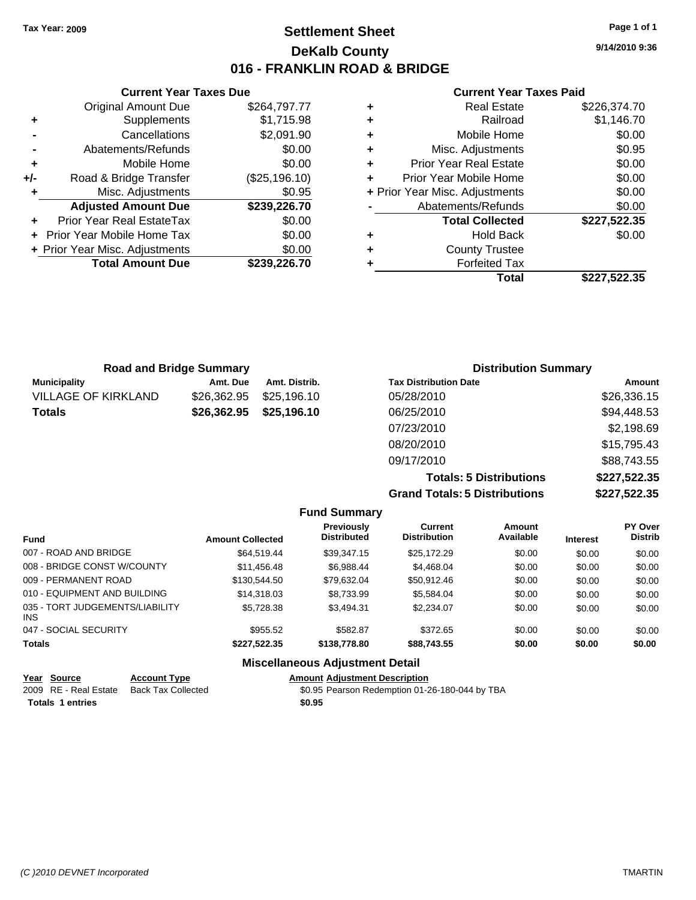Tax Year: 2009

# Settlement Sheet

## DeKalb County

## 016 - FRANKLIN ROAD & BRIDGE

9/14/2010 9:36

### Current Year Taxes Due

| | | |
|---|---|---|
| | Original Amount Due | $264,797.77 |
| + | Supplements | $1,715.98 |
| - | Cancellations | $2,091.90 |
| - | Abatements/Refunds | $0.00 |
| + | Mobile Home | $0.00 |
| +/- | Road & Bridge Transfer | ($25,196.10) |
| + | Misc. Adjustments | $0.95 |
| | **Adjusted Amount Due** | **$239,226.70** |
| + | Prior Year Real EstateTax | $0.00 |
| + | Prior Year Mobile Home Tax | $0.00 |
| + | Prior Year Misc. Adjustments | $0.00 |
| | **Total Amount Due** | **$239,226.70** |

### Current Year Taxes Paid

| | | |
|---|---|---|
| + | Real Estate | $226,374.70 |
| + | Railroad | $1,146.70 |
| + | Mobile Home | $0.00 |
| + | Misc. Adjustments | $0.95 |
| + | Prior Year Real Estate | $0.00 |
| + | Prior Year Mobile Home | $0.00 |
| + | Prior Year Misc. Adjustments | $0.00 |
| - | Abatements/Refunds | $0.00 |
| | **Total Collected** | **$227,522.35** |
| + | Hold Back | $0.00 |
| + | County Trustee | |
| + | Forfeited Tax | |
| | **Total** | **$227,522.35** |

### Road and Bridge Summary

| Municipality | Amt. Due | Amt. Distrib. |
|---|---|---|
| VILLAGE OF KIRKLAND | $26,362.95 | $25,196.10 |
| **Totals** | **$26,362.95** | **$25,196.10** |

### Distribution Summary

| Tax Distribution Date | Amount |
|---|---|
| 05/28/2010 | $26,336.15 |
| 06/25/2010 | $94,448.53 |
| 07/23/2010 | $2,198.69 |
| 08/20/2010 | $15,795.43 |
| 09/17/2010 | $88,743.55 |
| **Totals: 5 Distributions** | **$227,522.35** |
| **Grand Totals: 5 Distributions** | **$227,522.35** |

### Fund Summary

| Fund | Amount Collected | Previously Distributed | Current Distribution | Amount Available | Interest | PY Over Distrib |
|---|---|---|---|---|---|---|
| 007 - ROAD AND BRIDGE | $64,519.44 | $39,347.15 | $25,172.29 | $0.00 | $0.00 | $0.00 |
| 008 - BRIDGE CONST W/COUNTY | $11,456.48 | $6,988.44 | $4,468.04 | $0.00 | $0.00 | $0.00 |
| 009 - PERMANENT ROAD | $130,544.50 | $79,632.04 | $50,912.46 | $0.00 | $0.00 | $0.00 |
| 010 - EQUIPMENT AND BUILDING | $14,318.03 | $8,733.99 | $5,584.04 | $0.00 | $0.00 | $0.00 |
| 035 - TORT JUDGEMENTS/LIABILITY INS | $5,728.38 | $3,494.31 | $2,234.07 | $0.00 | $0.00 | $0.00 |
| 047 - SOCIAL SECURITY | $955.52 | $582.87 | $372.65 | $0.00 | $0.00 | $0.00 |
| **Totals** | **$227,522.35** | **$138,778.80** | **$88,743.55** | **$0.00** | **$0.00** | **$0.00** |

### Miscellaneous Adjustment Detail

| Year | Source | Account Type | Amount | Adjustment Description |
|---|---|---|---|---|
| 2009 | RE - Real Estate | Back Tax Collected | $0.95 | Pearson Redemption 01-26-180-044 by TBA |
| **Totals** | **1 entries** | | **$0.95** | |

(C )2010 DEVNET Incorporated TMARTIN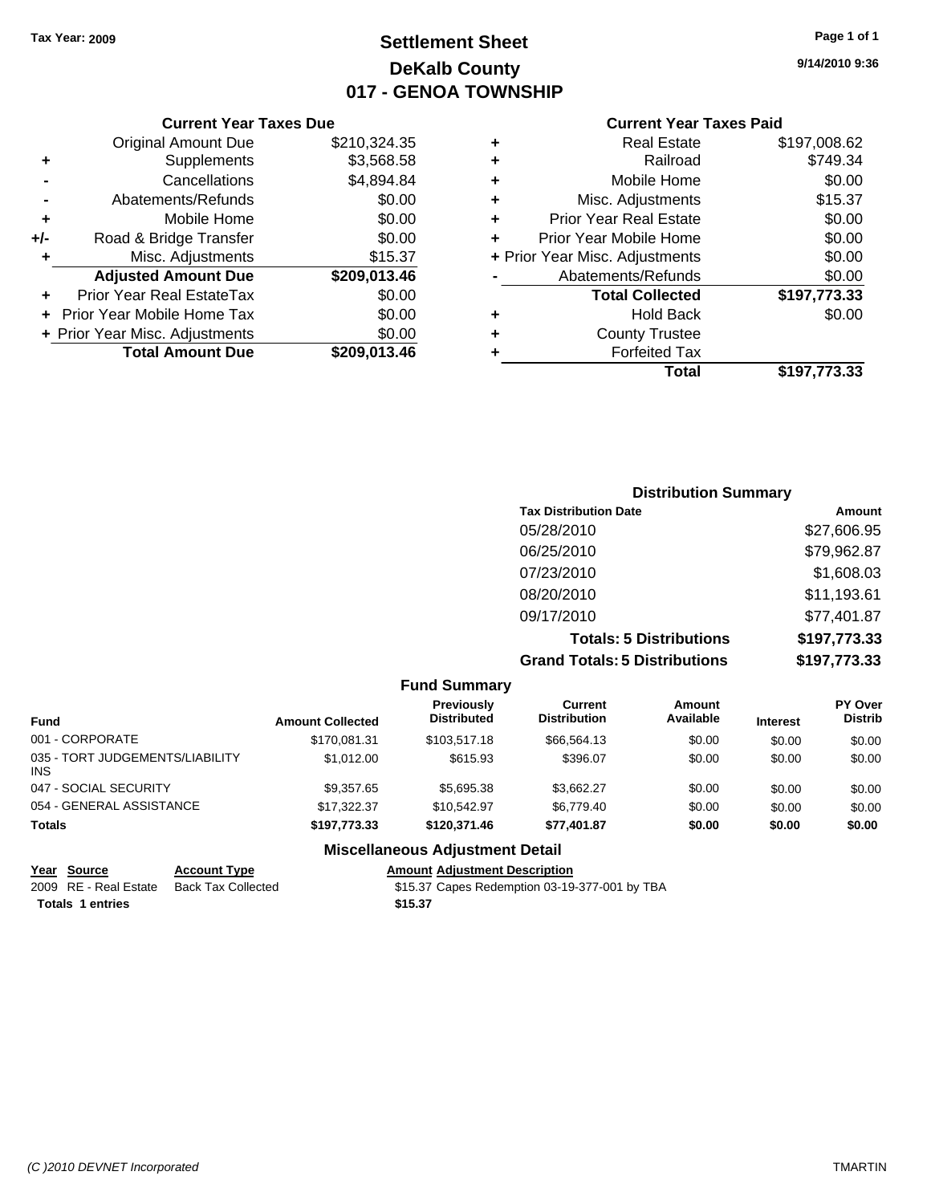**Tax Year: 2009**

# Settlement Sheet
## DeKalb County
## 017 - GENOA TOWNSHIP

9/14/2010 9:36

### Current Year Taxes Due

| | | |
|---|---|---|
| | Original Amount Due | $210,324.35 |
| + | Supplements | $3,568.58 |
| - | Cancellations | $4,894.84 |
| - | Abatements/Refunds | $0.00 |
| + | Mobile Home | $0.00 |
| +/- | Road & Bridge Transfer | $0.00 |
| + | Misc. Adjustments | $15.37 |
| | **Adjusted Amount Due** | **$209,013.46** |
| + | Prior Year Real EstateTax | $0.00 |
| + | Prior Year Mobile Home Tax | $0.00 |
| + | Prior Year Misc. Adjustments | $0.00 |
| | **Total Amount Due** | **$209,013.46** |

### Current Year Taxes Paid

| | | |
|---|---|---|
| + | Real Estate | $197,008.62 |
| + | Railroad | $749.34 |
| + | Mobile Home | $0.00 |
| + | Misc. Adjustments | $15.37 |
| + | Prior Year Real Estate | $0.00 |
| + | Prior Year Mobile Home | $0.00 |
| + | Prior Year Misc. Adjustments | $0.00 |
| - | Abatements/Refunds | $0.00 |
| | **Total Collected** | **$197,773.33** |
| + | Hold Back | $0.00 |
| + | County Trustee | |
| + | Forfeited Tax | |
| | **Total** | **$197,773.33** |

### Distribution Summary

| Tax Distribution Date | Amount |
|---|---|
| 05/28/2010 | $27,606.95 |
| 06/25/2010 | $79,962.87 |
| 07/23/2010 | $1,608.03 |
| 08/20/2010 | $11,193.61 |
| 09/17/2010 | $77,401.87 |
| **Totals: 5 Distributions** | **$197,773.33** |
| **Grand Totals: 5 Distributions** | **$197,773.33** |

### Fund Summary

| Fund | Amount Collected | Previously Distributed | Current Distribution | Amount Available | Interest | PY Over Distrib |
|---|---|---|---|---|---|---|
| 001 - CORPORATE | $170,081.31 | $103,517.18 | $66,564.13 | $0.00 | $0.00 | $0.00 |
| 035 - TORT JUDGEMENTS/LIABILITY INS | $1,012.00 | $615.93 | $396.07 | $0.00 | $0.00 | $0.00 |
| 047 - SOCIAL SECURITY | $9,357.65 | $5,695.38 | $3,662.27 | $0.00 | $0.00 | $0.00 |
| 054 - GENERAL ASSISTANCE | $17,322.37 | $10,542.97 | $6,779.40 | $0.00 | $0.00 | $0.00 |
| **Totals** | **$197,773.33** | **$120,371.46** | **$77,401.87** | **$0.00** | **$0.00** | **$0.00** |

### Miscellaneous Adjustment Detail

| Year | Source | Account Type | Amount | Adjustment Description |
|---|---|---|---|---|
| 2009 | RE - Real Estate | Back Tax Collected | $15.37 | Capes Redemption 03-19-377-001 by TBA |
| **Totals** | **1 entries** | | **$15.37** | |

*(C )2010 DEVNET Incorporated* TMARTIN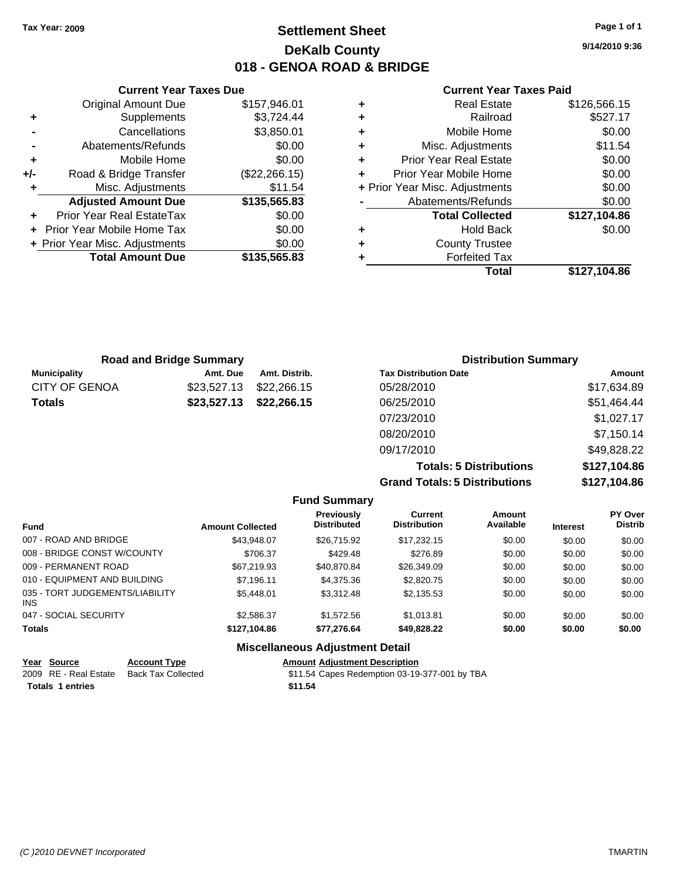**Tax Year: 2009**

# Settlement Sheet
## DeKalb County
## 018 - GENOA ROAD & BRIDGE

9/14/2010 9:36

**Current Year Taxes Due**

| | | |
|---|---|---|
| | Original Amount Due | $157,946.01 |
| + | Supplements | $3,724.44 |
| - | Cancellations | $3,850.01 |
| - | Abatements/Refunds | $0.00 |
| + | Mobile Home | $0.00 |
| +/- | Road & Bridge Transfer | ($22,266.15) |
| + | Misc. Adjustments | $11.54 |
| | **Adjusted Amount Due** | **$135,565.83** |
| + | Prior Year Real EstateTax | $0.00 |
| + | Prior Year Mobile Home Tax | $0.00 |
| + | Prior Year Misc. Adjustments | $0.00 |
| | **Total Amount Due** | **$135,565.83** |

**Current Year Taxes Paid**

| | | |
|---|---|---|
| + | Real Estate | $126,566.15 |
| + | Railroad | $527.17 |
| + | Mobile Home | $0.00 |
| + | Misc. Adjustments | $11.54 |
| + | Prior Year Real Estate | $0.00 |
| + | Prior Year Mobile Home | $0.00 |
| + | Prior Year Misc. Adjustments | $0.00 |
| - | Abatements/Refunds | $0.00 |
| | **Total Collected** | **$127,104.86** |
| + | Hold Back | $0.00 |
| + | County Trustee | |
| + | Forfeited Tax | |
| | **Total** | **$127,104.86** |

**Road and Bridge Summary**

| Municipality | Amt. Due | Amt. Distrib. |
|---|---|---|
| CITY OF GENOA | $23,527.13 | $22,266.15 |
| **Totals** | **$23,527.13** | **$22,266.15** |

**Distribution Summary**

| Tax Distribution Date | Amount |
|---|---|
| 05/28/2010 | $17,634.89 |
| 06/25/2010 | $51,464.44 |
| 07/23/2010 | $1,027.17 |
| 08/20/2010 | $7,150.14 |
| 09/17/2010 | $49,828.22 |
| **Totals: 5 Distributions** | **$127,104.86** |
| **Grand Totals: 5 Distributions** | **$127,104.86** |

**Fund Summary**

| Fund | Amount Collected | Previously Distributed | Current Distribution | Amount Available | Interest | PY Over Distrib |
|---|---|---|---|---|---|---|
| 007 - ROAD AND BRIDGE | $43,948.07 | $26,715.92 | $17,232.15 | $0.00 | $0.00 | $0.00 |
| 008 - BRIDGE CONST W/COUNTY | $706.37 | $429.48 | $276.89 | $0.00 | $0.00 | $0.00 |
| 009 - PERMANENT ROAD | $67,219.93 | $40,870.84 | $26,349.09 | $0.00 | $0.00 | $0.00 |
| 010 - EQUIPMENT AND BUILDING | $7,196.11 | $4,375.36 | $2,820.75 | $0.00 | $0.00 | $0.00 |
| 035 - TORT JUDGEMENTS/LIABILITY INS | $5,448.01 | $3,312.48 | $2,135.53 | $0.00 | $0.00 | $0.00 |
| 047 - SOCIAL SECURITY | $2,586.37 | $1,572.56 | $1,013.81 | $0.00 | $0.00 | $0.00 |
| **Totals** | **$127,104.86** | **$77,276.64** | **$49,828.22** | **$0.00** | **$0.00** | **$0.00** |

**Miscellaneous Adjustment Detail**

| Year | Source | Account Type | Amount | Adjustment Description |
|---|---|---|---|---|
| 2009 | RE - Real Estate | Back Tax Collected | $11.54 | Capes Redemption 03-19-377-001 by TBA |
| **Totals** | **1 entries** | | **$11.54** | |

(C )2010 DEVNET Incorporated TMARTIN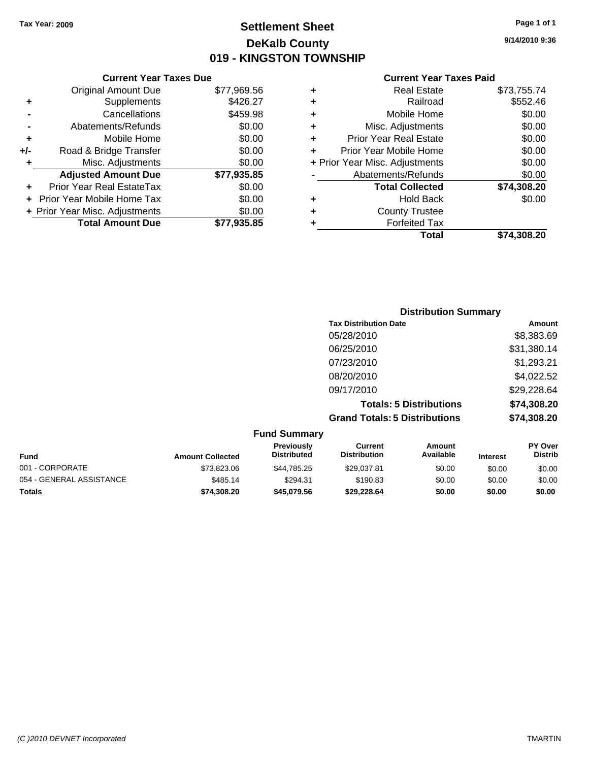Tax Year: 2009

# Settlement Sheet
## DeKalb County
## 019 - KINGSTON TOWNSHIP

9/14/2010 9:36

### Current Year Taxes Due

| | | |
|---|---|---|
| | Original Amount Due | $77,969.56 |
| + | Supplements | $426.27 |
| - | Cancellations | $459.98 |
| - | Abatements/Refunds | $0.00 |
| + | Mobile Home | $0.00 |
| +/- | Road & Bridge Transfer | $0.00 |
| + | Misc. Adjustments | $0.00 |
| | **Adjusted Amount Due** | **$77,935.85** |
| + | Prior Year Real EstateTax | $0.00 |
| + | Prior Year Mobile Home Tax | $0.00 |
| + | Prior Year Misc. Adjustments | $0.00 |
| | **Total Amount Due** | **$77,935.85** |

### Current Year Taxes Paid

| | | |
|---|---|---|
| + | Real Estate | $73,755.74 |
| + | Railroad | $552.46 |
| + | Mobile Home | $0.00 |
| + | Misc. Adjustments | $0.00 |
| + | Prior Year Real Estate | $0.00 |
| + | Prior Year Mobile Home | $0.00 |
| + | Prior Year Misc. Adjustments | $0.00 |
| - | Abatements/Refunds | $0.00 |
| | **Total Collected** | **$74,308.20** |
| + | Hold Back | $0.00 |
| + | County Trustee | |
| + | Forfeited Tax | |
| | **Total** | **$74,308.20** |

### Distribution Summary

| Tax Distribution Date | Amount |
|---|---|
| 05/28/2010 | $8,383.69 |
| 06/25/2010 | $31,380.14 |
| 07/23/2010 | $1,293.21 |
| 08/20/2010 | $4,022.52 |
| 09/17/2010 | $29,228.64 |
| **Totals: 5 Distributions** | **$74,308.20** |
| **Grand Totals: 5 Distributions** | **$74,308.20** |

### Fund Summary

| Fund | Amount Collected | Previously Distributed | Current Distribution | Amount Available | Interest | PY Over Distrib |
|---|---|---|---|---|---|---|
| 001 - CORPORATE | $73,823.06 | $44,785.25 | $29,037.81 | $0.00 | $0.00 | $0.00 |
| 054 - GENERAL ASSISTANCE | $485.14 | $294.31 | $190.83 | $0.00 | $0.00 | $0.00 |
| **Totals** | **$74,308.20** | **$45,079.56** | **$29,228.64** | **$0.00** | **$0.00** | **$0.00** |

(C )2010 DEVNET Incorporated TMARTIN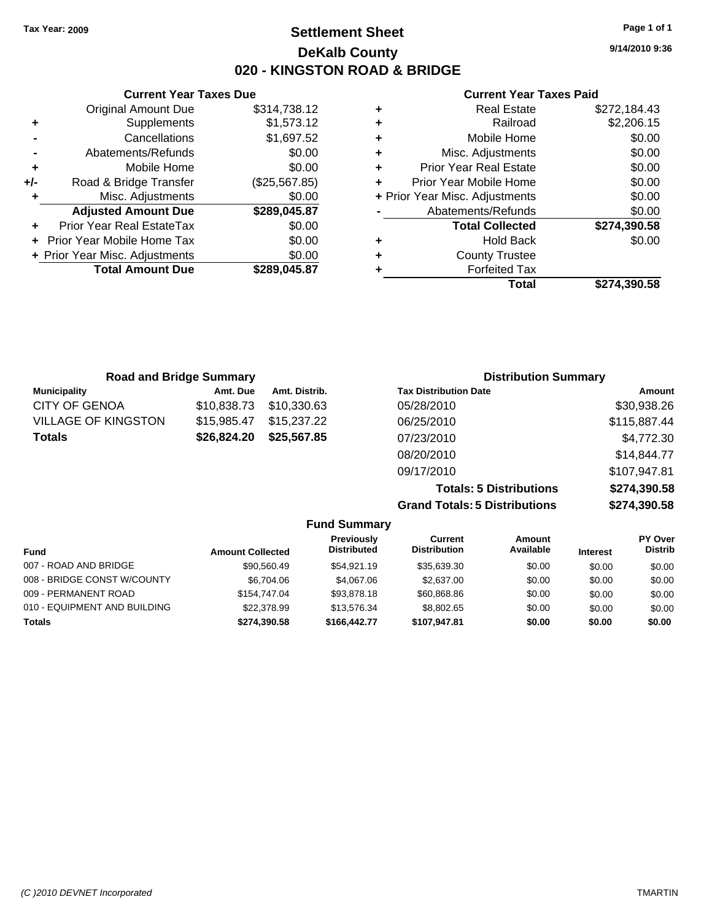Tax Year: 2009

# Settlement Sheet
## DeKalb County
## 020 - KINGSTON ROAD & BRIDGE

9/14/2010 9:36

### Current Year Taxes Due

| | | |
|---|---|---|
| | Original Amount Due | $314,738.12 |
| + | Supplements | $1,573.12 |
| - | Cancellations | $1,697.52 |
| - | Abatements/Refunds | $0.00 |
| + | Mobile Home | $0.00 |
| +/- | Road & Bridge Transfer | ($25,567.85) |
| + | Misc. Adjustments | $0.00 |
| | **Adjusted Amount Due** | **$289,045.87** |
| + | Prior Year Real EstateTax | $0.00 |
| + | Prior Year Mobile Home Tax | $0.00 |
| + | Prior Year Misc. Adjustments | $0.00 |
| | **Total Amount Due** | **$289,045.87** |

### Current Year Taxes Paid

| | | |
|---|---|---|
| + | Real Estate | $272,184.43 |
| + | Railroad | $2,206.15 |
| + | Mobile Home | $0.00 |
| + | Misc. Adjustments | $0.00 |
| + | Prior Year Real Estate | $0.00 |
| + | Prior Year Mobile Home | $0.00 |
| + | Prior Year Misc. Adjustments | $0.00 |
| - | Abatements/Refunds | $0.00 |
| | **Total Collected** | **$274,390.58** |
| + | Hold Back | $0.00 |
| + | County Trustee | |
| + | Forfeited Tax | |
| | **Total** | **$274,390.58** |

### Road and Bridge Summary

| Municipality | Amt. Due | Amt. Distrib. |
|---|---|---|
| CITY OF GENOA | $10,838.73 | $10,330.63 |
| VILLAGE OF KINGSTON | $15,985.47 | $15,237.22 |
| **Totals** | **$26,824.20** | **$25,567.85** |

### Distribution Summary

| Tax Distribution Date | Amount |
|---|---|
| 05/28/2010 | $30,938.26 |
| 06/25/2010 | $115,887.44 |
| 07/23/2010 | $4,772.30 |
| 08/20/2010 | $14,844.77 |
| 09/17/2010 | $107,947.81 |
| **Totals: 5 Distributions** | **$274,390.58** |
| **Grand Totals: 5 Distributions** | **$274,390.58** |

### Fund Summary

| Fund | Amount Collected | Previously Distributed | Current Distribution | Amount Available | Interest | PY Over Distrib |
|---|---|---|---|---|---|---|
| 007 - ROAD AND BRIDGE | $90,560.49 | $54,921.19 | $35,639.30 | $0.00 | $0.00 | $0.00 |
| 008 - BRIDGE CONST W/COUNTY | $6,704.06 | $4,067.06 | $2,637.00 | $0.00 | $0.00 | $0.00 |
| 009 - PERMANENT ROAD | $154,747.04 | $93,878.18 | $60,868.86 | $0.00 | $0.00 | $0.00 |
| 010 - EQUIPMENT AND BUILDING | $22,378.99 | $13,576.34 | $8,802.65 | $0.00 | $0.00 | $0.00 |
| **Totals** | **$274,390.58** | **$166,442.77** | **$107,947.81** | **$0.00** | **$0.00** | **$0.00** |

(C )2010 DEVNET Incorporated TMARTIN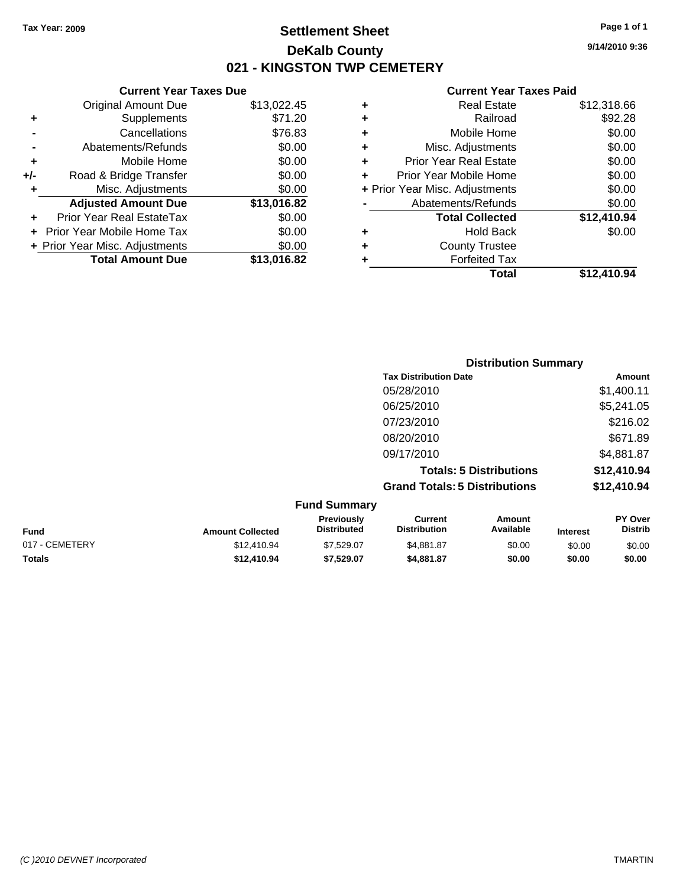**Tax Year: 2009**

# Settlement Sheet

## DeKalb County

## 021 - KINGSTON TWP CEMETERY

9/14/2010 9:36

### Current Year Taxes Due

| | | |
|---|---|---|
| | Original Amount Due | $13,022.45 |
| + | Supplements | $71.20 |
| - | Cancellations | $76.83 |
| - | Abatements/Refunds | $0.00 |
| + | Mobile Home | $0.00 |
| +/- | Road & Bridge Transfer | $0.00 |
| + | Misc. Adjustments | $0.00 |
| | **Adjusted Amount Due** | **$13,016.82** |
| + | Prior Year Real EstateTax | $0.00 |
| + | Prior Year Mobile Home Tax | $0.00 |
| + | Prior Year Misc. Adjustments | $0.00 |
| | **Total Amount Due** | **$13,016.82** |

### Current Year Taxes Paid

| | | |
|---|---|---|
| + | Real Estate | $12,318.66 |
| + | Railroad | $92.28 |
| + | Mobile Home | $0.00 |
| + | Misc. Adjustments | $0.00 |
| + | Prior Year Real Estate | $0.00 |
| + | Prior Year Mobile Home | $0.00 |
| + | Prior Year Misc. Adjustments | $0.00 |
| - | Abatements/Refunds | $0.00 |
| | **Total Collected** | **$12,410.94** |
| + | Hold Back | $0.00 |
| + | County Trustee | |
| + | Forfeited Tax | |
| | **Total** | **$12,410.94** |

### Distribution Summary

| Tax Distribution Date | Amount |
|---|---|
| 05/28/2010 | $1,400.11 |
| 06/25/2010 | $5,241.05 |
| 07/23/2010 | $216.02 |
| 08/20/2010 | $671.89 |
| 09/17/2010 | $4,881.87 |
| **Totals: 5 Distributions** | **$12,410.94** |
| **Grand Totals: 5 Distributions** | **$12,410.94** |

### Fund Summary

| Fund | Amount Collected | Previously Distributed | Current Distribution | Amount Available | Interest | PY Over Distrib |
|---|---|---|---|---|---|---|
| 017 - CEMETERY | $12,410.94 | $7,529.07 | $4,881.87 | $0.00 | $0.00 | $0.00 |
| **Totals** | **$12,410.94** | **$7,529.07** | **$4,881.87** | **$0.00** | **$0.00** | **$0.00** |

(C )2010 DEVNET Incorporated TMARTIN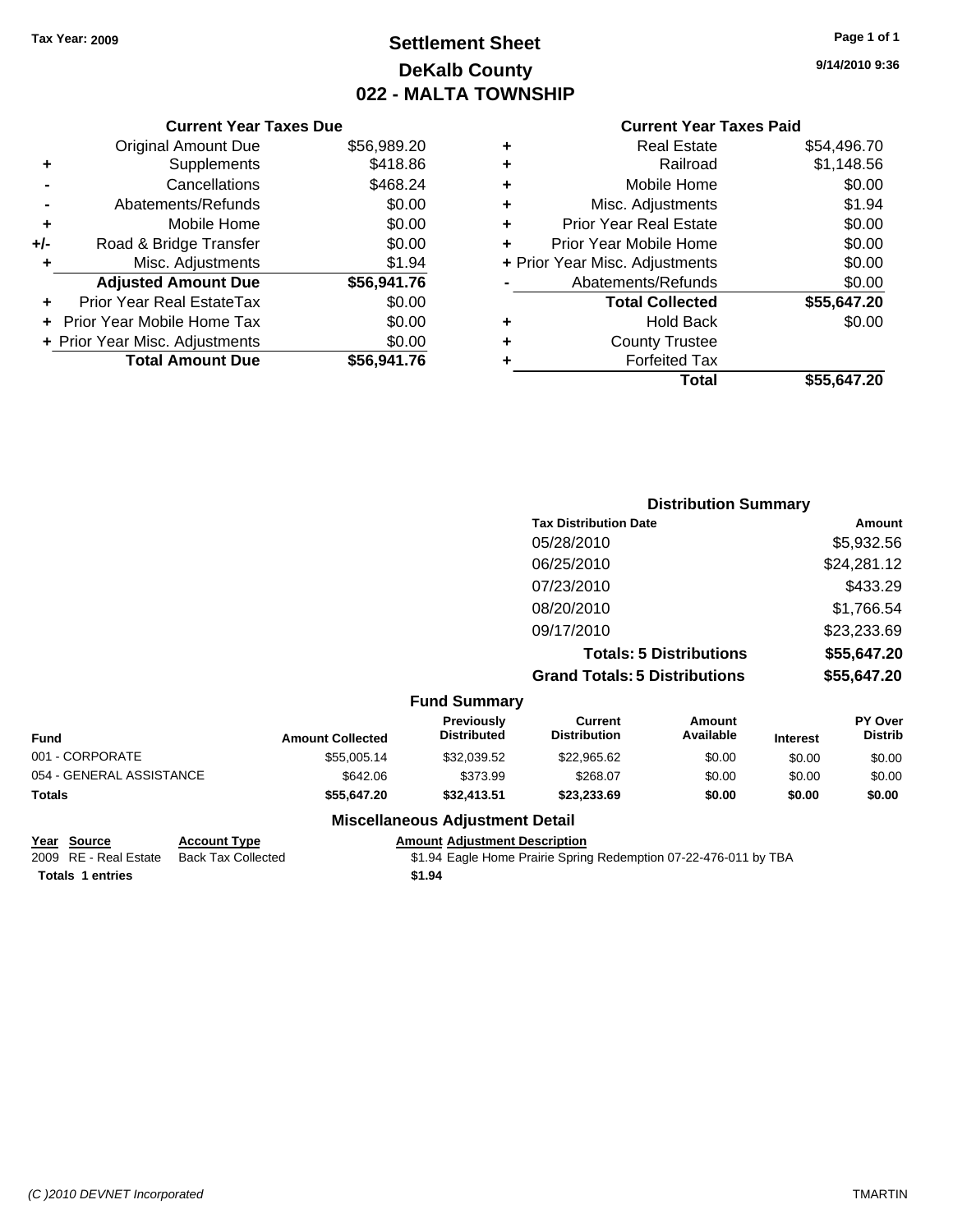Tax Year: 2009

# Settlement Sheet
## DeKalb County
## 022 - MALTA TOWNSHIP

9/14/2010 9:36

### Current Year Taxes Due

| | | |
|---|---|---|
| | Original Amount Due | $56,989.20 |
| + | Supplements | $418.86 |
| - | Cancellations | $468.24 |
| - | Abatements/Refunds | $0.00 |
| + | Mobile Home | $0.00 |
| +/- | Road & Bridge Transfer | $0.00 |
| + | Misc. Adjustments | $1.94 |
| | **Adjusted Amount Due** | **$56,941.76** |
| + | Prior Year Real EstateTax | $0.00 |
| + | Prior Year Mobile Home Tax | $0.00 |
| + | Prior Year Misc. Adjustments | $0.00 |
| | **Total Amount Due** | **$56,941.76** |

### Current Year Taxes Paid

| | | |
|---|---|---|
| + | Real Estate | $54,496.70 |
| + | Railroad | $1,148.56 |
| + | Mobile Home | $0.00 |
| + | Misc. Adjustments | $1.94 |
| + | Prior Year Real Estate | $0.00 |
| + | Prior Year Mobile Home | $0.00 |
| + | Prior Year Misc. Adjustments | $0.00 |
| - | Abatements/Refunds | $0.00 |
| | **Total Collected** | **$55,647.20** |
| + | Hold Back | $0.00 |
| + | County Trustee | |
| + | Forfeited Tax | |
| | **Total** | **$55,647.20** |

### Distribution Summary

| Tax Distribution Date | Amount |
|---|---|
| 05/28/2010 | $5,932.56 |
| 06/25/2010 | $24,281.12 |
| 07/23/2010 | $433.29 |
| 08/20/2010 | $1,766.54 |
| 09/17/2010 | $23,233.69 |
| **Totals: 5 Distributions** | **$55,647.20** |
| **Grand Totals: 5 Distributions** | **$55,647.20** |

### Fund Summary

| Fund | Amount Collected | Previously Distributed | Current Distribution | Amount Available | Interest | PY Over Distrib |
|---|---|---|---|---|---|---|
| 001 - CORPORATE | $55,005.14 | $32,039.52 | $22,965.62 | $0.00 | $0.00 | $0.00 |
| 054 - GENERAL ASSISTANCE | $642.06 | $373.99 | $268.07 | $0.00 | $0.00 | $0.00 |
| **Totals** | **$55,647.20** | **$32,413.51** | **$23,233.69** | **$0.00** | **$0.00** | **$0.00** |

### Miscellaneous Adjustment Detail

| Year | Source | Account Type | Amount | Adjustment Description |
|---|---|---|---|---|
| 2009 | RE - Real Estate | Back Tax Collected | $1.94 | Eagle Home Prairie Spring Redemption 07-22-476-011 by TBA |
| **Totals** | **1 entries** | | **$1.94** | |

(C )2010 DEVNET Incorporated TMARTIN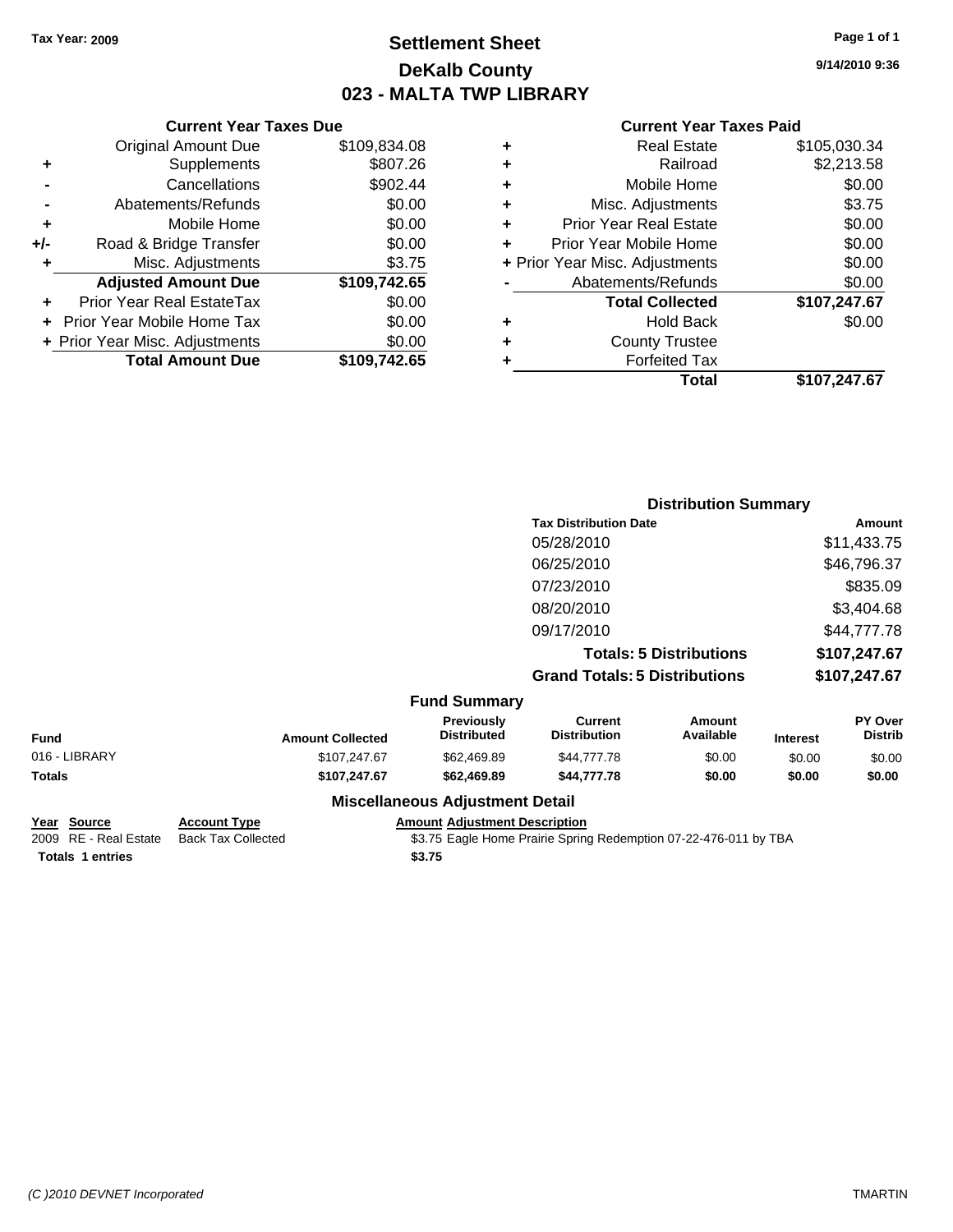Tax Year: 2009

# Settlement Sheet
## DeKalb County
## 023 - MALTA TWP LIBRARY

9/14/2010 9:36

### Current Year Taxes Due

| | | |
|---|---|---|
| | Original Amount Due | $109,834.08 |
| + | Supplements | $807.26 |
| - | Cancellations | $902.44 |
| - | Abatements/Refunds | $0.00 |
| + | Mobile Home | $0.00 |
| +/- | Road & Bridge Transfer | $0.00 |
| + | Misc. Adjustments | $3.75 |
| | **Adjusted Amount Due** | **$109,742.65** |
| + | Prior Year Real EstateTax | $0.00 |
| + | Prior Year Mobile Home Tax | $0.00 |
| + | Prior Year Misc. Adjustments | $0.00 |
| | **Total Amount Due** | **$109,742.65** |

### Current Year Taxes Paid

| | | |
|---|---|---|
| + | Real Estate | $105,030.34 |
| + | Railroad | $2,213.58 |
| + | Mobile Home | $0.00 |
| + | Misc. Adjustments | $3.75 |
| + | Prior Year Real Estate | $0.00 |
| + | Prior Year Mobile Home | $0.00 |
| + | Prior Year Misc. Adjustments | $0.00 |
| - | Abatements/Refunds | $0.00 |
| | **Total Collected** | **$107,247.67** |
| + | Hold Back | $0.00 |
| + | County Trustee | |
| + | Forfeited Tax | |
| | **Total** | **$107,247.67** |

### Distribution Summary

| Tax Distribution Date | Amount |
|---|---|
| 05/28/2010 | $11,433.75 |
| 06/25/2010 | $46,796.37 |
| 07/23/2010 | $835.09 |
| 08/20/2010 | $3,404.68 |
| 09/17/2010 | $44,777.78 |
| **Totals: 5 Distributions** | **$107,247.67** |
| **Grand Totals: 5 Distributions** | **$107,247.67** |

### Fund Summary

| Fund | Amount Collected | Previously Distributed | Current Distribution | Amount Available | Interest | PY Over Distrib |
|---|---|---|---|---|---|---|
| 016 - LIBRARY | $107,247.67 | $62,469.89 | $44,777.78 | $0.00 | $0.00 | $0.00 |
| **Totals** | **$107,247.67** | **$62,469.89** | **$44,777.78** | **$0.00** | **$0.00** | **$0.00** |

### Miscellaneous Adjustment Detail

| Year | Source | Account Type | Amount | Adjustment Description |
|---|---|---|---|---|
| 2009 | RE - Real Estate | Back Tax Collected | $3.75 | Eagle Home Prairie Spring Redemption 07-22-476-011 by TBA |
| **Totals** | **1 entries** | | **$3.75** | |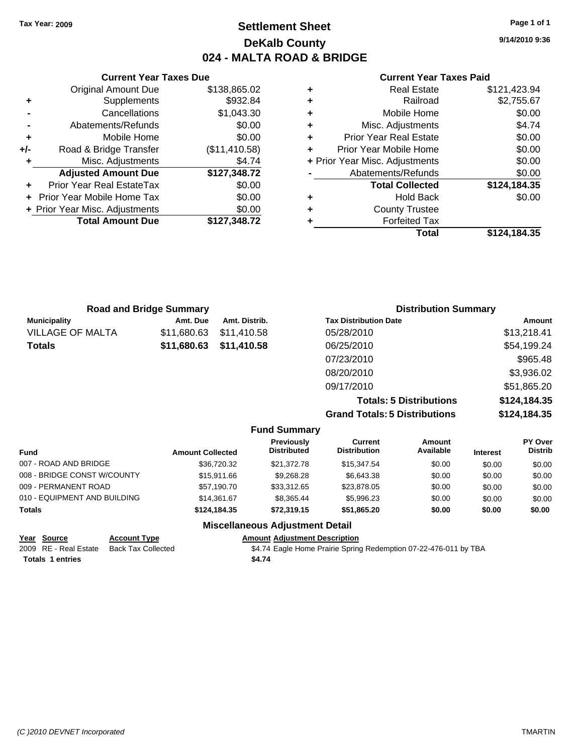**Tax Year: 2009**

# Settlement Sheet
## DeKalb County
## 024 - MALTA ROAD & BRIDGE

**9/14/2010 9:36**

### Current Year Taxes Due

| | | |
|---|---|---|
| | Original Amount Due | $138,865.02 |
| + | Supplements | $932.84 |
| - | Cancellations | $1,043.30 |
| - | Abatements/Refunds | $0.00 |
| + | Mobile Home | $0.00 |
| +/- | Road & Bridge Transfer | ($11,410.58) |
| + | Misc. Adjustments | $4.74 |
| | **Adjusted Amount Due** | **$127,348.72** |
| + | Prior Year Real EstateTax | $0.00 |
| + | Prior Year Mobile Home Tax | $0.00 |
| + | Prior Year Misc. Adjustments | $0.00 |
| | **Total Amount Due** | **$127,348.72** |

### Current Year Taxes Paid

| | | |
|---|---|---|
| + | Real Estate | $121,423.94 |
| + | Railroad | $2,755.67 |
| + | Mobile Home | $0.00 |
| + | Misc. Adjustments | $4.74 |
| + | Prior Year Real Estate | $0.00 |
| + | Prior Year Mobile Home | $0.00 |
| + | Prior Year Misc. Adjustments | $0.00 |
| - | Abatements/Refunds | $0.00 |
| | **Total Collected** | **$124,184.35** |
| + | Hold Back | $0.00 |
| + | County Trustee | |
| + | Forfeited Tax | |
| | **Total** | **$124,184.35** |

### Road and Bridge Summary

| Municipality | Amt. Due | Amt. Distrib. |
|---|---|---|
| VILLAGE OF MALTA | $11,680.63 | $11,410.58 |
| **Totals** | **$11,680.63** | **$11,410.58** |

### Distribution Summary

| Tax Distribution Date | Amount |
|---|---|
| 05/28/2010 | $13,218.41 |
| 06/25/2010 | $54,199.24 |
| 07/23/2010 | $965.48 |
| 08/20/2010 | $3,936.02 |
| 09/17/2010 | $51,865.20 |
| **Totals: 5 Distributions** | **$124,184.35** |
| **Grand Totals: 5 Distributions** | **$124,184.35** |

### Fund Summary

| Fund | Amount Collected | Previously Distributed | Current Distribution | Amount Available | Interest | PY Over Distrib |
|---|---|---|---|---|---|---|
| 007 - ROAD AND BRIDGE | $36,720.32 | $21,372.78 | $15,347.54 | $0.00 | $0.00 | $0.00 |
| 008 - BRIDGE CONST W/COUNTY | $15,911.66 | $9,268.28 | $6,643.38 | $0.00 | $0.00 | $0.00 |
| 009 - PERMANENT ROAD | $57,190.70 | $33,312.65 | $23,878.05 | $0.00 | $0.00 | $0.00 |
| 010 - EQUIPMENT AND BUILDING | $14,361.67 | $8,365.44 | $5,996.23 | $0.00 | $0.00 | $0.00 |
| **Totals** | **$124,184.35** | **$72,319.15** | **$51,865.20** | **$0.00** | **$0.00** | **$0.00** |

### Miscellaneous Adjustment Detail

| Year | Source | Account Type | Amount | Adjustment Description |
|---|---|---|---|---|
| 2009 | RE - Real Estate | Back Tax Collected | $4.74 | Eagle Home Prairie Spring Redemption 07-22-476-011 by TBA |
| **Totals 1 entries** | | | **$4.74** | |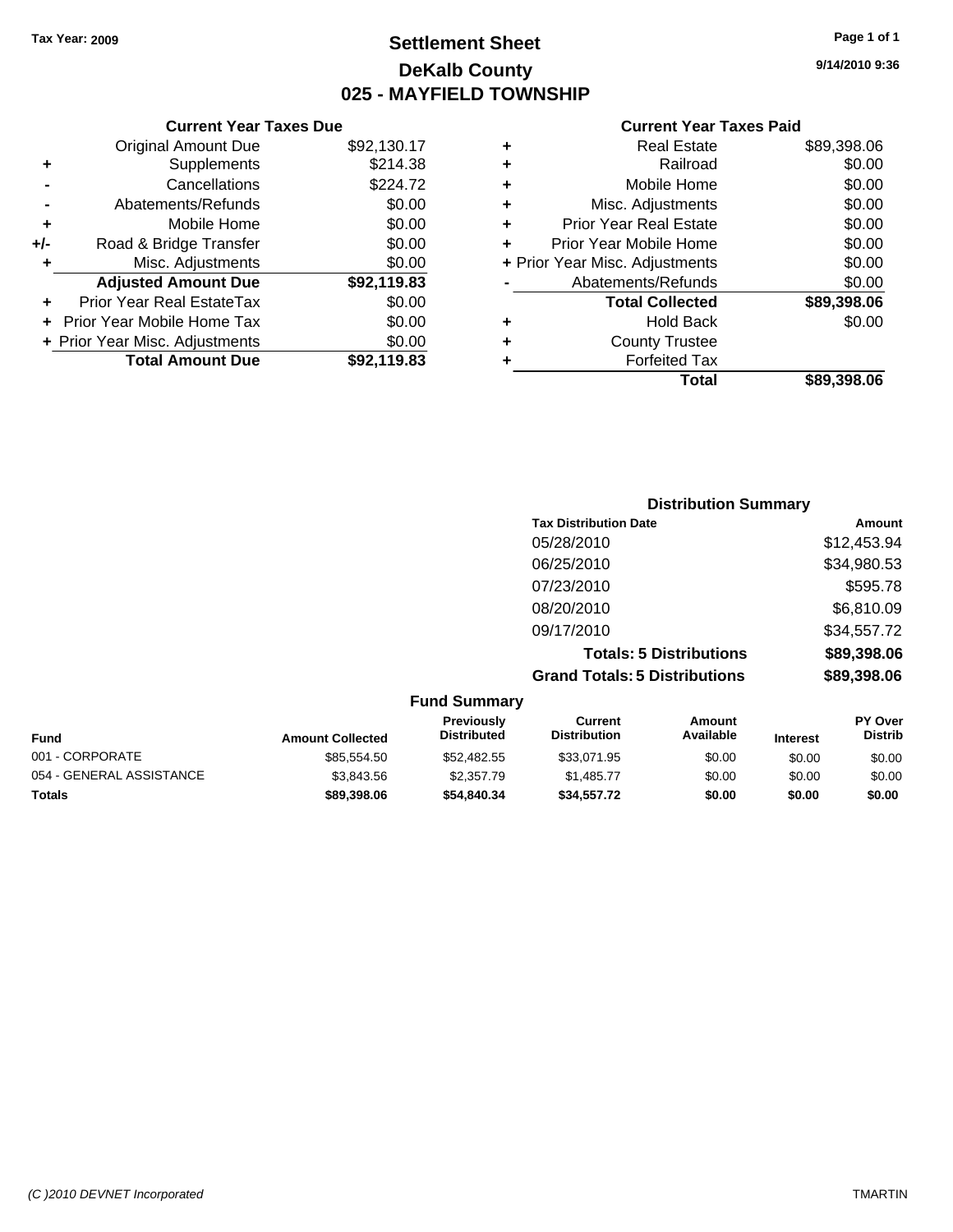Tax Year: 2009

# Settlement Sheet
## DeKalb County
## 025 - MAYFIELD TOWNSHIP

9/14/2010 9:36

### Current Year Taxes Due

| | | |
|---|---|---|
| | Original Amount Due | $92,130.17 |
| + | Supplements | $214.38 |
| - | Cancellations | $224.72 |
| - | Abatements/Refunds | $0.00 |
| + | Mobile Home | $0.00 |
| +/- | Road & Bridge Transfer | $0.00 |
| + | Misc. Adjustments | $0.00 |
| | **Adjusted Amount Due** | **$92,119.83** |
| + | Prior Year Real EstateTax | $0.00 |
| + | Prior Year Mobile Home Tax | $0.00 |
| + | Prior Year Misc. Adjustments | $0.00 |
| | **Total Amount Due** | **$92,119.83** |

### Current Year Taxes Paid

| | | |
|---|---|---|
| + | Real Estate | $89,398.06 |
| + | Railroad | $0.00 |
| + | Mobile Home | $0.00 |
| + | Misc. Adjustments | $0.00 |
| + | Prior Year Real Estate | $0.00 |
| + | Prior Year Mobile Home | $0.00 |
| + | Prior Year Misc. Adjustments | $0.00 |
| - | Abatements/Refunds | $0.00 |
| | **Total Collected** | **$89,398.06** |
| + | Hold Back | $0.00 |
| + | County Trustee | |
| + | Forfeited Tax | |
| | **Total** | **$89,398.06** |

### Distribution Summary

| Tax Distribution Date | Amount |
|---|---|
| 05/28/2010 | $12,453.94 |
| 06/25/2010 | $34,980.53 |
| 07/23/2010 | $595.78 |
| 08/20/2010 | $6,810.09 |
| 09/17/2010 | $34,557.72 |
| **Totals: 5 Distributions** | **$89,398.06** |
| **Grand Totals: 5 Distributions** | **$89,398.06** |

### Fund Summary

| Fund | Amount Collected | Previously Distributed | Current Distribution | Amount Available | Interest | PY Over Distrib |
|---|---|---|---|---|---|---|
| 001 - CORPORATE | $85,554.50 | $52,482.55 | $33,071.95 | $0.00 | $0.00 | $0.00 |
| 054 - GENERAL ASSISTANCE | $3,843.56 | $2,357.79 | $1,485.77 | $0.00 | $0.00 | $0.00 |
| **Totals** | **$89,398.06** | **$54,840.34** | **$34,557.72** | **$0.00** | **$0.00** | **$0.00** |

(C )2010 DEVNET Incorporated TMARTIN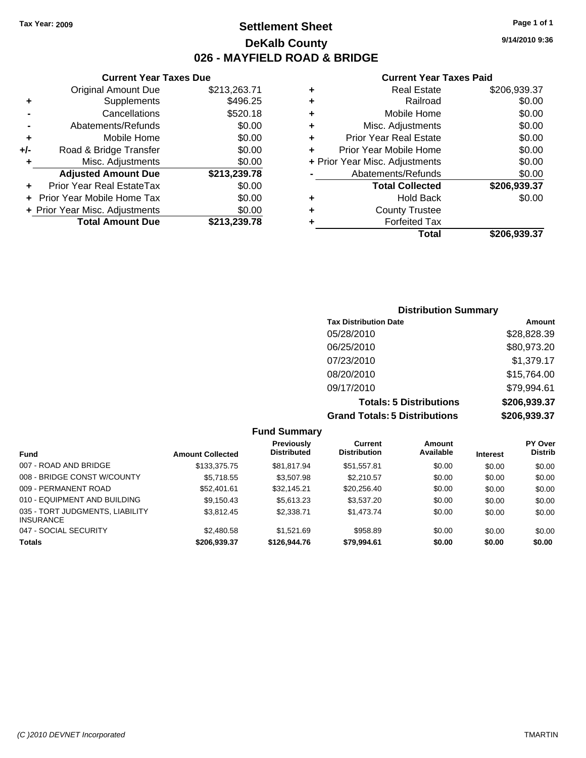Tax Year: 2009

# Settlement Sheet

## DeKalb County

## 026 - MAYFIELD ROAD & BRIDGE

9/14/2010 9:36

### Current Year Taxes Due

| | | |
|---|---|---|
| | Original Amount Due | $213,263.71 |
| + | Supplements | $496.25 |
| - | Cancellations | $520.18 |
| - | Abatements/Refunds | $0.00 |
| + | Mobile Home | $0.00 |
| +/- | Road & Bridge Transfer | $0.00 |
| + | Misc. Adjustments | $0.00 |
| | **Adjusted Amount Due** | **$213,239.78** |
| + | Prior Year Real EstateTax | $0.00 |
| + | Prior Year Mobile Home Tax | $0.00 |
| + | Prior Year Misc. Adjustments | $0.00 |
| | **Total Amount Due** | **$213,239.78** |

### Current Year Taxes Paid

| | | |
|---|---|---|
| + | Real Estate | $206,939.37 |
| + | Railroad | $0.00 |
| + | Mobile Home | $0.00 |
| + | Misc. Adjustments | $0.00 |
| + | Prior Year Real Estate | $0.00 |
| + | Prior Year Mobile Home | $0.00 |
| + | Prior Year Misc. Adjustments | $0.00 |
| - | Abatements/Refunds | $0.00 |
| | **Total Collected** | **$206,939.37** |
| + | Hold Back | $0.00 |
| + | County Trustee | |
| + | Forfeited Tax | |
| | **Total** | **$206,939.37** |

### Distribution Summary

| Tax Distribution Date | Amount |
|---|---|
| 05/28/2010 | $28,828.39 |
| 06/25/2010 | $80,973.20 |
| 07/23/2010 | $1,379.17 |
| 08/20/2010 | $15,764.00 |
| 09/17/2010 | $79,994.61 |
| **Totals: 5 Distributions** | **$206,939.37** |
| **Grand Totals: 5 Distributions** | **$206,939.37** |

### Fund Summary

| Fund | Amount Collected | Previously Distributed | Current Distribution | Amount Available | Interest | PY Over Distrib |
|---|---|---|---|---|---|---|
| 007 - ROAD AND BRIDGE | $133,375.75 | $81,817.94 | $51,557.81 | $0.00 | $0.00 | $0.00 |
| 008 - BRIDGE CONST W/COUNTY | $5,718.55 | $3,507.98 | $2,210.57 | $0.00 | $0.00 | $0.00 |
| 009 - PERMANENT ROAD | $52,401.61 | $32,145.21 | $20,256.40 | $0.00 | $0.00 | $0.00 |
| 010 - EQUIPMENT AND BUILDING | $9,150.43 | $5,613.23 | $3,537.20 | $0.00 | $0.00 | $0.00 |
| 035 - TORT JUDGMENTS, LIABILITY INSURANCE | $3,812.45 | $2,338.71 | $1,473.74 | $0.00 | $0.00 | $0.00 |
| 047 - SOCIAL SECURITY | $2,480.58 | $1,521.69 | $958.89 | $0.00 | $0.00 | $0.00 |
| **Totals** | **$206,939.37** | **$126,944.76** | **$79,994.61** | **$0.00** | **$0.00** | **$0.00** |

(C )2010 DEVNET Incorporated TMARTIN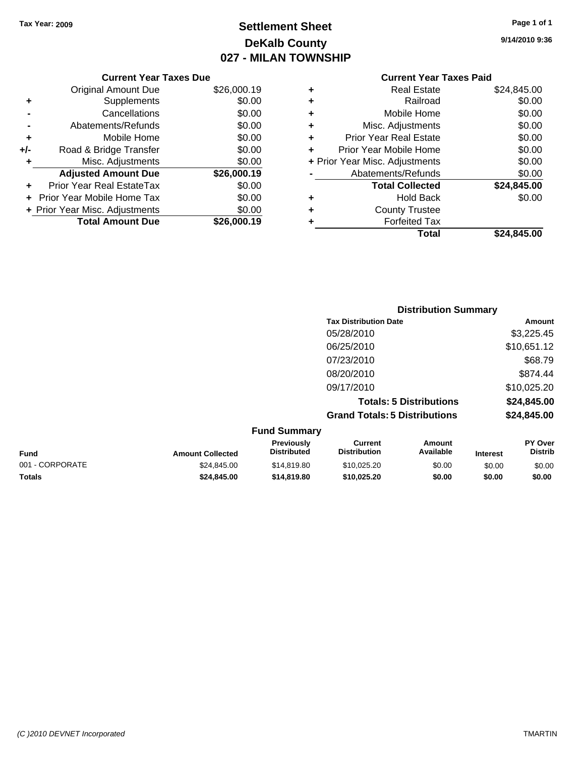Tax Year: 2009

# Settlement Sheet
## DeKalb County
## 027 - MILAN TOWNSHIP

9/14/2010 9:36

### Current Year Taxes Due

| | | |
|---|---|---|
| | Original Amount Due | $26,000.19 |
| + | Supplements | $0.00 |
| - | Cancellations | $0.00 |
| - | Abatements/Refunds | $0.00 |
| + | Mobile Home | $0.00 |
| +/- | Road & Bridge Transfer | $0.00 |
| + | Misc. Adjustments | $0.00 |
| | **Adjusted Amount Due** | **$26,000.19** |
| + | Prior Year Real EstateTax | $0.00 |
| + | Prior Year Mobile Home Tax | $0.00 |
| + | Prior Year Misc. Adjustments | $0.00 |
| | **Total Amount Due** | **$26,000.19** |

### Current Year Taxes Paid

| | | |
|---|---|---|
| + | Real Estate | $24,845.00 |
| + | Railroad | $0.00 |
| + | Mobile Home | $0.00 |
| + | Misc. Adjustments | $0.00 |
| + | Prior Year Real Estate | $0.00 |
| + | Prior Year Mobile Home | $0.00 |
| + | Prior Year Misc. Adjustments | $0.00 |
| - | Abatements/Refunds | $0.00 |
| | **Total Collected** | **$24,845.00** |
| + | Hold Back | $0.00 |
| + | County Trustee | |
| + | Forfeited Tax | |
| | **Total** | **$24,845.00** |

### Distribution Summary

| Tax Distribution Date | Amount |
|---|---|
| 05/28/2010 | $3,225.45 |
| 06/25/2010 | $10,651.12 |
| 07/23/2010 | $68.79 |
| 08/20/2010 | $874.44 |
| 09/17/2010 | $10,025.20 |
| **Totals: 5 Distributions** | **$24,845.00** |
| **Grand Totals: 5 Distributions** | **$24,845.00** |

### Fund Summary

| Fund | Amount Collected | Previously Distributed | Current Distribution | Amount Available | Interest | PY Over Distrib |
|---|---|---|---|---|---|---|
| 001 - CORPORATE | $24,845.00 | $14,819.80 | $10,025.20 | $0.00 | $0.00 | $0.00 |
| **Totals** | **$24,845.00** | **$14,819.80** | **$10,025.20** | **$0.00** | **$0.00** | **$0.00** |

(C )2010 DEVNET Incorporated TMARTIN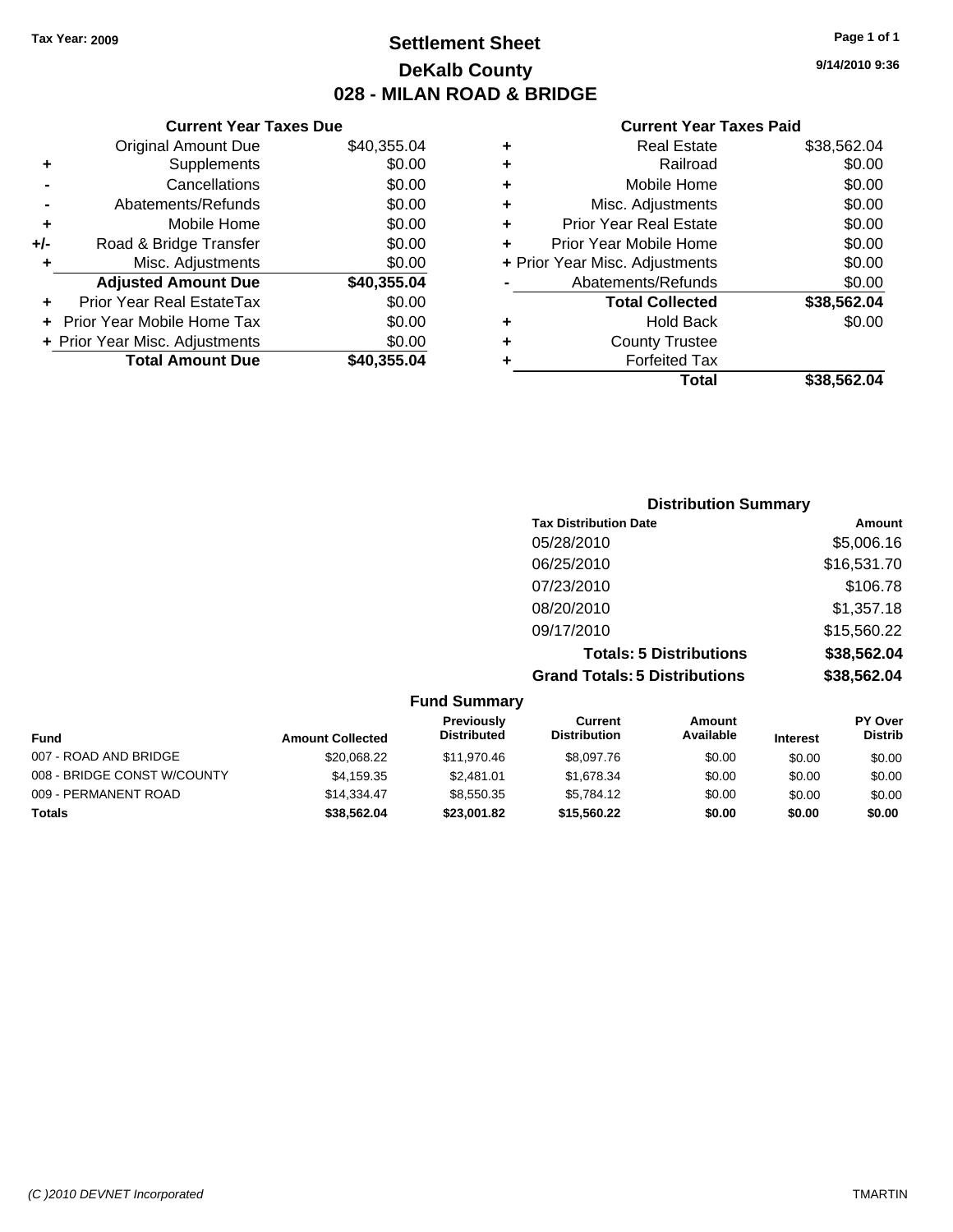Tax Year: 2009

# Settlement Sheet
## DeKalb County
## 028 - MILAN ROAD & BRIDGE

9/14/2010 9:36

### Current Year Taxes Due

| | | |
|---|---|---|
| | Original Amount Due | $40,355.04 |
| + | Supplements | $0.00 |
| - | Cancellations | $0.00 |
| - | Abatements/Refunds | $0.00 |
| + | Mobile Home | $0.00 |
| +/- | Road & Bridge Transfer | $0.00 |
| + | Misc. Adjustments | $0.00 |
| | **Adjusted Amount Due** | **$40,355.04** |
| + | Prior Year Real EstateTax | $0.00 |
| + | Prior Year Mobile Home Tax | $0.00 |
| + | Prior Year Misc. Adjustments | $0.00 |
| | **Total Amount Due** | **$40,355.04** |

### Current Year Taxes Paid

| | | |
|---|---|---|
| + | Real Estate | $38,562.04 |
| + | Railroad | $0.00 |
| + | Mobile Home | $0.00 |
| + | Misc. Adjustments | $0.00 |
| + | Prior Year Real Estate | $0.00 |
| + | Prior Year Mobile Home | $0.00 |
| + | Prior Year Misc. Adjustments | $0.00 |
| - | Abatements/Refunds | $0.00 |
| | **Total Collected** | **$38,562.04** |
| + | Hold Back | $0.00 |
| + | County Trustee | |
| + | Forfeited Tax | |
| | **Total** | **$38,562.04** |

### Distribution Summary

| Tax Distribution Date | Amount |
|---|---|
| 05/28/2010 | $5,006.16 |
| 06/25/2010 | $16,531.70 |
| 07/23/2010 | $106.78 |
| 08/20/2010 | $1,357.18 |
| 09/17/2010 | $15,560.22 |
| **Totals: 5 Distributions** | **$38,562.04** |
| **Grand Totals: 5 Distributions** | **$38,562.04** |

### Fund Summary

| Fund | Amount Collected | Previously Distributed | Current Distribution | Amount Available | Interest | PY Over Distrib |
|---|---|---|---|---|---|---|
| 007 - ROAD AND BRIDGE | $20,068.22 | $11,970.46 | $8,097.76 | $0.00 | $0.00 | $0.00 |
| 008 - BRIDGE CONST W/COUNTY | $4,159.35 | $2,481.01 | $1,678.34 | $0.00 | $0.00 | $0.00 |
| 009 - PERMANENT ROAD | $14,334.47 | $8,550.35 | $5,784.12 | $0.00 | $0.00 | $0.00 |
| **Totals** | **$38,562.04** | **$23,001.82** | **$15,560.22** | **$0.00** | **$0.00** | **$0.00** |

(C )2010 DEVNET Incorporated TMARTIN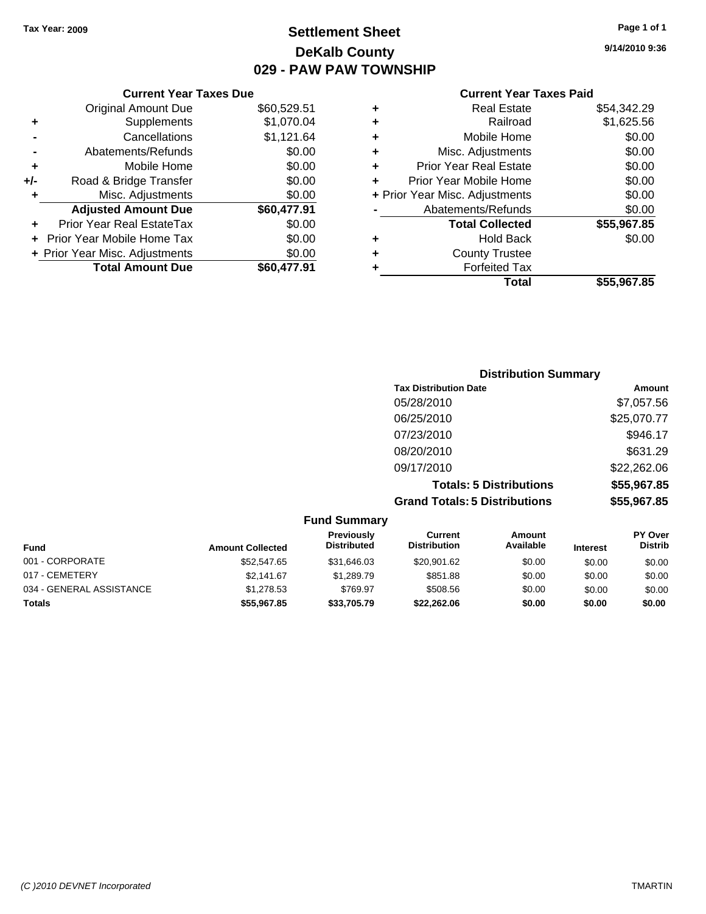**Tax Year: 2009**

# Settlement Sheet
## DeKalb County
## 029 - PAW PAW TOWNSHIP

9/14/2010 9:36

### Current Year Taxes Due

| | | |
|---|---|---|
| | Original Amount Due | $60,529.51 |
| + | Supplements | $1,070.04 |
| - | Cancellations | $1,121.64 |
| - | Abatements/Refunds | $0.00 |
| + | Mobile Home | $0.00 |
| +/- | Road & Bridge Transfer | $0.00 |
| + | Misc. Adjustments | $0.00 |
| | **Adjusted Amount Due** | **$60,477.91** |
| + | Prior Year Real EstateTax | $0.00 |
| + | Prior Year Mobile Home Tax | $0.00 |
| + | Prior Year Misc. Adjustments | $0.00 |
| | **Total Amount Due** | **$60,477.91** |

### Current Year Taxes Paid

| | | |
|---|---|---|
| + | Real Estate | $54,342.29 |
| + | Railroad | $1,625.56 |
| + | Mobile Home | $0.00 |
| + | Misc. Adjustments | $0.00 |
| + | Prior Year Real Estate | $0.00 |
| + | Prior Year Mobile Home | $0.00 |
| + | Prior Year Misc. Adjustments | $0.00 |
| - | Abatements/Refunds | $0.00 |
| | **Total Collected** | **$55,967.85** |
| + | Hold Back | $0.00 |
| + | County Trustee | |
| + | Forfeited Tax | |
| | **Total** | **$55,967.85** |

### Distribution Summary

| Tax Distribution Date | Amount |
|---|---|
| 05/28/2010 | $7,057.56 |
| 06/25/2010 | $25,070.77 |
| 07/23/2010 | $946.17 |
| 08/20/2010 | $631.29 |
| 09/17/2010 | $22,262.06 |
| **Totals: 5 Distributions** | **$55,967.85** |
| **Grand Totals: 5 Distributions** | **$55,967.85** |

### Fund Summary

| Fund | Amount Collected | Previously Distributed | Current Distribution | Amount Available | Interest | PY Over Distrib |
|---|---|---|---|---|---|---|
| 001 - CORPORATE | $52,547.65 | $31,646.03 | $20,901.62 | $0.00 | $0.00 | $0.00 |
| 017 - CEMETERY | $2,141.67 | $1,289.79 | $851.88 | $0.00 | $0.00 | $0.00 |
| 034 - GENERAL ASSISTANCE | $1,278.53 | $769.97 | $508.56 | $0.00 | $0.00 | $0.00 |
| **Totals** | **$55,967.85** | **$33,705.79** | **$22,262.06** | **$0.00** | **$0.00** | **$0.00** |

(C )2010 DEVNET Incorporated TMARTIN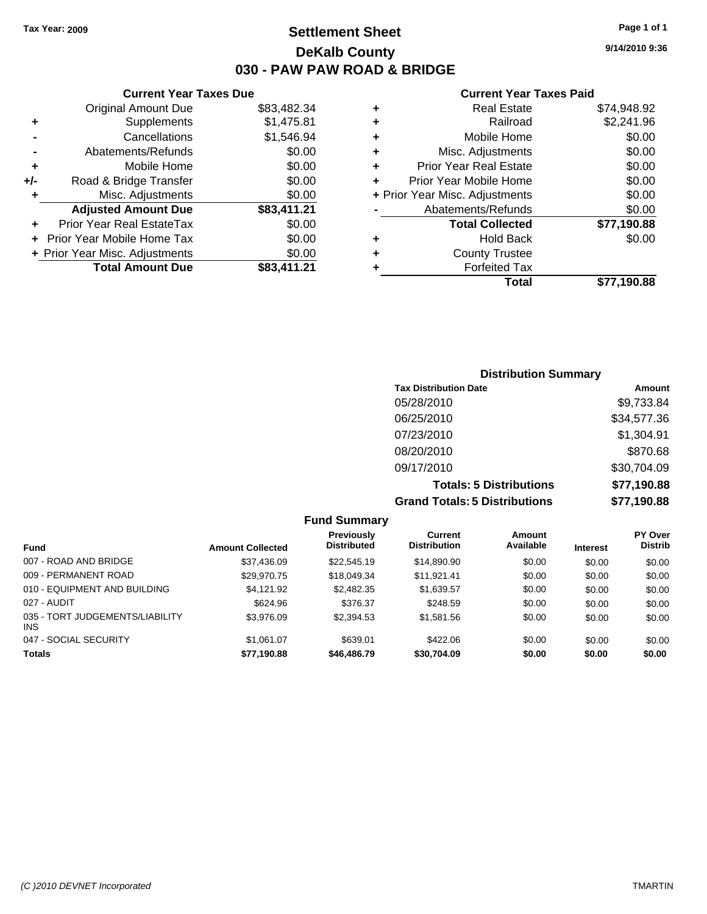Tax Year: 2009

# Settlement Sheet

## DeKalb County

## 030 - PAW PAW ROAD & BRIDGE

9/14/2010 9:36

### Current Year Taxes Due

| | | |
|---|---|---|
| | Original Amount Due | $83,482.34 |
| + | Supplements | $1,475.81 |
| - | Cancellations | $1,546.94 |
| - | Abatements/Refunds | $0.00 |
| + | Mobile Home | $0.00 |
| +/- | Road & Bridge Transfer | $0.00 |
| + | Misc. Adjustments | $0.00 |
| | **Adjusted Amount Due** | **$83,411.21** |
| + | Prior Year Real EstateTax | $0.00 |
| + | Prior Year Mobile Home Tax | $0.00 |
| + | Prior Year Misc. Adjustments | $0.00 |
| | **Total Amount Due** | **$83,411.21** |

### Current Year Taxes Paid

| | | |
|---|---|---|
| + | Real Estate | $74,948.92 |
| + | Railroad | $2,241.96 |
| + | Mobile Home | $0.00 |
| + | Misc. Adjustments | $0.00 |
| + | Prior Year Real Estate | $0.00 |
| + | Prior Year Mobile Home | $0.00 |
| + | Prior Year Misc. Adjustments | $0.00 |
| - | Abatements/Refunds | $0.00 |
| | **Total Collected** | **$77,190.88** |
| + | Hold Back | $0.00 |
| + | County Trustee | |
| + | Forfeited Tax | |
| | **Total** | **$77,190.88** |

### Distribution Summary

| Tax Distribution Date | Amount |
|---|---|
| 05/28/2010 | $9,733.84 |
| 06/25/2010 | $34,577.36 |
| 07/23/2010 | $1,304.91 |
| 08/20/2010 | $870.68 |
| 09/17/2010 | $30,704.09 |
| **Totals: 5 Distributions** | **$77,190.88** |
| **Grand Totals: 5 Distributions** | **$77,190.88** |

### Fund Summary

| Fund | Amount Collected | Previously Distributed | Current Distribution | Amount Available | Interest | PY Over Distrib |
|---|---|---|---|---|---|---|
| 007 - ROAD AND BRIDGE | $37,436.09 | $22,545.19 | $14,890.90 | $0.00 | $0.00 | $0.00 |
| 009 - PERMANENT ROAD | $29,970.75 | $18,049.34 | $11,921.41 | $0.00 | $0.00 | $0.00 |
| 010 - EQUIPMENT AND BUILDING | $4,121.92 | $2,482.35 | $1,639.57 | $0.00 | $0.00 | $0.00 |
| 027 - AUDIT | $624.96 | $376.37 | $248.59 | $0.00 | $0.00 | $0.00 |
| 035 - TORT JUDGEMENTS/LIABILITY INS | $3,976.09 | $2,394.53 | $1,581.56 | $0.00 | $0.00 | $0.00 |
| 047 - SOCIAL SECURITY | $1,061.07 | $639.01 | $422.06 | $0.00 | $0.00 | $0.00 |
| **Totals** | **$77,190.88** | **$46,486.79** | **$30,704.09** | **$0.00** | **$0.00** | **$0.00** |

(C )2010 DEVNET Incorporated TMARTIN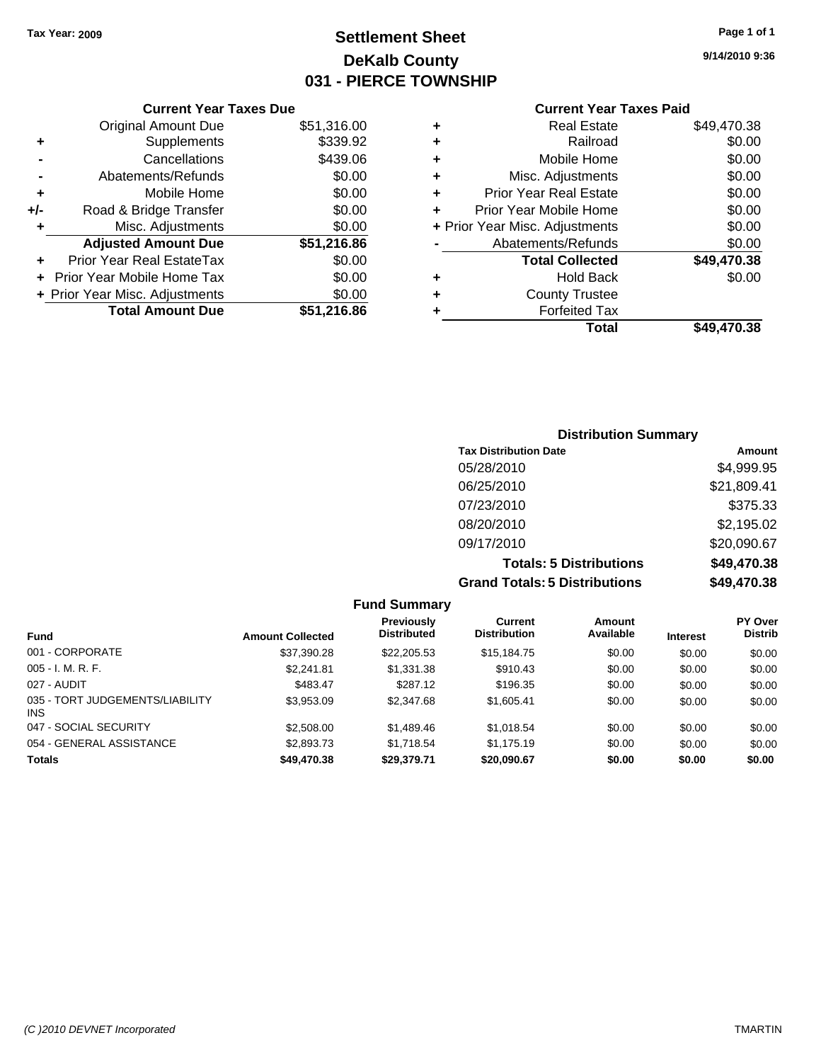**Tax Year: 2009**

# Settlement Sheet
## DeKalb County
## 031 - PIERCE TOWNSHIP

9/14/2010 9:36

### Current Year Taxes Due

| | | |
|---|---|---|
| | Original Amount Due | $51,316.00 |
| + | Supplements | $339.92 |
| - | Cancellations | $439.06 |
| - | Abatements/Refunds | $0.00 |
| + | Mobile Home | $0.00 |
| +/- | Road & Bridge Transfer | $0.00 |
| + | Misc. Adjustments | $0.00 |
| | **Adjusted Amount Due** | **$51,216.86** |
| + | Prior Year Real EstateTax | $0.00 |
| + | Prior Year Mobile Home Tax | $0.00 |
| + | Prior Year Misc. Adjustments | $0.00 |
| | **Total Amount Due** | **$51,216.86** |

### Current Year Taxes Paid

| | | |
|---|---|---|
| + | Real Estate | $49,470.38 |
| + | Railroad | $0.00 |
| + | Mobile Home | $0.00 |
| + | Misc. Adjustments | $0.00 |
| + | Prior Year Real Estate | $0.00 |
| + | Prior Year Mobile Home | $0.00 |
| + | Prior Year Misc. Adjustments | $0.00 |
| - | Abatements/Refunds | $0.00 |
| | **Total Collected** | **$49,470.38** |
| + | Hold Back | $0.00 |
| + | County Trustee | |
| + | Forfeited Tax | |
| | **Total** | **$49,470.38** |

### Distribution Summary

| Tax Distribution Date | Amount |
|---|---|
| 05/28/2010 | $4,999.95 |
| 06/25/2010 | $21,809.41 |
| 07/23/2010 | $375.33 |
| 08/20/2010 | $2,195.02 |
| 09/17/2010 | $20,090.67 |
| **Totals: 5 Distributions** | **$49,470.38** |
| **Grand Totals: 5 Distributions** | **$49,470.38** |

### Fund Summary

| Fund | Amount Collected | Previously Distributed | Current Distribution | Amount Available | Interest | PY Over Distrib |
|---|---|---|---|---|---|---|
| 001 - CORPORATE | $37,390.28 | $22,205.53 | $15,184.75 | $0.00 | $0.00 | $0.00 |
| 005 - I. M. R. F. | $2,241.81 | $1,331.38 | $910.43 | $0.00 | $0.00 | $0.00 |
| 027 - AUDIT | $483.47 | $287.12 | $196.35 | $0.00 | $0.00 | $0.00 |
| 035 - TORT JUDGEMENTS/LIABILITY INS | $3,953.09 | $2,347.68 | $1,605.41 | $0.00 | $0.00 | $0.00 |
| 047 - SOCIAL SECURITY | $2,508.00 | $1,489.46 | $1,018.54 | $0.00 | $0.00 | $0.00 |
| 054 - GENERAL ASSISTANCE | $2,893.73 | $1,718.54 | $1,175.19 | $0.00 | $0.00 | $0.00 |
| **Totals** | **$49,470.38** | **$29,379.71** | **$20,090.67** | **$0.00** | **$0.00** | **$0.00** |

*(C )2010 DEVNET Incorporated* TMARTIN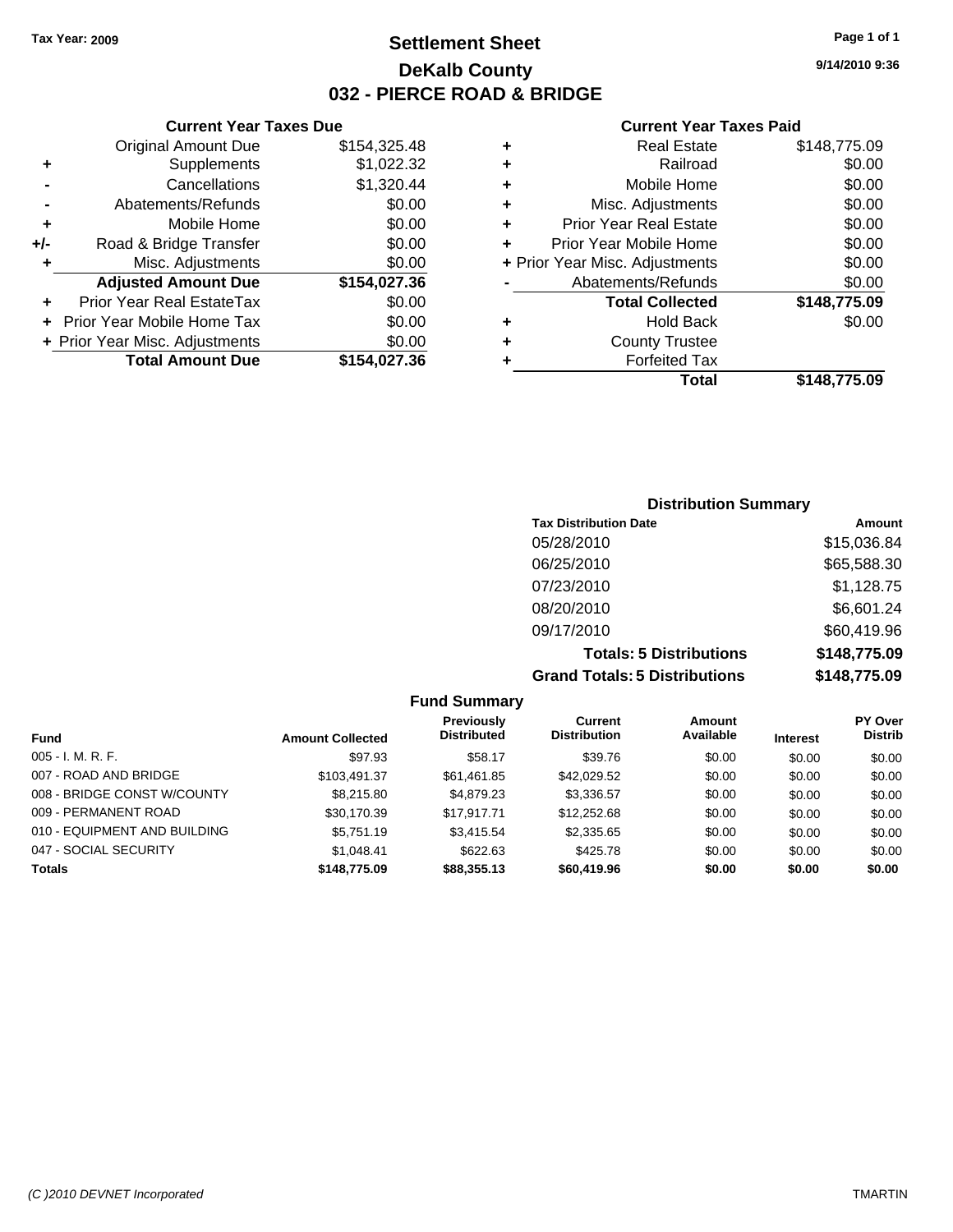Tax Year: 2009

# Settlement Sheet
## DeKalb County
## 032 - PIERCE ROAD & BRIDGE

9/14/2010 9:36

### Current Year Taxes Due

| | | |
|---|---|---|
| | Original Amount Due | $154,325.48 |
| + | Supplements | $1,022.32 |
| - | Cancellations | $1,320.44 |
| - | Abatements/Refunds | $0.00 |
| + | Mobile Home | $0.00 |
| +/- | Road & Bridge Transfer | $0.00 |
| + | Misc. Adjustments | $0.00 |
| | **Adjusted Amount Due** | **$154,027.36** |
| + | Prior Year Real EstateTax | $0.00 |
| + | Prior Year Mobile Home Tax | $0.00 |
| + | Prior Year Misc. Adjustments | $0.00 |
| | **Total Amount Due** | **$154,027.36** |

### Current Year Taxes Paid

| | | |
|---|---|---|
| + | Real Estate | $148,775.09 |
| + | Railroad | $0.00 |
| + | Mobile Home | $0.00 |
| + | Misc. Adjustments | $0.00 |
| + | Prior Year Real Estate | $0.00 |
| + | Prior Year Mobile Home | $0.00 |
| + | Prior Year Misc. Adjustments | $0.00 |
| - | Abatements/Refunds | $0.00 |
| | **Total Collected** | **$148,775.09** |
| + | Hold Back | $0.00 |
| + | County Trustee | |
| + | Forfeited Tax | |
| | **Total** | **$148,775.09** |

### Distribution Summary

| Tax Distribution Date | Amount |
|---|---|
| 05/28/2010 | $15,036.84 |
| 06/25/2010 | $65,588.30 |
| 07/23/2010 | $1,128.75 |
| 08/20/2010 | $6,601.24 |
| 09/17/2010 | $60,419.96 |
| **Totals: 5 Distributions** | **$148,775.09** |
| **Grand Totals: 5 Distributions** | **$148,775.09** |

### Fund Summary

| Fund | Amount Collected | Previously Distributed | Current Distribution | Amount Available | Interest | PY Over Distrib |
|---|---|---|---|---|---|---|
| 005 - I. M. R. F. | $97.93 | $58.17 | $39.76 | $0.00 | $0.00 | $0.00 |
| 007 - ROAD AND BRIDGE | $103,491.37 | $61,461.85 | $42,029.52 | $0.00 | $0.00 | $0.00 |
| 008 - BRIDGE CONST W/COUNTY | $8,215.80 | $4,879.23 | $3,336.57 | $0.00 | $0.00 | $0.00 |
| 009 - PERMANENT ROAD | $30,170.39 | $17,917.71 | $12,252.68 | $0.00 | $0.00 | $0.00 |
| 010 - EQUIPMENT AND BUILDING | $5,751.19 | $3,415.54 | $2,335.65 | $0.00 | $0.00 | $0.00 |
| 047 - SOCIAL SECURITY | $1,048.41 | $622.63 | $425.78 | $0.00 | $0.00 | $0.00 |
| **Totals** | **$148,775.09** | **$88,355.13** | **$60,419.96** | **$0.00** | **$0.00** | **$0.00** |

(C )2010 DEVNET Incorporated TMARTIN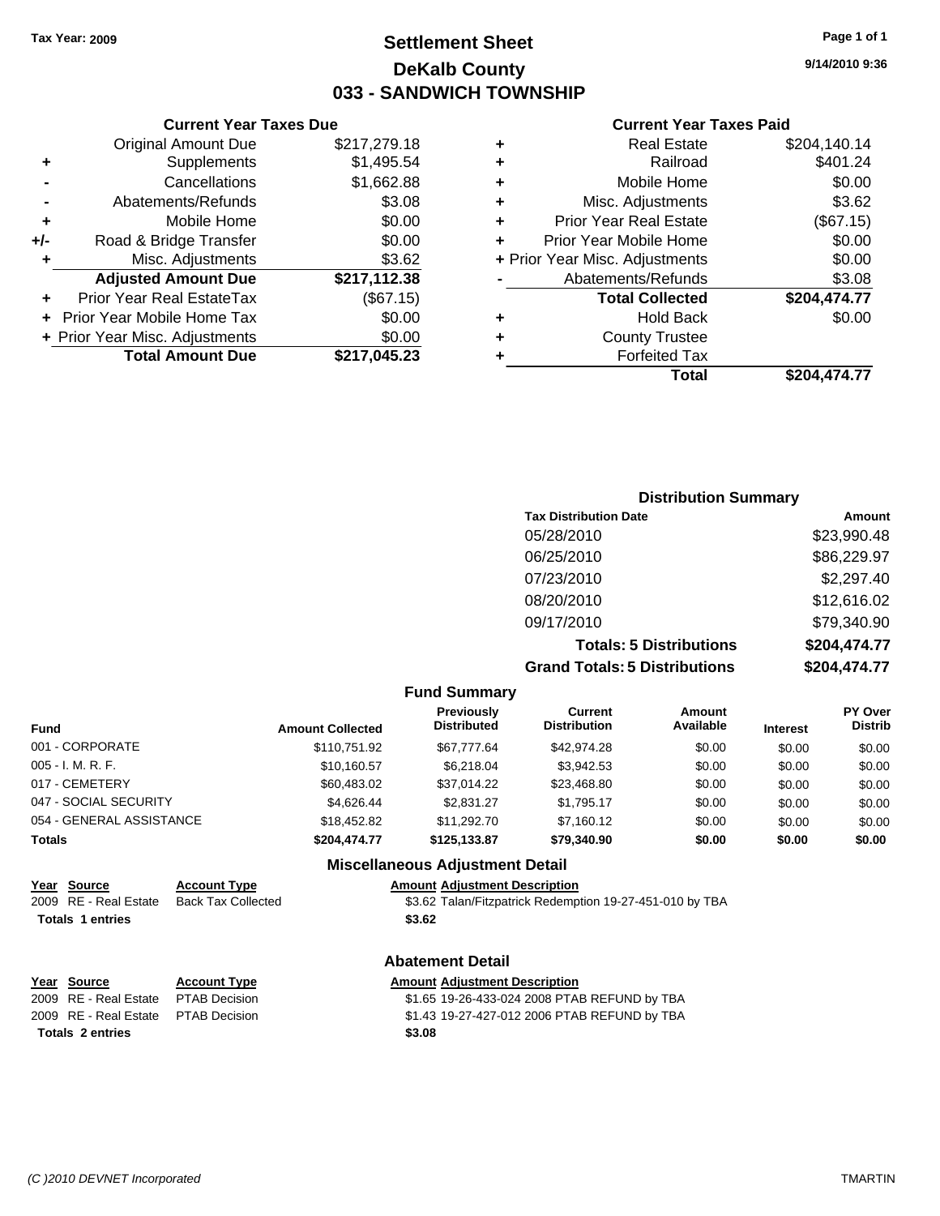Tax Year: 2009

# Settlement Sheet
## DeKalb County
## 033 - SANDWICH TOWNSHIP

9/14/2010 9:36

### Current Year Taxes Due

| | | |
|---|---|---|
| | Original Amount Due | $217,279.18 |
| + | Supplements | $1,495.54 |
| - | Cancellations | $1,662.88 |
| - | Abatements/Refunds | $3.08 |
| + | Mobile Home | $0.00 |
| +/- | Road & Bridge Transfer | $0.00 |
| + | Misc. Adjustments | $3.62 |
| | **Adjusted Amount Due** | **$217,112.38** |
| + | Prior Year Real EstateTax | ($67.15) |
| + | Prior Year Mobile Home Tax | $0.00 |
| + | Prior Year Misc. Adjustments | $0.00 |
| | **Total Amount Due** | **$217,045.23** |

### Current Year Taxes Paid

| | | |
|---|---|---|
| + | Real Estate | $204,140.14 |
| + | Railroad | $401.24 |
| + | Mobile Home | $0.00 |
| + | Misc. Adjustments | $3.62 |
| + | Prior Year Real Estate | ($67.15) |
| + | Prior Year Mobile Home | $0.00 |
| + | Prior Year Misc. Adjustments | $0.00 |
| - | Abatements/Refunds | $3.08 |
| | **Total Collected** | **$204,474.77** |
| + | Hold Back | $0.00 |
| + | County Trustee | |
| + | Forfeited Tax | |
| | **Total** | **$204,474.77** |

### Distribution Summary

| Tax Distribution Date | Amount |
|---|---|
| 05/28/2010 | $23,990.48 |
| 06/25/2010 | $86,229.97 |
| 07/23/2010 | $2,297.40 |
| 08/20/2010 | $12,616.02 |
| 09/17/2010 | $79,340.90 |
| **Totals: 5 Distributions** | **$204,474.77** |
| **Grand Totals: 5 Distributions** | **$204,474.77** |

### Fund Summary

| Fund | Amount Collected | Previously Distributed | Current Distribution | Amount Available | Interest | PY Over Distrib |
|---|---|---|---|---|---|---|
| 001 - CORPORATE | $110,751.92 | $67,777.64 | $42,974.28 | $0.00 | $0.00 | $0.00 |
| 005 - I. M. R. F. | $10,160.57 | $6,218.04 | $3,942.53 | $0.00 | $0.00 | $0.00 |
| 017 - CEMETERY | $60,483.02 | $37,014.22 | $23,468.80 | $0.00 | $0.00 | $0.00 |
| 047 - SOCIAL SECURITY | $4,626.44 | $2,831.27 | $1,795.17 | $0.00 | $0.00 | $0.00 |
| 054 - GENERAL ASSISTANCE | $18,452.82 | $11,292.70 | $7,160.12 | $0.00 | $0.00 | $0.00 |
| **Totals** | **$204,474.77** | **$125,133.87** | **$79,340.90** | **$0.00** | **$0.00** | **$0.00** |

### Miscellaneous Adjustment Detail

| Year | Source | Account Type | Amount | Adjustment Description |
|---|---|---|---|---|
| 2009 | RE - Real Estate | Back Tax Collected | $3.62 | Talan/Fitzpatrick Redemption 19-27-451-010 by TBA |
| **Totals 1 entries** | | | **$3.62** | |

### Abatement Detail

| Year | Source | Account Type | Amount | Adjustment Description |
|---|---|---|---|---|
| 2009 | RE - Real Estate | PTAB Decision | $1.65 | 19-26-433-024 2008 PTAB REFUND by TBA |
| 2009 | RE - Real Estate | PTAB Decision | $1.43 | 19-27-427-012 2006 PTAB REFUND by TBA |
| **Totals 2 entries** | | | **$3.08** | |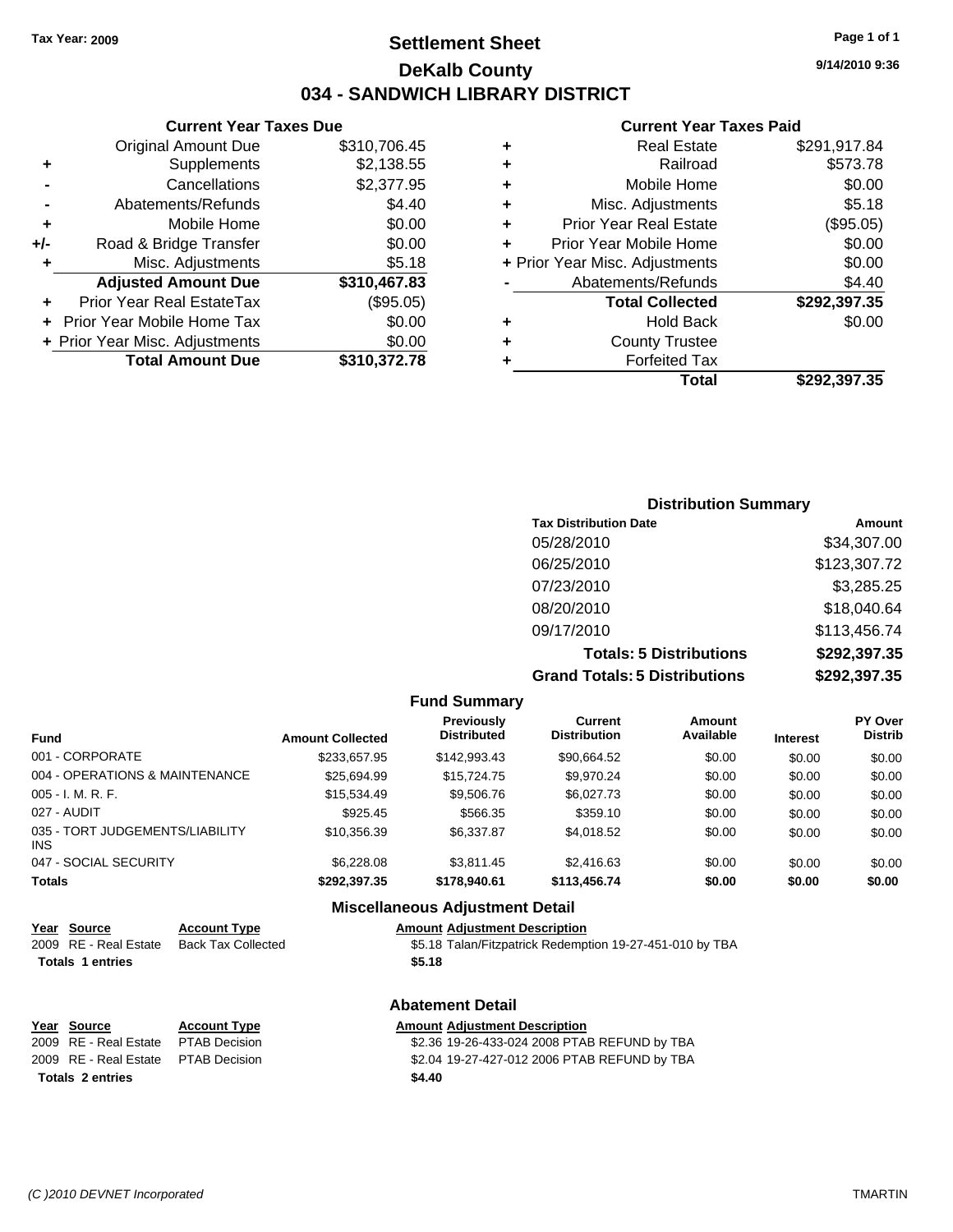Tax Year: 2009

# Settlement Sheet
## DeKalb County
## 034 - SANDWICH LIBRARY DISTRICT

9/14/2010 9:36

### Current Year Taxes Due

| | | |
|---|---|---|
| | Original Amount Due | $310,706.45 |
| + | Supplements | $2,138.55 |
| - | Cancellations | $2,377.95 |
| - | Abatements/Refunds | $4.40 |
| + | Mobile Home | $0.00 |
| +/- | Road & Bridge Transfer | $0.00 |
| + | Misc. Adjustments | $5.18 |
| | **Adjusted Amount Due** | **$310,467.83** |
| + | Prior Year Real EstateTax | ($95.05) |
| + | Prior Year Mobile Home Tax | $0.00 |
| + | Prior Year Misc. Adjustments | $0.00 |
| | **Total Amount Due** | **$310,372.78** |

### Current Year Taxes Paid

| | | |
|---|---|---|
| + | Real Estate | $291,917.84 |
| + | Railroad | $573.78 |
| + | Mobile Home | $0.00 |
| + | Misc. Adjustments | $5.18 |
| + | Prior Year Real Estate | ($95.05) |
| + | Prior Year Mobile Home | $0.00 |
| + | Prior Year Misc. Adjustments | $0.00 |
| - | Abatements/Refunds | $4.40 |
| | **Total Collected** | **$292,397.35** |
| + | Hold Back | $0.00 |
| + | County Trustee | |
| + | Forfeited Tax | |
| | **Total** | **$292,397.35** |

### Distribution Summary

| Tax Distribution Date | Amount |
|---|---|
| 05/28/2010 | $34,307.00 |
| 06/25/2010 | $123,307.72 |
| 07/23/2010 | $3,285.25 |
| 08/20/2010 | $18,040.64 |
| 09/17/2010 | $113,456.74 |
| **Totals: 5 Distributions** | **$292,397.35** |
| **Grand Totals: 5 Distributions** | **$292,397.35** |

### Fund Summary

| Fund | Amount Collected | Previously Distributed | Current Distribution | Amount Available | Interest | PY Over Distrib |
|---|---|---|---|---|---|---|
| 001 - CORPORATE | $233,657.95 | $142,993.43 | $90,664.52 | $0.00 | $0.00 | $0.00 |
| 004 - OPERATIONS & MAINTENANCE | $25,694.99 | $15,724.75 | $9,970.24 | $0.00 | $0.00 | $0.00 |
| 005 - I. M. R. F. | $15,534.49 | $9,506.76 | $6,027.73 | $0.00 | $0.00 | $0.00 |
| 027 - AUDIT | $925.45 | $566.35 | $359.10 | $0.00 | $0.00 | $0.00 |
| 035 - TORT JUDGEMENTS/LIABILITY INS | $10,356.39 | $6,337.87 | $4,018.52 | $0.00 | $0.00 | $0.00 |
| 047 - SOCIAL SECURITY | $6,228.08 | $3,811.45 | $2,416.63 | $0.00 | $0.00 | $0.00 |
| **Totals** | **$292,397.35** | **$178,940.61** | **$113,456.74** | **$0.00** | **$0.00** | **$0.00** |

### Miscellaneous Adjustment Detail

| Year | Source | Account Type | Amount | Adjustment Description |
|---|---|---|---|---|
| 2009 | RE - Real Estate | Back Tax Collected | $5.18 | Talan/Fitzpatrick Redemption 19-27-451-010 by TBA |
| **Totals 1 entries** | | | **$5.18** | |

### Abatement Detail

| Year | Source | Account Type | Amount | Adjustment Description |
|---|---|---|---|---|
| 2009 | RE - Real Estate | PTAB Decision | $2.36 | 19-26-433-024 2008 PTAB REFUND by TBA |
| 2009 | RE - Real Estate | PTAB Decision | $2.04 | 19-27-427-012 2006 PTAB REFUND by TBA |
| **Totals 2 entries** | | | **$4.40** | |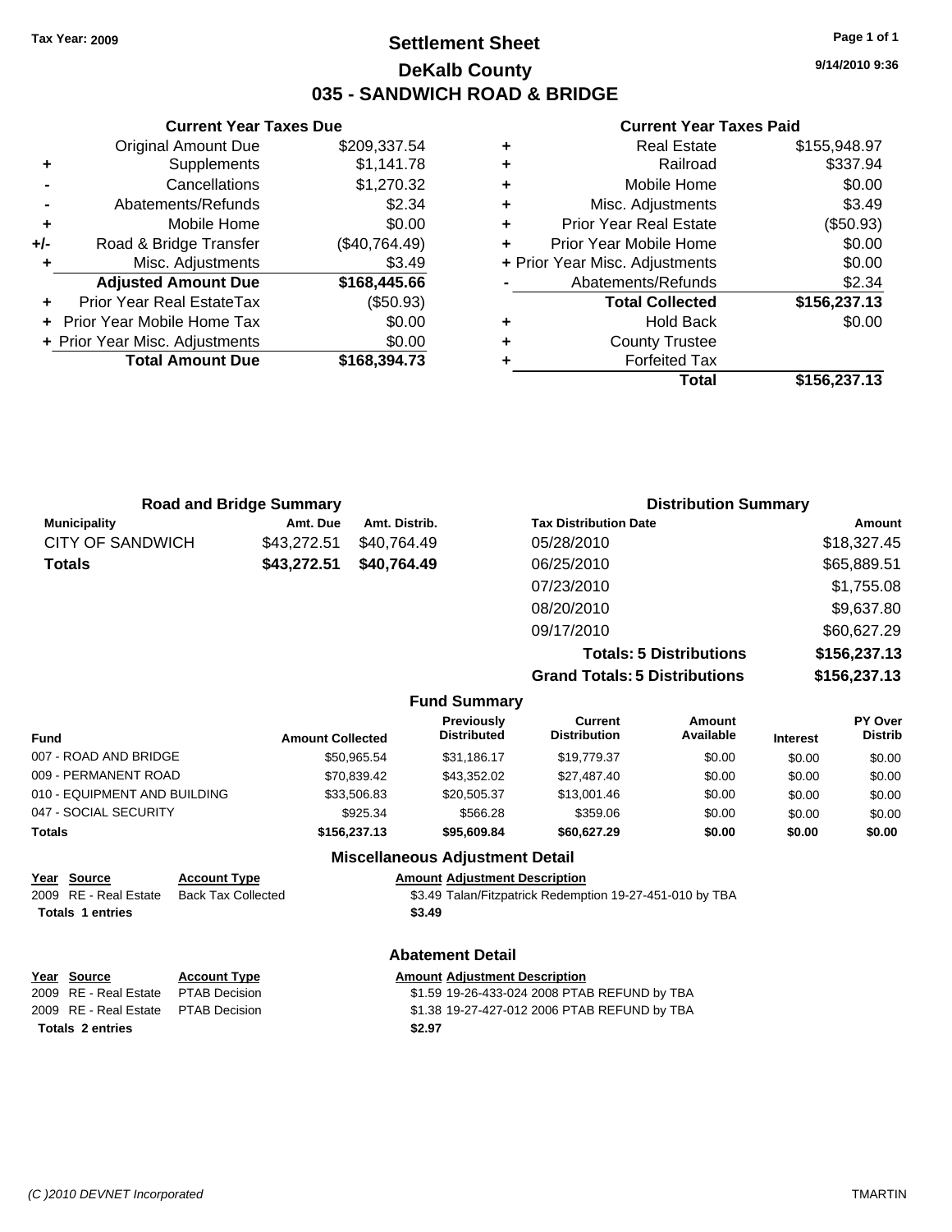**Tax Year: 2009**

# Settlement Sheet
## DeKalb County
## 035 - SANDWICH ROAD & BRIDGE

9/14/2010 9:36

### Current Year Taxes Due

| | | |
|---|---|---|
| | Original Amount Due | $209,337.54 |
| + | Supplements | $1,141.78 |
| - | Cancellations | $1,270.32 |
| - | Abatements/Refunds | $2.34 |
| + | Mobile Home | $0.00 |
| +/- | Road & Bridge Transfer | ($40,764.49) |
| + | Misc. Adjustments | $3.49 |
| | **Adjusted Amount Due** | **$168,445.66** |
| + | Prior Year Real EstateTax | ($50.93) |
| + | Prior Year Mobile Home Tax | $0.00 |
| + | Prior Year Misc. Adjustments | $0.00 |
| | **Total Amount Due** | **$168,394.73** |

### Current Year Taxes Paid

| | | |
|---|---|---|
| + | Real Estate | $155,948.97 |
| + | Railroad | $337.94 |
| + | Mobile Home | $0.00 |
| + | Misc. Adjustments | $3.49 |
| + | Prior Year Real Estate | ($50.93) |
| + | Prior Year Mobile Home | $0.00 |
| + | Prior Year Misc. Adjustments | $0.00 |
| - | Abatements/Refunds | $2.34 |
| | **Total Collected** | **$156,237.13** |
| + | Hold Back | $0.00 |
| + | County Trustee | |
| + | Forfeited Tax | |
| | **Total** | **$156,237.13** |

### Road and Bridge Summary

| Municipality | Amt. Due | Amt. Distrib. |
|---|---|---|
| CITY OF SANDWICH | $43,272.51 | $40,764.49 |
| **Totals** | **$43,272.51** | **$40,764.49** |

### Distribution Summary

| Tax Distribution Date | Amount |
|---|---|
| 05/28/2010 | $18,327.45 |
| 06/25/2010 | $65,889.51 |
| 07/23/2010 | $1,755.08 |
| 08/20/2010 | $9,637.80 |
| 09/17/2010 | $60,627.29 |
| **Totals: 5 Distributions** | **$156,237.13** |
| **Grand Totals: 5 Distributions** | **$156,237.13** |

### Fund Summary

| Fund | Amount Collected | Previously Distributed | Current Distribution | Amount Available | Interest | PY Over Distrib |
|---|---|---|---|---|---|---|
| 007 - ROAD AND BRIDGE | $50,965.54 | $31,186.17 | $19,779.37 | $0.00 | $0.00 | $0.00 |
| 009 - PERMANENT ROAD | $70,839.42 | $43,352.02 | $27,487.40 | $0.00 | $0.00 | $0.00 |
| 010 - EQUIPMENT AND BUILDING | $33,506.83 | $20,505.37 | $13,001.46 | $0.00 | $0.00 | $0.00 |
| 047 - SOCIAL SECURITY | $925.34 | $566.28 | $359.06 | $0.00 | $0.00 | $0.00 |
| **Totals** | **$156,237.13** | **$95,609.84** | **$60,627.29** | **$0.00** | **$0.00** | **$0.00** |

### Miscellaneous Adjustment Detail

| Year | Source | Account Type | Amount | Adjustment Description |
|---|---|---|---|---|
| 2009 | RE - Real Estate | Back Tax Collected | $3.49 | Talan/Fitzpatrick Redemption 19-27-451-010 by TBA |
| **Totals 1 entries** | | | **$3.49** | |

### Abatement Detail

| Year | Source | Account Type | Amount | Adjustment Description |
|---|---|---|---|---|
| 2009 | RE - Real Estate | PTAB Decision | $1.59 | 19-26-433-024 2008 PTAB REFUND by TBA |
| 2009 | RE - Real Estate | PTAB Decision | $1.38 | 19-27-427-012 2006 PTAB REFUND by TBA |
| **Totals 2 entries** | | | **$2.97** | |

*(C )2010 DEVNET Incorporated* TMARTIN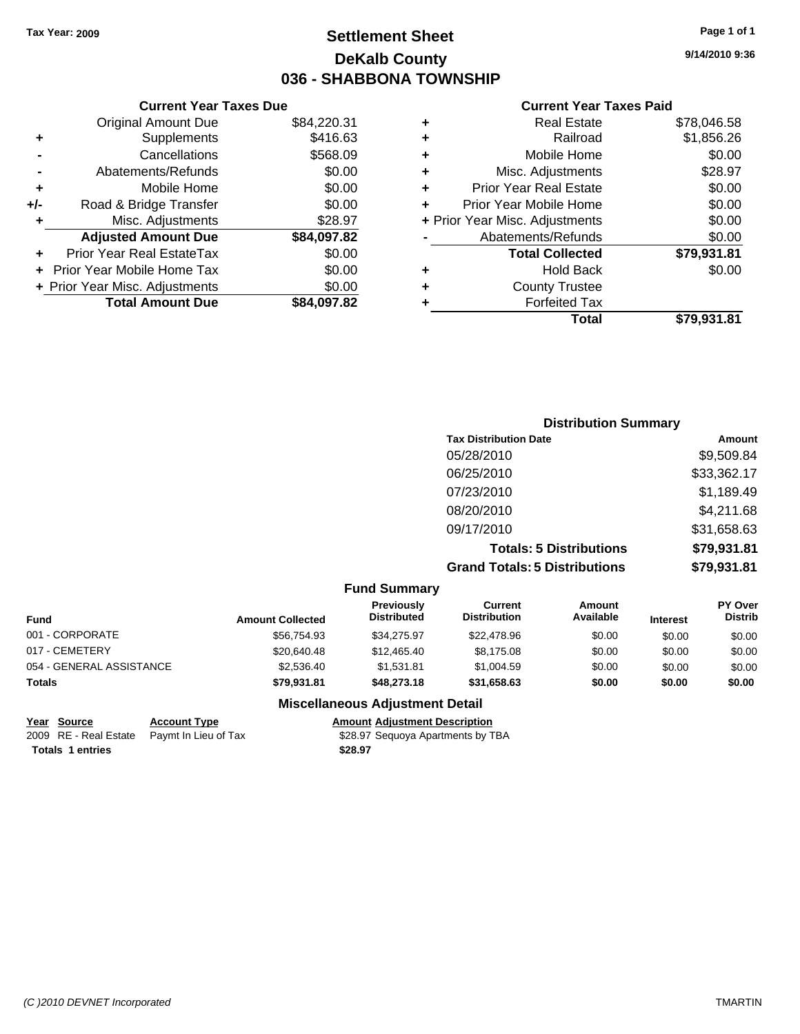**Tax Year: 2009**

# Settlement Sheet
## DeKalb County
## 036 - SHABBONA TOWNSHIP

9/14/2010 9:36

### Current Year Taxes Due

| | | |
|---|---|---|
| | Original Amount Due | $84,220.31 |
| + | Supplements | $416.63 |
| - | Cancellations | $568.09 |
| - | Abatements/Refunds | $0.00 |
| + | Mobile Home | $0.00 |
| +/- | Road & Bridge Transfer | $0.00 |
| + | Misc. Adjustments | $28.97 |
| | **Adjusted Amount Due** | **$84,097.82** |
| + | Prior Year Real EstateTax | $0.00 |
| + | Prior Year Mobile Home Tax | $0.00 |
| + | Prior Year Misc. Adjustments | $0.00 |
| | **Total Amount Due** | **$84,097.82** |

### Current Year Taxes Paid

| | | |
|---|---|---|
| + | Real Estate | $78,046.58 |
| + | Railroad | $1,856.26 |
| + | Mobile Home | $0.00 |
| + | Misc. Adjustments | $28.97 |
| + | Prior Year Real Estate | $0.00 |
| + | Prior Year Mobile Home | $0.00 |
| + | Prior Year Misc. Adjustments | $0.00 |
| - | Abatements/Refunds | $0.00 |
| | **Total Collected** | **$79,931.81** |
| + | Hold Back | $0.00 |
| + | County Trustee | |
| + | Forfeited Tax | |
| | **Total** | **$79,931.81** |

### Distribution Summary

| Tax Distribution Date | Amount |
|---|---|
| 05/28/2010 | $9,509.84 |
| 06/25/2010 | $33,362.17 |
| 07/23/2010 | $1,189.49 |
| 08/20/2010 | $4,211.68 |
| 09/17/2010 | $31,658.63 |
| **Totals: 5 Distributions** | **$79,931.81** |
| **Grand Totals: 5 Distributions** | **$79,931.81** |

### Fund Summary

| Fund | Amount Collected | Previously Distributed | Current Distribution | Amount Available | Interest | PY Over Distrib |
|---|---|---|---|---|---|---|
| 001 - CORPORATE | $56,754.93 | $34,275.97 | $22,478.96 | $0.00 | $0.00 | $0.00 |
| 017 - CEMETERY | $20,640.48 | $12,465.40 | $8,175.08 | $0.00 | $0.00 | $0.00 |
| 054 - GENERAL ASSISTANCE | $2,536.40 | $1,531.81 | $1,004.59 | $0.00 | $0.00 | $0.00 |
| **Totals** | **$79,931.81** | **$48,273.18** | **$31,658.63** | **$0.00** | **$0.00** | **$0.00** |

### Miscellaneous Adjustment Detail

| Year | Source | Account Type | Amount | Adjustment Description |
|---|---|---|---|---|
| 2009 | RE - Real Estate | Paymt In Lieu of Tax | $28.97 | Sequoya Apartments by TBA |
| **Totals** | **1 entries** | | **$28.97** | |

*(C )2010 DEVNET Incorporated* TMARTIN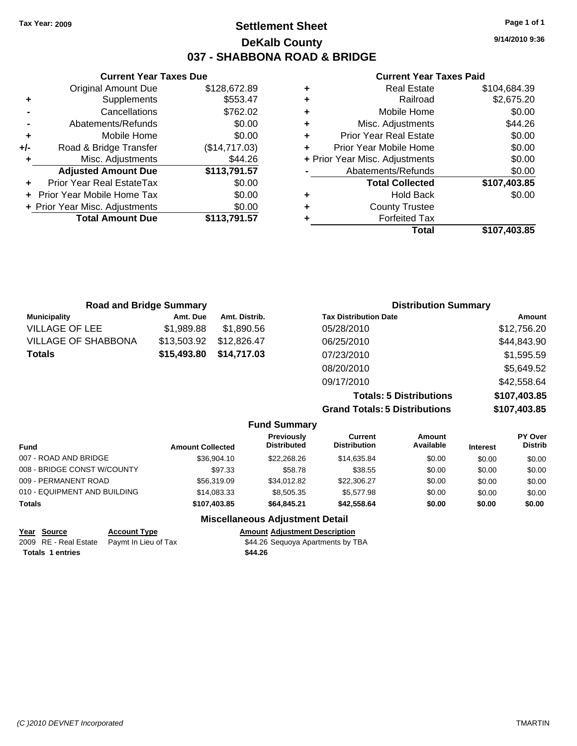Tax Year: 2009

# Settlement Sheet

## DeKalb County

## 037 - SHABBONA ROAD & BRIDGE

9/14/2010 9:36

### Current Year Taxes Due

| | | |
|---|---|---|
| | Original Amount Due | $128,672.89 |
| + | Supplements | $553.47 |
| - | Cancellations | $762.02 |
| - | Abatements/Refunds | $0.00 |
| + | Mobile Home | $0.00 |
| +/- | Road & Bridge Transfer | ($14,717.03) |
| + | Misc. Adjustments | $44.26 |
| | **Adjusted Amount Due** | **$113,791.57** |
| + | Prior Year Real EstateTax | $0.00 |
| + | Prior Year Mobile Home Tax | $0.00 |
| + | Prior Year Misc. Adjustments | $0.00 |
| | **Total Amount Due** | **$113,791.57** |

### Current Year Taxes Paid

| | | |
|---|---|---|
| + | Real Estate | $104,684.39 |
| + | Railroad | $2,675.20 |
| + | Mobile Home | $0.00 |
| + | Misc. Adjustments | $44.26 |
| + | Prior Year Real Estate | $0.00 |
| + | Prior Year Mobile Home | $0.00 |
| + | Prior Year Misc. Adjustments | $0.00 |
| - | Abatements/Refunds | $0.00 |
| | **Total Collected** | **$107,403.85** |
| + | Hold Back | $0.00 |
| + | County Trustee | |
| + | Forfeited Tax | |
| | **Total** | **$107,403.85** |

### Road and Bridge Summary

| Municipality | Amt. Due | Amt. Distrib. |
|---|---|---|
| VILLAGE OF LEE | $1,989.88 | $1,890.56 |
| VILLAGE OF SHABBONA | $13,503.92 | $12,826.47 |
| **Totals** | **$15,493.80** | **$14,717.03** |

### Distribution Summary

| Tax Distribution Date | Amount |
|---|---|
| 05/28/2010 | $12,756.20 |
| 06/25/2010 | $44,843.90 |
| 07/23/2010 | $1,595.59 |
| 08/20/2010 | $5,649.52 |
| 09/17/2010 | $42,558.64 |
| **Totals: 5 Distributions** | **$107,403.85** |
| **Grand Totals: 5 Distributions** | **$107,403.85** |

### Fund Summary

| Fund | Amount Collected | Previously Distributed | Current Distribution | Amount Available | Interest | PY Over Distrib |
|---|---|---|---|---|---|---|
| 007 - ROAD AND BRIDGE | $36,904.10 | $22,268.26 | $14,635.84 | $0.00 | $0.00 | $0.00 |
| 008 - BRIDGE CONST W/COUNTY | $97.33 | $58.78 | $38.55 | $0.00 | $0.00 | $0.00 |
| 009 - PERMANENT ROAD | $56,319.09 | $34,012.82 | $22,306.27 | $0.00 | $0.00 | $0.00 |
| 010 - EQUIPMENT AND BUILDING | $14,083.33 | $8,505.35 | $5,577.98 | $0.00 | $0.00 | $0.00 |
| **Totals** | **$107,403.85** | **$64,845.21** | **$42,558.64** | **$0.00** | **$0.00** | **$0.00** |

### Miscellaneous Adjustment Detail

| Year | Source | Account Type | Amount | Adjustment Description |
|---|---|---|---|---|
| 2009 | RE - Real Estate | Paymt In Lieu of Tax | $44.26 | Sequoya Apartments by TBA |
| **Totals** | **1 entries** | | **$44.26** | |

(C )2010 DEVNET Incorporated TMARTIN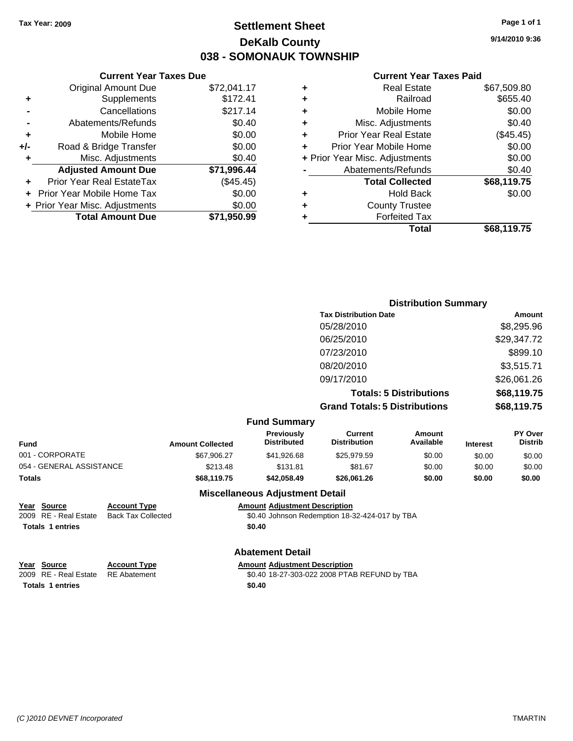Tax Year: 2009

# Settlement Sheet
## DeKalb County
## 038 - SOMONAUK TOWNSHIP

9/14/2010 9:36

### Current Year Taxes Due

| | | |
|---|---|---|
| | Original Amount Due | $72,041.17 |
| + | Supplements | $172.41 |
| - | Cancellations | $217.14 |
| - | Abatements/Refunds | $0.40 |
| + | Mobile Home | $0.00 |
| +/- | Road & Bridge Transfer | $0.00 |
| + | Misc. Adjustments | $0.40 |
| | **Adjusted Amount Due** | **$71,996.44** |
| + | Prior Year Real EstateTax | ($45.45) |
| + | Prior Year Mobile Home Tax | $0.00 |
| + | Prior Year Misc. Adjustments | $0.00 |
| | **Total Amount Due** | **$71,950.99** |

### Current Year Taxes Paid

| | | |
|---|---|---|
| + | Real Estate | $67,509.80 |
| + | Railroad | $655.40 |
| + | Mobile Home | $0.00 |
| + | Misc. Adjustments | $0.40 |
| + | Prior Year Real Estate | ($45.45) |
| + | Prior Year Mobile Home | $0.00 |
| + | Prior Year Misc. Adjustments | $0.00 |
| - | Abatements/Refunds | $0.40 |
| | **Total Collected** | **$68,119.75** |
| + | Hold Back | $0.00 |
| + | County Trustee | |
| + | Forfeited Tax | |
| | **Total** | **$68,119.75** |

### Distribution Summary

| Tax Distribution Date | Amount |
|---|---|
| 05/28/2010 | $8,295.96 |
| 06/25/2010 | $29,347.72 |
| 07/23/2010 | $899.10 |
| 08/20/2010 | $3,515.71 |
| 09/17/2010 | $26,061.26 |
| **Totals: 5 Distributions** | **$68,119.75** |
| **Grand Totals: 5 Distributions** | **$68,119.75** |

### Fund Summary

| Fund | Amount Collected | Previously Distributed | Current Distribution | Amount Available | Interest | PY Over Distrib |
|---|---|---|---|---|---|---|
| 001 - CORPORATE | $67,906.27 | $41,926.68 | $25,979.59 | $0.00 | $0.00 | $0.00 |
| 054 - GENERAL ASSISTANCE | $213.48 | $131.81 | $81.67 | $0.00 | $0.00 | $0.00 |
| **Totals** | **$68,119.75** | **$42,058.49** | **$26,061.26** | **$0.00** | **$0.00** | **$0.00** |

### Miscellaneous Adjustment Detail

| Year | Source | Account Type | Amount | Adjustment Description |
|---|---|---|---|---|
| 2009 | RE - Real Estate | Back Tax Collected | $0.40 | Johnson Redemption 18-32-424-017 by TBA |
| **Totals** | **1 entries** | | **$0.40** | |

### Abatement Detail

| Year | Source | Account Type | Amount | Adjustment Description |
|---|---|---|---|---|
| 2009 | RE - Real Estate | RE Abatement | $0.40 | 18-27-303-022 2008 PTAB REFUND by TBA |
| **Totals** | **1 entries** | | **$0.40** | |

(C )2010 DEVNET Incorporated TMARTIN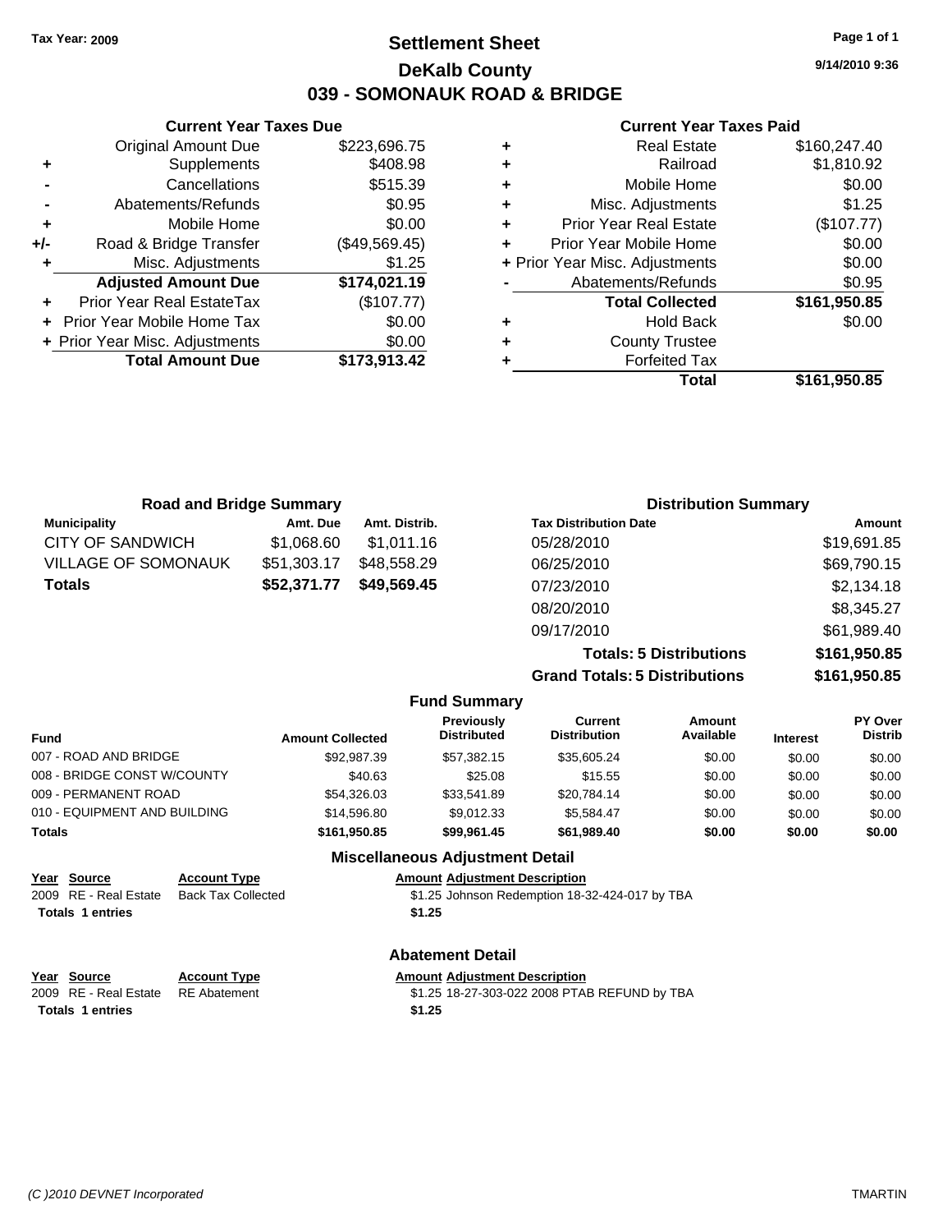Tax Year: 2009

# Settlement Sheet
## DeKalb County
## 039 - SOMONAUK ROAD & BRIDGE

9/14/2010 9:36

### Current Year Taxes Due

| | | |
|---|---|---|
| | Original Amount Due | $223,696.75 |
| + | Supplements | $408.98 |
| - | Cancellations | $515.39 |
| - | Abatements/Refunds | $0.95 |
| + | Mobile Home | $0.00 |
| +/- | Road & Bridge Transfer | ($49,569.45) |
| + | Misc. Adjustments | $1.25 |
| | **Adjusted Amount Due** | **$174,021.19** |
| + | Prior Year Real EstateTax | ($107.77) |
| + | Prior Year Mobile Home Tax | $0.00 |
| + | Prior Year Misc. Adjustments | $0.00 |
| | **Total Amount Due** | **$173,913.42** |

### Current Year Taxes Paid

| | | |
|---|---|---|
| + | Real Estate | $160,247.40 |
| + | Railroad | $1,810.92 |
| + | Mobile Home | $0.00 |
| + | Misc. Adjustments | $1.25 |
| + | Prior Year Real Estate | ($107.77) |
| + | Prior Year Mobile Home | $0.00 |
| + | Prior Year Misc. Adjustments | $0.00 |
| - | Abatements/Refunds | $0.95 |
| | **Total Collected** | **$161,950.85** |
| + | Hold Back | $0.00 |
| + | County Trustee | |
| + | Forfeited Tax | |
| | **Total** | **$161,950.85** |

### Road and Bridge Summary

| Municipality | Amt. Due | Amt. Distrib. |
|---|---|---|
| CITY OF SANDWICH | $1,068.60 | $1,011.16 |
| VILLAGE OF SOMONAUK | $51,303.17 | $48,558.29 |
| **Totals** | **$52,371.77** | **$49,569.45** |

### Distribution Summary

| Tax Distribution Date | Amount |
|---|---|
| 05/28/2010 | $19,691.85 |
| 06/25/2010 | $69,790.15 |
| 07/23/2010 | $2,134.18 |
| 08/20/2010 | $8,345.27 |
| 09/17/2010 | $61,989.40 |
| **Totals: 5 Distributions** | **$161,950.85** |
| **Grand Totals: 5 Distributions** | **$161,950.85** |

### Fund Summary

| Fund | Amount Collected | Previously Distributed | Current Distribution | Amount Available | Interest | PY Over Distrib |
|---|---|---|---|---|---|---|
| 007 - ROAD AND BRIDGE | $92,987.39 | $57,382.15 | $35,605.24 | $0.00 | $0.00 | $0.00 |
| 008 - BRIDGE CONST W/COUNTY | $40.63 | $25.08 | $15.55 | $0.00 | $0.00 | $0.00 |
| 009 - PERMANENT ROAD | $54,326.03 | $33,541.89 | $20,784.14 | $0.00 | $0.00 | $0.00 |
| 010 - EQUIPMENT AND BUILDING | $14,596.80 | $9,012.33 | $5,584.47 | $0.00 | $0.00 | $0.00 |
| **Totals** | **$161,950.85** | **$99,961.45** | **$61,989.40** | **$0.00** | **$0.00** | **$0.00** |

### Miscellaneous Adjustment Detail

| Year | Source | Account Type | Amount | Adjustment Description |
|---|---|---|---|---|
| 2009 | RE - Real Estate | Back Tax Collected | $1.25 | Johnson Redemption 18-32-424-017 by TBA |
| **Totals** | **1 entries** | | **$1.25** | |

### Abatement Detail

| Year | Source | Account Type | Amount | Adjustment Description |
|---|---|---|---|---|
| 2009 | RE - Real Estate | RE Abatement | $1.25 | 18-27-303-022 2008 PTAB REFUND by TBA |
| **Totals** | **1 entries** | | **$1.25** | |

(C )2010 DEVNET Incorporated TMARTIN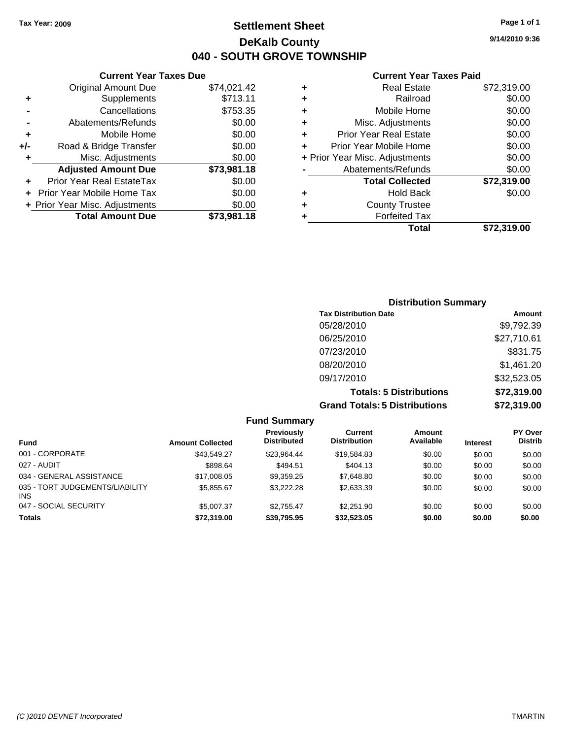**Tax Year: 2009**

# Settlement Sheet
## DeKalb County
## 040 - SOUTH GROVE TOWNSHIP

9/14/2010 9:36

### Current Year Taxes Due

| | | |
|---|---|---|
| | Original Amount Due | $74,021.42 |
| + | Supplements | $713.11 |
| - | Cancellations | $753.35 |
| - | Abatements/Refunds | $0.00 |
| + | Mobile Home | $0.00 |
| +/- | Road & Bridge Transfer | $0.00 |
| + | Misc. Adjustments | $0.00 |
| | **Adjusted Amount Due** | **$73,981.18** |
| + | Prior Year Real EstateTax | $0.00 |
| + | Prior Year Mobile Home Tax | $0.00 |
| + | Prior Year Misc. Adjustments | $0.00 |
| | **Total Amount Due** | **$73,981.18** |

### Current Year Taxes Paid

| | | |
|---|---|---|
| + | Real Estate | $72,319.00 |
| + | Railroad | $0.00 |
| + | Mobile Home | $0.00 |
| + | Misc. Adjustments | $0.00 |
| + | Prior Year Real Estate | $0.00 |
| + | Prior Year Mobile Home | $0.00 |
| + | Prior Year Misc. Adjustments | $0.00 |
| - | Abatements/Refunds | $0.00 |
| | **Total Collected** | **$72,319.00** |
| + | Hold Back | $0.00 |
| + | County Trustee | |
| + | Forfeited Tax | |
| | **Total** | **$72,319.00** |

### Distribution Summary

| Tax Distribution Date | Amount |
|---|---|
| 05/28/2010 | $9,792.39 |
| 06/25/2010 | $27,710.61 |
| 07/23/2010 | $831.75 |
| 08/20/2010 | $1,461.20 |
| 09/17/2010 | $32,523.05 |
| **Totals: 5 Distributions** | **$72,319.00** |
| **Grand Totals: 5 Distributions** | **$72,319.00** |

### Fund Summary

| Fund | Amount Collected | Previously Distributed | Current Distribution | Amount Available | Interest | PY Over Distrib |
|---|---|---|---|---|---|---|
| 001 - CORPORATE | $43,549.27 | $23,964.44 | $19,584.83 | $0.00 | $0.00 | $0.00 |
| 027 - AUDIT | $898.64 | $494.51 | $404.13 | $0.00 | $0.00 | $0.00 |
| 034 - GENERAL ASSISTANCE | $17,008.05 | $9,359.25 | $7,648.80 | $0.00 | $0.00 | $0.00 |
| 035 - TORT JUDGEMENTS/LIABILITY INS | $5,855.67 | $3,222.28 | $2,633.39 | $0.00 | $0.00 | $0.00 |
| 047 - SOCIAL SECURITY | $5,007.37 | $2,755.47 | $2,251.90 | $0.00 | $0.00 | $0.00 |
| **Totals** | **$72,319.00** | **$39,795.95** | **$32,523.05** | **$0.00** | **$0.00** | **$0.00** |

(C )2010 DEVNET Incorporated TMARTIN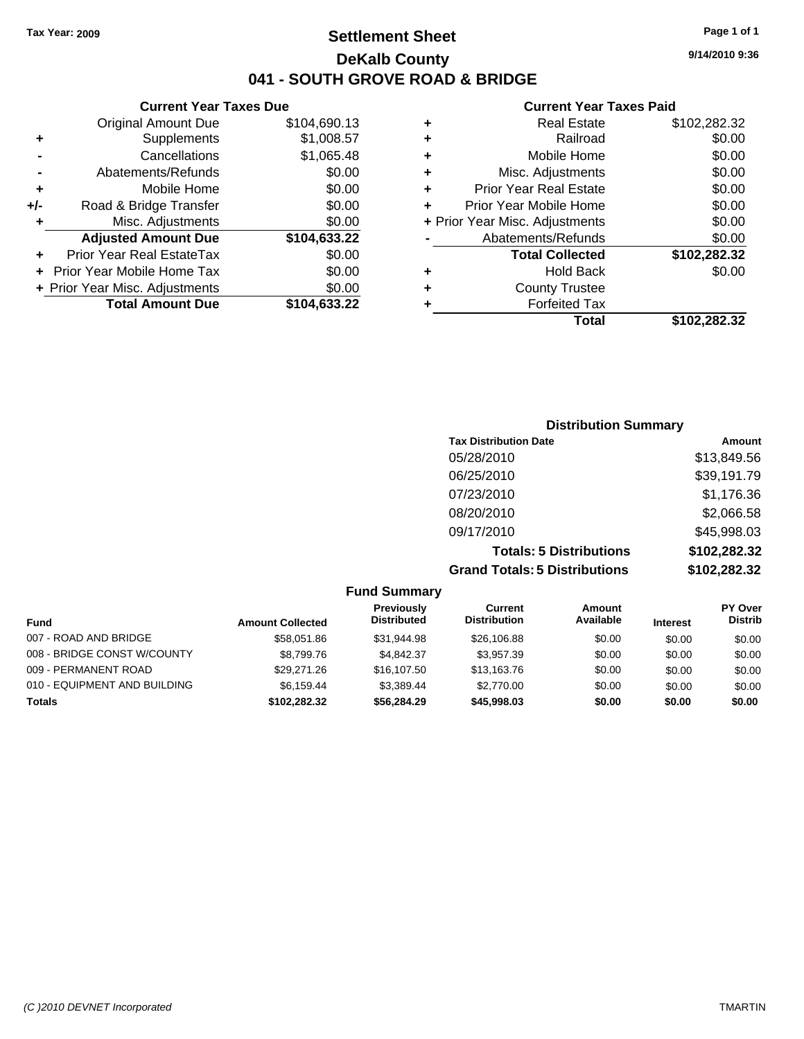Tax Year: 2009

# Settlement Sheet

## DeKalb County

## 041 - SOUTH GROVE ROAD & BRIDGE

9/14/2010 9:36

### Current Year Taxes Due

| | | |
|---|---|---|
| | Original Amount Due | $104,690.13 |
| + | Supplements | $1,008.57 |
| - | Cancellations | $1,065.48 |
| - | Abatements/Refunds | $0.00 |
| + | Mobile Home | $0.00 |
| +/- | Road & Bridge Transfer | $0.00 |
| + | Misc. Adjustments | $0.00 |
| | **Adjusted Amount Due** | **$104,633.22** |
| + | Prior Year Real EstateTax | $0.00 |
| + | Prior Year Mobile Home Tax | $0.00 |
| + | Prior Year Misc. Adjustments | $0.00 |
| | **Total Amount Due** | **$104,633.22** |

### Current Year Taxes Paid

| | | |
|---|---|---|
| + | Real Estate | $102,282.32 |
| + | Railroad | $0.00 |
| + | Mobile Home | $0.00 |
| + | Misc. Adjustments | $0.00 |
| + | Prior Year Real Estate | $0.00 |
| + | Prior Year Mobile Home | $0.00 |
| + | Prior Year Misc. Adjustments | $0.00 |
| - | Abatements/Refunds | $0.00 |
| | **Total Collected** | **$102,282.32** |
| + | Hold Back | $0.00 |
| + | County Trustee | |
| + | Forfeited Tax | |
| | **Total** | **$102,282.32** |

### Distribution Summary

| Tax Distribution Date | Amount |
|---|---|
| 05/28/2010 | $13,849.56 |
| 06/25/2010 | $39,191.79 |
| 07/23/2010 | $1,176.36 |
| 08/20/2010 | $2,066.58 |
| 09/17/2010 | $45,998.03 |
| **Totals: 5 Distributions** | **$102,282.32** |
| **Grand Totals: 5 Distributions** | **$102,282.32** |

### Fund Summary

| Fund | Amount Collected | Previously Distributed | Current Distribution | Amount Available | Interest | PY Over Distrib |
|---|---|---|---|---|---|---|
| 007 - ROAD AND BRIDGE | $58,051.86 | $31,944.98 | $26,106.88 | $0.00 | $0.00 | $0.00 |
| 008 - BRIDGE CONST W/COUNTY | $8,799.76 | $4,842.37 | $3,957.39 | $0.00 | $0.00 | $0.00 |
| 009 - PERMANENT ROAD | $29,271.26 | $16,107.50 | $13,163.76 | $0.00 | $0.00 | $0.00 |
| 010 - EQUIPMENT AND BUILDING | $6,159.44 | $3,389.44 | $2,770.00 | $0.00 | $0.00 | $0.00 |
| **Totals** | **$102,282.32** | **$56,284.29** | **$45,998.03** | **$0.00** | **$0.00** | **$0.00** |

(C )2010 DEVNET Incorporated TMARTIN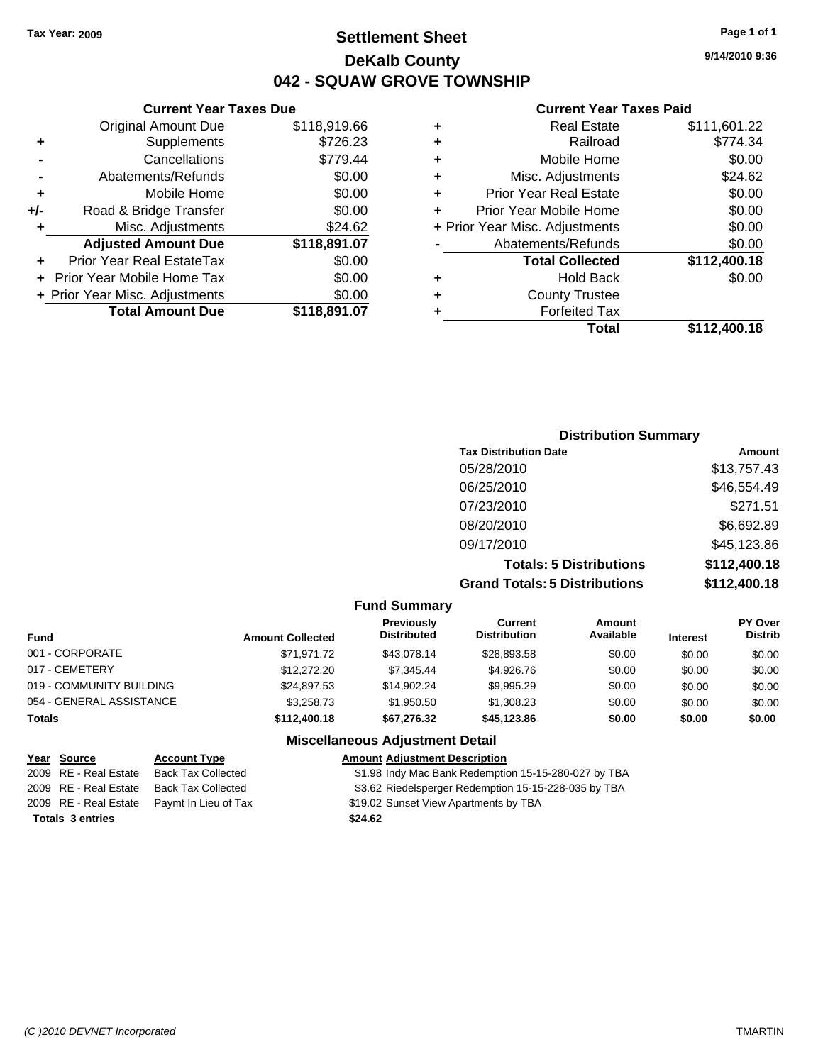Tax Year: 2009

# Settlement Sheet
## DeKalb County
## 042 - SQUAW GROVE TOWNSHIP

9/14/2010 9:36

### Current Year Taxes Due

| | | |
|---|---|---|
| | Original Amount Due | $118,919.66 |
| + | Supplements | $726.23 |
| - | Cancellations | $779.44 |
| - | Abatements/Refunds | $0.00 |
| + | Mobile Home | $0.00 |
| +/- | Road & Bridge Transfer | $0.00 |
| + | Misc. Adjustments | $24.62 |
| | **Adjusted Amount Due** | **$118,891.07** |
| + | Prior Year Real EstateTax | $0.00 |
| + | Prior Year Mobile Home Tax | $0.00 |
| + | Prior Year Misc. Adjustments | $0.00 |
| | **Total Amount Due** | **$118,891.07** |

### Current Year Taxes Paid

| | | |
|---|---|---|
| + | Real Estate | $111,601.22 |
| + | Railroad | $774.34 |
| + | Mobile Home | $0.00 |
| + | Misc. Adjustments | $24.62 |
| + | Prior Year Real Estate | $0.00 |
| + | Prior Year Mobile Home | $0.00 |
| + | Prior Year Misc. Adjustments | $0.00 |
| - | Abatements/Refunds | $0.00 |
| | **Total Collected** | **$112,400.18** |
| + | Hold Back | $0.00 |
| + | County Trustee | |
| + | Forfeited Tax | |
| | **Total** | **$112,400.18** |

### Distribution Summary

| Tax Distribution Date | Amount |
|---|---|
| 05/28/2010 | $13,757.43 |
| 06/25/2010 | $46,554.49 |
| 07/23/2010 | $271.51 |
| 08/20/2010 | $6,692.89 |
| 09/17/2010 | $45,123.86 |
| **Totals: 5 Distributions** | **$112,400.18** |
| **Grand Totals: 5 Distributions** | **$112,400.18** |

### Fund Summary

| Fund | Amount Collected | Previously Distributed | Current Distribution | Amount Available | Interest | PY Over Distrib |
|---|---|---|---|---|---|---|
| 001 - CORPORATE | $71,971.72 | $43,078.14 | $28,893.58 | $0.00 | $0.00 | $0.00 |
| 017 - CEMETERY | $12,272.20 | $7,345.44 | $4,926.76 | $0.00 | $0.00 | $0.00 |
| 019 - COMMUNITY BUILDING | $24,897.53 | $14,902.24 | $9,995.29 | $0.00 | $0.00 | $0.00 |
| 054 - GENERAL ASSISTANCE | $3,258.73 | $1,950.50 | $1,308.23 | $0.00 | $0.00 | $0.00 |
| **Totals** | **$112,400.18** | **$67,276.32** | **$45,123.86** | **$0.00** | **$0.00** | **$0.00** |

### Miscellaneous Adjustment Detail

| Year | Source | Account Type | Amount | Adjustment Description |
|---|---|---|---|---|
| 2009 | RE - Real Estate | Back Tax Collected | $1.98 | Indy Mac Bank Redemption 15-15-280-027 by TBA |
| 2009 | RE - Real Estate | Back Tax Collected | $3.62 | Riedelsperger Redemption 15-15-228-035 by TBA |
| 2009 | RE - Real Estate | Paymt In Lieu of Tax | $19.02 | Sunset View Apartments by TBA |
| **Totals 3 entries** | | | **$24.62** | |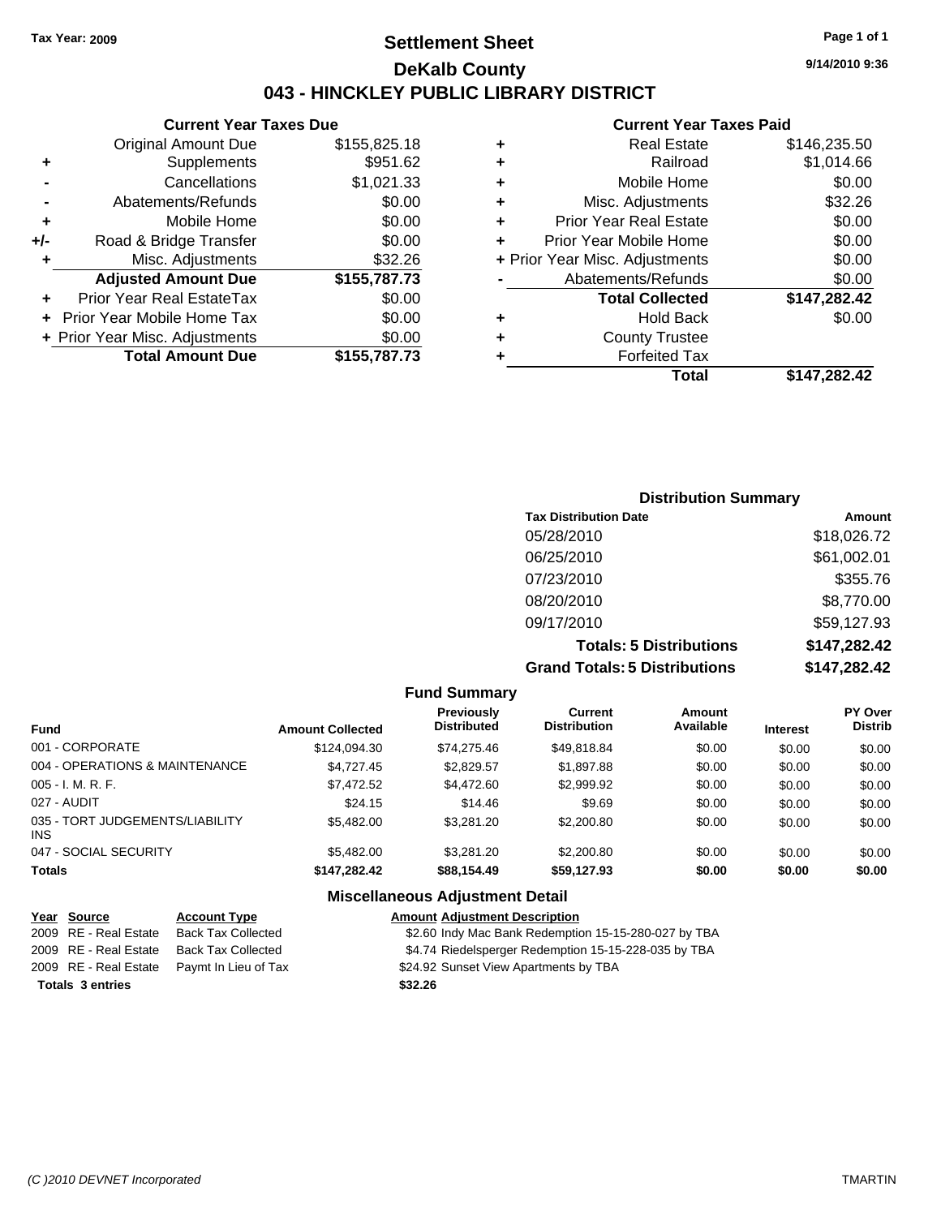Tax Year: 2009

# Settlement Sheet

## DeKalb County

## 043 - HINCKLEY PUBLIC LIBRARY DISTRICT

9/14/2010 9:36

### Current Year Taxes Due

| | | |
|---|---|---|
| | Original Amount Due | $155,825.18 |
| + | Supplements | $951.62 |
| - | Cancellations | $1,021.33 |
| - | Abatements/Refunds | $0.00 |
| + | Mobile Home | $0.00 |
| +/- | Road & Bridge Transfer | $0.00 |
| + | Misc. Adjustments | $32.26 |
| | **Adjusted Amount Due** | **$155,787.73** |
| + | Prior Year Real EstateTax | $0.00 |
| + | Prior Year Mobile Home Tax | $0.00 |
| + | Prior Year Misc. Adjustments | $0.00 |
| | **Total Amount Due** | **$155,787.73** |

### Current Year Taxes Paid

| | | |
|---|---|---|
| + | Real Estate | $146,235.50 |
| + | Railroad | $1,014.66 |
| + | Mobile Home | $0.00 |
| + | Misc. Adjustments | $32.26 |
| + | Prior Year Real Estate | $0.00 |
| + | Prior Year Mobile Home | $0.00 |
| + | Prior Year Misc. Adjustments | $0.00 |
| - | Abatements/Refunds | $0.00 |
| | **Total Collected** | **$147,282.42** |
| + | Hold Back | $0.00 |
| + | County Trustee | |
| + | Forfeited Tax | |
| | **Total** | **$147,282.42** |

### Distribution Summary

| Tax Distribution Date | Amount |
|---|---|
| 05/28/2010 | $18,026.72 |
| 06/25/2010 | $61,002.01 |
| 07/23/2010 | $355.76 |
| 08/20/2010 | $8,770.00 |
| 09/17/2010 | $59,127.93 |
| **Totals: 5 Distributions** | **$147,282.42** |
| **Grand Totals: 5 Distributions** | **$147,282.42** |

### Fund Summary

| Fund | Amount Collected | Previously Distributed | Current Distribution | Amount Available | Interest | PY Over Distrib |
|---|---|---|---|---|---|---|
| 001 - CORPORATE | $124,094.30 | $74,275.46 | $49,818.84 | $0.00 | $0.00 | $0.00 |
| 004 - OPERATIONS & MAINTENANCE | $4,727.45 | $2,829.57 | $1,897.88 | $0.00 | $0.00 | $0.00 |
| 005 - I. M. R. F. | $7,472.52 | $4,472.60 | $2,999.92 | $0.00 | $0.00 | $0.00 |
| 027 - AUDIT | $24.15 | $14.46 | $9.69 | $0.00 | $0.00 | $0.00 |
| 035 - TORT JUDGEMENTS/LIABILITY INS | $5,482.00 | $3,281.20 | $2,200.80 | $0.00 | $0.00 | $0.00 |
| 047 - SOCIAL SECURITY | $5,482.00 | $3,281.20 | $2,200.80 | $0.00 | $0.00 | $0.00 |
| **Totals** | **$147,282.42** | **$88,154.49** | **$59,127.93** | **$0.00** | **$0.00** | **$0.00** |

### Miscellaneous Adjustment Detail

| Year | Source | Account Type | Amount | Adjustment Description |
|---|---|---|---|---|
| 2009 | RE - Real Estate | Back Tax Collected | $2.60 | Indy Mac Bank Redemption 15-15-280-027 by TBA |
| 2009 | RE - Real Estate | Back Tax Collected | $4.74 | Riedelsperger Redemption 15-15-228-035 by TBA |
| 2009 | RE - Real Estate | Paymt In Lieu of Tax | $24.92 | Sunset View Apartments by TBA |
| **Totals 3 entries** | | | **$32.26** | |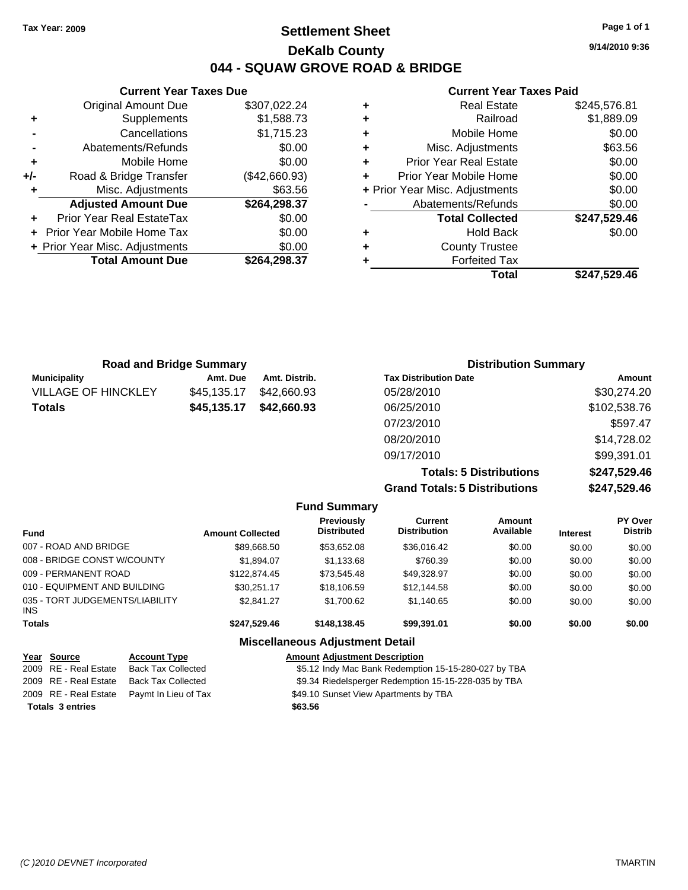Tax Year: 2009

# Settlement Sheet

## DeKalb County

## 044 - SQUAW GROVE ROAD & BRIDGE

9/14/2010 9:36

### Current Year Taxes Due

| | | |
|---|---|---|
| | Original Amount Due | $307,022.24 |
| + | Supplements | $1,588.73 |
| - | Cancellations | $1,715.23 |
| - | Abatements/Refunds | $0.00 |
| + | Mobile Home | $0.00 |
| +/- | Road & Bridge Transfer | ($42,660.93) |
| + | Misc. Adjustments | $63.56 |
| | **Adjusted Amount Due** | **$264,298.37** |
| + | Prior Year Real EstateTax | $0.00 |
| + | Prior Year Mobile Home Tax | $0.00 |
| + | Prior Year Misc. Adjustments | $0.00 |
| | **Total Amount Due** | **$264,298.37** |

### Current Year Taxes Paid

| | | |
|---|---|---|
| + | Real Estate | $245,576.81 |
| + | Railroad | $1,889.09 |
| + | Mobile Home | $0.00 |
| + | Misc. Adjustments | $63.56 |
| + | Prior Year Real Estate | $0.00 |
| + | Prior Year Mobile Home | $0.00 |
| + | Prior Year Misc. Adjustments | $0.00 |
| - | Abatements/Refunds | $0.00 |
| | **Total Collected** | **$247,529.46** |
| + | Hold Back | $0.00 |
| + | County Trustee | |
| + | Forfeited Tax | |
| | **Total** | **$247,529.46** |

### Road and Bridge Summary

| Municipality | Amt. Due | Amt. Distrib. |
|---|---|---|
| VILLAGE OF HINCKLEY | $45,135.17 | $42,660.93 |
| **Totals** | **$45,135.17** | **$42,660.93** |

### Distribution Summary

| Tax Distribution Date | Amount |
|---|---|
| 05/28/2010 | $30,274.20 |
| 06/25/2010 | $102,538.76 |
| 07/23/2010 | $597.47 |
| 08/20/2010 | $14,728.02 |
| 09/17/2010 | $99,391.01 |
| **Totals: 5 Distributions** | **$247,529.46** |
| **Grand Totals: 5 Distributions** | **$247,529.46** |

### Fund Summary

| Fund | Amount Collected | Previously Distributed | Current Distribution | Amount Available | Interest | PY Over Distrib |
|---|---|---|---|---|---|---|
| 007 - ROAD AND BRIDGE | $89,668.50 | $53,652.08 | $36,016.42 | $0.00 | $0.00 | $0.00 |
| 008 - BRIDGE CONST W/COUNTY | $1,894.07 | $1,133.68 | $760.39 | $0.00 | $0.00 | $0.00 |
| 009 - PERMANENT ROAD | $122,874.45 | $73,545.48 | $49,328.97 | $0.00 | $0.00 | $0.00 |
| 010 - EQUIPMENT AND BUILDING | $30,251.17 | $18,106.59 | $12,144.58 | $0.00 | $0.00 | $0.00 |
| 035 - TORT JUDGEMENTS/LIABILITY INS | $2,841.27 | $1,700.62 | $1,140.65 | $0.00 | $0.00 | $0.00 |
| **Totals** | **$247,529.46** | **$148,138.45** | **$99,391.01** | **$0.00** | **$0.00** | **$0.00** |

### Miscellaneous Adjustment Detail

| Year | Source | Account Type | Amount | Adjustment Description |
|---|---|---|---|---|
| 2009 | RE - Real Estate | Back Tax Collected | $5.12 | Indy Mac Bank Redemption 15-15-280-027 by TBA |
| 2009 | RE - Real Estate | Back Tax Collected | $9.34 | Riedelsperger Redemption 15-15-228-035 by TBA |
| 2009 | RE - Real Estate | Paymt In Lieu of Tax | $49.10 | Sunset View Apartments by TBA |
| **Totals** | **3 entries** | | **$63.56** | |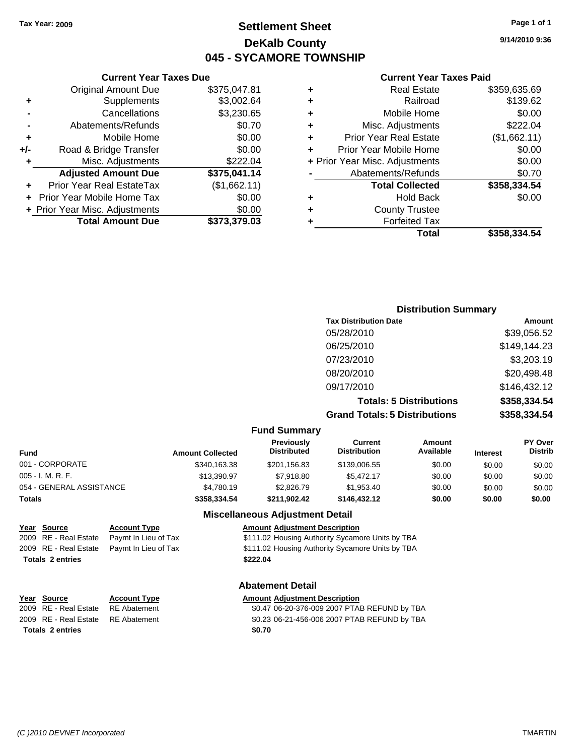**Tax Year: 2009**

# Settlement Sheet
## DeKalb County
## 045 - SYCAMORE TOWNSHIP

9/14/2010 9:36

### Current Year Taxes Due

| | | |
|---|---|---|
| | Original Amount Due | $375,047.81 |
| + | Supplements | $3,002.64 |
| - | Cancellations | $3,230.65 |
| - | Abatements/Refunds | $0.70 |
| + | Mobile Home | $0.00 |
| +/- | Road & Bridge Transfer | $0.00 |
| + | Misc. Adjustments | $222.04 |
| | **Adjusted Amount Due** | **$375,041.14** |
| + | Prior Year Real EstateTax | ($1,662.11) |
| + | Prior Year Mobile Home Tax | $0.00 |
| + | Prior Year Misc. Adjustments | $0.00 |
| | **Total Amount Due** | **$373,379.03** |

### Current Year Taxes Paid

| | | |
|---|---|---|
| + | Real Estate | $359,635.69 |
| + | Railroad | $139.62 |
| + | Mobile Home | $0.00 |
| + | Misc. Adjustments | $222.04 |
| + | Prior Year Real Estate | ($1,662.11) |
| + | Prior Year Mobile Home | $0.00 |
| + | Prior Year Misc. Adjustments | $0.00 |
| - | Abatements/Refunds | $0.70 |
| | **Total Collected** | **$358,334.54** |
| + | Hold Back | $0.00 |
| + | County Trustee | |
| + | Forfeited Tax | |
| | **Total** | **$358,334.54** |

### Distribution Summary

| Tax Distribution Date | Amount |
|---|---|
| 05/28/2010 | $39,056.52 |
| 06/25/2010 | $149,144.23 |
| 07/23/2010 | $3,203.19 |
| 08/20/2010 | $20,498.48 |
| 09/17/2010 | $146,432.12 |
| **Totals: 5 Distributions** | **$358,334.54** |
| **Grand Totals: 5 Distributions** | **$358,334.54** |

### Fund Summary

| Fund | Amount Collected | Previously Distributed | Current Distribution | Amount Available | Interest | PY Over Distrib |
|---|---|---|---|---|---|---|
| 001 - CORPORATE | $340,163.38 | $201,156.83 | $139,006.55 | $0.00 | $0.00 | $0.00 |
| 005 - I. M. R. F. | $13,390.97 | $7,918.80 | $5,472.17 | $0.00 | $0.00 | $0.00 |
| 054 - GENERAL ASSISTANCE | $4,780.19 | $2,826.79 | $1,953.40 | $0.00 | $0.00 | $0.00 |
| **Totals** | **$358,334.54** | **$211,902.42** | **$146,432.12** | **$0.00** | **$0.00** | **$0.00** |

### Miscellaneous Adjustment Detail

| Year | Source | Account Type | Amount | Adjustment Description |
|---|---|---|---|---|
| 2009 | RE - Real Estate | Paymt In Lieu of Tax | $111.02 | Housing Authority Sycamore Units by TBA |
| 2009 | RE - Real Estate | Paymt In Lieu of Tax | $111.02 | Housing Authority Sycamore Units by TBA |
| **Totals 2 entries** | | | **$222.04** | |

### Abatement Detail

| Year | Source | Account Type | Amount | Adjustment Description |
|---|---|---|---|---|
| 2009 | RE - Real Estate | RE Abatement | $0.47 | 06-20-376-009 2007 PTAB REFUND by TBA |
| 2009 | RE - Real Estate | RE Abatement | $0.23 | 06-21-456-006 2007 PTAB REFUND by TBA |
| **Totals 2 entries** | | | **$0.70** | |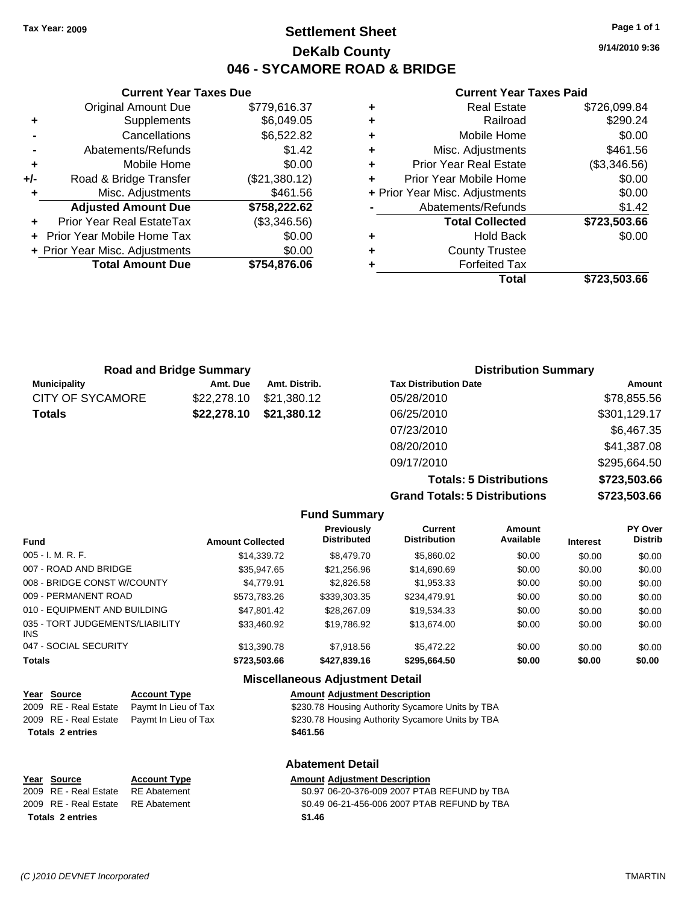**Tax Year: 2009**

# Settlement Sheet
## DeKalb County
## 046 - SYCAMORE ROAD & BRIDGE

9/14/2010 9:36

### Current Year Taxes Due

| | | |
|---|---|---|
| | Original Amount Due | $779,616.37 |
| + | Supplements | $6,049.05 |
| - | Cancellations | $6,522.82 |
| - | Abatements/Refunds | $1.42 |
| + | Mobile Home | $0.00 |
| +/- | Road & Bridge Transfer | ($21,380.12) |
| + | Misc. Adjustments | $461.56 |
| | **Adjusted Amount Due** | **$758,222.62** |
| + | Prior Year Real EstateTax | ($3,346.56) |
| + | Prior Year Mobile Home Tax | $0.00 |
| + | Prior Year Misc. Adjustments | $0.00 |
| | **Total Amount Due** | **$754,876.06** |

### Current Year Taxes Paid

| | | |
|---|---|---|
| + | Real Estate | $726,099.84 |
| + | Railroad | $290.24 |
| + | Mobile Home | $0.00 |
| + | Misc. Adjustments | $461.56 |
| + | Prior Year Real Estate | ($3,346.56) |
| + | Prior Year Mobile Home | $0.00 |
| + | Prior Year Misc. Adjustments | $0.00 |
| - | Abatements/Refunds | $1.42 |
| | **Total Collected** | **$723,503.66** |
| + | Hold Back | $0.00 |
| + | County Trustee | |
| + | Forfeited Tax | |
| | **Total** | **$723,503.66** |

### Road and Bridge Summary

| Municipality | Amt. Due | Amt. Distrib. |
|---|---|---|
| CITY OF SYCAMORE | $22,278.10 | $21,380.12 |
| **Totals** | **$22,278.10** | **$21,380.12** |

### Distribution Summary

| Tax Distribution Date | Amount |
|---|---|
| 05/28/2010 | $78,855.56 |
| 06/25/2010 | $301,129.17 |
| 07/23/2010 | $6,467.35 |
| 08/20/2010 | $41,387.08 |
| 09/17/2010 | $295,664.50 |
| **Totals: 5 Distributions** | **$723,503.66** |
| **Grand Totals: 5 Distributions** | **$723,503.66** |

### Fund Summary

| Fund | Amount Collected | Previously Distributed | Current Distribution | Amount Available | Interest | PY Over Distrib |
|---|---|---|---|---|---|---|
| 005 - I. M. R. F. | $14,339.72 | $8,479.70 | $5,860.02 | $0.00 | $0.00 | $0.00 |
| 007 - ROAD AND BRIDGE | $35,947.65 | $21,256.96 | $14,690.69 | $0.00 | $0.00 | $0.00 |
| 008 - BRIDGE CONST W/COUNTY | $4,779.91 | $2,826.58 | $1,953.33 | $0.00 | $0.00 | $0.00 |
| 009 - PERMANENT ROAD | $573,783.26 | $339,303.35 | $234,479.91 | $0.00 | $0.00 | $0.00 |
| 010 - EQUIPMENT AND BUILDING | $47,801.42 | $28,267.09 | $19,534.33 | $0.00 | $0.00 | $0.00 |
| 035 - TORT JUDGEMENTS/LIABILITY INS | $33,460.92 | $19,786.92 | $13,674.00 | $0.00 | $0.00 | $0.00 |
| 047 - SOCIAL SECURITY | $13,390.78 | $7,918.56 | $5,472.22 | $0.00 | $0.00 | $0.00 |
| **Totals** | **$723,503.66** | **$427,839.16** | **$295,664.50** | **$0.00** | **$0.00** | **$0.00** |

### Miscellaneous Adjustment Detail

| Year | Source | Account Type | Amount | Adjustment Description |
|---|---|---|---|---|
| 2009 | RE - Real Estate | Paymt In Lieu of Tax | $230.78 | Housing Authority Sycamore Units by TBA |
| 2009 | RE - Real Estate | Paymt In Lieu of Tax | $230.78 | Housing Authority Sycamore Units by TBA |
| **Totals 2 entries** | | | **$461.56** | |

### Abatement Detail

| Year | Source | Account Type | Amount | Adjustment Description |
|---|---|---|---|---|
| 2009 | RE - Real Estate | RE Abatement | $0.97 | 06-20-376-009 2007 PTAB REFUND by TBA |
| 2009 | RE - Real Estate | RE Abatement | $0.49 | 06-21-456-006 2007 PTAB REFUND by TBA |
| **Totals 2 entries** | | | **$1.46** | |

(C )2010 DEVNET Incorporated TMARTIN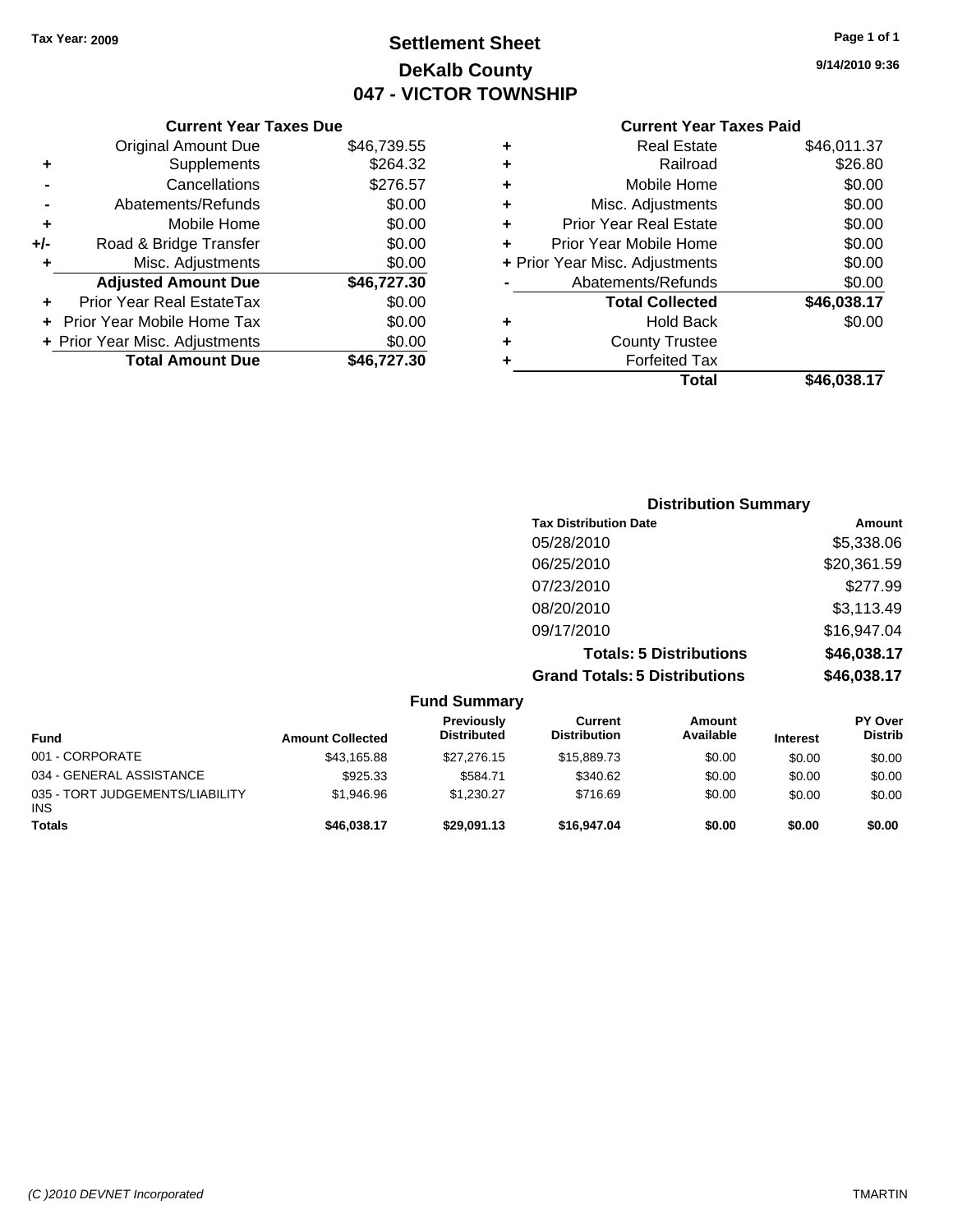Tax Year: 2009

# Settlement Sheet
## DeKalb County
## 047 - VICTOR TOWNSHIP

9/14/2010 9:36

### Current Year Taxes Due

| | | |
|---|---|---|
| | Original Amount Due | $46,739.55 |
| + | Supplements | $264.32 |
| - | Cancellations | $276.57 |
| - | Abatements/Refunds | $0.00 |
| + | Mobile Home | $0.00 |
| +/- | Road & Bridge Transfer | $0.00 |
| + | Misc. Adjustments | $0.00 |
| | **Adjusted Amount Due** | **$46,727.30** |
| + | Prior Year Real EstateTax | $0.00 |
| + | Prior Year Mobile Home Tax | $0.00 |
| + | Prior Year Misc. Adjustments | $0.00 |
| | **Total Amount Due** | **$46,727.30** |

### Current Year Taxes Paid

| | | |
|---|---|---|
| + | Real Estate | $46,011.37 |
| + | Railroad | $26.80 |
| + | Mobile Home | $0.00 |
| + | Misc. Adjustments | $0.00 |
| + | Prior Year Real Estate | $0.00 |
| + | Prior Year Mobile Home | $0.00 |
| + | Prior Year Misc. Adjustments | $0.00 |
| - | Abatements/Refunds | $0.00 |
| | **Total Collected** | **$46,038.17** |
| + | Hold Back | $0.00 |
| + | County Trustee | |
| + | Forfeited Tax | |
| | **Total** | **$46,038.17** |

### Distribution Summary

| Tax Distribution Date | Amount |
|---|---|
| 05/28/2010 | $5,338.06 |
| 06/25/2010 | $20,361.59 |
| 07/23/2010 | $277.99 |
| 08/20/2010 | $3,113.49 |
| 09/17/2010 | $16,947.04 |
| **Totals: 5 Distributions** | **$46,038.17** |
| **Grand Totals: 5 Distributions** | **$46,038.17** |

### Fund Summary

| Fund | Amount Collected | Previously Distributed | Current Distribution | Amount Available | Interest | PY Over Distrib |
|---|---|---|---|---|---|---|
| 001 - CORPORATE | $43,165.88 | $27,276.15 | $15,889.73 | $0.00 | $0.00 | $0.00 |
| 034 - GENERAL ASSISTANCE | $925.33 | $584.71 | $340.62 | $0.00 | $0.00 | $0.00 |
| 035 - TORT JUDGEMENTS/LIABILITY INS | $1,946.96 | $1,230.27 | $716.69 | $0.00 | $0.00 | $0.00 |
| **Totals** | **$46,038.17** | **$29,091.13** | **$16,947.04** | **$0.00** | **$0.00** | **$0.00** |

(C )2010 DEVNET Incorporated — TMARTIN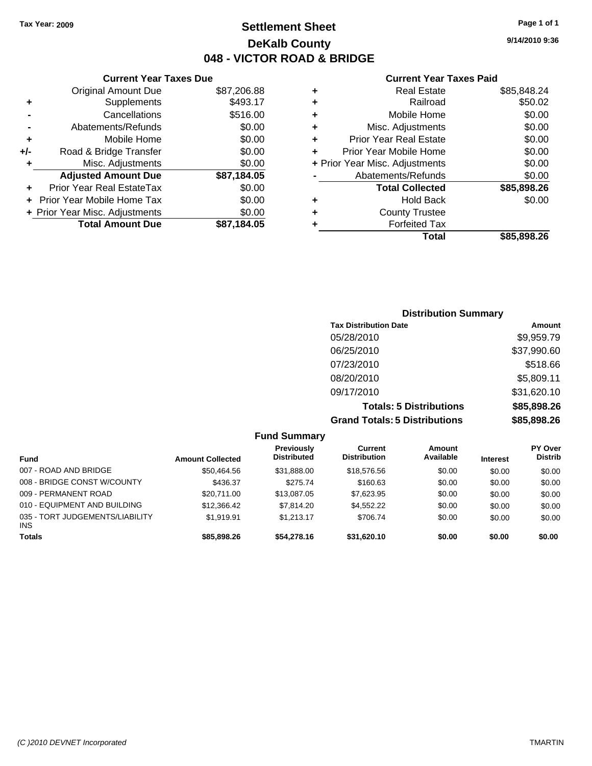Tax Year: 2009

# Settlement Sheet
## DeKalb County
## 048 - VICTOR ROAD & BRIDGE

9/14/2010 9:36

### Current Year Taxes Due

| | | |
|---|---|---|
| | Original Amount Due | $87,206.88 |
| + | Supplements | $493.17 |
| - | Cancellations | $516.00 |
| - | Abatements/Refunds | $0.00 |
| + | Mobile Home | $0.00 |
| +/- | Road & Bridge Transfer | $0.00 |
| + | Misc. Adjustments | $0.00 |
| | **Adjusted Amount Due** | **$87,184.05** |
| + | Prior Year Real EstateTax | $0.00 |
| + | Prior Year Mobile Home Tax | $0.00 |
| + | Prior Year Misc. Adjustments | $0.00 |
| | **Total Amount Due** | **$87,184.05** |

### Current Year Taxes Paid

| | | |
|---|---|---|
| + | Real Estate | $85,848.24 |
| + | Railroad | $50.02 |
| + | Mobile Home | $0.00 |
| + | Misc. Adjustments | $0.00 |
| + | Prior Year Real Estate | $0.00 |
| + | Prior Year Mobile Home | $0.00 |
| + | Prior Year Misc. Adjustments | $0.00 |
| - | Abatements/Refunds | $0.00 |
| | **Total Collected** | **$85,898.26** |
| + | Hold Back | $0.00 |
| + | County Trustee | |
| + | Forfeited Tax | |
| | **Total** | **$85,898.26** |

### Distribution Summary

| Tax Distribution Date | Amount |
|---|---|
| 05/28/2010 | $9,959.79 |
| 06/25/2010 | $37,990.60 |
| 07/23/2010 | $518.66 |
| 08/20/2010 | $5,809.11 |
| 09/17/2010 | $31,620.10 |
| **Totals: 5 Distributions** | **$85,898.26** |
| **Grand Totals: 5 Distributions** | **$85,898.26** |

### Fund Summary

| Fund | Amount Collected | Previously Distributed | Current Distribution | Amount Available | Interest | PY Over Distrib |
|---|---|---|---|---|---|---|
| 007 - ROAD AND BRIDGE | $50,464.56 | $31,888.00 | $18,576.56 | $0.00 | $0.00 | $0.00 |
| 008 - BRIDGE CONST W/COUNTY | $436.37 | $275.74 | $160.63 | $0.00 | $0.00 | $0.00 |
| 009 - PERMANENT ROAD | $20,711.00 | $13,087.05 | $7,623.95 | $0.00 | $0.00 | $0.00 |
| 010 - EQUIPMENT AND BUILDING | $12,366.42 | $7,814.20 | $4,552.22 | $0.00 | $0.00 | $0.00 |
| 035 - TORT JUDGEMENTS/LIABILITY INS | $1,919.91 | $1,213.17 | $706.74 | $0.00 | $0.00 | $0.00 |
| **Totals** | **$85,898.26** | **$54,278.16** | **$31,620.10** | **$0.00** | **$0.00** | **$0.00** |

(C )2010 DEVNET Incorporated TMARTIN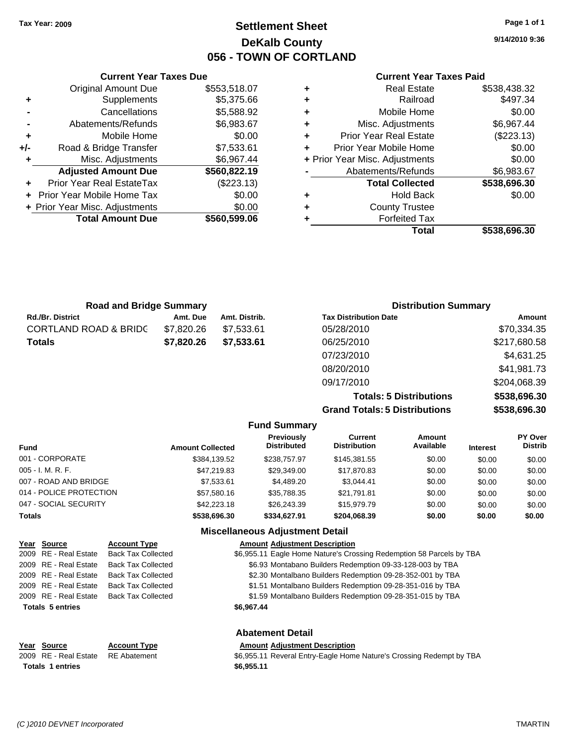Tax Year: 2009

# Settlement Sheet
## DeKalb County
## 056 - TOWN OF CORTLAND

9/14/2010 9:36

### Current Year Taxes Due

| | | |
|---|---|---|
| | Original Amount Due | $553,518.07 |
| + | Supplements | $5,375.66 |
| - | Cancellations | $5,588.92 |
| - | Abatements/Refunds | $6,983.67 |
| + | Mobile Home | $0.00 |
| +/- | Road & Bridge Transfer | $7,533.61 |
| + | Misc. Adjustments | $6,967.44 |
| | **Adjusted Amount Due** | **$560,822.19** |
| + | Prior Year Real EstateTax | ($223.13) |
| + | Prior Year Mobile Home Tax | $0.00 |
| + | Prior Year Misc. Adjustments | $0.00 |
| | **Total Amount Due** | **$560,599.06** |

### Current Year Taxes Paid

| | | |
|---|---|---|
| + | Real Estate | $538,438.32 |
| + | Railroad | $497.34 |
| + | Mobile Home | $0.00 |
| + | Misc. Adjustments | $6,967.44 |
| + | Prior Year Real Estate | ($223.13) |
| + | Prior Year Mobile Home | $0.00 |
| + | Prior Year Misc. Adjustments | $0.00 |
| - | Abatements/Refunds | $6,983.67 |
| | **Total Collected** | **$538,696.30** |
| + | Hold Back | $0.00 |
| + | County Trustee | |
| + | Forfeited Tax | |
| | **Total** | **$538,696.30** |

### Road and Bridge Summary

| Rd./Br. District | Amt. Due | Amt. Distrib. |
|---|---|---|
| CORTLAND ROAD & BRIDG | $7,820.26 | $7,533.61 |
| **Totals** | **$7,820.26** | **$7,533.61** |

### Distribution Summary

| Tax Distribution Date | Amount |
|---|---|
| 05/28/2010 | $70,334.35 |
| 06/25/2010 | $217,680.58 |
| 07/23/2010 | $4,631.25 |
| 08/20/2010 | $41,981.73 |
| 09/17/2010 | $204,068.39 |
| **Totals: 5 Distributions** | **$538,696.30** |
| **Grand Totals: 5 Distributions** | **$538,696.30** |

### Fund Summary

| Fund | Amount Collected | Previously Distributed | Current Distribution | Amount Available | Interest | PY Over Distrib |
|---|---|---|---|---|---|---|
| 001 - CORPORATE | $384,139.52 | $238,757.97 | $145,381.55 | $0.00 | $0.00 | $0.00 |
| 005 - I. M. R. F. | $47,219.83 | $29,349.00 | $17,870.83 | $0.00 | $0.00 | $0.00 |
| 007 - ROAD AND BRIDGE | $7,533.61 | $4,489.20 | $3,044.41 | $0.00 | $0.00 | $0.00 |
| 014 - POLICE PROTECTION | $57,580.16 | $35,788.35 | $21,791.81 | $0.00 | $0.00 | $0.00 |
| 047 - SOCIAL SECURITY | $42,223.18 | $26,243.39 | $15,979.79 | $0.00 | $0.00 | $0.00 |
| **Totals** | **$538,696.30** | **$334,627.91** | **$204,068.39** | **$0.00** | **$0.00** | **$0.00** |

### Miscellaneous Adjustment Detail

| Year | Source | Account Type | Amount | Adjustment Description |
|---|---|---|---|---|
| 2009 | RE - Real Estate | Back Tax Collected | $6,955.11 | Eagle Home Nature's Crossing Redemption 58 Parcels by TBA |
| 2009 | RE - Real Estate | Back Tax Collected | $6.93 | Montabano Builders Redemption 09-33-128-003 by TBA |
| 2009 | RE - Real Estate | Back Tax Collected | $2.30 | Montalbano Builders Redemption 09-28-352-001 by TBA |
| 2009 | RE - Real Estate | Back Tax Collected | $1.51 | Montalbano Builders Redemption 09-28-351-016 by TBA |
| 2009 | RE - Real Estate | Back Tax Collected | $1.59 | Montalbano Builders Redemption 09-28-351-015 by TBA |
| **Totals 5 entries** | | | **$6,967.44** | |

### Abatement Detail

| Year | Source | Account Type | Amount | Adjustment Description |
|---|---|---|---|---|
| 2009 | RE - Real Estate | RE Abatement | $6,955.11 | Reveral Entry-Eagle Home Nature's Crossing Redempt by TBA |
| **Totals 1 entries** | | | **$6,955.11** | |

(C )2010 DEVNET Incorporated — TMARTIN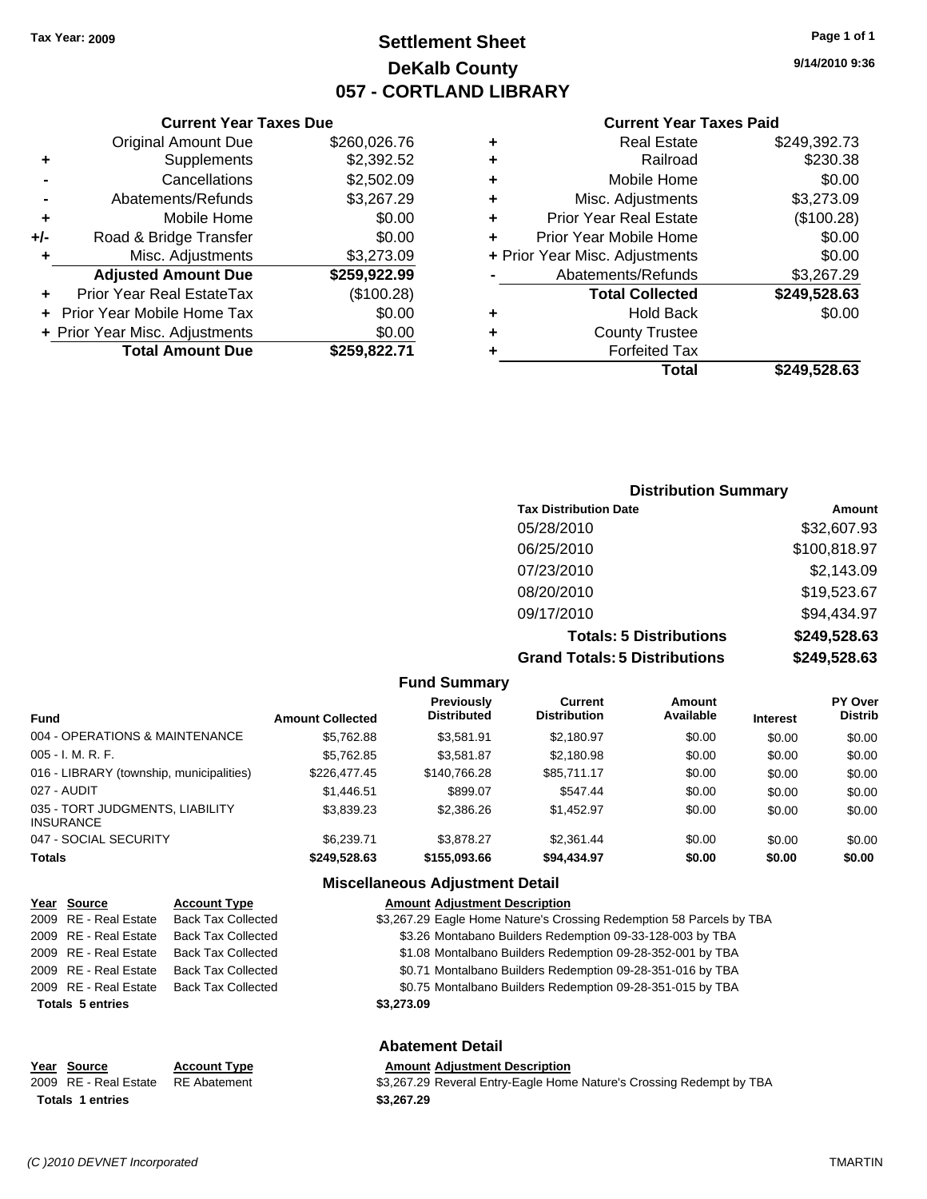**Tax Year: 2009**

# Settlement Sheet
## DeKalb County
## 057 - CORTLAND LIBRARY

9/14/2010 9:36

### Current Year Taxes Due

| | | |
|---|---|---|
| | Original Amount Due | $260,026.76 |
| + | Supplements | $2,392.52 |
| - | Cancellations | $2,502.09 |
| - | Abatements/Refunds | $3,267.29 |
| + | Mobile Home | $0.00 |
| +/- | Road & Bridge Transfer | $0.00 |
| + | Misc. Adjustments | $3,273.09 |
| | **Adjusted Amount Due** | **$259,922.99** |
| + | Prior Year Real EstateTax | ($100.28) |
| + | Prior Year Mobile Home Tax | $0.00 |
| + | Prior Year Misc. Adjustments | $0.00 |
| | **Total Amount Due** | **$259,822.71** |

### Current Year Taxes Paid

| | | |
|---|---|---|
| + | Real Estate | $249,392.73 |
| + | Railroad | $230.38 |
| + | Mobile Home | $0.00 |
| + | Misc. Adjustments | $3,273.09 |
| + | Prior Year Real Estate | ($100.28) |
| + | Prior Year Mobile Home | $0.00 |
| + | Prior Year Misc. Adjustments | $0.00 |
| - | Abatements/Refunds | $3,267.29 |
| | **Total Collected** | **$249,528.63** |
| + | Hold Back | $0.00 |
| + | County Trustee | |
| + | Forfeited Tax | |
| | **Total** | **$249,528.63** |

### Distribution Summary

| Tax Distribution Date | Amount |
|---|---|
| 05/28/2010 | $32,607.93 |
| 06/25/2010 | $100,818.97 |
| 07/23/2010 | $2,143.09 |
| 08/20/2010 | $19,523.67 |
| 09/17/2010 | $94,434.97 |
| **Totals: 5 Distributions** | **$249,528.63** |
| **Grand Totals: 5 Distributions** | **$249,528.63** |

### Fund Summary

| Fund | Amount Collected | Previously Distributed | Current Distribution | Amount Available | Interest | PY Over Distrib |
|---|---|---|---|---|---|---|
| 004 - OPERATIONS & MAINTENANCE | $5,762.88 | $3,581.91 | $2,180.97 | $0.00 | $0.00 | $0.00 |
| 005 - I. M. R. F. | $5,762.85 | $3,581.87 | $2,180.98 | $0.00 | $0.00 | $0.00 |
| 016 - LIBRARY (township, municipalities) | $226,477.45 | $140,766.28 | $85,711.17 | $0.00 | $0.00 | $0.00 |
| 027 - AUDIT | $1,446.51 | $899.07 | $547.44 | $0.00 | $0.00 | $0.00 |
| 035 - TORT JUDGMENTS, LIABILITY INSURANCE | $3,839.23 | $2,386.26 | $1,452.97 | $0.00 | $0.00 | $0.00 |
| 047 - SOCIAL SECURITY | $6,239.71 | $3,878.27 | $2,361.44 | $0.00 | $0.00 | $0.00 |
| **Totals** | **$249,528.63** | **$155,093.66** | **$94,434.97** | **$0.00** | **$0.00** | **$0.00** |

### Miscellaneous Adjustment Detail

| Year | Source | Account Type | Amount | Adjustment Description |
|---|---|---|---|---|
| 2009 | RE - Real Estate | Back Tax Collected | $3,267.29 | Eagle Home Nature's Crossing Redemption 58 Parcels by TBA |
| 2009 | RE - Real Estate | Back Tax Collected | $3.26 | Montabano Builders Redemption 09-33-128-003 by TBA |
| 2009 | RE - Real Estate | Back Tax Collected | $1.08 | Montalbano Builders Redemption 09-28-352-001 by TBA |
| 2009 | RE - Real Estate | Back Tax Collected | $0.71 | Montalbano Builders Redemption 09-28-351-016 by TBA |
| 2009 | RE - Real Estate | Back Tax Collected | $0.75 | Montalbano Builders Redemption 09-28-351-015 by TBA |
| **Totals 5 entries** | | | **$3,273.09** | |

### Abatement Detail

| Year | Source | Account Type | Amount | Adjustment Description |
|---|---|---|---|---|
| 2009 | RE - Real Estate | RE Abatement | $3,267.29 | Reveral Entry-Eagle Home Nature's Crossing Redempt by TBA |
| **Totals 1 entries** | | | **$3,267.29** | |

(C )2010 DEVNET Incorporated TMARTIN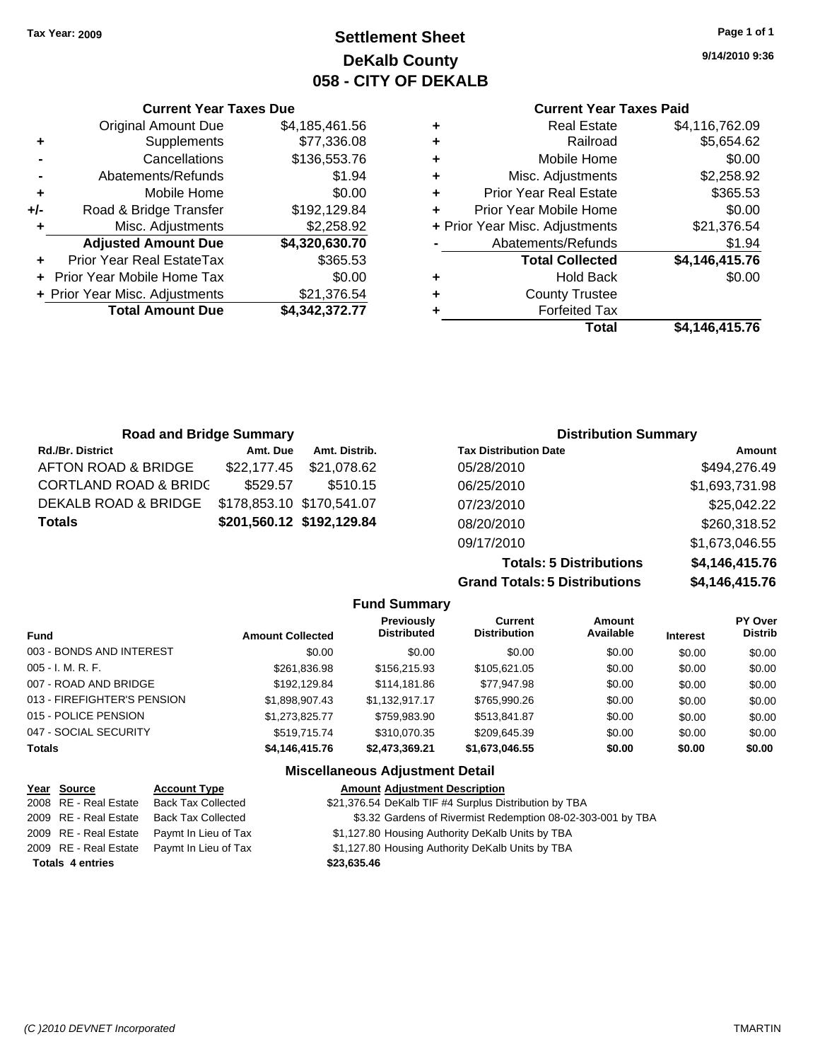Tax Year: 2009

# Settlement Sheet
## DeKalb County
## 058 - CITY OF DEKALB

9/14/2010 9:36

### Current Year Taxes Due

| | | |
|---|---|---|
| | Original Amount Due | $4,185,461.56 |
| + | Supplements | $77,336.08 |
| - | Cancellations | $136,553.76 |
| - | Abatements/Refunds | $1.94 |
| + | Mobile Home | $0.00 |
| +/- | Road & Bridge Transfer | $192,129.84 |
| + | Misc. Adjustments | $2,258.92 |
| | **Adjusted Amount Due** | **$4,320,630.70** |
| + | Prior Year Real EstateTax | $365.53 |
| + | Prior Year Mobile Home Tax | $0.00 |
| + | Prior Year Misc. Adjustments | $21,376.54 |
| | **Total Amount Due** | **$4,342,372.77** |

### Current Year Taxes Paid

| | | |
|---|---|---|
| + | Real Estate | $4,116,762.09 |
| + | Railroad | $5,654.62 |
| + | Mobile Home | $0.00 |
| + | Misc. Adjustments | $2,258.92 |
| + | Prior Year Real Estate | $365.53 |
| + | Prior Year Mobile Home | $0.00 |
| + | Prior Year Misc. Adjustments | $21,376.54 |
| - | Abatements/Refunds | $1.94 |
| | **Total Collected** | **$4,146,415.76** |
| + | Hold Back | $0.00 |
| + | County Trustee | |
| + | Forfeited Tax | |
| | **Total** | **$4,146,415.76** |

### Road and Bridge Summary

| Rd./Br. District | Amt. Due | Amt. Distrib. |
|---|---|---|
| AFTON ROAD & BRIDGE | $22,177.45 | $21,078.62 |
| CORTLAND ROAD & BRIDG | $529.57 | $510.15 |
| DEKALB ROAD & BRIDGE | $178,853.10 | $170,541.07 |
| **Totals** | **$201,560.12** | **$192,129.84** |

### Distribution Summary

| Tax Distribution Date | Amount |
|---|---|
| 05/28/2010 | $494,276.49 |
| 06/25/2010 | $1,693,731.98 |
| 07/23/2010 | $25,042.22 |
| 08/20/2010 | $260,318.52 |
| 09/17/2010 | $1,673,046.55 |
| **Totals: 5 Distributions** | **$4,146,415.76** |
| **Grand Totals: 5 Distributions** | **$4,146,415.76** |

### Fund Summary

| Fund | Amount Collected | Previously Distributed | Current Distribution | Amount Available | Interest | PY Over Distrib |
|---|---|---|---|---|---|---|
| 003 - BONDS AND INTEREST | $0.00 | $0.00 | $0.00 | $0.00 | $0.00 | $0.00 |
| 005 - I. M. R. F. | $261,836.98 | $156,215.93 | $105,621.05 | $0.00 | $0.00 | $0.00 |
| 007 - ROAD AND BRIDGE | $192,129.84 | $114,181.86 | $77,947.98 | $0.00 | $0.00 | $0.00 |
| 013 - FIREFIGHTER'S PENSION | $1,898,907.43 | $1,132,917.17 | $765,990.26 | $0.00 | $0.00 | $0.00 |
| 015 - POLICE PENSION | $1,273,825.77 | $759,983.90 | $513,841.87 | $0.00 | $0.00 | $0.00 |
| 047 - SOCIAL SECURITY | $519,715.74 | $310,070.35 | $209,645.39 | $0.00 | $0.00 | $0.00 |
| **Totals** | **$4,146,415.76** | **$2,473,369.21** | **$1,673,046.55** | **$0.00** | **$0.00** | **$0.00** |

### Miscellaneous Adjustment Detail

| Year | Source | Account Type | Amount | Adjustment Description |
|---|---|---|---|---|
| 2008 | RE - Real Estate | Back Tax Collected | $21,376.54 | DeKalb TIF #4 Surplus Distribution by TBA |
| 2009 | RE - Real Estate | Back Tax Collected | $3.32 | Gardens of Rivermist Redemption 08-02-303-001 by TBA |
| 2009 | RE - Real Estate | Paymt In Lieu of Tax | $1,127.80 | Housing Authority DeKalb Units by TBA |
| 2009 | RE - Real Estate | Paymt In Lieu of Tax | $1,127.80 | Housing Authority DeKalb Units by TBA |
| **Totals 4 entries** | | | **$23,635.46** | |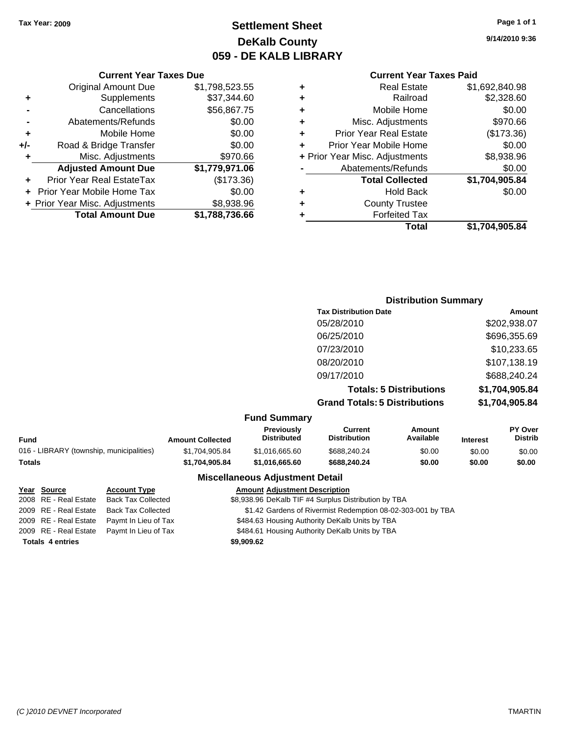Tax Year: 2009

# Settlement Sheet
## DeKalb County
## 059 - DE KALB LIBRARY

9/14/2010 9:36

### Current Year Taxes Due

| | | |
|---|---|---|
| | Original Amount Due | $1,798,523.55 |
| + | Supplements | $37,344.60 |
| - | Cancellations | $56,867.75 |
| - | Abatements/Refunds | $0.00 |
| + | Mobile Home | $0.00 |
| +/- | Road & Bridge Transfer | $0.00 |
| + | Misc. Adjustments | $970.66 |
| | **Adjusted Amount Due** | **$1,779,971.06** |
| + | Prior Year Real EstateTax | ($173.36) |
| + | Prior Year Mobile Home Tax | $0.00 |
| + | Prior Year Misc. Adjustments | $8,938.96 |
| | **Total Amount Due** | **$1,788,736.66** |

### Current Year Taxes Paid

| | | |
|---|---|---|
| + | Real Estate | $1,692,840.98 |
| + | Railroad | $2,328.60 |
| + | Mobile Home | $0.00 |
| + | Misc. Adjustments | $970.66 |
| + | Prior Year Real Estate | ($173.36) |
| + | Prior Year Mobile Home | $0.00 |
| + | Prior Year Misc. Adjustments | $8,938.96 |
| - | Abatements/Refunds | $0.00 |
| | **Total Collected** | **$1,704,905.84** |
| + | Hold Back | $0.00 |
| + | County Trustee | |
| + | Forfeited Tax | |
| | **Total** | **$1,704,905.84** |

### Distribution Summary

| Tax Distribution Date | Amount |
|---|---|
| 05/28/2010 | $202,938.07 |
| 06/25/2010 | $696,355.69 |
| 07/23/2010 | $10,233.65 |
| 08/20/2010 | $107,138.19 |
| 09/17/2010 | $688,240.24 |
| **Totals: 5 Distributions** | **$1,704,905.84** |
| **Grand Totals: 5 Distributions** | **$1,704,905.84** |

### Fund Summary

| Fund | Amount Collected | Previously Distributed | Current Distribution | Amount Available | Interest | PY Over Distrib |
|---|---|---|---|---|---|---|
| 016 - LIBRARY (township, municipalities) | $1,704,905.84 | $1,016,665.60 | $688,240.24 | $0.00 | $0.00 | $0.00 |
| **Totals** | **$1,704,905.84** | **$1,016,665.60** | **$688,240.24** | **$0.00** | **$0.00** | **$0.00** |

### Miscellaneous Adjustment Detail

| Year | Source | Account Type | Amount | Adjustment Description |
|---|---|---|---|---|
| 2008 | RE - Real Estate | Back Tax Collected | $8,938.96 | DeKalb TIF #4 Surplus Distribution by TBA |
| 2009 | RE - Real Estate | Back Tax Collected | $1.42 | Gardens of Rivermist Redemption 08-02-303-001 by TBA |
| 2009 | RE - Real Estate | Paymt In Lieu of Tax | $484.63 | Housing Authority DeKalb Units by TBA |
| 2009 | RE - Real Estate | Paymt In Lieu of Tax | $484.61 | Housing Authority DeKalb Units by TBA |
| **Totals 4 entries** | | | **$9,909.62** | |

(C )2010 DEVNET Incorporated TMARTIN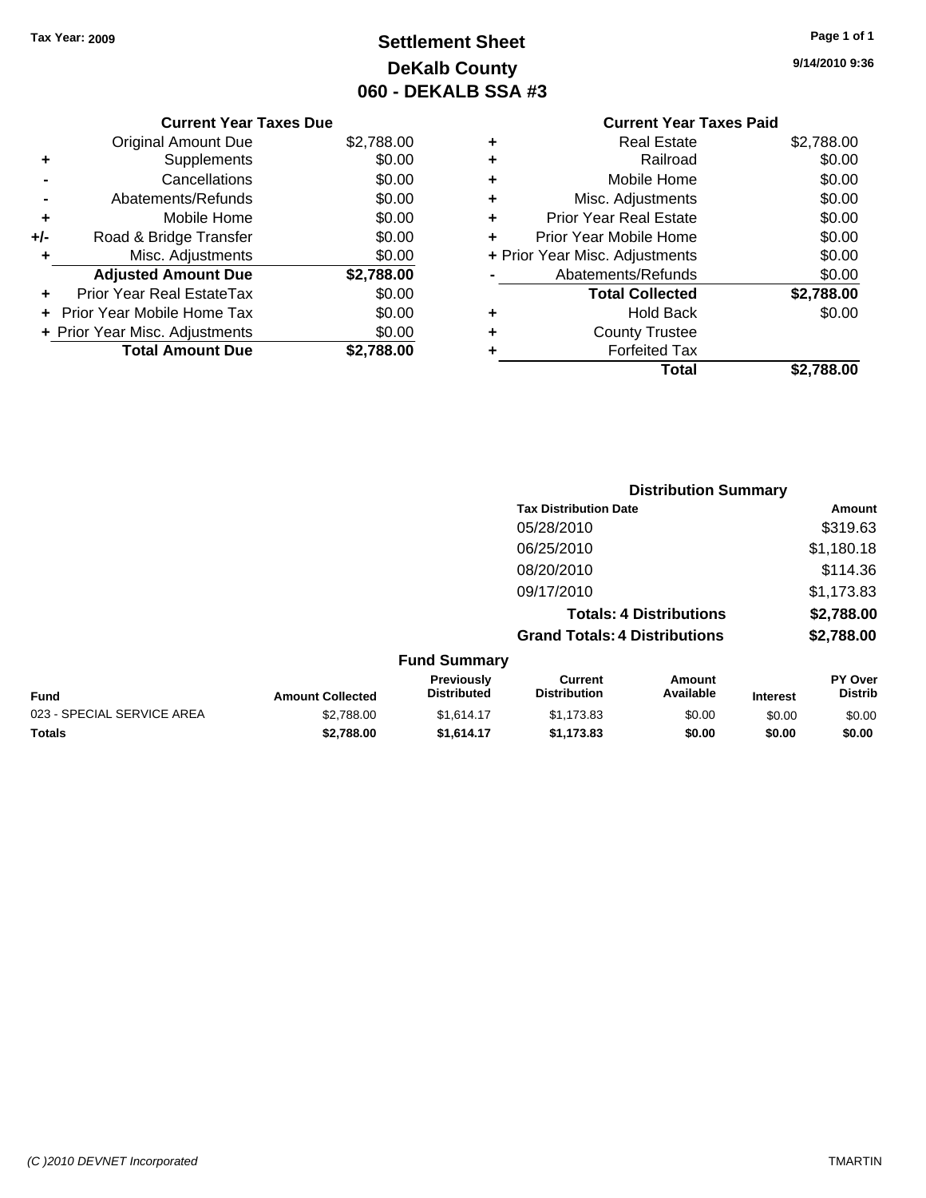Tax Year: 2009

# Settlement Sheet
## DeKalb County
## 060 - DEKALB SSA #3

9/14/2010 9:36

### Current Year Taxes Due

| | | |
|---|---|---|
| | Original Amount Due | $2,788.00 |
| + | Supplements | $0.00 |
| - | Cancellations | $0.00 |
| - | Abatements/Refunds | $0.00 |
| + | Mobile Home | $0.00 |
| +/- | Road & Bridge Transfer | $0.00 |
| + | Misc. Adjustments | $0.00 |
| | **Adjusted Amount Due** | **$2,788.00** |
| + | Prior Year Real EstateTax | $0.00 |
| + | Prior Year Mobile Home Tax | $0.00 |
| + | Prior Year Misc. Adjustments | $0.00 |
| | **Total Amount Due** | **$2,788.00** |

### Current Year Taxes Paid

| | | |
|---|---|---|
| + | Real Estate | $2,788.00 |
| + | Railroad | $0.00 |
| + | Mobile Home | $0.00 |
| + | Misc. Adjustments | $0.00 |
| + | Prior Year Real Estate | $0.00 |
| + | Prior Year Mobile Home | $0.00 |
| + | Prior Year Misc. Adjustments | $0.00 |
| - | Abatements/Refunds | $0.00 |
| | **Total Collected** | **$2,788.00** |
| + | Hold Back | $0.00 |
| + | County Trustee | |
| + | Forfeited Tax | |
| | **Total** | **$2,788.00** |

### Distribution Summary

| Tax Distribution Date | Amount |
|---|---|
| 05/28/2010 | $319.63 |
| 06/25/2010 | $1,180.18 |
| 08/20/2010 | $114.36 |
| 09/17/2010 | $1,173.83 |
| **Totals: 4 Distributions** | **$2,788.00** |
| **Grand Totals: 4 Distributions** | **$2,788.00** |

### Fund Summary

| Fund | Amount Collected | Previously Distributed | Current Distribution | Amount Available | Interest | PY Over Distrib |
|---|---|---|---|---|---|---|
| 023 - SPECIAL SERVICE AREA | $2,788.00 | $1,614.17 | $1,173.83 | $0.00 | $0.00 | $0.00 |
| **Totals** | **$2,788.00** | **$1,614.17** | **$1,173.83** | **$0.00** | **$0.00** | **$0.00** |

(C )2010 DEVNET Incorporated TMARTIN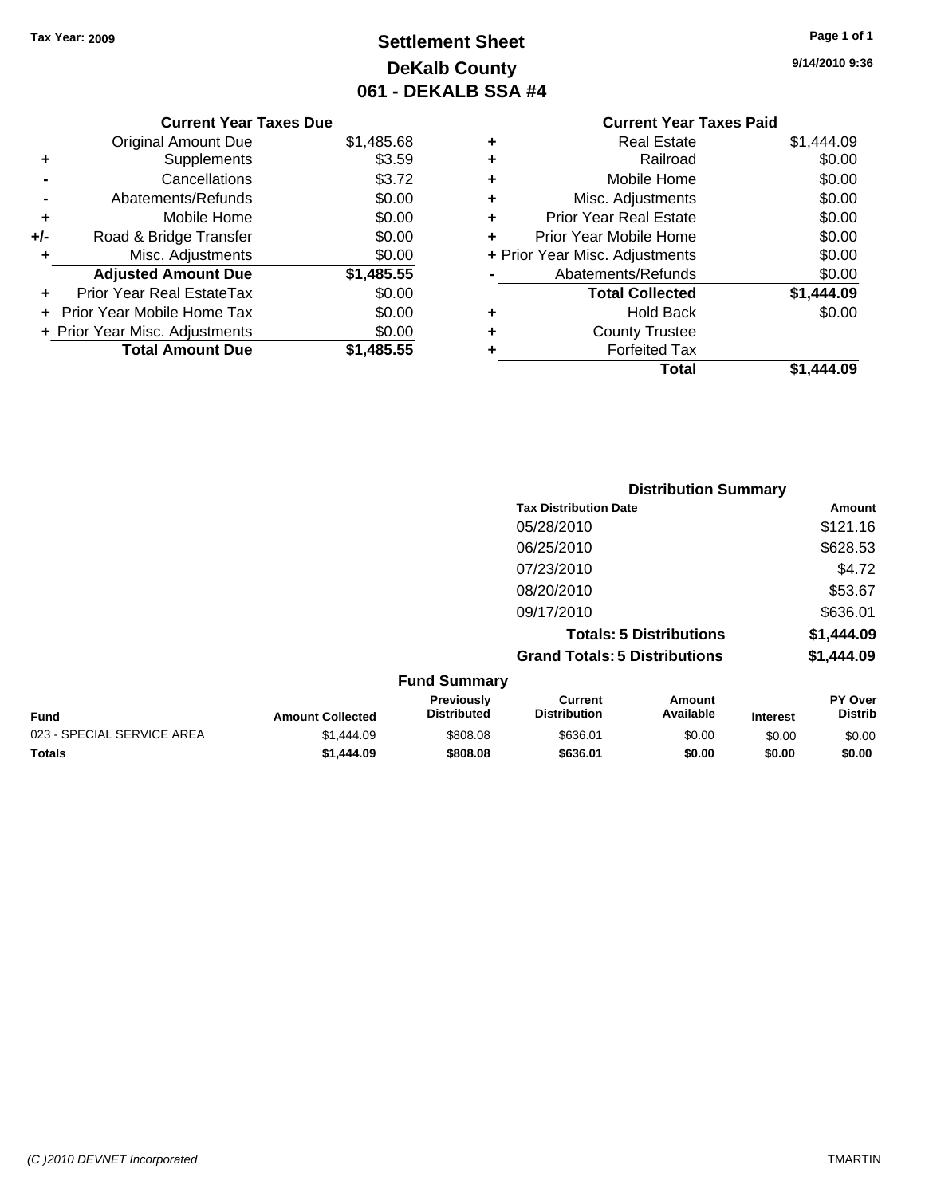Tax Year: 2009

# Settlement Sheet
## DeKalb County
## 061 - DEKALB SSA #4

9/14/2010 9:36

**Current Year Taxes Due**

| | | |
|---|---|---|
| | Original Amount Due | $1,485.68 |
| + | Supplements | $3.59 |
| - | Cancellations | $3.72 |
| - | Abatements/Refunds | $0.00 |
| + | Mobile Home | $0.00 |
| +/- | Road & Bridge Transfer | $0.00 |
| + | Misc. Adjustments | $0.00 |
| | **Adjusted Amount Due** | **$1,485.55** |
| + | Prior Year Real EstateTax | $0.00 |
| + | Prior Year Mobile Home Tax | $0.00 |
| + | Prior Year Misc. Adjustments | $0.00 |
| | **Total Amount Due** | **$1,485.55** |

**Current Year Taxes Paid**

| | | |
|---|---|---|
| + | Real Estate | $1,444.09 |
| + | Railroad | $0.00 |
| + | Mobile Home | $0.00 |
| + | Misc. Adjustments | $0.00 |
| + | Prior Year Real Estate | $0.00 |
| + | Prior Year Mobile Home | $0.00 |
| + | Prior Year Misc. Adjustments | $0.00 |
| - | Abatements/Refunds | $0.00 |
| | **Total Collected** | **$1,444.09** |
| + | Hold Back | $0.00 |
| + | County Trustee | |
| + | Forfeited Tax | |
| | **Total** | **$1,444.09** |

**Distribution Summary**

| Tax Distribution Date | Amount |
|---|---|
| 05/28/2010 | $121.16 |
| 06/25/2010 | $628.53 |
| 07/23/2010 | $4.72 |
| 08/20/2010 | $53.67 |
| 09/17/2010 | $636.01 |
| **Totals: 5 Distributions** | **$1,444.09** |
| **Grand Totals: 5 Distributions** | **$1,444.09** |

**Fund Summary**

| Fund | Amount Collected | Previously Distributed | Current Distribution | Amount Available | Interest | PY Over Distrib |
|---|---|---|---|---|---|---|
| 023 - SPECIAL SERVICE AREA | $1,444.09 | $808.08 | $636.01 | $0.00 | $0.00 | $0.00 |
| **Totals** | **$1,444.09** | **$808.08** | **$636.01** | **$0.00** | **$0.00** | **$0.00** |

(C )2010 DEVNET Incorporated — TMARTIN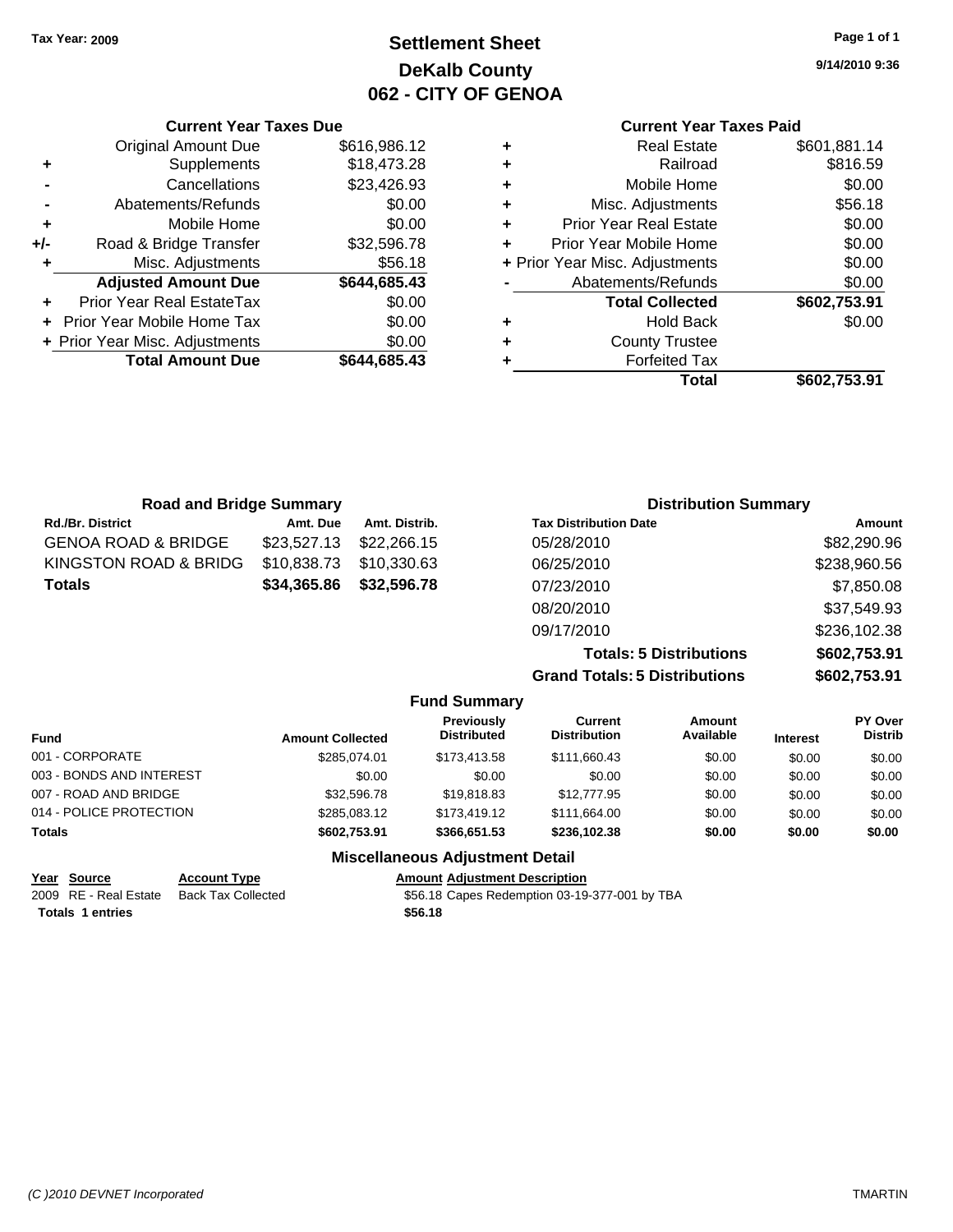Tax Year: 2009

# Settlement Sheet
## DeKalb County
## 062 - CITY OF GENOA

9/14/2010 9:36

### Current Year Taxes Due

| | | |
|---|---|---|
| | Original Amount Due | $616,986.12 |
| + | Supplements | $18,473.28 |
| - | Cancellations | $23,426.93 |
| - | Abatements/Refunds | $0.00 |
| + | Mobile Home | $0.00 |
| +/- | Road & Bridge Transfer | $32,596.78 |
| + | Misc. Adjustments | $56.18 |
| | **Adjusted Amount Due** | **$644,685.43** |
| + | Prior Year Real EstateTax | $0.00 |
| + | Prior Year Mobile Home Tax | $0.00 |
| + | Prior Year Misc. Adjustments | $0.00 |
| | **Total Amount Due** | **$644,685.43** |

### Current Year Taxes Paid

| | | |
|---|---|---|
| + | Real Estate | $601,881.14 |
| + | Railroad | $816.59 |
| + | Mobile Home | $0.00 |
| + | Misc. Adjustments | $56.18 |
| + | Prior Year Real Estate | $0.00 |
| + | Prior Year Mobile Home | $0.00 |
| + | Prior Year Misc. Adjustments | $0.00 |
| - | Abatements/Refunds | $0.00 |
| | **Total Collected** | **$602,753.91** |
| + | Hold Back | $0.00 |
| + | County Trustee | |
| + | Forfeited Tax | |
| | **Total** | **$602,753.91** |

### Road and Bridge Summary

| Rd./Br. District | Amt. Due | Amt. Distrib. |
|---|---|---|
| GENOA ROAD & BRIDGE | $23,527.13 | $22,266.15 |
| KINGSTON ROAD & BRIDG | $10,838.73 | $10,330.63 |
| **Totals** | **$34,365.86** | **$32,596.78** |

### Distribution Summary

| Tax Distribution Date | Amount |
|---|---|
| 05/28/2010 | $82,290.96 |
| 06/25/2010 | $238,960.56 |
| 07/23/2010 | $7,850.08 |
| 08/20/2010 | $37,549.93 |
| 09/17/2010 | $236,102.38 |
| **Totals: 5 Distributions** | **$602,753.91** |
| **Grand Totals: 5 Distributions** | **$602,753.91** |

### Fund Summary

| Fund | Amount Collected | Previously Distributed | Current Distribution | Amount Available | Interest | PY Over Distrib |
|---|---|---|---|---|---|---|
| 001 - CORPORATE | $285,074.01 | $173,413.58 | $111,660.43 | $0.00 | $0.00 | $0.00 |
| 003 - BONDS AND INTEREST | $0.00 | $0.00 | $0.00 | $0.00 | $0.00 | $0.00 |
| 007 - ROAD AND BRIDGE | $32,596.78 | $19,818.83 | $12,777.95 | $0.00 | $0.00 | $0.00 |
| 014 - POLICE PROTECTION | $285,083.12 | $173,419.12 | $111,664.00 | $0.00 | $0.00 | $0.00 |
| **Totals** | **$602,753.91** | **$366,651.53** | **$236,102.38** | **$0.00** | **$0.00** | **$0.00** |

### Miscellaneous Adjustment Detail

| Year | Source | Account Type | Amount | Adjustment Description |
|---|---|---|---|---|
| 2009 | RE - Real Estate | Back Tax Collected | $56.18 | Capes Redemption 03-19-377-001 by TBA |
| **Totals** | **1 entries** | | **$56.18** | |

(C )2010 DEVNET Incorporated — TMARTIN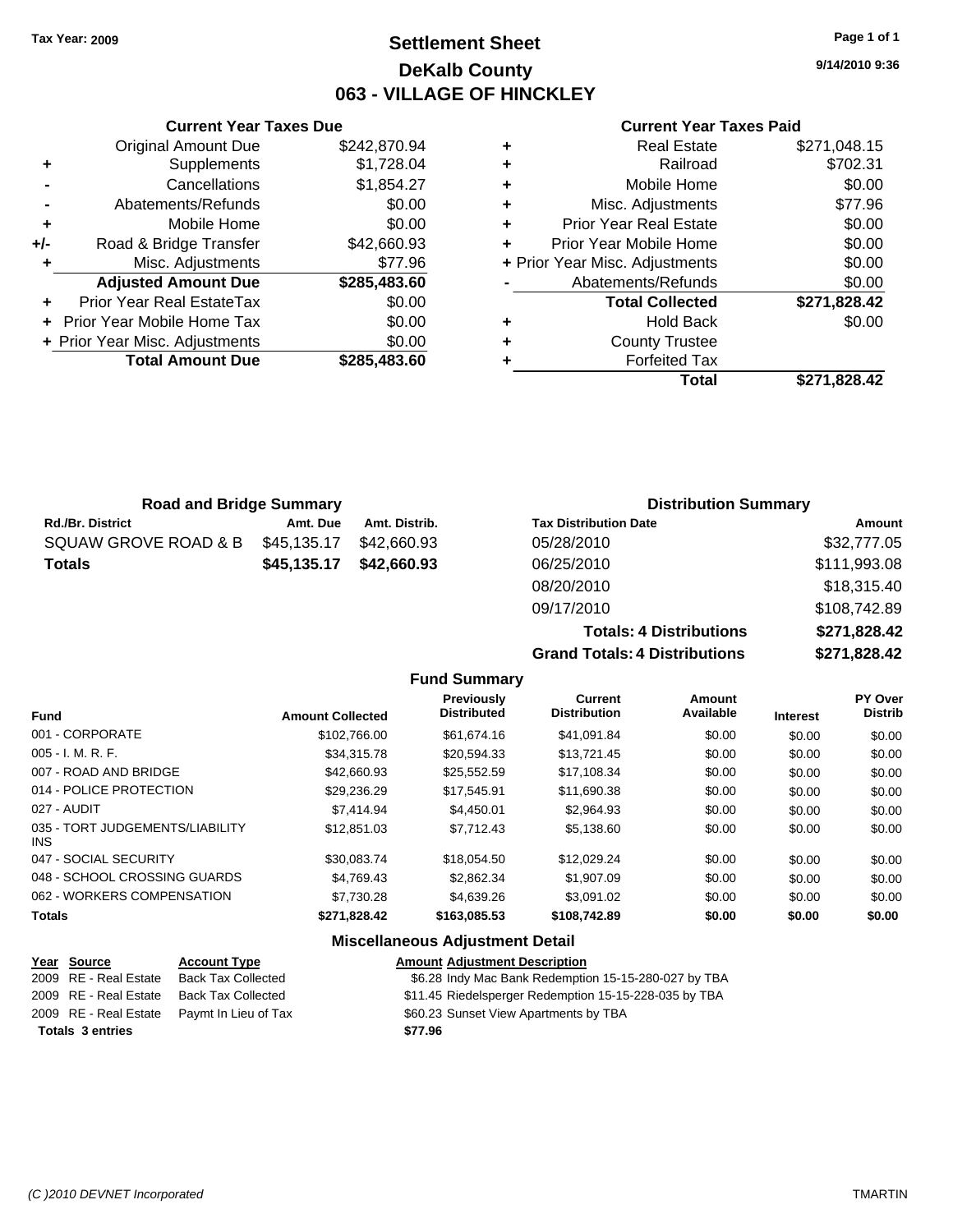Tax Year: 2009

# Settlement Sheet
## DeKalb County
## 063 - VILLAGE OF HINCKLEY

9/14/2010 9:36

### Current Year Taxes Due

| | | |
|---|---|---|
| | Original Amount Due | $242,870.94 |
| + | Supplements | $1,728.04 |
| - | Cancellations | $1,854.27 |
| - | Abatements/Refunds | $0.00 |
| + | Mobile Home | $0.00 |
| +/- | Road & Bridge Transfer | $42,660.93 |
| + | Misc. Adjustments | $77.96 |
| | **Adjusted Amount Due** | **$285,483.60** |
| + | Prior Year Real EstateTax | $0.00 |
| + | Prior Year Mobile Home Tax | $0.00 |
| + | Prior Year Misc. Adjustments | $0.00 |
| | **Total Amount Due** | **$285,483.60** |

### Current Year Taxes Paid

| | | |
|---|---|---|
| + | Real Estate | $271,048.15 |
| + | Railroad | $702.31 |
| + | Mobile Home | $0.00 |
| + | Misc. Adjustments | $77.96 |
| + | Prior Year Real Estate | $0.00 |
| + | Prior Year Mobile Home | $0.00 |
| + | Prior Year Misc. Adjustments | $0.00 |
| - | Abatements/Refunds | $0.00 |
| | **Total Collected** | **$271,828.42** |
| + | Hold Back | $0.00 |
| + | County Trustee | |
| + | Forfeited Tax | |
| | **Total** | **$271,828.42** |

### Road and Bridge Summary

| Rd./Br. District | Amt. Due | Amt. Distrib. |
|---|---|---|
| SQUAW GROVE ROAD & B | $45,135.17 | $42,660.93 |
| **Totals** | **$45,135.17** | **$42,660.93** |

### Distribution Summary

| Tax Distribution Date | Amount |
|---|---|
| 05/28/2010 | $32,777.05 |
| 06/25/2010 | $111,993.08 |
| 08/20/2010 | $18,315.40 |
| 09/17/2010 | $108,742.89 |
| **Totals: 4 Distributions** | **$271,828.42** |
| **Grand Totals: 4 Distributions** | **$271,828.42** |

### Fund Summary

| Fund | Amount Collected | Previously Distributed | Current Distribution | Amount Available | Interest | PY Over Distrib |
|---|---|---|---|---|---|---|
| 001 - CORPORATE | $102,766.00 | $61,674.16 | $41,091.84 | $0.00 | $0.00 | $0.00 |
| 005 - I. M. R. F. | $34,315.78 | $20,594.33 | $13,721.45 | $0.00 | $0.00 | $0.00 |
| 007 - ROAD AND BRIDGE | $42,660.93 | $25,552.59 | $17,108.34 | $0.00 | $0.00 | $0.00 |
| 014 - POLICE PROTECTION | $29,236.29 | $17,545.91 | $11,690.38 | $0.00 | $0.00 | $0.00 |
| 027 - AUDIT | $7,414.94 | $4,450.01 | $2,964.93 | $0.00 | $0.00 | $0.00 |
| 035 - TORT JUDGEMENTS/LIABILITY INS | $12,851.03 | $7,712.43 | $5,138.60 | $0.00 | $0.00 | $0.00 |
| 047 - SOCIAL SECURITY | $30,083.74 | $18,054.50 | $12,029.24 | $0.00 | $0.00 | $0.00 |
| 048 - SCHOOL CROSSING GUARDS | $4,769.43 | $2,862.34 | $1,907.09 | $0.00 | $0.00 | $0.00 |
| 062 - WORKERS COMPENSATION | $7,730.28 | $4,639.26 | $3,091.02 | $0.00 | $0.00 | $0.00 |
| **Totals** | **$271,828.42** | **$163,085.53** | **$108,742.89** | **$0.00** | **$0.00** | **$0.00** |

### Miscellaneous Adjustment Detail

| Year | Source | Account Type | Amount | Adjustment Description |
|---|---|---|---|---|
| 2009 | RE - Real Estate | Back Tax Collected | $6.28 | Indy Mac Bank Redemption 15-15-280-027 by TBA |
| 2009 | RE - Real Estate | Back Tax Collected | $11.45 | Riedelsperger Redemption 15-15-228-035 by TBA |
| 2009 | RE - Real Estate | Paymt In Lieu of Tax | $60.23 | Sunset View Apartments by TBA |
| **Totals 3 entries** | | | **$77.96** | |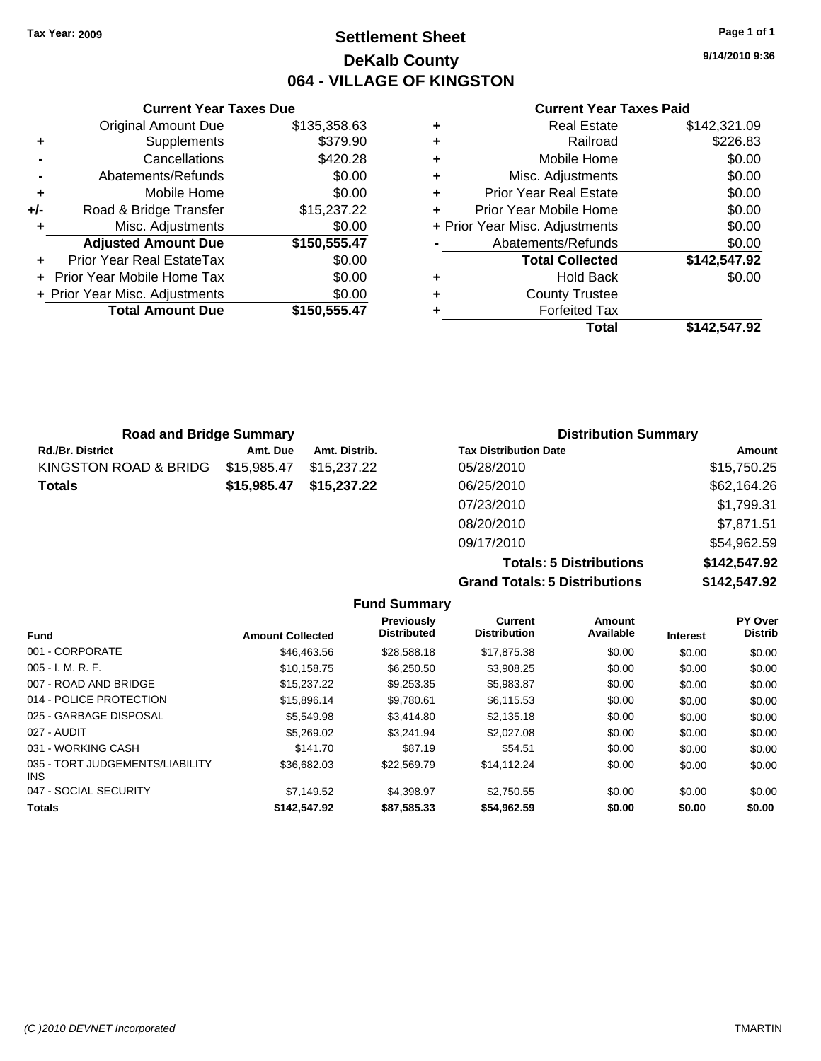Tax Year: 2009

# Settlement Sheet
## DeKalb County
## 064 - VILLAGE OF KINGSTON

9/14/2010 9:36

### Current Year Taxes Due

| | | |
|---|---|---|
| | Original Amount Due | $135,358.63 |
| + | Supplements | $379.90 |
| - | Cancellations | $420.28 |
| - | Abatements/Refunds | $0.00 |
| + | Mobile Home | $0.00 |
| +/- | Road & Bridge Transfer | $15,237.22 |
| + | Misc. Adjustments | $0.00 |
| | **Adjusted Amount Due** | **$150,555.47** |
| + | Prior Year Real EstateTax | $0.00 |
| + | Prior Year Mobile Home Tax | $0.00 |
| + | Prior Year Misc. Adjustments | $0.00 |
| | **Total Amount Due** | **$150,555.47** |

### Current Year Taxes Paid

| | | |
|---|---|---|
| + | Real Estate | $142,321.09 |
| + | Railroad | $226.83 |
| + | Mobile Home | $0.00 |
| + | Misc. Adjustments | $0.00 |
| + | Prior Year Real Estate | $0.00 |
| + | Prior Year Mobile Home | $0.00 |
| + | Prior Year Misc. Adjustments | $0.00 |
| - | Abatements/Refunds | $0.00 |
| | **Total Collected** | **$142,547.92** |
| + | Hold Back | $0.00 |
| + | County Trustee | |
| + | Forfeited Tax | |
| | **Total** | **$142,547.92** |

### Road and Bridge Summary

| Rd./Br. District | Amt. Due | Amt. Distrib. |
|---|---|---|
| KINGSTON ROAD & BRIDG | $15,985.47 | $15,237.22 |
| **Totals** | **$15,985.47** | **$15,237.22** |

### Distribution Summary

| Tax Distribution Date | Amount |
|---|---|
| 05/28/2010 | $15,750.25 |
| 06/25/2010 | $62,164.26 |
| 07/23/2010 | $1,799.31 |
| 08/20/2010 | $7,871.51 |
| 09/17/2010 | $54,962.59 |
| **Totals: 5 Distributions** | **$142,547.92** |
| **Grand Totals: 5 Distributions** | **$142,547.92** |

### Fund Summary

| Fund | Amount Collected | Previously Distributed | Current Distribution | Amount Available | Interest | PY Over Distrib |
|---|---|---|---|---|---|---|
| 001 - CORPORATE | $46,463.56 | $28,588.18 | $17,875.38 | $0.00 | $0.00 | $0.00 |
| 005 - I. M. R. F. | $10,158.75 | $6,250.50 | $3,908.25 | $0.00 | $0.00 | $0.00 |
| 007 - ROAD AND BRIDGE | $15,237.22 | $9,253.35 | $5,983.87 | $0.00 | $0.00 | $0.00 |
| 014 - POLICE PROTECTION | $15,896.14 | $9,780.61 | $6,115.53 | $0.00 | $0.00 | $0.00 |
| 025 - GARBAGE DISPOSAL | $5,549.98 | $3,414.80 | $2,135.18 | $0.00 | $0.00 | $0.00 |
| 027 - AUDIT | $5,269.02 | $3,241.94 | $2,027.08 | $0.00 | $0.00 | $0.00 |
| 031 - WORKING CASH | $141.70 | $87.19 | $54.51 | $0.00 | $0.00 | $0.00 |
| 035 - TORT JUDGEMENTS/LIABILITY INS | $36,682.03 | $22,569.79 | $14,112.24 | $0.00 | $0.00 | $0.00 |
| 047 - SOCIAL SECURITY | $7,149.52 | $4,398.97 | $2,750.55 | $0.00 | $0.00 | $0.00 |
| **Totals** | **$142,547.92** | **$87,585.33** | **$54,962.59** | **$0.00** | **$0.00** | **$0.00** |

(C )2010 DEVNET Incorporated TMARTIN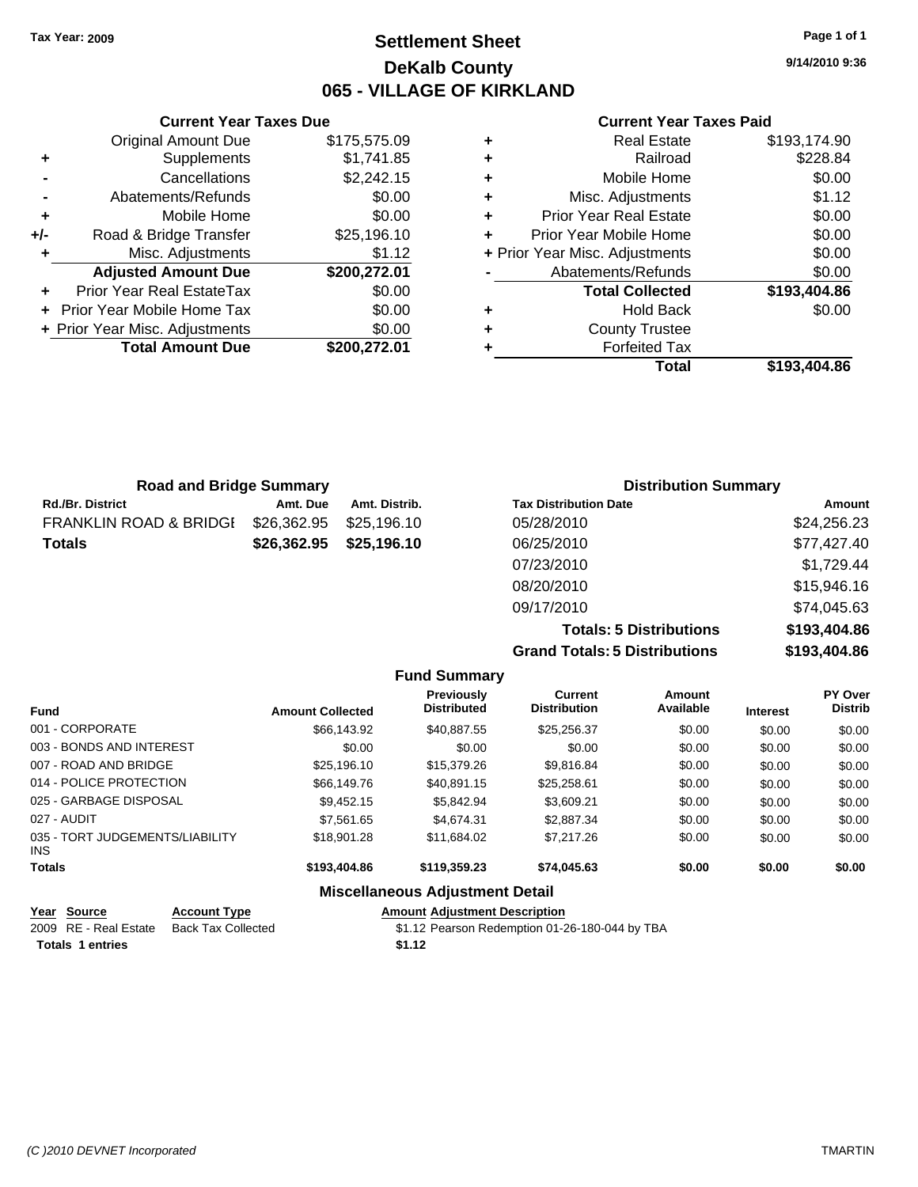Tax Year: 2009

# Settlement Sheet
## DeKalb County
## 065 - VILLAGE OF KIRKLAND

9/14/2010 9:36

### Current Year Taxes Due

| | | |
|---|---|---|
| | Original Amount Due | $175,575.09 |
| + | Supplements | $1,741.85 |
| - | Cancellations | $2,242.15 |
| - | Abatements/Refunds | $0.00 |
| + | Mobile Home | $0.00 |
| +/- | Road & Bridge Transfer | $25,196.10 |
| + | Misc. Adjustments | $1.12 |
| | **Adjusted Amount Due** | **$200,272.01** |
| + | Prior Year Real EstateTax | $0.00 |
| + | Prior Year Mobile Home Tax | $0.00 |
| + | Prior Year Misc. Adjustments | $0.00 |
| | **Total Amount Due** | **$200,272.01** |

### Current Year Taxes Paid

| | | |
|---|---|---|
| + | Real Estate | $193,174.90 |
| + | Railroad | $228.84 |
| + | Mobile Home | $0.00 |
| + | Misc. Adjustments | $1.12 |
| + | Prior Year Real Estate | $0.00 |
| + | Prior Year Mobile Home | $0.00 |
| + | Prior Year Misc. Adjustments | $0.00 |
| - | Abatements/Refunds | $0.00 |
| | **Total Collected** | **$193,404.86** |
| + | Hold Back | $0.00 |
| + | County Trustee | |
| + | Forfeited Tax | |
| | **Total** | **$193,404.86** |

### Road and Bridge Summary

| Rd./Br. District | Amt. Due | Amt. Distrib. |
|---|---|---|
| FRANKLIN ROAD & BRIDGI | $26,362.95 | $25,196.10 |
| **Totals** | **$26,362.95** | **$25,196.10** |

### Distribution Summary

| Tax Distribution Date | Amount |
|---|---|
| 05/28/2010 | $24,256.23 |
| 06/25/2010 | $77,427.40 |
| 07/23/2010 | $1,729.44 |
| 08/20/2010 | $15,946.16 |
| 09/17/2010 | $74,045.63 |
| **Totals: 5 Distributions** | **$193,404.86** |
| **Grand Totals: 5 Distributions** | **$193,404.86** |

### Fund Summary

| Fund | Amount Collected | Previously Distributed | Current Distribution | Amount Available | Interest | PY Over Distrib |
|---|---|---|---|---|---|---|
| 001 - CORPORATE | $66,143.92 | $40,887.55 | $25,256.37 | $0.00 | $0.00 | $0.00 |
| 003 - BONDS AND INTEREST | $0.00 | $0.00 | $0.00 | $0.00 | $0.00 | $0.00 |
| 007 - ROAD AND BRIDGE | $25,196.10 | $15,379.26 | $9,816.84 | $0.00 | $0.00 | $0.00 |
| 014 - POLICE PROTECTION | $66,149.76 | $40,891.15 | $25,258.61 | $0.00 | $0.00 | $0.00 |
| 025 - GARBAGE DISPOSAL | $9,452.15 | $5,842.94 | $3,609.21 | $0.00 | $0.00 | $0.00 |
| 027 - AUDIT | $7,561.65 | $4,674.31 | $2,887.34 | $0.00 | $0.00 | $0.00 |
| 035 - TORT JUDGEMENTS/LIABILITY INS | $18,901.28 | $11,684.02 | $7,217.26 | $0.00 | $0.00 | $0.00 |
| **Totals** | **$193,404.86** | **$119,359.23** | **$74,045.63** | **$0.00** | **$0.00** | **$0.00** |

### Miscellaneous Adjustment Detail

| Year | Source | Account Type | Amount | Adjustment Description |
|---|---|---|---|---|
| 2009 | RE - Real Estate | Back Tax Collected | $1.12 | Pearson Redemption 01-26-180-044 by TBA |
| **Totals 1 entries** | | | **$1.12** | |

(C )2010 DEVNET Incorporated TMARTIN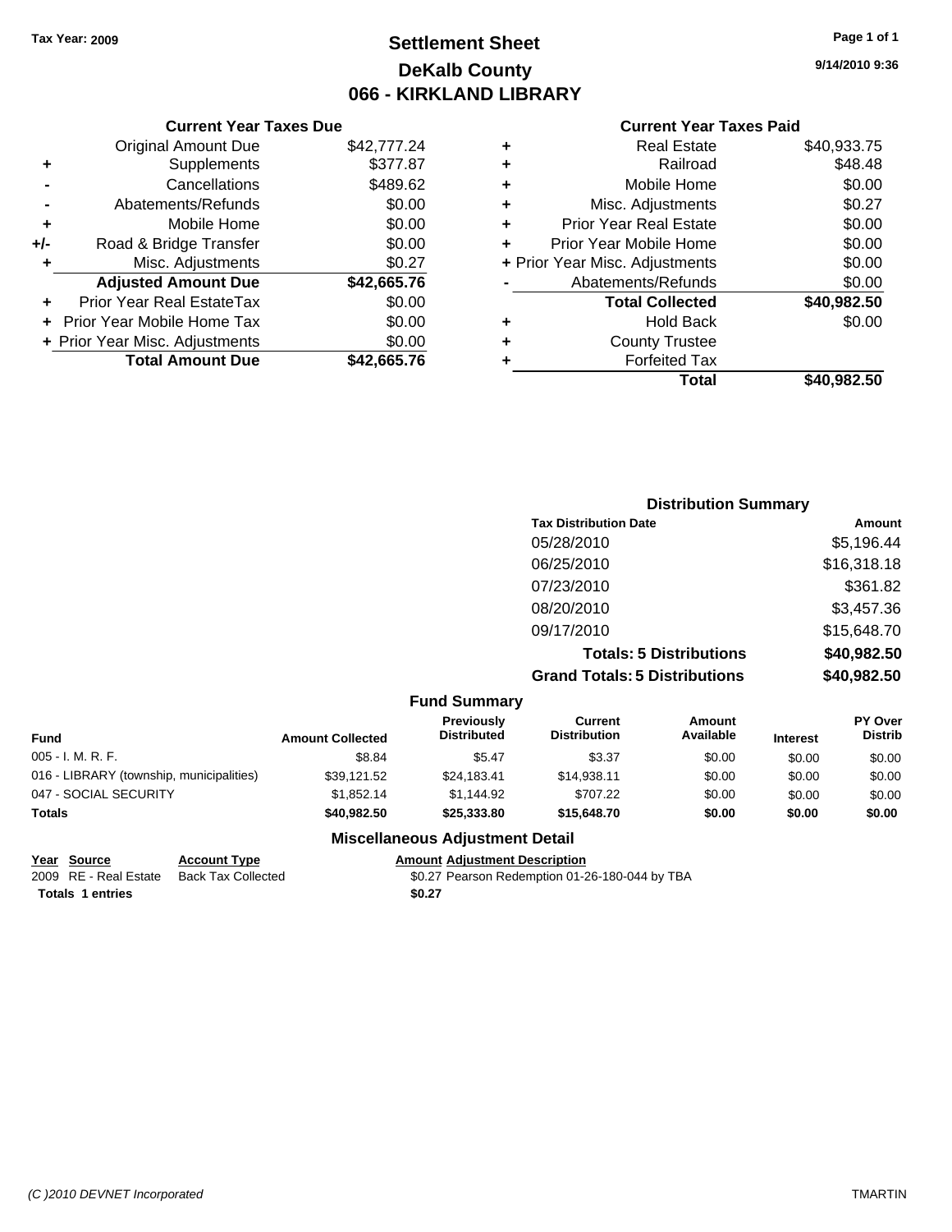**Tax Year: 2009**

# Settlement Sheet
## DeKalb County
## 066 - KIRKLAND LIBRARY

**9/14/2010 9:36**

### Current Year Taxes Due

| | | |
|---|---|---|
| | Original Amount Due | $42,777.24 |
| + | Supplements | $377.87 |
| - | Cancellations | $489.62 |
| - | Abatements/Refunds | $0.00 |
| + | Mobile Home | $0.00 |
| +/- | Road & Bridge Transfer | $0.00 |
| + | Misc. Adjustments | $0.27 |
| | **Adjusted Amount Due** | **$42,665.76** |
| + | Prior Year Real EstateTax | $0.00 |
| + | Prior Year Mobile Home Tax | $0.00 |
| + | Prior Year Misc. Adjustments | $0.00 |
| | **Total Amount Due** | **$42,665.76** |

### Current Year Taxes Paid

| | | |
|---|---|---|
| + | Real Estate | $40,933.75 |
| + | Railroad | $48.48 |
| + | Mobile Home | $0.00 |
| + | Misc. Adjustments | $0.27 |
| + | Prior Year Real Estate | $0.00 |
| + | Prior Year Mobile Home | $0.00 |
| + | Prior Year Misc. Adjustments | $0.00 |
| - | Abatements/Refunds | $0.00 |
| | **Total Collected** | **$40,982.50** |
| + | Hold Back | $0.00 |
| + | County Trustee | |
| + | Forfeited Tax | |
| | **Total** | **$40,982.50** |

### Distribution Summary

| Tax Distribution Date | Amount |
|---|---|
| 05/28/2010 | $5,196.44 |
| 06/25/2010 | $16,318.18 |
| 07/23/2010 | $361.82 |
| 08/20/2010 | $3,457.36 |
| 09/17/2010 | $15,648.70 |
| **Totals: 5 Distributions** | **$40,982.50** |
| **Grand Totals: 5 Distributions** | **$40,982.50** |

### Fund Summary

| Fund | Amount Collected | Previously Distributed | Current Distribution | Amount Available | Interest | PY Over Distrib |
|---|---|---|---|---|---|---|
| 005 - I. M. R. F. | $8.84 | $5.47 | $3.37 | $0.00 | $0.00 | $0.00 |
| 016 - LIBRARY (township, municipalities) | $39,121.52 | $24,183.41 | $14,938.11 | $0.00 | $0.00 | $0.00 |
| 047 - SOCIAL SECURITY | $1,852.14 | $1,144.92 | $707.22 | $0.00 | $0.00 | $0.00 |
| **Totals** | **$40,982.50** | **$25,333.80** | **$15,648.70** | **$0.00** | **$0.00** | **$0.00** |

### Miscellaneous Adjustment Detail

| Year | Source | Account Type | Amount | Adjustment Description |
|---|---|---|---|---|
| 2009 | RE - Real Estate | Back Tax Collected | $0.27 | Pearson Redemption 01-26-180-044 by TBA |
| **Totals** | **1 entries** | | **$0.27** | |

*(C )2010 DEVNET Incorporated* TMARTIN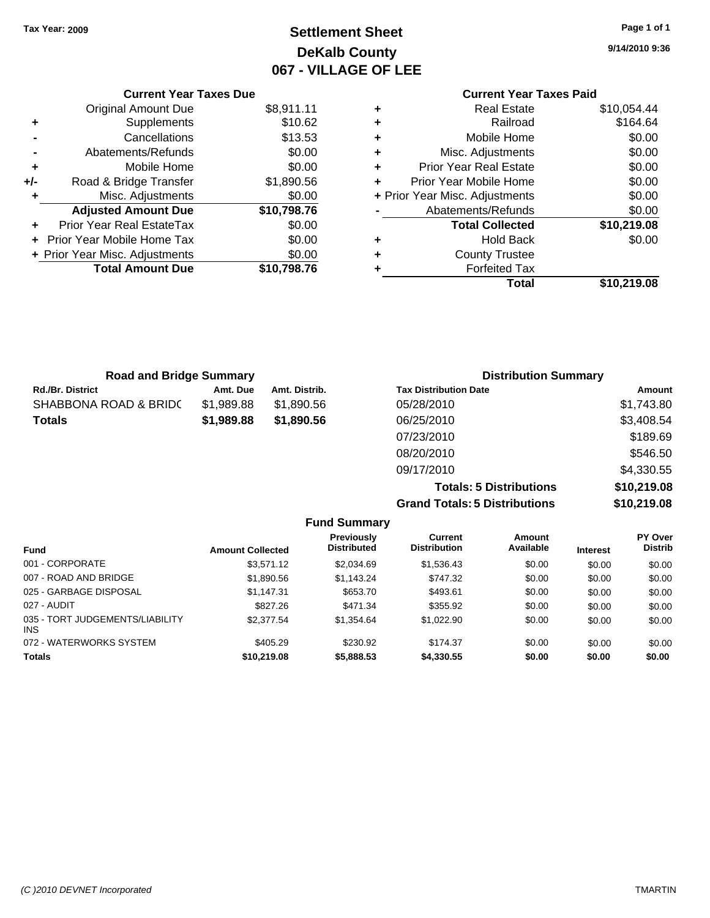Tax Year: 2009

# Settlement Sheet
## DeKalb County
## 067 - VILLAGE OF LEE

9/14/2010 9:36

### Current Year Taxes Due

| | | |
|---|---|---|
| | Original Amount Due | $8,911.11 |
| + | Supplements | $10.62 |
| - | Cancellations | $13.53 |
| - | Abatements/Refunds | $0.00 |
| + | Mobile Home | $0.00 |
| +/- | Road & Bridge Transfer | $1,890.56 |
| + | Misc. Adjustments | $0.00 |
| | **Adjusted Amount Due** | **$10,798.76** |
| + | Prior Year Real EstateTax | $0.00 |
| + | Prior Year Mobile Home Tax | $0.00 |
| + | Prior Year Misc. Adjustments | $0.00 |
| | **Total Amount Due** | **$10,798.76** |

### Current Year Taxes Paid

| | | |
|---|---|---|
| + | Real Estate | $10,054.44 |
| + | Railroad | $164.64 |
| + | Mobile Home | $0.00 |
| + | Misc. Adjustments | $0.00 |
| + | Prior Year Real Estate | $0.00 |
| + | Prior Year Mobile Home | $0.00 |
| + | Prior Year Misc. Adjustments | $0.00 |
| - | Abatements/Refunds | $0.00 |
| | **Total Collected** | **$10,219.08** |
| + | Hold Back | $0.00 |
| + | County Trustee | |
| + | Forfeited Tax | |
| | **Total** | **$10,219.08** |

### Road and Bridge Summary

| Rd./Br. District | Amt. Due | Amt. Distrib. |
|---|---|---|
| SHABBONA ROAD & BRIDC | $1,989.88 | $1,890.56 |
| **Totals** | **$1,989.88** | **$1,890.56** |

### Distribution Summary

| Tax Distribution Date | Amount |
|---|---|
| 05/28/2010 | $1,743.80 |
| 06/25/2010 | $3,408.54 |
| 07/23/2010 | $189.69 |
| 08/20/2010 | $546.50 |
| 09/17/2010 | $4,330.55 |
| **Totals: 5 Distributions** | **$10,219.08** |
| **Grand Totals: 5 Distributions** | **$10,219.08** |

### Fund Summary

| Fund | Amount Collected | Previously Distributed | Current Distribution | Amount Available | Interest | PY Over Distrib |
|---|---|---|---|---|---|---|
| 001 - CORPORATE | $3,571.12 | $2,034.69 | $1,536.43 | $0.00 | $0.00 | $0.00 |
| 007 - ROAD AND BRIDGE | $1,890.56 | $1,143.24 | $747.32 | $0.00 | $0.00 | $0.00 |
| 025 - GARBAGE DISPOSAL | $1,147.31 | $653.70 | $493.61 | $0.00 | $0.00 | $0.00 |
| 027 - AUDIT | $827.26 | $471.34 | $355.92 | $0.00 | $0.00 | $0.00 |
| 035 - TORT JUDGEMENTS/LIABILITY INS | $2,377.54 | $1,354.64 | $1,022.90 | $0.00 | $0.00 | $0.00 |
| 072 - WATERWORKS SYSTEM | $405.29 | $230.92 | $174.37 | $0.00 | $0.00 | $0.00 |
| **Totals** | **$10,219.08** | **$5,888.53** | **$4,330.55** | **$0.00** | **$0.00** | **$0.00** |

(C )2010 DEVNET Incorporated — TMARTIN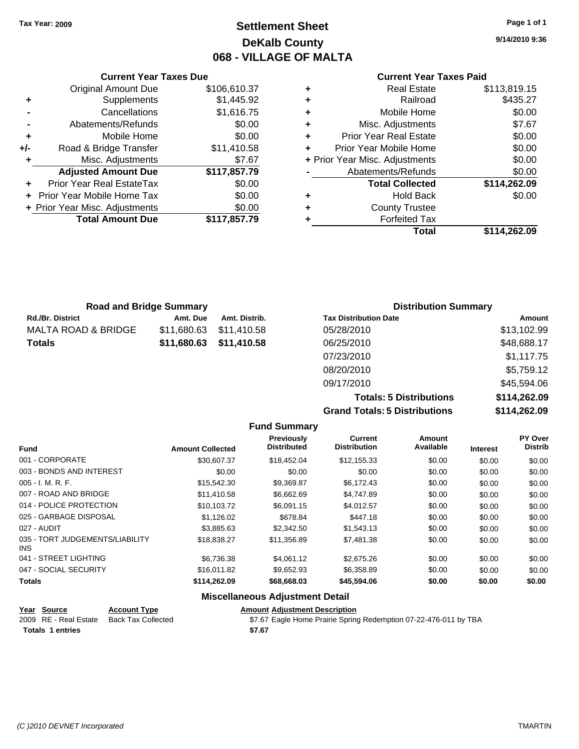**Tax Year: 2009**

# Settlement Sheet
## DeKalb County
## 068 - VILLAGE OF MALTA

9/14/2010 9:36

### Current Year Taxes Due

| | | |
|---|---|---|
| | Original Amount Due | $106,610.37 |
| + | Supplements | $1,445.92 |
| - | Cancellations | $1,616.75 |
| - | Abatements/Refunds | $0.00 |
| + | Mobile Home | $0.00 |
| +/- | Road & Bridge Transfer | $11,410.58 |
| + | Misc. Adjustments | $7.67 |
| | **Adjusted Amount Due** | **$117,857.79** |
| + | Prior Year Real EstateTax | $0.00 |
| + | Prior Year Mobile Home Tax | $0.00 |
| + | Prior Year Misc. Adjustments | $0.00 |
| | **Total Amount Due** | **$117,857.79** |

### Current Year Taxes Paid

| | | |
|---|---|---|
| + | Real Estate | $113,819.15 |
| + | Railroad | $435.27 |
| + | Mobile Home | $0.00 |
| + | Misc. Adjustments | $7.67 |
| + | Prior Year Real Estate | $0.00 |
| + | Prior Year Mobile Home | $0.00 |
| + | Prior Year Misc. Adjustments | $0.00 |
| - | Abatements/Refunds | $0.00 |
| | **Total Collected** | **$114,262.09** |
| + | Hold Back | $0.00 |
| + | County Trustee | |
| + | Forfeited Tax | |
| | **Total** | **$114,262.09** |

### Road and Bridge Summary

| Rd./Br. District | Amt. Due | Amt. Distrib. |
|---|---|---|
| MALTA ROAD & BRIDGE | $11,680.63 | $11,410.58 |
| **Totals** | **$11,680.63** | **$11,410.58** |

### Distribution Summary

| Tax Distribution Date | Amount |
|---|---|
| 05/28/2010 | $13,102.99 |
| 06/25/2010 | $48,688.17 |
| 07/23/2010 | $1,117.75 |
| 08/20/2010 | $5,759.12 |
| 09/17/2010 | $45,594.06 |
| **Totals: 5 Distributions** | **$114,262.09** |
| **Grand Totals: 5 Distributions** | **$114,262.09** |

### Fund Summary

| Fund | Amount Collected | Previously Distributed | Current Distribution | Amount Available | Interest | PY Over Distrib |
|---|---|---|---|---|---|---|
| 001 - CORPORATE | $30,607.37 | $18,452.04 | $12,155.33 | $0.00 | $0.00 | $0.00 |
| 003 - BONDS AND INTEREST | $0.00 | $0.00 | $0.00 | $0.00 | $0.00 | $0.00 |
| 005 - I. M. R. F. | $15,542.30 | $9,369.87 | $6,172.43 | $0.00 | $0.00 | $0.00 |
| 007 - ROAD AND BRIDGE | $11,410.58 | $6,662.69 | $4,747.89 | $0.00 | $0.00 | $0.00 |
| 014 - POLICE PROTECTION | $10,103.72 | $6,091.15 | $4,012.57 | $0.00 | $0.00 | $0.00 |
| 025 - GARBAGE DISPOSAL | $1,126.02 | $678.84 | $447.18 | $0.00 | $0.00 | $0.00 |
| 027 - AUDIT | $3,885.63 | $2,342.50 | $1,543.13 | $0.00 | $0.00 | $0.00 |
| 035 - TORT JUDGEMENTS/LIABILITY INS | $18,838.27 | $11,356.89 | $7,481.38 | $0.00 | $0.00 | $0.00 |
| 041 - STREET LIGHTING | $6,736.38 | $4,061.12 | $2,675.26 | $0.00 | $0.00 | $0.00 |
| 047 - SOCIAL SECURITY | $16,011.82 | $9,652.93 | $6,358.89 | $0.00 | $0.00 | $0.00 |
| **Totals** | **$114,262.09** | **$68,668.03** | **$45,594.06** | **$0.00** | **$0.00** | **$0.00** |

### Miscellaneous Adjustment Detail

| Year | Source | Account Type | Amount | Adjustment Description |
|---|---|---|---|---|
| 2009 | RE - Real Estate | Back Tax Collected | $7.67 | Eagle Home Prairie Spring Redemption 07-22-476-011 by TBA |
| **Totals** | **1 entries** | | **$7.67** | |

(C )2010 DEVNET Incorporated TMARTIN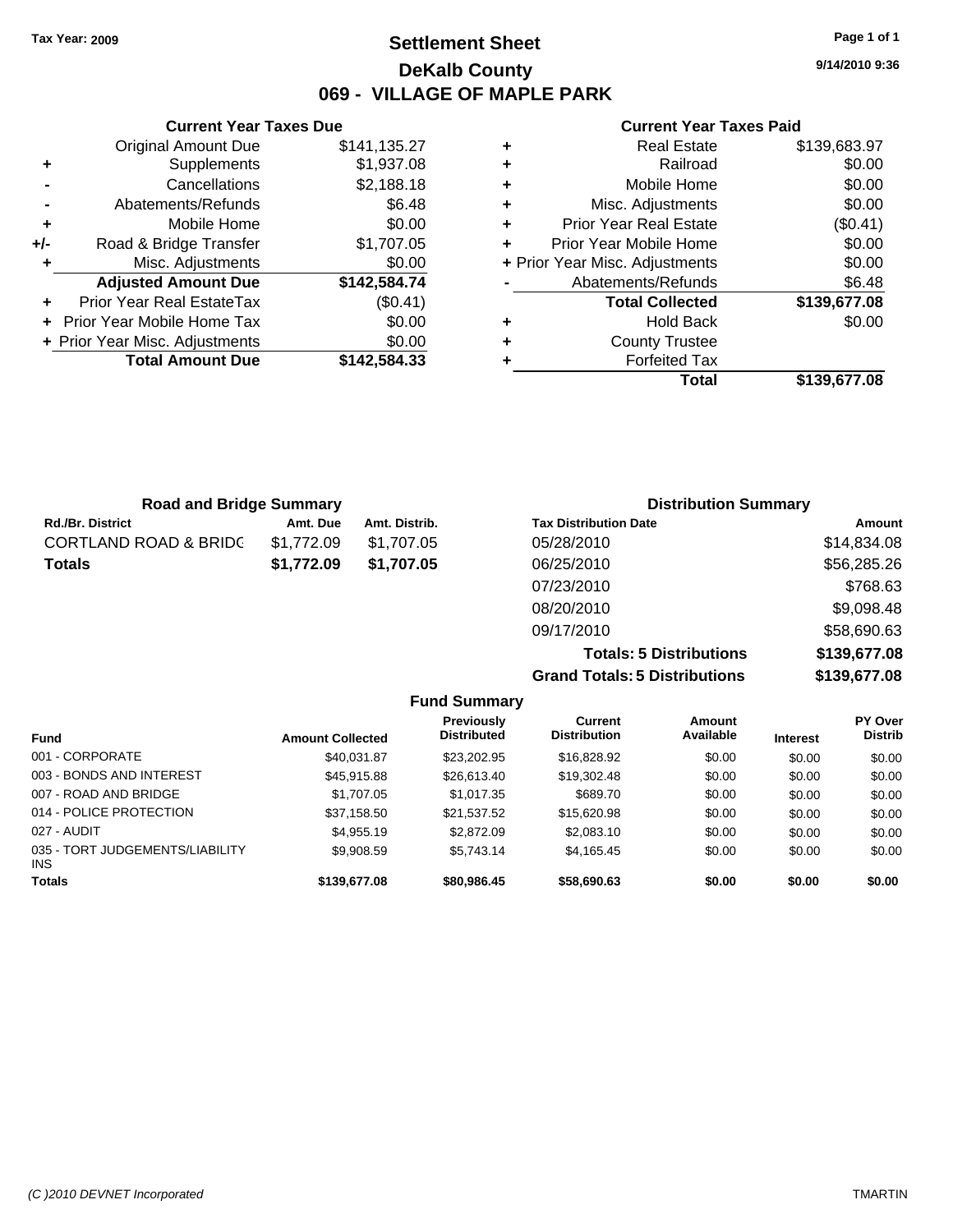**Tax Year: 2009**

# Settlement Sheet
## DeKalb County
## 069 - VILLAGE OF MAPLE PARK

9/14/2010 9:36

### Current Year Taxes Due

| | | |
|---|---|---|
| | Original Amount Due | $141,135.27 |
| + | Supplements | $1,937.08 |
| - | Cancellations | $2,188.18 |
| - | Abatements/Refunds | $6.48 |
| + | Mobile Home | $0.00 |
| +/- | Road & Bridge Transfer | $1,707.05 |
| + | Misc. Adjustments | $0.00 |
| | **Adjusted Amount Due** | **$142,584.74** |
| + | Prior Year Real EstateTax | ($0.41) |
| + | Prior Year Mobile Home Tax | $0.00 |
| + | Prior Year Misc. Adjustments | $0.00 |
| | **Total Amount Due** | **$142,584.33** |

### Current Year Taxes Paid

| | | |
|---|---|---|
| + | Real Estate | $139,683.97 |
| + | Railroad | $0.00 |
| + | Mobile Home | $0.00 |
| + | Misc. Adjustments | $0.00 |
| + | Prior Year Real Estate | ($0.41) |
| + | Prior Year Mobile Home | $0.00 |
| + | Prior Year Misc. Adjustments | $0.00 |
| - | Abatements/Refunds | $6.48 |
| | **Total Collected** | **$139,677.08** |
| + | Hold Back | $0.00 |
| + | County Trustee | |
| + | Forfeited Tax | |
| | **Total** | **$139,677.08** |

### Road and Bridge Summary

| Rd./Br. District | Amt. Due | Amt. Distrib. |
|---|---|---|
| CORTLAND ROAD & BRIDC | $1,772.09 | $1,707.05 |
| **Totals** | **$1,772.09** | **$1,707.05** |

### Distribution Summary

| Tax Distribution Date | Amount |
|---|---|
| 05/28/2010 | $14,834.08 |
| 06/25/2010 | $56,285.26 |
| 07/23/2010 | $768.63 |
| 08/20/2010 | $9,098.48 |
| 09/17/2010 | $58,690.63 |
| **Totals: 5 Distributions** | **$139,677.08** |
| **Grand Totals: 5 Distributions** | **$139,677.08** |

### Fund Summary

| Fund | Amount Collected | Previously Distributed | Current Distribution | Amount Available | Interest | PY Over Distrib |
|---|---|---|---|---|---|---|
| 001 - CORPORATE | $40,031.87 | $23,202.95 | $16,828.92 | $0.00 | $0.00 | $0.00 |
| 003 - BONDS AND INTEREST | $45,915.88 | $26,613.40 | $19,302.48 | $0.00 | $0.00 | $0.00 |
| 007 - ROAD AND BRIDGE | $1,707.05 | $1,017.35 | $689.70 | $0.00 | $0.00 | $0.00 |
| 014 - POLICE PROTECTION | $37,158.50 | $21,537.52 | $15,620.98 | $0.00 | $0.00 | $0.00 |
| 027 - AUDIT | $4,955.19 | $2,872.09 | $2,083.10 | $0.00 | $0.00 | $0.00 |
| 035 - TORT JUDGEMENTS/LIABILITY INS | $9,908.59 | $5,743.14 | $4,165.45 | $0.00 | $0.00 | $0.00 |
| **Totals** | **$139,677.08** | **$80,986.45** | **$58,690.63** | **$0.00** | **$0.00** | **$0.00** |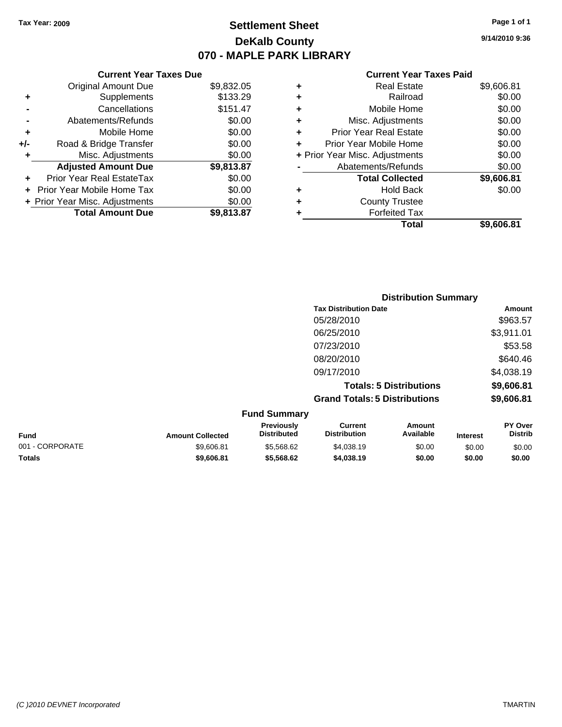Tax Year: 2009

# Settlement Sheet

## DeKalb County

## 070 - MAPLE PARK LIBRARY

9/14/2010 9:36

### Current Year Taxes Due

| | | |
|---|---|---|
| | Original Amount Due | $9,832.05 |
| + | Supplements | $133.29 |
| - | Cancellations | $151.47 |
| - | Abatements/Refunds | $0.00 |
| + | Mobile Home | $0.00 |
| +/- | Road & Bridge Transfer | $0.00 |
| + | Misc. Adjustments | $0.00 |
| | **Adjusted Amount Due** | **$9,813.87** |
| + | Prior Year Real EstateTax | $0.00 |
| + | Prior Year Mobile Home Tax | $0.00 |
| + | Prior Year Misc. Adjustments | $0.00 |
| | **Total Amount Due** | **$9,813.87** |

### Current Year Taxes Paid

| | | |
|---|---|---|
| + | Real Estate | $9,606.81 |
| + | Railroad | $0.00 |
| + | Mobile Home | $0.00 |
| + | Misc. Adjustments | $0.00 |
| + | Prior Year Real Estate | $0.00 |
| + | Prior Year Mobile Home | $0.00 |
| + | Prior Year Misc. Adjustments | $0.00 |
| - | Abatements/Refunds | $0.00 |
| | **Total Collected** | **$9,606.81** |
| + | Hold Back | $0.00 |
| + | County Trustee | |
| + | Forfeited Tax | |
| | **Total** | **$9,606.81** |

### Distribution Summary

| Tax Distribution Date | Amount |
|---|---|
| 05/28/2010 | $963.57 |
| 06/25/2010 | $3,911.01 |
| 07/23/2010 | $53.58 |
| 08/20/2010 | $640.46 |
| 09/17/2010 | $4,038.19 |
| **Totals: 5 Distributions** | **$9,606.81** |
| **Grand Totals: 5 Distributions** | **$9,606.81** |

### Fund Summary

| Fund | Amount Collected | Previously Distributed | Current Distribution | Amount Available | Interest | PY Over Distrib |
|---|---|---|---|---|---|---|
| 001 - CORPORATE | $9,606.81 | $5,568.62 | $4,038.19 | $0.00 | $0.00 | $0.00 |
| **Totals** | **$9,606.81** | **$5,568.62** | **$4,038.19** | **$0.00** | **$0.00** | **$0.00** |

(C )2010 DEVNET Incorporated TMARTIN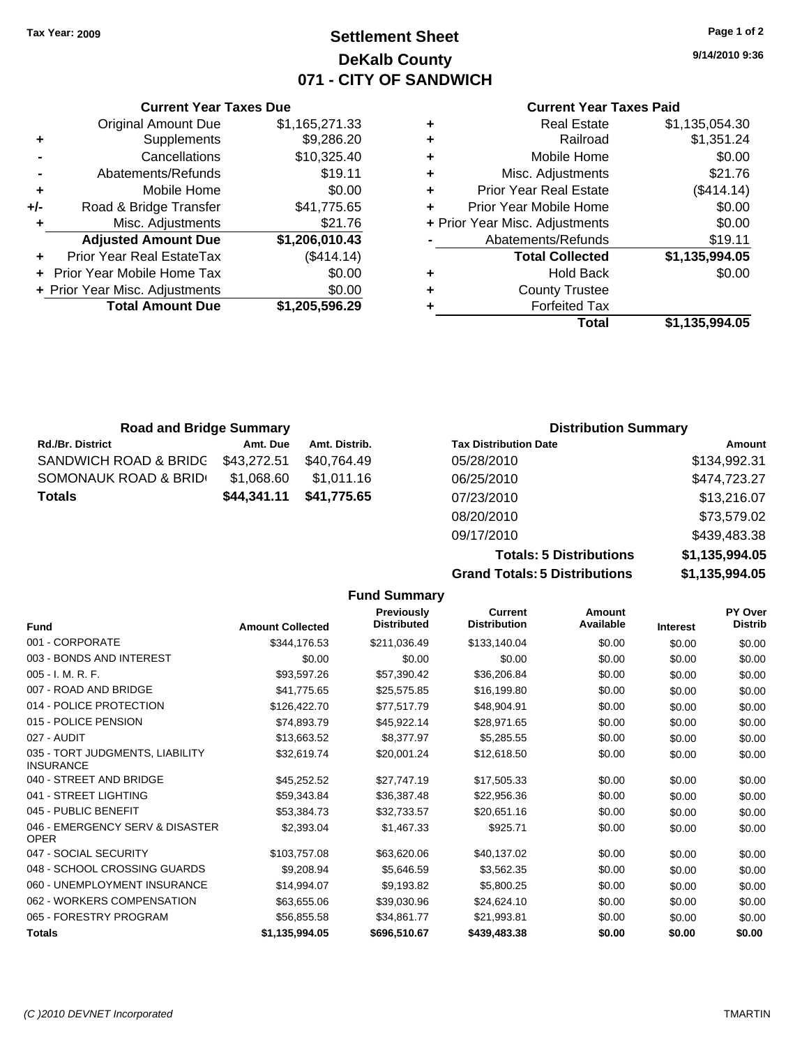**Tax Year: 2009**

# Settlement Sheet
## DeKalb County
## 071 - CITY OF SANDWICH

9/14/2010 9:36

### Current Year Taxes Due

| | | |
|---|---|---|
| | Original Amount Due | $1,165,271.33 |
| + | Supplements | $9,286.20 |
| - | Cancellations | $10,325.40 |
| - | Abatements/Refunds | $19.11 |
| + | Mobile Home | $0.00 |
| +/- | Road & Bridge Transfer | $41,775.65 |
| + | Misc. Adjustments | $21.76 |
| | **Adjusted Amount Due** | **$1,206,010.43** |
| + | Prior Year Real EstateTax | ($414.14) |
| + | Prior Year Mobile Home Tax | $0.00 |
| + | Prior Year Misc. Adjustments | $0.00 |
| | **Total Amount Due** | **$1,205,596.29** |

### Current Year Taxes Paid

| | | |
|---|---|---|
| + | Real Estate | $1,135,054.30 |
| + | Railroad | $1,351.24 |
| + | Mobile Home | $0.00 |
| + | Misc. Adjustments | $21.76 |
| + | Prior Year Real Estate | ($414.14) |
| + | Prior Year Mobile Home | $0.00 |
| + | Prior Year Misc. Adjustments | $0.00 |
| - | Abatements/Refunds | $19.11 |
| | **Total Collected** | **$1,135,994.05** |
| + | Hold Back | $0.00 |
| + | County Trustee | |
| + | Forfeited Tax | |
| | **Total** | **$1,135,994.05** |

### Road and Bridge Summary

| Rd./Br. District | Amt. Due | Amt. Distrib. |
|---|---|---|
| SANDWICH ROAD & BRIDG | $43,272.51 | $40,764.49 |
| SOMONAUK ROAD & BRID | $1,068.60 | $1,011.16 |
| **Totals** | **$44,341.11** | **$41,775.65** |

### Distribution Summary

| Tax Distribution Date | Amount |
|---|---|
| 05/28/2010 | $134,992.31 |
| 06/25/2010 | $474,723.27 |
| 07/23/2010 | $13,216.07 |
| 08/20/2010 | $73,579.02 |
| 09/17/2010 | $439,483.38 |
| **Totals: 5 Distributions** | **$1,135,994.05** |
| **Grand Totals: 5 Distributions** | **$1,135,994.05** |

### Fund Summary

| Fund | Amount Collected | Previously Distributed | Current Distribution | Amount Available | Interest | PY Over Distrib |
|---|---|---|---|---|---|---|
| 001 - CORPORATE | $344,176.53 | $211,036.49 | $133,140.04 | $0.00 | $0.00 | $0.00 |
| 003 - BONDS AND INTEREST | $0.00 | $0.00 | $0.00 | $0.00 | $0.00 | $0.00 |
| 005 - I. M. R. F. | $93,597.26 | $57,390.42 | $36,206.84 | $0.00 | $0.00 | $0.00 |
| 007 - ROAD AND BRIDGE | $41,775.65 | $25,575.85 | $16,199.80 | $0.00 | $0.00 | $0.00 |
| 014 - POLICE PROTECTION | $126,422.70 | $77,517.79 | $48,904.91 | $0.00 | $0.00 | $0.00 |
| 015 - POLICE PENSION | $74,893.79 | $45,922.14 | $28,971.65 | $0.00 | $0.00 | $0.00 |
| 027 - AUDIT | $13,663.52 | $8,377.97 | $5,285.55 | $0.00 | $0.00 | $0.00 |
| 035 - TORT JUDGMENTS, LIABILITY INSURANCE | $32,619.74 | $20,001.24 | $12,618.50 | $0.00 | $0.00 | $0.00 |
| 040 - STREET AND BRIDGE | $45,252.52 | $27,747.19 | $17,505.33 | $0.00 | $0.00 | $0.00 |
| 041 - STREET LIGHTING | $59,343.84 | $36,387.48 | $22,956.36 | $0.00 | $0.00 | $0.00 |
| 045 - PUBLIC BENEFIT | $53,384.73 | $32,733.57 | $20,651.16 | $0.00 | $0.00 | $0.00 |
| 046 - EMERGENCY SERV & DISASTER OPER | $2,393.04 | $1,467.33 | $925.71 | $0.00 | $0.00 | $0.00 |
| 047 - SOCIAL SECURITY | $103,757.08 | $63,620.06 | $40,137.02 | $0.00 | $0.00 | $0.00 |
| 048 - SCHOOL CROSSING GUARDS | $9,208.94 | $5,646.59 | $3,562.35 | $0.00 | $0.00 | $0.00 |
| 060 - UNEMPLOYMENT INSURANCE | $14,994.07 | $9,193.82 | $5,800.25 | $0.00 | $0.00 | $0.00 |
| 062 - WORKERS COMPENSATION | $63,655.06 | $39,030.96 | $24,624.10 | $0.00 | $0.00 | $0.00 |
| 065 - FORESTRY PROGRAM | $56,855.58 | $34,861.77 | $21,993.81 | $0.00 | $0.00 | $0.00 |
| **Totals** | **$1,135,994.05** | **$696,510.67** | **$439,483.38** | **$0.00** | **$0.00** | **$0.00** |

(C )2010 DEVNET Incorporated — TMARTIN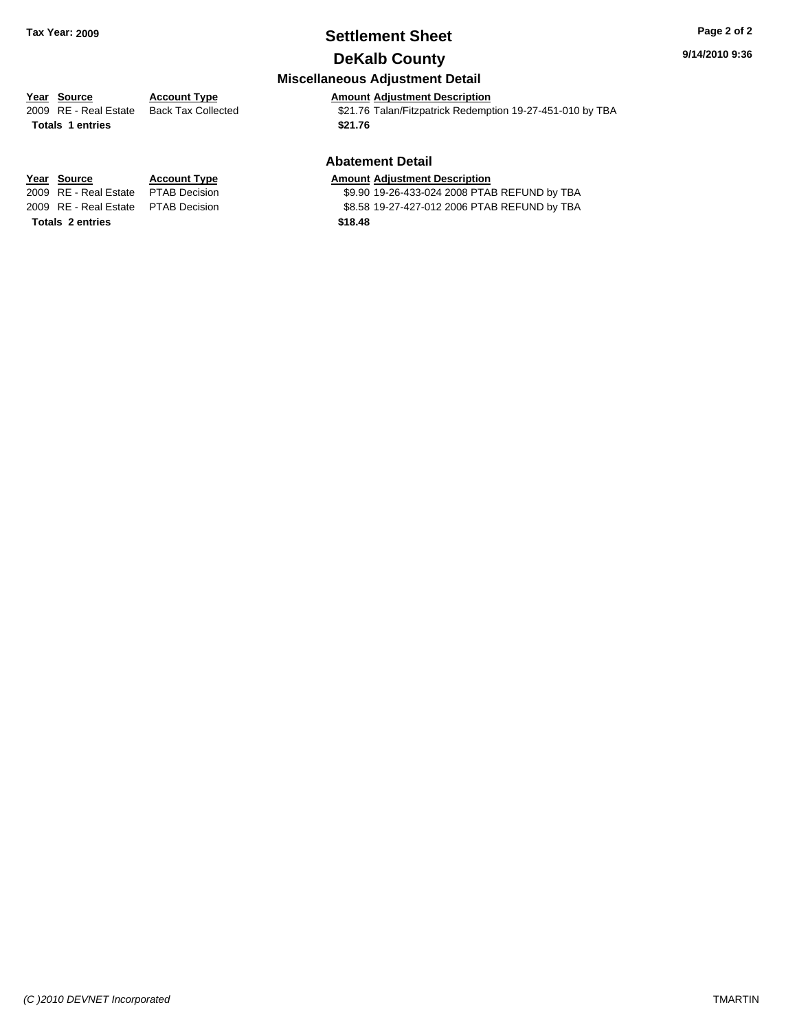# Settlement Sheet

## DeKalb County

### Miscellaneous Adjustment Detail

| Year | Source | Account Type | Amount | Adjustment Description |
|---|---|---|---|---|
| 2009 | RE - Real Estate | Back Tax Collected | $21.76 | Talan/Fitzpatrick Redemption 19-27-451-010 by TBA |
| **Totals** | **1 entries** | | **$21.76** | |

### Abatement Detail

| Year | Source | Account Type | Amount | Adjustment Description |
|---|---|---|---|---|
| 2009 | RE - Real Estate | PTAB Decision | $9.90 | 19-26-433-024 2008 PTAB REFUND by TBA |
| 2009 | RE - Real Estate | PTAB Decision | $8.58 | 19-27-427-012 2006 PTAB REFUND by TBA |
| **Totals** | **2 entries** | | **$18.48** | |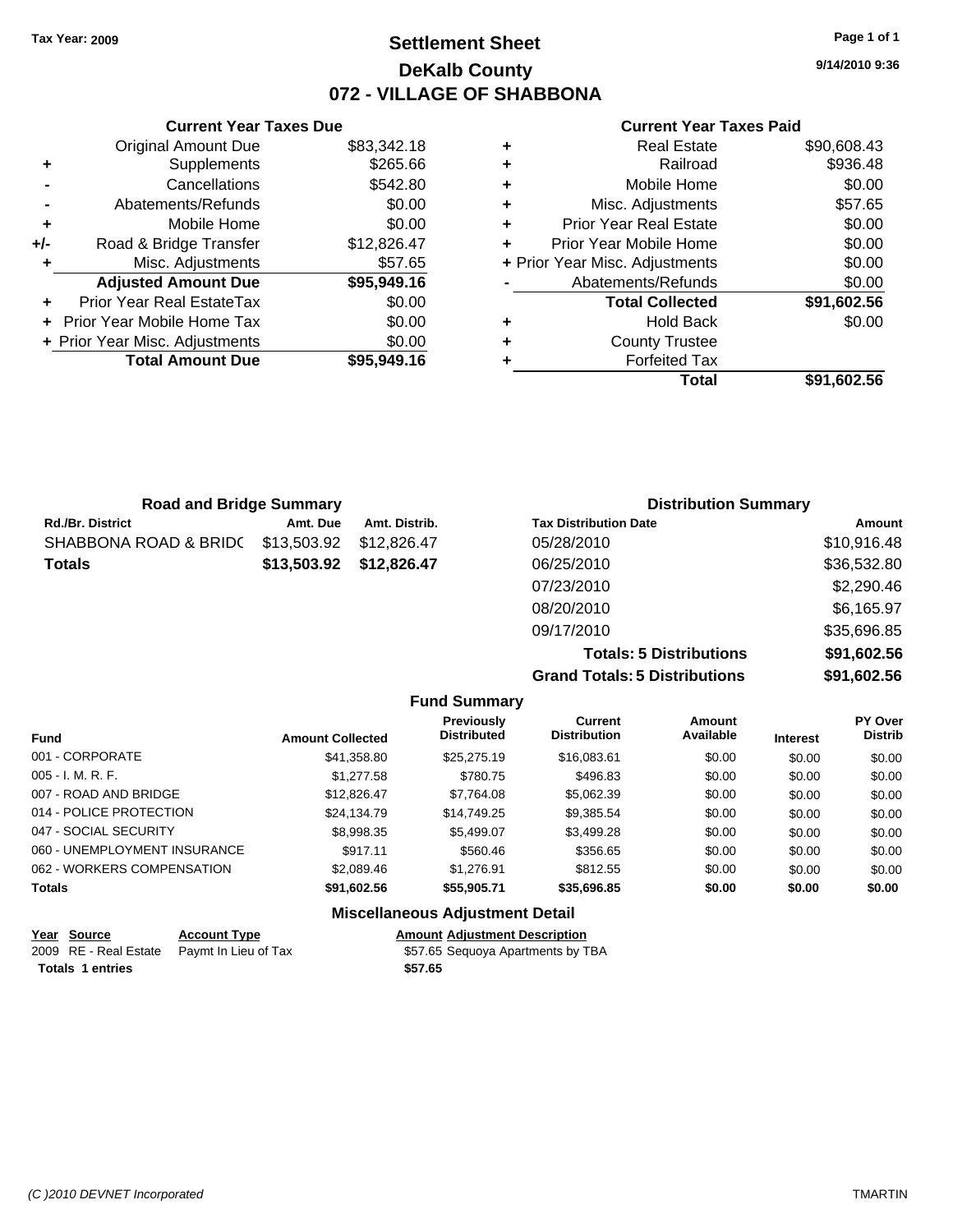Tax Year: 2009

# Settlement Sheet
## DeKalb County
## 072 - VILLAGE OF SHABBONA

9/14/2010 9:36

### Current Year Taxes Due

| | | |
|---|---|---|
| | Original Amount Due | $83,342.18 |
| + | Supplements | $265.66 |
| - | Cancellations | $542.80 |
| - | Abatements/Refunds | $0.00 |
| + | Mobile Home | $0.00 |
| +/- | Road & Bridge Transfer | $12,826.47 |
| + | Misc. Adjustments | $57.65 |
| | **Adjusted Amount Due** | **$95,949.16** |
| + | Prior Year Real EstateTax | $0.00 |
| + | Prior Year Mobile Home Tax | $0.00 |
| + | Prior Year Misc. Adjustments | $0.00 |
| | **Total Amount Due** | **$95,949.16** |

### Current Year Taxes Paid

| | | |
|---|---|---|
| + | Real Estate | $90,608.43 |
| + | Railroad | $936.48 |
| + | Mobile Home | $0.00 |
| + | Misc. Adjustments | $57.65 |
| + | Prior Year Real Estate | $0.00 |
| + | Prior Year Mobile Home | $0.00 |
| + | Prior Year Misc. Adjustments | $0.00 |
| - | Abatements/Refunds | $0.00 |
| | **Total Collected** | **$91,602.56** |
| + | Hold Back | $0.00 |
| + | County Trustee | |
| + | Forfeited Tax | |
| | **Total** | **$91,602.56** |

### Road and Bridge Summary

| Rd./Br. District | Amt. Due | Amt. Distrib. |
|---|---|---|
| SHABBONA ROAD & BRIDC | $13,503.92 | $12,826.47 |
| **Totals** | **$13,503.92** | **$12,826.47** |

### Distribution Summary

| Tax Distribution Date | Amount |
|---|---|
| 05/28/2010 | $10,916.48 |
| 06/25/2010 | $36,532.80 |
| 07/23/2010 | $2,290.46 |
| 08/20/2010 | $6,165.97 |
| 09/17/2010 | $35,696.85 |
| **Totals: 5 Distributions** | **$91,602.56** |
| **Grand Totals: 5 Distributions** | **$91,602.56** |

### Fund Summary

| Fund | Amount Collected | Previously Distributed | Current Distribution | Amount Available | Interest | PY Over Distrib |
|---|---|---|---|---|---|---|
| 001 - CORPORATE | $41,358.80 | $25,275.19 | $16,083.61 | $0.00 | $0.00 | $0.00 |
| 005 - I. M. R. F. | $1,277.58 | $780.75 | $496.83 | $0.00 | $0.00 | $0.00 |
| 007 - ROAD AND BRIDGE | $12,826.47 | $7,764.08 | $5,062.39 | $0.00 | $0.00 | $0.00 |
| 014 - POLICE PROTECTION | $24,134.79 | $14,749.25 | $9,385.54 | $0.00 | $0.00 | $0.00 |
| 047 - SOCIAL SECURITY | $8,998.35 | $5,499.07 | $3,499.28 | $0.00 | $0.00 | $0.00 |
| 060 - UNEMPLOYMENT INSURANCE | $917.11 | $560.46 | $356.65 | $0.00 | $0.00 | $0.00 |
| 062 - WORKERS COMPENSATION | $2,089.46 | $1,276.91 | $812.55 | $0.00 | $0.00 | $0.00 |
| **Totals** | **$91,602.56** | **$55,905.71** | **$35,696.85** | **$0.00** | **$0.00** | **$0.00** |

### Miscellaneous Adjustment Detail

| Year | Source | Account Type | Amount | Adjustment Description |
|---|---|---|---|---|
| 2009 | RE - Real Estate | Paymt In Lieu of Tax | $57.65 | Sequoya Apartments by TBA |
| **Totals** | **1 entries** | | **$57.65** | |

(C )2010 DEVNET Incorporated — TMARTIN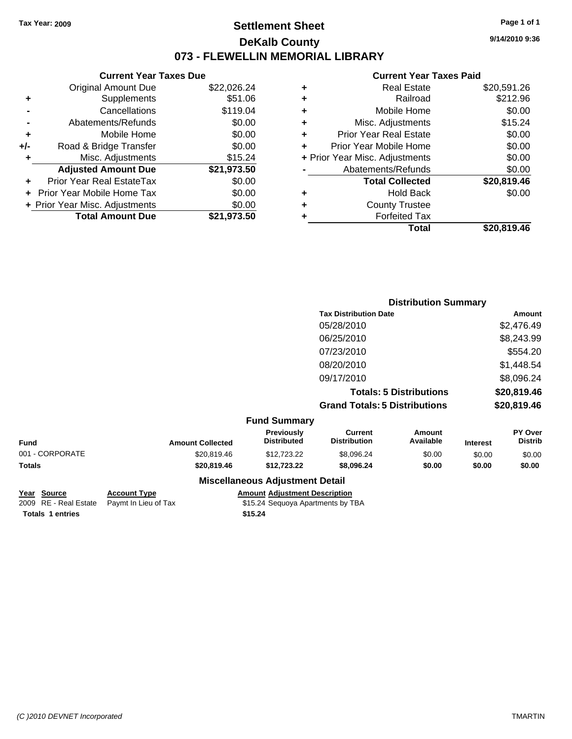Tax Year: 2009

# Settlement Sheet

## DeKalb County

## 073 - FLEWELLIN MEMORIAL LIBRARY

9/14/2010 9:36

### Current Year Taxes Due

| | | |
|---|---|---|
| | Original Amount Due | $22,026.24 |
| + | Supplements | $51.06 |
| - | Cancellations | $119.04 |
| - | Abatements/Refunds | $0.00 |
| + | Mobile Home | $0.00 |
| +/- | Road & Bridge Transfer | $0.00 |
| + | Misc. Adjustments | $15.24 |
| | **Adjusted Amount Due** | **$21,973.50** |
| + | Prior Year Real EstateTax | $0.00 |
| + | Prior Year Mobile Home Tax | $0.00 |
| + | Prior Year Misc. Adjustments | $0.00 |
| | **Total Amount Due** | **$21,973.50** |

### Current Year Taxes Paid

| | | |
|---|---|---|
| + | Real Estate | $20,591.26 |
| + | Railroad | $212.96 |
| + | Mobile Home | $0.00 |
| + | Misc. Adjustments | $15.24 |
| + | Prior Year Real Estate | $0.00 |
| + | Prior Year Mobile Home | $0.00 |
| + | Prior Year Misc. Adjustments | $0.00 |
| - | Abatements/Refunds | $0.00 |
| | **Total Collected** | **$20,819.46** |
| + | Hold Back | $0.00 |
| + | County Trustee | |
| + | Forfeited Tax | |
| | **Total** | **$20,819.46** |

### Distribution Summary

| Tax Distribution Date | Amount |
|---|---|
| 05/28/2010 | $2,476.49 |
| 06/25/2010 | $8,243.99 |
| 07/23/2010 | $554.20 |
| 08/20/2010 | $1,448.54 |
| 09/17/2010 | $8,096.24 |
| **Totals: 5 Distributions** | **$20,819.46** |
| **Grand Totals: 5 Distributions** | **$20,819.46** |

### Fund Summary

| Fund | Amount Collected | Previously Distributed | Current Distribution | Amount Available | Interest | PY Over Distrib |
|---|---|---|---|---|---|---|
| 001 - CORPORATE | $20,819.46 | $12,723.22 | $8,096.24 | $0.00 | $0.00 | $0.00 |
| **Totals** | **$20,819.46** | **$12,723.22** | **$8,096.24** | **$0.00** | **$0.00** | **$0.00** |

### Miscellaneous Adjustment Detail

| Year | Source | Account Type | Amount | Adjustment Description |
|---|---|---|---|---|
| 2009 | RE - Real Estate | Paymt In Lieu of Tax | $15.24 | Sequoya Apartments by TBA |
| **Totals** | **1 entries** | | **$15.24** | |

(C )2010 DEVNET Incorporated

TMARTIN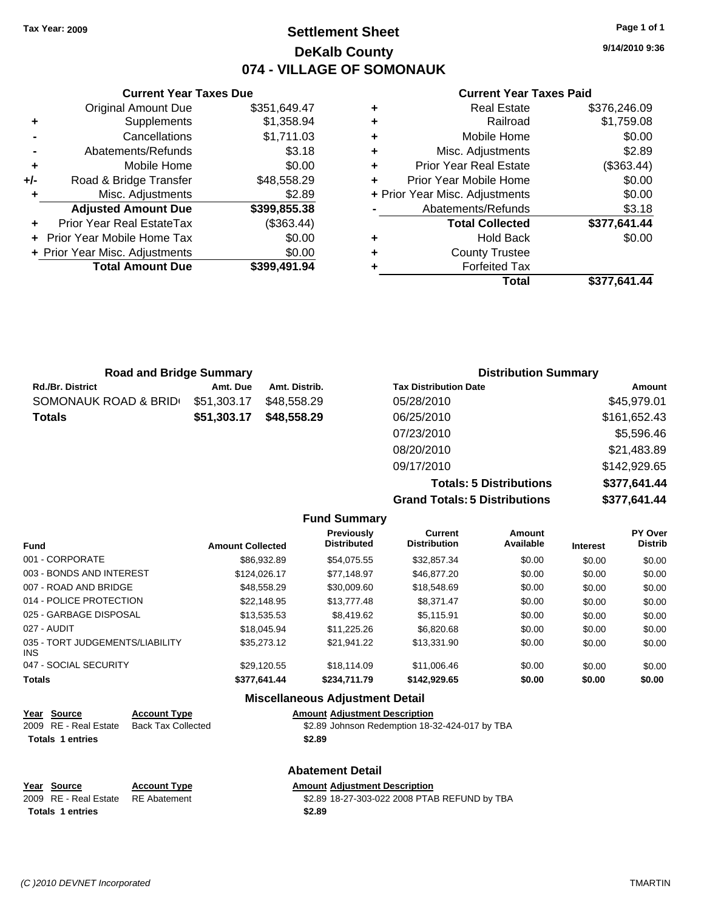**Tax Year: 2009**

# Settlement Sheet
## DeKalb County
## 074 - VILLAGE OF SOMONAUK

9/14/2010 9:36

### Current Year Taxes Due

| | | |
|---|---|---|
| | Original Amount Due | $351,649.47 |
| + | Supplements | $1,358.94 |
| - | Cancellations | $1,711.03 |
| - | Abatements/Refunds | $3.18 |
| + | Mobile Home | $0.00 |
| +/- | Road & Bridge Transfer | $48,558.29 |
| + | Misc. Adjustments | $2.89 |
| | **Adjusted Amount Due** | **$399,855.38** |
| + | Prior Year Real EstateTax | ($363.44) |
| + | Prior Year Mobile Home Tax | $0.00 |
| + | Prior Year Misc. Adjustments | $0.00 |
| | **Total Amount Due** | **$399,491.94** |

### Current Year Taxes Paid

| | | |
|---|---|---|
| + | Real Estate | $376,246.09 |
| + | Railroad | $1,759.08 |
| + | Mobile Home | $0.00 |
| + | Misc. Adjustments | $2.89 |
| + | Prior Year Real Estate | ($363.44) |
| + | Prior Year Mobile Home | $0.00 |
| + | Prior Year Misc. Adjustments | $0.00 |
| - | Abatements/Refunds | $3.18 |
| | **Total Collected** | **$377,641.44** |
| + | Hold Back | $0.00 |
| + | County Trustee | |
| + | Forfeited Tax | |
| | **Total** | **$377,641.44** |

### Road and Bridge Summary

| Rd./Br. District | Amt. Due | Amt. Distrib. |
|---|---|---|
| SOMONAUK ROAD & BRID | $51,303.17 | $48,558.29 |
| **Totals** | **$51,303.17** | **$48,558.29** |

### Distribution Summary

| Tax Distribution Date | Amount |
|---|---|
| 05/28/2010 | $45,979.01 |
| 06/25/2010 | $161,652.43 |
| 07/23/2010 | $5,596.46 |
| 08/20/2010 | $21,483.89 |
| 09/17/2010 | $142,929.65 |
| **Totals: 5 Distributions** | **$377,641.44** |
| **Grand Totals: 5 Distributions** | **$377,641.44** |

### Fund Summary

| Fund | Amount Collected | Previously Distributed | Current Distribution | Amount Available | Interest | PY Over Distrib |
|---|---|---|---|---|---|---|
| 001 - CORPORATE | $86,932.89 | $54,075.55 | $32,857.34 | $0.00 | $0.00 | $0.00 |
| 003 - BONDS AND INTEREST | $124,026.17 | $77,148.97 | $46,877.20 | $0.00 | $0.00 | $0.00 |
| 007 - ROAD AND BRIDGE | $48,558.29 | $30,009.60 | $18,548.69 | $0.00 | $0.00 | $0.00 |
| 014 - POLICE PROTECTION | $22,148.95 | $13,777.48 | $8,371.47 | $0.00 | $0.00 | $0.00 |
| 025 - GARBAGE DISPOSAL | $13,535.53 | $8,419.62 | $5,115.91 | $0.00 | $0.00 | $0.00 |
| 027 - AUDIT | $18,045.94 | $11,225.26 | $6,820.68 | $0.00 | $0.00 | $0.00 |
| 035 - TORT JUDGEMENTS/LIABILITY INS | $35,273.12 | $21,941.22 | $13,331.90 | $0.00 | $0.00 | $0.00 |
| 047 - SOCIAL SECURITY | $29,120.55 | $18,114.09 | $11,006.46 | $0.00 | $0.00 | $0.00 |
| **Totals** | **$377,641.44** | **$234,711.79** | **$142,929.65** | **$0.00** | **$0.00** | **$0.00** |

### Miscellaneous Adjustment Detail

| Year | Source | Account Type | Amount | Adjustment Description |
|---|---|---|---|---|
| 2009 | RE - Real Estate | Back Tax Collected | $2.89 | Johnson Redemption 18-32-424-017 by TBA |
| **Totals** | **1 entries** | | **$2.89** | |

### Abatement Detail

| Year | Source | Account Type | Amount | Adjustment Description |
|---|---|---|---|---|
| 2009 | RE - Real Estate | RE Abatement | $2.89 | 18-27-303-022 2008 PTAB REFUND by TBA |
| **Totals** | **1 entries** | | **$2.89** | |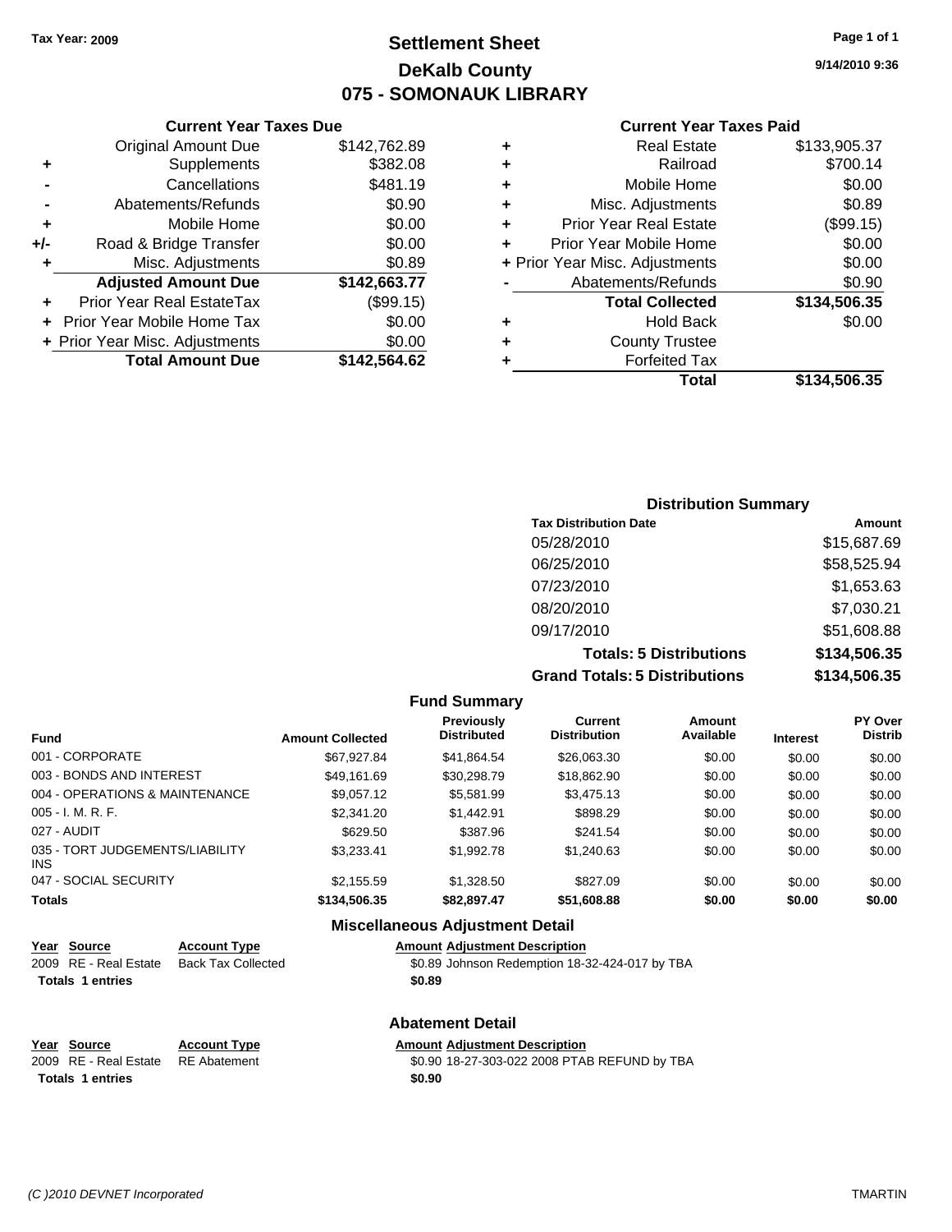Tax Year: 2009

# Settlement Sheet
## DeKalb County
## 075 - SOMONAUK LIBRARY

9/14/2010 9:36

### Current Year Taxes Due

| | | |
|---|---|---|
| | Original Amount Due | $142,762.89 |
| + | Supplements | $382.08 |
| - | Cancellations | $481.19 |
| - | Abatements/Refunds | $0.90 |
| + | Mobile Home | $0.00 |
| +/- | Road & Bridge Transfer | $0.00 |
| + | Misc. Adjustments | $0.89 |
| | **Adjusted Amount Due** | **$142,663.77** |
| + | Prior Year Real EstateTax | ($99.15) |
| + | Prior Year Mobile Home Tax | $0.00 |
| + | Prior Year Misc. Adjustments | $0.00 |
| | **Total Amount Due** | **$142,564.62** |

### Current Year Taxes Paid

| | | |
|---|---|---|
| + | Real Estate | $133,905.37 |
| + | Railroad | $700.14 |
| + | Mobile Home | $0.00 |
| + | Misc. Adjustments | $0.89 |
| + | Prior Year Real Estate | ($99.15) |
| + | Prior Year Mobile Home | $0.00 |
| + | Prior Year Misc. Adjustments | $0.00 |
| - | Abatements/Refunds | $0.90 |
| | **Total Collected** | **$134,506.35** |
| + | Hold Back | $0.00 |
| + | County Trustee | |
| + | Forfeited Tax | |
| | **Total** | **$134,506.35** |

### Distribution Summary

| Tax Distribution Date | Amount |
|---|---|
| 05/28/2010 | $15,687.69 |
| 06/25/2010 | $58,525.94 |
| 07/23/2010 | $1,653.63 |
| 08/20/2010 | $7,030.21 |
| 09/17/2010 | $51,608.88 |
| **Totals: 5 Distributions** | **$134,506.35** |
| **Grand Totals: 5 Distributions** | **$134,506.35** |

### Fund Summary

| Fund | Amount Collected | Previously Distributed | Current Distribution | Amount Available | Interest | PY Over Distrib |
|---|---|---|---|---|---|---|
| 001 - CORPORATE | $67,927.84 | $41,864.54 | $26,063.30 | $0.00 | $0.00 | $0.00 |
| 003 - BONDS AND INTEREST | $49,161.69 | $30,298.79 | $18,862.90 | $0.00 | $0.00 | $0.00 |
| 004 - OPERATIONS & MAINTENANCE | $9,057.12 | $5,581.99 | $3,475.13 | $0.00 | $0.00 | $0.00 |
| 005 - I. M. R. F. | $2,341.20 | $1,442.91 | $898.29 | $0.00 | $0.00 | $0.00 |
| 027 - AUDIT | $629.50 | $387.96 | $241.54 | $0.00 | $0.00 | $0.00 |
| 035 - TORT JUDGEMENTS/LIABILITY INS | $3,233.41 | $1,992.78 | $1,240.63 | $0.00 | $0.00 | $0.00 |
| 047 - SOCIAL SECURITY | $2,155.59 | $1,328.50 | $827.09 | $0.00 | $0.00 | $0.00 |
| **Totals** | **$134,506.35** | **$82,897.47** | **$51,608.88** | **$0.00** | **$0.00** | **$0.00** |

### Miscellaneous Adjustment Detail

| Year | Source | Account Type | Amount | Adjustment Description |
|---|---|---|---|---|
| 2009 | RE - Real Estate | Back Tax Collected | $0.89 | Johnson Redemption 18-32-424-017 by TBA |
| **Totals** | **1 entries** | | **$0.89** | |

### Abatement Detail

| Year | Source | Account Type | Amount | Adjustment Description |
|---|---|---|---|---|
| 2009 | RE - Real Estate | RE Abatement | $0.90 | 18-27-303-022 2008 PTAB REFUND by TBA |
| **Totals** | **1 entries** | | **$0.90** | |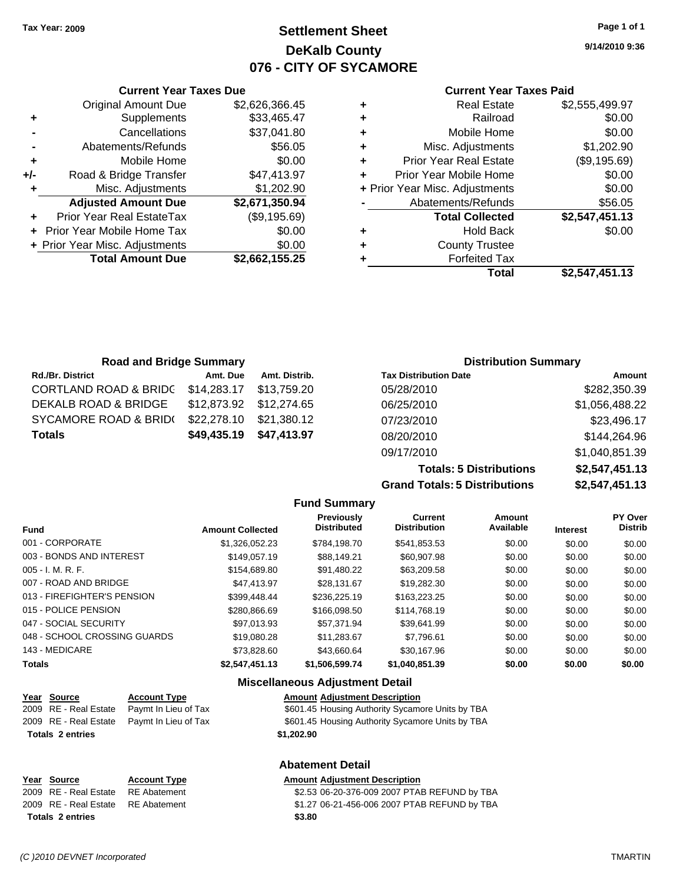**Tax Year: 2009**

# Settlement Sheet
## DeKalb County
## 076 - CITY OF SYCAMORE

9/14/2010 9:36

### Current Year Taxes Due

| | | |
|---|---|---|
| | Original Amount Due | $2,626,366.45 |
| + | Supplements | $33,465.47 |
| - | Cancellations | $37,041.80 |
| - | Abatements/Refunds | $56.05 |
| + | Mobile Home | $0.00 |
| +/- | Road & Bridge Transfer | $47,413.97 |
| + | Misc. Adjustments | $1,202.90 |
| | **Adjusted Amount Due** | **$2,671,350.94** |
| + | Prior Year Real EstateTax | ($9,195.69) |
| + | Prior Year Mobile Home Tax | $0.00 |
| + | Prior Year Misc. Adjustments | $0.00 |
| | **Total Amount Due** | **$2,662,155.25** |

### Current Year Taxes Paid

| | | |
|---|---|---|
| + | Real Estate | $2,555,499.97 |
| + | Railroad | $0.00 |
| + | Mobile Home | $0.00 |
| + | Misc. Adjustments | $1,202.90 |
| + | Prior Year Real Estate | ($9,195.69) |
| + | Prior Year Mobile Home | $0.00 |
| + | Prior Year Misc. Adjustments | $0.00 |
| - | Abatements/Refunds | $56.05 |
| | **Total Collected** | **$2,547,451.13** |
| + | Hold Back | $0.00 |
| + | County Trustee | |
| + | Forfeited Tax | |
| | **Total** | **$2,547,451.13** |

### Road and Bridge Summary

| Rd./Br. District | Amt. Due | Amt. Distrib. |
|---|---|---|
| CORTLAND ROAD & BRIDG | $14,283.17 | $13,759.20 |
| DEKALB ROAD & BRIDGE | $12,873.92 | $12,274.65 |
| SYCAMORE ROAD & BRID( | $22,278.10 | $21,380.12 |
| **Totals** | **$49,435.19** | **$47,413.97** |

### Distribution Summary

| Tax Distribution Date | Amount |
|---|---|
| 05/28/2010 | $282,350.39 |
| 06/25/2010 | $1,056,488.22 |
| 07/23/2010 | $23,496.17 |
| 08/20/2010 | $144,264.96 |
| 09/17/2010 | $1,040,851.39 |
| **Totals: 5 Distributions** | **$2,547,451.13** |
| **Grand Totals: 5 Distributions** | **$2,547,451.13** |

### Fund Summary

| Fund | Amount Collected | Previously Distributed | Current Distribution | Amount Available | Interest | PY Over Distrib |
|---|---|---|---|---|---|---|
| 001 - CORPORATE | $1,326,052.23 | $784,198.70 | $541,853.53 | $0.00 | $0.00 | $0.00 |
| 003 - BONDS AND INTEREST | $149,057.19 | $88,149.21 | $60,907.98 | $0.00 | $0.00 | $0.00 |
| 005 - I. M. R. F. | $154,689.80 | $91,480.22 | $63,209.58 | $0.00 | $0.00 | $0.00 |
| 007 - ROAD AND BRIDGE | $47,413.97 | $28,131.67 | $19,282.30 | $0.00 | $0.00 | $0.00 |
| 013 - FIREFIGHTER'S PENSION | $399,448.44 | $236,225.19 | $163,223.25 | $0.00 | $0.00 | $0.00 |
| 015 - POLICE PENSION | $280,866.69 | $166,098.50 | $114,768.19 | $0.00 | $0.00 | $0.00 |
| 047 - SOCIAL SECURITY | $97,013.93 | $57,371.94 | $39,641.99 | $0.00 | $0.00 | $0.00 |
| 048 - SCHOOL CROSSING GUARDS | $19,080.28 | $11,283.67 | $7,796.61 | $0.00 | $0.00 | $0.00 |
| 143 - MEDICARE | $73,828.60 | $43,660.64 | $30,167.96 | $0.00 | $0.00 | $0.00 |
| **Totals** | **$2,547,451.13** | **$1,506,599.74** | **$1,040,851.39** | **$0.00** | **$0.00** | **$0.00** |

### Miscellaneous Adjustment Detail

| Year | Source | Account Type | Amount | Adjustment Description |
|---|---|---|---|---|
| 2009 | RE - Real Estate | Paymt In Lieu of Tax | $601.45 | Housing Authority Sycamore Units by TBA |
| 2009 | RE - Real Estate | Paymt In Lieu of Tax | $601.45 | Housing Authority Sycamore Units by TBA |
| **Totals 2 entries** | | | **$1,202.90** | |

### Abatement Detail

| Year | Source | Account Type | Amount | Adjustment Description |
|---|---|---|---|---|
| 2009 | RE - Real Estate | RE Abatement | $2.53 | 06-20-376-009 2007 PTAB REFUND by TBA |
| 2009 | RE - Real Estate | RE Abatement | $1.27 | 06-21-456-006 2007 PTAB REFUND by TBA |
| **Totals 2 entries** | | | **$3.80** | |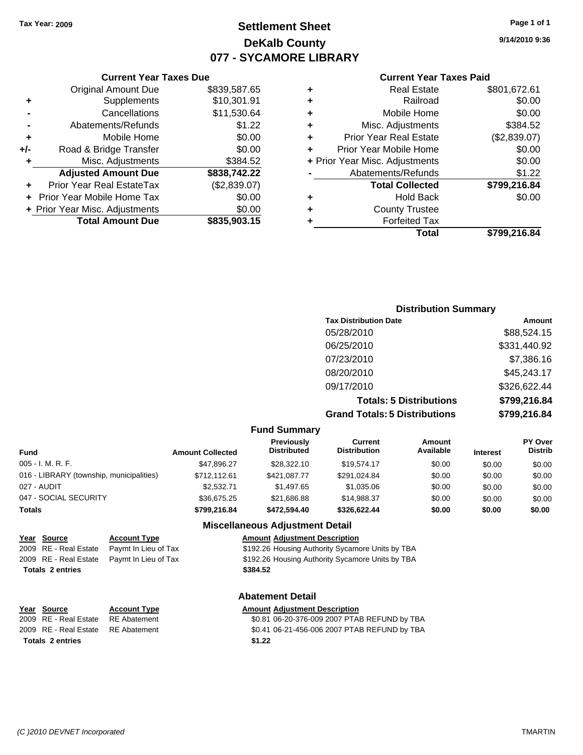Tax Year: 2009

# Settlement Sheet
## DeKalb County
## 077 - SYCAMORE LIBRARY

9/14/2010 9:36

### Current Year Taxes Due

| | | |
|---|---|---|
| | Original Amount Due | $839,587.65 |
| + | Supplements | $10,301.91 |
| - | Cancellations | $11,530.64 |
| - | Abatements/Refunds | $1.22 |
| + | Mobile Home | $0.00 |
| +/- | Road & Bridge Transfer | $0.00 |
| + | Misc. Adjustments | $384.52 |
| | **Adjusted Amount Due** | **$838,742.22** |
| + | Prior Year Real EstateTax | ($2,839.07) |
| + | Prior Year Mobile Home Tax | $0.00 |
| + | Prior Year Misc. Adjustments | $0.00 |
| | **Total Amount Due** | **$835,903.15** |

### Current Year Taxes Paid

| | | |
|---|---|---|
| + | Real Estate | $801,672.61 |
| + | Railroad | $0.00 |
| + | Mobile Home | $0.00 |
| + | Misc. Adjustments | $384.52 |
| + | Prior Year Real Estate | ($2,839.07) |
| + | Prior Year Mobile Home | $0.00 |
| + | Prior Year Misc. Adjustments | $0.00 |
| - | Abatements/Refunds | $1.22 |
| | **Total Collected** | **$799,216.84** |
| + | Hold Back | $0.00 |
| + | County Trustee | |
| + | Forfeited Tax | |
| | **Total** | **$799,216.84** |

### Distribution Summary

| Tax Distribution Date | Amount |
|---|---|
| 05/28/2010 | $88,524.15 |
| 06/25/2010 | $331,440.92 |
| 07/23/2010 | $7,386.16 |
| 08/20/2010 | $45,243.17 |
| 09/17/2010 | $326,622.44 |
| **Totals: 5 Distributions** | **$799,216.84** |
| **Grand Totals: 5 Distributions** | **$799,216.84** |

### Fund Summary

| Fund | Amount Collected | Previously Distributed | Current Distribution | Amount Available | Interest | PY Over Distrib |
|---|---|---|---|---|---|---|
| 005 - I. M. R. F. | $47,896.27 | $28,322.10 | $19,574.17 | $0.00 | $0.00 | $0.00 |
| 016 - LIBRARY (township, municipalities) | $712,112.61 | $421,087.77 | $291,024.84 | $0.00 | $0.00 | $0.00 |
| 027 - AUDIT | $2,532.71 | $1,497.65 | $1,035.06 | $0.00 | $0.00 | $0.00 |
| 047 - SOCIAL SECURITY | $36,675.25 | $21,686.88 | $14,988.37 | $0.00 | $0.00 | $0.00 |
| **Totals** | **$799,216.84** | **$472,594.40** | **$326,622.44** | **$0.00** | **$0.00** | **$0.00** |

### Miscellaneous Adjustment Detail

| Year | Source | Account Type | Amount | Adjustment Description |
|---|---|---|---|---|
| 2009 | RE - Real Estate | Paymt In Lieu of Tax | $192.26 | Housing Authority Sycamore Units by TBA |
| 2009 | RE - Real Estate | Paymt In Lieu of Tax | $192.26 | Housing Authority Sycamore Units by TBA |
| **Totals 2 entries** | | | **$384.52** | |

### Abatement Detail

| Year | Source | Account Type | Amount | Adjustment Description |
|---|---|---|---|---|
| 2009 | RE - Real Estate | RE Abatement | $0.81 | 06-20-376-009 2007 PTAB REFUND by TBA |
| 2009 | RE - Real Estate | RE Abatement | $0.41 | 06-21-456-006 2007 PTAB REFUND by TBA |
| **Totals 2 entries** | | | **$1.22** | |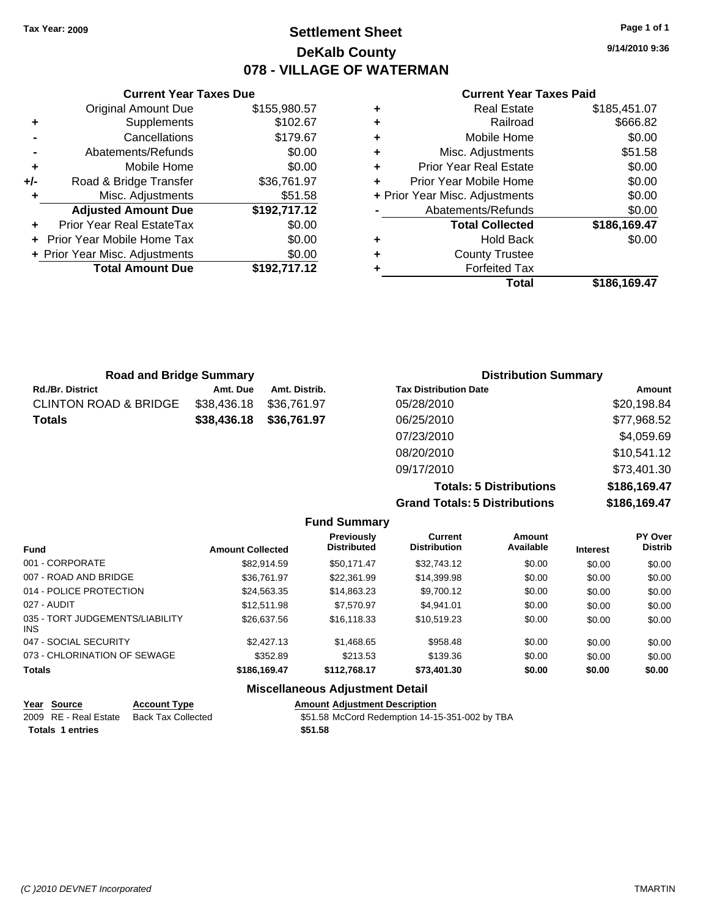Tax Year: 2009

# Settlement Sheet
## DeKalb County
## 078 - VILLAGE OF WATERMAN

9/14/2010 9:36

### Current Year Taxes Due

| | | |
|---|---|---|
| | Original Amount Due | $155,980.57 |
| + | Supplements | $102.67 |
| - | Cancellations | $179.67 |
| - | Abatements/Refunds | $0.00 |
| + | Mobile Home | $0.00 |
| +/- | Road & Bridge Transfer | $36,761.97 |
| + | Misc. Adjustments | $51.58 |
| | **Adjusted Amount Due** | **$192,717.12** |
| + | Prior Year Real EstateTax | $0.00 |
| + | Prior Year Mobile Home Tax | $0.00 |
| + | Prior Year Misc. Adjustments | $0.00 |
| | **Total Amount Due** | **$192,717.12** |

### Current Year Taxes Paid

| | | |
|---|---|---|
| + | Real Estate | $185,451.07 |
| + | Railroad | $666.82 |
| + | Mobile Home | $0.00 |
| + | Misc. Adjustments | $51.58 |
| + | Prior Year Real Estate | $0.00 |
| + | Prior Year Mobile Home | $0.00 |
| + | Prior Year Misc. Adjustments | $0.00 |
| - | Abatements/Refunds | $0.00 |
| | **Total Collected** | **$186,169.47** |
| + | Hold Back | $0.00 |
| + | County Trustee | |
| + | Forfeited Tax | |
| | **Total** | **$186,169.47** |

### Road and Bridge Summary

| Rd./Br. District | Amt. Due | Amt. Distrib. |
|---|---|---|
| CLINTON ROAD & BRIDGE | $38,436.18 | $36,761.97 |
| **Totals** | **$38,436.18** | **$36,761.97** |

### Distribution Summary

| Tax Distribution Date | Amount |
|---|---|
| 05/28/2010 | $20,198.84 |
| 06/25/2010 | $77,968.52 |
| 07/23/2010 | $4,059.69 |
| 08/20/2010 | $10,541.12 |
| 09/17/2010 | $73,401.30 |
| **Totals: 5 Distributions** | **$186,169.47** |
| **Grand Totals: 5 Distributions** | **$186,169.47** |

### Fund Summary

| Fund | Amount Collected | Previously Distributed | Current Distribution | Amount Available | Interest | PY Over Distrib |
|---|---|---|---|---|---|---|
| 001 - CORPORATE | $82,914.59 | $50,171.47 | $32,743.12 | $0.00 | $0.00 | $0.00 |
| 007 - ROAD AND BRIDGE | $36,761.97 | $22,361.99 | $14,399.98 | $0.00 | $0.00 | $0.00 |
| 014 - POLICE PROTECTION | $24,563.35 | $14,863.23 | $9,700.12 | $0.00 | $0.00 | $0.00 |
| 027 - AUDIT | $12,511.98 | $7,570.97 | $4,941.01 | $0.00 | $0.00 | $0.00 |
| 035 - TORT JUDGEMENTS/LIABILITY INS | $26,637.56 | $16,118.33 | $10,519.23 | $0.00 | $0.00 | $0.00 |
| 047 - SOCIAL SECURITY | $2,427.13 | $1,468.65 | $958.48 | $0.00 | $0.00 | $0.00 |
| 073 - CHLORINATION OF SEWAGE | $352.89 | $213.53 | $139.36 | $0.00 | $0.00 | $0.00 |
| **Totals** | **$186,169.47** | **$112,768.17** | **$73,401.30** | **$0.00** | **$0.00** | **$0.00** |

### Miscellaneous Adjustment Detail

| Year | Source | Account Type | Amount | Adjustment Description |
|---|---|---|---|---|
| 2009 | RE - Real Estate | Back Tax Collected | $51.58 | McCord Redemption 14-15-351-002 by TBA |
| **Totals** | **1 entries** | | **$51.58** | |

(C )2010 DEVNET Incorporated TMARTIN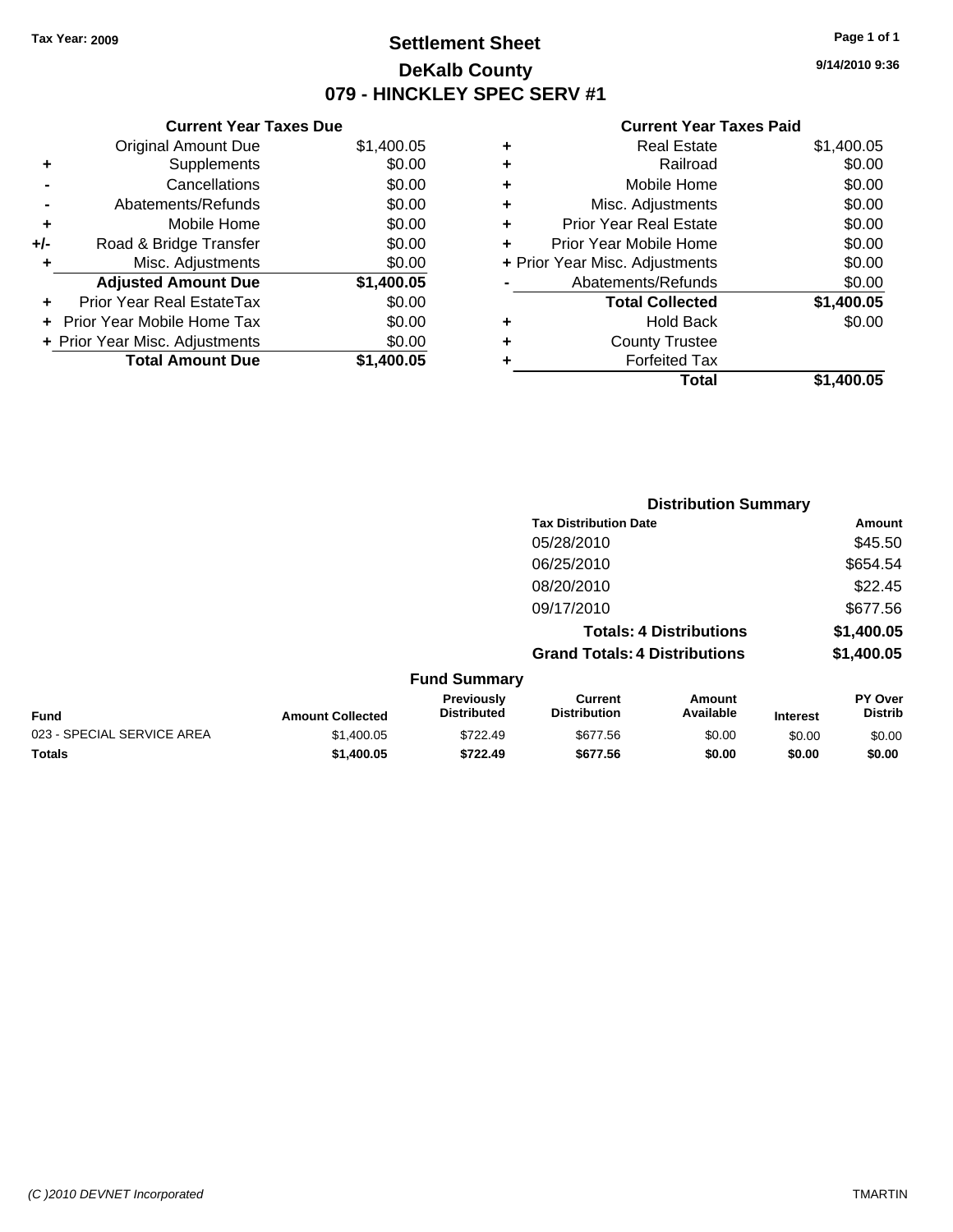Tax Year: 2009

# Settlement Sheet
## DeKalb County
## 079 - HINCKLEY SPEC SERV #1

9/14/2010 9:36

**Current Year Taxes Due**

| | | |
|---|---|---|
| | Original Amount Due | $1,400.05 |
| + | Supplements | $0.00 |
| - | Cancellations | $0.00 |
| - | Abatements/Refunds | $0.00 |
| + | Mobile Home | $0.00 |
| +/- | Road & Bridge Transfer | $0.00 |
| + | Misc. Adjustments | $0.00 |
| | **Adjusted Amount Due** | **$1,400.05** |
| + | Prior Year Real EstateTax | $0.00 |
| + | Prior Year Mobile Home Tax | $0.00 |
| + | Prior Year Misc. Adjustments | $0.00 |
| | **Total Amount Due** | **$1,400.05** |

**Current Year Taxes Paid**

| | | |
|---|---|---|
| + | Real Estate | $1,400.05 |
| + | Railroad | $0.00 |
| + | Mobile Home | $0.00 |
| + | Misc. Adjustments | $0.00 |
| + | Prior Year Real Estate | $0.00 |
| + | Prior Year Mobile Home | $0.00 |
| + | Prior Year Misc. Adjustments | $0.00 |
| - | Abatements/Refunds | $0.00 |
| | **Total Collected** | **$1,400.05** |
| + | Hold Back | $0.00 |
| + | County Trustee | |
| + | Forfeited Tax | |
| | **Total** | **$1,400.05** |

**Distribution Summary**

| Tax Distribution Date | Amount |
|---|---|
| 05/28/2010 | $45.50 |
| 06/25/2010 | $654.54 |
| 08/20/2010 | $22.45 |
| 09/17/2010 | $677.56 |
| **Totals: 4 Distributions** | **$1,400.05** |
| **Grand Totals: 4 Distributions** | **$1,400.05** |

**Fund Summary**

| Fund | Amount Collected | Previously Distributed | Current Distribution | Amount Available | Interest | PY Over Distrib |
|---|---|---|---|---|---|---|
| 023 - SPECIAL SERVICE AREA | $1,400.05 | $722.49 | $677.56 | $0.00 | $0.00 | $0.00 |
| **Totals** | **$1,400.05** | **$722.49** | **$677.56** | **$0.00** | **$0.00** | **$0.00** |

(C )2010 DEVNET Incorporated — TMARTIN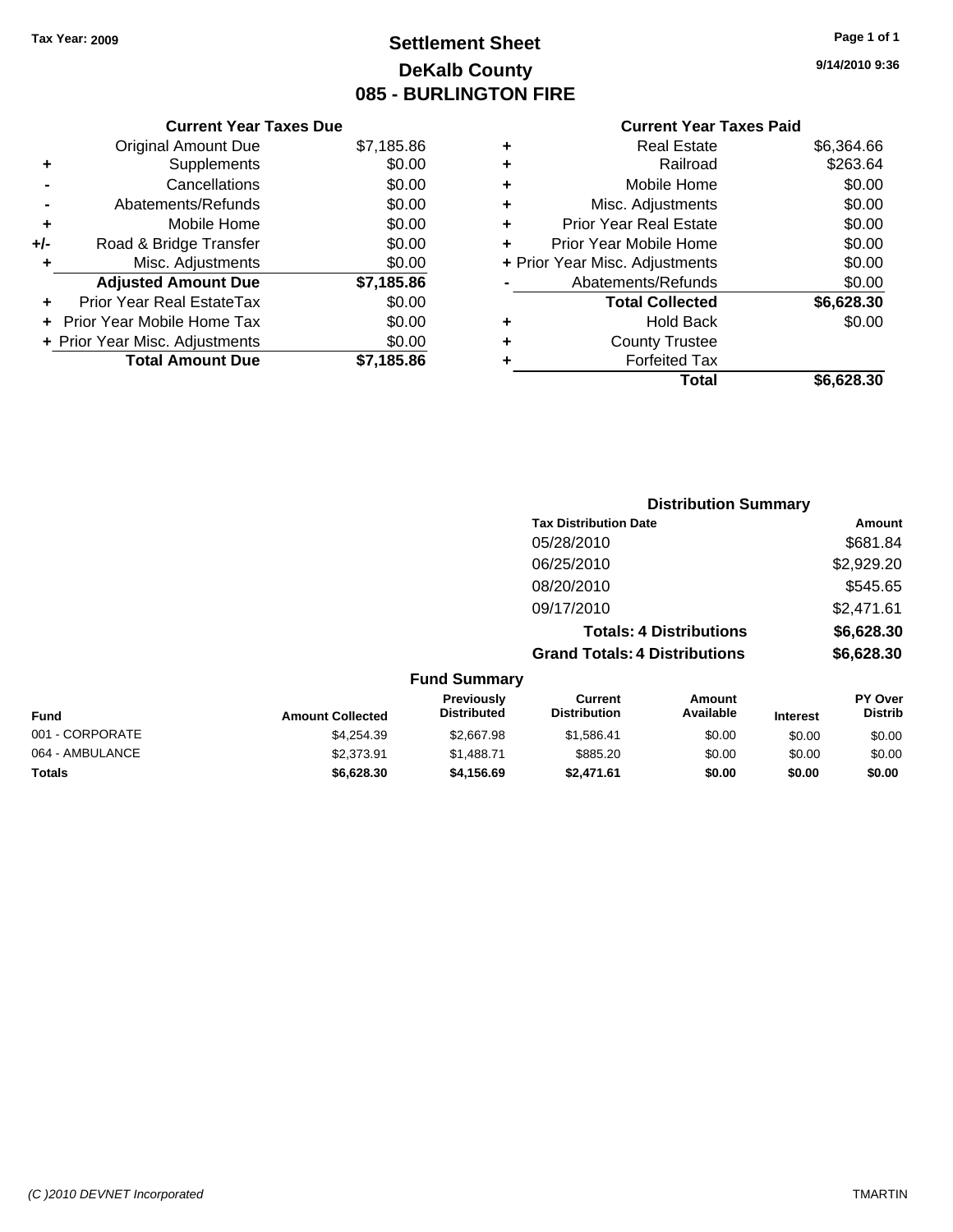**Tax Year: 2009**

# Settlement Sheet
## DeKalb County
## 085 - BURLINGTON FIRE

9/14/2010 9:36

### Current Year Taxes Due

| | | |
|---|---|---|
| | Original Amount Due | $7,185.86 |
| + | Supplements | $0.00 |
| - | Cancellations | $0.00 |
| - | Abatements/Refunds | $0.00 |
| + | Mobile Home | $0.00 |
| +/- | Road & Bridge Transfer | $0.00 |
| + | Misc. Adjustments | $0.00 |
| | **Adjusted Amount Due** | **$7,185.86** |
| + | Prior Year Real EstateTax | $0.00 |
| + | Prior Year Mobile Home Tax | $0.00 |
| + | Prior Year Misc. Adjustments | $0.00 |
| | **Total Amount Due** | **$7,185.86** |

### Current Year Taxes Paid

| | | |
|---|---|---|
| + | Real Estate | $6,364.66 |
| + | Railroad | $263.64 |
| + | Mobile Home | $0.00 |
| + | Misc. Adjustments | $0.00 |
| + | Prior Year Real Estate | $0.00 |
| + | Prior Year Mobile Home | $0.00 |
| + | Prior Year Misc. Adjustments | $0.00 |
| - | Abatements/Refunds | $0.00 |
| | **Total Collected** | **$6,628.30** |
| + | Hold Back | $0.00 |
| + | County Trustee | |
| + | Forfeited Tax | |
| | **Total** | **$6,628.30** |

### Distribution Summary

| Tax Distribution Date | Amount |
|---|---|
| 05/28/2010 | $681.84 |
| 06/25/2010 | $2,929.20 |
| 08/20/2010 | $545.65 |
| 09/17/2010 | $2,471.61 |
| **Totals: 4 Distributions** | **$6,628.30** |
| **Grand Totals: 4 Distributions** | **$6,628.30** |

### Fund Summary

| Fund | Amount Collected | Previously Distributed | Current Distribution | Amount Available | Interest | PY Over Distrib |
|---|---|---|---|---|---|---|
| 001 - CORPORATE | $4,254.39 | $2,667.98 | $1,586.41 | $0.00 | $0.00 | $0.00 |
| 064 - AMBULANCE | $2,373.91 | $1,488.71 | $885.20 | $0.00 | $0.00 | $0.00 |
| **Totals** | **$6,628.30** | **$4,156.69** | **$2,471.61** | **$0.00** | **$0.00** | **$0.00** |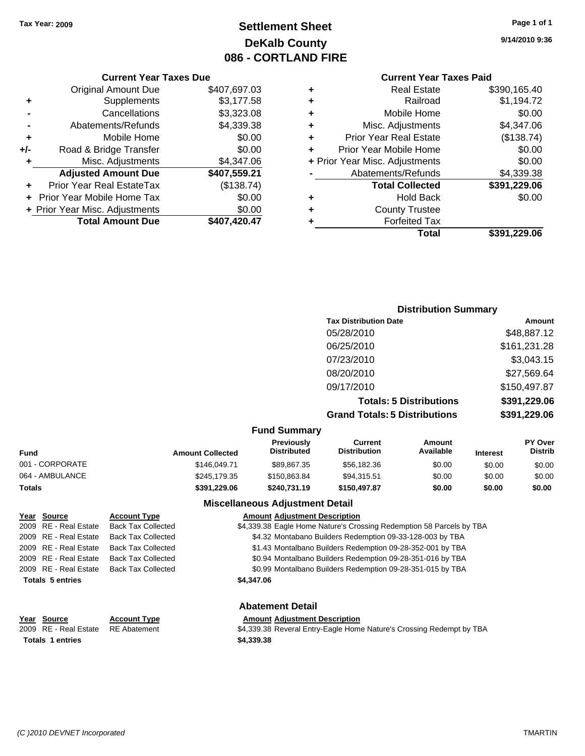**Tax Year: 2009**

# Settlement Sheet
## DeKalb County
## 086 - CORTLAND FIRE

9/14/2010 9:36

### Current Year Taxes Due

| | | |
|---|---|---|
| | Original Amount Due | $407,697.03 |
| + | Supplements | $3,177.58 |
| - | Cancellations | $3,323.08 |
| - | Abatements/Refunds | $4,339.38 |
| + | Mobile Home | $0.00 |
| +/- | Road & Bridge Transfer | $0.00 |
| + | Misc. Adjustments | $4,347.06 |
| | **Adjusted Amount Due** | **$407,559.21** |
| + | Prior Year Real EstateTax | ($138.74) |
| + | Prior Year Mobile Home Tax | $0.00 |
| + | Prior Year Misc. Adjustments | $0.00 |
| | **Total Amount Due** | **$407,420.47** |

### Current Year Taxes Paid

| | | |
|---|---|---|
| + | Real Estate | $390,165.40 |
| + | Railroad | $1,194.72 |
| + | Mobile Home | $0.00 |
| + | Misc. Adjustments | $4,347.06 |
| + | Prior Year Real Estate | ($138.74) |
| + | Prior Year Mobile Home | $0.00 |
| + | Prior Year Misc. Adjustments | $0.00 |
| - | Abatements/Refunds | $4,339.38 |
| | **Total Collected** | **$391,229.06** |
| + | Hold Back | $0.00 |
| + | County Trustee | |
| + | Forfeited Tax | |
| | **Total** | **$391,229.06** |

### Distribution Summary

| Tax Distribution Date | Amount |
|---|---|
| 05/28/2010 | $48,887.12 |
| 06/25/2010 | $161,231.28 |
| 07/23/2010 | $3,043.15 |
| 08/20/2010 | $27,569.64 |
| 09/17/2010 | $150,497.87 |
| **Totals: 5 Distributions** | **$391,229.06** |
| **Grand Totals: 5 Distributions** | **$391,229.06** |

### Fund Summary

| Fund | Amount Collected | Previously Distributed | Current Distribution | Amount Available | Interest | PY Over Distrib |
|---|---|---|---|---|---|---|
| 001 - CORPORATE | $146,049.71 | $89,867.35 | $56,182.36 | $0.00 | $0.00 | $0.00 |
| 064 - AMBULANCE | $245,179.35 | $150,863.84 | $94,315.51 | $0.00 | $0.00 | $0.00 |
| **Totals** | **$391,229.06** | **$240,731.19** | **$150,497.87** | **$0.00** | **$0.00** | **$0.00** |

### Miscellaneous Adjustment Detail

| Year | Source | Account Type | Amount | Adjustment Description |
|---|---|---|---|---|
| 2009 | RE - Real Estate | Back Tax Collected | $4,339.38 | Eagle Home Nature's Crossing Redemption 58 Parcels by TBA |
| 2009 | RE - Real Estate | Back Tax Collected | $4.32 | Montabano Builders Redemption 09-33-128-003 by TBA |
| 2009 | RE - Real Estate | Back Tax Collected | $1.43 | Montalbano Builders Redemption 09-28-352-001 by TBA |
| 2009 | RE - Real Estate | Back Tax Collected | $0.94 | Montalbano Builders Redemption 09-28-351-016 by TBA |
| 2009 | RE - Real Estate | Back Tax Collected | $0.99 | Montalbano Builders Redemption 09-28-351-015 by TBA |
| **Totals 5 entries** | | | **$4,347.06** | |

### Abatement Detail

| Year | Source | Account Type | Amount | Adjustment Description |
|---|---|---|---|---|
| 2009 | RE - Real Estate | RE Abatement | $4,339.38 | Reveral Entry-Eagle Home Nature's Crossing Redempt by TBA |
| **Totals 1 entries** | | | **$4,339.38** | |

*(C )2010 DEVNET Incorporated* TMARTIN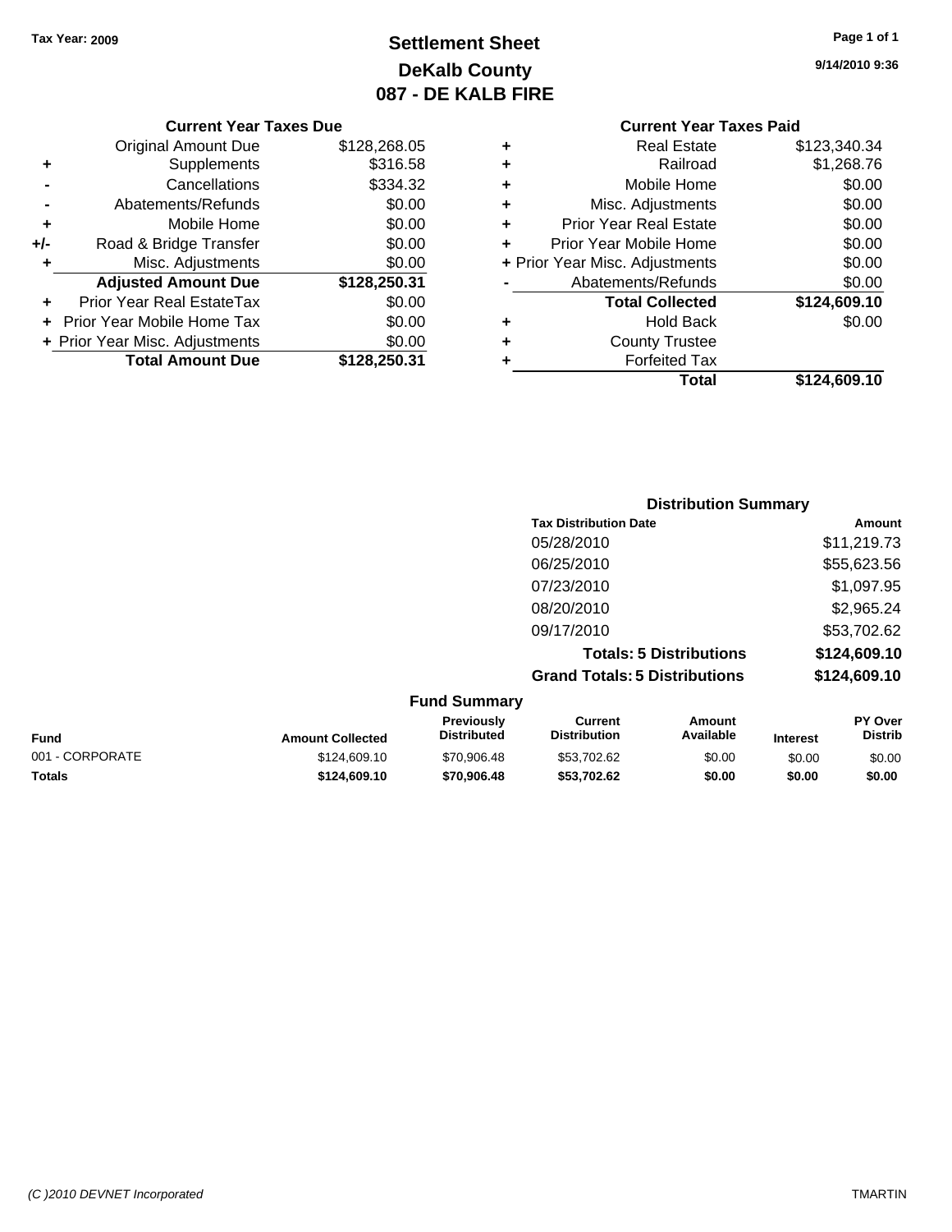Tax Year: 2009

# Settlement Sheet
## DeKalb County
## 087 - DE KALB FIRE

9/14/2010 9:36

### Current Year Taxes Due

| | | |
|---|---|---|
| | Original Amount Due | $128,268.05 |
| + | Supplements | $316.58 |
| - | Cancellations | $334.32 |
| - | Abatements/Refunds | $0.00 |
| + | Mobile Home | $0.00 |
| +/- | Road & Bridge Transfer | $0.00 |
| + | Misc. Adjustments | $0.00 |
| | **Adjusted Amount Due** | **$128,250.31** |
| + | Prior Year Real EstateTax | $0.00 |
| + | Prior Year Mobile Home Tax | $0.00 |
| + | Prior Year Misc. Adjustments | $0.00 |
| | **Total Amount Due** | **$128,250.31** |

### Current Year Taxes Paid

| | | |
|---|---|---|
| + | Real Estate | $123,340.34 |
| + | Railroad | $1,268.76 |
| + | Mobile Home | $0.00 |
| + | Misc. Adjustments | $0.00 |
| + | Prior Year Real Estate | $0.00 |
| + | Prior Year Mobile Home | $0.00 |
| + | Prior Year Misc. Adjustments | $0.00 |
| - | Abatements/Refunds | $0.00 |
| | **Total Collected** | **$124,609.10** |
| + | Hold Back | $0.00 |
| + | County Trustee | |
| + | Forfeited Tax | |
| | **Total** | **$124,609.10** |

### Distribution Summary

| Tax Distribution Date | Amount |
|---|---|
| 05/28/2010 | $11,219.73 |
| 06/25/2010 | $55,623.56 |
| 07/23/2010 | $1,097.95 |
| 08/20/2010 | $2,965.24 |
| 09/17/2010 | $53,702.62 |
| **Totals: 5 Distributions** | **$124,609.10** |
| **Grand Totals: 5 Distributions** | **$124,609.10** |

### Fund Summary

| Fund | Amount Collected | Previously Distributed | Current Distribution | Amount Available | Interest | PY Over Distrib |
|---|---|---|---|---|---|---|
| 001 - CORPORATE | $124,609.10 | $70,906.48 | $53,702.62 | $0.00 | $0.00 | $0.00 |
| **Totals** | **$124,609.10** | **$70,906.48** | **$53,702.62** | **$0.00** | **$0.00** | **$0.00** |

(C )2010 DEVNET Incorporated

TMARTIN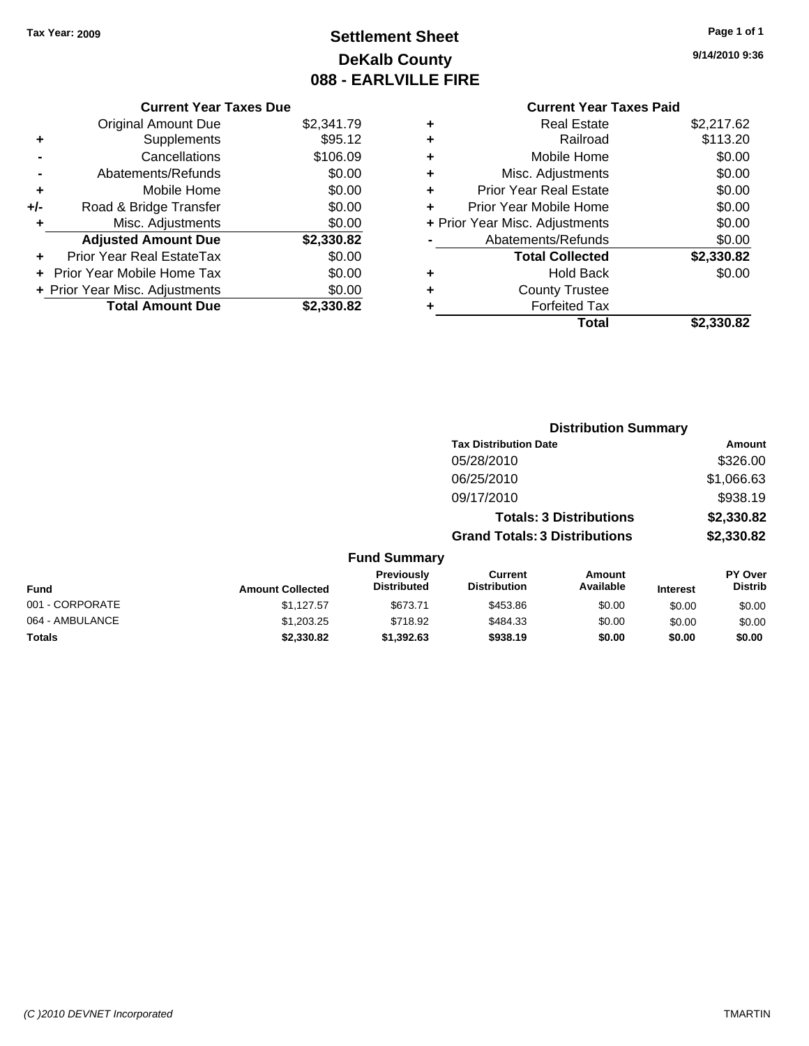Tax Year: 2009

# Settlement Sheet
## DeKalb County
## 088 - EARLVILLE FIRE

9/14/2010 9:36

### Current Year Taxes Due

| | | |
|---|---|---|
| | Original Amount Due | $2,341.79 |
| + | Supplements | $95.12 |
| - | Cancellations | $106.09 |
| - | Abatements/Refunds | $0.00 |
| + | Mobile Home | $0.00 |
| +/- | Road & Bridge Transfer | $0.00 |
| + | Misc. Adjustments | $0.00 |
| | **Adjusted Amount Due** | **$2,330.82** |
| + | Prior Year Real EstateTax | $0.00 |
| + | Prior Year Mobile Home Tax | $0.00 |
| + | Prior Year Misc. Adjustments | $0.00 |
| | **Total Amount Due** | **$2,330.82** |

### Current Year Taxes Paid

| | | |
|---|---|---|
| + | Real Estate | $2,217.62 |
| + | Railroad | $113.20 |
| + | Mobile Home | $0.00 |
| + | Misc. Adjustments | $0.00 |
| + | Prior Year Real Estate | $0.00 |
| + | Prior Year Mobile Home | $0.00 |
| + | Prior Year Misc. Adjustments | $0.00 |
| - | Abatements/Refunds | $0.00 |
| | **Total Collected** | **$2,330.82** |
| + | Hold Back | $0.00 |
| + | County Trustee | |
| + | Forfeited Tax | |
| | **Total** | **$2,330.82** |

### Distribution Summary

| Tax Distribution Date | Amount |
|---|---|
| 05/28/2010 | $326.00 |
| 06/25/2010 | $1,066.63 |
| 09/17/2010 | $938.19 |
| **Totals: 3 Distributions** | **$2,330.82** |
| **Grand Totals: 3 Distributions** | **$2,330.82** |

### Fund Summary

| Fund | Amount Collected | Previously Distributed | Current Distribution | Amount Available | Interest | PY Over Distrib |
|---|---|---|---|---|---|---|
| 001 - CORPORATE | $1,127.57 | $673.71 | $453.86 | $0.00 | $0.00 | $0.00 |
| 064 - AMBULANCE | $1,203.25 | $718.92 | $484.33 | $0.00 | $0.00 | $0.00 |
| **Totals** | **$2,330.82** | **$1,392.63** | **$938.19** | **$0.00** | **$0.00** | **$0.00** |

(C )2010 DEVNET Incorporated TMARTIN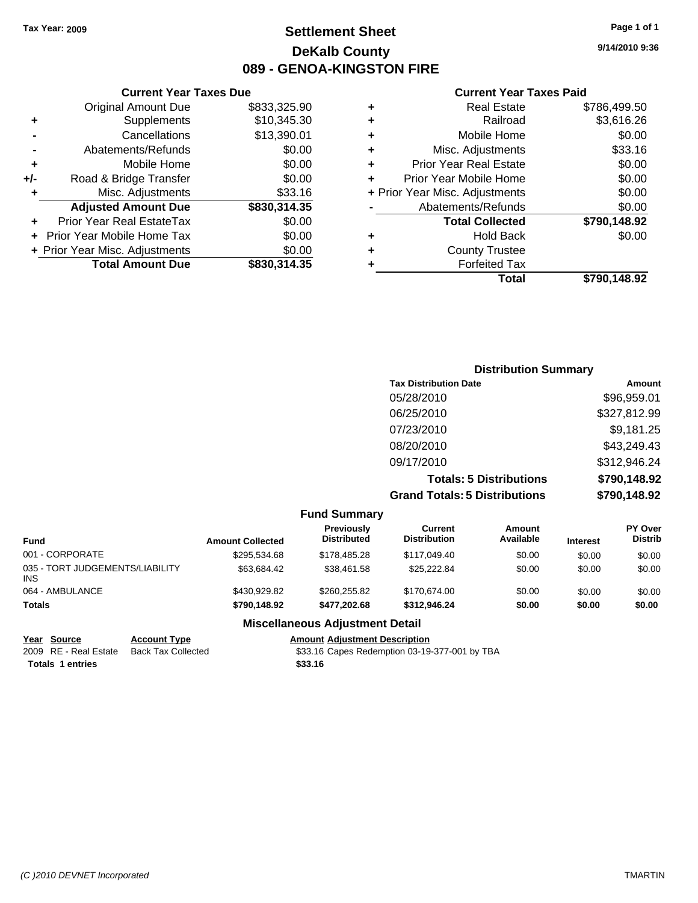Tax Year: 2009

# Settlement Sheet
## DeKalb County
## 089 - GENOA-KINGSTON FIRE

9/14/2010 9:36

### Current Year Taxes Due

| | | |
|---|---|---|
| | Original Amount Due | $833,325.90 |
| + | Supplements | $10,345.30 |
| - | Cancellations | $13,390.01 |
| - | Abatements/Refunds | $0.00 |
| + | Mobile Home | $0.00 |
| +/- | Road & Bridge Transfer | $0.00 |
| + | Misc. Adjustments | $33.16 |
| | **Adjusted Amount Due** | **$830,314.35** |
| + | Prior Year Real EstateTax | $0.00 |
| + | Prior Year Mobile Home Tax | $0.00 |
| + | Prior Year Misc. Adjustments | $0.00 |
| | **Total Amount Due** | **$830,314.35** |

### Current Year Taxes Paid

| | | |
|---|---|---|
| + | Real Estate | $786,499.50 |
| + | Railroad | $3,616.26 |
| + | Mobile Home | $0.00 |
| + | Misc. Adjustments | $33.16 |
| + | Prior Year Real Estate | $0.00 |
| + | Prior Year Mobile Home | $0.00 |
| + | Prior Year Misc. Adjustments | $0.00 |
| - | Abatements/Refunds | $0.00 |
| | **Total Collected** | **$790,148.92** |
| + | Hold Back | $0.00 |
| + | County Trustee | |
| + | Forfeited Tax | |
| | **Total** | **$790,148.92** |

### Distribution Summary

| Tax Distribution Date | Amount |
|---|---|
| 05/28/2010 | $96,959.01 |
| 06/25/2010 | $327,812.99 |
| 07/23/2010 | $9,181.25 |
| 08/20/2010 | $43,249.43 |
| 09/17/2010 | $312,946.24 |
| **Totals: 5 Distributions** | **$790,148.92** |
| **Grand Totals: 5 Distributions** | **$790,148.92** |

### Fund Summary

| Fund | Amount Collected | Previously Distributed | Current Distribution | Amount Available | Interest | PY Over Distrib |
|---|---|---|---|---|---|---|
| 001 - CORPORATE | $295,534.68 | $178,485.28 | $117,049.40 | $0.00 | $0.00 | $0.00 |
| 035 - TORT JUDGEMENTS/LIABILITY INS | $63,684.42 | $38,461.58 | $25,222.84 | $0.00 | $0.00 | $0.00 |
| 064 - AMBULANCE | $430,929.82 | $260,255.82 | $170,674.00 | $0.00 | $0.00 | $0.00 |
| **Totals** | **$790,148.92** | **$477,202.68** | **$312,946.24** | **$0.00** | **$0.00** | **$0.00** |

### Miscellaneous Adjustment Detail

| Year | Source | Account Type | Amount | Adjustment Description |
|---|---|---|---|---|
| 2009 | RE - Real Estate | Back Tax Collected | $33.16 | Capes Redemption 03-19-377-001 by TBA |
| **Totals** | **1 entries** | | **$33.16** | |

(C )2010 DEVNET Incorporated — TMARTIN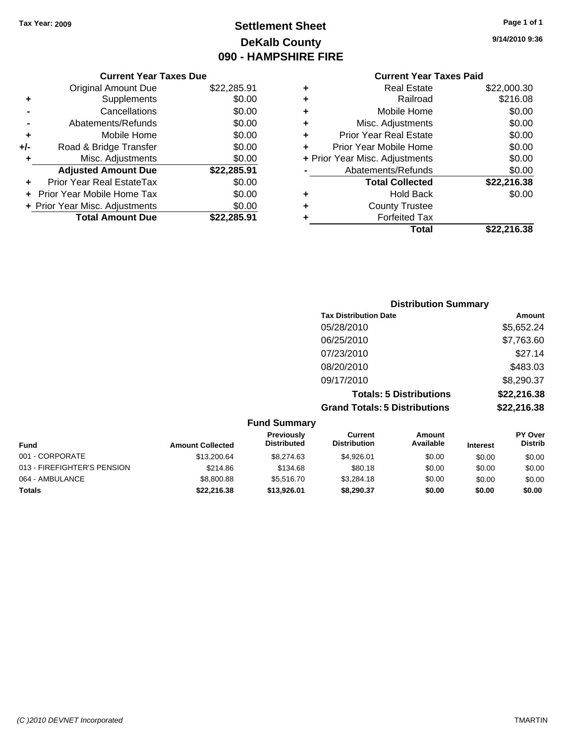Tax Year: 2009

# Settlement Sheet
## DeKalb County
## 090 - HAMPSHIRE FIRE

9/14/2010 9:36

### Current Year Taxes Due

| | | |
|---|---|---|
| | Original Amount Due | $22,285.91 |
| + | Supplements | $0.00 |
| - | Cancellations | $0.00 |
| - | Abatements/Refunds | $0.00 |
| + | Mobile Home | $0.00 |
| +/- | Road & Bridge Transfer | $0.00 |
| + | Misc. Adjustments | $0.00 |
| | **Adjusted Amount Due** | **$22,285.91** |
| + | Prior Year Real EstateTax | $0.00 |
| + | Prior Year Mobile Home Tax | $0.00 |
| + | Prior Year Misc. Adjustments | $0.00 |
| | **Total Amount Due** | **$22,285.91** |

### Current Year Taxes Paid

| | | |
|---|---|---|
| + | Real Estate | $22,000.30 |
| + | Railroad | $216.08 |
| + | Mobile Home | $0.00 |
| + | Misc. Adjustments | $0.00 |
| + | Prior Year Real Estate | $0.00 |
| + | Prior Year Mobile Home | $0.00 |
| + | Prior Year Misc. Adjustments | $0.00 |
| - | Abatements/Refunds | $0.00 |
| | **Total Collected** | **$22,216.38** |
| + | Hold Back | $0.00 |
| + | County Trustee | |
| + | Forfeited Tax | |
| | **Total** | **$22,216.38** |

### Distribution Summary

| Tax Distribution Date | Amount |
|---|---|
| 05/28/2010 | $5,652.24 |
| 06/25/2010 | $7,763.60 |
| 07/23/2010 | $27.14 |
| 08/20/2010 | $483.03 |
| 09/17/2010 | $8,290.37 |
| **Totals: 5 Distributions** | **$22,216.38** |
| **Grand Totals: 5 Distributions** | **$22,216.38** |

### Fund Summary

| Fund | Amount Collected | Previously Distributed | Current Distribution | Amount Available | Interest | PY Over Distrib |
|---|---|---|---|---|---|---|
| 001 - CORPORATE | $13,200.64 | $8,274.63 | $4,926.01 | $0.00 | $0.00 | $0.00 |
| 013 - FIREFIGHTER'S PENSION | $214.86 | $134.68 | $80.18 | $0.00 | $0.00 | $0.00 |
| 064 - AMBULANCE | $8,800.88 | $5,516.70 | $3,284.18 | $0.00 | $0.00 | $0.00 |
| **Totals** | **$22,216.38** | **$13,926.01** | **$8,290.37** | **$0.00** | **$0.00** | **$0.00** |

(C )2010 DEVNET Incorporated — TMARTIN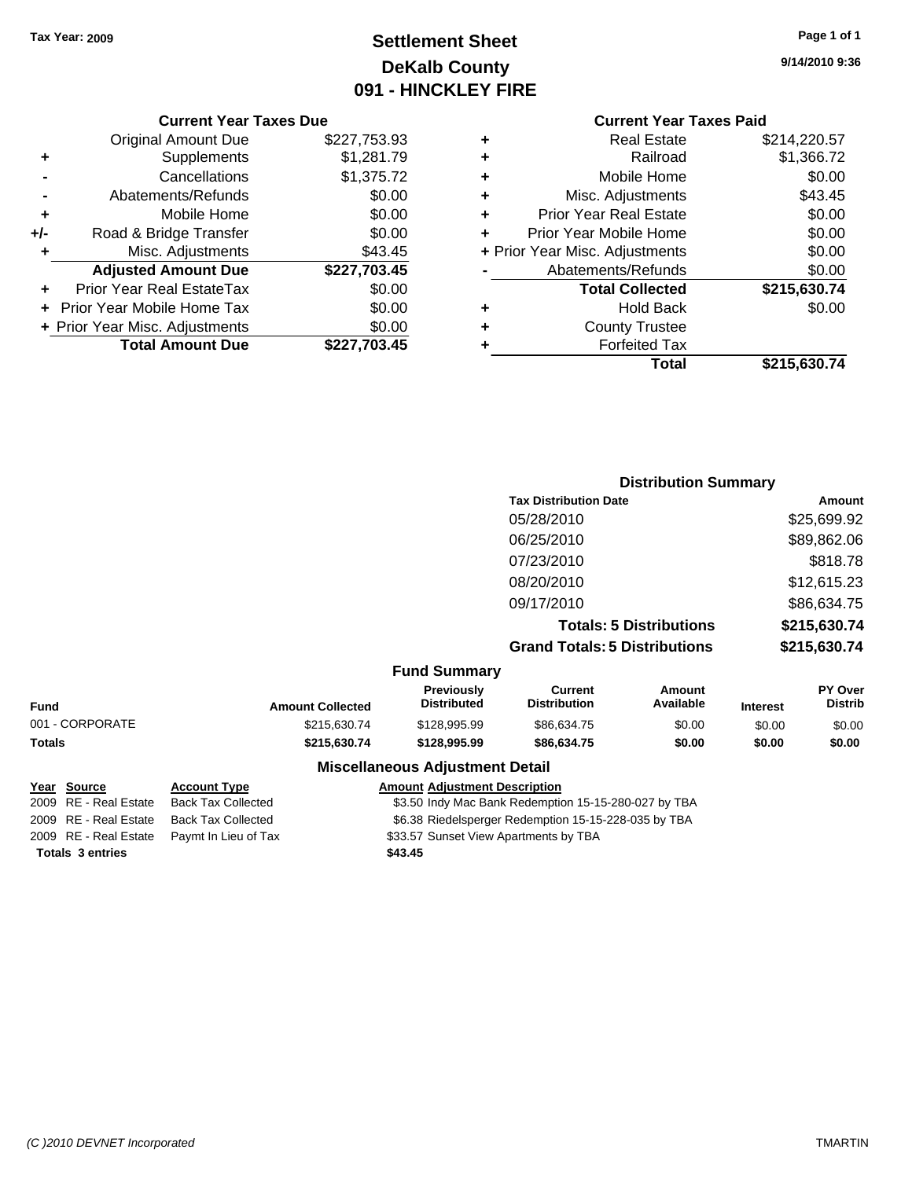Tax Year: 2009

# Settlement Sheet
## DeKalb County
## 091 - HINCKLEY FIRE

9/14/2010 9:36

### Current Year Taxes Due

| | | |
|---|---|---|
| | Original Amount Due | $227,753.93 |
| + | Supplements | $1,281.79 |
| - | Cancellations | $1,375.72 |
| - | Abatements/Refunds | $0.00 |
| + | Mobile Home | $0.00 |
| +/- | Road & Bridge Transfer | $0.00 |
| + | Misc. Adjustments | $43.45 |
| | **Adjusted Amount Due** | **$227,703.45** |
| + | Prior Year Real EstateTax | $0.00 |
| + | Prior Year Mobile Home Tax | $0.00 |
| + | Prior Year Misc. Adjustments | $0.00 |
| | **Total Amount Due** | **$227,703.45** |

### Current Year Taxes Paid

| | | |
|---|---|---|
| + | Real Estate | $214,220.57 |
| + | Railroad | $1,366.72 |
| + | Mobile Home | $0.00 |
| + | Misc. Adjustments | $43.45 |
| + | Prior Year Real Estate | $0.00 |
| + | Prior Year Mobile Home | $0.00 |
| + | Prior Year Misc. Adjustments | $0.00 |
| - | Abatements/Refunds | $0.00 |
| | **Total Collected** | **$215,630.74** |
| + | Hold Back | $0.00 |
| + | County Trustee | |
| + | Forfeited Tax | |
| | **Total** | **$215,630.74** |

### Distribution Summary

| Tax Distribution Date | Amount |
|---|---|
| 05/28/2010 | $25,699.92 |
| 06/25/2010 | $89,862.06 |
| 07/23/2010 | $818.78 |
| 08/20/2010 | $12,615.23 |
| 09/17/2010 | $86,634.75 |
| **Totals: 5 Distributions** | **$215,630.74** |
| **Grand Totals: 5 Distributions** | **$215,630.74** |

### Fund Summary

| Fund | Amount Collected | Previously Distributed | Current Distribution | Amount Available | Interest | PY Over Distrib |
|---|---|---|---|---|---|---|
| 001 - CORPORATE | $215,630.74 | $128,995.99 | $86,634.75 | $0.00 | $0.00 | $0.00 |
| **Totals** | **$215,630.74** | **$128,995.99** | **$86,634.75** | **$0.00** | **$0.00** | **$0.00** |

### Miscellaneous Adjustment Detail

| Year | Source | Account Type | Amount | Adjustment Description |
|---|---|---|---|---|
| 2009 | RE - Real Estate | Back Tax Collected | $3.50 | Indy Mac Bank Redemption 15-15-280-027 by TBA |
| 2009 | RE - Real Estate | Back Tax Collected | $6.38 | Riedelsperger Redemption 15-15-228-035 by TBA |
| 2009 | RE - Real Estate | Paymt In Lieu of Tax | $33.57 | Sunset View Apartments by TBA |
| **Totals 3 entries** | | | **$43.45** | |

(C )2010 DEVNET Incorporated — TMARTIN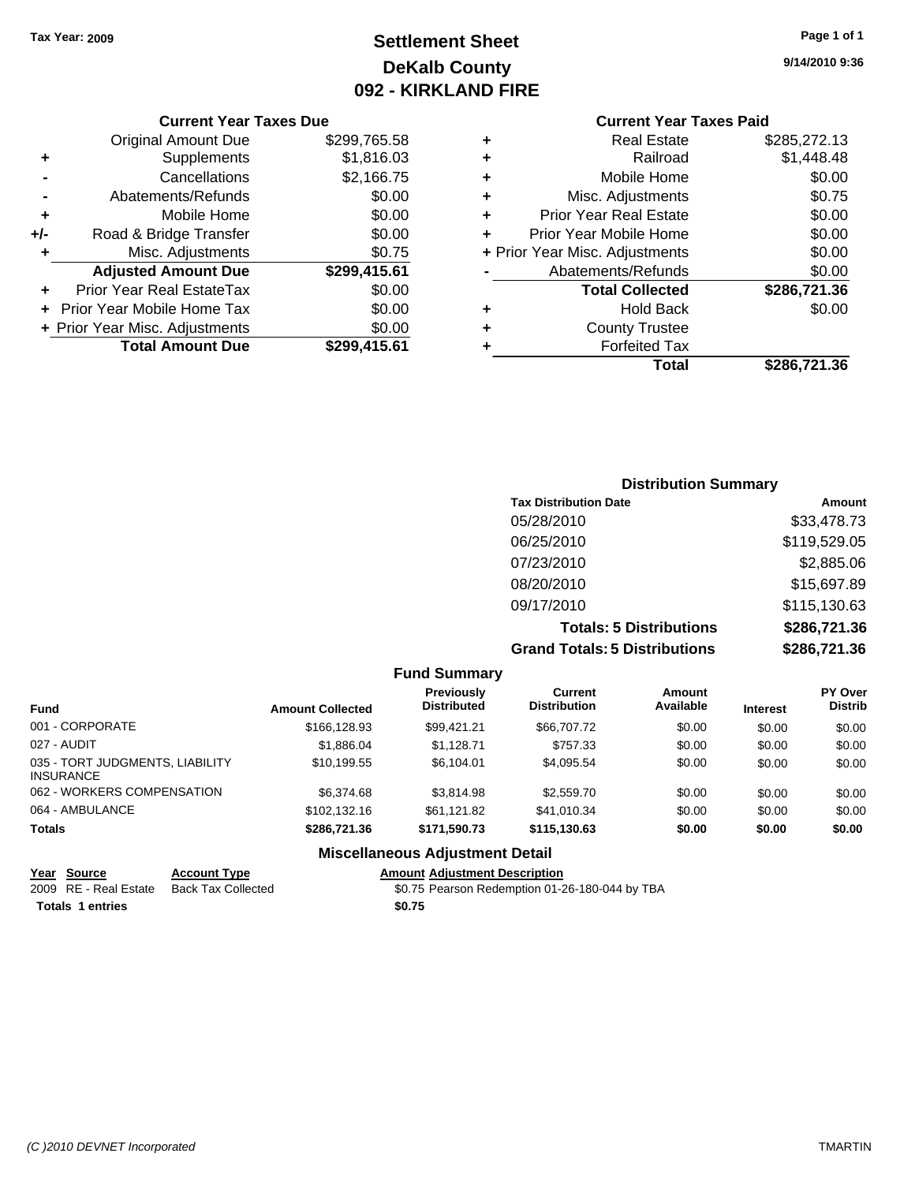Tax Year: 2009

# Settlement Sheet
## DeKalb County
## 092 - KIRKLAND FIRE

9/14/2010 9:36

### Current Year Taxes Due

| | | |
|---|---|---|
| | Original Amount Due | $299,765.58 |
| + | Supplements | $1,816.03 |
| - | Cancellations | $2,166.75 |
| - | Abatements/Refunds | $0.00 |
| + | Mobile Home | $0.00 |
| +/- | Road & Bridge Transfer | $0.00 |
| + | Misc. Adjustments | $0.75 |
| | **Adjusted Amount Due** | **$299,415.61** |
| + | Prior Year Real EstateTax | $0.00 |
| + | Prior Year Mobile Home Tax | $0.00 |
| + | Prior Year Misc. Adjustments | $0.00 |
| | **Total Amount Due** | **$299,415.61** |

### Current Year Taxes Paid

| | | |
|---|---|---|
| + | Real Estate | $285,272.13 |
| + | Railroad | $1,448.48 |
| + | Mobile Home | $0.00 |
| + | Misc. Adjustments | $0.75 |
| + | Prior Year Real Estate | $0.00 |
| + | Prior Year Mobile Home | $0.00 |
| + | Prior Year Misc. Adjustments | $0.00 |
| - | Abatements/Refunds | $0.00 |
| | **Total Collected** | **$286,721.36** |
| + | Hold Back | $0.00 |
| + | County Trustee | |
| + | Forfeited Tax | |
| | **Total** | **$286,721.36** |

### Distribution Summary

| Tax Distribution Date | Amount |
|---|---|
| 05/28/2010 | $33,478.73 |
| 06/25/2010 | $119,529.05 |
| 07/23/2010 | $2,885.06 |
| 08/20/2010 | $15,697.89 |
| 09/17/2010 | $115,130.63 |
| **Totals: 5 Distributions** | **$286,721.36** |
| **Grand Totals: 5 Distributions** | **$286,721.36** |

### Fund Summary

| Fund | Amount Collected | Previously Distributed | Current Distribution | Amount Available | Interest | PY Over Distrib |
|---|---|---|---|---|---|---|
| 001 - CORPORATE | $166,128.93 | $99,421.21 | $66,707.72 | $0.00 | $0.00 | $0.00 |
| 027 - AUDIT | $1,886.04 | $1,128.71 | $757.33 | $0.00 | $0.00 | $0.00 |
| 035 - TORT JUDGMENTS, LIABILITY INSURANCE | $10,199.55 | $6,104.01 | $4,095.54 | $0.00 | $0.00 | $0.00 |
| 062 - WORKERS COMPENSATION | $6,374.68 | $3,814.98 | $2,559.70 | $0.00 | $0.00 | $0.00 |
| 064 - AMBULANCE | $102,132.16 | $61,121.82 | $41,010.34 | $0.00 | $0.00 | $0.00 |
| **Totals** | **$286,721.36** | **$171,590.73** | **$115,130.63** | **$0.00** | **$0.00** | **$0.00** |

### Miscellaneous Adjustment Detail

| Year | Source | Account Type | Amount | Adjustment Description |
|---|---|---|---|---|
| 2009 | RE - Real Estate | Back Tax Collected | $0.75 | Pearson Redemption 01-26-180-044 by TBA |
| **Totals** | **1 entries** | | **$0.75** | |

(C )2010 DEVNET Incorporated TMARTIN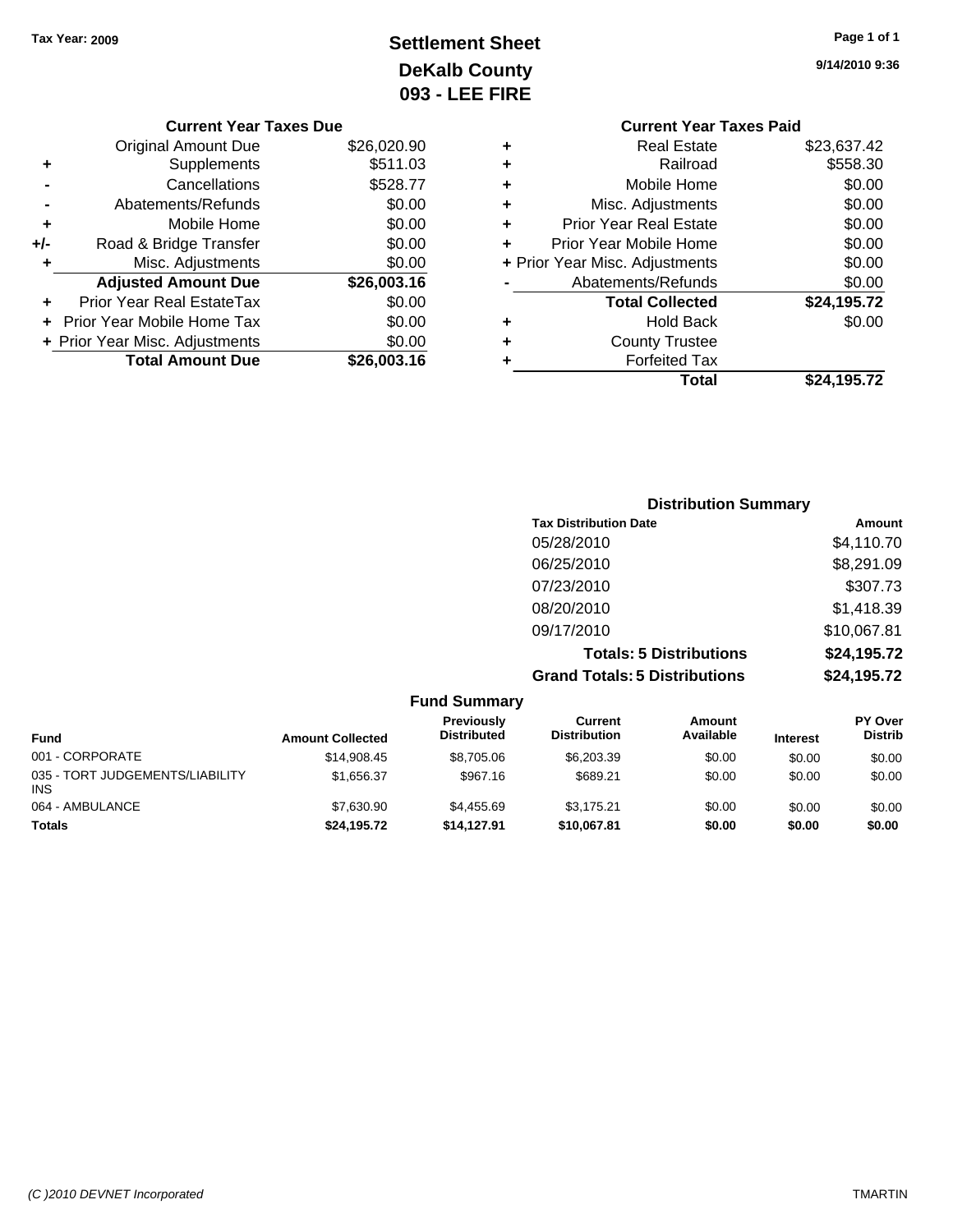Tax Year: 2009

# Settlement Sheet
## DeKalb County
## 093 - LEE FIRE

9/14/2010 9:36

### Current Year Taxes Due

| | | |
|---|---|---|
| | Original Amount Due | $26,020.90 |
| + | Supplements | $511.03 |
| - | Cancellations | $528.77 |
| - | Abatements/Refunds | $0.00 |
| + | Mobile Home | $0.00 |
| +/- | Road & Bridge Transfer | $0.00 |
| + | Misc. Adjustments | $0.00 |
| | **Adjusted Amount Due** | **$26,003.16** |
| + | Prior Year Real EstateTax | $0.00 |
| + | Prior Year Mobile Home Tax | $0.00 |
| + | Prior Year Misc. Adjustments | $0.00 |
| | **Total Amount Due** | **$26,003.16** |

### Current Year Taxes Paid

| | | |
|---|---|---|
| + | Real Estate | $23,637.42 |
| + | Railroad | $558.30 |
| + | Mobile Home | $0.00 |
| + | Misc. Adjustments | $0.00 |
| + | Prior Year Real Estate | $0.00 |
| + | Prior Year Mobile Home | $0.00 |
| + | Prior Year Misc. Adjustments | $0.00 |
| - | Abatements/Refunds | $0.00 |
| | **Total Collected** | **$24,195.72** |
| + | Hold Back | $0.00 |
| + | County Trustee | |
| + | Forfeited Tax | |
| | **Total** | **$24,195.72** |

### Distribution Summary

| Tax Distribution Date | Amount |
|---|---|
| 05/28/2010 | $4,110.70 |
| 06/25/2010 | $8,291.09 |
| 07/23/2010 | $307.73 |
| 08/20/2010 | $1,418.39 |
| 09/17/2010 | $10,067.81 |
| **Totals: 5 Distributions** | **$24,195.72** |
| **Grand Totals: 5 Distributions** | **$24,195.72** |

### Fund Summary

| Fund | Amount Collected | Previously Distributed | Current Distribution | Amount Available | Interest | PY Over Distrib |
|---|---|---|---|---|---|---|
| 001 - CORPORATE | $14,908.45 | $8,705.06 | $6,203.39 | $0.00 | $0.00 | $0.00 |
| 035 - TORT JUDGEMENTS/LIABILITY INS | $1,656.37 | $967.16 | $689.21 | $0.00 | $0.00 | $0.00 |
| 064 - AMBULANCE | $7,630.90 | $4,455.69 | $3,175.21 | $0.00 | $0.00 | $0.00 |
| **Totals** | **$24,195.72** | **$14,127.91** | **$10,067.81** | **$0.00** | **$0.00** | **$0.00** |

*(C )2010 DEVNET Incorporated* TMARTIN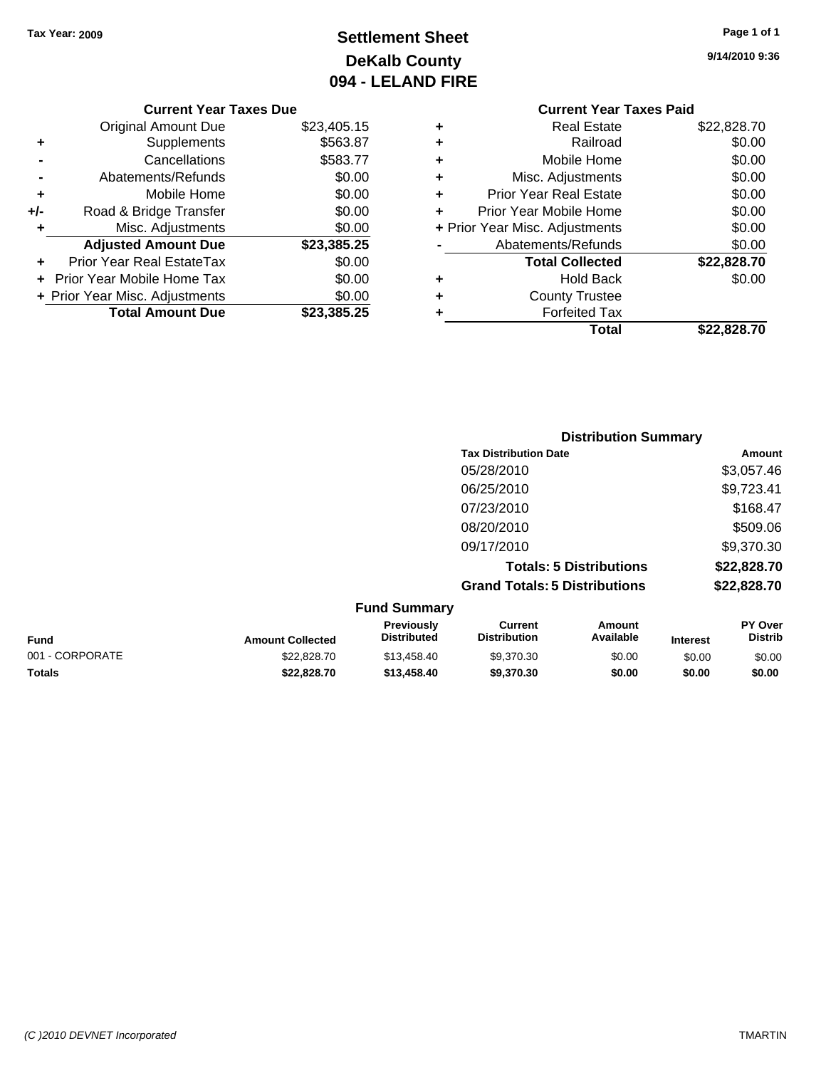Tax Year: 2009

# Settlement Sheet
## DeKalb County
## 094 - LELAND FIRE

9/14/2010 9:36

### Current Year Taxes Due

| | | |
|---|---|---|
| | Original Amount Due | $23,405.15 |
| + | Supplements | $563.87 |
| - | Cancellations | $583.77 |
| - | Abatements/Refunds | $0.00 |
| + | Mobile Home | $0.00 |
| +/- | Road & Bridge Transfer | $0.00 |
| + | Misc. Adjustments | $0.00 |
| | **Adjusted Amount Due** | **$23,385.25** |
| + | Prior Year Real EstateTax | $0.00 |
| + | Prior Year Mobile Home Tax | $0.00 |
| + | Prior Year Misc. Adjustments | $0.00 |
| | **Total Amount Due** | **$23,385.25** |

### Current Year Taxes Paid

| | | |
|---|---|---|
| + | Real Estate | $22,828.70 |
| + | Railroad | $0.00 |
| + | Mobile Home | $0.00 |
| + | Misc. Adjustments | $0.00 |
| + | Prior Year Real Estate | $0.00 |
| + | Prior Year Mobile Home | $0.00 |
| + | Prior Year Misc. Adjustments | $0.00 |
| - | Abatements/Refunds | $0.00 |
| | **Total Collected** | **$22,828.70** |
| + | Hold Back | $0.00 |
| + | County Trustee | |
| + | Forfeited Tax | |
| | **Total** | **$22,828.70** |

### Distribution Summary

| Tax Distribution Date | Amount |
|---|---|
| 05/28/2010 | $3,057.46 |
| 06/25/2010 | $9,723.41 |
| 07/23/2010 | $168.47 |
| 08/20/2010 | $509.06 |
| 09/17/2010 | $9,370.30 |
| **Totals: 5 Distributions** | **$22,828.70** |
| **Grand Totals: 5 Distributions** | **$22,828.70** |

### Fund Summary

| Fund | Amount Collected | Previously Distributed | Current Distribution | Amount Available | Interest | PY Over Distrib |
|---|---|---|---|---|---|---|
| 001 - CORPORATE | $22,828.70 | $13,458.40 | $9,370.30 | $0.00 | $0.00 | $0.00 |
| **Totals** | **$22,828.70** | **$13,458.40** | **$9,370.30** | **$0.00** | **$0.00** | **$0.00** |

(C )2010 DEVNET Incorporated TMARTIN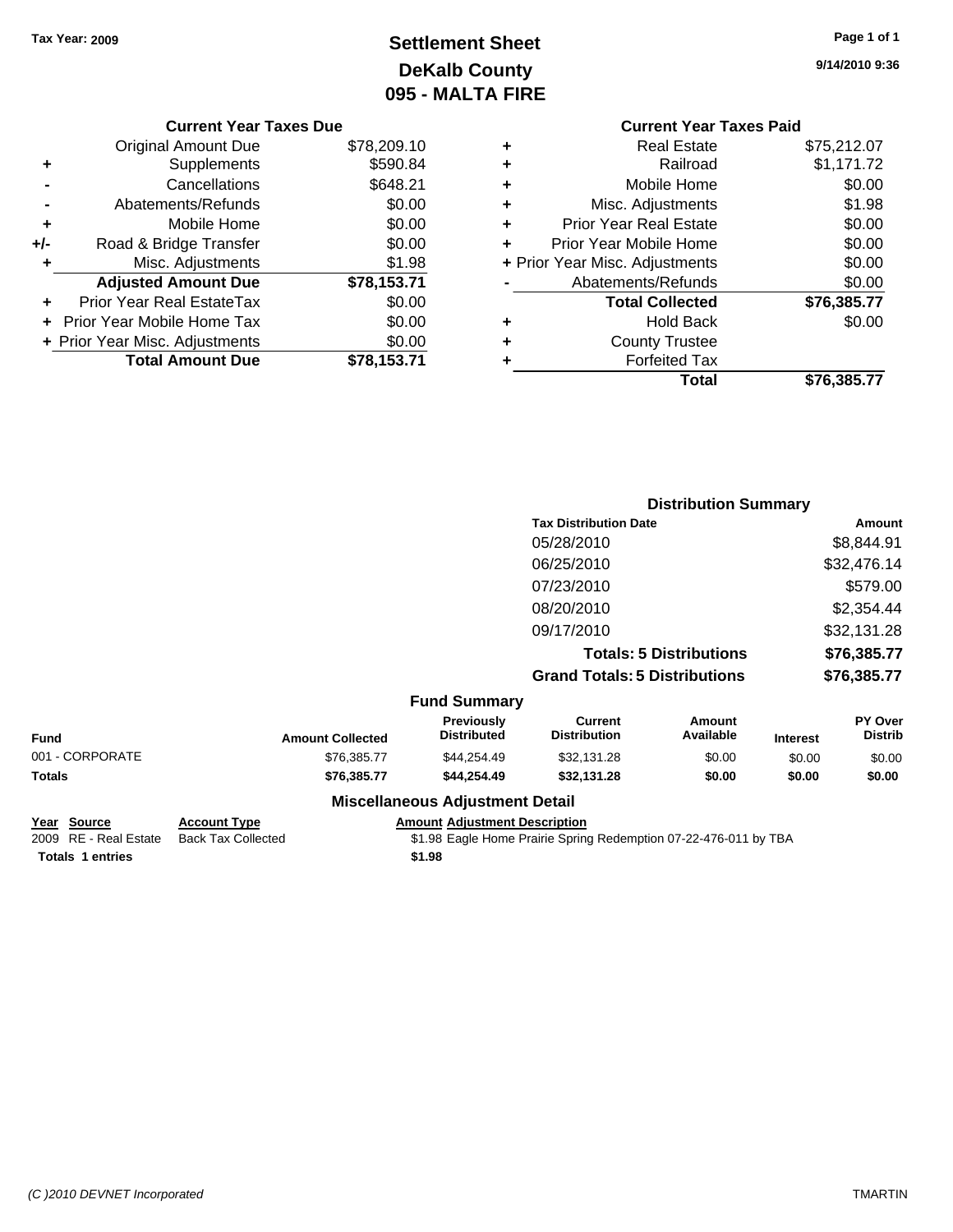Tax Year: 2009

# Settlement Sheet
## DeKalb County
## 095 - MALTA FIRE

9/14/2010 9:36

### Current Year Taxes Due

| | | |
|---|---|---|
| | Original Amount Due | $78,209.10 |
| + | Supplements | $590.84 |
| - | Cancellations | $648.21 |
| - | Abatements/Refunds | $0.00 |
| + | Mobile Home | $0.00 |
| +/- | Road & Bridge Transfer | $0.00 |
| + | Misc. Adjustments | $1.98 |
| | **Adjusted Amount Due** | **$78,153.71** |
| + | Prior Year Real EstateTax | $0.00 |
| + | Prior Year Mobile Home Tax | $0.00 |
| + | Prior Year Misc. Adjustments | $0.00 |
| | **Total Amount Due** | **$78,153.71** |

### Current Year Taxes Paid

| | | |
|---|---|---|
| + | Real Estate | $75,212.07 |
| + | Railroad | $1,171.72 |
| + | Mobile Home | $0.00 |
| + | Misc. Adjustments | $1.98 |
| + | Prior Year Real Estate | $0.00 |
| + | Prior Year Mobile Home | $0.00 |
| + | Prior Year Misc. Adjustments | $0.00 |
| - | Abatements/Refunds | $0.00 |
| | **Total Collected** | **$76,385.77** |
| + | Hold Back | $0.00 |
| + | County Trustee | |
| + | Forfeited Tax | |
| | **Total** | **$76,385.77** |

### Distribution Summary

| Tax Distribution Date | Amount |
|---|---|
| 05/28/2010 | $8,844.91 |
| 06/25/2010 | $32,476.14 |
| 07/23/2010 | $579.00 |
| 08/20/2010 | $2,354.44 |
| 09/17/2010 | $32,131.28 |
| **Totals: 5 Distributions** | **$76,385.77** |
| **Grand Totals: 5 Distributions** | **$76,385.77** |

### Fund Summary

| Fund | Amount Collected | Previously Distributed | Current Distribution | Amount Available | Interest | PY Over Distrib |
|---|---|---|---|---|---|---|
| 001 - CORPORATE | $76,385.77 | $44,254.49 | $32,131.28 | $0.00 | $0.00 | $0.00 |
| **Totals** | **$76,385.77** | **$44,254.49** | **$32,131.28** | **$0.00** | **$0.00** | **$0.00** |

### Miscellaneous Adjustment Detail

| Year | Source | Account Type | Amount | Adjustment Description |
|---|---|---|---|---|
| 2009 | RE - Real Estate | Back Tax Collected | $1.98 | Eagle Home Prairie Spring Redemption 07-22-476-011 by TBA |
| **Totals** | **1 entries** | | **$1.98** | |

(C )2010 DEVNET Incorporated TMARTIN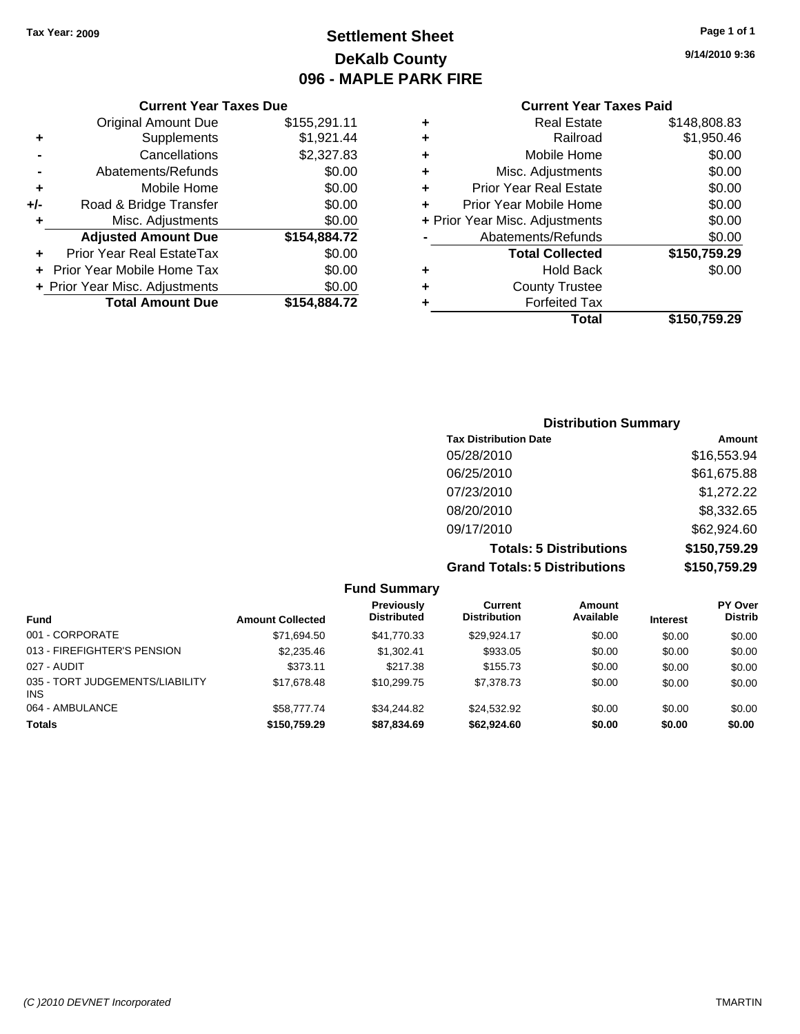Tax Year: 2009

# Settlement Sheet
## DeKalb County
## 096 - MAPLE PARK FIRE

9/14/2010 9:36

### Current Year Taxes Due

| | | |
|---|---|---|
| | Original Amount Due | $155,291.11 |
| + | Supplements | $1,921.44 |
| - | Cancellations | $2,327.83 |
| - | Abatements/Refunds | $0.00 |
| + | Mobile Home | $0.00 |
| +/- | Road & Bridge Transfer | $0.00 |
| + | Misc. Adjustments | $0.00 |
| | **Adjusted Amount Due** | **$154,884.72** |
| + | Prior Year Real EstateTax | $0.00 |
| + | Prior Year Mobile Home Tax | $0.00 |
| + | Prior Year Misc. Adjustments | $0.00 |
| | **Total Amount Due** | **$154,884.72** |

### Current Year Taxes Paid

| | | |
|---|---|---|
| + | Real Estate | $148,808.83 |
| + | Railroad | $1,950.46 |
| + | Mobile Home | $0.00 |
| + | Misc. Adjustments | $0.00 |
| + | Prior Year Real Estate | $0.00 |
| + | Prior Year Mobile Home | $0.00 |
| + | Prior Year Misc. Adjustments | $0.00 |
| - | Abatements/Refunds | $0.00 |
| | **Total Collected** | **$150,759.29** |
| + | Hold Back | $0.00 |
| + | County Trustee | |
| + | Forfeited Tax | |
| | **Total** | **$150,759.29** |

### Distribution Summary

| Tax Distribution Date | Amount |
|---|---|
| 05/28/2010 | $16,553.94 |
| 06/25/2010 | $61,675.88 |
| 07/23/2010 | $1,272.22 |
| 08/20/2010 | $8,332.65 |
| 09/17/2010 | $62,924.60 |
| **Totals: 5 Distributions** | **$150,759.29** |
| **Grand Totals: 5 Distributions** | **$150,759.29** |

### Fund Summary

| Fund | Amount Collected | Previously Distributed | Current Distribution | Amount Available | Interest | PY Over Distrib |
|---|---|---|---|---|---|---|
| 001 - CORPORATE | $71,694.50 | $41,770.33 | $29,924.17 | $0.00 | $0.00 | $0.00 |
| 013 - FIREFIGHTER'S PENSION | $2,235.46 | $1,302.41 | $933.05 | $0.00 | $0.00 | $0.00 |
| 027 - AUDIT | $373.11 | $217.38 | $155.73 | $0.00 | $0.00 | $0.00 |
| 035 - TORT JUDGEMENTS/LIABILITY INS | $17,678.48 | $10,299.75 | $7,378.73 | $0.00 | $0.00 | $0.00 |
| 064 - AMBULANCE | $58,777.74 | $34,244.82 | $24,532.92 | $0.00 | $0.00 | $0.00 |
| **Totals** | **$150,759.29** | **$87,834.69** | **$62,924.60** | **$0.00** | **$0.00** | **$0.00** |

(C )2010 DEVNET Incorporated

TMARTIN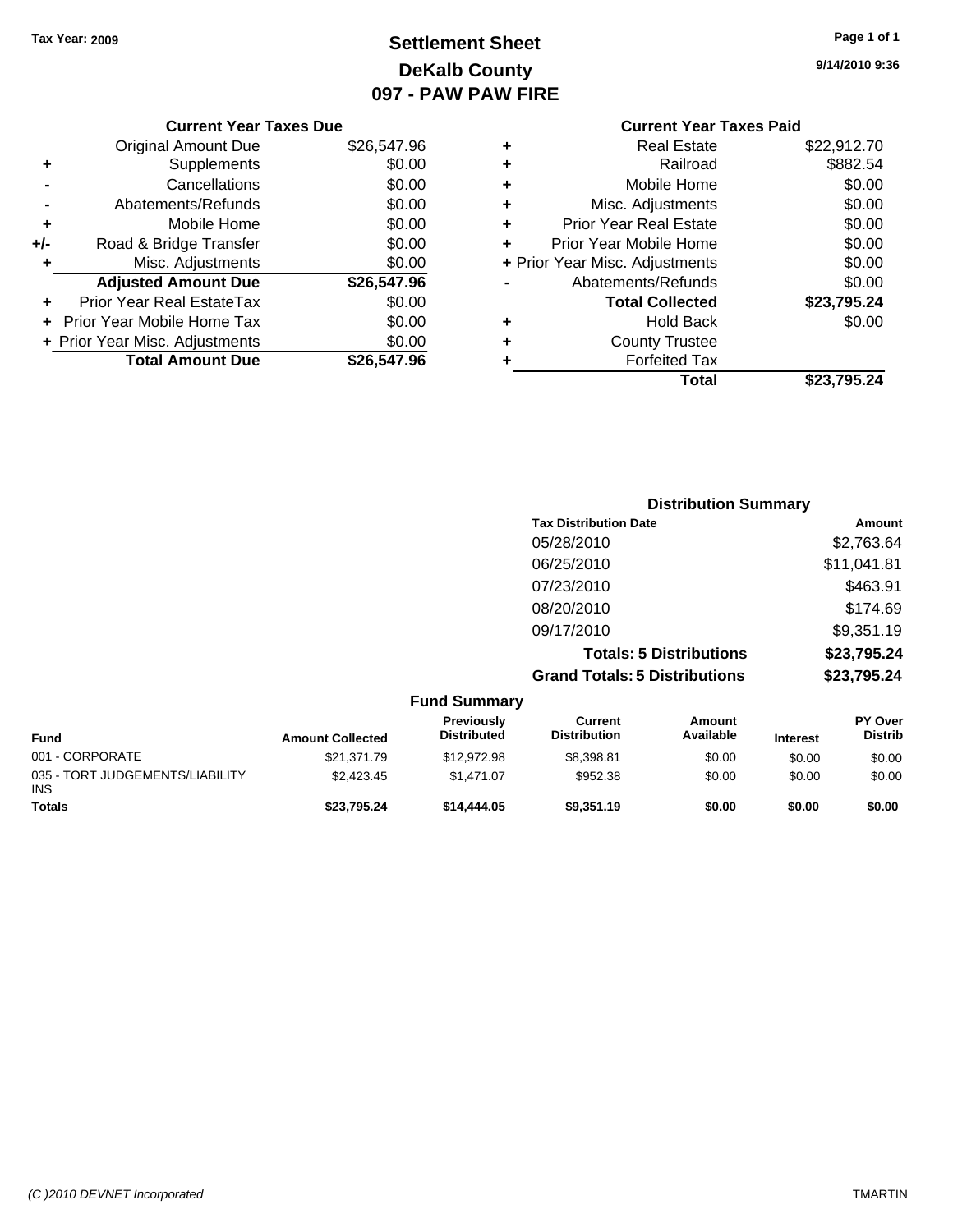Tax Year: 2009

# Settlement Sheet
## DeKalb County
## 097 - PAW PAW FIRE

9/14/2010 9:36

| | Current Year Taxes Due | |
|---|---|---|
| | Original Amount Due | $26,547.96 |
| + | Supplements | $0.00 |
| - | Cancellations | $0.00 |
| - | Abatements/Refunds | $0.00 |
| + | Mobile Home | $0.00 |
| +/- | Road & Bridge Transfer | $0.00 |
| + | Misc. Adjustments | $0.00 |
| | **Adjusted Amount Due** | **$26,547.96** |
| + | Prior Year Real EstateTax | $0.00 |
| + | Prior Year Mobile Home Tax | $0.00 |
| + | Prior Year Misc. Adjustments | $0.00 |
| | **Total Amount Due** | **$26,547.96** |

| | Current Year Taxes Paid | |
|---|---|---|
| + | Real Estate | $22,912.70 |
| + | Railroad | $882.54 |
| + | Mobile Home | $0.00 |
| + | Misc. Adjustments | $0.00 |
| + | Prior Year Real Estate | $0.00 |
| + | Prior Year Mobile Home | $0.00 |
| + | Prior Year Misc. Adjustments | $0.00 |
| - | Abatements/Refunds | $0.00 |
| | **Total Collected** | **$23,795.24** |
| + | Hold Back | $0.00 |
| + | County Trustee | |
| + | Forfeited Tax | |
| | **Total** | **$23,795.24** |

### Distribution Summary

| Tax Distribution Date | Amount |
|---|---|
| 05/28/2010 | $2,763.64 |
| 06/25/2010 | $11,041.81 |
| 07/23/2010 | $463.91 |
| 08/20/2010 | $174.69 |
| 09/17/2010 | $9,351.19 |
| **Totals: 5 Distributions** | **$23,795.24** |
| **Grand Totals: 5 Distributions** | **$23,795.24** |

### Fund Summary

| Fund | Amount Collected | Previously Distributed | Current Distribution | Amount Available | Interest | PY Over Distrib |
|---|---|---|---|---|---|---|
| 001 - CORPORATE | $21,371.79 | $12,972.98 | $8,398.81 | $0.00 | $0.00 | $0.00 |
| 035 - TORT JUDGEMENTS/LIABILITY INS | $2,423.45 | $1,471.07 | $952.38 | $0.00 | $0.00 | $0.00 |
| **Totals** | **$23,795.24** | **$14,444.05** | **$9,351.19** | **$0.00** | **$0.00** | **$0.00** |

(C )2010 DEVNET Incorporated — TMARTIN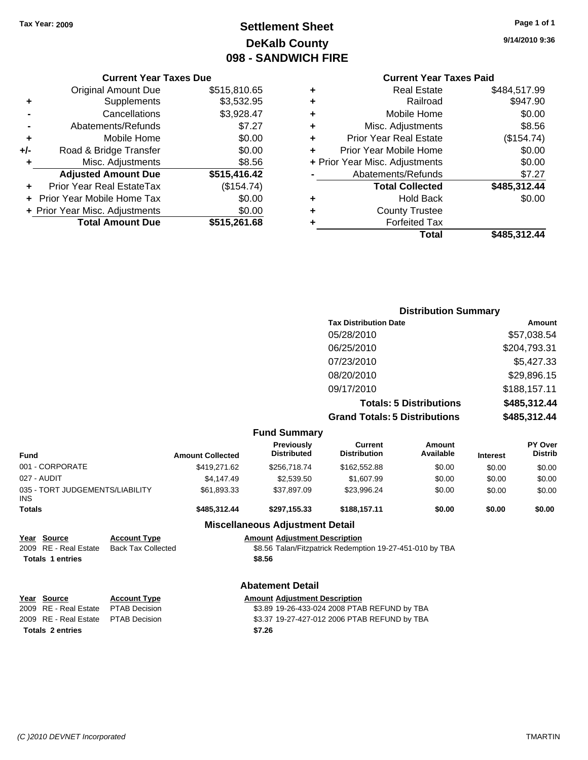Tax Year: 2009

# Settlement Sheet
## DeKalb County
## 098 - SANDWICH FIRE

9/14/2010 9:36

### Current Year Taxes Due

| | | |
|---|---|---|
| | Original Amount Due | $515,810.65 |
| + | Supplements | $3,532.95 |
| - | Cancellations | $3,928.47 |
| - | Abatements/Refunds | $7.27 |
| + | Mobile Home | $0.00 |
| +/- | Road & Bridge Transfer | $0.00 |
| + | Misc. Adjustments | $8.56 |
| | **Adjusted Amount Due** | **$515,416.42** |
| + | Prior Year Real EstateTax | ($154.74) |
| + | Prior Year Mobile Home Tax | $0.00 |
| + | Prior Year Misc. Adjustments | $0.00 |
| | **Total Amount Due** | **$515,261.68** |

### Current Year Taxes Paid

| | | |
|---|---|---|
| + | Real Estate | $484,517.99 |
| + | Railroad | $947.90 |
| + | Mobile Home | $0.00 |
| + | Misc. Adjustments | $8.56 |
| + | Prior Year Real Estate | ($154.74) |
| + | Prior Year Mobile Home | $0.00 |
| + | Prior Year Misc. Adjustments | $0.00 |
| - | Abatements/Refunds | $7.27 |
| | **Total Collected** | **$485,312.44** |
| + | Hold Back | $0.00 |
| + | County Trustee | |
| + | Forfeited Tax | |
| | **Total** | **$485,312.44** |

### Distribution Summary

| Tax Distribution Date | Amount |
|---|---|
| 05/28/2010 | $57,038.54 |
| 06/25/2010 | $204,793.31 |
| 07/23/2010 | $5,427.33 |
| 08/20/2010 | $29,896.15 |
| 09/17/2010 | $188,157.11 |
| **Totals: 5 Distributions** | **$485,312.44** |
| **Grand Totals: 5 Distributions** | **$485,312.44** |

### Fund Summary

| Fund | Amount Collected | Previously Distributed | Current Distribution | Amount Available | Interest | PY Over Distrib |
|---|---|---|---|---|---|---|
| 001 - CORPORATE | $419,271.62 | $256,718.74 | $162,552.88 | $0.00 | $0.00 | $0.00 |
| 027 - AUDIT | $4,147.49 | $2,539.50 | $1,607.99 | $0.00 | $0.00 | $0.00 |
| 035 - TORT JUDGEMENTS/LIABILITY INS | $61,893.33 | $37,897.09 | $23,996.24 | $0.00 | $0.00 | $0.00 |
| **Totals** | **$485,312.44** | **$297,155.33** | **$188,157.11** | **$0.00** | **$0.00** | **$0.00** |

### Miscellaneous Adjustment Detail

| Year | Source | Account Type | Amount | Adjustment Description |
|---|---|---|---|---|
| 2009 | RE - Real Estate | Back Tax Collected | $8.56 | Talan/Fitzpatrick Redemption 19-27-451-010 by TBA |
| **Totals 1 entries** | | | **$8.56** | |

### Abatement Detail

| Year | Source | Account Type | Amount | Adjustment Description |
|---|---|---|---|---|
| 2009 | RE - Real Estate | PTAB Decision | $3.89 | 19-26-433-024 2008 PTAB REFUND by TBA |
| 2009 | RE - Real Estate | PTAB Decision | $3.37 | 19-27-427-012 2006 PTAB REFUND by TBA |
| **Totals 2 entries** | | | **$7.26** | |

(C )2010 DEVNET Incorporated TMARTIN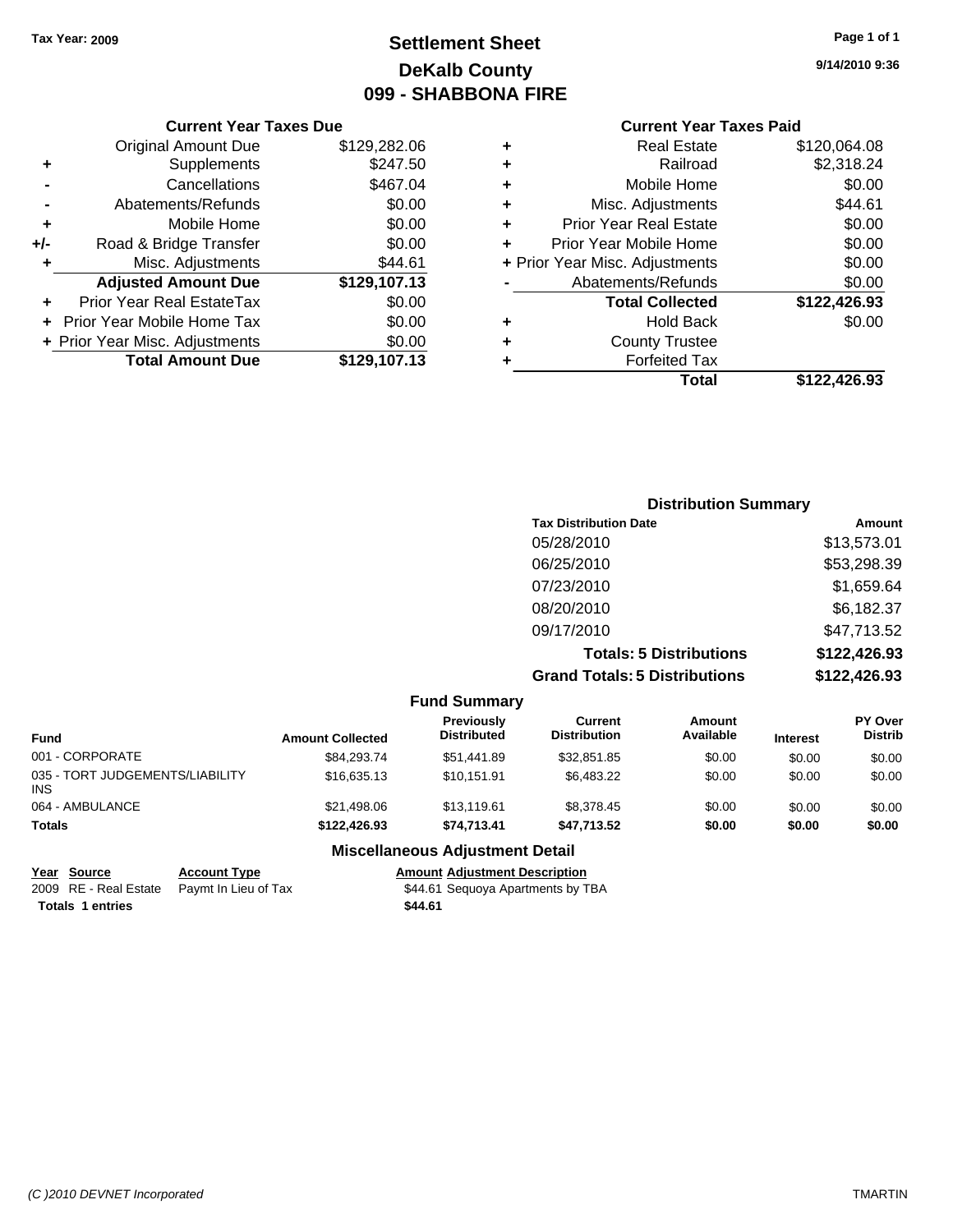Tax Year: 2009

# Settlement Sheet
## DeKalb County
## 099 - SHABBONA FIRE

9/14/2010 9:36

### Current Year Taxes Due

| | | |
|---|---|---|
| | Original Amount Due | $129,282.06 |
| + | Supplements | $247.50 |
| - | Cancellations | $467.04 |
| - | Abatements/Refunds | $0.00 |
| + | Mobile Home | $0.00 |
| +/- | Road & Bridge Transfer | $0.00 |
| + | Misc. Adjustments | $44.61 |
| | **Adjusted Amount Due** | **$129,107.13** |
| + | Prior Year Real EstateTax | $0.00 |
| + | Prior Year Mobile Home Tax | $0.00 |
| + | Prior Year Misc. Adjustments | $0.00 |
| | **Total Amount Due** | **$129,107.13** |

### Current Year Taxes Paid

| | | |
|---|---|---|
| + | Real Estate | $120,064.08 |
| + | Railroad | $2,318.24 |
| + | Mobile Home | $0.00 |
| + | Misc. Adjustments | $44.61 |
| + | Prior Year Real Estate | $0.00 |
| + | Prior Year Mobile Home | $0.00 |
| + | Prior Year Misc. Adjustments | $0.00 |
| - | Abatements/Refunds | $0.00 |
| | **Total Collected** | **$122,426.93** |
| + | Hold Back | $0.00 |
| + | County Trustee | |
| + | Forfeited Tax | |
| | **Total** | **$122,426.93** |

### Distribution Summary

| Tax Distribution Date | Amount |
|---|---|
| 05/28/2010 | $13,573.01 |
| 06/25/2010 | $53,298.39 |
| 07/23/2010 | $1,659.64 |
| 08/20/2010 | $6,182.37 |
| 09/17/2010 | $47,713.52 |
| **Totals: 5 Distributions** | **$122,426.93** |
| **Grand Totals: 5 Distributions** | **$122,426.93** |

### Fund Summary

| Fund | Amount Collected | Previously Distributed | Current Distribution | Amount Available | Interest | PY Over Distrib |
|---|---|---|---|---|---|---|
| 001 - CORPORATE | $84,293.74 | $51,441.89 | $32,851.85 | $0.00 | $0.00 | $0.00 |
| 035 - TORT JUDGEMENTS/LIABILITY INS | $16,635.13 | $10,151.91 | $6,483.22 | $0.00 | $0.00 | $0.00 |
| 064 - AMBULANCE | $21,498.06 | $13,119.61 | $8,378.45 | $0.00 | $0.00 | $0.00 |
| **Totals** | **$122,426.93** | **$74,713.41** | **$47,713.52** | **$0.00** | **$0.00** | **$0.00** |

### Miscellaneous Adjustment Detail

| Year | Source | Account Type | Amount | Adjustment Description |
|---|---|---|---|---|
| 2009 | RE - Real Estate | Paymt In Lieu of Tax | $44.61 | Sequoya Apartments by TBA |
| **Totals** | **1 entries** | | **$44.61** | |

(C )2010 DEVNET Incorporated TMARTIN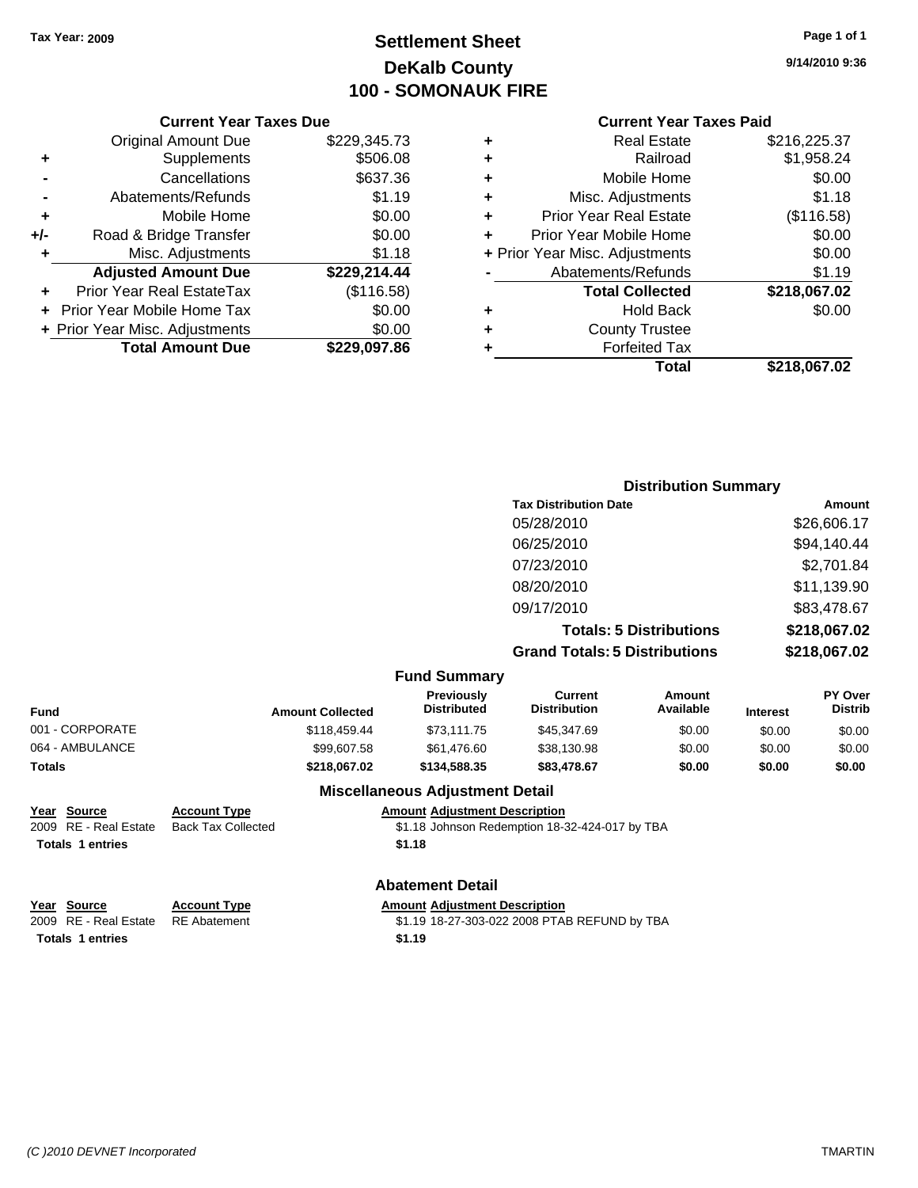Tax Year: 2009

# Settlement Sheet
## DeKalb County
## 100 - SOMONAUK FIRE

9/14/2010 9:36

### Current Year Taxes Due

| | | |
|---|---|---|
| | Original Amount Due | $229,345.73 |
| + | Supplements | $506.08 |
| - | Cancellations | $637.36 |
| - | Abatements/Refunds | $1.19 |
| + | Mobile Home | $0.00 |
| +/- | Road & Bridge Transfer | $0.00 |
| + | Misc. Adjustments | $1.18 |
| | **Adjusted Amount Due** | **$229,214.44** |
| + | Prior Year Real EstateTax | ($116.58) |
| + | Prior Year Mobile Home Tax | $0.00 |
| + | Prior Year Misc. Adjustments | $0.00 |
| | **Total Amount Due** | **$229,097.86** |

### Current Year Taxes Paid

| | | |
|---|---|---|
| + | Real Estate | $216,225.37 |
| + | Railroad | $1,958.24 |
| + | Mobile Home | $0.00 |
| + | Misc. Adjustments | $1.18 |
| + | Prior Year Real Estate | ($116.58) |
| + | Prior Year Mobile Home | $0.00 |
| + | Prior Year Misc. Adjustments | $0.00 |
| - | Abatements/Refunds | $1.19 |
| | **Total Collected** | **$218,067.02** |
| + | Hold Back | $0.00 |
| + | County Trustee | |
| + | Forfeited Tax | |
| | **Total** | **$218,067.02** |

### Distribution Summary

| Tax Distribution Date | Amount |
|---|---|
| 05/28/2010 | $26,606.17 |
| 06/25/2010 | $94,140.44 |
| 07/23/2010 | $2,701.84 |
| 08/20/2010 | $11,139.90 |
| 09/17/2010 | $83,478.67 |
| **Totals: 5 Distributions** | **$218,067.02** |
| **Grand Totals: 5 Distributions** | **$218,067.02** |

### Fund Summary

| Fund | Amount Collected | Previously Distributed | Current Distribution | Amount Available | Interest | PY Over Distrib |
|---|---|---|---|---|---|---|
| 001 - CORPORATE | $118,459.44 | $73,111.75 | $45,347.69 | $0.00 | $0.00 | $0.00 |
| 064 - AMBULANCE | $99,607.58 | $61,476.60 | $38,130.98 | $0.00 | $0.00 | $0.00 |
| **Totals** | **$218,067.02** | **$134,588.35** | **$83,478.67** | **$0.00** | **$0.00** | **$0.00** |

### Miscellaneous Adjustment Detail

| Year | Source | Account Type | Amount | Adjustment Description |
|---|---|---|---|---|
| 2009 | RE - Real Estate | Back Tax Collected | $1.18 | Johnson Redemption 18-32-424-017 by TBA |
| **Totals 1 entries** | | | **$1.18** | |

### Abatement Detail

| Year | Source | Account Type | Amount | Adjustment Description |
|---|---|---|---|---|
| 2009 | RE - Real Estate | RE Abatement | $1.19 | 18-27-303-022 2008 PTAB REFUND by TBA |
| **Totals 1 entries** | | | **$1.19** | |

(C )2010 DEVNET Incorporated — TMARTIN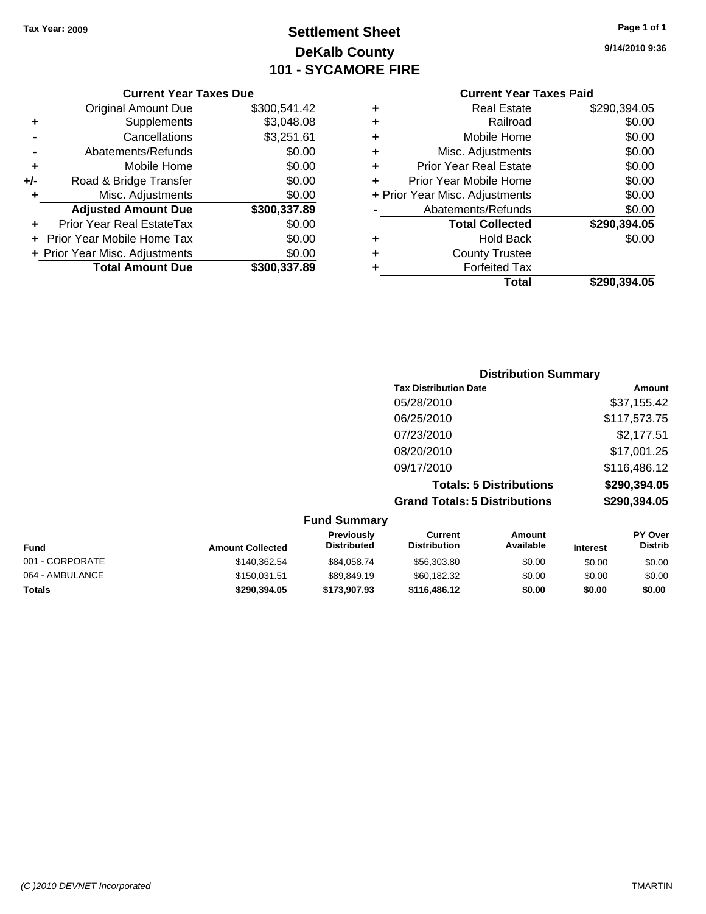Tax Year: 2009

# Settlement Sheet
## DeKalb County
## 101 - SYCAMORE FIRE

9/14/2010 9:36

### Current Year Taxes Due

| | | |
|---|---|---|
| | Original Amount Due | $300,541.42 |
| + | Supplements | $3,048.08 |
| - | Cancellations | $3,251.61 |
| - | Abatements/Refunds | $0.00 |
| + | Mobile Home | $0.00 |
| +/- | Road & Bridge Transfer | $0.00 |
| + | Misc. Adjustments | $0.00 |
| | **Adjusted Amount Due** | **$300,337.89** |
| + | Prior Year Real EstateTax | $0.00 |
| + | Prior Year Mobile Home Tax | $0.00 |
| + | Prior Year Misc. Adjustments | $0.00 |
| | **Total Amount Due** | **$300,337.89** |

### Current Year Taxes Paid

| | | |
|---|---|---|
| + | Real Estate | $290,394.05 |
| + | Railroad | $0.00 |
| + | Mobile Home | $0.00 |
| + | Misc. Adjustments | $0.00 |
| + | Prior Year Real Estate | $0.00 |
| + | Prior Year Mobile Home | $0.00 |
| + | Prior Year Misc. Adjustments | $0.00 |
| - | Abatements/Refunds | $0.00 |
| | **Total Collected** | **$290,394.05** |
| + | Hold Back | $0.00 |
| + | County Trustee | |
| + | Forfeited Tax | |
| | **Total** | **$290,394.05** |

### Distribution Summary

| Tax Distribution Date | Amount |
|---|---|
| 05/28/2010 | $37,155.42 |
| 06/25/2010 | $117,573.75 |
| 07/23/2010 | $2,177.51 |
| 08/20/2010 | $17,001.25 |
| 09/17/2010 | $116,486.12 |
| **Totals: 5 Distributions** | **$290,394.05** |
| **Grand Totals: 5 Distributions** | **$290,394.05** |

### Fund Summary

| Fund | Amount Collected | Previously Distributed | Current Distribution | Amount Available | Interest | PY Over Distrib |
|---|---|---|---|---|---|---|
| 001 - CORPORATE | $140,362.54 | $84,058.74 | $56,303.80 | $0.00 | $0.00 | $0.00 |
| 064 - AMBULANCE | $150,031.51 | $89,849.19 | $60,182.32 | $0.00 | $0.00 | $0.00 |
| **Totals** | **$290,394.05** | **$173,907.93** | **$116,486.12** | **$0.00** | **$0.00** | **$0.00** |

(C )2010 DEVNET Incorporated TMARTIN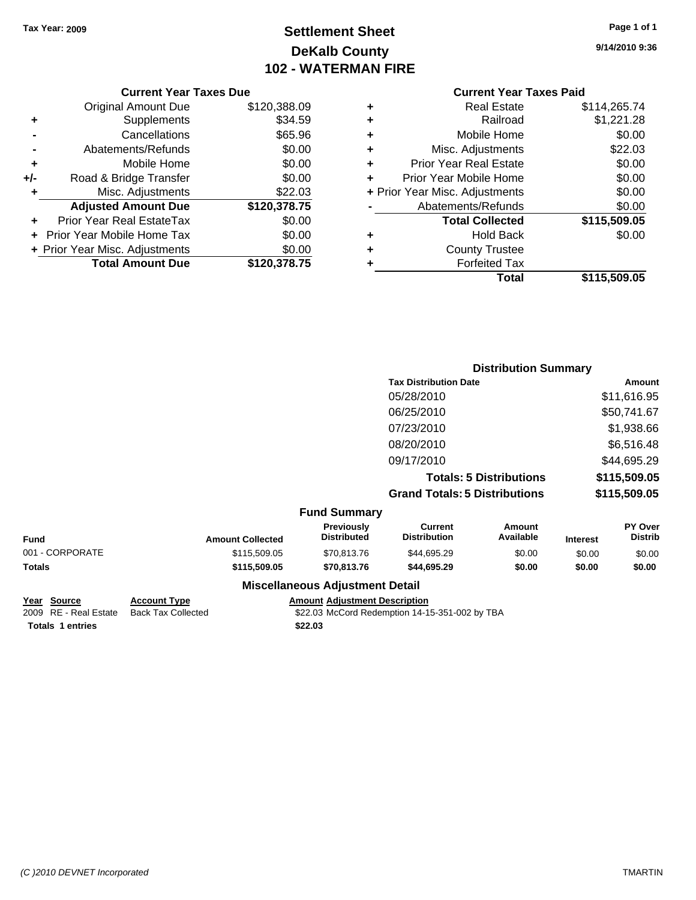Tax Year: 2009

# Settlement Sheet
## DeKalb County
## 102 - WATERMAN FIRE

9/14/2010 9:36

### Current Year Taxes Due

| | | |
|---|---|---|
| | Original Amount Due | $120,388.09 |
| + | Supplements | $34.59 |
| - | Cancellations | $65.96 |
| - | Abatements/Refunds | $0.00 |
| + | Mobile Home | $0.00 |
| +/- | Road & Bridge Transfer | $0.00 |
| + | Misc. Adjustments | $22.03 |
| | **Adjusted Amount Due** | **$120,378.75** |
| + | Prior Year Real EstateTax | $0.00 |
| + | Prior Year Mobile Home Tax | $0.00 |
| + | Prior Year Misc. Adjustments | $0.00 |
| | **Total Amount Due** | **$120,378.75** |

### Current Year Taxes Paid

| | | |
|---|---|---|
| + | Real Estate | $114,265.74 |
| + | Railroad | $1,221.28 |
| + | Mobile Home | $0.00 |
| + | Misc. Adjustments | $22.03 |
| + | Prior Year Real Estate | $0.00 |
| + | Prior Year Mobile Home | $0.00 |
| + | Prior Year Misc. Adjustments | $0.00 |
| - | Abatements/Refunds | $0.00 |
| | **Total Collected** | **$115,509.05** |
| + | Hold Back | $0.00 |
| + | County Trustee | |
| + | Forfeited Tax | |
| | **Total** | **$115,509.05** |

### Distribution Summary

| Tax Distribution Date | Amount |
|---|---|
| 05/28/2010 | $11,616.95 |
| 06/25/2010 | $50,741.67 |
| 07/23/2010 | $1,938.66 |
| 08/20/2010 | $6,516.48 |
| 09/17/2010 | $44,695.29 |
| **Totals: 5 Distributions** | **$115,509.05** |
| **Grand Totals: 5 Distributions** | **$115,509.05** |

### Fund Summary

| Fund | Amount Collected | Previously Distributed | Current Distribution | Amount Available | Interest | PY Over Distrib |
|---|---|---|---|---|---|---|
| 001 - CORPORATE | $115,509.05 | $70,813.76 | $44,695.29 | $0.00 | $0.00 | $0.00 |
| **Totals** | **$115,509.05** | **$70,813.76** | **$44,695.29** | **$0.00** | **$0.00** | **$0.00** |

### Miscellaneous Adjustment Detail

| Year | Source | Account Type | Amount | Adjustment Description |
|---|---|---|---|---|
| 2009 | RE - Real Estate | Back Tax Collected | $22.03 | McCord Redemption 14-15-351-002 by TBA |
| **Totals 1 entries** | | | **$22.03** | |

(C )2010 DEVNET Incorporated TMARTIN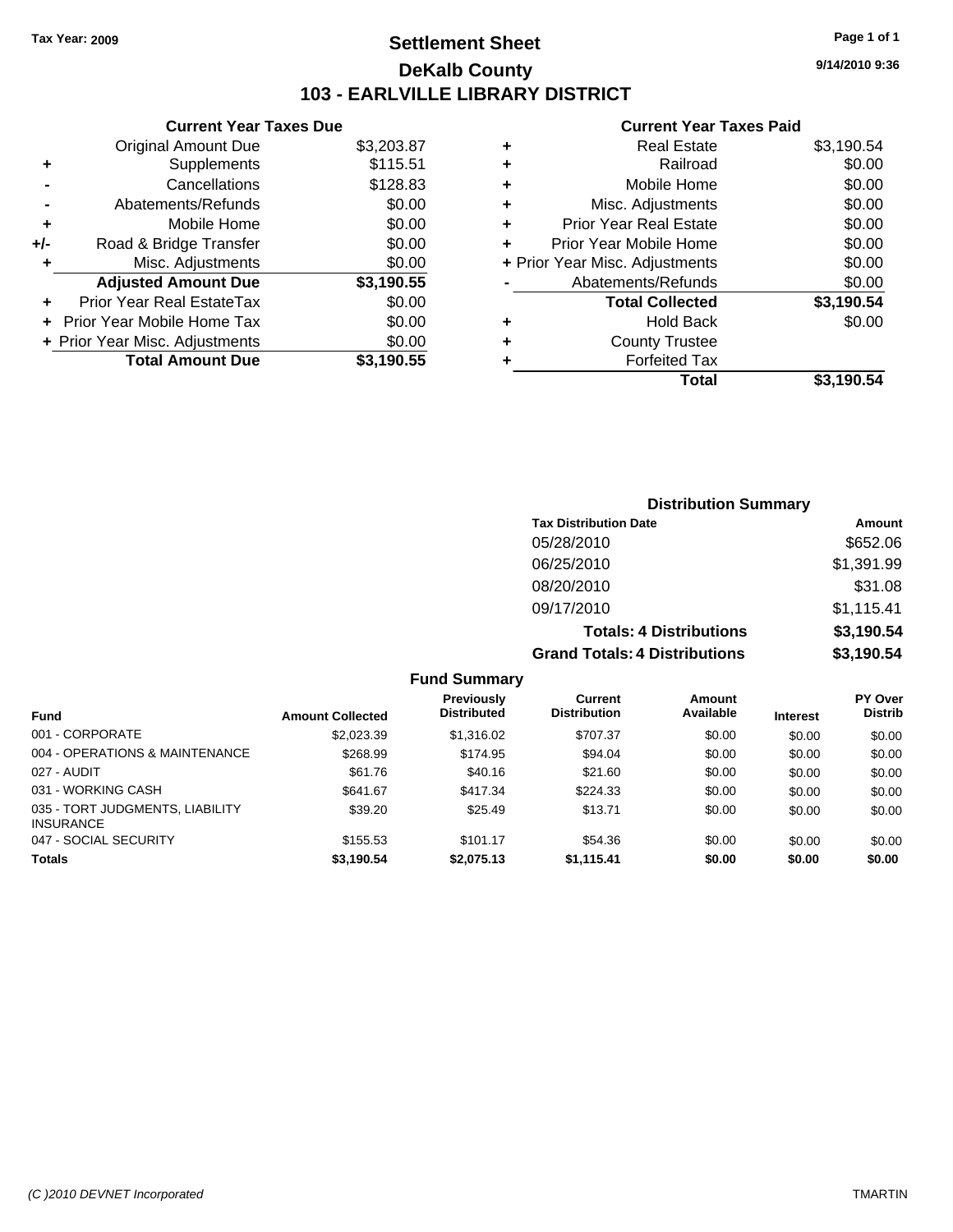**Tax Year: 2009**

# Settlement Sheet

## DeKalb County

## 103 - EARLVILLE LIBRARY DISTRICT

9/14/2010 9:36

### Current Year Taxes Due

| | | |
|---|---|---|
| | Original Amount Due | $3,203.87 |
| + | Supplements | $115.51 |
| - | Cancellations | $128.83 |
| - | Abatements/Refunds | $0.00 |
| + | Mobile Home | $0.00 |
| +/- | Road & Bridge Transfer | $0.00 |
| + | Misc. Adjustments | $0.00 |
| | **Adjusted Amount Due** | **$3,190.55** |
| + | Prior Year Real EstateTax | $0.00 |
| + | Prior Year Mobile Home Tax | $0.00 |
| + | Prior Year Misc. Adjustments | $0.00 |
| | **Total Amount Due** | **$3,190.55** |

### Current Year Taxes Paid

| | | |
|---|---|---|
| + | Real Estate | $3,190.54 |
| + | Railroad | $0.00 |
| + | Mobile Home | $0.00 |
| + | Misc. Adjustments | $0.00 |
| + | Prior Year Real Estate | $0.00 |
| + | Prior Year Mobile Home | $0.00 |
| + | Prior Year Misc. Adjustments | $0.00 |
| - | Abatements/Refunds | $0.00 |
| | **Total Collected** | **$3,190.54** |
| + | Hold Back | $0.00 |
| + | County Trustee | |
| + | Forfeited Tax | |
| | **Total** | **$3,190.54** |

### Distribution Summary

| Tax Distribution Date | Amount |
|---|---|
| 05/28/2010 | $652.06 |
| 06/25/2010 | $1,391.99 |
| 08/20/2010 | $31.08 |
| 09/17/2010 | $1,115.41 |
| **Totals: 4 Distributions** | **$3,190.54** |
| **Grand Totals: 4 Distributions** | **$3,190.54** |

### Fund Summary

| Fund | Amount Collected | Previously Distributed | Current Distribution | Amount Available | Interest | PY Over Distrib |
|---|---|---|---|---|---|---|
| 001 - CORPORATE | $2,023.39 | $1,316.02 | $707.37 | $0.00 | $0.00 | $0.00 |
| 004 - OPERATIONS & MAINTENANCE | $268.99 | $174.95 | $94.04 | $0.00 | $0.00 | $0.00 |
| 027 - AUDIT | $61.76 | $40.16 | $21.60 | $0.00 | $0.00 | $0.00 |
| 031 - WORKING CASH | $641.67 | $417.34 | $224.33 | $0.00 | $0.00 | $0.00 |
| 035 - TORT JUDGMENTS, LIABILITY INSURANCE | $39.20 | $25.49 | $13.71 | $0.00 | $0.00 | $0.00 |
| 047 - SOCIAL SECURITY | $155.53 | $101.17 | $54.36 | $0.00 | $0.00 | $0.00 |
| **Totals** | **$3,190.54** | **$2,075.13** | **$1,115.41** | **$0.00** | **$0.00** | **$0.00** |

(C )2010 DEVNET Incorporated TMARTIN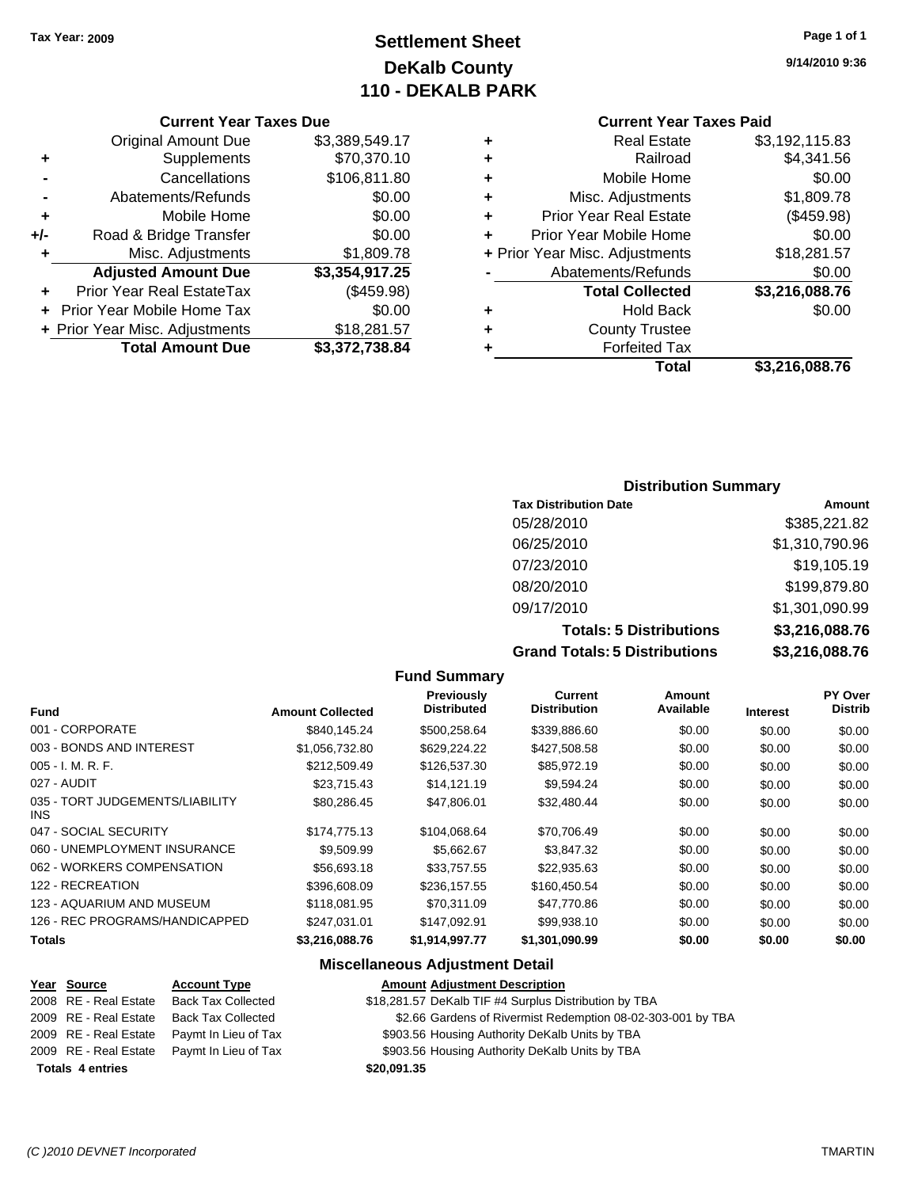Tax Year: 2009

# Settlement Sheet
## DeKalb County
## 110 - DEKALB PARK

9/14/2010 9:36

### Current Year Taxes Due

| | | |
|---|---|---|
| | Original Amount Due | $3,389,549.17 |
| + | Supplements | $70,370.10 |
| - | Cancellations | $106,811.80 |
| - | Abatements/Refunds | $0.00 |
| + | Mobile Home | $0.00 |
| +/- | Road & Bridge Transfer | $0.00 |
| + | Misc. Adjustments | $1,809.78 |
| | **Adjusted Amount Due** | **$3,354,917.25** |
| + | Prior Year Real EstateTax | ($459.98) |
| + | Prior Year Mobile Home Tax | $0.00 |
| + | Prior Year Misc. Adjustments | $18,281.57 |
| | **Total Amount Due** | **$3,372,738.84** |

### Current Year Taxes Paid

| | | |
|---|---|---|
| + | Real Estate | $3,192,115.83 |
| + | Railroad | $4,341.56 |
| + | Mobile Home | $0.00 |
| + | Misc. Adjustments | $1,809.78 |
| + | Prior Year Real Estate | ($459.98) |
| + | Prior Year Mobile Home | $0.00 |
| + | Prior Year Misc. Adjustments | $18,281.57 |
| - | Abatements/Refunds | $0.00 |
| | **Total Collected** | **$3,216,088.76** |
| + | Hold Back | $0.00 |
| + | County Trustee | |
| + | Forfeited Tax | |
| | **Total** | **$3,216,088.76** |

### Distribution Summary

| Tax Distribution Date | Amount |
|---|---|
| 05/28/2010 | $385,221.82 |
| 06/25/2010 | $1,310,790.96 |
| 07/23/2010 | $19,105.19 |
| 08/20/2010 | $199,879.80 |
| 09/17/2010 | $1,301,090.99 |
| **Totals: 5 Distributions** | **$3,216,088.76** |
| **Grand Totals: 5 Distributions** | **$3,216,088.76** |

### Fund Summary

| Fund | Amount Collected | Previously Distributed | Current Distribution | Amount Available | Interest | PY Over Distrib |
|---|---|---|---|---|---|---|
| 001 - CORPORATE | $840,145.24 | $500,258.64 | $339,886.60 | $0.00 | $0.00 | $0.00 |
| 003 - BONDS AND INTEREST | $1,056,732.80 | $629,224.22 | $427,508.58 | $0.00 | $0.00 | $0.00 |
| 005 - I. M. R. F. | $212,509.49 | $126,537.30 | $85,972.19 | $0.00 | $0.00 | $0.00 |
| 027 - AUDIT | $23,715.43 | $14,121.19 | $9,594.24 | $0.00 | $0.00 | $0.00 |
| 035 - TORT JUDGEMENTS/LIABILITY INS | $80,286.45 | $47,806.01 | $32,480.44 | $0.00 | $0.00 | $0.00 |
| 047 - SOCIAL SECURITY | $174,775.13 | $104,068.64 | $70,706.49 | $0.00 | $0.00 | $0.00 |
| 060 - UNEMPLOYMENT INSURANCE | $9,509.99 | $5,662.67 | $3,847.32 | $0.00 | $0.00 | $0.00 |
| 062 - WORKERS COMPENSATION | $56,693.18 | $33,757.55 | $22,935.63 | $0.00 | $0.00 | $0.00 |
| 122 - RECREATION | $396,608.09 | $236,157.55 | $160,450.54 | $0.00 | $0.00 | $0.00 |
| 123 - AQUARIUM AND MUSEUM | $118,081.95 | $70,311.09 | $47,770.86 | $0.00 | $0.00 | $0.00 |
| 126 - REC PROGRAMS/HANDICAPPED | $247,031.01 | $147,092.91 | $99,938.10 | $0.00 | $0.00 | $0.00 |
| **Totals** | **$3,216,088.76** | **$1,914,997.77** | **$1,301,090.99** | **$0.00** | **$0.00** | **$0.00** |

### Miscellaneous Adjustment Detail

| Year | Source | Account Type | Amount | Adjustment Description |
|---|---|---|---|---|
| 2008 | RE - Real Estate | Back Tax Collected | $18,281.57 | DeKalb TIF #4 Surplus Distribution by TBA |
| 2009 | RE - Real Estate | Back Tax Collected | $2.66 | Gardens of Rivermist Redemption 08-02-303-001 by TBA |
| 2009 | RE - Real Estate | Paymt In Lieu of Tax | $903.56 | Housing Authority DeKalb Units by TBA |
| 2009 | RE - Real Estate | Paymt In Lieu of Tax | $903.56 | Housing Authority DeKalb Units by TBA |
| **Totals 4 entries** | | | **$20,091.35** | |

(C )2010 DEVNET Incorporated TMARTIN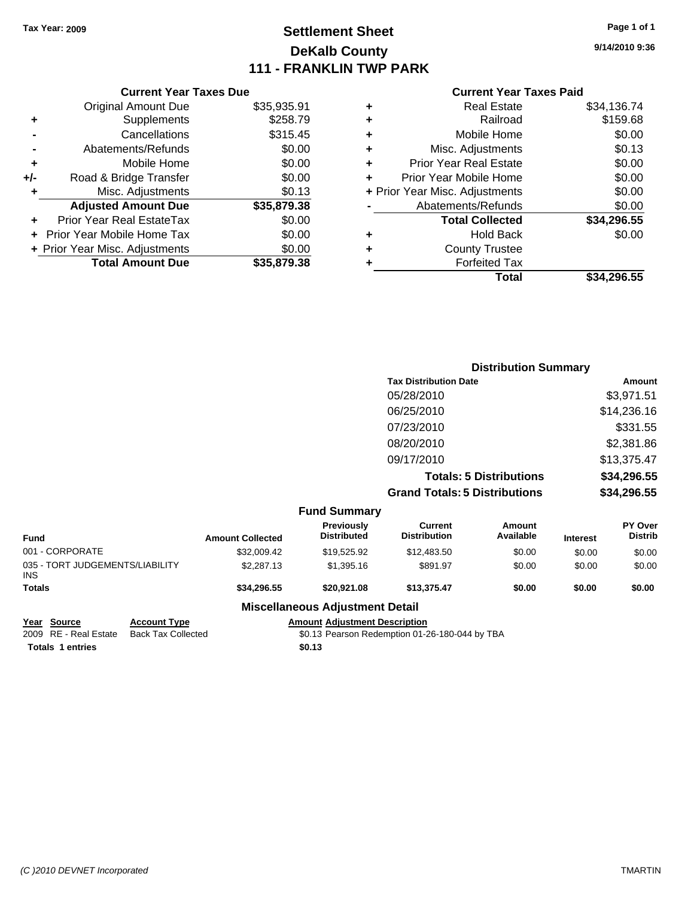Tax Year: 2009

# Settlement Sheet
## DeKalb County
## 111 - FRANKLIN TWP PARK

9/14/2010 9:36

### Current Year Taxes Due

| | | |
|---|---|---|
| | Original Amount Due | $35,935.91 |
| + | Supplements | $258.79 |
| - | Cancellations | $315.45 |
| - | Abatements/Refunds | $0.00 |
| + | Mobile Home | $0.00 |
| +/- | Road & Bridge Transfer | $0.00 |
| + | Misc. Adjustments | $0.13 |
| | **Adjusted Amount Due** | **$35,879.38** |
| + | Prior Year Real EstateTax | $0.00 |
| + | Prior Year Mobile Home Tax | $0.00 |
| + | Prior Year Misc. Adjustments | $0.00 |
| | **Total Amount Due** | **$35,879.38** |

### Current Year Taxes Paid

| | | |
|---|---|---|
| + | Real Estate | $34,136.74 |
| + | Railroad | $159.68 |
| + | Mobile Home | $0.00 |
| + | Misc. Adjustments | $0.13 |
| + | Prior Year Real Estate | $0.00 |
| + | Prior Year Mobile Home | $0.00 |
| + | Prior Year Misc. Adjustments | $0.00 |
| - | Abatements/Refunds | $0.00 |
| | **Total Collected** | **$34,296.55** |
| + | Hold Back | $0.00 |
| + | County Trustee | |
| + | Forfeited Tax | |
| | **Total** | **$34,296.55** |

### Distribution Summary

| Tax Distribution Date | Amount |
|---|---|
| 05/28/2010 | $3,971.51 |
| 06/25/2010 | $14,236.16 |
| 07/23/2010 | $331.55 |
| 08/20/2010 | $2,381.86 |
| 09/17/2010 | $13,375.47 |
| **Totals: 5 Distributions** | **$34,296.55** |
| **Grand Totals: 5 Distributions** | **$34,296.55** |

### Fund Summary

| Fund | Amount Collected | Previously Distributed | Current Distribution | Amount Available | Interest | PY Over Distrib |
|---|---|---|---|---|---|---|
| 001 - CORPORATE | $32,009.42 | $19,525.92 | $12,483.50 | $0.00 | $0.00 | $0.00 |
| 035 - TORT JUDGEMENTS/LIABILITY INS | $2,287.13 | $1,395.16 | $891.97 | $0.00 | $0.00 | $0.00 |
| **Totals** | **$34,296.55** | **$20,921.08** | **$13,375.47** | **$0.00** | **$0.00** | **$0.00** |

### Miscellaneous Adjustment Detail

| Year | Source | Account Type | Amount | Adjustment Description |
|---|---|---|---|---|
| 2009 | RE - Real Estate | Back Tax Collected | $0.13 | Pearson Redemption 01-26-180-044 by TBA |
| **Totals 1 entries** | | | **$0.13** | |

(C )2010 DEVNET Incorporated

TMARTIN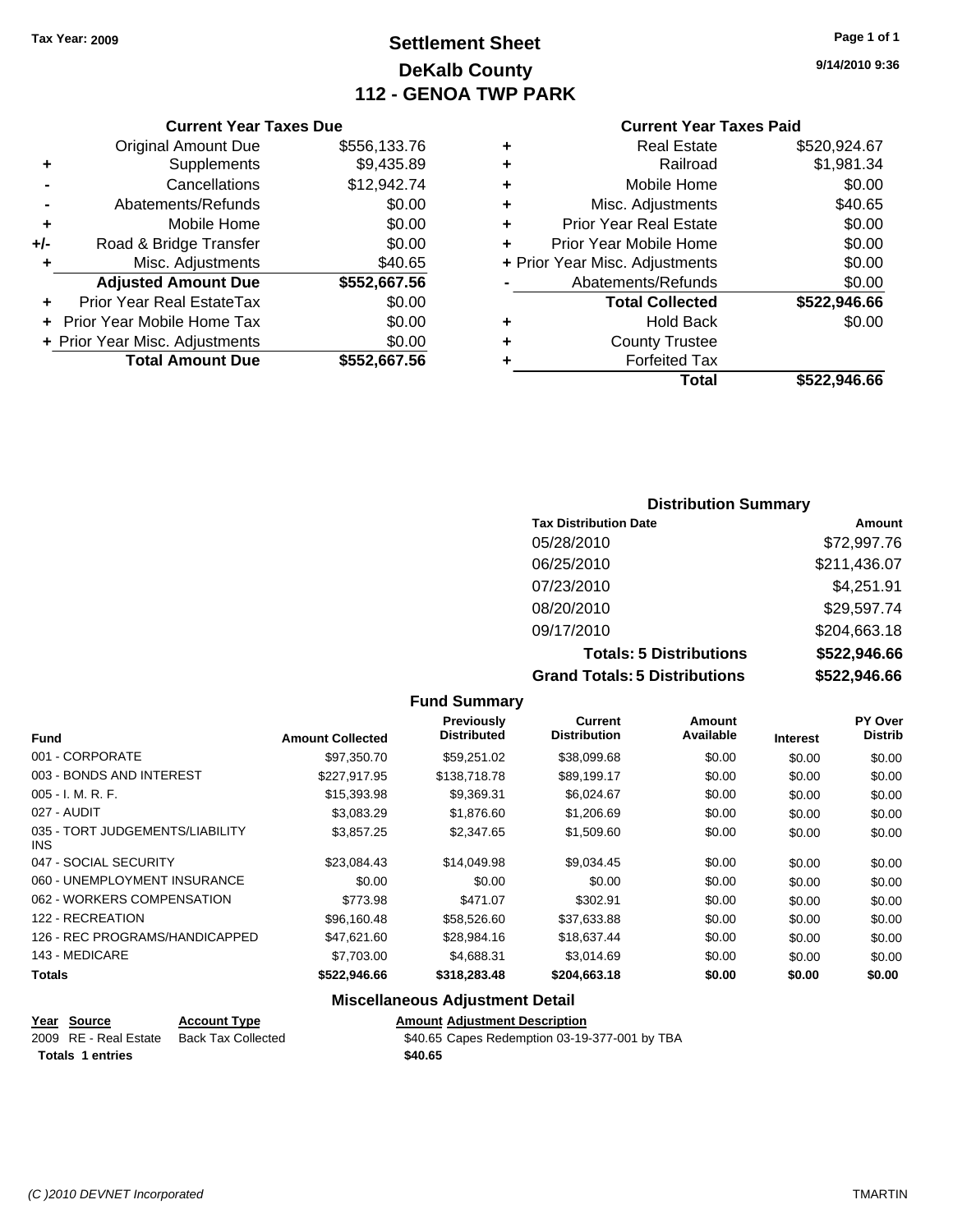Tax Year: 2009

# Settlement Sheet
## DeKalb County
## 112 - GENOA TWP PARK

9/14/2010 9:36

### Current Year Taxes Due

| | | |
|---|---|---|
| | Original Amount Due | $556,133.76 |
| + | Supplements | $9,435.89 |
| - | Cancellations | $12,942.74 |
| - | Abatements/Refunds | $0.00 |
| + | Mobile Home | $0.00 |
| +/- | Road & Bridge Transfer | $0.00 |
| + | Misc. Adjustments | $40.65 |
| | **Adjusted Amount Due** | **$552,667.56** |
| + | Prior Year Real EstateTax | $0.00 |
| + | Prior Year Mobile Home Tax | $0.00 |
| + | Prior Year Misc. Adjustments | $0.00 |
| | **Total Amount Due** | **$552,667.56** |

### Current Year Taxes Paid

| | | |
|---|---|---|
| + | Real Estate | $520,924.67 |
| + | Railroad | $1,981.34 |
| + | Mobile Home | $0.00 |
| + | Misc. Adjustments | $40.65 |
| + | Prior Year Real Estate | $0.00 |
| + | Prior Year Mobile Home | $0.00 |
| + | Prior Year Misc. Adjustments | $0.00 |
| - | Abatements/Refunds | $0.00 |
| | **Total Collected** | **$522,946.66** |
| + | Hold Back | $0.00 |
| + | County Trustee | |
| + | Forfeited Tax | |
| | **Total** | **$522,946.66** |

### Distribution Summary

| Tax Distribution Date | Amount |
|---|---|
| 05/28/2010 | $72,997.76 |
| 06/25/2010 | $211,436.07 |
| 07/23/2010 | $4,251.91 |
| 08/20/2010 | $29,597.74 |
| 09/17/2010 | $204,663.18 |
| **Totals: 5 Distributions** | **$522,946.66** |
| **Grand Totals: 5 Distributions** | **$522,946.66** |

### Fund Summary

| Fund | Amount Collected | Previously Distributed | Current Distribution | Amount Available | Interest | PY Over Distrib |
|---|---|---|---|---|---|---|
| 001 - CORPORATE | $97,350.70 | $59,251.02 | $38,099.68 | $0.00 | $0.00 | $0.00 |
| 003 - BONDS AND INTEREST | $227,917.95 | $138,718.78 | $89,199.17 | $0.00 | $0.00 | $0.00 |
| 005 - I. M. R. F. | $15,393.98 | $9,369.31 | $6,024.67 | $0.00 | $0.00 | $0.00 |
| 027 - AUDIT | $3,083.29 | $1,876.60 | $1,206.69 | $0.00 | $0.00 | $0.00 |
| 035 - TORT JUDGEMENTS/LIABILITY INS | $3,857.25 | $2,347.65 | $1,509.60 | $0.00 | $0.00 | $0.00 |
| 047 - SOCIAL SECURITY | $23,084.43 | $14,049.98 | $9,034.45 | $0.00 | $0.00 | $0.00 |
| 060 - UNEMPLOYMENT INSURANCE | $0.00 | $0.00 | $0.00 | $0.00 | $0.00 | $0.00 |
| 062 - WORKERS COMPENSATION | $773.98 | $471.07 | $302.91 | $0.00 | $0.00 | $0.00 |
| 122 - RECREATION | $96,160.48 | $58,526.60 | $37,633.88 | $0.00 | $0.00 | $0.00 |
| 126 - REC PROGRAMS/HANDICAPPED | $47,621.60 | $28,984.16 | $18,637.44 | $0.00 | $0.00 | $0.00 |
| 143 - MEDICARE | $7,703.00 | $4,688.31 | $3,014.69 | $0.00 | $0.00 | $0.00 |
| **Totals** | **$522,946.66** | **$318,283.48** | **$204,663.18** | **$0.00** | **$0.00** | **$0.00** |

### Miscellaneous Adjustment Detail

| Year | Source | Account Type | Amount | Adjustment Description |
|---|---|---|---|---|
| 2009 | RE - Real Estate | Back Tax Collected | $40.65 | Capes Redemption 03-19-377-001 by TBA |
| **Totals 1 entries** | | | **$40.65** | |

(C )2010 DEVNET Incorporated TMARTIN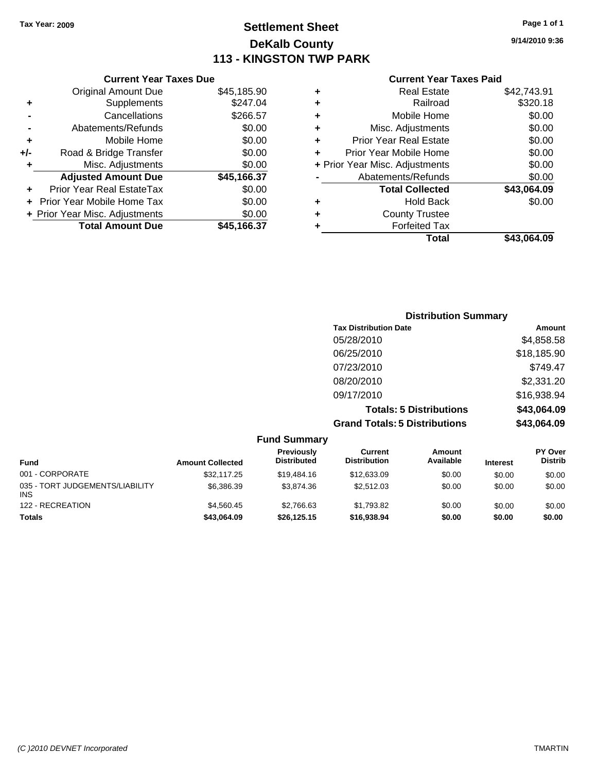Tax Year: 2009

# Settlement Sheet
## DeKalb County
## 113 - KINGSTON TWP PARK

9/14/2010 9:36

### Current Year Taxes Due

| | | |
|---|---|---|
| | Original Amount Due | $45,185.90 |
| + | Supplements | $247.04 |
| - | Cancellations | $266.57 |
| - | Abatements/Refunds | $0.00 |
| + | Mobile Home | $0.00 |
| +/- | Road & Bridge Transfer | $0.00 |
| + | Misc. Adjustments | $0.00 |
| | **Adjusted Amount Due** | **$45,166.37** |
| + | Prior Year Real EstateTax | $0.00 |
| + | Prior Year Mobile Home Tax | $0.00 |
| + | Prior Year Misc. Adjustments | $0.00 |
| | **Total Amount Due** | **$45,166.37** |

### Current Year Taxes Paid

| | | |
|---|---|---|
| + | Real Estate | $42,743.91 |
| + | Railroad | $320.18 |
| + | Mobile Home | $0.00 |
| + | Misc. Adjustments | $0.00 |
| + | Prior Year Real Estate | $0.00 |
| + | Prior Year Mobile Home | $0.00 |
| + | Prior Year Misc. Adjustments | $0.00 |
| - | Abatements/Refunds | $0.00 |
| | **Total Collected** | **$43,064.09** |
| + | Hold Back | $0.00 |
| + | County Trustee | |
| + | Forfeited Tax | |
| | **Total** | **$43,064.09** |

### Distribution Summary

| Tax Distribution Date | Amount |
|---|---|
| 05/28/2010 | $4,858.58 |
| 06/25/2010 | $18,185.90 |
| 07/23/2010 | $749.47 |
| 08/20/2010 | $2,331.20 |
| 09/17/2010 | $16,938.94 |
| **Totals: 5 Distributions** | **$43,064.09** |
| **Grand Totals: 5 Distributions** | **$43,064.09** |

### Fund Summary

| Fund | Amount Collected | Previously Distributed | Current Distribution | Amount Available | Interest | PY Over Distrib |
|---|---|---|---|---|---|---|
| 001 - CORPORATE | $32,117.25 | $19,484.16 | $12,633.09 | $0.00 | $0.00 | $0.00 |
| 035 - TORT JUDGEMENTS/LIABILITY INS | $6,386.39 | $3,874.36 | $2,512.03 | $0.00 | $0.00 | $0.00 |
| 122 - RECREATION | $4,560.45 | $2,766.63 | $1,793.82 | $0.00 | $0.00 | $0.00 |
| **Totals** | **$43,064.09** | **$26,125.15** | **$16,938.94** | **$0.00** | **$0.00** | **$0.00** |

(C )2010 DEVNET Incorporated TMARTIN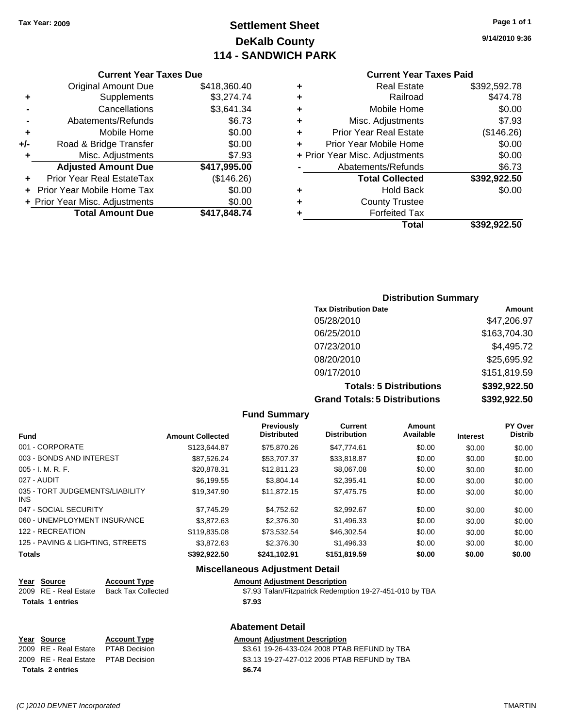Tax Year: 2009

# Settlement Sheet
## DeKalb County
## 114 - SANDWICH PARK

9/14/2010 9:36

### Current Year Taxes Due

| | | |
|---|---|---|
| | Original Amount Due | $418,360.40 |
| + | Supplements | $3,274.74 |
| - | Cancellations | $3,641.34 |
| - | Abatements/Refunds | $6.73 |
| + | Mobile Home | $0.00 |
| +/- | Road & Bridge Transfer | $0.00 |
| + | Misc. Adjustments | $7.93 |
| | **Adjusted Amount Due** | **$417,995.00** |
| + | Prior Year Real EstateTax | ($146.26) |
| + | Prior Year Mobile Home Tax | $0.00 |
| + | Prior Year Misc. Adjustments | $0.00 |
| | **Total Amount Due** | **$417,848.74** |

### Current Year Taxes Paid

| | | |
|---|---|---|
| + | Real Estate | $392,592.78 |
| + | Railroad | $474.78 |
| + | Mobile Home | $0.00 |
| + | Misc. Adjustments | $7.93 |
| + | Prior Year Real Estate | ($146.26) |
| + | Prior Year Mobile Home | $0.00 |
| + | Prior Year Misc. Adjustments | $0.00 |
| - | Abatements/Refunds | $6.73 |
| | **Total Collected** | **$392,922.50** |
| + | Hold Back | $0.00 |
| + | County Trustee | |
| + | Forfeited Tax | |
| | **Total** | **$392,922.50** |

### Distribution Summary

| Tax Distribution Date | Amount |
|---|---|
| 05/28/2010 | $47,206.97 |
| 06/25/2010 | $163,704.30 |
| 07/23/2010 | $4,495.72 |
| 08/20/2010 | $25,695.92 |
| 09/17/2010 | $151,819.59 |
| **Totals: 5 Distributions** | **$392,922.50** |
| **Grand Totals: 5 Distributions** | **$392,922.50** |

### Fund Summary

| Fund | Amount Collected | Previously Distributed | Current Distribution | Amount Available | Interest | PY Over Distrib |
|---|---|---|---|---|---|---|
| 001 - CORPORATE | $123,644.87 | $75,870.26 | $47,774.61 | $0.00 | $0.00 | $0.00 |
| 003 - BONDS AND INTEREST | $87,526.24 | $53,707.37 | $33,818.87 | $0.00 | $0.00 | $0.00 |
| 005 - I. M. R. F. | $20,878.31 | $12,811.23 | $8,067.08 | $0.00 | $0.00 | $0.00 |
| 027 - AUDIT | $6,199.55 | $3,804.14 | $2,395.41 | $0.00 | $0.00 | $0.00 |
| 035 - TORT JUDGEMENTS/LIABILITY INS | $19,347.90 | $11,872.15 | $7,475.75 | $0.00 | $0.00 | $0.00 |
| 047 - SOCIAL SECURITY | $7,745.29 | $4,752.62 | $2,992.67 | $0.00 | $0.00 | $0.00 |
| 060 - UNEMPLOYMENT INSURANCE | $3,872.63 | $2,376.30 | $1,496.33 | $0.00 | $0.00 | $0.00 |
| 122 - RECREATION | $119,835.08 | $73,532.54 | $46,302.54 | $0.00 | $0.00 | $0.00 |
| 125 - PAVING & LIGHTING, STREETS | $3,872.63 | $2,376.30 | $1,496.33 | $0.00 | $0.00 | $0.00 |
| **Totals** | **$392,922.50** | **$241,102.91** | **$151,819.59** | **$0.00** | **$0.00** | **$0.00** |

### Miscellaneous Adjustment Detail

| Year | Source | Account Type | Amount | Adjustment Description |
|---|---|---|---|---|
| 2009 | RE - Real Estate | Back Tax Collected | $7.93 | Talan/Fitzpatrick Redemption 19-27-451-010 by TBA |
| **Totals 1 entries** | | | **$7.93** | |

### Abatement Detail

| Year | Source | Account Type | Amount | Adjustment Description |
|---|---|---|---|---|
| 2009 | RE - Real Estate | PTAB Decision | $3.61 | 19-26-433-024 2008 PTAB REFUND by TBA |
| 2009 | RE - Real Estate | PTAB Decision | $3.13 | 19-27-427-012 2006 PTAB REFUND by TBA |
| **Totals 2 entries** | | | **$6.74** | |

(C )2010 DEVNET Incorporated TMARTIN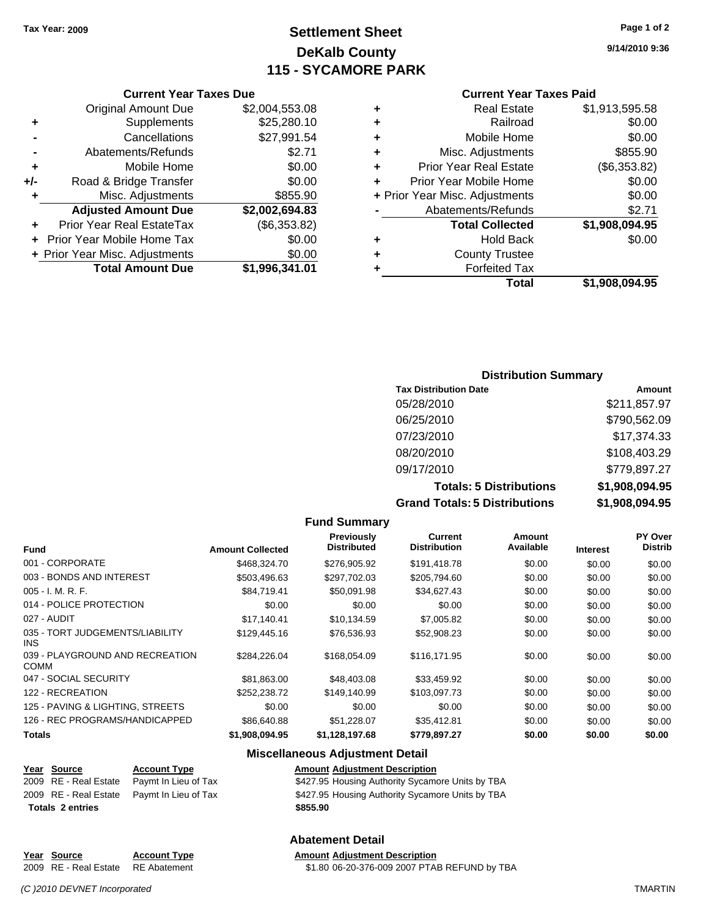Tax Year: 2009

# Settlement Sheet
## DeKalb County
## 115 - SYCAMORE PARK

9/14/2010 9:36

### Current Year Taxes Due

| | | |
|---|---|---|
| | Original Amount Due | $2,004,553.08 |
| + | Supplements | $25,280.10 |
| - | Cancellations | $27,991.54 |
| - | Abatements/Refunds | $2.71 |
| + | Mobile Home | $0.00 |
| +/- | Road & Bridge Transfer | $0.00 |
| + | Misc. Adjustments | $855.90 |
| | **Adjusted Amount Due** | **$2,002,694.83** |
| + | Prior Year Real EstateTax | ($6,353.82) |
| + | Prior Year Mobile Home Tax | $0.00 |
| + | Prior Year Misc. Adjustments | $0.00 |
| | **Total Amount Due** | **$1,996,341.01** |

### Current Year Taxes Paid

| | | |
|---|---|---|
| + | Real Estate | $1,913,595.58 |
| + | Railroad | $0.00 |
| + | Mobile Home | $0.00 |
| + | Misc. Adjustments | $855.90 |
| + | Prior Year Real Estate | ($6,353.82) |
| + | Prior Year Mobile Home | $0.00 |
| + | Prior Year Misc. Adjustments | $0.00 |
| - | Abatements/Refunds | $2.71 |
| | **Total Collected** | **$1,908,094.95** |
| + | Hold Back | $0.00 |
| + | County Trustee | |
| + | Forfeited Tax | |
| | **Total** | **$1,908,094.95** |

### Distribution Summary

| Tax Distribution Date | Amount |
|---|---|
| 05/28/2010 | $211,857.97 |
| 06/25/2010 | $790,562.09 |
| 07/23/2010 | $17,374.33 |
| 08/20/2010 | $108,403.29 |
| 09/17/2010 | $779,897.27 |
| **Totals: 5 Distributions** | **$1,908,094.95** |
| **Grand Totals: 5 Distributions** | **$1,908,094.95** |

### Fund Summary

| Fund | Amount Collected | Previously Distributed | Current Distribution | Amount Available | Interest | PY Over Distrib |
|---|---|---|---|---|---|---|
| 001 - CORPORATE | $468,324.70 | $276,905.92 | $191,418.78 | $0.00 | $0.00 | $0.00 |
| 003 - BONDS AND INTEREST | $503,496.63 | $297,702.03 | $205,794.60 | $0.00 | $0.00 | $0.00 |
| 005 - I. M. R. F. | $84,719.41 | $50,091.98 | $34,627.43 | $0.00 | $0.00 | $0.00 |
| 014 - POLICE PROTECTION | $0.00 | $0.00 | $0.00 | $0.00 | $0.00 | $0.00 |
| 027 - AUDIT | $17,140.41 | $10,134.59 | $7,005.82 | $0.00 | $0.00 | $0.00 |
| 035 - TORT JUDGEMENTS/LIABILITY INS | $129,445.16 | $76,536.93 | $52,908.23 | $0.00 | $0.00 | $0.00 |
| 039 - PLAYGROUND AND RECREATION COMM | $284,226.04 | $168,054.09 | $116,171.95 | $0.00 | $0.00 | $0.00 |
| 047 - SOCIAL SECURITY | $81,863.00 | $48,403.08 | $33,459.92 | $0.00 | $0.00 | $0.00 |
| 122 - RECREATION | $252,238.72 | $149,140.99 | $103,097.73 | $0.00 | $0.00 | $0.00 |
| 125 - PAVING & LIGHTING, STREETS | $0.00 | $0.00 | $0.00 | $0.00 | $0.00 | $0.00 |
| 126 - REC PROGRAMS/HANDICAPPED | $86,640.88 | $51,228.07 | $35,412.81 | $0.00 | $0.00 | $0.00 |
| **Totals** | **$1,908,094.95** | **$1,128,197.68** | **$779,897.27** | **$0.00** | **$0.00** | **$0.00** |

### Miscellaneous Adjustment Detail

| Year | Source | Account Type | Amount | Adjustment Description |
|---|---|---|---|---|
| 2009 | RE - Real Estate | Paymt In Lieu of Tax | $427.95 | Housing Authority Sycamore Units by TBA |
| 2009 | RE - Real Estate | Paymt In Lieu of Tax | $427.95 | Housing Authority Sycamore Units by TBA |
| **Totals** | **2 entries** | | **$855.90** | |

### Abatement Detail

| Year | Source | Account Type | Amount | Adjustment Description |
|---|---|---|---|---|
| 2009 | RE - Real Estate | RE Abatement | $1.80 | 06-20-376-009 2007 PTAB REFUND by TBA |

*(C )2010 DEVNET Incorporated* TMARTIN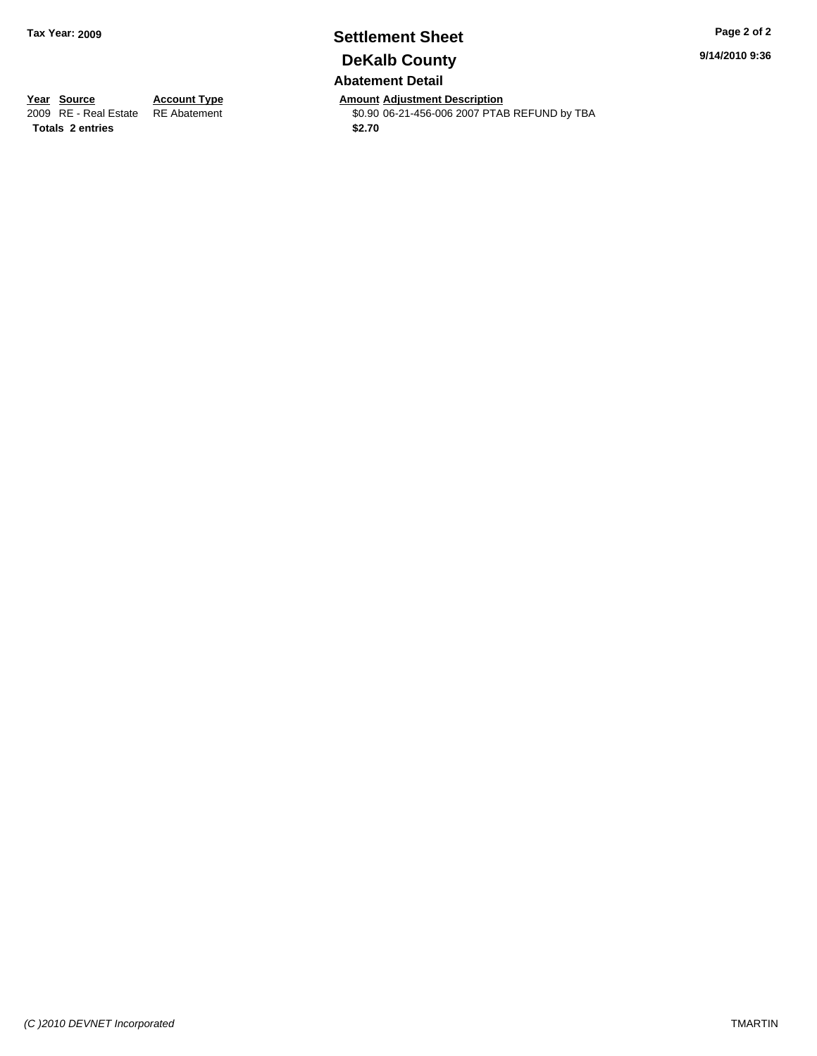# Settlement Sheet

**Tax Year: 2009**

## DeKalb County

**9/14/2010 9:36**

### Abatement Detail

| Year | Source | Account Type | Amount | Adjustment Description |
|---|---|---|---|---|
| 2009 | RE - Real Estate | RE Abatement | $0.90 | 06-21-456-006 2007 PTAB REFUND by TBA |
| **Totals** | **2 entries** | | **$2.70** | |

*(C )2010 DEVNET Incorporated*

TMARTIN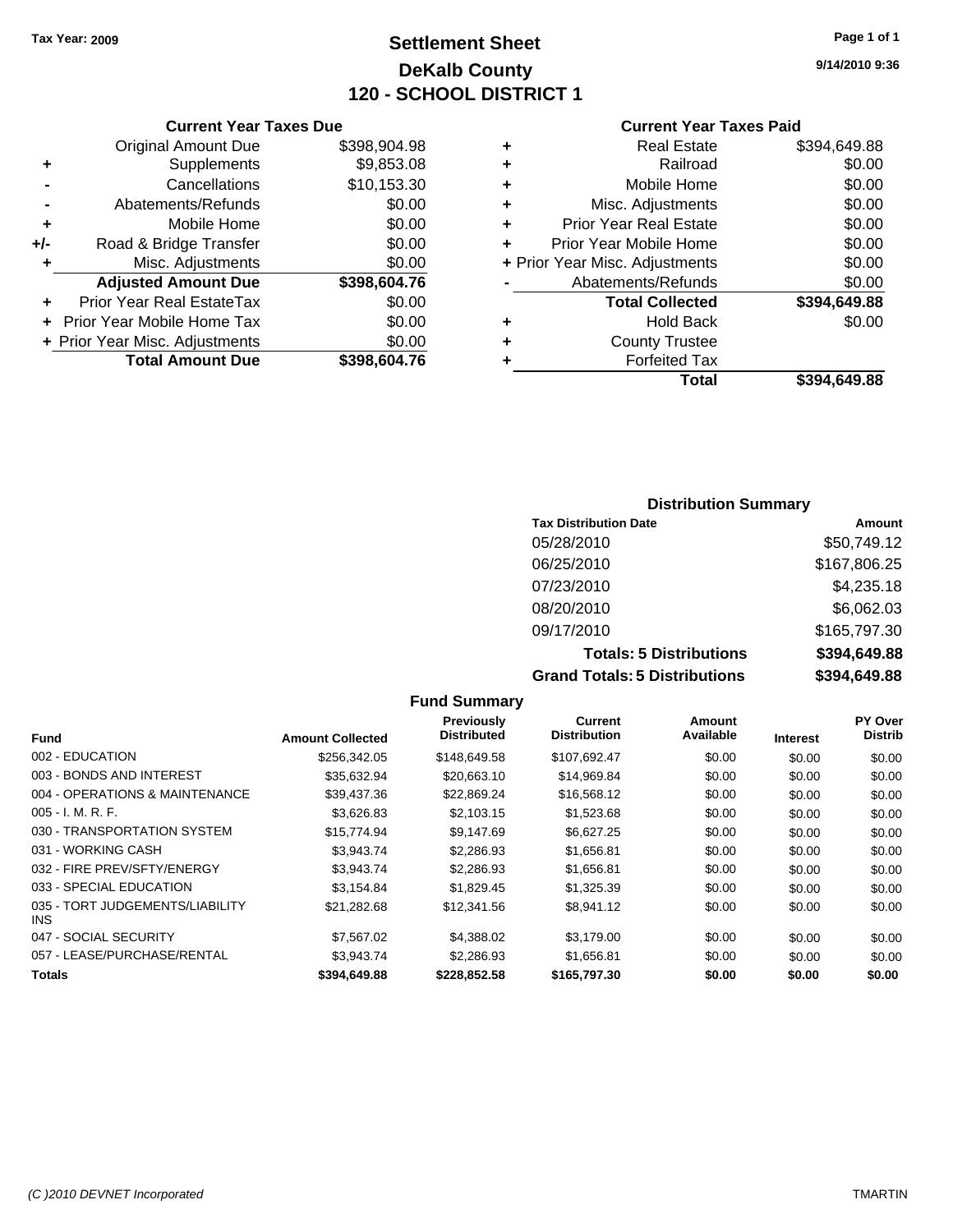Tax Year: 2009

# Settlement Sheet
## DeKalb County
## 120 - SCHOOL DISTRICT 1

9/14/2010 9:36

### Current Year Taxes Due

| | | |
|---|---|---|
| | Original Amount Due | $398,904.98 |
| + | Supplements | $9,853.08 |
| - | Cancellations | $10,153.30 |
| - | Abatements/Refunds | $0.00 |
| + | Mobile Home | $0.00 |
| +/- | Road & Bridge Transfer | $0.00 |
| + | Misc. Adjustments | $0.00 |
| | **Adjusted Amount Due** | **$398,604.76** |
| + | Prior Year Real EstateTax | $0.00 |
| + | Prior Year Mobile Home Tax | $0.00 |
| + | Prior Year Misc. Adjustments | $0.00 |
| | **Total Amount Due** | **$398,604.76** |

### Current Year Taxes Paid

| | | |
|---|---|---|
| + | Real Estate | $394,649.88 |
| + | Railroad | $0.00 |
| + | Mobile Home | $0.00 |
| + | Misc. Adjustments | $0.00 |
| + | Prior Year Real Estate | $0.00 |
| + | Prior Year Mobile Home | $0.00 |
| + | Prior Year Misc. Adjustments | $0.00 |
| - | Abatements/Refunds | $0.00 |
| | **Total Collected** | **$394,649.88** |
| + | Hold Back | $0.00 |
| + | County Trustee | |
| + | Forfeited Tax | |
| | **Total** | **$394,649.88** |

### Distribution Summary

| Tax Distribution Date | Amount |
|---|---|
| 05/28/2010 | $50,749.12 |
| 06/25/2010 | $167,806.25 |
| 07/23/2010 | $4,235.18 |
| 08/20/2010 | $6,062.03 |
| 09/17/2010 | $165,797.30 |
| **Totals: 5 Distributions** | **$394,649.88** |
| **Grand Totals: 5 Distributions** | **$394,649.88** |

### Fund Summary

| Fund | Amount Collected | Previously Distributed | Current Distribution | Amount Available | Interest | PY Over Distrib |
|---|---|---|---|---|---|---|
| 002 - EDUCATION | $256,342.05 | $148,649.58 | $107,692.47 | $0.00 | $0.00 | $0.00 |
| 003 - BONDS AND INTEREST | $35,632.94 | $20,663.10 | $14,969.84 | $0.00 | $0.00 | $0.00 |
| 004 - OPERATIONS & MAINTENANCE | $39,437.36 | $22,869.24 | $16,568.12 | $0.00 | $0.00 | $0.00 |
| 005 - I. M. R. F. | $3,626.83 | $2,103.15 | $1,523.68 | $0.00 | $0.00 | $0.00 |
| 030 - TRANSPORTATION SYSTEM | $15,774.94 | $9,147.69 | $6,627.25 | $0.00 | $0.00 | $0.00 |
| 031 - WORKING CASH | $3,943.74 | $2,286.93 | $1,656.81 | $0.00 | $0.00 | $0.00 |
| 032 - FIRE PREV/SFTY/ENERGY | $3,943.74 | $2,286.93 | $1,656.81 | $0.00 | $0.00 | $0.00 |
| 033 - SPECIAL EDUCATION | $3,154.84 | $1,829.45 | $1,325.39 | $0.00 | $0.00 | $0.00 |
| 035 - TORT JUDGEMENTS/LIABILITY INS | $21,282.68 | $12,341.56 | $8,941.12 | $0.00 | $0.00 | $0.00 |
| 047 - SOCIAL SECURITY | $7,567.02 | $4,388.02 | $3,179.00 | $0.00 | $0.00 | $0.00 |
| 057 - LEASE/PURCHASE/RENTAL | $3,943.74 | $2,286.93 | $1,656.81 | $0.00 | $0.00 | $0.00 |
| **Totals** | **$394,649.88** | **$228,852.58** | **$165,797.30** | **$0.00** | **$0.00** | **$0.00** |

(C )2010 DEVNET Incorporated TMARTIN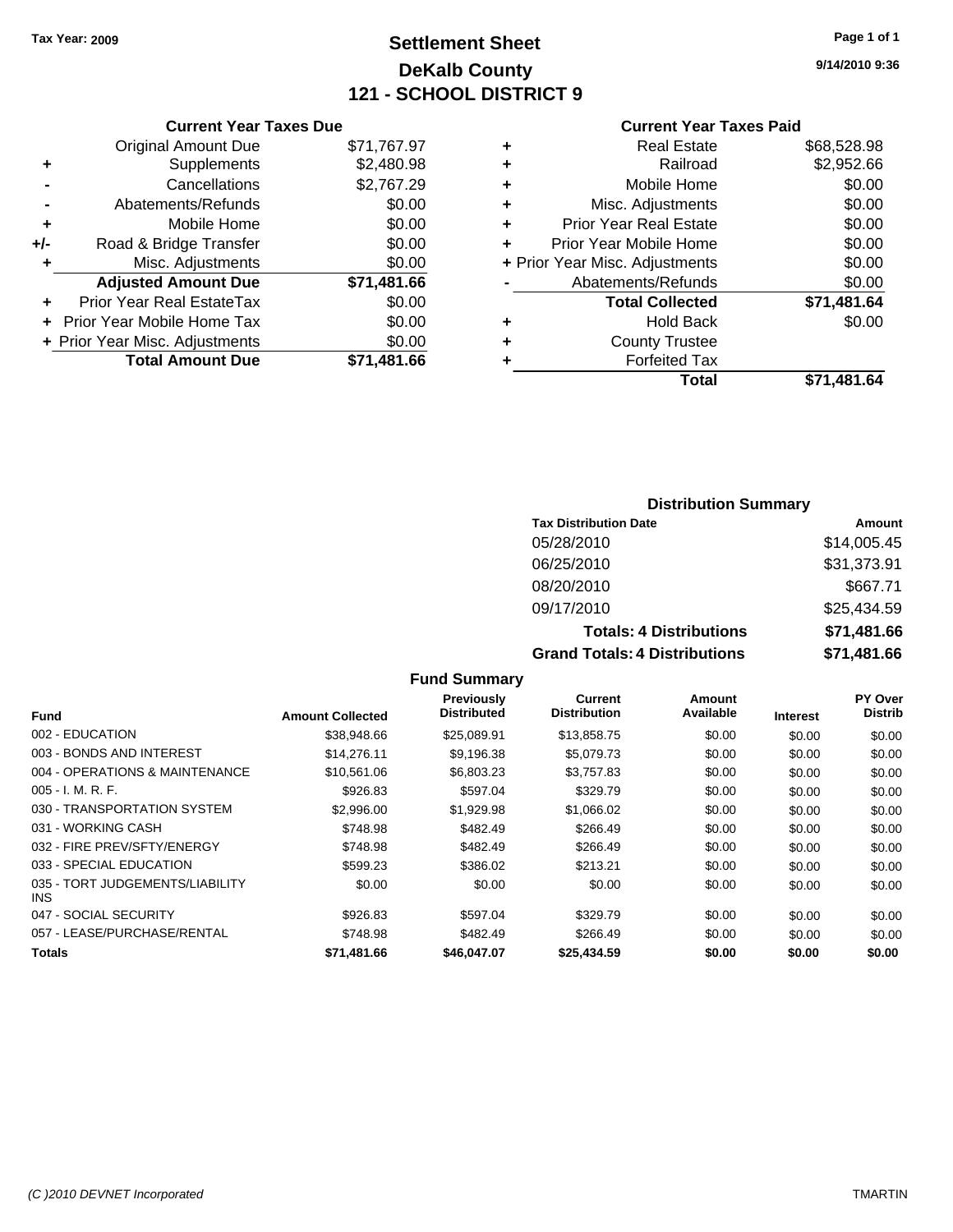Tax Year: 2009

# Settlement Sheet
# DeKalb County
# 121 - SCHOOL DISTRICT 9

9/14/2010 9:36

### Current Year Taxes Due

| | | |
|---|---|---|
| | Original Amount Due | $71,767.97 |
| + | Supplements | $2,480.98 |
| - | Cancellations | $2,767.29 |
| - | Abatements/Refunds | $0.00 |
| + | Mobile Home | $0.00 |
| +/- | Road & Bridge Transfer | $0.00 |
| + | Misc. Adjustments | $0.00 |
| | **Adjusted Amount Due** | **$71,481.66** |
| + | Prior Year Real EstateTax | $0.00 |
| + | Prior Year Mobile Home Tax | $0.00 |
| + | Prior Year Misc. Adjustments | $0.00 |
| | **Total Amount Due** | **$71,481.66** |

### Current Year Taxes Paid

| | | |
|---|---|---|
| + | Real Estate | $68,528.98 |
| + | Railroad | $2,952.66 |
| + | Mobile Home | $0.00 |
| + | Misc. Adjustments | $0.00 |
| + | Prior Year Real Estate | $0.00 |
| + | Prior Year Mobile Home | $0.00 |
| + | Prior Year Misc. Adjustments | $0.00 |
| - | Abatements/Refunds | $0.00 |
| | **Total Collected** | **$71,481.64** |
| + | Hold Back | $0.00 |
| + | County Trustee | |
| + | Forfeited Tax | |
| | **Total** | **$71,481.64** |

### Distribution Summary

| Tax Distribution Date | Amount |
|---|---|
| 05/28/2010 | $14,005.45 |
| 06/25/2010 | $31,373.91 |
| 08/20/2010 | $667.71 |
| 09/17/2010 | $25,434.59 |
| **Totals: 4 Distributions** | **$71,481.66** |
| **Grand Totals: 4 Distributions** | **$71,481.66** |

### Fund Summary

| Fund | Amount Collected | Previously Distributed | Current Distribution | Amount Available | Interest | PY Over Distrib |
|---|---|---|---|---|---|---|
| 002 - EDUCATION | $38,948.66 | $25,089.91 | $13,858.75 | $0.00 | $0.00 | $0.00 |
| 003 - BONDS AND INTEREST | $14,276.11 | $9,196.38 | $5,079.73 | $0.00 | $0.00 | $0.00 |
| 004 - OPERATIONS & MAINTENANCE | $10,561.06 | $6,803.23 | $3,757.83 | $0.00 | $0.00 | $0.00 |
| 005 - I. M. R. F. | $926.83 | $597.04 | $329.79 | $0.00 | $0.00 | $0.00 |
| 030 - TRANSPORTATION SYSTEM | $2,996.00 | $1,929.98 | $1,066.02 | $0.00 | $0.00 | $0.00 |
| 031 - WORKING CASH | $748.98 | $482.49 | $266.49 | $0.00 | $0.00 | $0.00 |
| 032 - FIRE PREV/SFTY/ENERGY | $748.98 | $482.49 | $266.49 | $0.00 | $0.00 | $0.00 |
| 033 - SPECIAL EDUCATION | $599.23 | $386.02 | $213.21 | $0.00 | $0.00 | $0.00 |
| 035 - TORT JUDGEMENTS/LIABILITY INS | $0.00 | $0.00 | $0.00 | $0.00 | $0.00 | $0.00 |
| 047 - SOCIAL SECURITY | $926.83 | $597.04 | $329.79 | $0.00 | $0.00 | $0.00 |
| 057 - LEASE/PURCHASE/RENTAL | $748.98 | $482.49 | $266.49 | $0.00 | $0.00 | $0.00 |
| **Totals** | **$71,481.66** | **$46,047.07** | **$25,434.59** | **$0.00** | **$0.00** | **$0.00** |

(C )2010 DEVNET Incorporated TMARTIN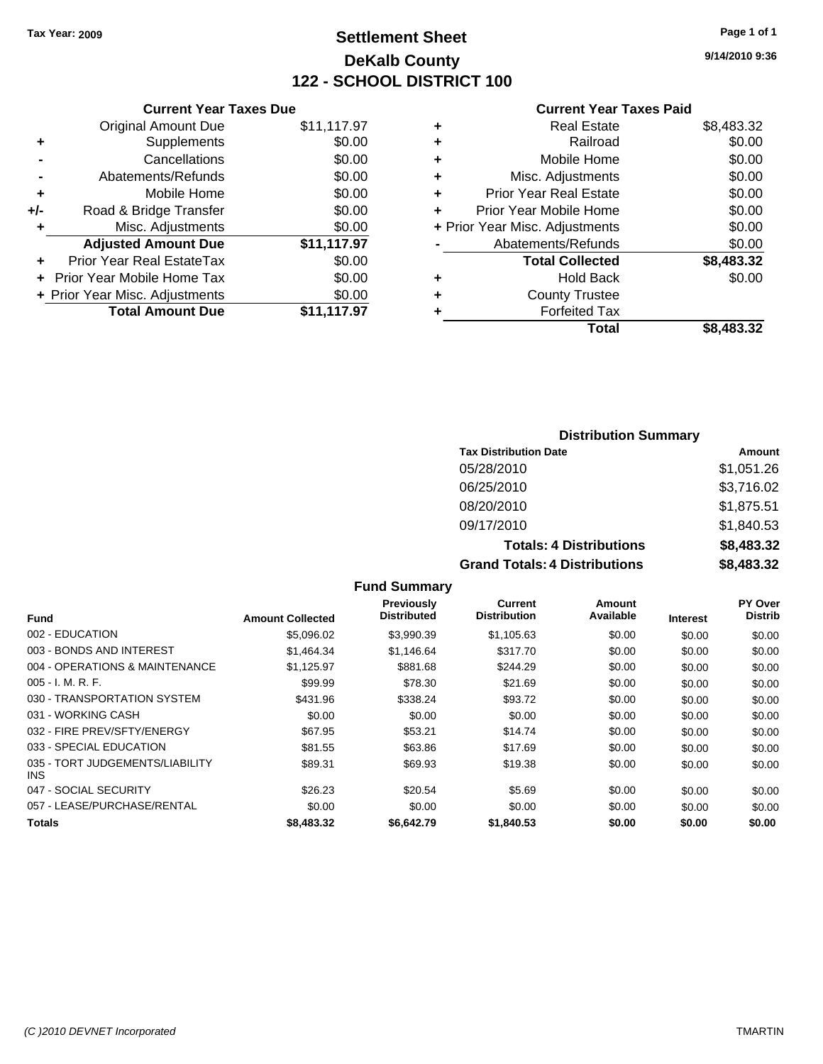Tax Year: 2009

# Settlement Sheet
## DeKalb County
## 122 - SCHOOL DISTRICT 100

9/14/2010 9:36

### Current Year Taxes Due

| | | |
|---|---|---|
| | Original Amount Due | $11,117.97 |
| + | Supplements | $0.00 |
| - | Cancellations | $0.00 |
| - | Abatements/Refunds | $0.00 |
| + | Mobile Home | $0.00 |
| +/- | Road & Bridge Transfer | $0.00 |
| + | Misc. Adjustments | $0.00 |
| | **Adjusted Amount Due** | **$11,117.97** |
| + | Prior Year Real EstateTax | $0.00 |
| + | Prior Year Mobile Home Tax | $0.00 |
| + | Prior Year Misc. Adjustments | $0.00 |
| | **Total Amount Due** | **$11,117.97** |

### Current Year Taxes Paid

| | | |
|---|---|---|
| + | Real Estate | $8,483.32 |
| + | Railroad | $0.00 |
| + | Mobile Home | $0.00 |
| + | Misc. Adjustments | $0.00 |
| + | Prior Year Real Estate | $0.00 |
| + | Prior Year Mobile Home | $0.00 |
| + | Prior Year Misc. Adjustments | $0.00 |
| - | Abatements/Refunds | $0.00 |
| | **Total Collected** | **$8,483.32** |
| + | Hold Back | $0.00 |
| + | County Trustee | |
| + | Forfeited Tax | |
| | **Total** | **$8,483.32** |

### Distribution Summary

| Tax Distribution Date | Amount |
|---|---|
| 05/28/2010 | $1,051.26 |
| 06/25/2010 | $3,716.02 |
| 08/20/2010 | $1,875.51 |
| 09/17/2010 | $1,840.53 |
| **Totals: 4 Distributions** | **$8,483.32** |
| **Grand Totals: 4 Distributions** | **$8,483.32** |

### Fund Summary

| Fund | Amount Collected | Previously Distributed | Current Distribution | Amount Available | Interest | PY Over Distrib |
|---|---|---|---|---|---|---|
| 002 - EDUCATION | $5,096.02 | $3,990.39 | $1,105.63 | $0.00 | $0.00 | $0.00 |
| 003 - BONDS AND INTEREST | $1,464.34 | $1,146.64 | $317.70 | $0.00 | $0.00 | $0.00 |
| 004 - OPERATIONS & MAINTENANCE | $1,125.97 | $881.68 | $244.29 | $0.00 | $0.00 | $0.00 |
| 005 - I. M. R. F. | $99.99 | $78.30 | $21.69 | $0.00 | $0.00 | $0.00 |
| 030 - TRANSPORTATION SYSTEM | $431.96 | $338.24 | $93.72 | $0.00 | $0.00 | $0.00 |
| 031 - WORKING CASH | $0.00 | $0.00 | $0.00 | $0.00 | $0.00 | $0.00 |
| 032 - FIRE PREV/SFTY/ENERGY | $67.95 | $53.21 | $14.74 | $0.00 | $0.00 | $0.00 |
| 033 - SPECIAL EDUCATION | $81.55 | $63.86 | $17.69 | $0.00 | $0.00 | $0.00 |
| 035 - TORT JUDGEMENTS/LIABILITY INS | $89.31 | $69.93 | $19.38 | $0.00 | $0.00 | $0.00 |
| 047 - SOCIAL SECURITY | $26.23 | $20.54 | $5.69 | $0.00 | $0.00 | $0.00 |
| 057 - LEASE/PURCHASE/RENTAL | $0.00 | $0.00 | $0.00 | $0.00 | $0.00 | $0.00 |
| **Totals** | **$8,483.32** | **$6,642.79** | **$1,840.53** | **$0.00** | **$0.00** | **$0.00** |

(C )2010 DEVNET Incorporated — TMARTIN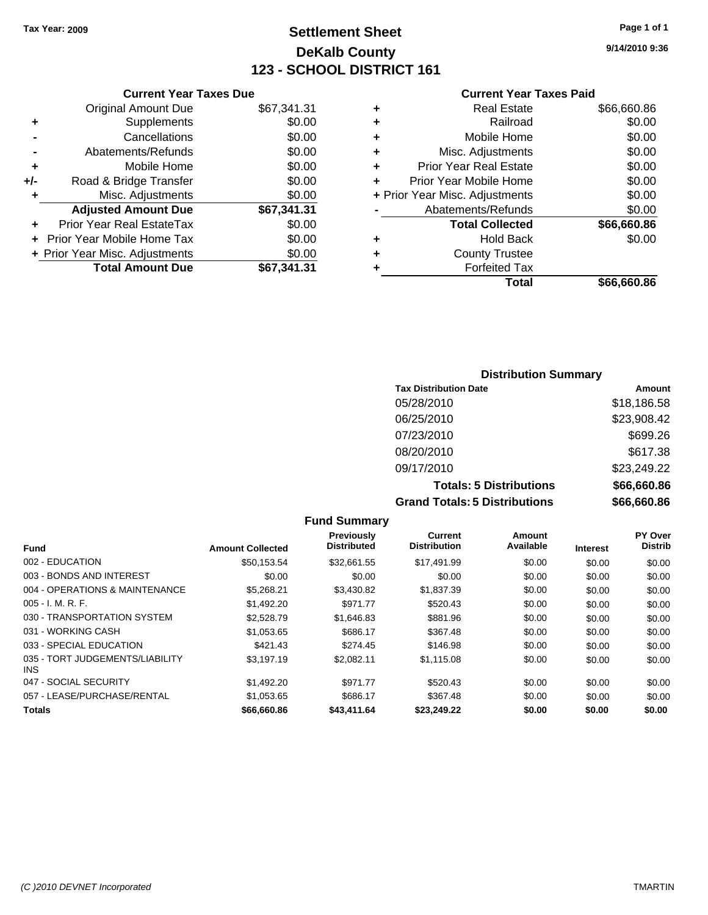Tax Year: 2009

# Settlement Sheet
## DeKalb County
## 123 - SCHOOL DISTRICT 161

9/14/2010 9:36

### Current Year Taxes Due

| | | |
|---|---|---|
| | Original Amount Due | $67,341.31 |
| + | Supplements | $0.00 |
| - | Cancellations | $0.00 |
| - | Abatements/Refunds | $0.00 |
| + | Mobile Home | $0.00 |
| +/- | Road & Bridge Transfer | $0.00 |
| + | Misc. Adjustments | $0.00 |
| | **Adjusted Amount Due** | **$67,341.31** |
| + | Prior Year Real EstateTax | $0.00 |
| + | Prior Year Mobile Home Tax | $0.00 |
| + | Prior Year Misc. Adjustments | $0.00 |
| | **Total Amount Due** | **$67,341.31** |

### Current Year Taxes Paid

| | | |
|---|---|---|
| + | Real Estate | $66,660.86 |
| + | Railroad | $0.00 |
| + | Mobile Home | $0.00 |
| + | Misc. Adjustments | $0.00 |
| + | Prior Year Real Estate | $0.00 |
| + | Prior Year Mobile Home | $0.00 |
| + | Prior Year Misc. Adjustments | $0.00 |
| - | Abatements/Refunds | $0.00 |
| | **Total Collected** | **$66,660.86** |
| + | Hold Back | $0.00 |
| + | County Trustee | |
| + | Forfeited Tax | |
| | **Total** | **$66,660.86** |

### Distribution Summary

| Tax Distribution Date | Amount |
|---|---|
| 05/28/2010 | $18,186.58 |
| 06/25/2010 | $23,908.42 |
| 07/23/2010 | $699.26 |
| 08/20/2010 | $617.38 |
| 09/17/2010 | $23,249.22 |
| **Totals: 5 Distributions** | **$66,660.86** |
| **Grand Totals: 5 Distributions** | **$66,660.86** |

### Fund Summary

| Fund | Amount Collected | Previously Distributed | Current Distribution | Amount Available | Interest | PY Over Distrib |
|---|---|---|---|---|---|---|
| 002 - EDUCATION | $50,153.54 | $32,661.55 | $17,491.99 | $0.00 | $0.00 | $0.00 |
| 003 - BONDS AND INTEREST | $0.00 | $0.00 | $0.00 | $0.00 | $0.00 | $0.00 |
| 004 - OPERATIONS & MAINTENANCE | $5,268.21 | $3,430.82 | $1,837.39 | $0.00 | $0.00 | $0.00 |
| 005 - I. M. R. F. | $1,492.20 | $971.77 | $520.43 | $0.00 | $0.00 | $0.00 |
| 030 - TRANSPORTATION SYSTEM | $2,528.79 | $1,646.83 | $881.96 | $0.00 | $0.00 | $0.00 |
| 031 - WORKING CASH | $1,053.65 | $686.17 | $367.48 | $0.00 | $0.00 | $0.00 |
| 033 - SPECIAL EDUCATION | $421.43 | $274.45 | $146.98 | $0.00 | $0.00 | $0.00 |
| 035 - TORT JUDGEMENTS/LIABILITY INS | $3,197.19 | $2,082.11 | $1,115.08 | $0.00 | $0.00 | $0.00 |
| 047 - SOCIAL SECURITY | $1,492.20 | $971.77 | $520.43 | $0.00 | $0.00 | $0.00 |
| 057 - LEASE/PURCHASE/RENTAL | $1,053.65 | $686.17 | $367.48 | $0.00 | $0.00 | $0.00 |
| **Totals** | **$66,660.86** | **$43,411.64** | **$23,249.22** | **$0.00** | **$0.00** | **$0.00** |

(C )2010 DEVNET Incorporated — TMARTIN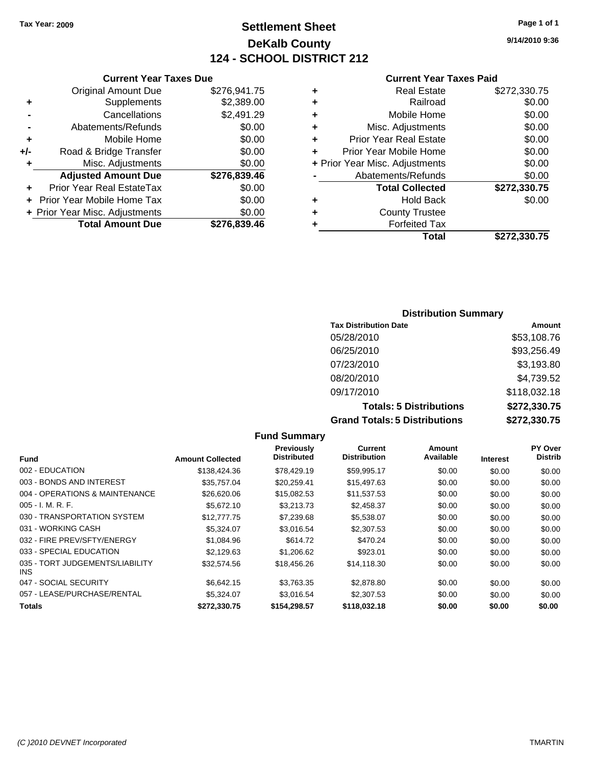Tax Year: 2009

# Settlement Sheet

## DeKalb County

## 124 - SCHOOL DISTRICT 212

9/14/2010 9:36

### Current Year Taxes Due

| | | |
|---|---|---|
| | Original Amount Due | $276,941.75 |
| + | Supplements | $2,389.00 |
| - | Cancellations | $2,491.29 |
| - | Abatements/Refunds | $0.00 |
| + | Mobile Home | $0.00 |
| +/- | Road & Bridge Transfer | $0.00 |
| + | Misc. Adjustments | $0.00 |
| | **Adjusted Amount Due** | **$276,839.46** |
| + | Prior Year Real EstateTax | $0.00 |
| + | Prior Year Mobile Home Tax | $0.00 |
| + | Prior Year Misc. Adjustments | $0.00 |
| | **Total Amount Due** | **$276,839.46** |

### Current Year Taxes Paid

| | | |
|---|---|---|
| + | Real Estate | $272,330.75 |
| + | Railroad | $0.00 |
| + | Mobile Home | $0.00 |
| + | Misc. Adjustments | $0.00 |
| + | Prior Year Real Estate | $0.00 |
| + | Prior Year Mobile Home | $0.00 |
| + | Prior Year Misc. Adjustments | $0.00 |
| - | Abatements/Refunds | $0.00 |
| | **Total Collected** | **$272,330.75** |
| + | Hold Back | $0.00 |
| + | County Trustee | |
| + | Forfeited Tax | |
| | **Total** | **$272,330.75** |

### Distribution Summary

| Tax Distribution Date | Amount |
|---|---|
| 05/28/2010 | $53,108.76 |
| 06/25/2010 | $93,256.49 |
| 07/23/2010 | $3,193.80 |
| 08/20/2010 | $4,739.52 |
| 09/17/2010 | $118,032.18 |
| **Totals: 5 Distributions** | **$272,330.75** |
| **Grand Totals: 5 Distributions** | **$272,330.75** |

### Fund Summary

| Fund | Amount Collected | Previously Distributed | Current Distribution | Amount Available | Interest | PY Over Distrib |
|---|---|---|---|---|---|---|
| 002 - EDUCATION | $138,424.36 | $78,429.19 | $59,995.17 | $0.00 | $0.00 | $0.00 |
| 003 - BONDS AND INTEREST | $35,757.04 | $20,259.41 | $15,497.63 | $0.00 | $0.00 | $0.00 |
| 004 - OPERATIONS & MAINTENANCE | $26,620.06 | $15,082.53 | $11,537.53 | $0.00 | $0.00 | $0.00 |
| 005 - I. M. R. F. | $5,672.10 | $3,213.73 | $2,458.37 | $0.00 | $0.00 | $0.00 |
| 030 - TRANSPORTATION SYSTEM | $12,777.75 | $7,239.68 | $5,538.07 | $0.00 | $0.00 | $0.00 |
| 031 - WORKING CASH | $5,324.07 | $3,016.54 | $2,307.53 | $0.00 | $0.00 | $0.00 |
| 032 - FIRE PREV/SFTY/ENERGY | $1,084.96 | $614.72 | $470.24 | $0.00 | $0.00 | $0.00 |
| 033 - SPECIAL EDUCATION | $2,129.63 | $1,206.62 | $923.01 | $0.00 | $0.00 | $0.00 |
| 035 - TORT JUDGEMENTS/LIABILITY INS | $32,574.56 | $18,456.26 | $14,118.30 | $0.00 | $0.00 | $0.00 |
| 047 - SOCIAL SECURITY | $6,642.15 | $3,763.35 | $2,878.80 | $0.00 | $0.00 | $0.00 |
| 057 - LEASE/PURCHASE/RENTAL | $5,324.07 | $3,016.54 | $2,307.53 | $0.00 | $0.00 | $0.00 |
| **Totals** | **$272,330.75** | **$154,298.57** | **$118,032.18** | **$0.00** | **$0.00** | **$0.00** |

(C )2010 DEVNET Incorporated TMARTIN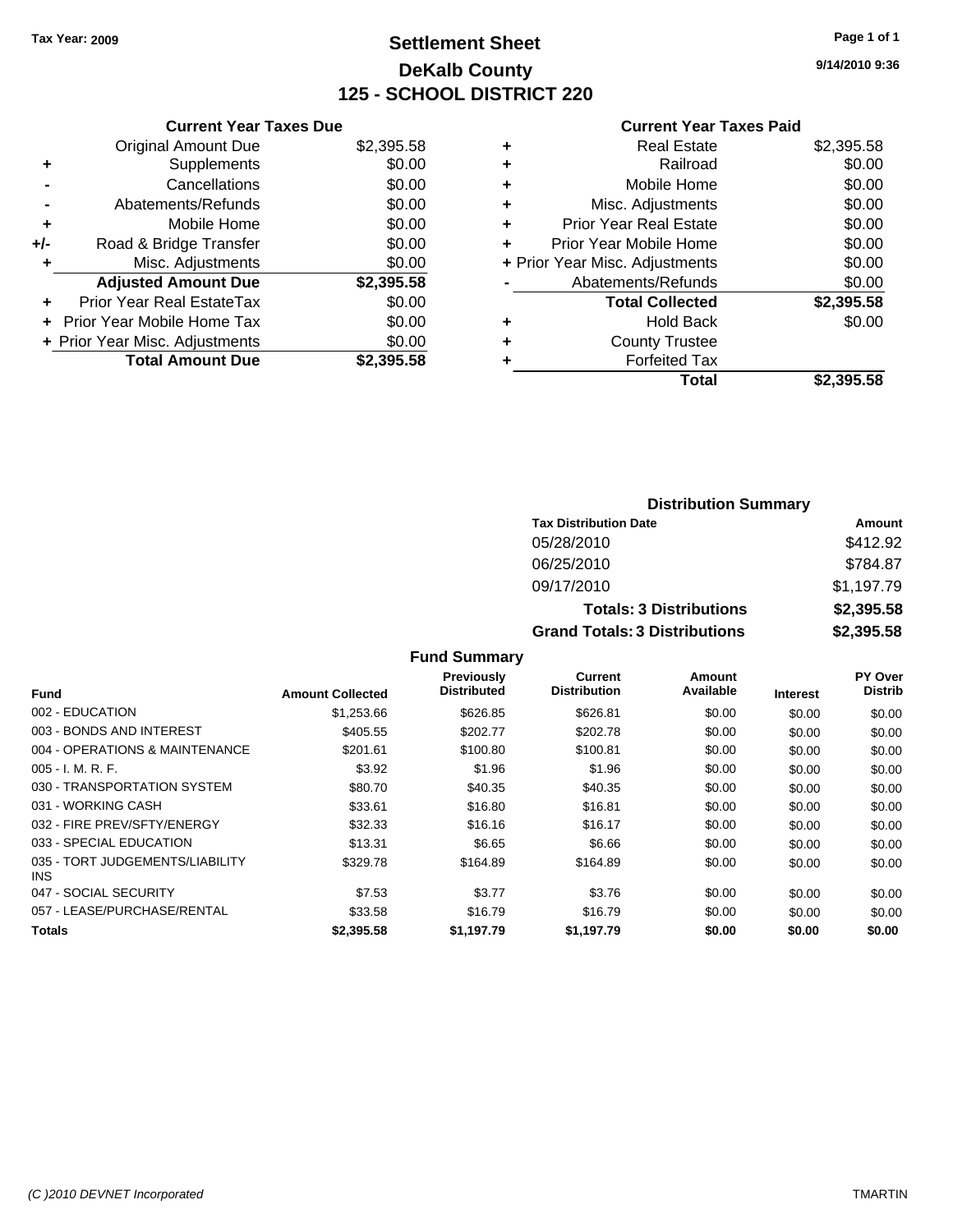**Tax Year: 2009**

# Settlement Sheet
## DeKalb County
## 125 - SCHOOL DISTRICT 220

9/14/2010 9:36

### Current Year Taxes Due

| | | |
|---|---|---|
| | Original Amount Due | $2,395.58 |
| + | Supplements | $0.00 |
| - | Cancellations | $0.00 |
| - | Abatements/Refunds | $0.00 |
| + | Mobile Home | $0.00 |
| +/- | Road & Bridge Transfer | $0.00 |
| + | Misc. Adjustments | $0.00 |
| | **Adjusted Amount Due** | **$2,395.58** |
| + | Prior Year Real EstateTax | $0.00 |
| + | Prior Year Mobile Home Tax | $0.00 |
| + | Prior Year Misc. Adjustments | $0.00 |
| | **Total Amount Due** | **$2,395.58** |

### Current Year Taxes Paid

| | | |
|---|---|---|
| + | Real Estate | $2,395.58 |
| + | Railroad | $0.00 |
| + | Mobile Home | $0.00 |
| + | Misc. Adjustments | $0.00 |
| + | Prior Year Real Estate | $0.00 |
| + | Prior Year Mobile Home | $0.00 |
| + | Prior Year Misc. Adjustments | $0.00 |
| - | Abatements/Refunds | $0.00 |
| | **Total Collected** | **$2,395.58** |
| + | Hold Back | $0.00 |
| + | County Trustee | |
| + | Forfeited Tax | |
| | **Total** | **$2,395.58** |

### Distribution Summary

| Tax Distribution Date | Amount |
|---|---|
| 05/28/2010 | $412.92 |
| 06/25/2010 | $784.87 |
| 09/17/2010 | $1,197.79 |
| **Totals: 3 Distributions** | **$2,395.58** |
| **Grand Totals: 3 Distributions** | **$2,395.58** |

### Fund Summary

| Fund | Amount Collected | Previously Distributed | Current Distribution | Amount Available | Interest | PY Over Distrib |
|---|---|---|---|---|---|---|
| 002 - EDUCATION | $1,253.66 | $626.85 | $626.81 | $0.00 | $0.00 | $0.00 |
| 003 - BONDS AND INTEREST | $405.55 | $202.77 | $202.78 | $0.00 | $0.00 | $0.00 |
| 004 - OPERATIONS & MAINTENANCE | $201.61 | $100.80 | $100.81 | $0.00 | $0.00 | $0.00 |
| 005 - I. M. R. F. | $3.92 | $1.96 | $1.96 | $0.00 | $0.00 | $0.00 |
| 030 - TRANSPORTATION SYSTEM | $80.70 | $40.35 | $40.35 | $0.00 | $0.00 | $0.00 |
| 031 - WORKING CASH | $33.61 | $16.80 | $16.81 | $0.00 | $0.00 | $0.00 |
| 032 - FIRE PREV/SFTY/ENERGY | $32.33 | $16.16 | $16.17 | $0.00 | $0.00 | $0.00 |
| 033 - SPECIAL EDUCATION | $13.31 | $6.65 | $6.66 | $0.00 | $0.00 | $0.00 |
| 035 - TORT JUDGEMENTS/LIABILITY INS | $329.78 | $164.89 | $164.89 | $0.00 | $0.00 | $0.00 |
| 047 - SOCIAL SECURITY | $7.53 | $3.77 | $3.76 | $0.00 | $0.00 | $0.00 |
| 057 - LEASE/PURCHASE/RENTAL | $33.58 | $16.79 | $16.79 | $0.00 | $0.00 | $0.00 |
| **Totals** | **$2,395.58** | **$1,197.79** | **$1,197.79** | **$0.00** | **$0.00** | **$0.00** |

(C )2010 DEVNET Incorporated TMARTIN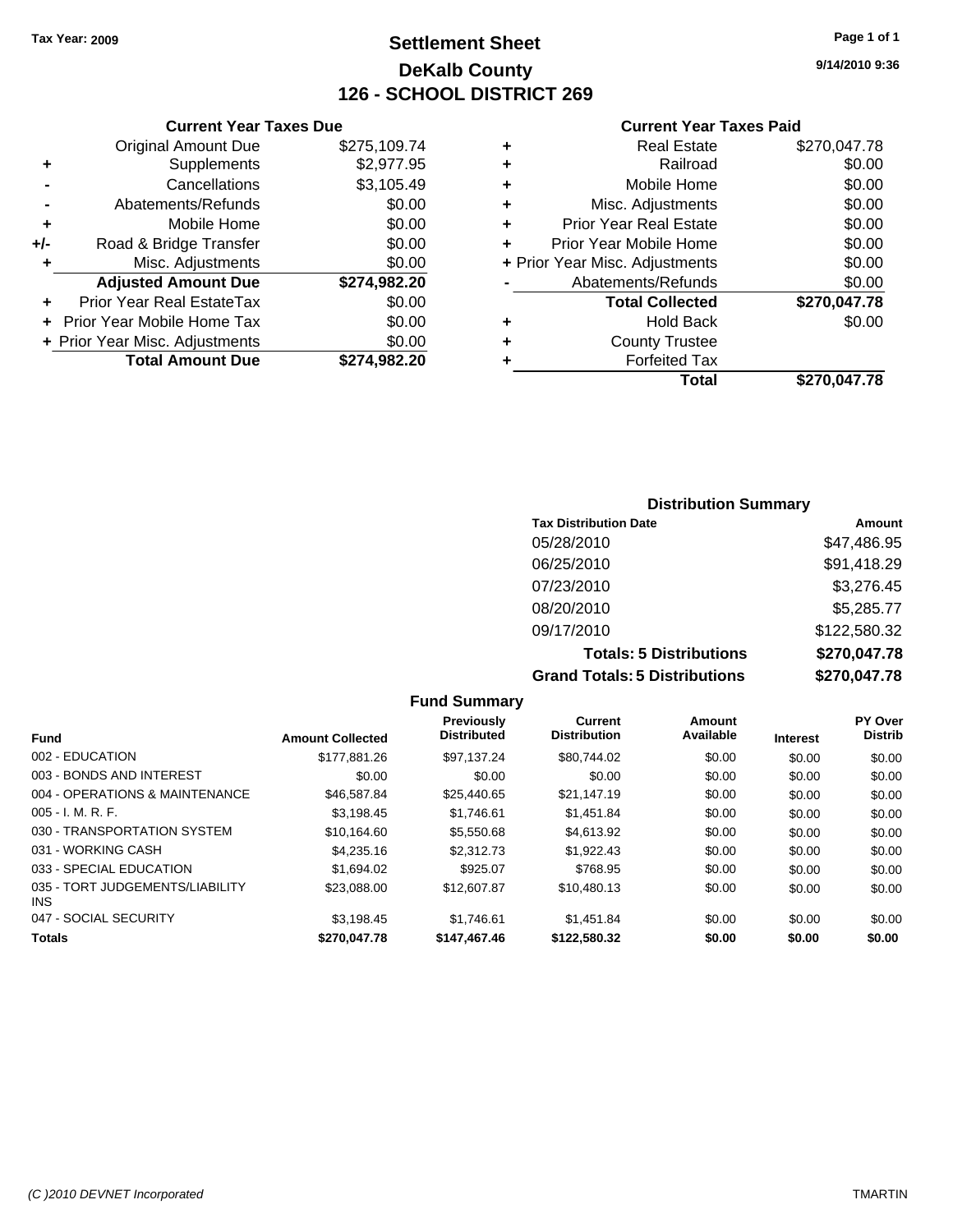Tax Year: 2009

# Settlement Sheet

## DeKalb County

## 126 - SCHOOL DISTRICT 269

9/14/2010 9:36

### Current Year Taxes Due

| | | |
|---|---|---|
| | Original Amount Due | $275,109.74 |
| + | Supplements | $2,977.95 |
| - | Cancellations | $3,105.49 |
| - | Abatements/Refunds | $0.00 |
| + | Mobile Home | $0.00 |
| +/- | Road & Bridge Transfer | $0.00 |
| + | Misc. Adjustments | $0.00 |
| | **Adjusted Amount Due** | **$274,982.20** |
| + | Prior Year Real EstateTax | $0.00 |
| + | Prior Year Mobile Home Tax | $0.00 |
| + | Prior Year Misc. Adjustments | $0.00 |
| | **Total Amount Due** | **$274,982.20** |

### Current Year Taxes Paid

| | | |
|---|---|---|
| + | Real Estate | $270,047.78 |
| + | Railroad | $0.00 |
| + | Mobile Home | $0.00 |
| + | Misc. Adjustments | $0.00 |
| + | Prior Year Real Estate | $0.00 |
| + | Prior Year Mobile Home | $0.00 |
| + | Prior Year Misc. Adjustments | $0.00 |
| - | Abatements/Refunds | $0.00 |
| | **Total Collected** | **$270,047.78** |
| + | Hold Back | $0.00 |
| + | County Trustee | |
| + | Forfeited Tax | |
| | **Total** | **$270,047.78** |

### Distribution Summary

| Tax Distribution Date | Amount |
|---|---|
| 05/28/2010 | $47,486.95 |
| 06/25/2010 | $91,418.29 |
| 07/23/2010 | $3,276.45 |
| 08/20/2010 | $5,285.77 |
| 09/17/2010 | $122,580.32 |
| **Totals: 5 Distributions** | **$270,047.78** |
| **Grand Totals: 5 Distributions** | **$270,047.78** |

### Fund Summary

| Fund | Amount Collected | Previously Distributed | Current Distribution | Amount Available | Interest | PY Over Distrib |
|---|---|---|---|---|---|---|
| 002 - EDUCATION | $177,881.26 | $97,137.24 | $80,744.02 | $0.00 | $0.00 | $0.00 |
| 003 - BONDS AND INTEREST | $0.00 | $0.00 | $0.00 | $0.00 | $0.00 | $0.00 |
| 004 - OPERATIONS & MAINTENANCE | $46,587.84 | $25,440.65 | $21,147.19 | $0.00 | $0.00 | $0.00 |
| 005 - I. M. R. F. | $3,198.45 | $1,746.61 | $1,451.84 | $0.00 | $0.00 | $0.00 |
| 030 - TRANSPORTATION SYSTEM | $10,164.60 | $5,550.68 | $4,613.92 | $0.00 | $0.00 | $0.00 |
| 031 - WORKING CASH | $4,235.16 | $2,312.73 | $1,922.43 | $0.00 | $0.00 | $0.00 |
| 033 - SPECIAL EDUCATION | $1,694.02 | $925.07 | $768.95 | $0.00 | $0.00 | $0.00 |
| 035 - TORT JUDGEMENTS/LIABILITY INS | $23,088.00 | $12,607.87 | $10,480.13 | $0.00 | $0.00 | $0.00 |
| 047 - SOCIAL SECURITY | $3,198.45 | $1,746.61 | $1,451.84 | $0.00 | $0.00 | $0.00 |
| **Totals** | **$270,047.78** | **$147,467.46** | **$122,580.32** | **$0.00** | **$0.00** | **$0.00** |

(C )2010 DEVNET Incorporated TMARTIN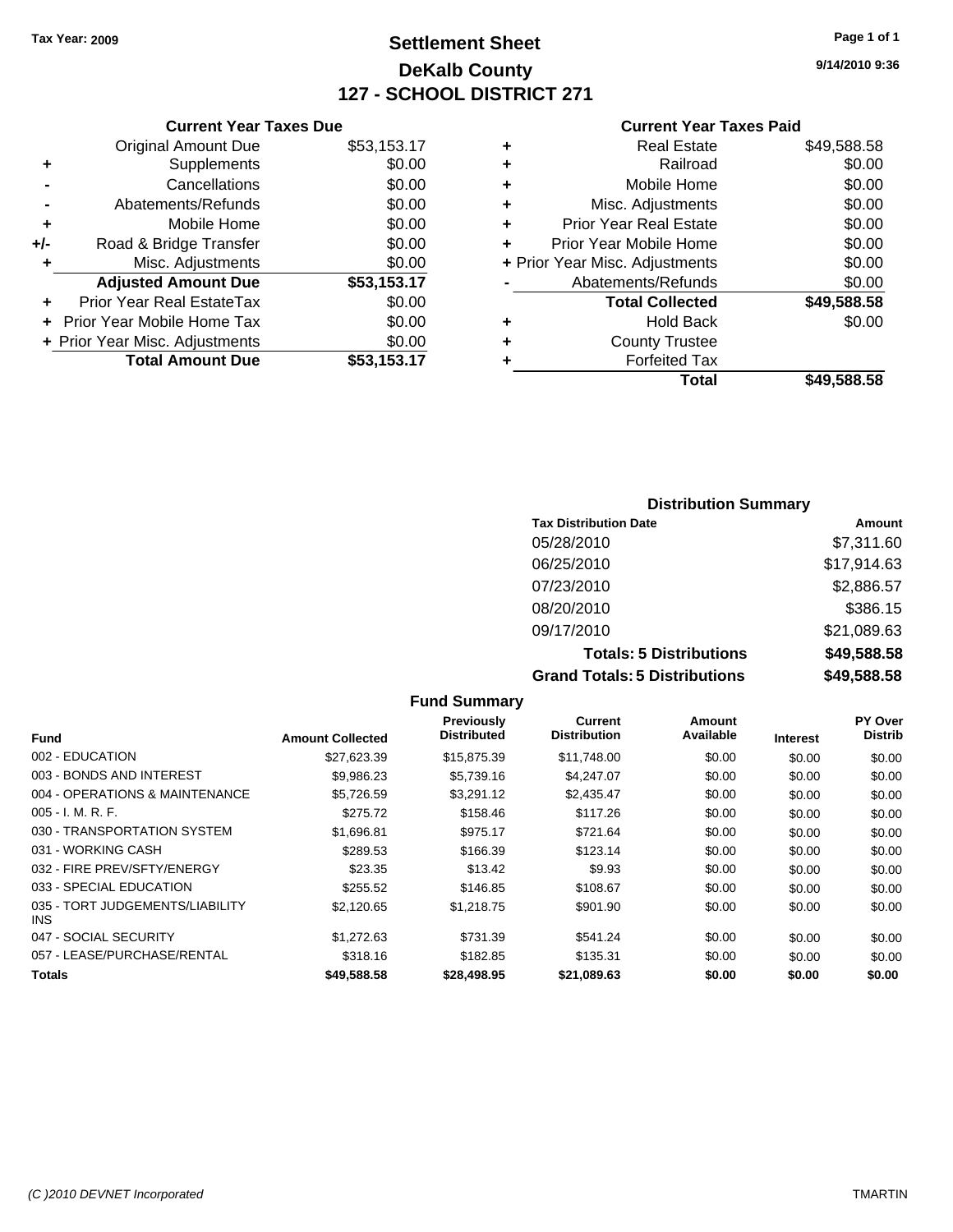**Tax Year: 2009**

# Settlement Sheet
## DeKalb County
## 127 - SCHOOL DISTRICT 271

9/14/2010 9:36

### Current Year Taxes Due

| | | |
|---|---|---|
| | Original Amount Due | $53,153.17 |
| + | Supplements | $0.00 |
| - | Cancellations | $0.00 |
| - | Abatements/Refunds | $0.00 |
| + | Mobile Home | $0.00 |
| +/- | Road & Bridge Transfer | $0.00 |
| + | Misc. Adjustments | $0.00 |
| | **Adjusted Amount Due** | **$53,153.17** |
| + | Prior Year Real EstateTax | $0.00 |
| + | Prior Year Mobile Home Tax | $0.00 |
| + | Prior Year Misc. Adjustments | $0.00 |
| | **Total Amount Due** | **$53,153.17** |

### Current Year Taxes Paid

| | | |
|---|---|---|
| + | Real Estate | $49,588.58 |
| + | Railroad | $0.00 |
| + | Mobile Home | $0.00 |
| + | Misc. Adjustments | $0.00 |
| + | Prior Year Real Estate | $0.00 |
| + | Prior Year Mobile Home | $0.00 |
| + | Prior Year Misc. Adjustments | $0.00 |
| - | Abatements/Refunds | $0.00 |
| | **Total Collected** | **$49,588.58** |
| + | Hold Back | $0.00 |
| + | County Trustee | |
| + | Forfeited Tax | |
| | **Total** | **$49,588.58** |

### Distribution Summary

| Tax Distribution Date | Amount |
|---|---|
| 05/28/2010 | $7,311.60 |
| 06/25/2010 | $17,914.63 |
| 07/23/2010 | $2,886.57 |
| 08/20/2010 | $386.15 |
| 09/17/2010 | $21,089.63 |
| **Totals: 5 Distributions** | **$49,588.58** |
| **Grand Totals: 5 Distributions** | **$49,588.58** |

### Fund Summary

| Fund | Amount Collected | Previously Distributed | Current Distribution | Amount Available | Interest | PY Over Distrib |
|---|---|---|---|---|---|---|
| 002 - EDUCATION | $27,623.39 | $15,875.39 | $11,748.00 | $0.00 | $0.00 | $0.00 |
| 003 - BONDS AND INTEREST | $9,986.23 | $5,739.16 | $4,247.07 | $0.00 | $0.00 | $0.00 |
| 004 - OPERATIONS & MAINTENANCE | $5,726.59 | $3,291.12 | $2,435.47 | $0.00 | $0.00 | $0.00 |
| 005 - I. M. R. F. | $275.72 | $158.46 | $117.26 | $0.00 | $0.00 | $0.00 |
| 030 - TRANSPORTATION SYSTEM | $1,696.81 | $975.17 | $721.64 | $0.00 | $0.00 | $0.00 |
| 031 - WORKING CASH | $289.53 | $166.39 | $123.14 | $0.00 | $0.00 | $0.00 |
| 032 - FIRE PREV/SFTY/ENERGY | $23.35 | $13.42 | $9.93 | $0.00 | $0.00 | $0.00 |
| 033 - SPECIAL EDUCATION | $255.52 | $146.85 | $108.67 | $0.00 | $0.00 | $0.00 |
| 035 - TORT JUDGEMENTS/LIABILITY INS | $2,120.65 | $1,218.75 | $901.90 | $0.00 | $0.00 | $0.00 |
| 047 - SOCIAL SECURITY | $1,272.63 | $731.39 | $541.24 | $0.00 | $0.00 | $0.00 |
| 057 - LEASE/PURCHASE/RENTAL | $318.16 | $182.85 | $135.31 | $0.00 | $0.00 | $0.00 |
| **Totals** | **$49,588.58** | **$28,498.95** | **$21,089.63** | **$0.00** | **$0.00** | **$0.00** |

(C )2010 DEVNET Incorporated TMARTIN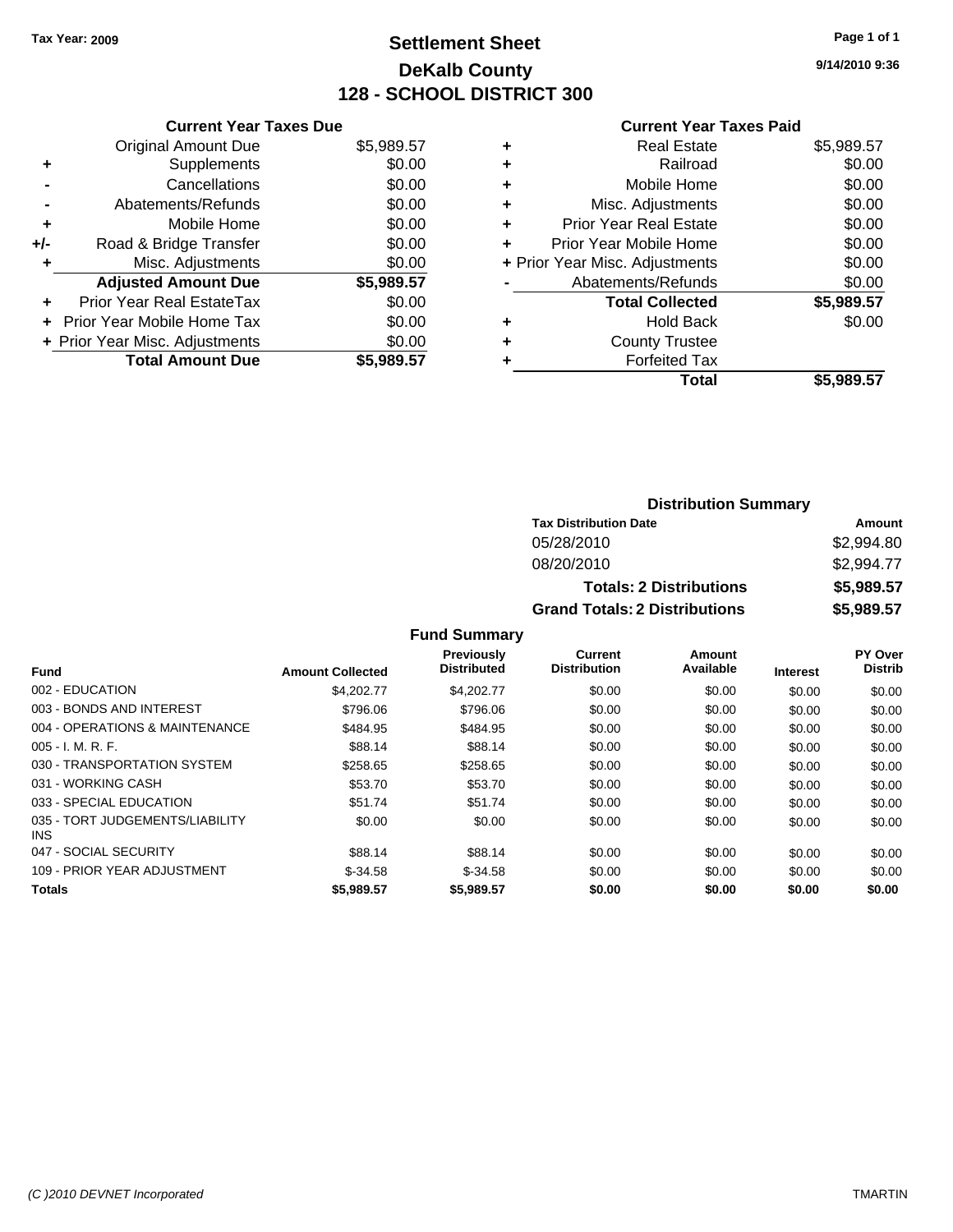Tax Year: 2009

# Settlement Sheet
# DeKalb County
# 128 - SCHOOL DISTRICT 300

9/14/2010 9:36

### Current Year Taxes Due

| | | |
|---|---|---|
| | Original Amount Due | $5,989.57 |
| + | Supplements | $0.00 |
| - | Cancellations | $0.00 |
| - | Abatements/Refunds | $0.00 |
| + | Mobile Home | $0.00 |
| +/- | Road & Bridge Transfer | $0.00 |
| + | Misc. Adjustments | $0.00 |
| | **Adjusted Amount Due** | **$5,989.57** |
| + | Prior Year Real EstateTax | $0.00 |
| + | Prior Year Mobile Home Tax | $0.00 |
| + | Prior Year Misc. Adjustments | $0.00 |
| | **Total Amount Due** | **$5,989.57** |

### Current Year Taxes Paid

| | | |
|---|---|---|
| + | Real Estate | $5,989.57 |
| + | Railroad | $0.00 |
| + | Mobile Home | $0.00 |
| + | Misc. Adjustments | $0.00 |
| + | Prior Year Real Estate | $0.00 |
| + | Prior Year Mobile Home | $0.00 |
| + | Prior Year Misc. Adjustments | $0.00 |
| - | Abatements/Refunds | $0.00 |
| | **Total Collected** | **$5,989.57** |
| + | Hold Back | $0.00 |
| + | County Trustee | |
| + | Forfeited Tax | |
| | **Total** | **$5,989.57** |

### Distribution Summary

| Tax Distribution Date | Amount |
|---|---|
| 05/28/2010 | $2,994.80 |
| 08/20/2010 | $2,994.77 |
| **Totals: 2 Distributions** | **$5,989.57** |
| **Grand Totals: 2 Distributions** | **$5,989.57** |

### Fund Summary

| Fund | Amount Collected | Previously Distributed | Current Distribution | Amount Available | Interest | PY Over Distrib |
|---|---|---|---|---|---|---|
| 002 - EDUCATION | $4,202.77 | $4,202.77 | $0.00 | $0.00 | $0.00 | $0.00 |
| 003 - BONDS AND INTEREST | $796.06 | $796.06 | $0.00 | $0.00 | $0.00 | $0.00 |
| 004 - OPERATIONS & MAINTENANCE | $484.95 | $484.95 | $0.00 | $0.00 | $0.00 | $0.00 |
| 005 - I. M. R. F. | $88.14 | $88.14 | $0.00 | $0.00 | $0.00 | $0.00 |
| 030 - TRANSPORTATION SYSTEM | $258.65 | $258.65 | $0.00 | $0.00 | $0.00 | $0.00 |
| 031 - WORKING CASH | $53.70 | $53.70 | $0.00 | $0.00 | $0.00 | $0.00 |
| 033 - SPECIAL EDUCATION | $51.74 | $51.74 | $0.00 | $0.00 | $0.00 | $0.00 |
| 035 - TORT JUDGEMENTS/LIABILITY INS | $0.00 | $0.00 | $0.00 | $0.00 | $0.00 | $0.00 |
| 047 - SOCIAL SECURITY | $88.14 | $88.14 | $0.00 | $0.00 | $0.00 | $0.00 |
| 109 - PRIOR YEAR ADJUSTMENT | $-34.58 | $-34.58 | $0.00 | $0.00 | $0.00 | $0.00 |
| **Totals** | **$5,989.57** | **$5,989.57** | **$0.00** | **$0.00** | **$0.00** | **$0.00** |

(C )2010 DEVNET Incorporated TMARTIN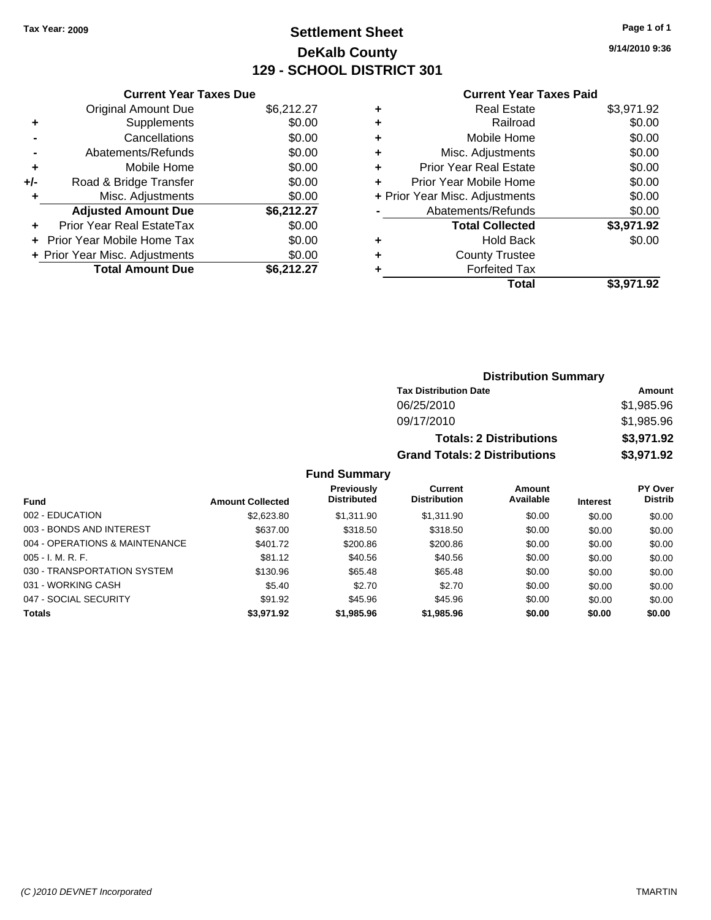Tax Year: 2009

# Settlement Sheet
## DeKalb County
## 129 - SCHOOL DISTRICT 301

9/14/2010 9:36

### Current Year Taxes Due

| | | |
|---|---|---|
| | Original Amount Due | $6,212.27 |
| + | Supplements | $0.00 |
| - | Cancellations | $0.00 |
| - | Abatements/Refunds | $0.00 |
| + | Mobile Home | $0.00 |
| +/- | Road & Bridge Transfer | $0.00 |
| + | Misc. Adjustments | $0.00 |
| | **Adjusted Amount Due** | **$6,212.27** |
| + | Prior Year Real EstateTax | $0.00 |
| + | Prior Year Mobile Home Tax | $0.00 |
| + | Prior Year Misc. Adjustments | $0.00 |
| | **Total Amount Due** | **$6,212.27** |

### Current Year Taxes Paid

| | | |
|---|---|---|
| + | Real Estate | $3,971.92 |
| + | Railroad | $0.00 |
| + | Mobile Home | $0.00 |
| + | Misc. Adjustments | $0.00 |
| + | Prior Year Real Estate | $0.00 |
| + | Prior Year Mobile Home | $0.00 |
| + | Prior Year Misc. Adjustments | $0.00 |
| - | Abatements/Refunds | $0.00 |
| | **Total Collected** | **$3,971.92** |
| + | Hold Back | $0.00 |
| + | County Trustee | |
| + | Forfeited Tax | |
| | **Total** | **$3,971.92** |

### Distribution Summary

| Tax Distribution Date | Amount |
|---|---|
| 06/25/2010 | $1,985.96 |
| 09/17/2010 | $1,985.96 |
| **Totals: 2 Distributions** | **$3,971.92** |
| **Grand Totals: 2 Distributions** | **$3,971.92** |

### Fund Summary

| Fund | Amount Collected | Previously Distributed | Current Distribution | Amount Available | Interest | PY Over Distrib |
|---|---|---|---|---|---|---|
| 002 - EDUCATION | $2,623.80 | $1,311.90 | $1,311.90 | $0.00 | $0.00 | $0.00 |
| 003 - BONDS AND INTEREST | $637.00 | $318.50 | $318.50 | $0.00 | $0.00 | $0.00 |
| 004 - OPERATIONS & MAINTENANCE | $401.72 | $200.86 | $200.86 | $0.00 | $0.00 | $0.00 |
| 005 - I. M. R. F. | $81.12 | $40.56 | $40.56 | $0.00 | $0.00 | $0.00 |
| 030 - TRANSPORTATION SYSTEM | $130.96 | $65.48 | $65.48 | $0.00 | $0.00 | $0.00 |
| 031 - WORKING CASH | $5.40 | $2.70 | $2.70 | $0.00 | $0.00 | $0.00 |
| 047 - SOCIAL SECURITY | $91.92 | $45.96 | $45.96 | $0.00 | $0.00 | $0.00 |
| **Totals** | **$3,971.92** | **$1,985.96** | **$1,985.96** | **$0.00** | **$0.00** | **$0.00** |

(C )2010 DEVNET Incorporated TMARTIN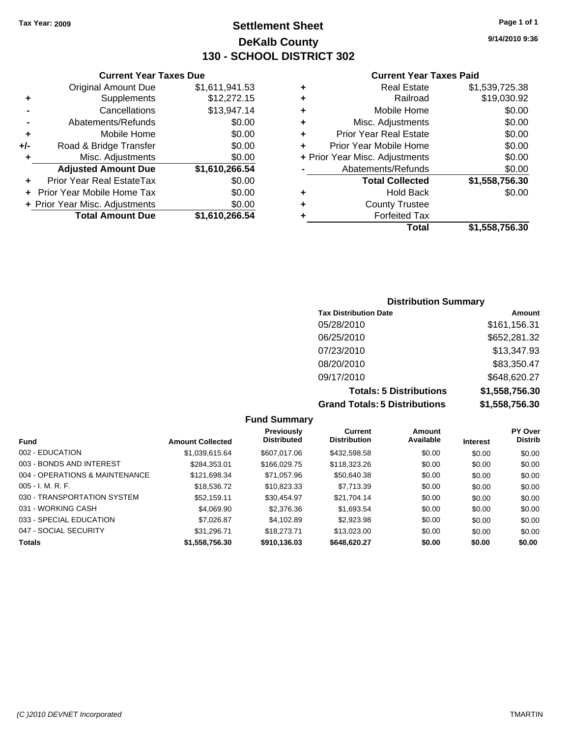Tax Year: 2009

# Settlement Sheet
## DeKalb County
## 130 - SCHOOL DISTRICT 302

9/14/2010 9:36

### Current Year Taxes Due

| | | |
|---|---|---|
| | Original Amount Due | $1,611,941.53 |
| + | Supplements | $12,272.15 |
| - | Cancellations | $13,947.14 |
| - | Abatements/Refunds | $0.00 |
| + | Mobile Home | $0.00 |
| +/- | Road & Bridge Transfer | $0.00 |
| + | Misc. Adjustments | $0.00 |
| | **Adjusted Amount Due** | **$1,610,266.54** |
| + | Prior Year Real EstateTax | $0.00 |
| + | Prior Year Mobile Home Tax | $0.00 |
| + | Prior Year Misc. Adjustments | $0.00 |
| | **Total Amount Due** | **$1,610,266.54** |

### Current Year Taxes Paid

| | | |
|---|---|---|
| + | Real Estate | $1,539,725.38 |
| + | Railroad | $19,030.92 |
| + | Mobile Home | $0.00 |
| + | Misc. Adjustments | $0.00 |
| + | Prior Year Real Estate | $0.00 |
| + | Prior Year Mobile Home | $0.00 |
| + | Prior Year Misc. Adjustments | $0.00 |
| - | Abatements/Refunds | $0.00 |
| | **Total Collected** | **$1,558,756.30** |
| + | Hold Back | $0.00 |
| + | County Trustee | |
| + | Forfeited Tax | |
| | **Total** | **$1,558,756.30** |

### Distribution Summary

| Tax Distribution Date | Amount |
|---|---|
| 05/28/2010 | $161,156.31 |
| 06/25/2010 | $652,281.32 |
| 07/23/2010 | $13,347.93 |
| 08/20/2010 | $83,350.47 |
| 09/17/2010 | $648,620.27 |
| **Totals: 5 Distributions** | **$1,558,756.30** |
| **Grand Totals: 5 Distributions** | **$1,558,756.30** |

### Fund Summary

| Fund | Amount Collected | Previously Distributed | Current Distribution | Amount Available | Interest | PY Over Distrib |
|---|---|---|---|---|---|---|
| 002 - EDUCATION | $1,039,615.64 | $607,017.06 | $432,598.58 | $0.00 | $0.00 | $0.00 |
| 003 - BONDS AND INTEREST | $284,353.01 | $166,029.75 | $118,323.26 | $0.00 | $0.00 | $0.00 |
| 004 - OPERATIONS & MAINTENANCE | $121,698.34 | $71,057.96 | $50,640.38 | $0.00 | $0.00 | $0.00 |
| 005 - I. M. R. F. | $18,536.72 | $10,823.33 | $7,713.39 | $0.00 | $0.00 | $0.00 |
| 030 - TRANSPORTATION SYSTEM | $52,159.11 | $30,454.97 | $21,704.14 | $0.00 | $0.00 | $0.00 |
| 031 - WORKING CASH | $4,069.90 | $2,376.36 | $1,693.54 | $0.00 | $0.00 | $0.00 |
| 033 - SPECIAL EDUCATION | $7,026.87 | $4,102.89 | $2,923.98 | $0.00 | $0.00 | $0.00 |
| 047 - SOCIAL SECURITY | $31,296.71 | $18,273.71 | $13,023.00 | $0.00 | $0.00 | $0.00 |
| **Totals** | **$1,558,756.30** | **$910,136.03** | **$648,620.27** | **$0.00** | **$0.00** | **$0.00** |

(C )2010 DEVNET Incorporated TMARTIN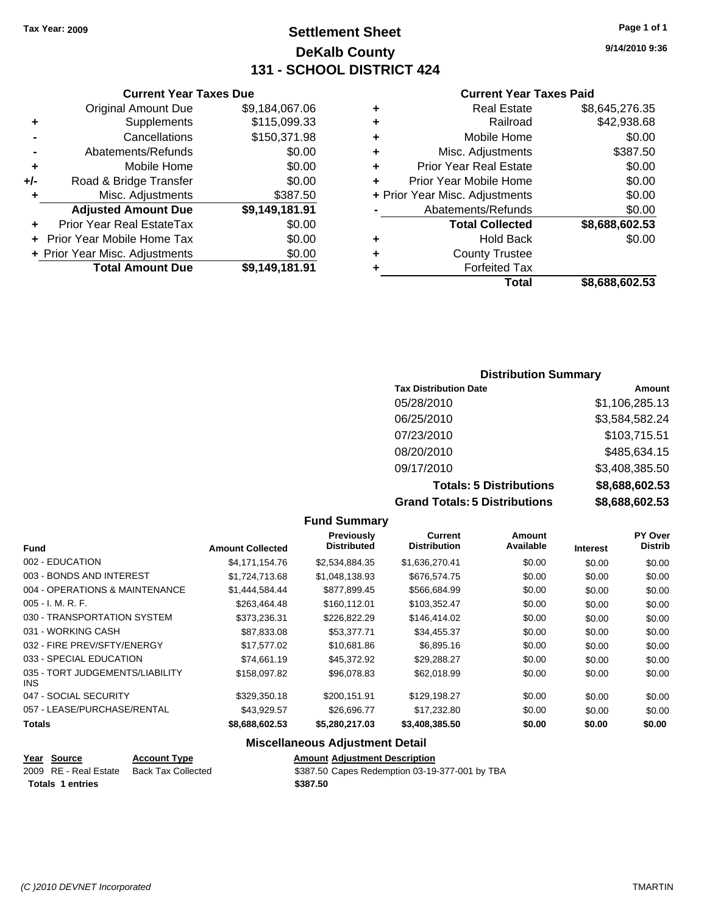Tax Year: 2009

# Settlement Sheet
## DeKalb County
## 131 - SCHOOL DISTRICT 424

9/14/2010 9:36

### Current Year Taxes Due

| | | |
|---|---|---|
| | Original Amount Due | $9,184,067.06 |
| + | Supplements | $115,099.33 |
| - | Cancellations | $150,371.98 |
| - | Abatements/Refunds | $0.00 |
| + | Mobile Home | $0.00 |
| +/- | Road & Bridge Transfer | $0.00 |
| + | Misc. Adjustments | $387.50 |
| | **Adjusted Amount Due** | **$9,149,181.91** |
| + | Prior Year Real EstateTax | $0.00 |
| + | Prior Year Mobile Home Tax | $0.00 |
| + | Prior Year Misc. Adjustments | $0.00 |
| | **Total Amount Due** | **$9,149,181.91** |

### Current Year Taxes Paid

| | | |
|---|---|---|
| + | Real Estate | $8,645,276.35 |
| + | Railroad | $42,938.68 |
| + | Mobile Home | $0.00 |
| + | Misc. Adjustments | $387.50 |
| + | Prior Year Real Estate | $0.00 |
| + | Prior Year Mobile Home | $0.00 |
| + | Prior Year Misc. Adjustments | $0.00 |
| - | Abatements/Refunds | $0.00 |
| | **Total Collected** | **$8,688,602.53** |
| + | Hold Back | $0.00 |
| + | County Trustee | |
| + | Forfeited Tax | |
| | **Total** | **$8,688,602.53** |

### Distribution Summary

| Tax Distribution Date | Amount |
|---|---|
| 05/28/2010 | $1,106,285.13 |
| 06/25/2010 | $3,584,582.24 |
| 07/23/2010 | $103,715.51 |
| 08/20/2010 | $485,634.15 |
| 09/17/2010 | $3,408,385.50 |
| **Totals: 5 Distributions** | **$8,688,602.53** |
| **Grand Totals: 5 Distributions** | **$8,688,602.53** |

### Fund Summary

| Fund | Amount Collected | Previously Distributed | Current Distribution | Amount Available | Interest | PY Over Distrib |
|---|---|---|---|---|---|---|
| 002 - EDUCATION | $4,171,154.76 | $2,534,884.35 | $1,636,270.41 | $0.00 | $0.00 | $0.00 |
| 003 - BONDS AND INTEREST | $1,724,713.68 | $1,048,138.93 | $676,574.75 | $0.00 | $0.00 | $0.00 |
| 004 - OPERATIONS & MAINTENANCE | $1,444,584.44 | $877,899.45 | $566,684.99 | $0.00 | $0.00 | $0.00 |
| 005 - I. M. R. F. | $263,464.48 | $160,112.01 | $103,352.47 | $0.00 | $0.00 | $0.00 |
| 030 - TRANSPORTATION SYSTEM | $373,236.31 | $226,822.29 | $146,414.02 | $0.00 | $0.00 | $0.00 |
| 031 - WORKING CASH | $87,833.08 | $53,377.71 | $34,455.37 | $0.00 | $0.00 | $0.00 |
| 032 - FIRE PREV/SFTY/ENERGY | $17,577.02 | $10,681.86 | $6,895.16 | $0.00 | $0.00 | $0.00 |
| 033 - SPECIAL EDUCATION | $74,661.19 | $45,372.92 | $29,288.27 | $0.00 | $0.00 | $0.00 |
| 035 - TORT JUDGEMENTS/LIABILITY INS | $158,097.82 | $96,078.83 | $62,018.99 | $0.00 | $0.00 | $0.00 |
| 047 - SOCIAL SECURITY | $329,350.18 | $200,151.91 | $129,198.27 | $0.00 | $0.00 | $0.00 |
| 057 - LEASE/PURCHASE/RENTAL | $43,929.57 | $26,696.77 | $17,232.80 | $0.00 | $0.00 | $0.00 |
| **Totals** | **$8,688,602.53** | **$5,280,217.03** | **$3,408,385.50** | **$0.00** | **$0.00** | **$0.00** |

### Miscellaneous Adjustment Detail

| Year | Source | Account Type | Amount | Adjustment Description |
|---|---|---|---|---|
| 2009 | RE - Real Estate | Back Tax Collected | $387.50 | Capes Redemption 03-19-377-001 by TBA |
| **Totals 1 entries** | | | **$387.50** | |

(C )2010 DEVNET Incorporated — TMARTIN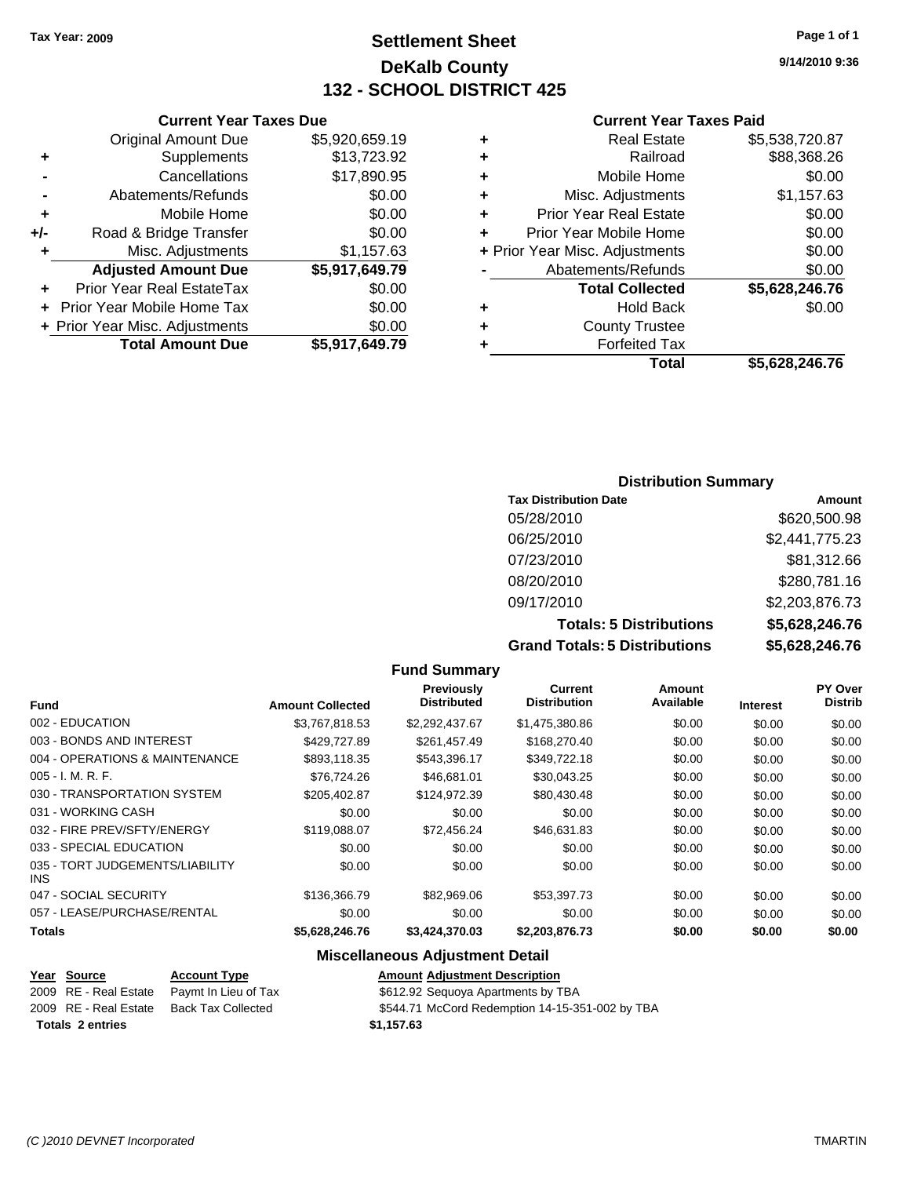Tax Year: 2009

# Settlement Sheet
## DeKalb County
## 132 - SCHOOL DISTRICT 425

9/14/2010 9:36

### Current Year Taxes Due

| | | |
|---|---|---|
| | Original Amount Due | $5,920,659.19 |
| + | Supplements | $13,723.92 |
| - | Cancellations | $17,890.95 |
| - | Abatements/Refunds | $0.00 |
| + | Mobile Home | $0.00 |
| +/- | Road & Bridge Transfer | $0.00 |
| + | Misc. Adjustments | $1,157.63 |
| | **Adjusted Amount Due** | **$5,917,649.79** |
| + | Prior Year Real EstateTax | $0.00 |
| + | Prior Year Mobile Home Tax | $0.00 |
| + | Prior Year Misc. Adjustments | $0.00 |
| | **Total Amount Due** | **$5,917,649.79** |

### Current Year Taxes Paid

| | | |
|---|---|---|
| + | Real Estate | $5,538,720.87 |
| + | Railroad | $88,368.26 |
| + | Mobile Home | $0.00 |
| + | Misc. Adjustments | $1,157.63 |
| + | Prior Year Real Estate | $0.00 |
| + | Prior Year Mobile Home | $0.00 |
| + | Prior Year Misc. Adjustments | $0.00 |
| - | Abatements/Refunds | $0.00 |
| | **Total Collected** | **$5,628,246.76** |
| + | Hold Back | $0.00 |
| + | County Trustee | |
| + | Forfeited Tax | |
| | **Total** | **$5,628,246.76** |

### Distribution Summary

| Tax Distribution Date | Amount |
|---|---|
| 05/28/2010 | $620,500.98 |
| 06/25/2010 | $2,441,775.23 |
| 07/23/2010 | $81,312.66 |
| 08/20/2010 | $280,781.16 |
| 09/17/2010 | $2,203,876.73 |
| **Totals: 5 Distributions** | **$5,628,246.76** |
| **Grand Totals: 5 Distributions** | **$5,628,246.76** |

### Fund Summary

| Fund | Amount Collected | Previously Distributed | Current Distribution | Amount Available | Interest | PY Over Distrib |
|---|---|---|---|---|---|---|
| 002 - EDUCATION | $3,767,818.53 | $2,292,437.67 | $1,475,380.86 | $0.00 | $0.00 | $0.00 |
| 003 - BONDS AND INTEREST | $429,727.89 | $261,457.49 | $168,270.40 | $0.00 | $0.00 | $0.00 |
| 004 - OPERATIONS & MAINTENANCE | $893,118.35 | $543,396.17 | $349,722.18 | $0.00 | $0.00 | $0.00 |
| 005 - I. M. R. F. | $76,724.26 | $46,681.01 | $30,043.25 | $0.00 | $0.00 | $0.00 |
| 030 - TRANSPORTATION SYSTEM | $205,402.87 | $124,972.39 | $80,430.48 | $0.00 | $0.00 | $0.00 |
| 031 - WORKING CASH | $0.00 | $0.00 | $0.00 | $0.00 | $0.00 | $0.00 |
| 032 - FIRE PREV/SFTY/ENERGY | $119,088.07 | $72,456.24 | $46,631.83 | $0.00 | $0.00 | $0.00 |
| 033 - SPECIAL EDUCATION | $0.00 | $0.00 | $0.00 | $0.00 | $0.00 | $0.00 |
| 035 - TORT JUDGEMENTS/LIABILITY INS | $0.00 | $0.00 | $0.00 | $0.00 | $0.00 | $0.00 |
| 047 - SOCIAL SECURITY | $136,366.79 | $82,969.06 | $53,397.73 | $0.00 | $0.00 | $0.00 |
| 057 - LEASE/PURCHASE/RENTAL | $0.00 | $0.00 | $0.00 | $0.00 | $0.00 | $0.00 |
| **Totals** | **$5,628,246.76** | **$3,424,370.03** | **$2,203,876.73** | **$0.00** | **$0.00** | **$0.00** |

### Miscellaneous Adjustment Detail

| Year | Source | Account Type | Amount | Adjustment Description |
|---|---|---|---|---|
| 2009 | RE - Real Estate | Paymt In Lieu of Tax | $612.92 | Sequoya Apartments by TBA |
| 2009 | RE - Real Estate | Back Tax Collected | $544.71 | McCord Redemption 14-15-351-002 by TBA |
| **Totals 2 entries** | | | **$1,157.63** | |

(C )2010 DEVNET Incorporated TMARTIN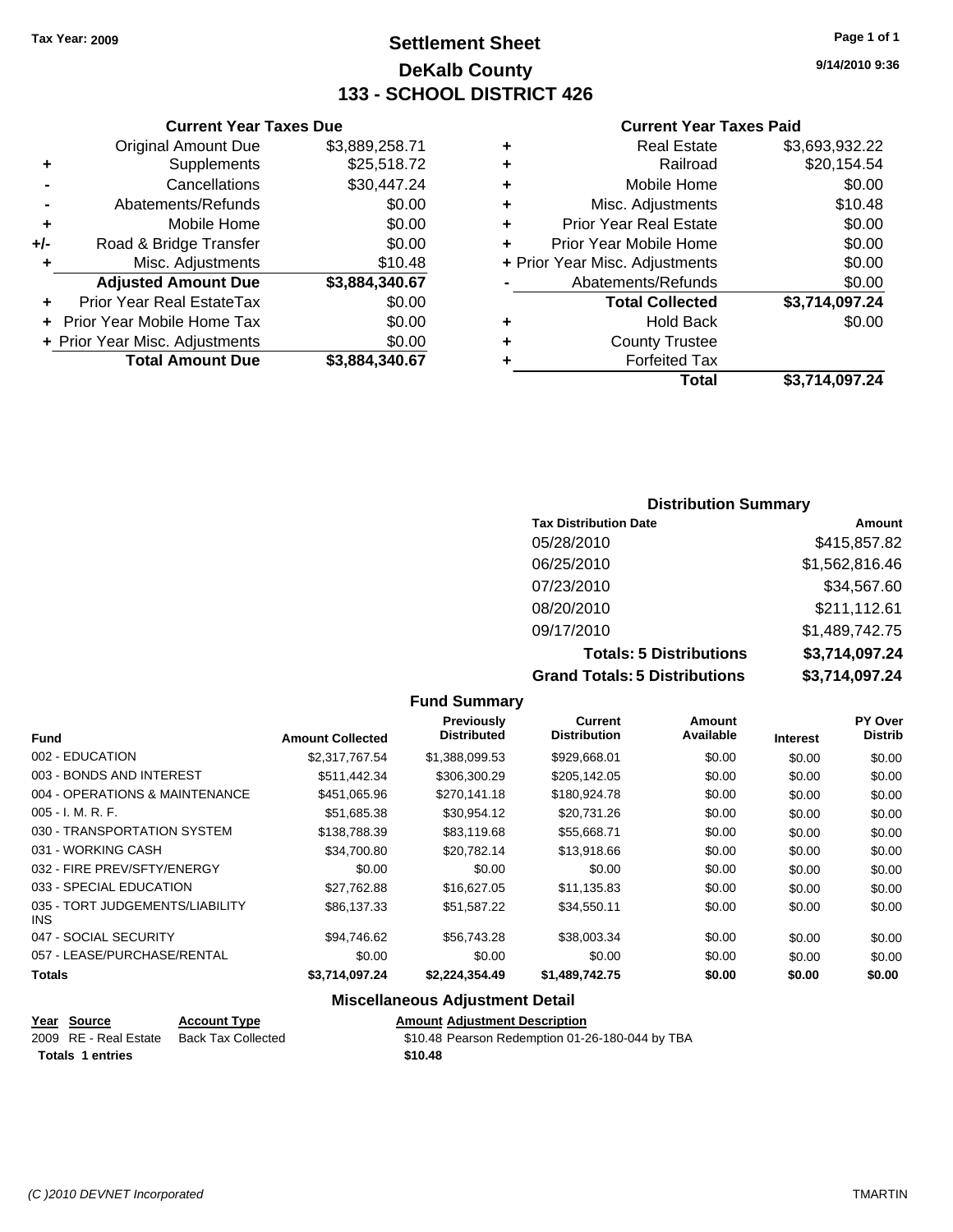Tax Year: 2009

# Settlement Sheet
## DeKalb County
## 133 - SCHOOL DISTRICT 426

9/14/2010 9:36

### Current Year Taxes Due

| | | |
|---|---|---|
| | Original Amount Due | $3,889,258.71 |
| + | Supplements | $25,518.72 |
| - | Cancellations | $30,447.24 |
| - | Abatements/Refunds | $0.00 |
| + | Mobile Home | $0.00 |
| +/- | Road & Bridge Transfer | $0.00 |
| + | Misc. Adjustments | $10.48 |
| | **Adjusted Amount Due** | **$3,884,340.67** |
| + | Prior Year Real EstateTax | $0.00 |
| + | Prior Year Mobile Home Tax | $0.00 |
| + | Prior Year Misc. Adjustments | $0.00 |
| | **Total Amount Due** | **$3,884,340.67** |

### Current Year Taxes Paid

| | | |
|---|---|---|
| + | Real Estate | $3,693,932.22 |
| + | Railroad | $20,154.54 |
| + | Mobile Home | $0.00 |
| + | Misc. Adjustments | $10.48 |
| + | Prior Year Real Estate | $0.00 |
| + | Prior Year Mobile Home | $0.00 |
| + | Prior Year Misc. Adjustments | $0.00 |
| - | Abatements/Refunds | $0.00 |
| | **Total Collected** | **$3,714,097.24** |
| + | Hold Back | $0.00 |
| + | County Trustee | |
| + | Forfeited Tax | |
| | **Total** | **$3,714,097.24** |

### Distribution Summary

| Tax Distribution Date | Amount |
|---|---|
| 05/28/2010 | $415,857.82 |
| 06/25/2010 | $1,562,816.46 |
| 07/23/2010 | $34,567.60 |
| 08/20/2010 | $211,112.61 |
| 09/17/2010 | $1,489,742.75 |
| **Totals: 5 Distributions** | **$3,714,097.24** |
| **Grand Totals: 5 Distributions** | **$3,714,097.24** |

### Fund Summary

| Fund | Amount Collected | Previously Distributed | Current Distribution | Amount Available | Interest | PY Over Distrib |
|---|---|---|---|---|---|---|
| 002 - EDUCATION | $2,317,767.54 | $1,388,099.53 | $929,668.01 | $0.00 | $0.00 | $0.00 |
| 003 - BONDS AND INTEREST | $511,442.34 | $306,300.29 | $205,142.05 | $0.00 | $0.00 | $0.00 |
| 004 - OPERATIONS & MAINTENANCE | $451,065.96 | $270,141.18 | $180,924.78 | $0.00 | $0.00 | $0.00 |
| 005 - I. M. R. F. | $51,685.38 | $30,954.12 | $20,731.26 | $0.00 | $0.00 | $0.00 |
| 030 - TRANSPORTATION SYSTEM | $138,788.39 | $83,119.68 | $55,668.71 | $0.00 | $0.00 | $0.00 |
| 031 - WORKING CASH | $34,700.80 | $20,782.14 | $13,918.66 | $0.00 | $0.00 | $0.00 |
| 032 - FIRE PREV/SFTY/ENERGY | $0.00 | $0.00 | $0.00 | $0.00 | $0.00 | $0.00 |
| 033 - SPECIAL EDUCATION | $27,762.88 | $16,627.05 | $11,135.83 | $0.00 | $0.00 | $0.00 |
| 035 - TORT JUDGEMENTS/LIABILITY INS | $86,137.33 | $51,587.22 | $34,550.11 | $0.00 | $0.00 | $0.00 |
| 047 - SOCIAL SECURITY | $94,746.62 | $56,743.28 | $38,003.34 | $0.00 | $0.00 | $0.00 |
| 057 - LEASE/PURCHASE/RENTAL | $0.00 | $0.00 | $0.00 | $0.00 | $0.00 | $0.00 |
| **Totals** | **$3,714,097.24** | **$2,224,354.49** | **$1,489,742.75** | **$0.00** | **$0.00** | **$0.00** |

### Miscellaneous Adjustment Detail

| Year | Source | Account Type | Amount | Adjustment Description |
|---|---|---|---|---|
| 2009 | RE - Real Estate | Back Tax Collected | $10.48 | Pearson Redemption 01-26-180-044 by TBA |
| **Totals** | **1 entries** | | **$10.48** | |

(C )2010 DEVNET Incorporated — TMARTIN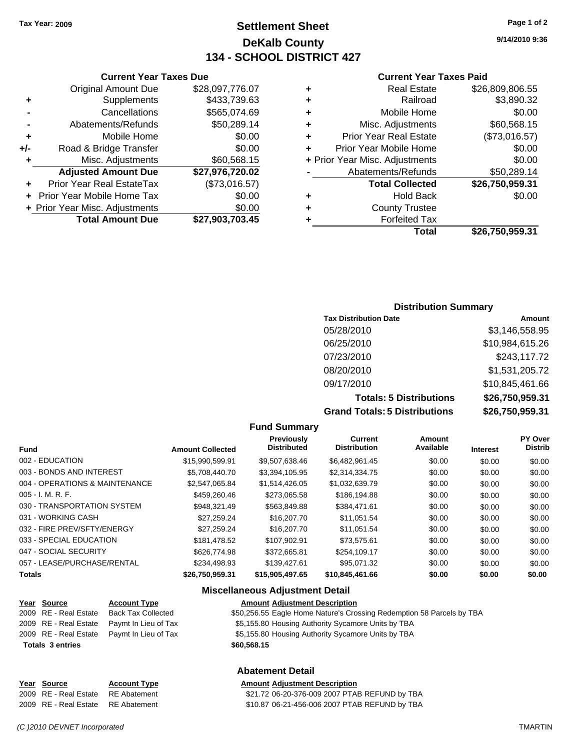**Tax Year: 2009**

# Settlement Sheet
## DeKalb County
## 134 - SCHOOL DISTRICT 427

9/14/2010 9:36

### Current Year Taxes Due

| | | |
|---|---|---|
| | Original Amount Due | $28,097,776.07 |
| + | Supplements | $433,739.63 |
| - | Cancellations | $565,074.69 |
| - | Abatements/Refunds | $50,289.14 |
| + | Mobile Home | $0.00 |
| +/- | Road & Bridge Transfer | $0.00 |
| + | Misc. Adjustments | $60,568.15 |
| | **Adjusted Amount Due** | **$27,976,720.02** |
| + | Prior Year Real EstateTax | ($73,016.57) |
| + | Prior Year Mobile Home Tax | $0.00 |
| + | Prior Year Misc. Adjustments | $0.00 |
| | **Total Amount Due** | **$27,903,703.45** |

### Current Year Taxes Paid

| | | |
|---|---|---|
| + | Real Estate | $26,809,806.55 |
| + | Railroad | $3,890.32 |
| + | Mobile Home | $0.00 |
| + | Misc. Adjustments | $60,568.15 |
| + | Prior Year Real Estate | ($73,016.57) |
| + | Prior Year Mobile Home | $0.00 |
| + | Prior Year Misc. Adjustments | $0.00 |
| - | Abatements/Refunds | $50,289.14 |
| | **Total Collected** | **$26,750,959.31** |
| + | Hold Back | $0.00 |
| + | County Trustee | |
| + | Forfeited Tax | |
| | **Total** | **$26,750,959.31** |

### Distribution Summary

| Tax Distribution Date | Amount |
|---|---|
| 05/28/2010 | $3,146,558.95 |
| 06/25/2010 | $10,984,615.26 |
| 07/23/2010 | $243,117.72 |
| 08/20/2010 | $1,531,205.72 |
| 09/17/2010 | $10,845,461.66 |
| **Totals: 5 Distributions** | **$26,750,959.31** |
| **Grand Totals: 5 Distributions** | **$26,750,959.31** |

### Fund Summary

| Fund | Amount Collected | Previously Distributed | Current Distribution | Amount Available | Interest | PY Over Distrib |
|---|---|---|---|---|---|---|
| 002 - EDUCATION | $15,990,599.91 | $9,507,638.46 | $6,482,961.45 | $0.00 | $0.00 | $0.00 |
| 003 - BONDS AND INTEREST | $5,708,440.70 | $3,394,105.95 | $2,314,334.75 | $0.00 | $0.00 | $0.00 |
| 004 - OPERATIONS & MAINTENANCE | $2,547,065.84 | $1,514,426.05 | $1,032,639.79 | $0.00 | $0.00 | $0.00 |
| 005 - I. M. R. F. | $459,260.46 | $273,065.58 | $186,194.88 | $0.00 | $0.00 | $0.00 |
| 030 - TRANSPORTATION SYSTEM | $948,321.49 | $563,849.88 | $384,471.61 | $0.00 | $0.00 | $0.00 |
| 031 - WORKING CASH | $27,259.24 | $16,207.70 | $11,051.54 | $0.00 | $0.00 | $0.00 |
| 032 - FIRE PREV/SFTY/ENERGY | $27,259.24 | $16,207.70 | $11,051.54 | $0.00 | $0.00 | $0.00 |
| 033 - SPECIAL EDUCATION | $181,478.52 | $107,902.91 | $73,575.61 | $0.00 | $0.00 | $0.00 |
| 047 - SOCIAL SECURITY | $626,774.98 | $372,665.81 | $254,109.17 | $0.00 | $0.00 | $0.00 |
| 057 - LEASE/PURCHASE/RENTAL | $234,498.93 | $139,427.61 | $95,071.32 | $0.00 | $0.00 | $0.00 |
| **Totals** | **$26,750,959.31** | **$15,905,497.65** | **$10,845,461.66** | **$0.00** | **$0.00** | **$0.00** |

### Miscellaneous Adjustment Detail

| Year | Source | Account Type | Amount | Adjustment Description |
|---|---|---|---|---|
| 2009 | RE - Real Estate | Back Tax Collected | $50,256.55 | Eagle Home Nature's Crossing Redemption 58 Parcels by TBA |
| 2009 | RE - Real Estate | Paymt In Lieu of Tax | $5,155.80 | Housing Authority Sycamore Units by TBA |
| 2009 | RE - Real Estate | Paymt In Lieu of Tax | $5,155.80 | Housing Authority Sycamore Units by TBA |
| **Totals** | **3 entries** | | **$60,568.15** | |

### Abatement Detail

| Year | Source | Account Type | Amount | Adjustment Description |
|---|---|---|---|---|
| 2009 | RE - Real Estate | RE Abatement | $21.72 | 06-20-376-009 2007 PTAB REFUND by TBA |
| 2009 | RE - Real Estate | RE Abatement | $10.87 | 06-21-456-006 2007 PTAB REFUND by TBA |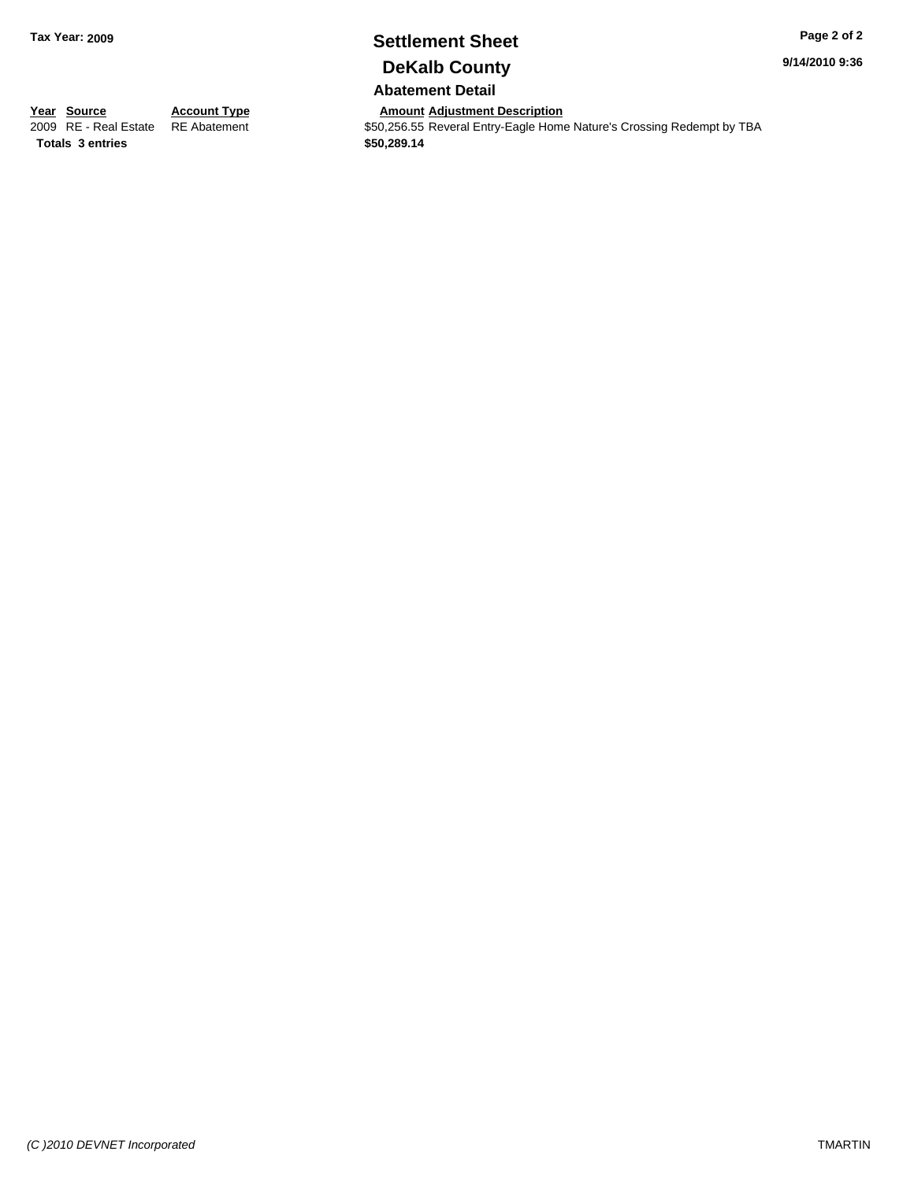**Tax Year: 2009**

# Settlement Sheet
## DeKalb County
### Abatement Detail

| Year | Source | Account Type | Amount | Adjustment Description |
| --- | --- | --- | --- | --- |
| 2009 | RE - Real Estate | RE Abatement | $50,256.55 | Reveral Entry-Eagle Home Nature's Crossing Redempt by TBA |
| **Totals** | **3 entries** | | **$50,289.14** | |

*(C )2010 DEVNET Incorporated* TMARTIN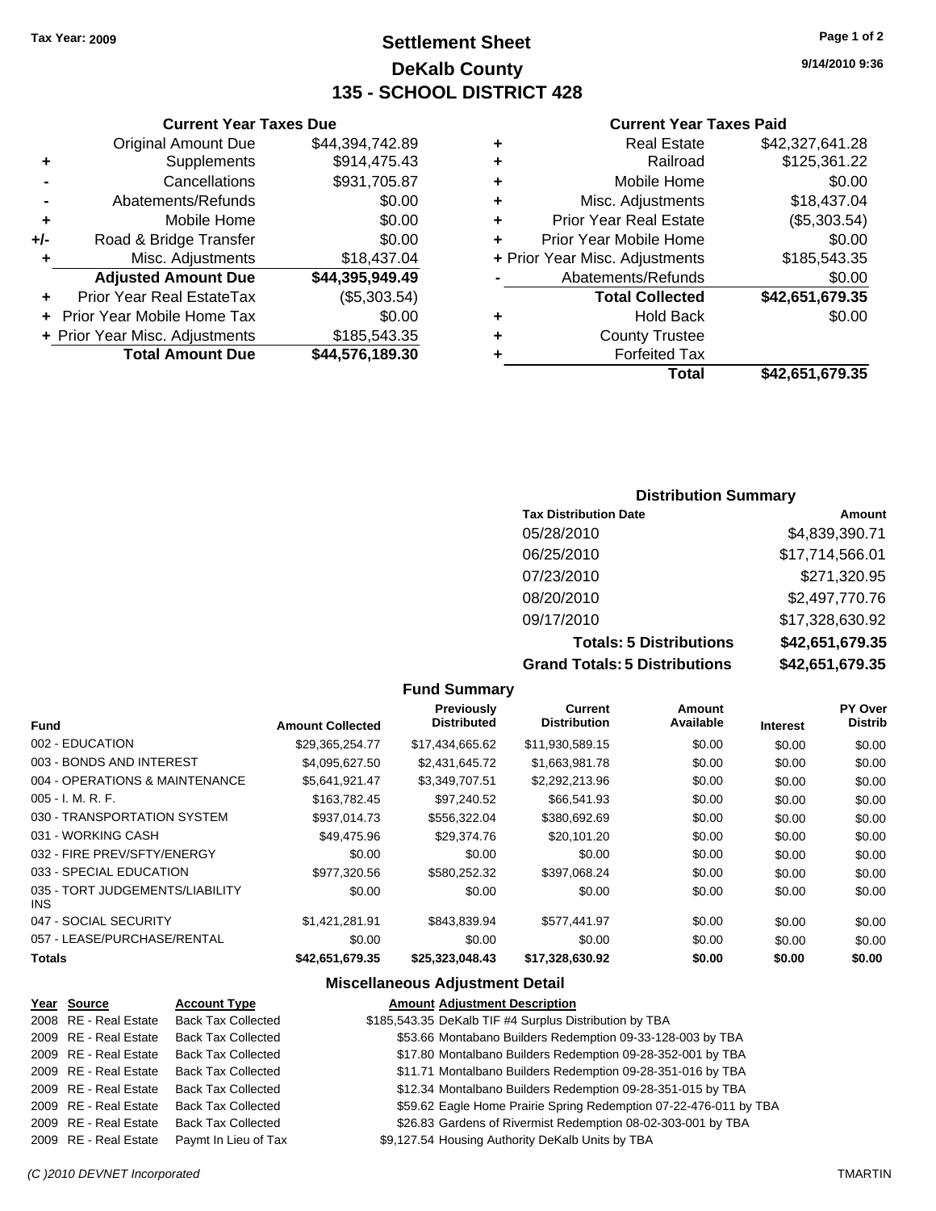Tax Year: 2009

# Settlement Sheet
## DeKalb County
## 135 - SCHOOL DISTRICT 428

9/14/2010 9:36

### Current Year Taxes Due

| | | |
|---|---|---|
| | Original Amount Due | $44,394,742.89 |
| + | Supplements | $914,475.43 |
| - | Cancellations | $931,705.87 |
| - | Abatements/Refunds | $0.00 |
| + | Mobile Home | $0.00 |
| +/- | Road & Bridge Transfer | $0.00 |
| + | Misc. Adjustments | $18,437.04 |
| | **Adjusted Amount Due** | **$44,395,949.49** |
| + | Prior Year Real EstateTax | ($5,303.54) |
| + | Prior Year Mobile Home Tax | $0.00 |
| + | Prior Year Misc. Adjustments | $185,543.35 |
| | **Total Amount Due** | **$44,576,189.30** |

### Current Year Taxes Paid

| | | |
|---|---|---|
| + | Real Estate | $42,327,641.28 |
| + | Railroad | $125,361.22 |
| + | Mobile Home | $0.00 |
| + | Misc. Adjustments | $18,437.04 |
| + | Prior Year Real Estate | ($5,303.54) |
| + | Prior Year Mobile Home | $0.00 |
| + | Prior Year Misc. Adjustments | $185,543.35 |
| - | Abatements/Refunds | $0.00 |
| | **Total Collected** | **$42,651,679.35** |
| + | Hold Back | $0.00 |
| + | County Trustee | |
| + | Forfeited Tax | |
| | **Total** | **$42,651,679.35** |

### Distribution Summary

| Tax Distribution Date | Amount |
|---|---|
| 05/28/2010 | $4,839,390.71 |
| 06/25/2010 | $17,714,566.01 |
| 07/23/2010 | $271,320.95 |
| 08/20/2010 | $2,497,770.76 |
| 09/17/2010 | $17,328,630.92 |
| **Totals: 5 Distributions** | **$42,651,679.35** |
| **Grand Totals: 5 Distributions** | **$42,651,679.35** |

### Fund Summary

| Fund | Amount Collected | Previously Distributed | Current Distribution | Amount Available | Interest | PY Over Distrib |
|---|---|---|---|---|---|---|
| 002 - EDUCATION | $29,365,254.77 | $17,434,665.62 | $11,930,589.15 | $0.00 | $0.00 | $0.00 |
| 003 - BONDS AND INTEREST | $4,095,627.50 | $2,431,645.72 | $1,663,981.78 | $0.00 | $0.00 | $0.00 |
| 004 - OPERATIONS & MAINTENANCE | $5,641,921.47 | $3,349,707.51 | $2,292,213.96 | $0.00 | $0.00 | $0.00 |
| 005 - I. M. R. F. | $163,782.45 | $97,240.52 | $66,541.93 | $0.00 | $0.00 | $0.00 |
| 030 - TRANSPORTATION SYSTEM | $937,014.73 | $556,322.04 | $380,692.69 | $0.00 | $0.00 | $0.00 |
| 031 - WORKING CASH | $49,475.96 | $29,374.76 | $20,101.20 | $0.00 | $0.00 | $0.00 |
| 032 - FIRE PREV/SFTY/ENERGY | $0.00 | $0.00 | $0.00 | $0.00 | $0.00 | $0.00 |
| 033 - SPECIAL EDUCATION | $977,320.56 | $580,252.32 | $397,068.24 | $0.00 | $0.00 | $0.00 |
| 035 - TORT JUDGEMENTS/LIABILITY INS | $0.00 | $0.00 | $0.00 | $0.00 | $0.00 | $0.00 |
| 047 - SOCIAL SECURITY | $1,421,281.91 | $843,839.94 | $577,441.97 | $0.00 | $0.00 | $0.00 |
| 057 - LEASE/PURCHASE/RENTAL | $0.00 | $0.00 | $0.00 | $0.00 | $0.00 | $0.00 |
| **Totals** | **$42,651,679.35** | **$25,323,048.43** | **$17,328,630.92** | **$0.00** | **$0.00** | **$0.00** |

### Miscellaneous Adjustment Detail

| Year | Source | Account Type | Amount | Adjustment Description |
|---|---|---|---|---|
| 2008 | RE - Real Estate | Back Tax Collected | $185,543.35 | DeKalb TIF #4 Surplus Distribution by TBA |
| 2009 | RE - Real Estate | Back Tax Collected | $53.66 | Montabano Builders Redemption 09-33-128-003 by TBA |
| 2009 | RE - Real Estate | Back Tax Collected | $17.80 | Montalbano Builders Redemption 09-28-352-001 by TBA |
| 2009 | RE - Real Estate | Back Tax Collected | $11.71 | Montalbano Builders Redemption 09-28-351-016 by TBA |
| 2009 | RE - Real Estate | Back Tax Collected | $12.34 | Montalbano Builders Redemption 09-28-351-015 by TBA |
| 2009 | RE - Real Estate | Back Tax Collected | $59.62 | Eagle Home Prairie Spring Redemption 07-22-476-011 by TBA |
| 2009 | RE - Real Estate | Back Tax Collected | $26.83 | Gardens of Rivermist Redemption 08-02-303-001 by TBA |
| 2009 | RE - Real Estate | Paymt In Lieu of Tax | $9,127.54 | Housing Authority DeKalb Units by TBA |

(C )2010 DEVNET Incorporated — TMARTIN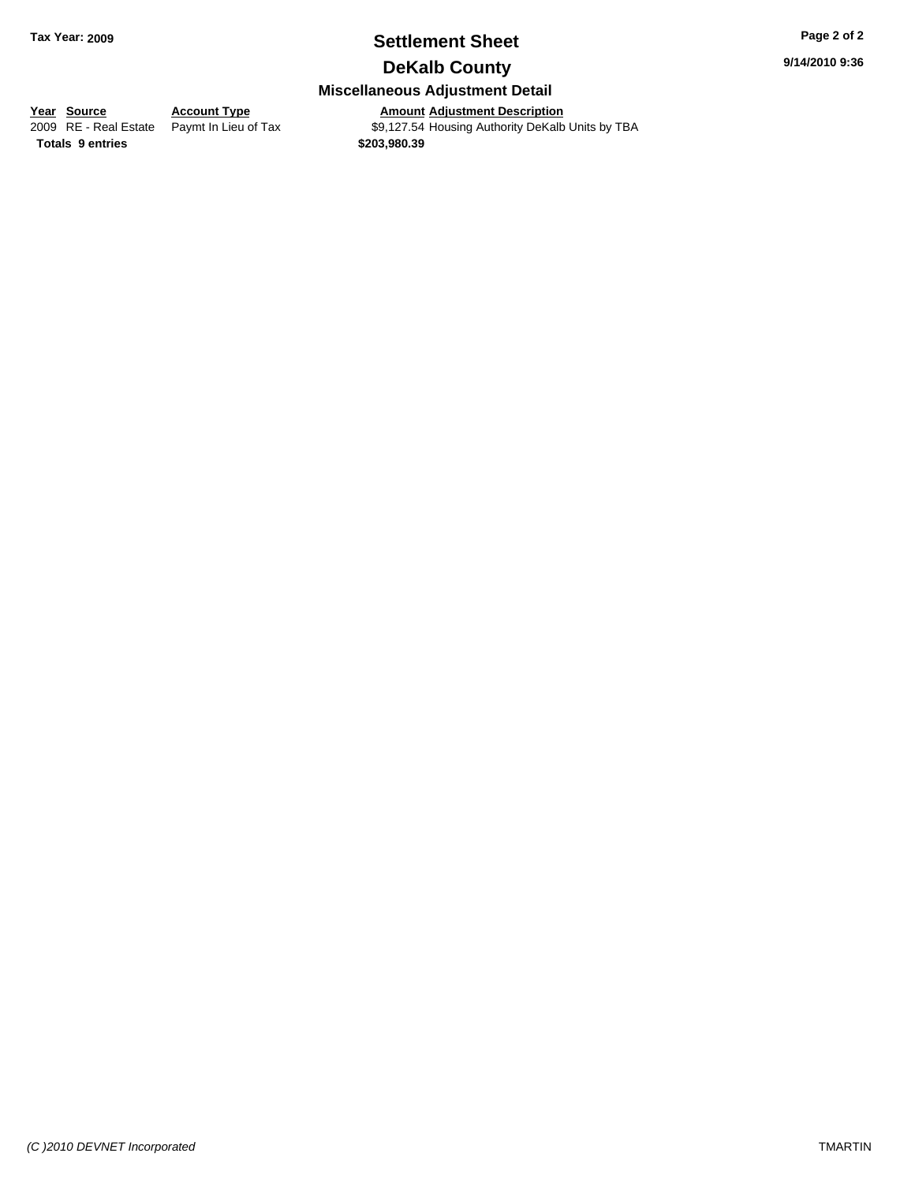# Settlement Sheet

## DeKalb County

### Miscellaneous Adjustment Detail

| Year | Source | Account Type | Amount | Adjustment Description |
|---|---|---|---|---|
| 2009 | RE - Real Estate | Paymt In Lieu of Tax | $9,127.54 | Housing Authority DeKalb Units by TBA |
| **Totals** | **9 entries** | | **$203,980.39** | |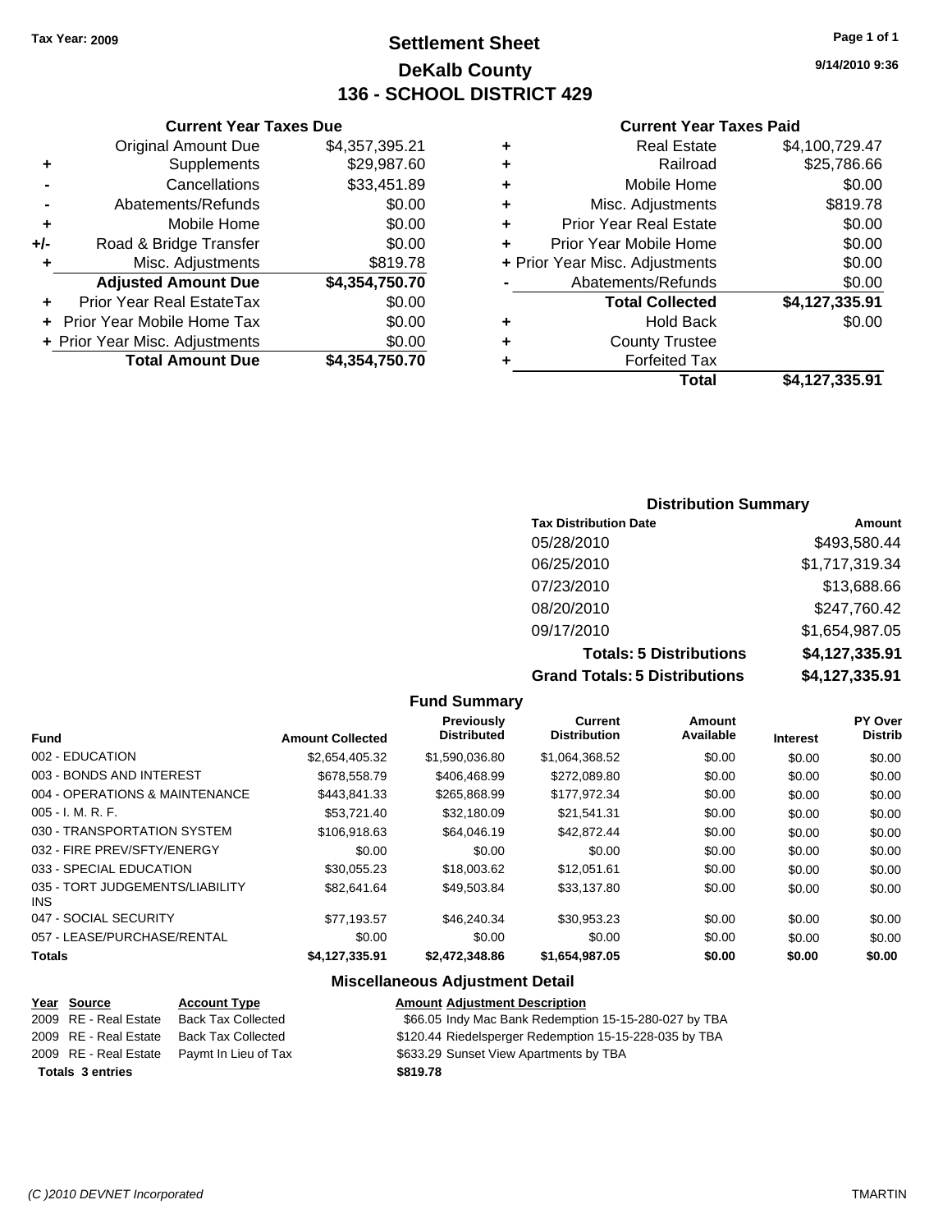Tax Year: 2009

# Settlement Sheet
## DeKalb County
## 136 - SCHOOL DISTRICT 429

9/14/2010 9:36

### Current Year Taxes Due

| | | |
|---|---|---|
| | Original Amount Due | $4,357,395.21 |
| + | Supplements | $29,987.60 |
| - | Cancellations | $33,451.89 |
| - | Abatements/Refunds | $0.00 |
| + | Mobile Home | $0.00 |
| +/- | Road & Bridge Transfer | $0.00 |
| + | Misc. Adjustments | $819.78 |
| | **Adjusted Amount Due** | **$4,354,750.70** |
| + | Prior Year Real EstateTax | $0.00 |
| + | Prior Year Mobile Home Tax | $0.00 |
| + | Prior Year Misc. Adjustments | $0.00 |
| | **Total Amount Due** | **$4,354,750.70** |

### Current Year Taxes Paid

| | | |
|---|---|---|
| + | Real Estate | $4,100,729.47 |
| + | Railroad | $25,786.66 |
| + | Mobile Home | $0.00 |
| + | Misc. Adjustments | $819.78 |
| + | Prior Year Real Estate | $0.00 |
| + | Prior Year Mobile Home | $0.00 |
| + | Prior Year Misc. Adjustments | $0.00 |
| - | Abatements/Refunds | $0.00 |
| | **Total Collected** | **$4,127,335.91** |
| + | Hold Back | $0.00 |
| + | County Trustee | |
| + | Forfeited Tax | |
| | **Total** | **$4,127,335.91** |

### Distribution Summary

| Tax Distribution Date | Amount |
|---|---|
| 05/28/2010 | $493,580.44 |
| 06/25/2010 | $1,717,319.34 |
| 07/23/2010 | $13,688.66 |
| 08/20/2010 | $247,760.42 |
| 09/17/2010 | $1,654,987.05 |
| **Totals: 5 Distributions** | **$4,127,335.91** |
| **Grand Totals: 5 Distributions** | **$4,127,335.91** |

### Fund Summary

| Fund | Amount Collected | Previously Distributed | Current Distribution | Amount Available | Interest | PY Over Distrib |
|---|---|---|---|---|---|---|
| 002 - EDUCATION | $2,654,405.32 | $1,590,036.80 | $1,064,368.52 | $0.00 | $0.00 | $0.00 |
| 003 - BONDS AND INTEREST | $678,558.79 | $406,468.99 | $272,089.80 | $0.00 | $0.00 | $0.00 |
| 004 - OPERATIONS & MAINTENANCE | $443,841.33 | $265,868.99 | $177,972.34 | $0.00 | $0.00 | $0.00 |
| 005 - I. M. R. F. | $53,721.40 | $32,180.09 | $21,541.31 | $0.00 | $0.00 | $0.00 |
| 030 - TRANSPORTATION SYSTEM | $106,918.63 | $64,046.19 | $42,872.44 | $0.00 | $0.00 | $0.00 |
| 032 - FIRE PREV/SFTY/ENERGY | $0.00 | $0.00 | $0.00 | $0.00 | $0.00 | $0.00 |
| 033 - SPECIAL EDUCATION | $30,055.23 | $18,003.62 | $12,051.61 | $0.00 | $0.00 | $0.00 |
| 035 - TORT JUDGEMENTS/LIABILITY INS | $82,641.64 | $49,503.84 | $33,137.80 | $0.00 | $0.00 | $0.00 |
| 047 - SOCIAL SECURITY | $77,193.57 | $46,240.34 | $30,953.23 | $0.00 | $0.00 | $0.00 |
| 057 - LEASE/PURCHASE/RENTAL | $0.00 | $0.00 | $0.00 | $0.00 | $0.00 | $0.00 |
| **Totals** | **$4,127,335.91** | **$2,472,348.86** | **$1,654,987.05** | **$0.00** | **$0.00** | **$0.00** |

### Miscellaneous Adjustment Detail

| Year | Source | Account Type | Amount | Adjustment Description |
|---|---|---|---|---|
| 2009 | RE - Real Estate | Back Tax Collected | $66.05 | Indy Mac Bank Redemption 15-15-280-027 by TBA |
| 2009 | RE - Real Estate | Back Tax Collected | $120.44 | Riedelsperger Redemption 15-15-228-035 by TBA |
| 2009 | RE - Real Estate | Paymt In Lieu of Tax | $633.29 | Sunset View Apartments by TBA |
| **Totals** | **3 entries** | | **$819.78** | |

(C )2010 DEVNET Incorporated TMARTIN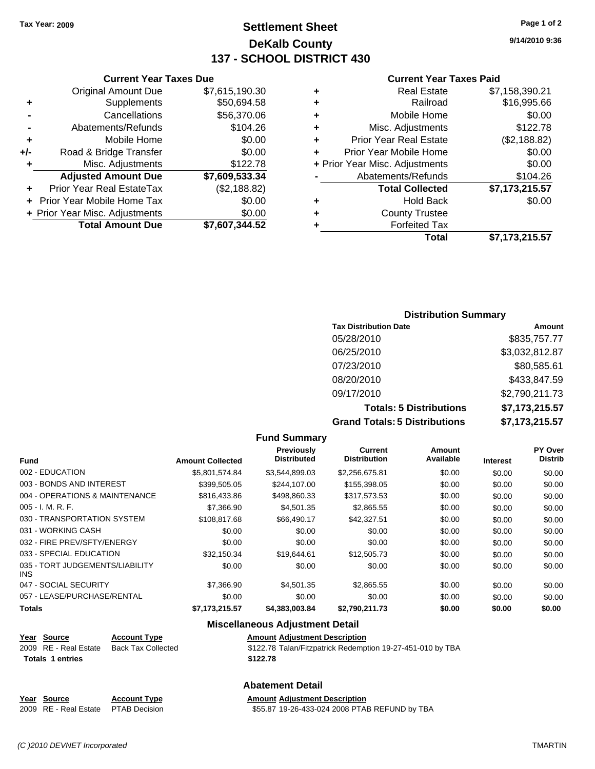**Tax Year: 2009**

# Settlement Sheet
## DeKalb County
## 137 - SCHOOL DISTRICT 430

9/14/2010 9:36

### Current Year Taxes Due

| | | |
|---|---|---|
| | Original Amount Due | $7,615,190.30 |
| + | Supplements | $50,694.58 |
| - | Cancellations | $56,370.06 |
| - | Abatements/Refunds | $104.26 |
| + | Mobile Home | $0.00 |
| +/- | Road & Bridge Transfer | $0.00 |
| + | Misc. Adjustments | $122.78 |
| | **Adjusted Amount Due** | **$7,609,533.34** |
| + | Prior Year Real EstateTax | ($2,188.82) |
| + | Prior Year Mobile Home Tax | $0.00 |
| + | Prior Year Misc. Adjustments | $0.00 |
| | **Total Amount Due** | **$7,607,344.52** |

### Current Year Taxes Paid

| | | |
|---|---|---|
| + | Real Estate | $7,158,390.21 |
| + | Railroad | $16,995.66 |
| + | Mobile Home | $0.00 |
| + | Misc. Adjustments | $122.78 |
| + | Prior Year Real Estate | ($2,188.82) |
| + | Prior Year Mobile Home | $0.00 |
| + | Prior Year Misc. Adjustments | $0.00 |
| - | Abatements/Refunds | $104.26 |
| | **Total Collected** | **$7,173,215.57** |
| + | Hold Back | $0.00 |
| + | County Trustee | |
| + | Forfeited Tax | |
| | **Total** | **$7,173,215.57** |

### Distribution Summary

| Tax Distribution Date | Amount |
|---|---|
| 05/28/2010 | $835,757.77 |
| 06/25/2010 | $3,032,812.87 |
| 07/23/2010 | $80,585.61 |
| 08/20/2010 | $433,847.59 |
| 09/17/2010 | $2,790,211.73 |
| **Totals: 5 Distributions** | **$7,173,215.57** |
| **Grand Totals: 5 Distributions** | **$7,173,215.57** |

### Fund Summary

| Fund | Amount Collected | Previously Distributed | Current Distribution | Amount Available | Interest | PY Over Distrib |
|---|---|---|---|---|---|---|
| 002 - EDUCATION | $5,801,574.84 | $3,544,899.03 | $2,256,675.81 | $0.00 | $0.00 | $0.00 |
| 003 - BONDS AND INTEREST | $399,505.05 | $244,107.00 | $155,398.05 | $0.00 | $0.00 | $0.00 |
| 004 - OPERATIONS & MAINTENANCE | $816,433.86 | $498,860.33 | $317,573.53 | $0.00 | $0.00 | $0.00 |
| 005 - I. M. R. F. | $7,366.90 | $4,501.35 | $2,865.55 | $0.00 | $0.00 | $0.00 |
| 030 - TRANSPORTATION SYSTEM | $108,817.68 | $66,490.17 | $42,327.51 | $0.00 | $0.00 | $0.00 |
| 031 - WORKING CASH | $0.00 | $0.00 | $0.00 | $0.00 | $0.00 | $0.00 |
| 032 - FIRE PREV/SFTY/ENERGY | $0.00 | $0.00 | $0.00 | $0.00 | $0.00 | $0.00 |
| 033 - SPECIAL EDUCATION | $32,150.34 | $19,644.61 | $12,505.73 | $0.00 | $0.00 | $0.00 |
| 035 - TORT JUDGEMENTS/LIABILITY INS | $0.00 | $0.00 | $0.00 | $0.00 | $0.00 | $0.00 |
| 047 - SOCIAL SECURITY | $7,366.90 | $4,501.35 | $2,865.55 | $0.00 | $0.00 | $0.00 |
| 057 - LEASE/PURCHASE/RENTAL | $0.00 | $0.00 | $0.00 | $0.00 | $0.00 | $0.00 |
| **Totals** | **$7,173,215.57** | **$4,383,003.84** | **$2,790,211.73** | **$0.00** | **$0.00** | **$0.00** |

### Miscellaneous Adjustment Detail

| Year | Source | Account Type | Amount | Adjustment Description |
|---|---|---|---|---|
| 2009 | RE - Real Estate | Back Tax Collected | $122.78 | Talan/Fitzpatrick Redemption 19-27-451-010 by TBA |
| **Totals** | **1 entries** | | **$122.78** | |

### Abatement Detail

| Year | Source | Account Type | Amount | Adjustment Description |
|---|---|---|---|---|
| 2009 | RE - Real Estate | PTAB Decision | $55.87 | 19-26-433-024 2008 PTAB REFUND by TBA |

*(C )2010 DEVNET Incorporated* TMARTIN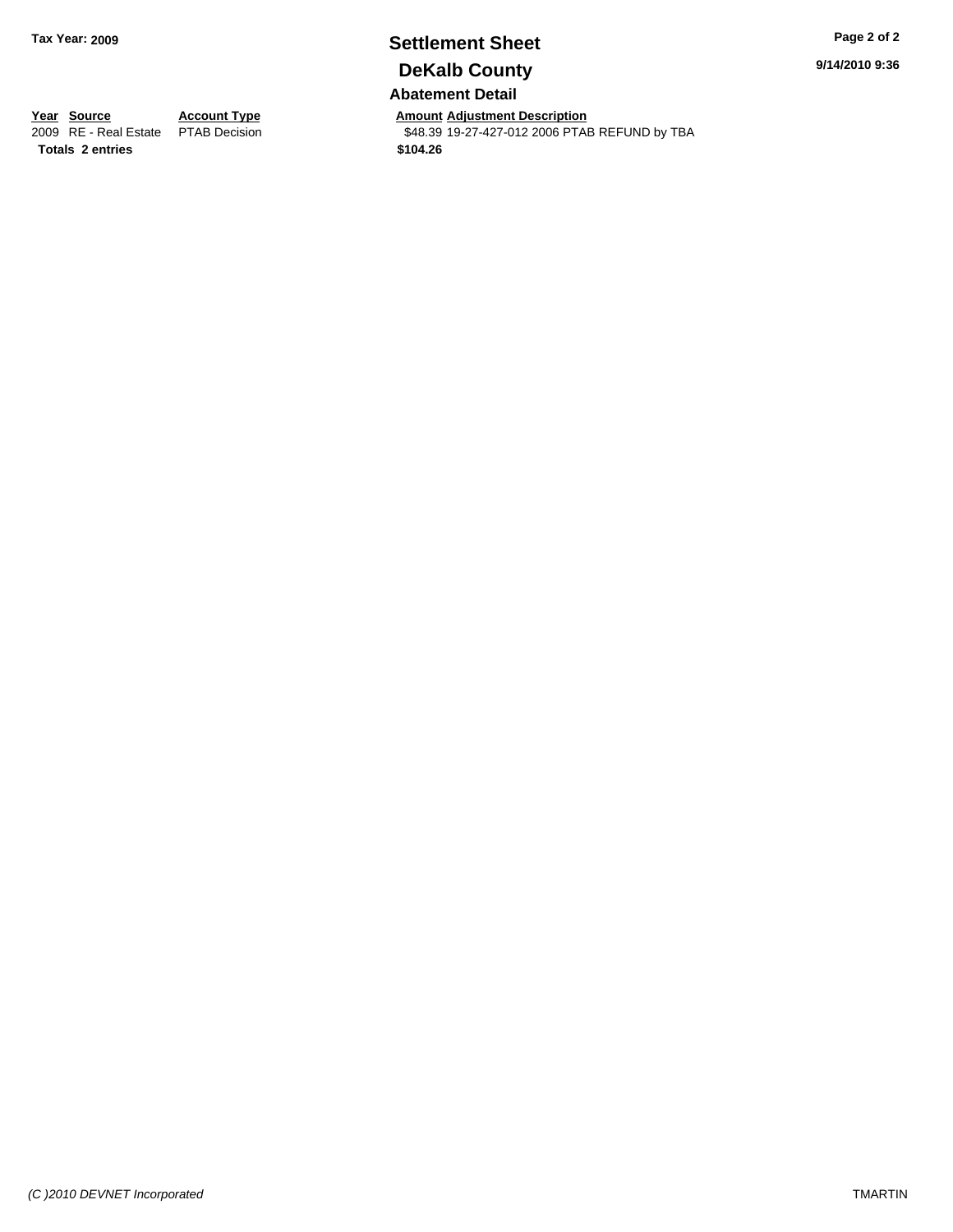**Tax Year: 2009**

# Settlement Sheet

## DeKalb County

### Abatement Detail

| Year | Source | Account Type | Amount | Adjustment Description |
|---|---|---|---|---|
| 2009 | RE - Real Estate | PTAB Decision | $48.39 | 19-27-427-012 2006 PTAB REFUND by TBA |
| **Totals** | **2 entries** | | **$104.26** | |

**9/14/2010 9:36**

*(C )2010 DEVNET Incorporated*

TMARTIN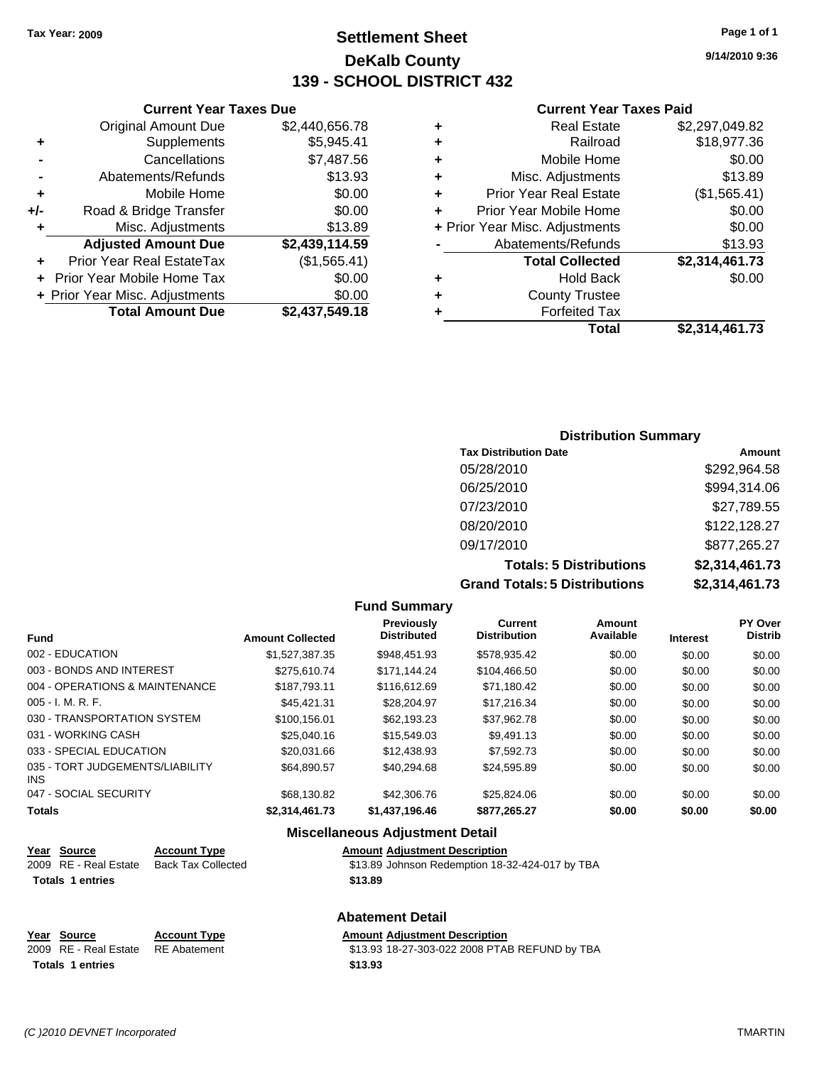Tax Year: 2009

# Settlement Sheet
## DeKalb County
## 139 - SCHOOL DISTRICT 432

9/14/2010 9:36

### Current Year Taxes Due

| | | |
|---|---|---|
| | Original Amount Due | $2,440,656.78 |
| + | Supplements | $5,945.41 |
| - | Cancellations | $7,487.56 |
| - | Abatements/Refunds | $13.93 |
| + | Mobile Home | $0.00 |
| +/- | Road & Bridge Transfer | $0.00 |
| + | Misc. Adjustments | $13.89 |
| | **Adjusted Amount Due** | **$2,439,114.59** |
| + | Prior Year Real EstateTax | ($1,565.41) |
| + | Prior Year Mobile Home Tax | $0.00 |
| + | Prior Year Misc. Adjustments | $0.00 |
| | **Total Amount Due** | **$2,437,549.18** |

### Current Year Taxes Paid

| | | |
|---|---|---|
| + | Real Estate | $2,297,049.82 |
| + | Railroad | $18,977.36 |
| + | Mobile Home | $0.00 |
| + | Misc. Adjustments | $13.89 |
| + | Prior Year Real Estate | ($1,565.41) |
| + | Prior Year Mobile Home | $0.00 |
| + | Prior Year Misc. Adjustments | $0.00 |
| - | Abatements/Refunds | $13.93 |
| | **Total Collected** | **$2,314,461.73** |
| + | Hold Back | $0.00 |
| + | County Trustee | |
| + | Forfeited Tax | |
| | **Total** | **$2,314,461.73** |

### Distribution Summary

| Tax Distribution Date | Amount |
|---|---|
| 05/28/2010 | $292,964.58 |
| 06/25/2010 | $994,314.06 |
| 07/23/2010 | $27,789.55 |
| 08/20/2010 | $122,128.27 |
| 09/17/2010 | $877,265.27 |
| **Totals: 5 Distributions** | **$2,314,461.73** |
| **Grand Totals: 5 Distributions** | **$2,314,461.73** |

### Fund Summary

| Fund | Amount Collected | Previously Distributed | Current Distribution | Amount Available | Interest | PY Over Distrib |
|---|---|---|---|---|---|---|
| 002 - EDUCATION | $1,527,387.35 | $948,451.93 | $578,935.42 | $0.00 | $0.00 | $0.00 |
| 003 - BONDS AND INTEREST | $275,610.74 | $171,144.24 | $104,466.50 | $0.00 | $0.00 | $0.00 |
| 004 - OPERATIONS & MAINTENANCE | $187,793.11 | $116,612.69 | $71,180.42 | $0.00 | $0.00 | $0.00 |
| 005 - I. M. R. F. | $45,421.31 | $28,204.97 | $17,216.34 | $0.00 | $0.00 | $0.00 |
| 030 - TRANSPORTATION SYSTEM | $100,156.01 | $62,193.23 | $37,962.78 | $0.00 | $0.00 | $0.00 |
| 031 - WORKING CASH | $25,040.16 | $15,549.03 | $9,491.13 | $0.00 | $0.00 | $0.00 |
| 033 - SPECIAL EDUCATION | $20,031.66 | $12,438.93 | $7,592.73 | $0.00 | $0.00 | $0.00 |
| 035 - TORT JUDGEMENTS/LIABILITY INS | $64,890.57 | $40,294.68 | $24,595.89 | $0.00 | $0.00 | $0.00 |
| 047 - SOCIAL SECURITY | $68,130.82 | $42,306.76 | $25,824.06 | $0.00 | $0.00 | $0.00 |
| **Totals** | **$2,314,461.73** | **$1,437,196.46** | **$877,265.27** | **$0.00** | **$0.00** | **$0.00** |

### Miscellaneous Adjustment Detail

| Year | Source | Account Type | Amount | Adjustment Description |
|---|---|---|---|---|
| 2009 | RE - Real Estate | Back Tax Collected | $13.89 | Johnson Redemption 18-32-424-017 by TBA |
| **Totals 1 entries** | | | **$13.89** | |

### Abatement Detail

| Year | Source | Account Type | Amount | Adjustment Description |
|---|---|---|---|---|
| 2009 | RE - Real Estate | RE Abatement | $13.93 | 18-27-303-022 2008 PTAB REFUND by TBA |
| **Totals 1 entries** | | | **$13.93** | |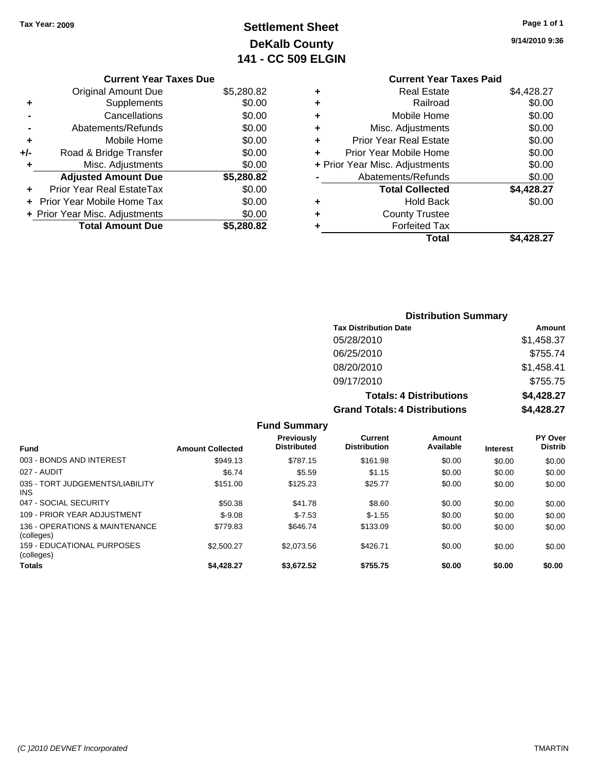**Tax Year: 2009**

# Settlement Sheet
## DeKalb County
## 141 - CC 509 ELGIN

9/14/2010 9:36

### Current Year Taxes Due

| | | |
|---|---|---|
| | Original Amount Due | $5,280.82 |
| + | Supplements | $0.00 |
| - | Cancellations | $0.00 |
| - | Abatements/Refunds | $0.00 |
| + | Mobile Home | $0.00 |
| +/- | Road & Bridge Transfer | $0.00 |
| + | Misc. Adjustments | $0.00 |
| | **Adjusted Amount Due** | **$5,280.82** |
| + | Prior Year Real EstateTax | $0.00 |
| + | Prior Year Mobile Home Tax | $0.00 |
| + | Prior Year Misc. Adjustments | $0.00 |
| | **Total Amount Due** | **$5,280.82** |

### Current Year Taxes Paid

| | | |
|---|---|---|
| + | Real Estate | $4,428.27 |
| + | Railroad | $0.00 |
| + | Mobile Home | $0.00 |
| + | Misc. Adjustments | $0.00 |
| + | Prior Year Real Estate | $0.00 |
| + | Prior Year Mobile Home | $0.00 |
| + | Prior Year Misc. Adjustments | $0.00 |
| - | Abatements/Refunds | $0.00 |
| | **Total Collected** | **$4,428.27** |
| + | Hold Back | $0.00 |
| + | County Trustee | |
| + | Forfeited Tax | |
| | **Total** | **$4,428.27** |

### Distribution Summary

| Tax Distribution Date | Amount |
|---|---|
| 05/28/2010 | $1,458.37 |
| 06/25/2010 | $755.74 |
| 08/20/2010 | $1,458.41 |
| 09/17/2010 | $755.75 |
| **Totals: 4 Distributions** | **$4,428.27** |
| **Grand Totals: 4 Distributions** | **$4,428.27** |

### Fund Summary

| Fund | Amount Collected | Previously Distributed | Current Distribution | Amount Available | Interest | PY Over Distrib |
|---|---|---|---|---|---|---|
| 003 - BONDS AND INTEREST | $949.13 | $787.15 | $161.98 | $0.00 | $0.00 | $0.00 |
| 027 - AUDIT | $6.74 | $5.59 | $1.15 | $0.00 | $0.00 | $0.00 |
| 035 - TORT JUDGEMENTS/LIABILITY INS | $151.00 | $125.23 | $25.77 | $0.00 | $0.00 | $0.00 |
| 047 - SOCIAL SECURITY | $50.38 | $41.78 | $8.60 | $0.00 | $0.00 | $0.00 |
| 109 - PRIOR YEAR ADJUSTMENT | $-9.08 | $-7.53 | $-1.55 | $0.00 | $0.00 | $0.00 |
| 136 - OPERATIONS & MAINTENANCE (colleges) | $779.83 | $646.74 | $133.09 | $0.00 | $0.00 | $0.00 |
| 159 - EDUCATIONAL PURPOSES (colleges) | $2,500.27 | $2,073.56 | $426.71 | $0.00 | $0.00 | $0.00 |
| **Totals** | **$4,428.27** | **$3,672.52** | **$755.75** | **$0.00** | **$0.00** | **$0.00** |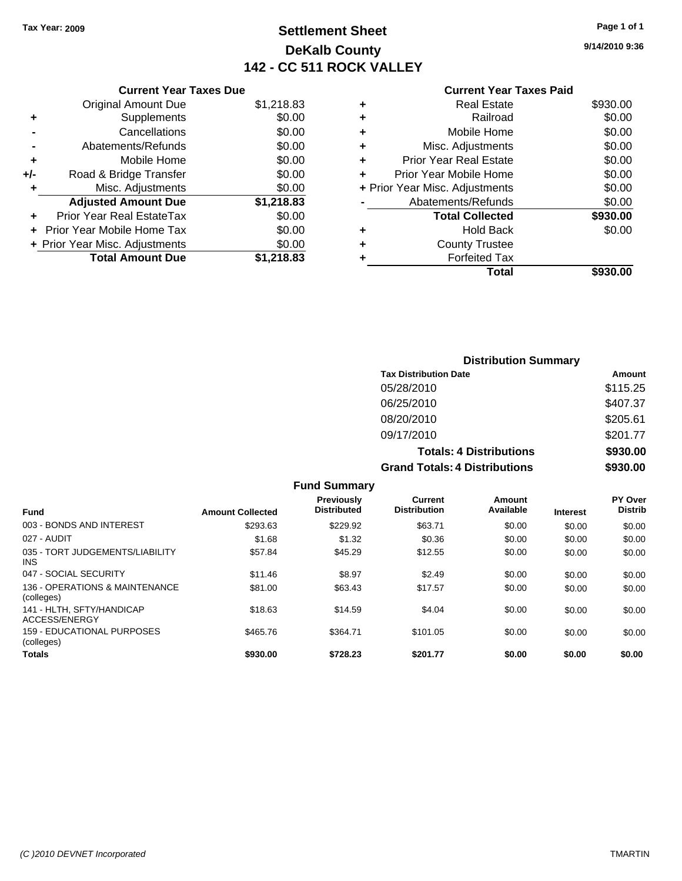**Tax Year: 2009**

# Settlement Sheet
## DeKalb County
## 142 - CC 511 ROCK VALLEY

9/14/2010 9:36

### Current Year Taxes Due

| | | |
|---|---|---|
| | Original Amount Due | $1,218.83 |
| + | Supplements | $0.00 |
| - | Cancellations | $0.00 |
| - | Abatements/Refunds | $0.00 |
| + | Mobile Home | $0.00 |
| +/- | Road & Bridge Transfer | $0.00 |
| + | Misc. Adjustments | $0.00 |
| | **Adjusted Amount Due** | **$1,218.83** |
| + | Prior Year Real EstateTax | $0.00 |
| + | Prior Year Mobile Home Tax | $0.00 |
| + | Prior Year Misc. Adjustments | $0.00 |
| | **Total Amount Due** | **$1,218.83** |

### Current Year Taxes Paid

| | | |
|---|---|---|
| + | Real Estate | $930.00 |
| + | Railroad | $0.00 |
| + | Mobile Home | $0.00 |
| + | Misc. Adjustments | $0.00 |
| + | Prior Year Real Estate | $0.00 |
| + | Prior Year Mobile Home | $0.00 |
| + | Prior Year Misc. Adjustments | $0.00 |
| - | Abatements/Refunds | $0.00 |
| | **Total Collected** | **$930.00** |
| + | Hold Back | $0.00 |
| + | County Trustee | |
| + | Forfeited Tax | |
| | **Total** | **$930.00** |

### Distribution Summary

| Tax Distribution Date | Amount |
|---|---|
| 05/28/2010 | $115.25 |
| 06/25/2010 | $407.37 |
| 08/20/2010 | $205.61 |
| 09/17/2010 | $201.77 |
| **Totals: 4 Distributions** | **$930.00** |
| **Grand Totals: 4 Distributions** | **$930.00** |

### Fund Summary

| Fund | Amount Collected | Previously Distributed | Current Distribution | Amount Available | Interest | PY Over Distrib |
|---|---|---|---|---|---|---|
| 003 - BONDS AND INTEREST | $293.63 | $229.92 | $63.71 | $0.00 | $0.00 | $0.00 |
| 027 - AUDIT | $1.68 | $1.32 | $0.36 | $0.00 | $0.00 | $0.00 |
| 035 - TORT JUDGEMENTS/LIABILITY INS | $57.84 | $45.29 | $12.55 | $0.00 | $0.00 | $0.00 |
| 047 - SOCIAL SECURITY | $11.46 | $8.97 | $2.49 | $0.00 | $0.00 | $0.00 |
| 136 - OPERATIONS & MAINTENANCE (colleges) | $81.00 | $63.43 | $17.57 | $0.00 | $0.00 | $0.00 |
| 141 - HLTH, SFTY/HANDICAP ACCESS/ENERGY | $18.63 | $14.59 | $4.04 | $0.00 | $0.00 | $0.00 |
| 159 - EDUCATIONAL PURPOSES (colleges) | $465.76 | $364.71 | $101.05 | $0.00 | $0.00 | $0.00 |
| **Totals** | **$930.00** | **$728.23** | **$201.77** | **$0.00** | **$0.00** | **$0.00** |

(C )2010 DEVNET Incorporated — TMARTIN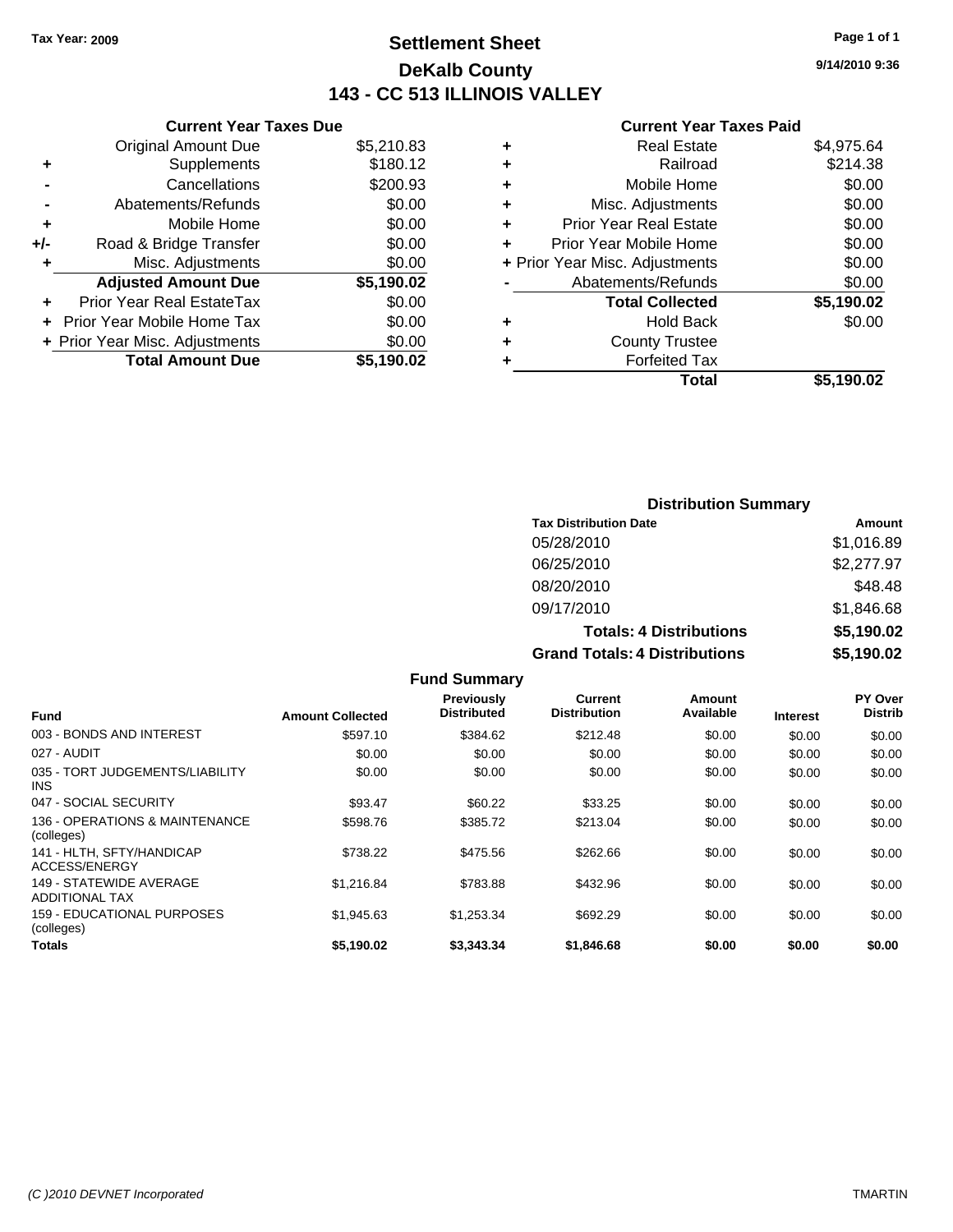Tax Year: 2009

# Settlement Sheet
## DeKalb County
## 143 - CC 513 ILLINOIS VALLEY

9/14/2010 9:36

### Current Year Taxes Due

| | | |
|---|---|---|
| | Original Amount Due | $5,210.83 |
| + | Supplements | $180.12 |
| - | Cancellations | $200.93 |
| - | Abatements/Refunds | $0.00 |
| + | Mobile Home | $0.00 |
| +/- | Road & Bridge Transfer | $0.00 |
| + | Misc. Adjustments | $0.00 |
| | **Adjusted Amount Due** | **$5,190.02** |
| + | Prior Year Real EstateTax | $0.00 |
| + | Prior Year Mobile Home Tax | $0.00 |
| + | Prior Year Misc. Adjustments | $0.00 |
| | **Total Amount Due** | **$5,190.02** |

### Current Year Taxes Paid

| | | |
|---|---|---|
| + | Real Estate | $4,975.64 |
| + | Railroad | $214.38 |
| + | Mobile Home | $0.00 |
| + | Misc. Adjustments | $0.00 |
| + | Prior Year Real Estate | $0.00 |
| + | Prior Year Mobile Home | $0.00 |
| + | Prior Year Misc. Adjustments | $0.00 |
| - | Abatements/Refunds | $0.00 |
| | **Total Collected** | **$5,190.02** |
| + | Hold Back | $0.00 |
| + | County Trustee | |
| + | Forfeited Tax | |
| | **Total** | **$5,190.02** |

### Distribution Summary

| Tax Distribution Date | Amount |
|---|---|
| 05/28/2010 | $1,016.89 |
| 06/25/2010 | $2,277.97 |
| 08/20/2010 | $48.48 |
| 09/17/2010 | $1,846.68 |
| **Totals: 4 Distributions** | **$5,190.02** |
| **Grand Totals: 4 Distributions** | **$5,190.02** |

### Fund Summary

| Fund | Amount Collected | Previously Distributed | Current Distribution | Amount Available | Interest | PY Over Distrib |
|---|---|---|---|---|---|---|
| 003 - BONDS AND INTEREST | $597.10 | $384.62 | $212.48 | $0.00 | $0.00 | $0.00 |
| 027 - AUDIT | $0.00 | $0.00 | $0.00 | $0.00 | $0.00 | $0.00 |
| 035 - TORT JUDGEMENTS/LIABILITY INS | $0.00 | $0.00 | $0.00 | $0.00 | $0.00 | $0.00 |
| 047 - SOCIAL SECURITY | $93.47 | $60.22 | $33.25 | $0.00 | $0.00 | $0.00 |
| 136 - OPERATIONS & MAINTENANCE (colleges) | $598.76 | $385.72 | $213.04 | $0.00 | $0.00 | $0.00 |
| 141 - HLTH, SFTY/HANDICAP ACCESS/ENERGY | $738.22 | $475.56 | $262.66 | $0.00 | $0.00 | $0.00 |
| 149 - STATEWIDE AVERAGE ADDITIONAL TAX | $1,216.84 | $783.88 | $432.96 | $0.00 | $0.00 | $0.00 |
| 159 - EDUCATIONAL PURPOSES (colleges) | $1,945.63 | $1,253.34 | $692.29 | $0.00 | $0.00 | $0.00 |
| **Totals** | **$5,190.02** | **$3,343.34** | **$1,846.68** | **$0.00** | **$0.00** | **$0.00** |

(C )2010 DEVNET Incorporated — TMARTIN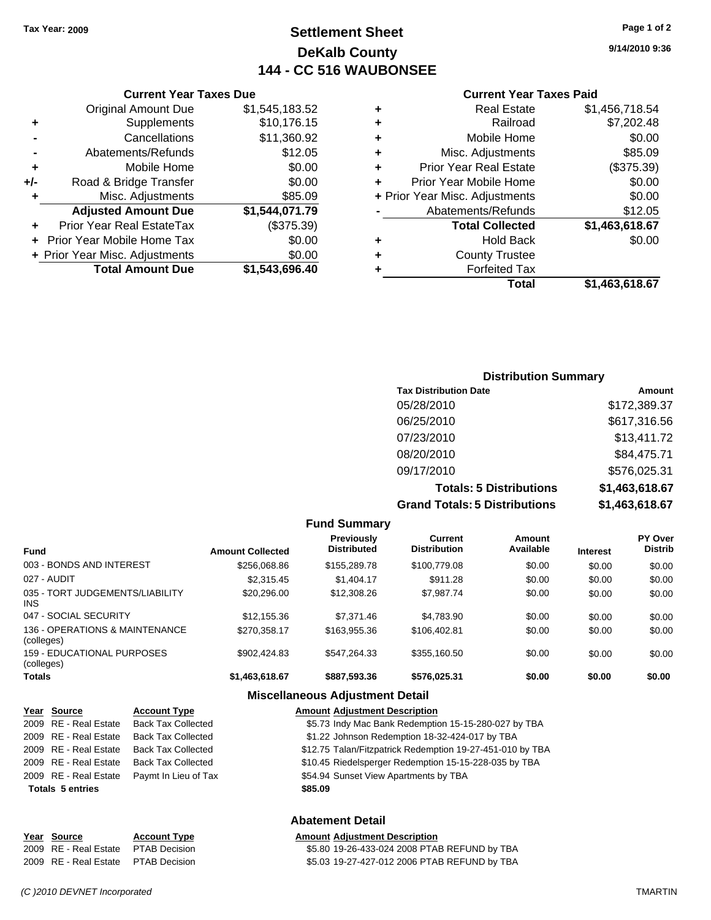Tax Year: 2009

# Settlement Sheet
## DeKalb County
## 144 - CC 516 WAUBONSEE

9/14/2010 9:36

### Current Year Taxes Due

| | | |
|---|---|---|
| | Original Amount Due | $1,545,183.52 |
| + | Supplements | $10,176.15 |
| - | Cancellations | $11,360.92 |
| - | Abatements/Refunds | $12.05 |
| + | Mobile Home | $0.00 |
| +/- | Road & Bridge Transfer | $0.00 |
| + | Misc. Adjustments | $85.09 |
| | **Adjusted Amount Due** | **$1,544,071.79** |
| + | Prior Year Real EstateTax | ($375.39) |
| + | Prior Year Mobile Home Tax | $0.00 |
| + | Prior Year Misc. Adjustments | $0.00 |
| | **Total Amount Due** | **$1,543,696.40** |

### Current Year Taxes Paid

| | | |
|---|---|---|
| + | Real Estate | $1,456,718.54 |
| + | Railroad | $7,202.48 |
| + | Mobile Home | $0.00 |
| + | Misc. Adjustments | $85.09 |
| + | Prior Year Real Estate | ($375.39) |
| + | Prior Year Mobile Home | $0.00 |
| + | Prior Year Misc. Adjustments | $0.00 |
| - | Abatements/Refunds | $12.05 |
| | **Total Collected** | **$1,463,618.67** |
| + | Hold Back | $0.00 |
| + | County Trustee | |
| + | Forfeited Tax | |
| | **Total** | **$1,463,618.67** |

### Distribution Summary

| Tax Distribution Date | Amount |
|---|---|
| 05/28/2010 | $172,389.37 |
| 06/25/2010 | $617,316.56 |
| 07/23/2010 | $13,411.72 |
| 08/20/2010 | $84,475.71 |
| 09/17/2010 | $576,025.31 |
| **Totals: 5 Distributions** | **$1,463,618.67** |
| **Grand Totals: 5 Distributions** | **$1,463,618.67** |

### Fund Summary

| Fund | Amount Collected | Previously Distributed | Current Distribution | Amount Available | Interest | PY Over Distrib |
|---|---|---|---|---|---|---|
| 003 - BONDS AND INTEREST | $256,068.86 | $155,289.78 | $100,779.08 | $0.00 | $0.00 | $0.00 |
| 027 - AUDIT | $2,315.45 | $1,404.17 | $911.28 | $0.00 | $0.00 | $0.00 |
| 035 - TORT JUDGEMENTS/LIABILITY INS | $20,296.00 | $12,308.26 | $7,987.74 | $0.00 | $0.00 | $0.00 |
| 047 - SOCIAL SECURITY | $12,155.36 | $7,371.46 | $4,783.90 | $0.00 | $0.00 | $0.00 |
| 136 - OPERATIONS & MAINTENANCE (colleges) | $270,358.17 | $163,955.36 | $106,402.81 | $0.00 | $0.00 | $0.00 |
| 159 - EDUCATIONAL PURPOSES (colleges) | $902,424.83 | $547,264.33 | $355,160.50 | $0.00 | $0.00 | $0.00 |
| **Totals** | **$1,463,618.67** | **$887,593.36** | **$576,025.31** | **$0.00** | **$0.00** | **$0.00** |

### Miscellaneous Adjustment Detail

| Year | Source | Account Type | Amount | Adjustment Description |
|---|---|---|---|---|
| 2009 | RE - Real Estate | Back Tax Collected | $5.73 | Indy Mac Bank Redemption 15-15-280-027 by TBA |
| 2009 | RE - Real Estate | Back Tax Collected | $1.22 | Johnson Redemption 18-32-424-017 by TBA |
| 2009 | RE - Real Estate | Back Tax Collected | $12.75 | Talan/Fitzpatrick Redemption 19-27-451-010 by TBA |
| 2009 | RE - Real Estate | Back Tax Collected | $10.45 | Riedelsperger Redemption 15-15-228-035 by TBA |
| 2009 | RE - Real Estate | Paymt In Lieu of Tax | $54.94 | Sunset View Apartments by TBA |
| **Totals 5 entries** | | | **$85.09** | |

### Abatement Detail

| Year | Source | Account Type | Amount | Adjustment Description |
|---|---|---|---|---|
| 2009 | RE - Real Estate | PTAB Decision | $5.80 | 19-26-433-024 2008 PTAB REFUND by TBA |
| 2009 | RE - Real Estate | PTAB Decision | $5.03 | 19-27-427-012 2006 PTAB REFUND by TBA |

*(C )2010 DEVNET Incorporated* TMARTIN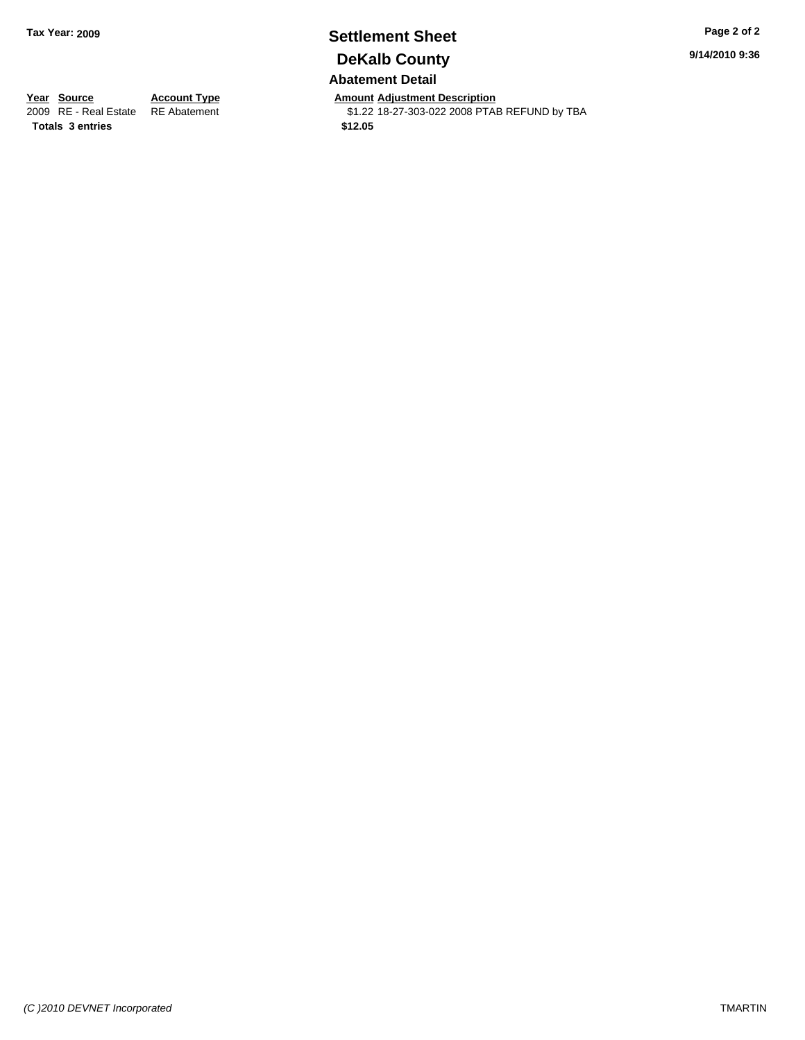# Settlement Sheet

## DeKalb County

### Abatement Detail

**Tax Year: 2009**

| Year | Source | Account Type | Amount | Adjustment Description |
|---|---|---|---|---|
| 2009 | RE - Real Estate | RE Abatement | $1.22 | 18-27-303-022 2008 PTAB REFUND by TBA |
| **Totals 3 entries** | | | **$12.05** | |

9/14/2010 9:36

(C )2010 DEVNET Incorporated

TMARTIN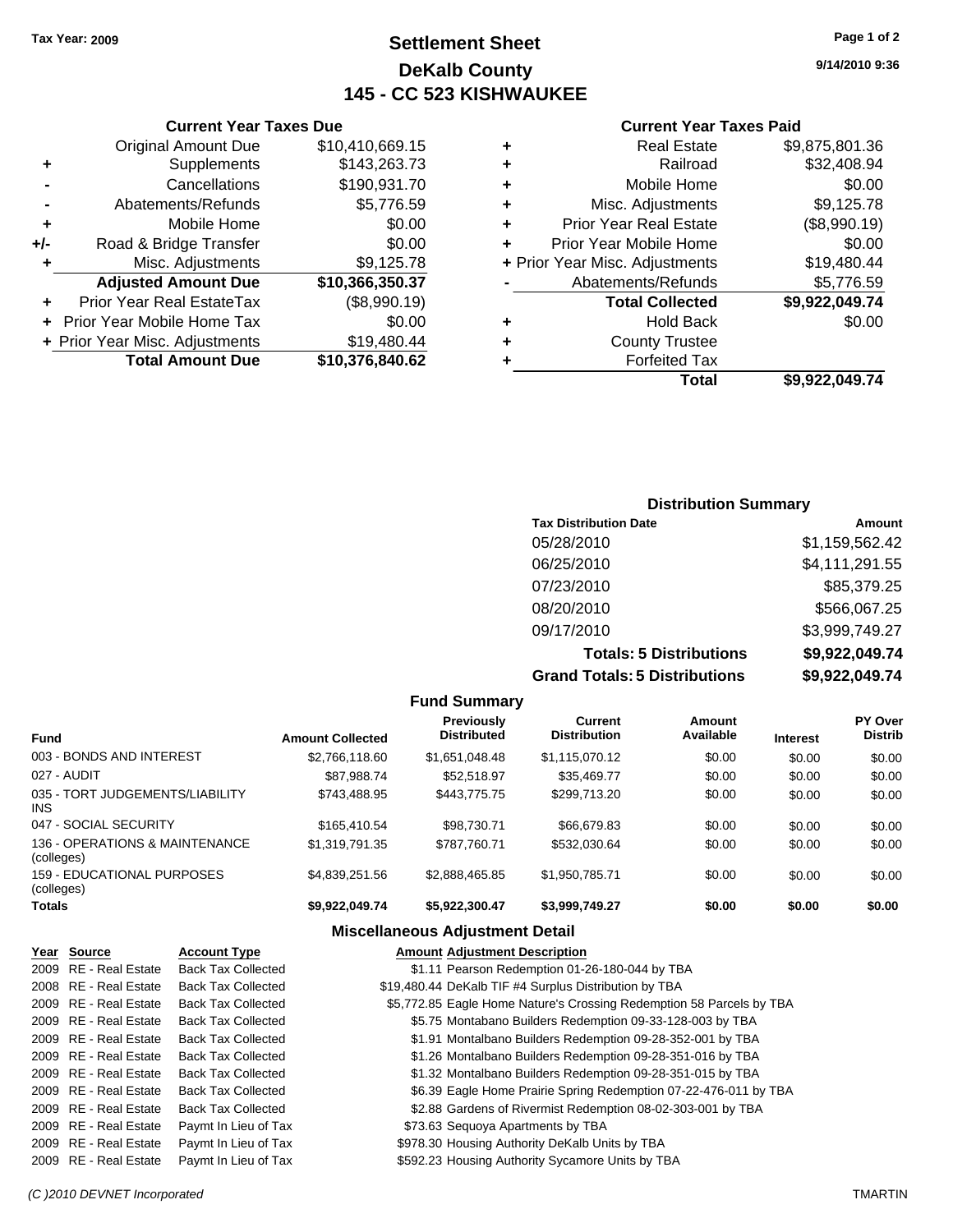**Tax Year: 2009**

# Settlement Sheet
## DeKalb County
## 145 - CC 523 KISHWAUKEE

9/14/2010 9:36

### Current Year Taxes Due

| | | |
|---|---|---|
| | Original Amount Due | $10,410,669.15 |
| + | Supplements | $143,263.73 |
| - | Cancellations | $190,931.70 |
| - | Abatements/Refunds | $5,776.59 |
| + | Mobile Home | $0.00 |
| +/- | Road & Bridge Transfer | $0.00 |
| + | Misc. Adjustments | $9,125.78 |
| | **Adjusted Amount Due** | **$10,366,350.37** |
| + | Prior Year Real EstateTax | ($8,990.19) |
| + | Prior Year Mobile Home Tax | $0.00 |
| + | Prior Year Misc. Adjustments | $19,480.44 |
| | **Total Amount Due** | **$10,376,840.62** |

### Current Year Taxes Paid

| | | |
|---|---|---|
| + | Real Estate | $9,875,801.36 |
| + | Railroad | $32,408.94 |
| + | Mobile Home | $0.00 |
| + | Misc. Adjustments | $9,125.78 |
| + | Prior Year Real Estate | ($8,990.19) |
| + | Prior Year Mobile Home | $0.00 |
| + | Prior Year Misc. Adjustments | $19,480.44 |
| - | Abatements/Refunds | $5,776.59 |
| | **Total Collected** | **$9,922,049.74** |
| + | Hold Back | $0.00 |
| + | County Trustee | |
| + | Forfeited Tax | |
| | **Total** | **$9,922,049.74** |

### Distribution Summary

| Tax Distribution Date | Amount |
|---|---|
| 05/28/2010 | $1,159,562.42 |
| 06/25/2010 | $4,111,291.55 |
| 07/23/2010 | $85,379.25 |
| 08/20/2010 | $566,067.25 |
| 09/17/2010 | $3,999,749.27 |
| **Totals: 5 Distributions** | **$9,922,049.74** |
| **Grand Totals: 5 Distributions** | **$9,922,049.74** |

### Fund Summary

| Fund | Amount Collected | Previously Distributed | Current Distribution | Amount Available | Interest | PY Over Distrib |
|---|---|---|---|---|---|---|
| 003 - BONDS AND INTEREST | $2,766,118.60 | $1,651,048.48 | $1,115,070.12 | $0.00 | $0.00 | $0.00 |
| 027 - AUDIT | $87,988.74 | $52,518.97 | $35,469.77 | $0.00 | $0.00 | $0.00 |
| 035 - TORT JUDGEMENTS/LIABILITY INS | $743,488.95 | $443,775.75 | $299,713.20 | $0.00 | $0.00 | $0.00 |
| 047 - SOCIAL SECURITY | $165,410.54 | $98,730.71 | $66,679.83 | $0.00 | $0.00 | $0.00 |
| 136 - OPERATIONS & MAINTENANCE (colleges) | $1,319,791.35 | $787,760.71 | $532,030.64 | $0.00 | $0.00 | $0.00 |
| 159 - EDUCATIONAL PURPOSES (colleges) | $4,839,251.56 | $2,888,465.85 | $1,950,785.71 | $0.00 | $0.00 | $0.00 |
| **Totals** | **$9,922,049.74** | **$5,922,300.47** | **$3,999,749.27** | **$0.00** | **$0.00** | **$0.00** |

### Miscellaneous Adjustment Detail

| Year | Source | Account Type | Amount | Adjustment Description |
|---|---|---|---|---|
| 2009 | RE - Real Estate | Back Tax Collected | $1.11 | Pearson Redemption 01-26-180-044 by TBA |
| 2008 | RE - Real Estate | Back Tax Collected | $19,480.44 | DeKalb TIF #4 Surplus Distribution by TBA |
| 2009 | RE - Real Estate | Back Tax Collected | $5,772.85 | Eagle Home Nature's Crossing Redemption 58 Parcels by TBA |
| 2009 | RE - Real Estate | Back Tax Collected | $5.75 | Montabano Builders Redemption 09-33-128-003 by TBA |
| 2009 | RE - Real Estate | Back Tax Collected | $1.91 | Montalbano Builders Redemption 09-28-352-001 by TBA |
| 2009 | RE - Real Estate | Back Tax Collected | $1.26 | Montalbano Builders Redemption 09-28-351-016 by TBA |
| 2009 | RE - Real Estate | Back Tax Collected | $1.32 | Montalbano Builders Redemption 09-28-351-015 by TBA |
| 2009 | RE - Real Estate | Back Tax Collected | $6.39 | Eagle Home Prairie Spring Redemption 07-22-476-011 by TBA |
| 2009 | RE - Real Estate | Back Tax Collected | $2.88 | Gardens of Rivermist Redemption 08-02-303-001 by TBA |
| 2009 | RE - Real Estate | Paymt In Lieu of Tax | $73.63 | Sequoya Apartments by TBA |
| 2009 | RE - Real Estate | Paymt In Lieu of Tax | $978.30 | Housing Authority DeKalb Units by TBA |
| 2009 | RE - Real Estate | Paymt In Lieu of Tax | $592.23 | Housing Authority Sycamore Units by TBA |

(C )2010 DEVNET Incorporated TMARTIN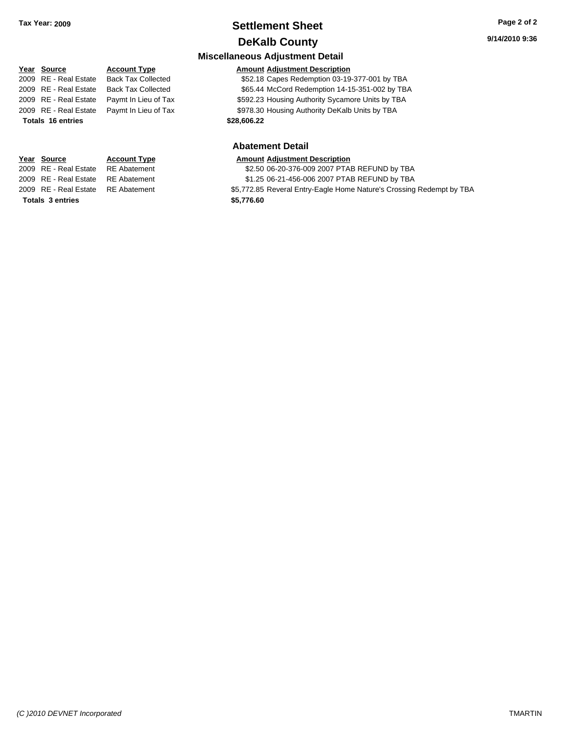# Settlement Sheet

## DeKalb County

**Tax Year: 2009**

### Miscellaneous Adjustment Detail

| Year | Source | Account Type | Amount | Adjustment Description |
|---|---|---|---|---|
| 2009 | RE - Real Estate | Back Tax Collected | $52.18 | Capes Redemption 03-19-377-001 by TBA |
| 2009 | RE - Real Estate | Back Tax Collected | $65.44 | McCord Redemption 14-15-351-002 by TBA |
| 2009 | RE - Real Estate | Paymt In Lieu of Tax | $592.23 | Housing Authority Sycamore Units by TBA |
| 2009 | RE - Real Estate | Paymt In Lieu of Tax | $978.30 | Housing Authority DeKalb Units by TBA |
| **Totals 16 entries** | | | **$28,606.22** | |

### Abatement Detail

| Year | Source | Account Type | Amount | Adjustment Description |
|---|---|---|---|---|
| 2009 | RE - Real Estate | RE Abatement | $2.50 | 06-20-376-009 2007 PTAB REFUND by TBA |
| 2009 | RE - Real Estate | RE Abatement | $1.25 | 06-21-456-006 2007 PTAB REFUND by TBA |
| 2009 | RE - Real Estate | RE Abatement | $5,772.85 | Reveral Entry-Eagle Home Nature's Crossing Redempt by TBA |
| **Totals 3 entries** | | | **$5,776.60** | |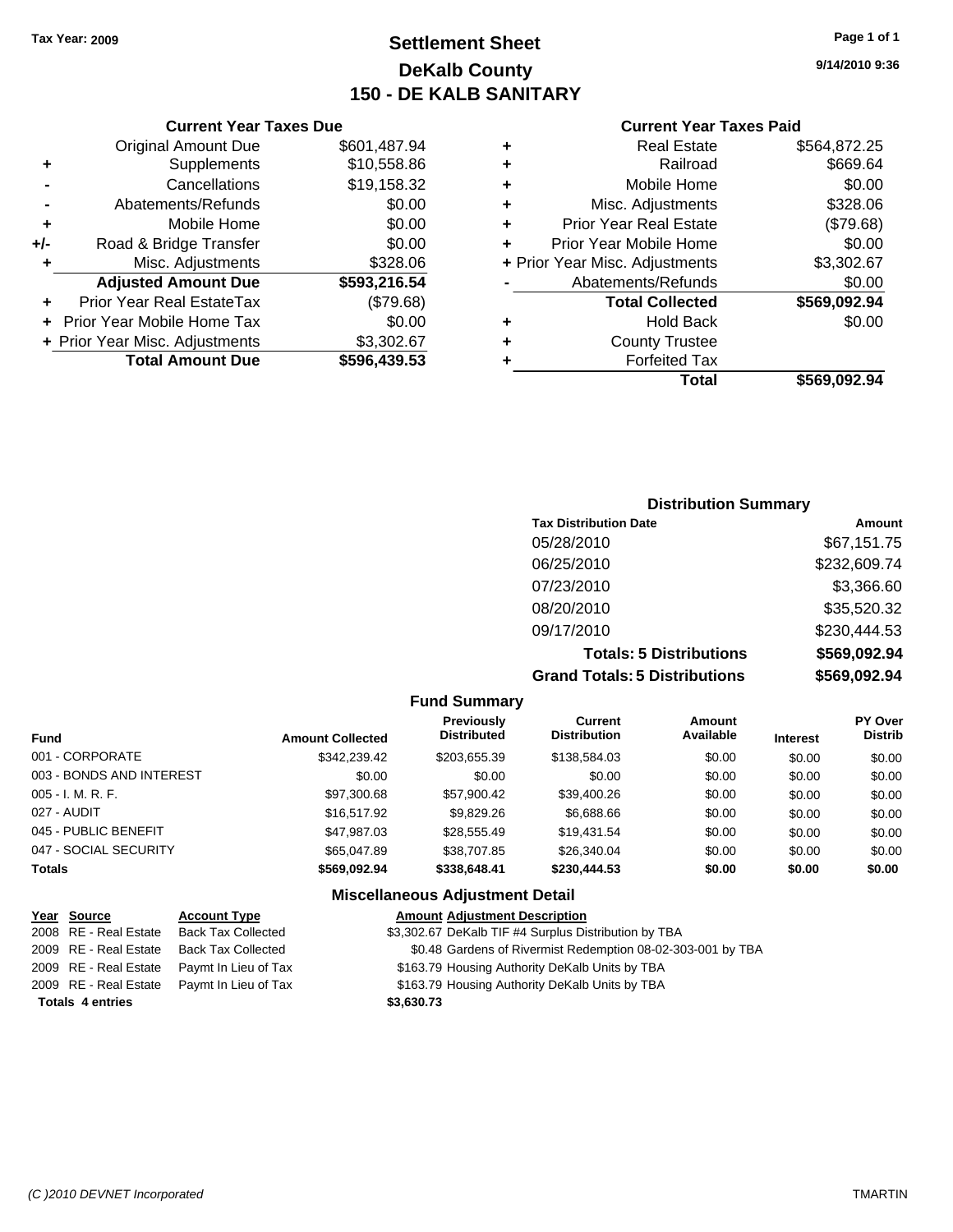Tax Year: 2009

# Settlement Sheet
## DeKalb County
## 150 - DE KALB SANITARY

9/14/2010 9:36

### Current Year Taxes Due

| | | |
|---|---|---|
| | Original Amount Due | $601,487.94 |
| + | Supplements | $10,558.86 |
| - | Cancellations | $19,158.32 |
| - | Abatements/Refunds | $0.00 |
| + | Mobile Home | $0.00 |
| +/- | Road & Bridge Transfer | $0.00 |
| + | Misc. Adjustments | $328.06 |
| | **Adjusted Amount Due** | **$593,216.54** |
| + | Prior Year Real EstateTax | ($79.68) |
| + | Prior Year Mobile Home Tax | $0.00 |
| + | Prior Year Misc. Adjustments | $3,302.67 |
| | **Total Amount Due** | **$596,439.53** |

### Current Year Taxes Paid

| | | |
|---|---|---|
| + | Real Estate | $564,872.25 |
| + | Railroad | $669.64 |
| + | Mobile Home | $0.00 |
| + | Misc. Adjustments | $328.06 |
| + | Prior Year Real Estate | ($79.68) |
| + | Prior Year Mobile Home | $0.00 |
| + | Prior Year Misc. Adjustments | $3,302.67 |
| - | Abatements/Refunds | $0.00 |
| | **Total Collected** | **$569,092.94** |
| + | Hold Back | $0.00 |
| + | County Trustee | |
| + | Forfeited Tax | |
| | **Total** | **$569,092.94** |

### Distribution Summary

| Tax Distribution Date | Amount |
|---|---|
| 05/28/2010 | $67,151.75 |
| 06/25/2010 | $232,609.74 |
| 07/23/2010 | $3,366.60 |
| 08/20/2010 | $35,520.32 |
| 09/17/2010 | $230,444.53 |
| **Totals: 5 Distributions** | **$569,092.94** |
| **Grand Totals: 5 Distributions** | **$569,092.94** |

### Fund Summary

| Fund | Amount Collected | Previously Distributed | Current Distribution | Amount Available | Interest | PY Over Distrib |
|---|---|---|---|---|---|---|
| 001 - CORPORATE | $342,239.42 | $203,655.39 | $138,584.03 | $0.00 | $0.00 | $0.00 |
| 003 - BONDS AND INTEREST | $0.00 | $0.00 | $0.00 | $0.00 | $0.00 | $0.00 |
| 005 - I. M. R. F. | $97,300.68 | $57,900.42 | $39,400.26 | $0.00 | $0.00 | $0.00 |
| 027 - AUDIT | $16,517.92 | $9,829.26 | $6,688.66 | $0.00 | $0.00 | $0.00 |
| 045 - PUBLIC BENEFIT | $47,987.03 | $28,555.49 | $19,431.54 | $0.00 | $0.00 | $0.00 |
| 047 - SOCIAL SECURITY | $65,047.89 | $38,707.85 | $26,340.04 | $0.00 | $0.00 | $0.00 |
| **Totals** | **$569,092.94** | **$338,648.41** | **$230,444.53** | **$0.00** | **$0.00** | **$0.00** |

### Miscellaneous Adjustment Detail

| Year | Source | Account Type | Amount | Adjustment Description |
|---|---|---|---|---|
| 2008 | RE - Real Estate | Back Tax Collected | $3,302.67 | DeKalb TIF #4 Surplus Distribution by TBA |
| 2009 | RE - Real Estate | Back Tax Collected | $0.48 | Gardens of Rivermist Redemption 08-02-303-001 by TBA |
| 2009 | RE - Real Estate | Paymt In Lieu of Tax | $163.79 | Housing Authority DeKalb Units by TBA |
| 2009 | RE - Real Estate | Paymt In Lieu of Tax | $163.79 | Housing Authority DeKalb Units by TBA |
| **Totals 4 entries** | | | **$3,630.73** | |

(C )2010 DEVNET Incorporated TMARTIN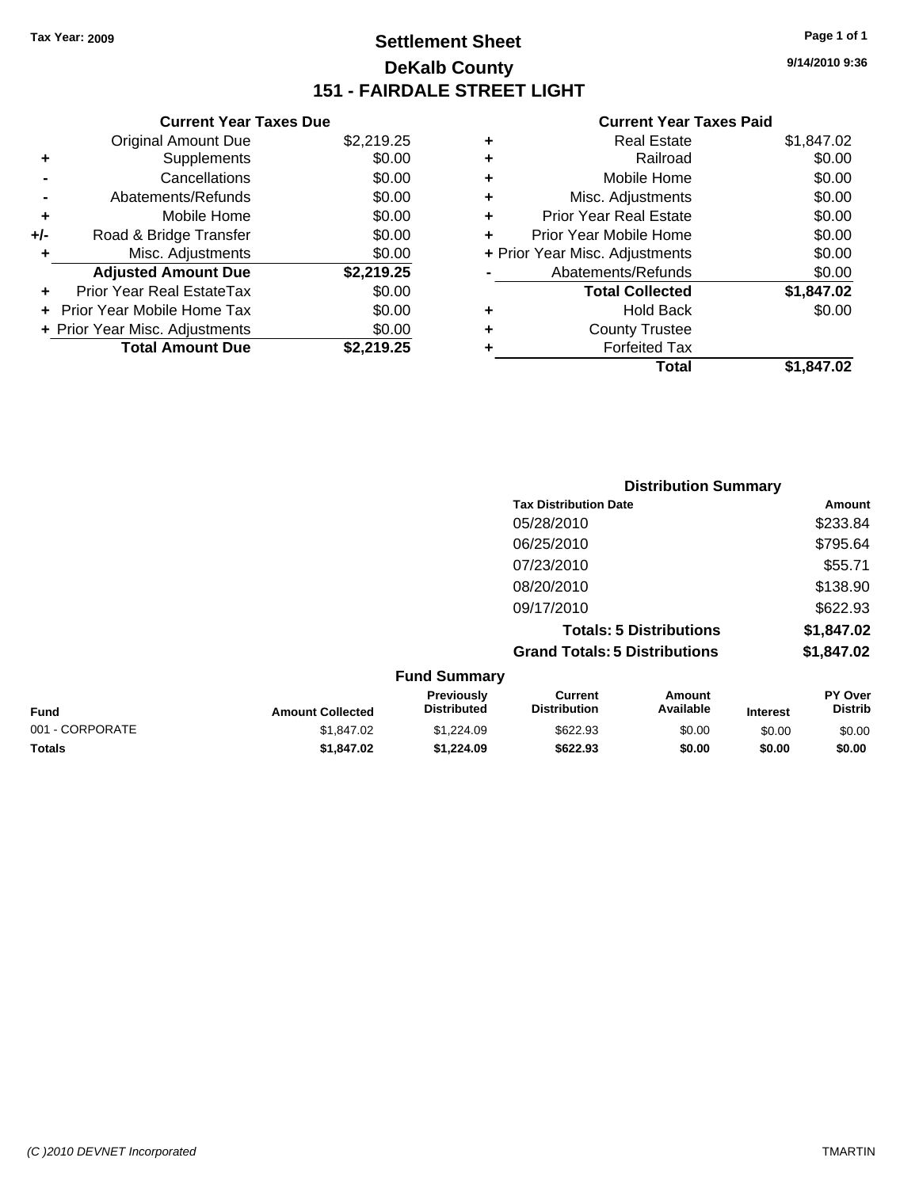Tax Year: 2009

# Settlement Sheet

## DeKalb County

## 151 - FAIRDALE STREET LIGHT

9/14/2010 9:36

### Current Year Taxes Due

| | | |
|---|---|---|
| | Original Amount Due | $2,219.25 |
| + | Supplements | $0.00 |
| - | Cancellations | $0.00 |
| - | Abatements/Refunds | $0.00 |
| + | Mobile Home | $0.00 |
| +/- | Road & Bridge Transfer | $0.00 |
| + | Misc. Adjustments | $0.00 |
| | **Adjusted Amount Due** | **$2,219.25** |
| + | Prior Year Real EstateTax | $0.00 |
| + | Prior Year Mobile Home Tax | $0.00 |
| + | Prior Year Misc. Adjustments | $0.00 |
| | **Total Amount Due** | **$2,219.25** |

### Current Year Taxes Paid

| | | |
|---|---|---|
| + | Real Estate | $1,847.02 |
| + | Railroad | $0.00 |
| + | Mobile Home | $0.00 |
| + | Misc. Adjustments | $0.00 |
| + | Prior Year Real Estate | $0.00 |
| + | Prior Year Mobile Home | $0.00 |
| + | Prior Year Misc. Adjustments | $0.00 |
| - | Abatements/Refunds | $0.00 |
| | **Total Collected** | **$1,847.02** |
| + | Hold Back | $0.00 |
| + | County Trustee | |
| + | Forfeited Tax | |
| | **Total** | **$1,847.02** |

### Distribution Summary

| Tax Distribution Date | Amount |
|---|---|
| 05/28/2010 | $233.84 |
| 06/25/2010 | $795.64 |
| 07/23/2010 | $55.71 |
| 08/20/2010 | $138.90 |
| 09/17/2010 | $622.93 |
| **Totals: 5 Distributions** | **$1,847.02** |
| **Grand Totals: 5 Distributions** | **$1,847.02** |

### Fund Summary

| Fund | Amount Collected | Previously Distributed | Current Distribution | Amount Available | Interest | PY Over Distrib |
|---|---|---|---|---|---|---|
| 001 - CORPORATE | $1,847.02 | $1,224.09 | $622.93 | $0.00 | $0.00 | $0.00 |
| **Totals** | **$1,847.02** | **$1,224.09** | **$622.93** | **$0.00** | **$0.00** | **$0.00** |

(C )2010 DEVNET Incorporated TMARTIN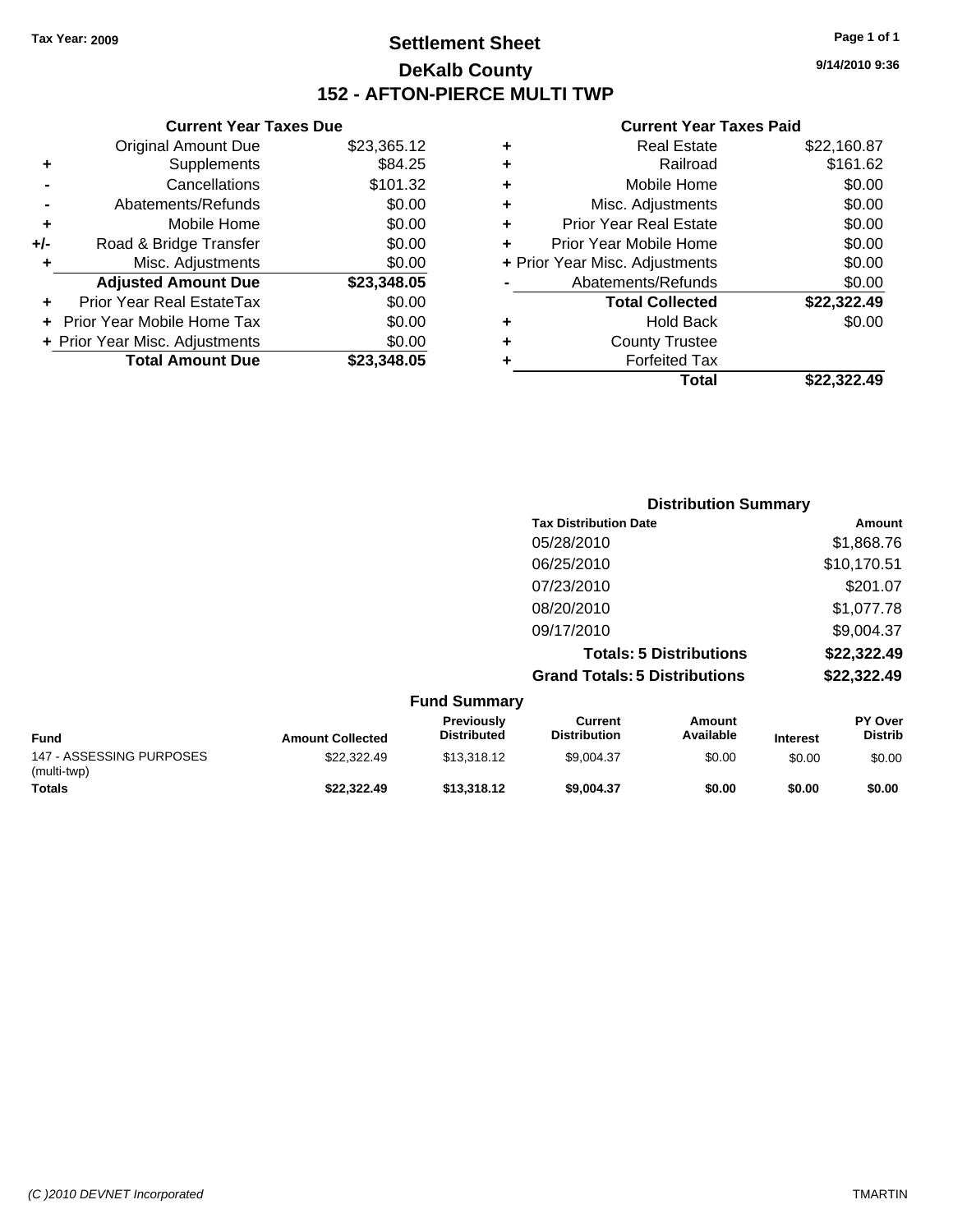Tax Year: 2009

# Settlement Sheet
## DeKalb County
## 152 - AFTON-PIERCE MULTI TWP

9/14/2010 9:36

### Current Year Taxes Due

| | | |
|---|---|---|
| | Original Amount Due | $23,365.12 |
| + | Supplements | $84.25 |
| - | Cancellations | $101.32 |
| - | Abatements/Refunds | $0.00 |
| + | Mobile Home | $0.00 |
| +/- | Road & Bridge Transfer | $0.00 |
| + | Misc. Adjustments | $0.00 |
| | **Adjusted Amount Due** | **$23,348.05** |
| + | Prior Year Real EstateTax | $0.00 |
| + | Prior Year Mobile Home Tax | $0.00 |
| + | Prior Year Misc. Adjustments | $0.00 |
| | **Total Amount Due** | **$23,348.05** |

### Current Year Taxes Paid

| | | |
|---|---|---|
| + | Real Estate | $22,160.87 |
| + | Railroad | $161.62 |
| + | Mobile Home | $0.00 |
| + | Misc. Adjustments | $0.00 |
| + | Prior Year Real Estate | $0.00 |
| + | Prior Year Mobile Home | $0.00 |
| + | Prior Year Misc. Adjustments | $0.00 |
| - | Abatements/Refunds | $0.00 |
| | **Total Collected** | **$22,322.49** |
| + | Hold Back | $0.00 |
| + | County Trustee | |
| + | Forfeited Tax | |
| | **Total** | **$22,322.49** |

### Distribution Summary

| Tax Distribution Date | Amount |
|---|---|
| 05/28/2010 | $1,868.76 |
| 06/25/2010 | $10,170.51 |
| 07/23/2010 | $201.07 |
| 08/20/2010 | $1,077.78 |
| 09/17/2010 | $9,004.37 |
| **Totals: 5 Distributions** | **$22,322.49** |
| **Grand Totals: 5 Distributions** | **$22,322.49** |

### Fund Summary

| Fund | Amount Collected | Previously Distributed | Current Distribution | Amount Available | Interest | PY Over Distrib |
|---|---|---|---|---|---|---|
| 147 - ASSESSING PURPOSES (multi-twp) | $22,322.49 | $13,318.12 | $9,004.37 | $0.00 | $0.00 | $0.00 |
| **Totals** | **$22,322.49** | **$13,318.12** | **$9,004.37** | **$0.00** | **$0.00** | **$0.00** |

(C )2010 DEVNET Incorporated TMARTIN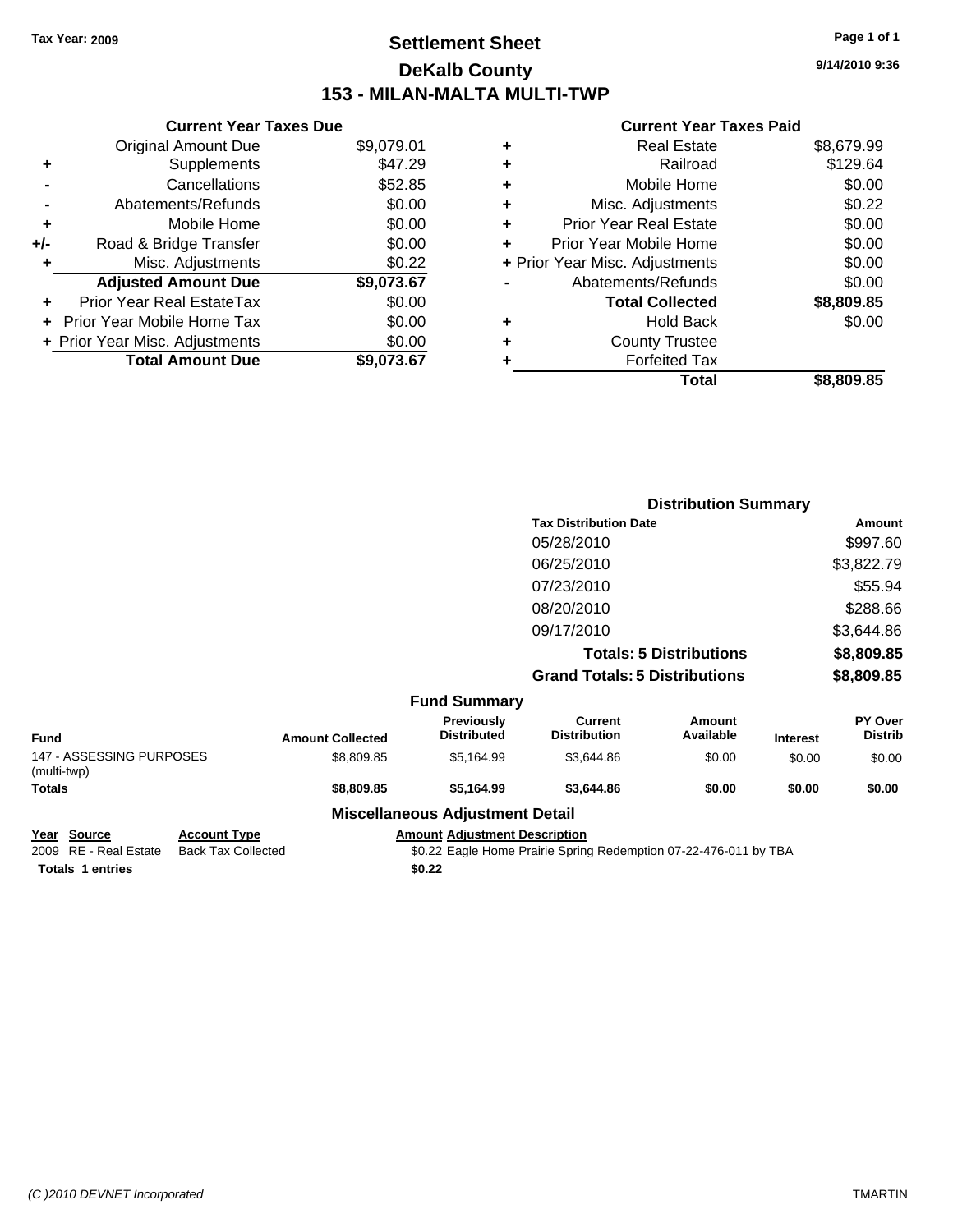**Tax Year: 2009**

# Settlement Sheet
## DeKalb County
## 153 - MILAN-MALTA MULTI-TWP

9/14/2010 9:36

### Current Year Taxes Due

| | | |
|---|---|---|
| | Original Amount Due | $9,079.01 |
| + | Supplements | $47.29 |
| - | Cancellations | $52.85 |
| - | Abatements/Refunds | $0.00 |
| + | Mobile Home | $0.00 |
| +/- | Road & Bridge Transfer | $0.00 |
| + | Misc. Adjustments | $0.22 |
| | **Adjusted Amount Due** | **$9,073.67** |
| + | Prior Year Real EstateTax | $0.00 |
| + | Prior Year Mobile Home Tax | $0.00 |
| + | Prior Year Misc. Adjustments | $0.00 |
| | **Total Amount Due** | **$9,073.67** |

### Current Year Taxes Paid

| | | |
|---|---|---|
| + | Real Estate | $8,679.99 |
| + | Railroad | $129.64 |
| + | Mobile Home | $0.00 |
| + | Misc. Adjustments | $0.22 |
| + | Prior Year Real Estate | $0.00 |
| + | Prior Year Mobile Home | $0.00 |
| + | Prior Year Misc. Adjustments | $0.00 |
| - | Abatements/Refunds | $0.00 |
| | **Total Collected** | **$8,809.85** |
| + | Hold Back | $0.00 |
| + | County Trustee | |
| + | Forfeited Tax | |
| | **Total** | **$8,809.85** |

### Distribution Summary

| Tax Distribution Date | Amount |
|---|---|
| 05/28/2010 | $997.60 |
| 06/25/2010 | $3,822.79 |
| 07/23/2010 | $55.94 |
| 08/20/2010 | $288.66 |
| 09/17/2010 | $3,644.86 |
| **Totals: 5 Distributions** | **$8,809.85** |
| **Grand Totals: 5 Distributions** | **$8,809.85** |

### Fund Summary

| Fund | Amount Collected | Previously Distributed | Current Distribution | Amount Available | Interest | PY Over Distrib |
|---|---|---|---|---|---|---|
| 147 - ASSESSING PURPOSES (multi-twp) | $8,809.85 | $5,164.99 | $3,644.86 | $0.00 | $0.00 | $0.00 |
| **Totals** | **$8,809.85** | **$5,164.99** | **$3,644.86** | **$0.00** | **$0.00** | **$0.00** |

### Miscellaneous Adjustment Detail

| Year | Source | Account Type | Amount | Adjustment Description |
|---|---|---|---|---|
| 2009 | RE - Real Estate | Back Tax Collected | $0.22 | Eagle Home Prairie Spring Redemption 07-22-476-011 by TBA |
| **Totals 1 entries** | | | **$0.22** | |

(C )2010 DEVNET Incorporated TMARTIN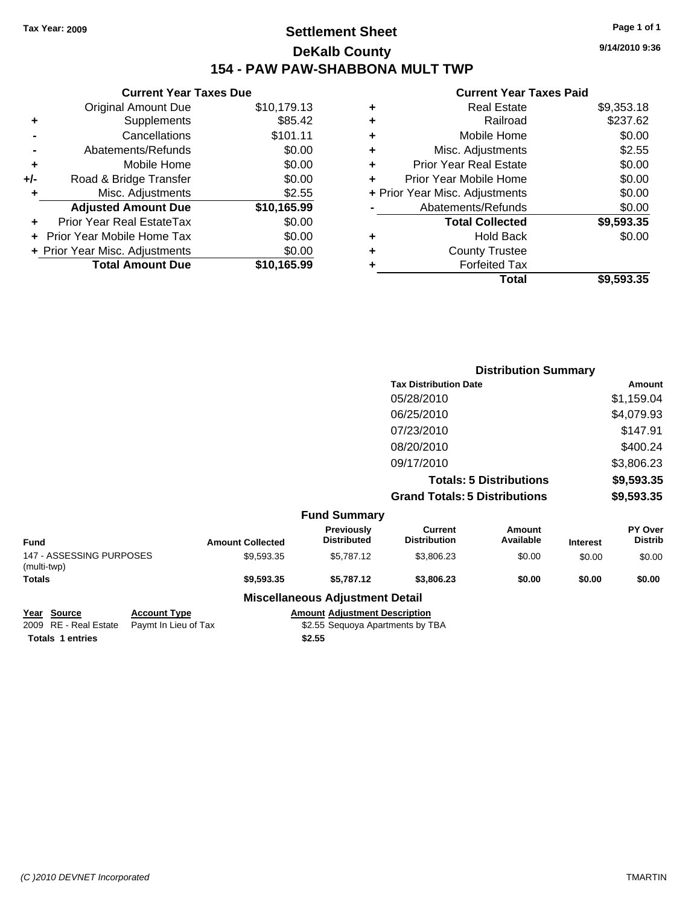Tax Year: 2009

# Settlement Sheet

## DeKalb County

## 154 - PAW PAW-SHABBONA MULT TWP

9/14/2010 9:36

### Current Year Taxes Due

| | | |
|---|---|---|
| | Original Amount Due | $10,179.13 |
| + | Supplements | $85.42 |
| - | Cancellations | $101.11 |
| - | Abatements/Refunds | $0.00 |
| + | Mobile Home | $0.00 |
| +/- | Road & Bridge Transfer | $0.00 |
| + | Misc. Adjustments | $2.55 |
| | **Adjusted Amount Due** | **$10,165.99** |
| + | Prior Year Real EstateTax | $0.00 |
| + | Prior Year Mobile Home Tax | $0.00 |
| + | Prior Year Misc. Adjustments | $0.00 |
| | **Total Amount Due** | **$10,165.99** |

### Current Year Taxes Paid

| | | |
|---|---|---|
| + | Real Estate | $9,353.18 |
| + | Railroad | $237.62 |
| + | Mobile Home | $0.00 |
| + | Misc. Adjustments | $2.55 |
| + | Prior Year Real Estate | $0.00 |
| + | Prior Year Mobile Home | $0.00 |
| + | Prior Year Misc. Adjustments | $0.00 |
| - | Abatements/Refunds | $0.00 |
| | **Total Collected** | **$9,593.35** |
| + | Hold Back | $0.00 |
| + | County Trustee | |
| + | Forfeited Tax | |
| | **Total** | **$9,593.35** |

### Distribution Summary

| Tax Distribution Date | Amount |
|---|---|
| 05/28/2010 | $1,159.04 |
| 06/25/2010 | $4,079.93 |
| 07/23/2010 | $147.91 |
| 08/20/2010 | $400.24 |
| 09/17/2010 | $3,806.23 |
| **Totals: 5 Distributions** | **$9,593.35** |
| **Grand Totals: 5 Distributions** | **$9,593.35** |

### Fund Summary

| Fund | Amount Collected | Previously Distributed | Current Distribution | Amount Available | Interest | PY Over Distrib |
|---|---|---|---|---|---|---|
| 147 - ASSESSING PURPOSES (multi-twp) | $9,593.35 | $5,787.12 | $3,806.23 | $0.00 | $0.00 | $0.00 |
| **Totals** | **$9,593.35** | **$5,787.12** | **$3,806.23** | **$0.00** | **$0.00** | **$0.00** |

### Miscellaneous Adjustment Detail

| Year | Source | Account Type | Amount | Adjustment Description |
|---|---|---|---|---|
| 2009 | RE - Real Estate | Paymt In Lieu of Tax | $2.55 | Sequoya Apartments by TBA |
| **Totals** | **1 entries** | | **$2.55** | |

(C )2010 DEVNET Incorporated TMARTIN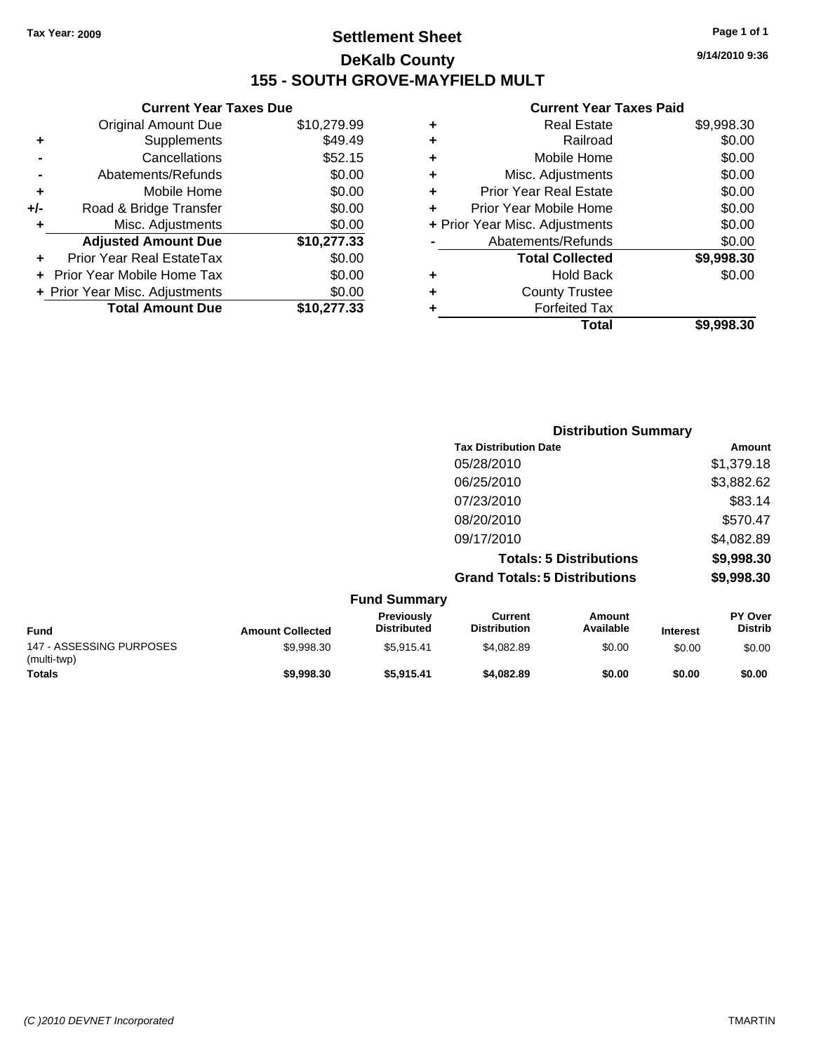Tax Year: 2009

# Settlement Sheet
## DeKalb County
## 155 - SOUTH GROVE-MAYFIELD MULT

9/14/2010 9:36

### Current Year Taxes Due

| | | |
|---|---|---|
| | Original Amount Due | $10,279.99 |
| + | Supplements | $49.49 |
| - | Cancellations | $52.15 |
| - | Abatements/Refunds | $0.00 |
| + | Mobile Home | $0.00 |
| +/- | Road & Bridge Transfer | $0.00 |
| + | Misc. Adjustments | $0.00 |
| | **Adjusted Amount Due** | **$10,277.33** |
| + | Prior Year Real EstateTax | $0.00 |
| + | Prior Year Mobile Home Tax | $0.00 |
| + | Prior Year Misc. Adjustments | $0.00 |
| | **Total Amount Due** | **$10,277.33** |

### Current Year Taxes Paid

| | | |
|---|---|---|
| + | Real Estate | $9,998.30 |
| + | Railroad | $0.00 |
| + | Mobile Home | $0.00 |
| + | Misc. Adjustments | $0.00 |
| + | Prior Year Real Estate | $0.00 |
| + | Prior Year Mobile Home | $0.00 |
| + | Prior Year Misc. Adjustments | $0.00 |
| - | Abatements/Refunds | $0.00 |
| | **Total Collected** | **$9,998.30** |
| + | Hold Back | $0.00 |
| + | County Trustee | |
| + | Forfeited Tax | |
| | **Total** | **$9,998.30** |

### Distribution Summary

| Tax Distribution Date | Amount |
|---|---|
| 05/28/2010 | $1,379.18 |
| 06/25/2010 | $3,882.62 |
| 07/23/2010 | $83.14 |
| 08/20/2010 | $570.47 |
| 09/17/2010 | $4,082.89 |
| **Totals: 5 Distributions** | **$9,998.30** |
| **Grand Totals: 5 Distributions** | **$9,998.30** |

### Fund Summary

| Fund | Amount Collected | Previously Distributed | Current Distribution | Amount Available | Interest | PY Over Distrib |
|---|---|---|---|---|---|---|
| 147 - ASSESSING PURPOSES (multi-twp) | $9,998.30 | $5,915.41 | $4,082.89 | $0.00 | $0.00 | $0.00 |
| **Totals** | **$9,998.30** | **$5,915.41** | **$4,082.89** | **$0.00** | **$0.00** | **$0.00** |

(C )2010 DEVNET Incorporated TMARTIN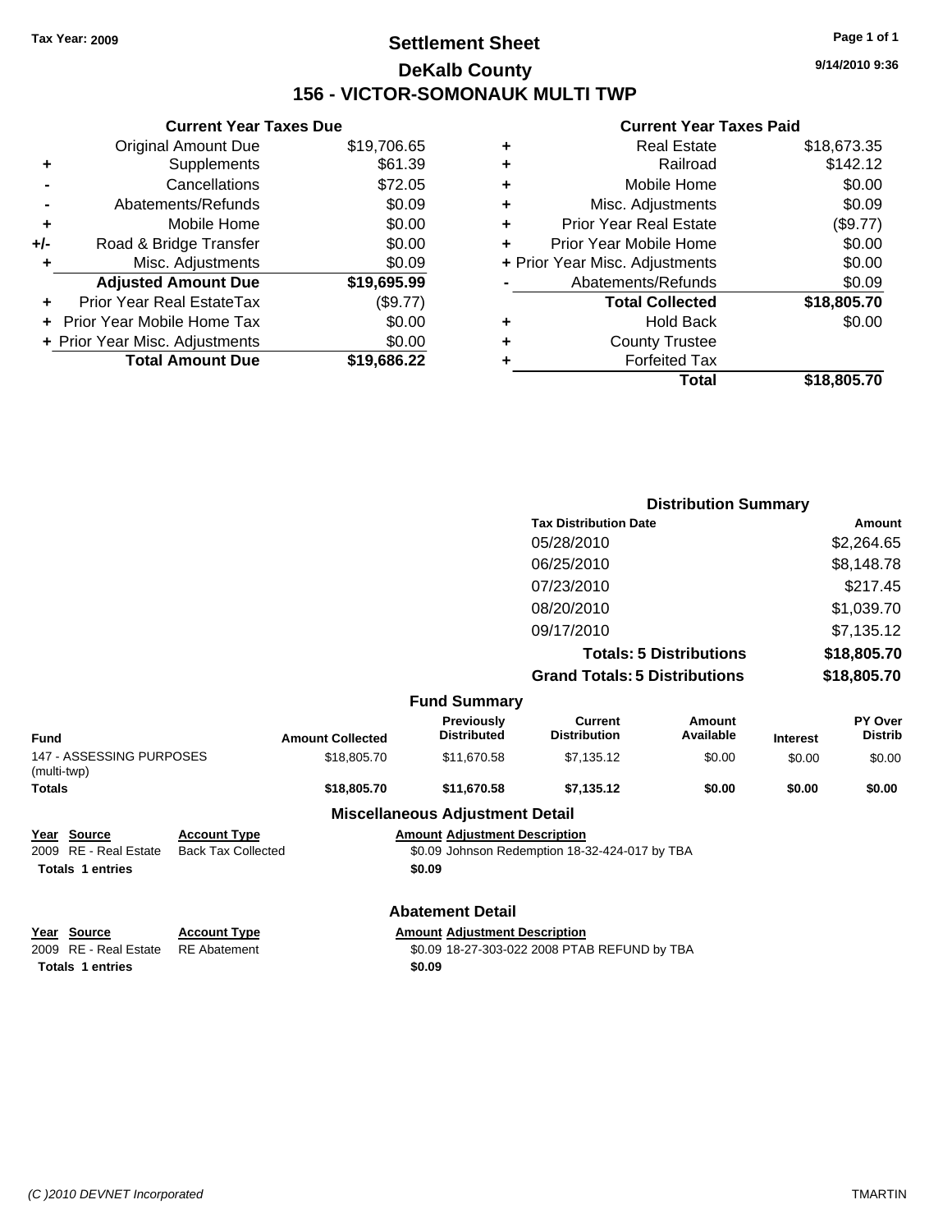Tax Year: 2009

# Settlement Sheet

## DeKalb County

## 156 - VICTOR-SOMONAUK MULTI TWP

9/14/2010 9:36

### Current Year Taxes Due

| | | |
|---|---|---|
| | Original Amount Due | $19,706.65 |
| + | Supplements | $61.39 |
| - | Cancellations | $72.05 |
| - | Abatements/Refunds | $0.09 |
| + | Mobile Home | $0.00 |
| +/- | Road & Bridge Transfer | $0.00 |
| + | Misc. Adjustments | $0.09 |
| | **Adjusted Amount Due** | **$19,695.99** |
| + | Prior Year Real EstateTax | ($9.77) |
| + | Prior Year Mobile Home Tax | $0.00 |
| + | Prior Year Misc. Adjustments | $0.00 |
| | **Total Amount Due** | **$19,686.22** |

### Current Year Taxes Paid

| | | |
|---|---|---|
| + | Real Estate | $18,673.35 |
| + | Railroad | $142.12 |
| + | Mobile Home | $0.00 |
| + | Misc. Adjustments | $0.09 |
| + | Prior Year Real Estate | ($9.77) |
| + | Prior Year Mobile Home | $0.00 |
| + | Prior Year Misc. Adjustments | $0.00 |
| - | Abatements/Refunds | $0.09 |
| | **Total Collected** | **$18,805.70** |
| + | Hold Back | $0.00 |
| + | County Trustee | |
| + | Forfeited Tax | |
| | **Total** | **$18,805.70** |

### Distribution Summary

| Tax Distribution Date | Amount |
|---|---|
| 05/28/2010 | $2,264.65 |
| 06/25/2010 | $8,148.78 |
| 07/23/2010 | $217.45 |
| 08/20/2010 | $1,039.70 |
| 09/17/2010 | $7,135.12 |
| **Totals: 5 Distributions** | **$18,805.70** |
| **Grand Totals: 5 Distributions** | **$18,805.70** |

### Fund Summary

| Fund | Amount Collected | Previously Distributed | Current Distribution | Amount Available | Interest | PY Over Distrib |
|---|---|---|---|---|---|---|
| 147 - ASSESSING PURPOSES (multi-twp) | $18,805.70 | $11,670.58 | $7,135.12 | $0.00 | $0.00 | $0.00 |
| **Totals** | **$18,805.70** | **$11,670.58** | **$7,135.12** | **$0.00** | **$0.00** | **$0.00** |

### Miscellaneous Adjustment Detail

| Year | Source | Account Type | Amount | Adjustment Description |
|---|---|---|---|---|
| 2009 | RE - Real Estate | Back Tax Collected | $0.09 | Johnson Redemption 18-32-424-017 by TBA |
| **Totals** | **1 entries** | | **$0.09** | |

### Abatement Detail

| Year | Source | Account Type | Amount | Adjustment Description |
|---|---|---|---|---|
| 2009 | RE - Real Estate | RE Abatement | $0.09 | 18-27-303-022 2008 PTAB REFUND by TBA |
| **Totals** | **1 entries** | | **$0.09** | |

(C )2010 DEVNET Incorporated TMARTIN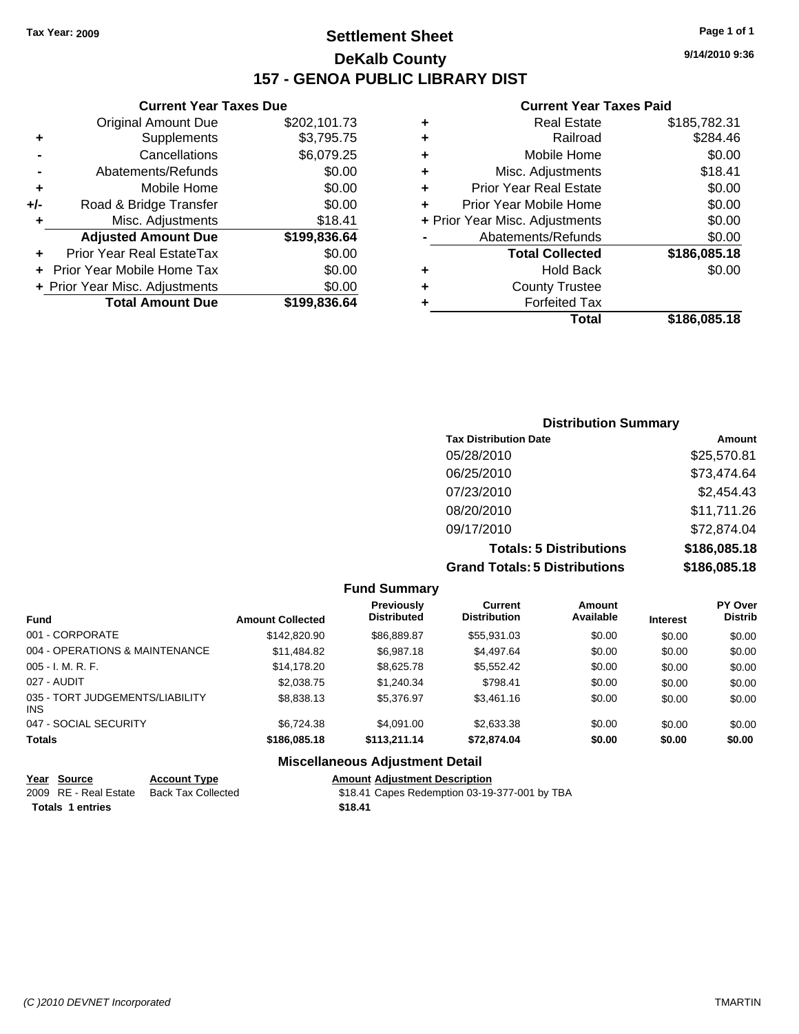**Tax Year: 2009**

# Settlement Sheet

## DeKalb County

## 157 - GENOA PUBLIC LIBRARY DIST

9/14/2010 9:36

### Current Year Taxes Due

| | | |
|---|---|---|
| | Original Amount Due | $202,101.73 |
| + | Supplements | $3,795.75 |
| - | Cancellations | $6,079.25 |
| - | Abatements/Refunds | $0.00 |
| + | Mobile Home | $0.00 |
| +/- | Road & Bridge Transfer | $0.00 |
| + | Misc. Adjustments | $18.41 |
| | **Adjusted Amount Due** | **$199,836.64** |
| + | Prior Year Real EstateTax | $0.00 |
| + | Prior Year Mobile Home Tax | $0.00 |
| + | Prior Year Misc. Adjustments | $0.00 |
| | **Total Amount Due** | **$199,836.64** |

### Current Year Taxes Paid

| | | |
|---|---|---|
| + | Real Estate | $185,782.31 |
| + | Railroad | $284.46 |
| + | Mobile Home | $0.00 |
| + | Misc. Adjustments | $18.41 |
| + | Prior Year Real Estate | $0.00 |
| + | Prior Year Mobile Home | $0.00 |
| + | Prior Year Misc. Adjustments | $0.00 |
| - | Abatements/Refunds | $0.00 |
| | **Total Collected** | **$186,085.18** |
| + | Hold Back | $0.00 |
| + | County Trustee | |
| + | Forfeited Tax | |
| | **Total** | **$186,085.18** |

### Distribution Summary

| Tax Distribution Date | Amount |
|---|---|
| 05/28/2010 | $25,570.81 |
| 06/25/2010 | $73,474.64 |
| 07/23/2010 | $2,454.43 |
| 08/20/2010 | $11,711.26 |
| 09/17/2010 | $72,874.04 |
| **Totals: 5 Distributions** | **$186,085.18** |
| **Grand Totals: 5 Distributions** | **$186,085.18** |

### Fund Summary

| Fund | Amount Collected | Previously Distributed | Current Distribution | Amount Available | Interest | PY Over Distrib |
|---|---|---|---|---|---|---|
| 001 - CORPORATE | $142,820.90 | $86,889.87 | $55,931.03 | $0.00 | $0.00 | $0.00 |
| 004 - OPERATIONS & MAINTENANCE | $11,484.82 | $6,987.18 | $4,497.64 | $0.00 | $0.00 | $0.00 |
| 005 - I. M. R. F. | $14,178.20 | $8,625.78 | $5,552.42 | $0.00 | $0.00 | $0.00 |
| 027 - AUDIT | $2,038.75 | $1,240.34 | $798.41 | $0.00 | $0.00 | $0.00 |
| 035 - TORT JUDGEMENTS/LIABILITY INS | $8,838.13 | $5,376.97 | $3,461.16 | $0.00 | $0.00 | $0.00 |
| 047 - SOCIAL SECURITY | $6,724.38 | $4,091.00 | $2,633.38 | $0.00 | $0.00 | $0.00 |
| **Totals** | **$186,085.18** | **$113,211.14** | **$72,874.04** | **$0.00** | **$0.00** | **$0.00** |

### Miscellaneous Adjustment Detail

| Year | Source | Account Type | Amount | Adjustment Description |
|---|---|---|---|---|
| 2009 | RE - Real Estate | Back Tax Collected | $18.41 | Capes Redemption 03-19-377-001 by TBA |
| **Totals 1 entries** | | | **$18.41** | |

(C )2010 DEVNET Incorporated TMARTIN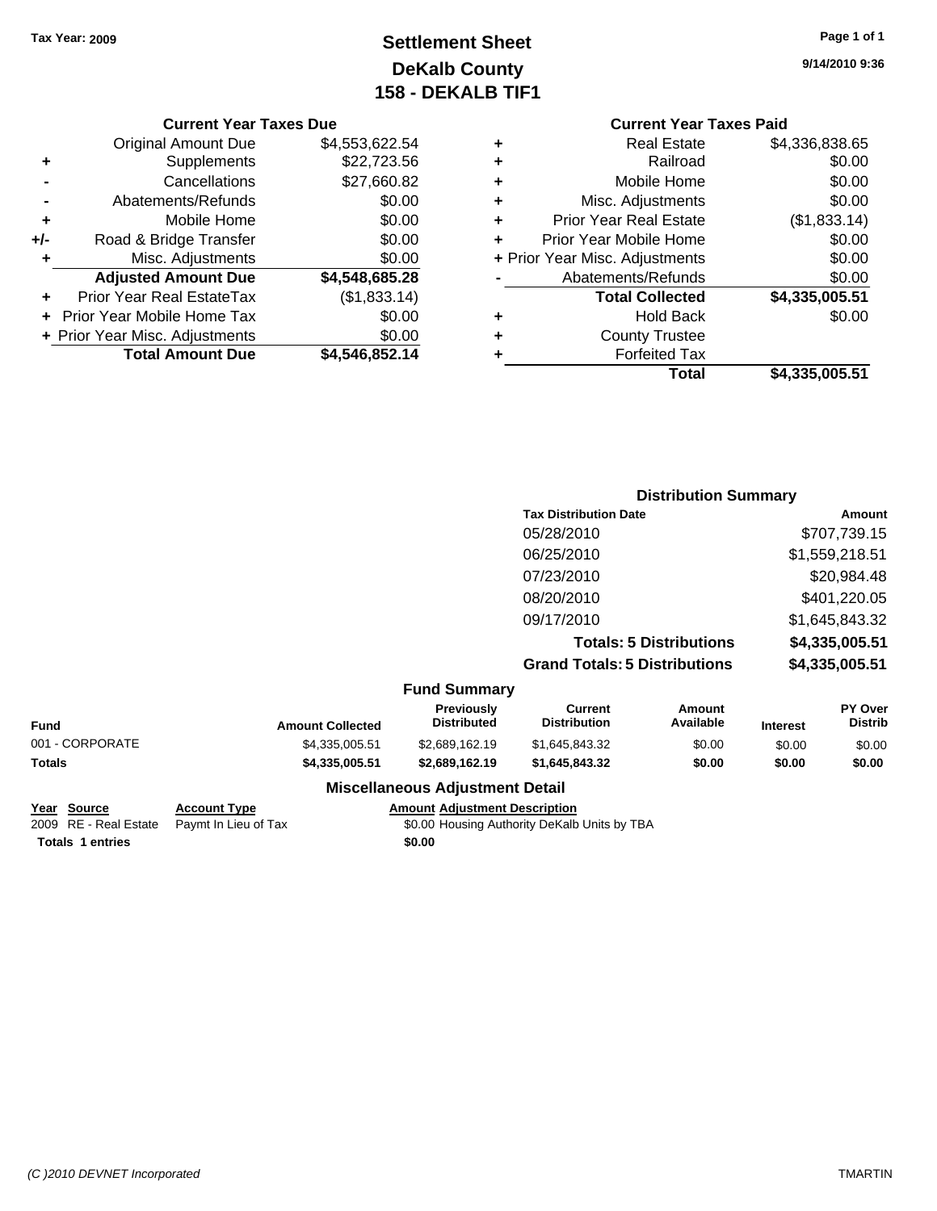**Tax Year: 2009**

# Settlement Sheet
## DeKalb County
## 158 - DEKALB TIF1

9/14/2010 9:36

### Current Year Taxes Due

| | | |
|---|---|---|
| | Original Amount Due | $4,553,622.54 |
| + | Supplements | $22,723.56 |
| - | Cancellations | $27,660.82 |
| - | Abatements/Refunds | $0.00 |
| + | Mobile Home | $0.00 |
| +/- | Road & Bridge Transfer | $0.00 |
| + | Misc. Adjustments | $0.00 |
| | **Adjusted Amount Due** | **$4,548,685.28** |
| + | Prior Year Real EstateTax | ($1,833.14) |
| + | Prior Year Mobile Home Tax | $0.00 |
| + | Prior Year Misc. Adjustments | $0.00 |
| | **Total Amount Due** | **$4,546,852.14** |

### Current Year Taxes Paid

| | | |
|---|---|---|
| + | Real Estate | $4,336,838.65 |
| + | Railroad | $0.00 |
| + | Mobile Home | $0.00 |
| + | Misc. Adjustments | $0.00 |
| + | Prior Year Real Estate | ($1,833.14) |
| + | Prior Year Mobile Home | $0.00 |
| + | Prior Year Misc. Adjustments | $0.00 |
| - | Abatements/Refunds | $0.00 |
| | **Total Collected** | **$4,335,005.51** |
| + | Hold Back | $0.00 |
| + | County Trustee | |
| + | Forfeited Tax | |
| | **Total** | **$4,335,005.51** |

### Distribution Summary

| Tax Distribution Date | Amount |
|---|---|
| 05/28/2010 | $707,739.15 |
| 06/25/2010 | $1,559,218.51 |
| 07/23/2010 | $20,984.48 |
| 08/20/2010 | $401,220.05 |
| 09/17/2010 | $1,645,843.32 |
| **Totals: 5 Distributions** | **$4,335,005.51** |
| **Grand Totals: 5 Distributions** | **$4,335,005.51** |

### Fund Summary

| Fund | Amount Collected | Previously Distributed | Current Distribution | Amount Available | Interest | PY Over Distrib |
|---|---|---|---|---|---|---|
| 001 - CORPORATE | $4,335,005.51 | $2,689,162.19 | $1,645,843.32 | $0.00 | $0.00 | $0.00 |
| **Totals** | **$4,335,005.51** | **$2,689,162.19** | **$1,645,843.32** | **$0.00** | **$0.00** | **$0.00** |

### Miscellaneous Adjustment Detail

| Year | Source | Account Type | Amount | Adjustment Description |
|---|---|---|---|---|
| 2009 | RE - Real Estate | Paymt In Lieu of Tax | $0.00 | Housing Authority DeKalb Units by TBA |
| **Totals 1 entries** | | | **$0.00** | |

*(C )2010 DEVNET Incorporated* TMARTIN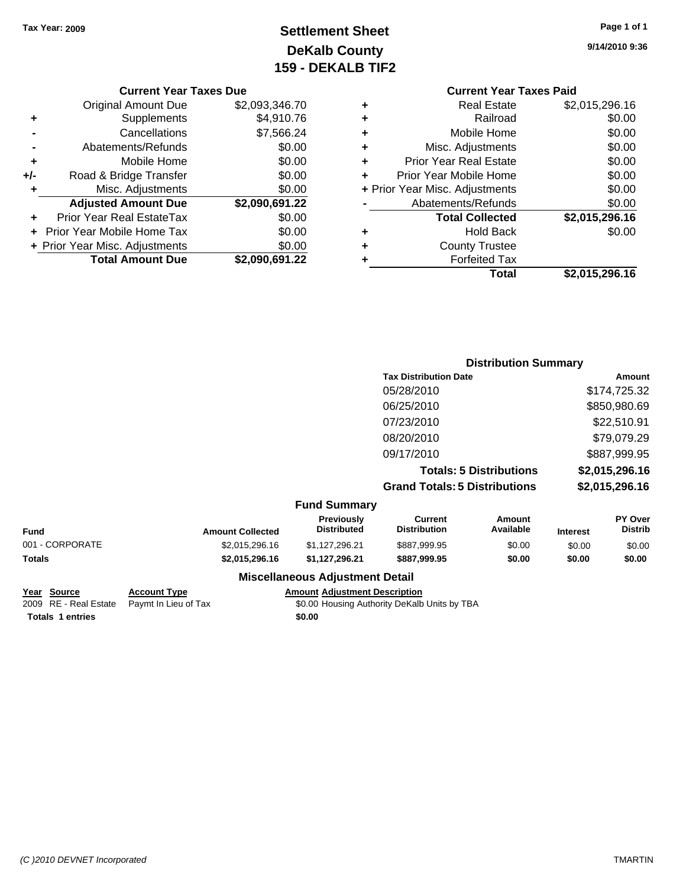Tax Year: 2009

# Settlement Sheet
## DeKalb County
## 159 - DEKALB TIF2

9/14/2010 9:36

### Current Year Taxes Due

| | | |
|---|---|---|
| | Original Amount Due | $2,093,346.70 |
| + | Supplements | $4,910.76 |
| - | Cancellations | $7,566.24 |
| - | Abatements/Refunds | $0.00 |
| + | Mobile Home | $0.00 |
| +/- | Road & Bridge Transfer | $0.00 |
| + | Misc. Adjustments | $0.00 |
| | **Adjusted Amount Due** | **$2,090,691.22** |
| + | Prior Year Real EstateTax | $0.00 |
| + | Prior Year Mobile Home Tax | $0.00 |
| + | Prior Year Misc. Adjustments | $0.00 |
| | **Total Amount Due** | **$2,090,691.22** |

### Current Year Taxes Paid

| | | |
|---|---|---|
| + | Real Estate | $2,015,296.16 |
| + | Railroad | $0.00 |
| + | Mobile Home | $0.00 |
| + | Misc. Adjustments | $0.00 |
| + | Prior Year Real Estate | $0.00 |
| + | Prior Year Mobile Home | $0.00 |
| + | Prior Year Misc. Adjustments | $0.00 |
| - | Abatements/Refunds | $0.00 |
| | **Total Collected** | **$2,015,296.16** |
| + | Hold Back | $0.00 |
| + | County Trustee | |
| + | Forfeited Tax | |
| | **Total** | **$2,015,296.16** |

### Distribution Summary

| Tax Distribution Date | Amount |
|---|---|
| 05/28/2010 | $174,725.32 |
| 06/25/2010 | $850,980.69 |
| 07/23/2010 | $22,510.91 |
| 08/20/2010 | $79,079.29 |
| 09/17/2010 | $887,999.95 |
| **Totals: 5 Distributions** | **$2,015,296.16** |
| **Grand Totals: 5 Distributions** | **$2,015,296.16** |

### Fund Summary

| Fund | Amount Collected | Previously Distributed | Current Distribution | Amount Available | Interest | PY Over Distrib |
|---|---|---|---|---|---|---|
| 001 - CORPORATE | $2,015,296.16 | $1,127,296.21 | $887,999.95 | $0.00 | $0.00 | $0.00 |
| **Totals** | **$2,015,296.16** | **$1,127,296.21** | **$887,999.95** | **$0.00** | **$0.00** | **$0.00** |

### Miscellaneous Adjustment Detail

| Year | Source | Account Type | Amount | Adjustment Description |
|---|---|---|---|---|
| 2009 | RE - Real Estate | Paymt In Lieu of Tax | $0.00 | Housing Authority DeKalb Units by TBA |
| **Totals** | **1 entries** | | **$0.00** | |

(C )2010 DEVNET Incorporated — TMARTIN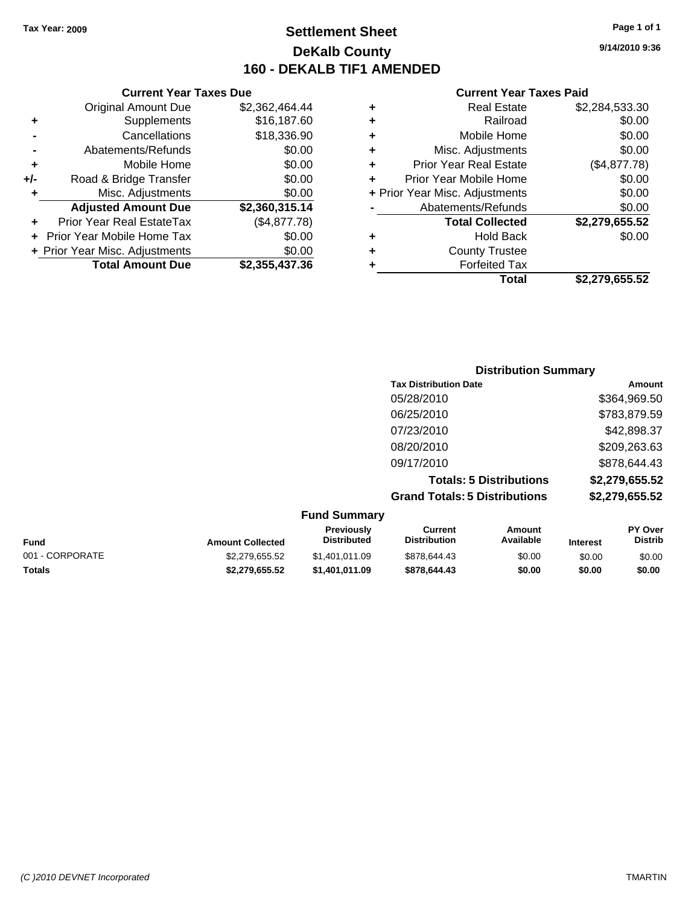Tax Year: 2009

# Settlement Sheet
## DeKalb County
## 160 - DEKALB TIF1 AMENDED

9/14/2010 9:36

### Current Year Taxes Due

| | | |
|---|---|---|
| | Original Amount Due | $2,362,464.44 |
| + | Supplements | $16,187.60 |
| - | Cancellations | $18,336.90 |
| - | Abatements/Refunds | $0.00 |
| + | Mobile Home | $0.00 |
| +/- | Road & Bridge Transfer | $0.00 |
| + | Misc. Adjustments | $0.00 |
| | **Adjusted Amount Due** | **$2,360,315.14** |
| + | Prior Year Real EstateTax | ($4,877.78) |
| + | Prior Year Mobile Home Tax | $0.00 |
| + | Prior Year Misc. Adjustments | $0.00 |
| | **Total Amount Due** | **$2,355,437.36** |

### Current Year Taxes Paid

| | | |
|---|---|---|
| + | Real Estate | $2,284,533.30 |
| + | Railroad | $0.00 |
| + | Mobile Home | $0.00 |
| + | Misc. Adjustments | $0.00 |
| + | Prior Year Real Estate | ($4,877.78) |
| + | Prior Year Mobile Home | $0.00 |
| + | Prior Year Misc. Adjustments | $0.00 |
| - | Abatements/Refunds | $0.00 |
| | **Total Collected** | **$2,279,655.52** |
| + | Hold Back | $0.00 |
| + | County Trustee | |
| + | Forfeited Tax | |
| | **Total** | **$2,279,655.52** |

### Distribution Summary

| Tax Distribution Date | Amount |
|---|---|
| 05/28/2010 | $364,969.50 |
| 06/25/2010 | $783,879.59 |
| 07/23/2010 | $42,898.37 |
| 08/20/2010 | $209,263.63 |
| 09/17/2010 | $878,644.43 |
| **Totals: 5 Distributions** | **$2,279,655.52** |
| **Grand Totals: 5 Distributions** | **$2,279,655.52** |

### Fund Summary

| Fund | Amount Collected | Previously Distributed | Current Distribution | Amount Available | Interest | PY Over Distrib |
|---|---|---|---|---|---|---|
| 001 - CORPORATE | $2,279,655.52 | $1,401,011.09 | $878,644.43 | $0.00 | $0.00 | $0.00 |
| **Totals** | **$2,279,655.52** | **$1,401,011.09** | **$878,644.43** | **$0.00** | **$0.00** | **$0.00** |

(C )2010 DEVNET Incorporated TMARTIN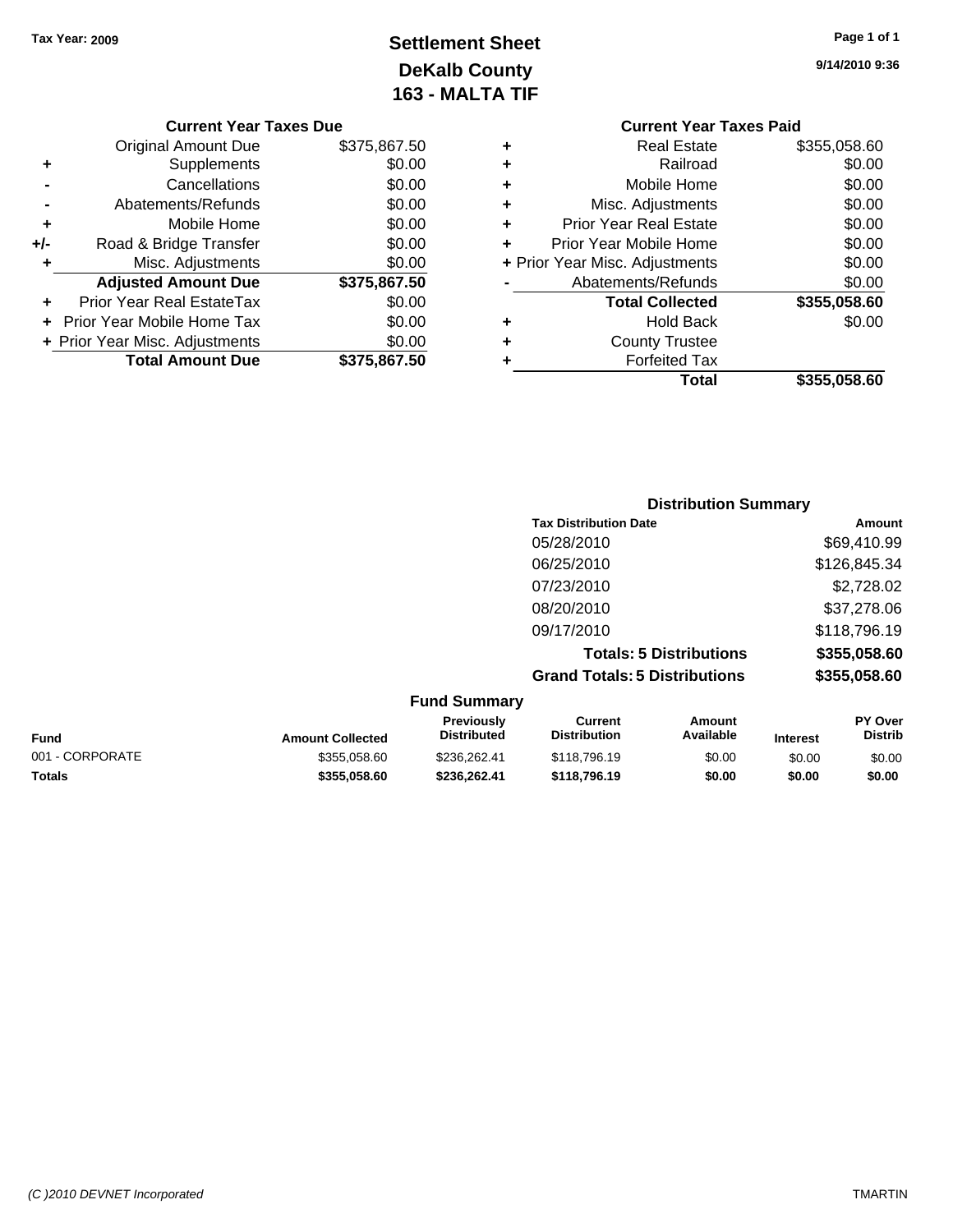Tax Year: 2009

# Settlement Sheet
## DeKalb County
## 163 - MALTA TIF

9/14/2010 9:36

### Current Year Taxes Due

| | | |
|---|---|---|
| | Original Amount Due | $375,867.50 |
| + | Supplements | $0.00 |
| - | Cancellations | $0.00 |
| - | Abatements/Refunds | $0.00 |
| + | Mobile Home | $0.00 |
| +/- | Road & Bridge Transfer | $0.00 |
| + | Misc. Adjustments | $0.00 |
| | **Adjusted Amount Due** | **$375,867.50** |
| + | Prior Year Real EstateTax | $0.00 |
| + | Prior Year Mobile Home Tax | $0.00 |
| + | Prior Year Misc. Adjustments | $0.00 |
| | **Total Amount Due** | **$375,867.50** |

### Current Year Taxes Paid

| | | |
|---|---|---|
| + | Real Estate | $355,058.60 |
| + | Railroad | $0.00 |
| + | Mobile Home | $0.00 |
| + | Misc. Adjustments | $0.00 |
| + | Prior Year Real Estate | $0.00 |
| + | Prior Year Mobile Home | $0.00 |
| + | Prior Year Misc. Adjustments | $0.00 |
| - | Abatements/Refunds | $0.00 |
| | **Total Collected** | **$355,058.60** |
| + | Hold Back | $0.00 |
| + | County Trustee | |
| + | Forfeited Tax | |
| | **Total** | **$355,058.60** |

### Distribution Summary

| Tax Distribution Date | Amount |
|---|---|
| 05/28/2010 | $69,410.99 |
| 06/25/2010 | $126,845.34 |
| 07/23/2010 | $2,728.02 |
| 08/20/2010 | $37,278.06 |
| 09/17/2010 | $118,796.19 |
| **Totals: 5 Distributions** | **$355,058.60** |
| **Grand Totals: 5 Distributions** | **$355,058.60** |

### Fund Summary

| Fund | Amount Collected | Previously Distributed | Current Distribution | Amount Available | Interest | PY Over Distrib |
|---|---|---|---|---|---|---|
| 001 - CORPORATE | $355,058.60 | $236,262.41 | $118,796.19 | $0.00 | $0.00 | $0.00 |
| **Totals** | **$355,058.60** | **$236,262.41** | **$118,796.19** | **$0.00** | **$0.00** | **$0.00** |

(C )2010 DEVNET Incorporated TMARTIN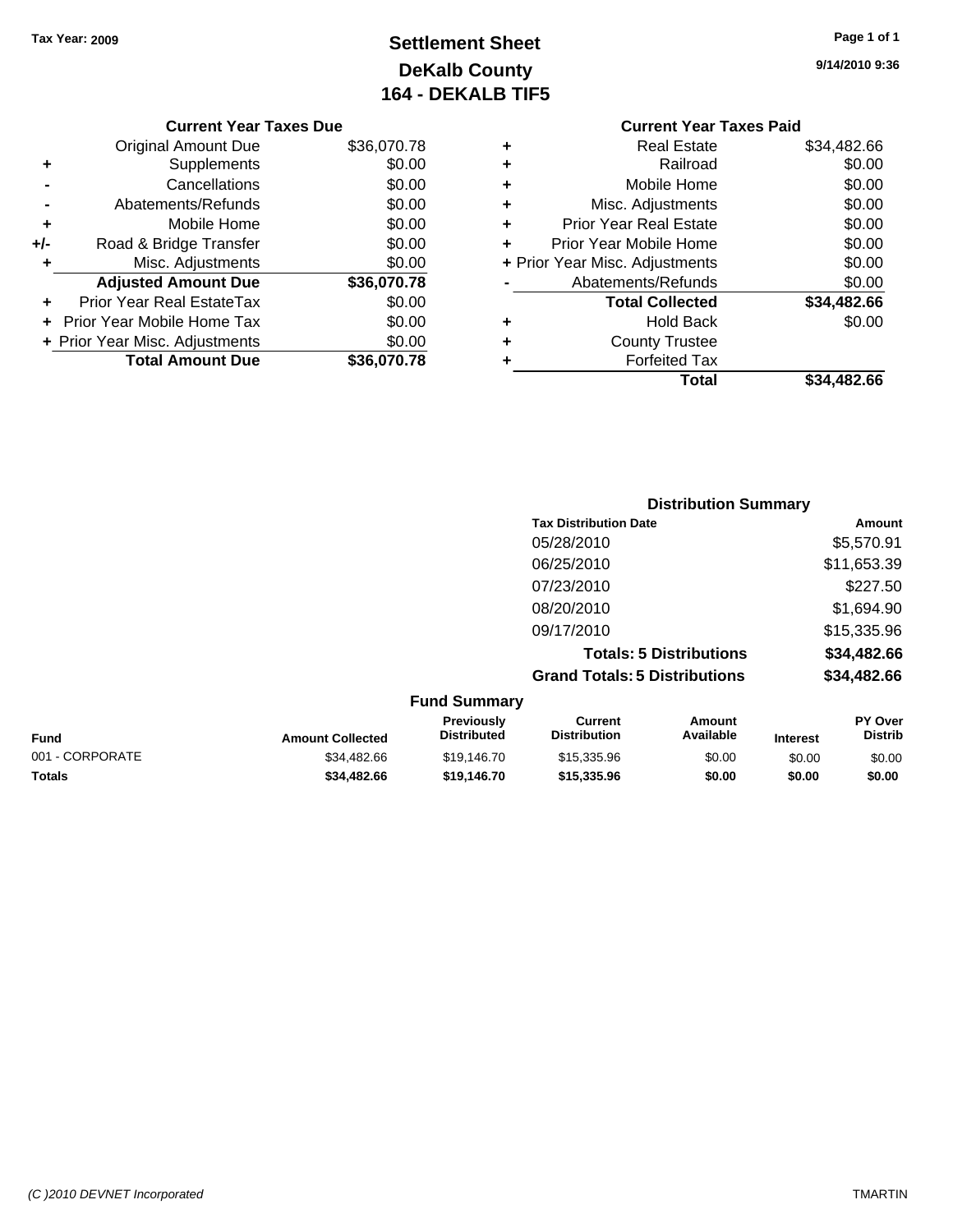Tax Year: 2009

# Settlement Sheet
## DeKalb County
## 164 - DEKALB TIF5

9/14/2010 9:36

### Current Year Taxes Due

| | | |
|---|---|---|
| | Original Amount Due | $36,070.78 |
| + | Supplements | $0.00 |
| - | Cancellations | $0.00 |
| - | Abatements/Refunds | $0.00 |
| + | Mobile Home | $0.00 |
| +/- | Road & Bridge Transfer | $0.00 |
| + | Misc. Adjustments | $0.00 |
| | **Adjusted Amount Due** | **$36,070.78** |
| + | Prior Year Real EstateTax | $0.00 |
| + | Prior Year Mobile Home Tax | $0.00 |
| + | Prior Year Misc. Adjustments | $0.00 |
| | **Total Amount Due** | **$36,070.78** |

### Current Year Taxes Paid

| | | |
|---|---|---|
| + | Real Estate | $34,482.66 |
| + | Railroad | $0.00 |
| + | Mobile Home | $0.00 |
| + | Misc. Adjustments | $0.00 |
| + | Prior Year Real Estate | $0.00 |
| + | Prior Year Mobile Home | $0.00 |
| + | Prior Year Misc. Adjustments | $0.00 |
| - | Abatements/Refunds | $0.00 |
| | **Total Collected** | **$34,482.66** |
| + | Hold Back | $0.00 |
| + | County Trustee | |
| + | Forfeited Tax | |
| | **Total** | **$34,482.66** |

### Distribution Summary

| Tax Distribution Date | Amount |
|---|---|
| 05/28/2010 | $5,570.91 |
| 06/25/2010 | $11,653.39 |
| 07/23/2010 | $227.50 |
| 08/20/2010 | $1,694.90 |
| 09/17/2010 | $15,335.96 |
| **Totals: 5 Distributions** | **$34,482.66** |
| **Grand Totals: 5 Distributions** | **$34,482.66** |

### Fund Summary

| Fund | Amount Collected | Previously Distributed | Current Distribution | Amount Available | Interest | PY Over Distrib |
|---|---|---|---|---|---|---|
| 001 - CORPORATE | $34,482.66 | $19,146.70 | $15,335.96 | $0.00 | $0.00 | $0.00 |
| **Totals** | **$34,482.66** | **$19,146.70** | **$15,335.96** | **$0.00** | **$0.00** | **$0.00** |

(C )2010 DEVNET Incorporated — TMARTIN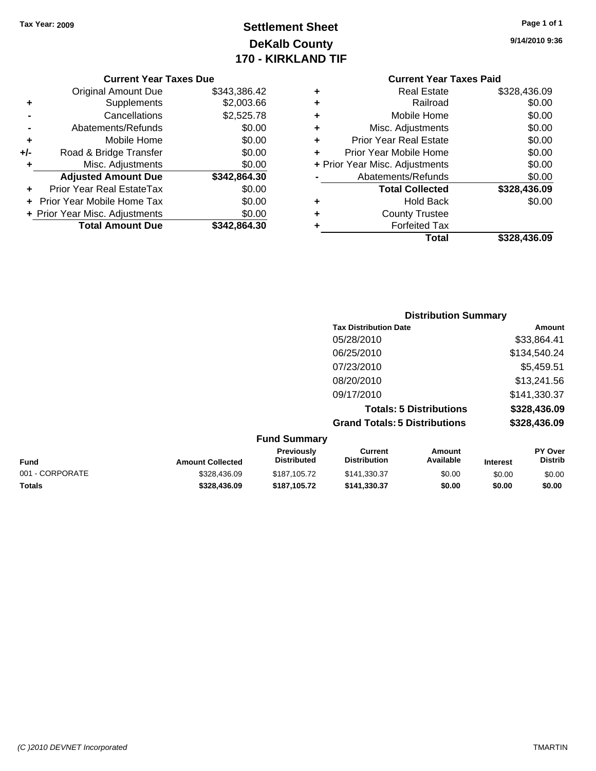**Tax Year: 2009**

# Settlement Sheet
## DeKalb County
## 170 - KIRKLAND TIF

**9/14/2010 9:36**

### Current Year Taxes Due

| | | |
|---|---|---|
| | Original Amount Due | $343,386.42 |
| + | Supplements | $2,003.66 |
| - | Cancellations | $2,525.78 |
| - | Abatements/Refunds | $0.00 |
| + | Mobile Home | $0.00 |
| +/- | Road & Bridge Transfer | $0.00 |
| + | Misc. Adjustments | $0.00 |
| | **Adjusted Amount Due** | **$342,864.30** |
| + | Prior Year Real EstateTax | $0.00 |
| + | Prior Year Mobile Home Tax | $0.00 |
| + | Prior Year Misc. Adjustments | $0.00 |
| | **Total Amount Due** | **$342,864.30** |

### Current Year Taxes Paid

| | | |
|---|---|---|
| + | Real Estate | $328,436.09 |
| + | Railroad | $0.00 |
| + | Mobile Home | $0.00 |
| + | Misc. Adjustments | $0.00 |
| + | Prior Year Real Estate | $0.00 |
| + | Prior Year Mobile Home | $0.00 |
| + | Prior Year Misc. Adjustments | $0.00 |
| - | Abatements/Refunds | $0.00 |
| | **Total Collected** | **$328,436.09** |
| + | Hold Back | $0.00 |
| + | County Trustee | |
| + | Forfeited Tax | |
| | **Total** | **$328,436.09** |

### Distribution Summary

| Tax Distribution Date | Amount |
|---|---|
| 05/28/2010 | $33,864.41 |
| 06/25/2010 | $134,540.24 |
| 07/23/2010 | $5,459.51 |
| 08/20/2010 | $13,241.56 |
| 09/17/2010 | $141,330.37 |
| **Totals: 5 Distributions** | **$328,436.09** |
| **Grand Totals: 5 Distributions** | **$328,436.09** |

### Fund Summary

| Fund | Amount Collected | Previously Distributed | Current Distribution | Amount Available | Interest | PY Over Distrib |
|---|---|---|---|---|---|---|
| 001 - CORPORATE | $328,436.09 | $187,105.72 | $141,330.37 | $0.00 | $0.00 | $0.00 |
| **Totals** | **$328,436.09** | **$187,105.72** | **$141,330.37** | **$0.00** | **$0.00** | **$0.00** |

*(C )2010 DEVNET Incorporated* TMARTIN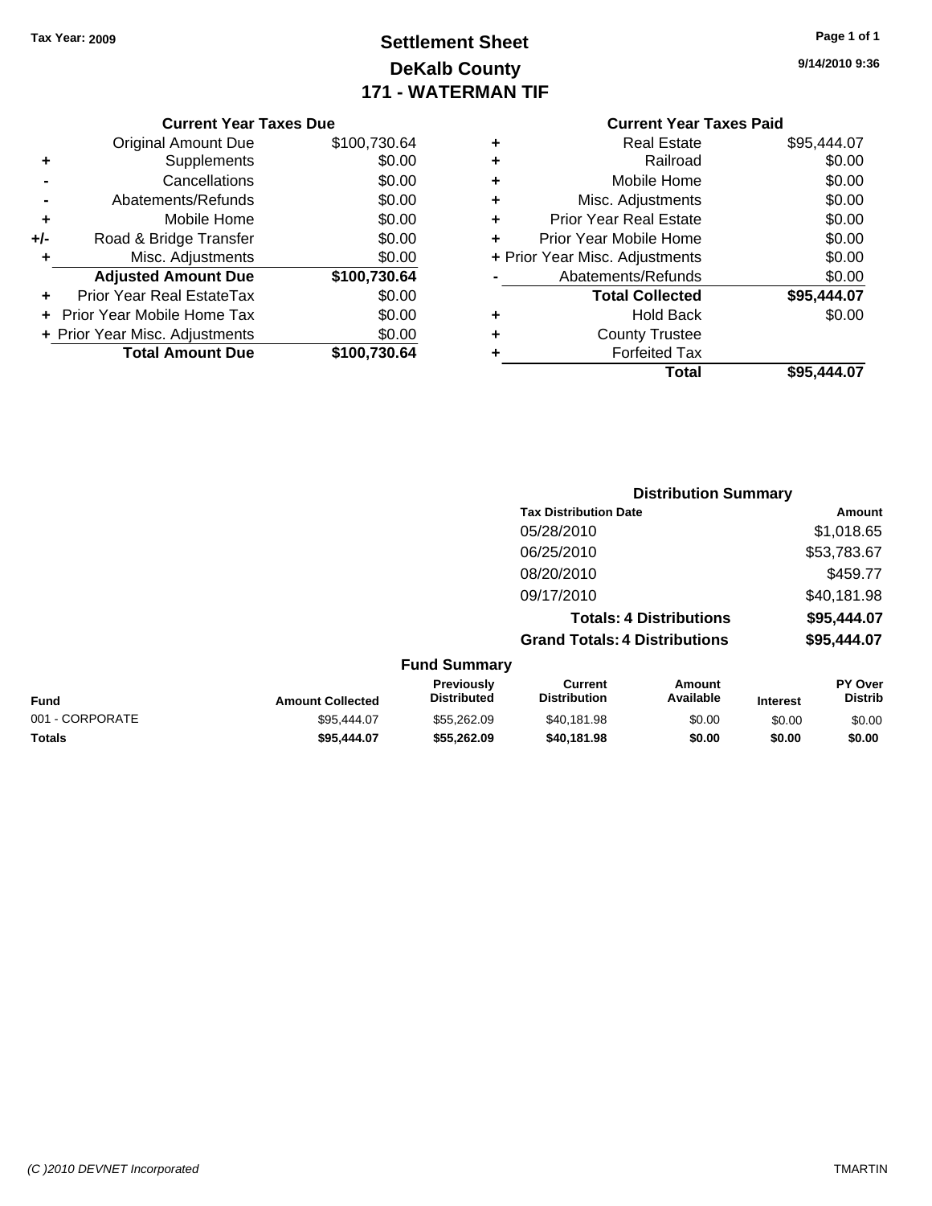Tax Year: 2009

# Settlement Sheet
## DeKalb County
## 171 - WATERMAN TIF

9/14/2010 9:36

### Current Year Taxes Due

| | | |
|---|---|---|
| | Original Amount Due | $100,730.64 |
| + | Supplements | $0.00 |
| - | Cancellations | $0.00 |
| - | Abatements/Refunds | $0.00 |
| + | Mobile Home | $0.00 |
| +/- | Road & Bridge Transfer | $0.00 |
| + | Misc. Adjustments | $0.00 |
| | **Adjusted Amount Due** | **$100,730.64** |
| + | Prior Year Real EstateTax | $0.00 |
| + | Prior Year Mobile Home Tax | $0.00 |
| + | Prior Year Misc. Adjustments | $0.00 |
| | **Total Amount Due** | **$100,730.64** |

### Current Year Taxes Paid

| | | |
|---|---|---|
| + | Real Estate | $95,444.07 |
| + | Railroad | $0.00 |
| + | Mobile Home | $0.00 |
| + | Misc. Adjustments | $0.00 |
| + | Prior Year Real Estate | $0.00 |
| + | Prior Year Mobile Home | $0.00 |
| + | Prior Year Misc. Adjustments | $0.00 |
| - | Abatements/Refunds | $0.00 |
| | **Total Collected** | **$95,444.07** |
| + | Hold Back | $0.00 |
| + | County Trustee | |
| + | Forfeited Tax | |
| | **Total** | **$95,444.07** |

### Distribution Summary

| Tax Distribution Date | Amount |
|---|---|
| 05/28/2010 | $1,018.65 |
| 06/25/2010 | $53,783.67 |
| 08/20/2010 | $459.77 |
| 09/17/2010 | $40,181.98 |
| **Totals: 4 Distributions** | **$95,444.07** |
| **Grand Totals: 4 Distributions** | **$95,444.07** |

### Fund Summary

| Fund | Amount Collected | Previously Distributed | Current Distribution | Amount Available | Interest | PY Over Distrib |
|---|---|---|---|---|---|---|
| 001 - CORPORATE | $95,444.07 | $55,262.09 | $40,181.98 | $0.00 | $0.00 | $0.00 |
| **Totals** | **$95,444.07** | **$55,262.09** | **$40,181.98** | **$0.00** | **$0.00** | **$0.00** |

(C )2010 DEVNET Incorporated — TMARTIN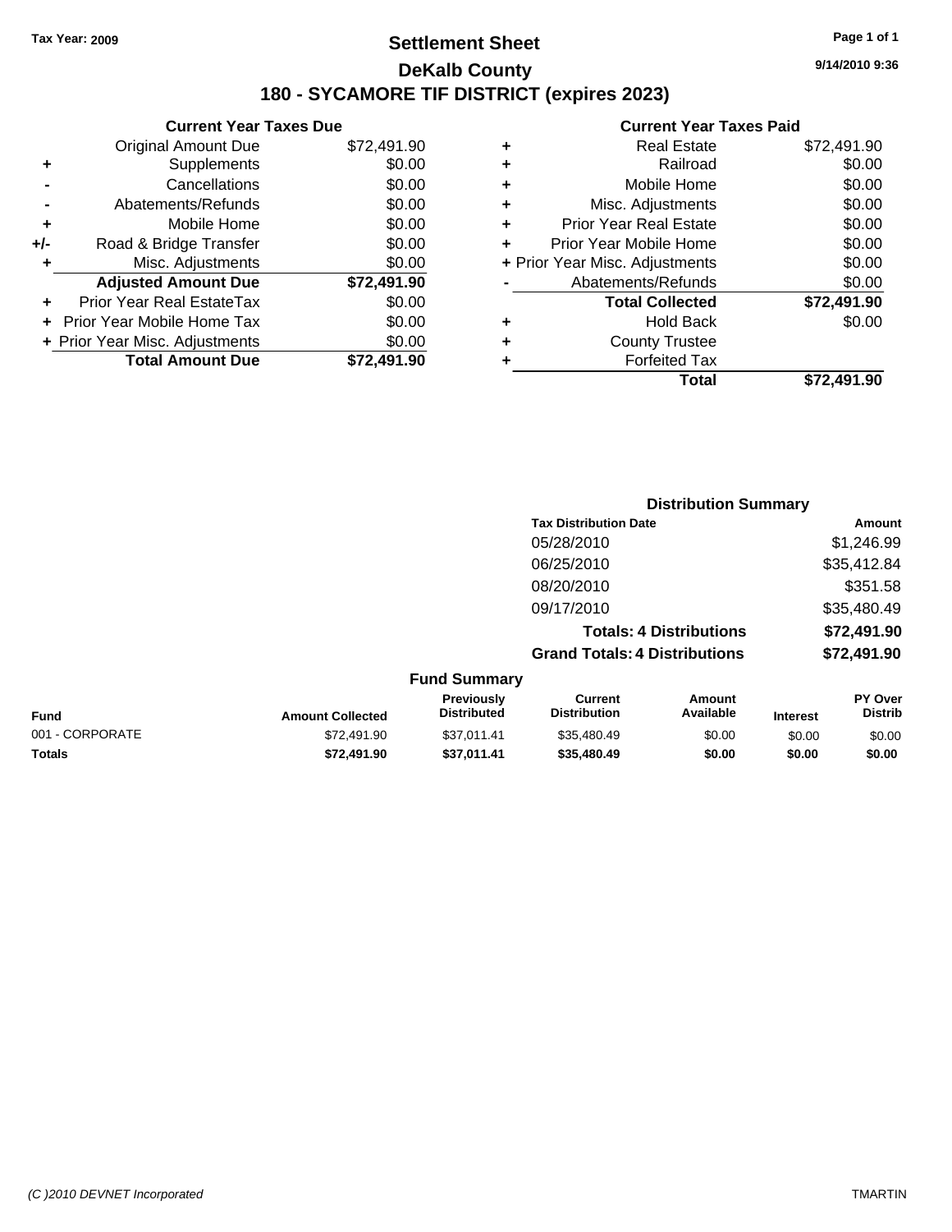Tax Year: 2009

# Settlement Sheet

## DeKalb County

## 180 - SYCAMORE TIF DISTRICT (expires 2023)

9/14/2010 9:36

### Current Year Taxes Due

| | | |
|---|---|---|
| | Original Amount Due | $72,491.90 |
| + | Supplements | $0.00 |
| - | Cancellations | $0.00 |
| - | Abatements/Refunds | $0.00 |
| + | Mobile Home | $0.00 |
| +/- | Road & Bridge Transfer | $0.00 |
| + | Misc. Adjustments | $0.00 |
| | **Adjusted Amount Due** | **$72,491.90** |
| + | Prior Year Real EstateTax | $0.00 |
| + | Prior Year Mobile Home Tax | $0.00 |
| + | Prior Year Misc. Adjustments | $0.00 |
| | **Total Amount Due** | **$72,491.90** |

### Current Year Taxes Paid

| | | |
|---|---|---|
| + | Real Estate | $72,491.90 |
| + | Railroad | $0.00 |
| + | Mobile Home | $0.00 |
| + | Misc. Adjustments | $0.00 |
| + | Prior Year Real Estate | $0.00 |
| + | Prior Year Mobile Home | $0.00 |
| + | Prior Year Misc. Adjustments | $0.00 |
| - | Abatements/Refunds | $0.00 |
| | **Total Collected** | **$72,491.90** |
| + | Hold Back | $0.00 |
| + | County Trustee | |
| + | Forfeited Tax | |
| | **Total** | **$72,491.90** |

### Distribution Summary

| Tax Distribution Date | Amount |
|---|---|
| 05/28/2010 | $1,246.99 |
| 06/25/2010 | $35,412.84 |
| 08/20/2010 | $351.58 |
| 09/17/2010 | $35,480.49 |
| **Totals: 4 Distributions** | **$72,491.90** |
| **Grand Totals: 4 Distributions** | **$72,491.90** |

### Fund Summary

| Fund | Amount Collected | Previously Distributed | Current Distribution | Amount Available | Interest | PY Over Distrib |
|---|---|---|---|---|---|---|
| 001 - CORPORATE | $72,491.90 | $37,011.41 | $35,480.49 | $0.00 | $0.00 | $0.00 |
| **Totals** | **$72,491.90** | **$37,011.41** | **$35,480.49** | **$0.00** | **$0.00** | **$0.00** |

(C )2010 DEVNET Incorporated TMARTIN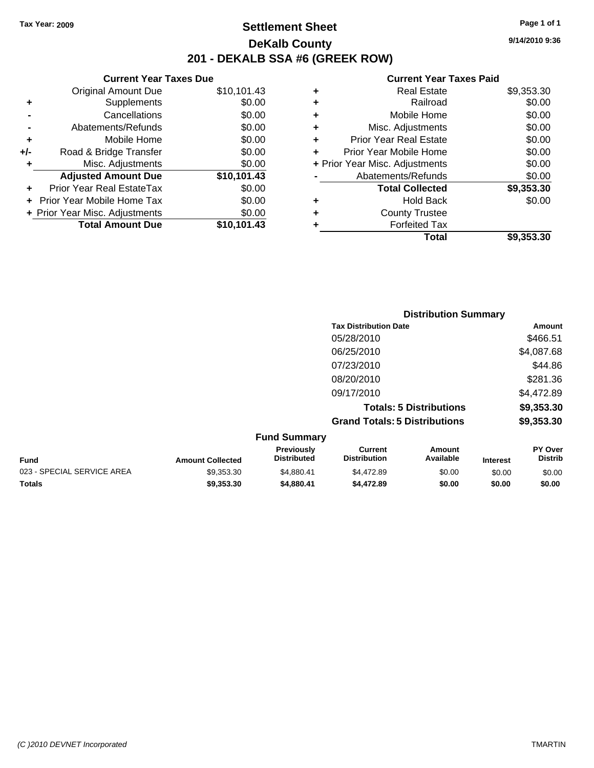**Tax Year: 2009**

# Settlement Sheet

## DeKalb County

## 201 - DEKALB SSA #6 (GREEK ROW)

9/14/2010 9:36

### Current Year Taxes Due

| | | |
|---|---|---|
| | Original Amount Due | $10,101.43 |
| + | Supplements | $0.00 |
| - | Cancellations | $0.00 |
| - | Abatements/Refunds | $0.00 |
| + | Mobile Home | $0.00 |
| +/- | Road & Bridge Transfer | $0.00 |
| + | Misc. Adjustments | $0.00 |
| | **Adjusted Amount Due** | **$10,101.43** |
| + | Prior Year Real EstateTax | $0.00 |
| + | Prior Year Mobile Home Tax | $0.00 |
| + | Prior Year Misc. Adjustments | $0.00 |
| | **Total Amount Due** | **$10,101.43** |

### Current Year Taxes Paid

| | | |
|---|---|---|
| + | Real Estate | $9,353.30 |
| + | Railroad | $0.00 |
| + | Mobile Home | $0.00 |
| + | Misc. Adjustments | $0.00 |
| + | Prior Year Real Estate | $0.00 |
| + | Prior Year Mobile Home | $0.00 |
| + | Prior Year Misc. Adjustments | $0.00 |
| - | Abatements/Refunds | $0.00 |
| | **Total Collected** | **$9,353.30** |
| + | Hold Back | $0.00 |
| + | County Trustee | |
| + | Forfeited Tax | |
| | **Total** | **$9,353.30** |

### Distribution Summary

| Tax Distribution Date | Amount |
|---|---|
| 05/28/2010 | $466.51 |
| 06/25/2010 | $4,087.68 |
| 07/23/2010 | $44.86 |
| 08/20/2010 | $281.36 |
| 09/17/2010 | $4,472.89 |
| **Totals: 5 Distributions** | **$9,353.30** |
| **Grand Totals: 5 Distributions** | **$9,353.30** |

### Fund Summary

| Fund | Amount Collected | Previously Distributed | Current Distribution | Amount Available | Interest | PY Over Distrib |
|---|---|---|---|---|---|---|
| 023 - SPECIAL SERVICE AREA | $9,353.30 | $4,880.41 | $4,472.89 | $0.00 | $0.00 | $0.00 |
| **Totals** | **$9,353.30** | **$4,880.41** | **$4,472.89** | **$0.00** | **$0.00** | **$0.00** |

*(C )2010 DEVNET Incorporated* TMARTIN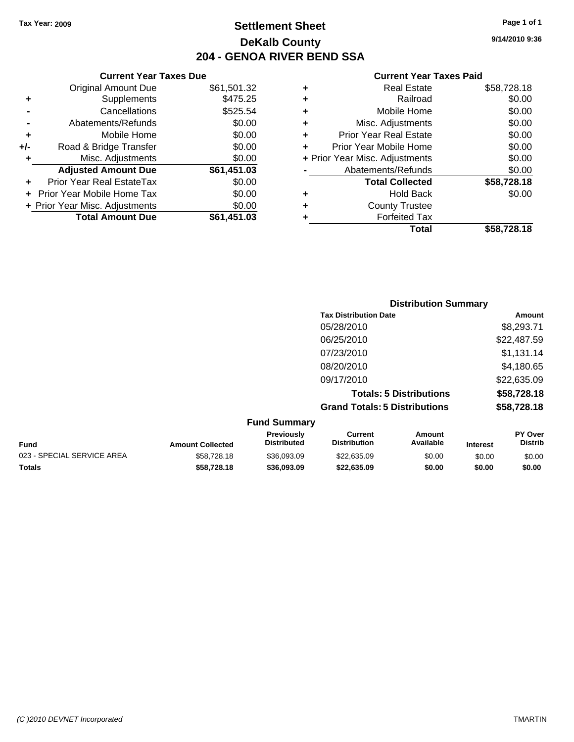Tax Year: 2009

# Settlement Sheet
## DeKalb County
## 204 - GENOA RIVER BEND SSA

9/14/2010 9:36

### Current Year Taxes Due

| | | |
|---|---|---|
| | Original Amount Due | $61,501.32 |
| + | Supplements | $475.25 |
| - | Cancellations | $525.54 |
| - | Abatements/Refunds | $0.00 |
| + | Mobile Home | $0.00 |
| +/- | Road & Bridge Transfer | $0.00 |
| + | Misc. Adjustments | $0.00 |
| | **Adjusted Amount Due** | **$61,451.03** |
| + | Prior Year Real EstateTax | $0.00 |
| + | Prior Year Mobile Home Tax | $0.00 |
| + | Prior Year Misc. Adjustments | $0.00 |
| | **Total Amount Due** | **$61,451.03** |

### Current Year Taxes Paid

| | | |
|---|---|---|
| + | Real Estate | $58,728.18 |
| + | Railroad | $0.00 |
| + | Mobile Home | $0.00 |
| + | Misc. Adjustments | $0.00 |
| + | Prior Year Real Estate | $0.00 |
| + | Prior Year Mobile Home | $0.00 |
| + | Prior Year Misc. Adjustments | $0.00 |
| - | Abatements/Refunds | $0.00 |
| | **Total Collected** | **$58,728.18** |
| + | Hold Back | $0.00 |
| + | County Trustee | |
| + | Forfeited Tax | |
| | **Total** | **$58,728.18** |

### Distribution Summary

| Tax Distribution Date | Amount |
|---|---|
| 05/28/2010 | $8,293.71 |
| 06/25/2010 | $22,487.59 |
| 07/23/2010 | $1,131.14 |
| 08/20/2010 | $4,180.65 |
| 09/17/2010 | $22,635.09 |
| **Totals: 5 Distributions** | **$58,728.18** |
| **Grand Totals: 5 Distributions** | **$58,728.18** |

### Fund Summary

| Fund | Amount Collected | Previously Distributed | Current Distribution | Amount Available | Interest | PY Over Distrib |
|---|---|---|---|---|---|---|
| 023 - SPECIAL SERVICE AREA | $58,728.18 | $36,093.09 | $22,635.09 | $0.00 | $0.00 | $0.00 |
| **Totals** | **$58,728.18** | **$36,093.09** | **$22,635.09** | **$0.00** | **$0.00** | **$0.00** |

(C )2010 DEVNET Incorporated TMARTIN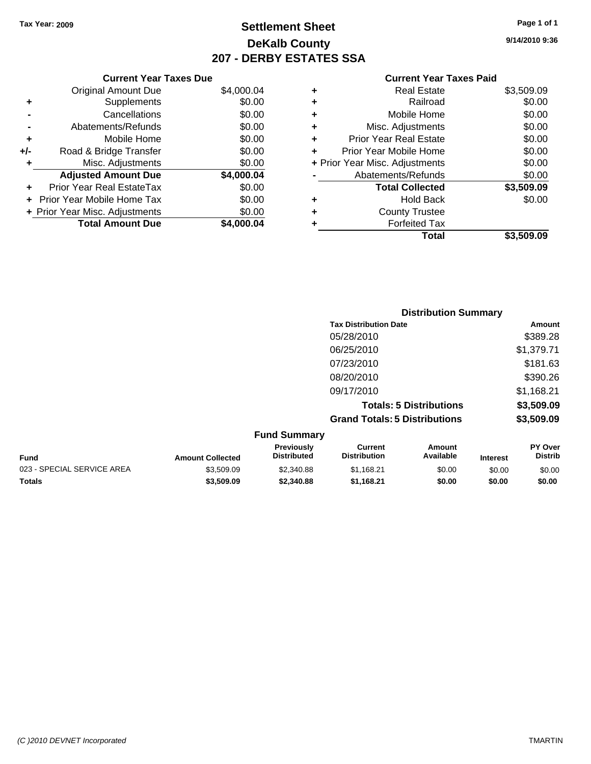**Tax Year: 2009**

# Settlement Sheet
## DeKalb County
## 207 - DERBY ESTATES SSA

9/14/2010 9:36

### Current Year Taxes Due

| | | |
|---|---|---|
| | Original Amount Due | $4,000.04 |
| + | Supplements | $0.00 |
| - | Cancellations | $0.00 |
| - | Abatements/Refunds | $0.00 |
| + | Mobile Home | $0.00 |
| +/- | Road & Bridge Transfer | $0.00 |
| + | Misc. Adjustments | $0.00 |
| | **Adjusted Amount Due** | **$4,000.04** |
| + | Prior Year Real EstateTax | $0.00 |
| + | Prior Year Mobile Home Tax | $0.00 |
| + | Prior Year Misc. Adjustments | $0.00 |
| | **Total Amount Due** | **$4,000.04** |

### Current Year Taxes Paid

| | | |
|---|---|---|
| + | Real Estate | $3,509.09 |
| + | Railroad | $0.00 |
| + | Mobile Home | $0.00 |
| + | Misc. Adjustments | $0.00 |
| + | Prior Year Real Estate | $0.00 |
| + | Prior Year Mobile Home | $0.00 |
| + | Prior Year Misc. Adjustments | $0.00 |
| - | Abatements/Refunds | $0.00 |
| | **Total Collected** | **$3,509.09** |
| + | Hold Back | $0.00 |
| + | County Trustee | |
| + | Forfeited Tax | |
| | **Total** | **$3,509.09** |

### Distribution Summary

| Tax Distribution Date | Amount |
|---|---|
| 05/28/2010 | $389.28 |
| 06/25/2010 | $1,379.71 |
| 07/23/2010 | $181.63 |
| 08/20/2010 | $390.26 |
| 09/17/2010 | $1,168.21 |
| **Totals: 5 Distributions** | **$3,509.09** |
| **Grand Totals: 5 Distributions** | **$3,509.09** |

### Fund Summary

| Fund | Amount Collected | Previously Distributed | Current Distribution | Amount Available | Interest | PY Over Distrib |
|---|---|---|---|---|---|---|
| 023 - SPECIAL SERVICE AREA | $3,509.09 | $2,340.88 | $1,168.21 | $0.00 | $0.00 | $0.00 |
| **Totals** | **$3,509.09** | **$2,340.88** | **$1,168.21** | **$0.00** | **$0.00** | **$0.00** |

(C )2010 DEVNET Incorporated TMARTIN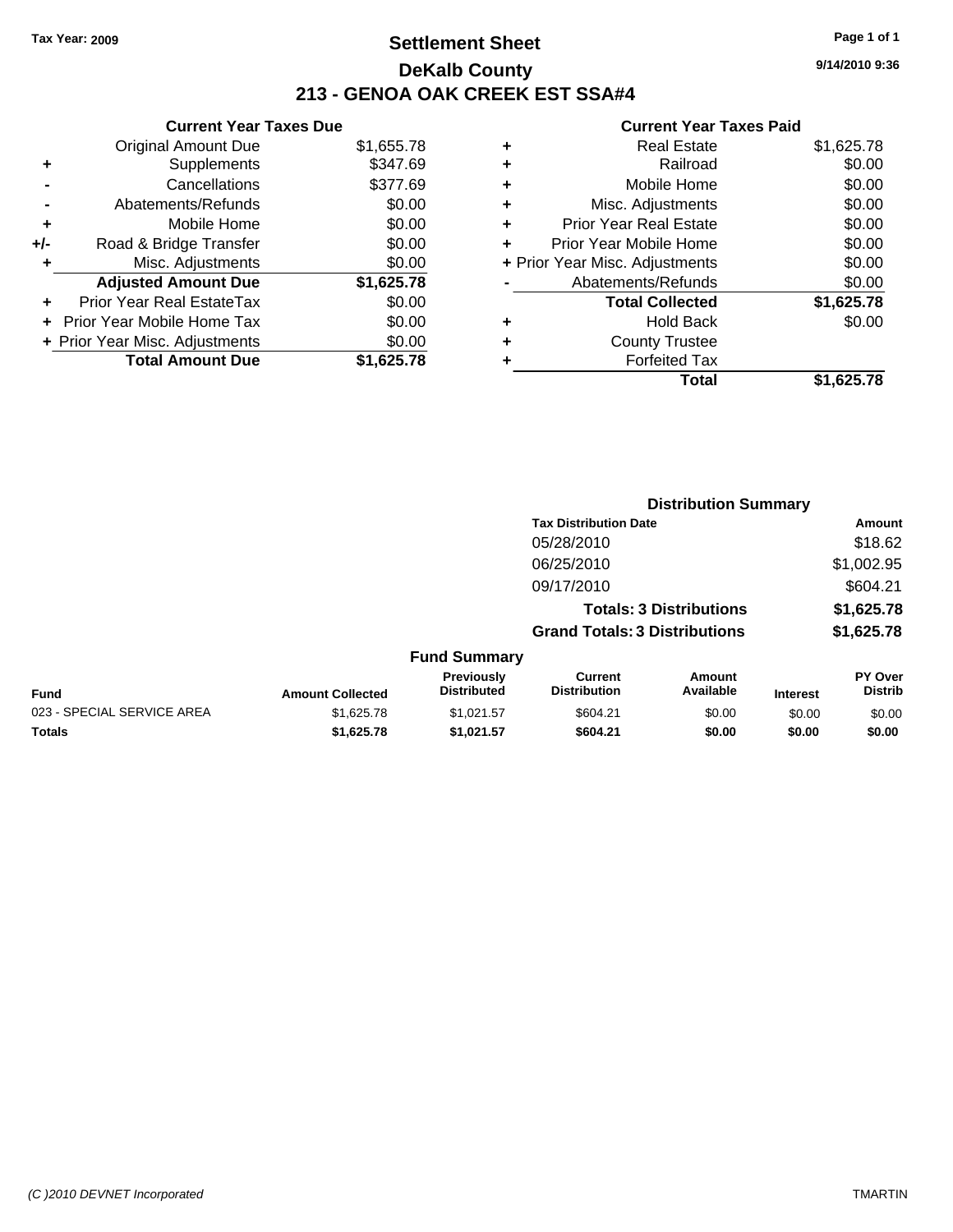Tax Year: 2009

# Settlement Sheet

## DeKalb County

## 213 - GENOA OAK CREEK EST SSA#4

9/14/2010 9:36

### Current Year Taxes Due

| | | |
|---|---|---|
| | Original Amount Due | $1,655.78 |
| + | Supplements | $347.69 |
| - | Cancellations | $377.69 |
| - | Abatements/Refunds | $0.00 |
| + | Mobile Home | $0.00 |
| +/- | Road & Bridge Transfer | $0.00 |
| + | Misc. Adjustments | $0.00 |
| | **Adjusted Amount Due** | **$1,625.78** |
| + | Prior Year Real EstateTax | $0.00 |
| + | Prior Year Mobile Home Tax | $0.00 |
| + | Prior Year Misc. Adjustments | $0.00 |
| | **Total Amount Due** | **$1,625.78** |

### Current Year Taxes Paid

| | | |
|---|---|---|
| + | Real Estate | $1,625.78 |
| + | Railroad | $0.00 |
| + | Mobile Home | $0.00 |
| + | Misc. Adjustments | $0.00 |
| + | Prior Year Real Estate | $0.00 |
| + | Prior Year Mobile Home | $0.00 |
| + | Prior Year Misc. Adjustments | $0.00 |
| - | Abatements/Refunds | $0.00 |
| | **Total Collected** | **$1,625.78** |
| + | Hold Back | $0.00 |
| + | County Trustee | |
| + | Forfeited Tax | |
| | **Total** | **$1,625.78** |

### Distribution Summary

| Tax Distribution Date | Amount |
|---|---|
| 05/28/2010 | $18.62 |
| 06/25/2010 | $1,002.95 |
| 09/17/2010 | $604.21 |
| **Totals: 3 Distributions** | **$1,625.78** |
| **Grand Totals: 3 Distributions** | **$1,625.78** |

### Fund Summary

| Fund | Amount Collected | Previously Distributed | Current Distribution | Amount Available | Interest | PY Over Distrib |
|---|---|---|---|---|---|---|
| 023 - SPECIAL SERVICE AREA | $1,625.78 | $1,021.57 | $604.21 | $0.00 | $0.00 | $0.00 |
| **Totals** | **$1,625.78** | **$1,021.57** | **$604.21** | **$0.00** | **$0.00** | **$0.00** |

(C )2010 DEVNET Incorporated TMARTIN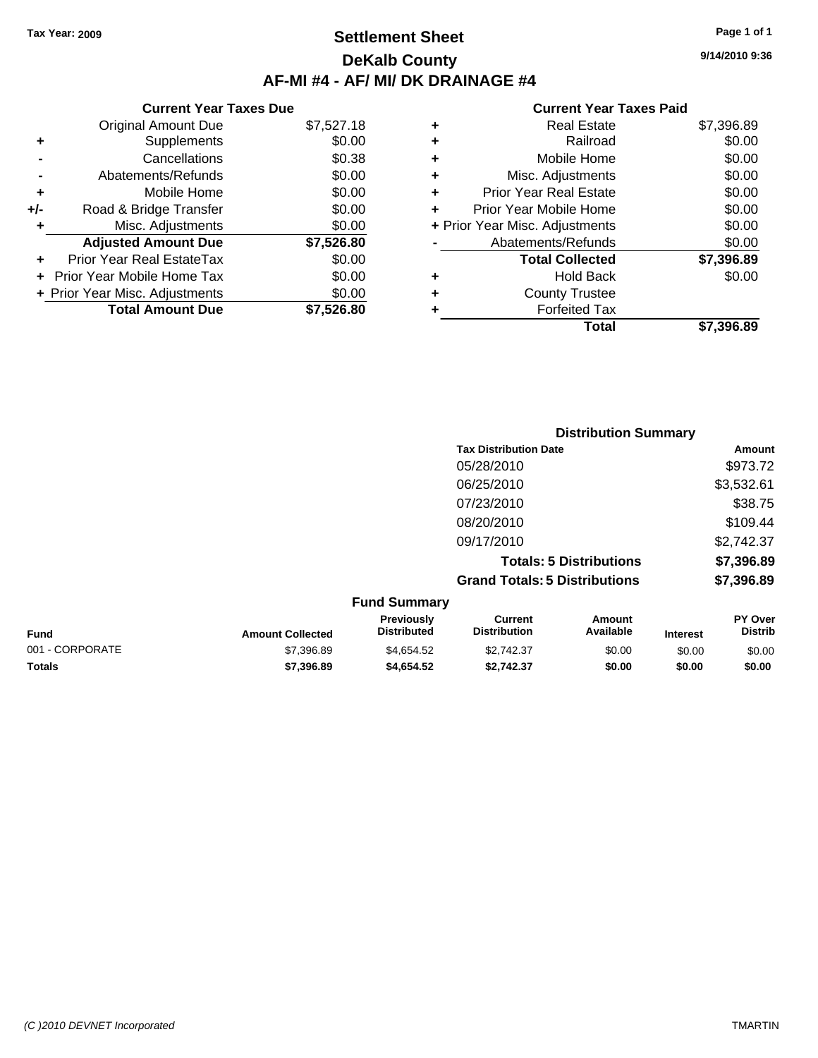Tax Year: 2009

# Settlement Sheet

## DeKalb County

## AF-MI #4 - AF/ MI/ DK DRAINAGE #4

9/14/2010 9:36

| | Current Year Taxes Due | |
|---|---|---|
| | Original Amount Due | $7,527.18 |
| + | Supplements | $0.00 |
| - | Cancellations | $0.38 |
| - | Abatements/Refunds | $0.00 |
| + | Mobile Home | $0.00 |
| +/- | Road & Bridge Transfer | $0.00 |
| + | Misc. Adjustments | $0.00 |
| | **Adjusted Amount Due** | **$7,526.80** |
| + | Prior Year Real EstateTax | $0.00 |
| + | Prior Year Mobile Home Tax | $0.00 |
| + | Prior Year Misc. Adjustments | $0.00 |
| | **Total Amount Due** | **$7,526.80** |

| | Current Year Taxes Paid | |
|---|---|---|
| + | Real Estate | $7,396.89 |
| + | Railroad | $0.00 |
| + | Mobile Home | $0.00 |
| + | Misc. Adjustments | $0.00 |
| + | Prior Year Real Estate | $0.00 |
| + | Prior Year Mobile Home | $0.00 |
| + | Prior Year Misc. Adjustments | $0.00 |
| - | Abatements/Refunds | $0.00 |
| | **Total Collected** | **$7,396.89** |
| + | Hold Back | $0.00 |
| + | County Trustee | |
| + | Forfeited Tax | |
| | **Total** | **$7,396.89** |

### Distribution Summary

| Tax Distribution Date | Amount |
|---|---|
| 05/28/2010 | $973.72 |
| 06/25/2010 | $3,532.61 |
| 07/23/2010 | $38.75 |
| 08/20/2010 | $109.44 |
| 09/17/2010 | $2,742.37 |
| **Totals: 5 Distributions** | **$7,396.89** |
| **Grand Totals: 5 Distributions** | **$7,396.89** |

### Fund Summary

| Fund | Amount Collected | Previously Distributed | Current Distribution | Amount Available | Interest | PY Over Distrib |
|---|---|---|---|---|---|---|
| 001 - CORPORATE | $7,396.89 | $4,654.52 | $2,742.37 | $0.00 | $0.00 | $0.00 |
| **Totals** | **$7,396.89** | **$4,654.52** | **$2,742.37** | **$0.00** | **$0.00** | **$0.00** |

(C )2010 DEVNET Incorporated TMARTIN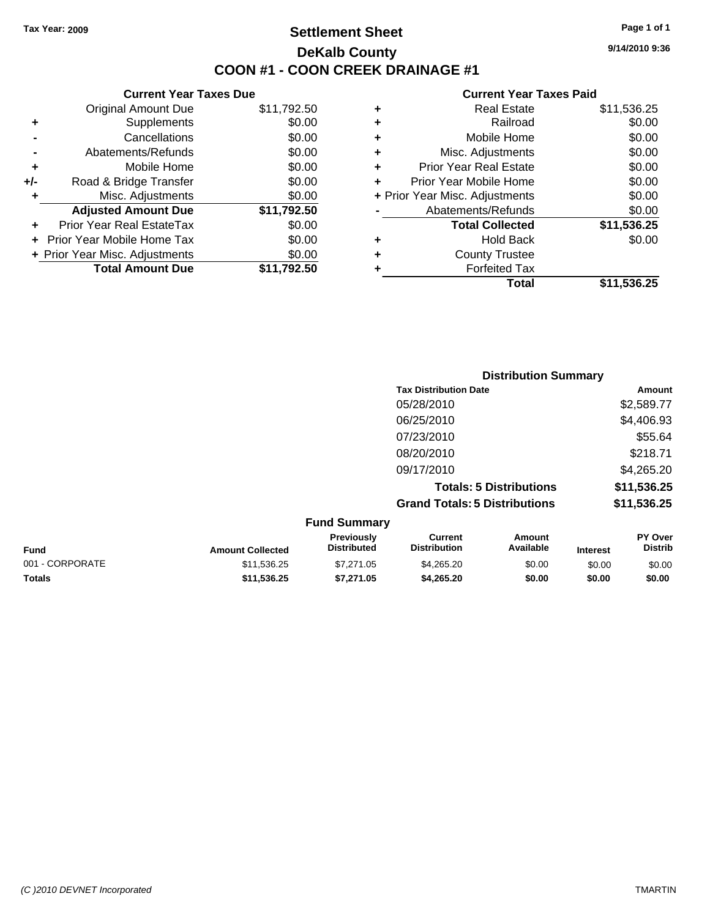Tax Year: 2009

# Settlement Sheet

## DeKalb County

## COON #1 - COON CREEK DRAINAGE #1

9/14/2010 9:36

### Current Year Taxes Due

| | | |
|---|---|---|
| | Original Amount Due | $11,792.50 |
| + | Supplements | $0.00 |
| - | Cancellations | $0.00 |
| - | Abatements/Refunds | $0.00 |
| + | Mobile Home | $0.00 |
| +/- | Road & Bridge Transfer | $0.00 |
| + | Misc. Adjustments | $0.00 |
| | **Adjusted Amount Due** | **$11,792.50** |
| + | Prior Year Real EstateTax | $0.00 |
| + | Prior Year Mobile Home Tax | $0.00 |
| + | Prior Year Misc. Adjustments | $0.00 |
| | **Total Amount Due** | **$11,792.50** |

### Current Year Taxes Paid

| | | |
|---|---|---|
| + | Real Estate | $11,536.25 |
| + | Railroad | $0.00 |
| + | Mobile Home | $0.00 |
| + | Misc. Adjustments | $0.00 |
| + | Prior Year Real Estate | $0.00 |
| + | Prior Year Mobile Home | $0.00 |
| + | Prior Year Misc. Adjustments | $0.00 |
| - | Abatements/Refunds | $0.00 |
| | **Total Collected** | **$11,536.25** |
| + | Hold Back | $0.00 |
| + | County Trustee | |
| + | Forfeited Tax | |
| | **Total** | **$11,536.25** |

### Distribution Summary

| Tax Distribution Date | Amount |
|---|---|
| 05/28/2010 | $2,589.77 |
| 06/25/2010 | $4,406.93 |
| 07/23/2010 | $55.64 |
| 08/20/2010 | $218.71 |
| 09/17/2010 | $4,265.20 |
| **Totals: 5 Distributions** | **$11,536.25** |
| **Grand Totals: 5 Distributions** | **$11,536.25** |

### Fund Summary

| Fund | Amount Collected | Previously Distributed | Current Distribution | Amount Available | Interest | PY Over Distrib |
|---|---|---|---|---|---|---|
| 001 - CORPORATE | $11,536.25 | $7,271.05 | $4,265.20 | $0.00 | $0.00 | $0.00 |
| **Totals** | **$11,536.25** | **$7,271.05** | **$4,265.20** | **$0.00** | **$0.00** | **$0.00** |

(C )2010 DEVNET Incorporated — TMARTIN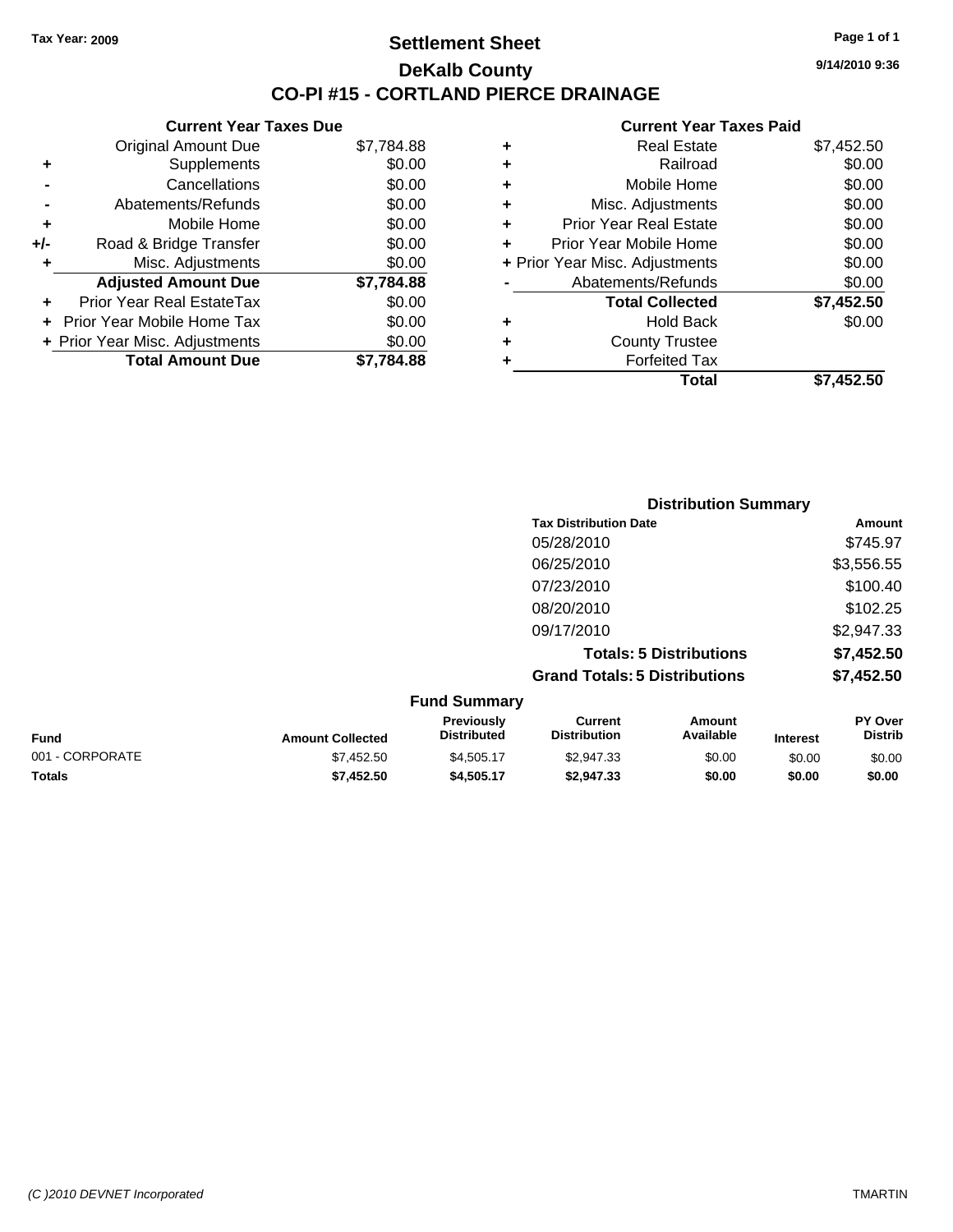Tax Year: 2009

# Settlement Sheet
## DeKalb County
## CO-PI #15 - CORTLAND PIERCE DRAINAGE

9/14/2010 9:36

| | Current Year Taxes Due | |
|---|---|---|
| | Original Amount Due | $7,784.88 |
| + | Supplements | $0.00 |
| - | Cancellations | $0.00 |
| - | Abatements/Refunds | $0.00 |
| + | Mobile Home | $0.00 |
| +/- | Road & Bridge Transfer | $0.00 |
| + | Misc. Adjustments | $0.00 |
| | **Adjusted Amount Due** | **$7,784.88** |
| + | Prior Year Real EstateTax | $0.00 |
| + | Prior Year Mobile Home Tax | $0.00 |
| + | Prior Year Misc. Adjustments | $0.00 |
| | **Total Amount Due** | **$7,784.88** |

| | Current Year Taxes Paid | |
|---|---|---|
| + | Real Estate | $7,452.50 |
| + | Railroad | $0.00 |
| + | Mobile Home | $0.00 |
| + | Misc. Adjustments | $0.00 |
| + | Prior Year Real Estate | $0.00 |
| + | Prior Year Mobile Home | $0.00 |
| + | Prior Year Misc. Adjustments | $0.00 |
| - | Abatements/Refunds | $0.00 |
| | **Total Collected** | **$7,452.50** |
| + | Hold Back | $0.00 |
| + | County Trustee | |
| + | Forfeited Tax | |
| | **Total** | **$7,452.50** |

### Distribution Summary

| Tax Distribution Date | Amount |
|---|---|
| 05/28/2010 | $745.97 |
| 06/25/2010 | $3,556.55 |
| 07/23/2010 | $100.40 |
| 08/20/2010 | $102.25 |
| 09/17/2010 | $2,947.33 |
| **Totals: 5 Distributions** | **$7,452.50** |
| **Grand Totals: 5 Distributions** | **$7,452.50** |

### Fund Summary

| Fund | Amount Collected | Previously Distributed | Current Distribution | Amount Available | Interest | PY Over Distrib |
|---|---|---|---|---|---|---|
| 001 - CORPORATE | $7,452.50 | $4,505.17 | $2,947.33 | $0.00 | $0.00 | $0.00 |
| **Totals** | **$7,452.50** | **$4,505.17** | **$2,947.33** | **$0.00** | **$0.00** | **$0.00** |

(C )2010 DEVNET Incorporated TMARTIN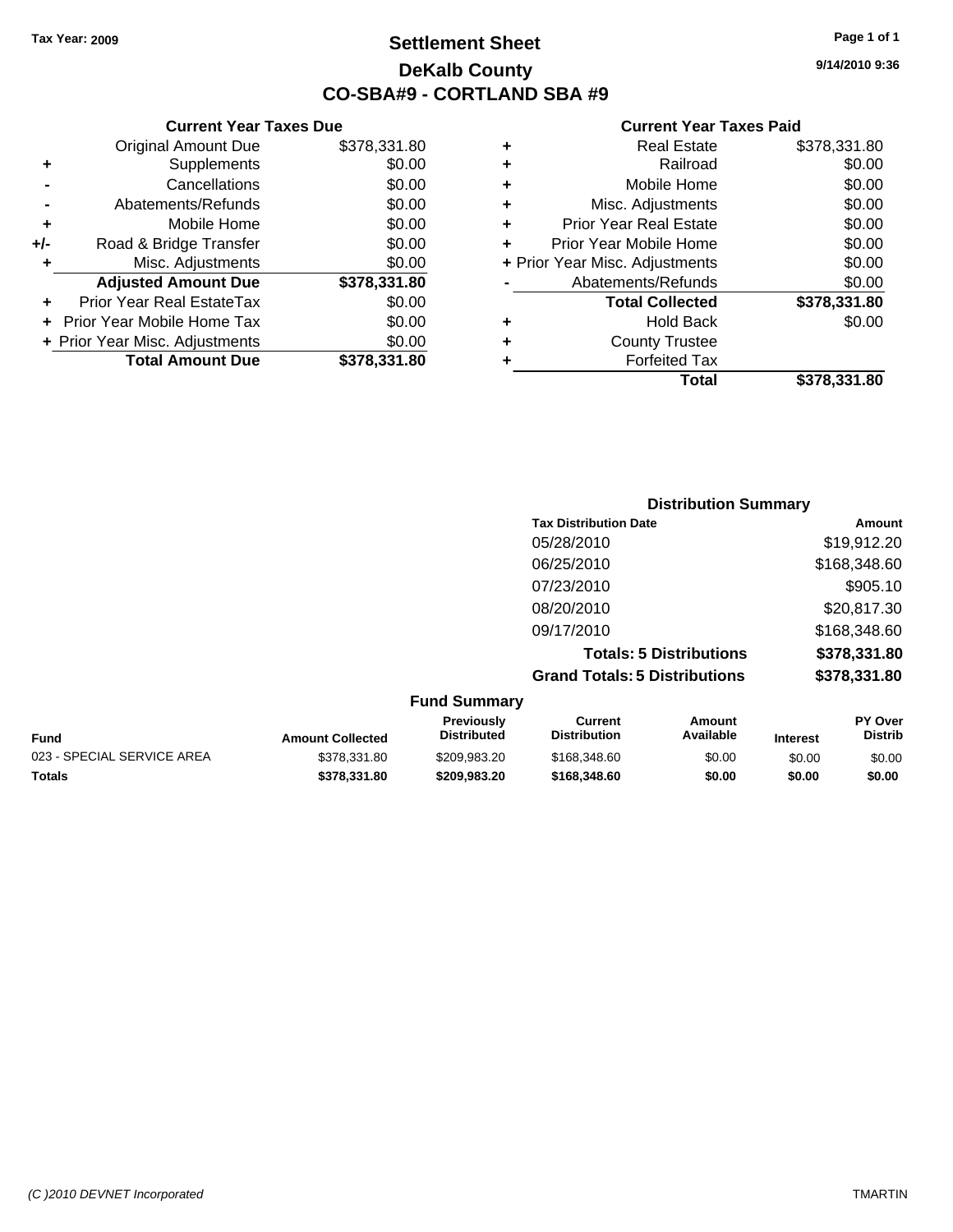Tax Year: 2009

# Settlement Sheet
## DeKalb County
## CO-SBA#9 - CORTLAND SBA #9

9/14/2010 9:36

### Current Year Taxes Due

| | | |
|---|---|---|
| | Original Amount Due | $378,331.80 |
| + | Supplements | $0.00 |
| - | Cancellations | $0.00 |
| - | Abatements/Refunds | $0.00 |
| + | Mobile Home | $0.00 |
| +/- | Road & Bridge Transfer | $0.00 |
| + | Misc. Adjustments | $0.00 |
| | **Adjusted Amount Due** | **$378,331.80** |
| + | Prior Year Real EstateTax | $0.00 |
| + | Prior Year Mobile Home Tax | $0.00 |
| + | Prior Year Misc. Adjustments | $0.00 |
| | **Total Amount Due** | **$378,331.80** |

### Current Year Taxes Paid

| | | |
|---|---|---|
| + | Real Estate | $378,331.80 |
| + | Railroad | $0.00 |
| + | Mobile Home | $0.00 |
| + | Misc. Adjustments | $0.00 |
| + | Prior Year Real Estate | $0.00 |
| + | Prior Year Mobile Home | $0.00 |
| + | Prior Year Misc. Adjustments | $0.00 |
| - | Abatements/Refunds | $0.00 |
| | **Total Collected** | **$378,331.80** |
| + | Hold Back | $0.00 |
| + | County Trustee | |
| + | Forfeited Tax | |
| | **Total** | **$378,331.80** |

### Distribution Summary

| Tax Distribution Date | Amount |
|---|---|
| 05/28/2010 | $19,912.20 |
| 06/25/2010 | $168,348.60 |
| 07/23/2010 | $905.10 |
| 08/20/2010 | $20,817.30 |
| 09/17/2010 | $168,348.60 |
| **Totals: 5 Distributions** | **$378,331.80** |
| **Grand Totals: 5 Distributions** | **$378,331.80** |

### Fund Summary

| Fund | Amount Collected | Previously Distributed | Current Distribution | Amount Available | Interest | PY Over Distrib |
|---|---|---|---|---|---|---|
| 023 - SPECIAL SERVICE AREA | $378,331.80 | $209,983.20 | $168,348.60 | $0.00 | $0.00 | $0.00 |
| **Totals** | **$378,331.80** | **$209,983.20** | **$168,348.60** | **$0.00** | **$0.00** | **$0.00** |

(C )2010 DEVNET Incorporated TMARTIN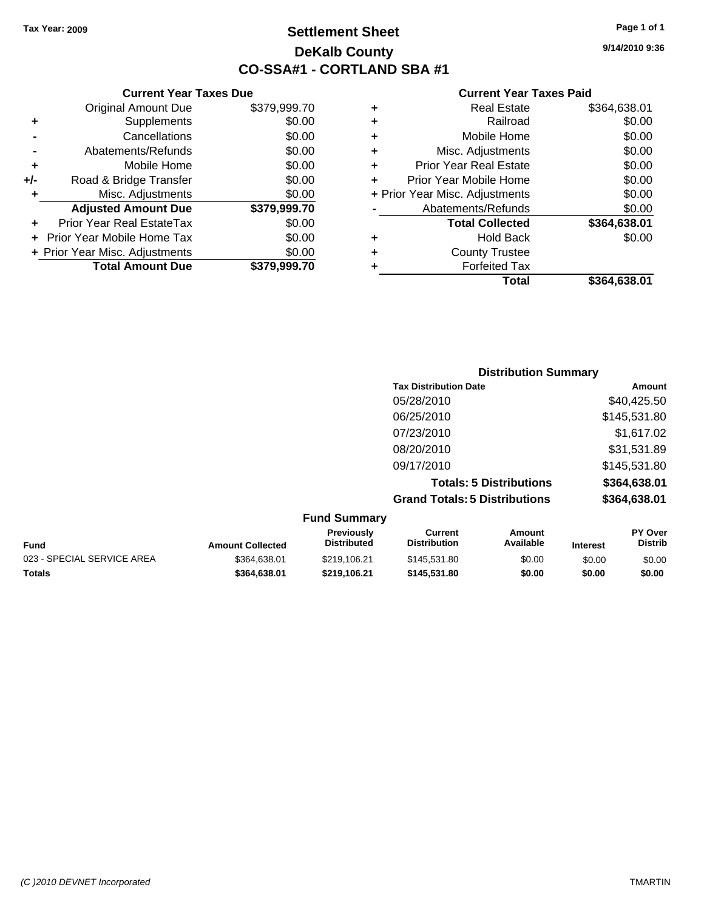**Tax Year: 2009**

# Settlement Sheet
## DeKalb County
## CO-SSA#1 - CORTLAND SBA #1

9/14/2010 9:36

### Current Year Taxes Due

| | | |
|---|---|---|
| | Original Amount Due | $379,999.70 |
| + | Supplements | $0.00 |
| - | Cancellations | $0.00 |
| - | Abatements/Refunds | $0.00 |
| + | Mobile Home | $0.00 |
| +/- | Road & Bridge Transfer | $0.00 |
| + | Misc. Adjustments | $0.00 |
| | **Adjusted Amount Due** | **$379,999.70** |
| + | Prior Year Real EstateTax | $0.00 |
| + | Prior Year Mobile Home Tax | $0.00 |
| + | Prior Year Misc. Adjustments | $0.00 |
| | **Total Amount Due** | **$379,999.70** |

### Current Year Taxes Paid

| | | |
|---|---|---|
| + | Real Estate | $364,638.01 |
| + | Railroad | $0.00 |
| + | Mobile Home | $0.00 |
| + | Misc. Adjustments | $0.00 |
| + | Prior Year Real Estate | $0.00 |
| + | Prior Year Mobile Home | $0.00 |
| + | Prior Year Misc. Adjustments | $0.00 |
| - | Abatements/Refunds | $0.00 |
| | **Total Collected** | **$364,638.01** |
| + | Hold Back | $0.00 |
| + | County Trustee | |
| + | Forfeited Tax | |
| | **Total** | **$364,638.01** |

### Distribution Summary

| Tax Distribution Date | Amount |
|---|---|
| 05/28/2010 | $40,425.50 |
| 06/25/2010 | $145,531.80 |
| 07/23/2010 | $1,617.02 |
| 08/20/2010 | $31,531.89 |
| 09/17/2010 | $145,531.80 |
| **Totals: 5 Distributions** | **$364,638.01** |
| **Grand Totals: 5 Distributions** | **$364,638.01** |

### Fund Summary

| Fund | Amount Collected | Previously Distributed | Current Distribution | Amount Available | Interest | PY Over Distrib |
|---|---|---|---|---|---|---|
| 023 - SPECIAL SERVICE AREA | $364,638.01 | $219,106.21 | $145,531.80 | $0.00 | $0.00 | $0.00 |
| **Totals** | **$364,638.01** | **$219,106.21** | **$145,531.80** | **$0.00** | **$0.00** | **$0.00** |

*(C )2010 DEVNET Incorporated* TMARTIN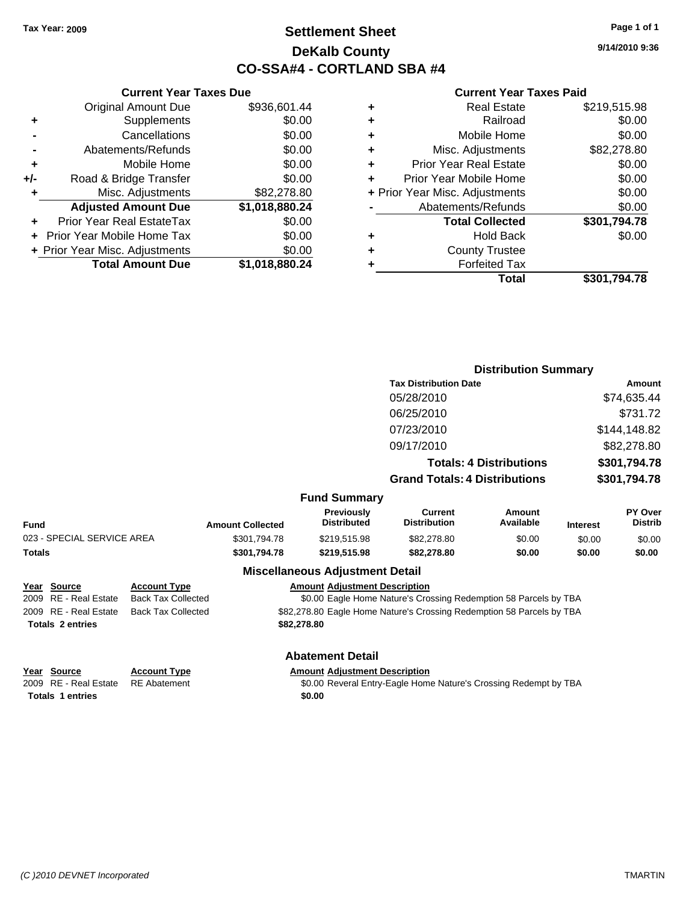Tax Year: 2009

# Settlement Sheet
## DeKalb County
## CO-SSA#4 - CORTLAND SBA #4

9/14/2010 9:36

### Current Year Taxes Due

| | | |
|---|---|---|
| | Original Amount Due | $936,601.44 |
| + | Supplements | $0.00 |
| - | Cancellations | $0.00 |
| - | Abatements/Refunds | $0.00 |
| + | Mobile Home | $0.00 |
| +/- | Road & Bridge Transfer | $0.00 |
| + | Misc. Adjustments | $82,278.80 |
| | **Adjusted Amount Due** | **$1,018,880.24** |
| + | Prior Year Real EstateTax | $0.00 |
| + | Prior Year Mobile Home Tax | $0.00 |
| + | Prior Year Misc. Adjustments | $0.00 |
| | **Total Amount Due** | **$1,018,880.24** |

### Current Year Taxes Paid

| | | |
|---|---|---|
| + | Real Estate | $219,515.98 |
| + | Railroad | $0.00 |
| + | Mobile Home | $0.00 |
| + | Misc. Adjustments | $82,278.80 |
| + | Prior Year Real Estate | $0.00 |
| + | Prior Year Mobile Home | $0.00 |
| + | Prior Year Misc. Adjustments | $0.00 |
| - | Abatements/Refunds | $0.00 |
| | **Total Collected** | **$301,794.78** |
| + | Hold Back | $0.00 |
| + | County Trustee | |
| + | Forfeited Tax | |
| | **Total** | **$301,794.78** |

### Distribution Summary

| Tax Distribution Date | Amount |
|---|---|
| 05/28/2010 | $74,635.44 |
| 06/25/2010 | $731.72 |
| 07/23/2010 | $144,148.82 |
| 09/17/2010 | $82,278.80 |
| **Totals: 4 Distributions** | **$301,794.78** |
| **Grand Totals: 4 Distributions** | **$301,794.78** |

### Fund Summary

| Fund | Amount Collected | Previously Distributed | Current Distribution | Amount Available | Interest | PY Over Distrib |
|---|---|---|---|---|---|---|
| 023 - SPECIAL SERVICE AREA | $301,794.78 | $219,515.98 | $82,278.80 | $0.00 | $0.00 | $0.00 |
| **Totals** | **$301,794.78** | **$219,515.98** | **$82,278.80** | **$0.00** | **$0.00** | **$0.00** |

### Miscellaneous Adjustment Detail

| Year | Source | Account Type | Amount | Adjustment Description |
|---|---|---|---|---|
| 2009 | RE - Real Estate | Back Tax Collected | $0.00 | Eagle Home Nature's Crossing Redemption 58 Parcels by TBA |
| 2009 | RE - Real Estate | Back Tax Collected | $82,278.80 | Eagle Home Nature's Crossing Redemption 58 Parcels by TBA |
| **Totals** | **2 entries** | | **$82,278.80** | |

### Abatement Detail

| Year | Source | Account Type | Amount | Adjustment Description |
|---|---|---|---|---|
| 2009 | RE - Real Estate | RE Abatement | $0.00 | Reveral Entry-Eagle Home Nature's Crossing Redempt by TBA |
| **Totals** | **1 entries** | | **$0.00** | |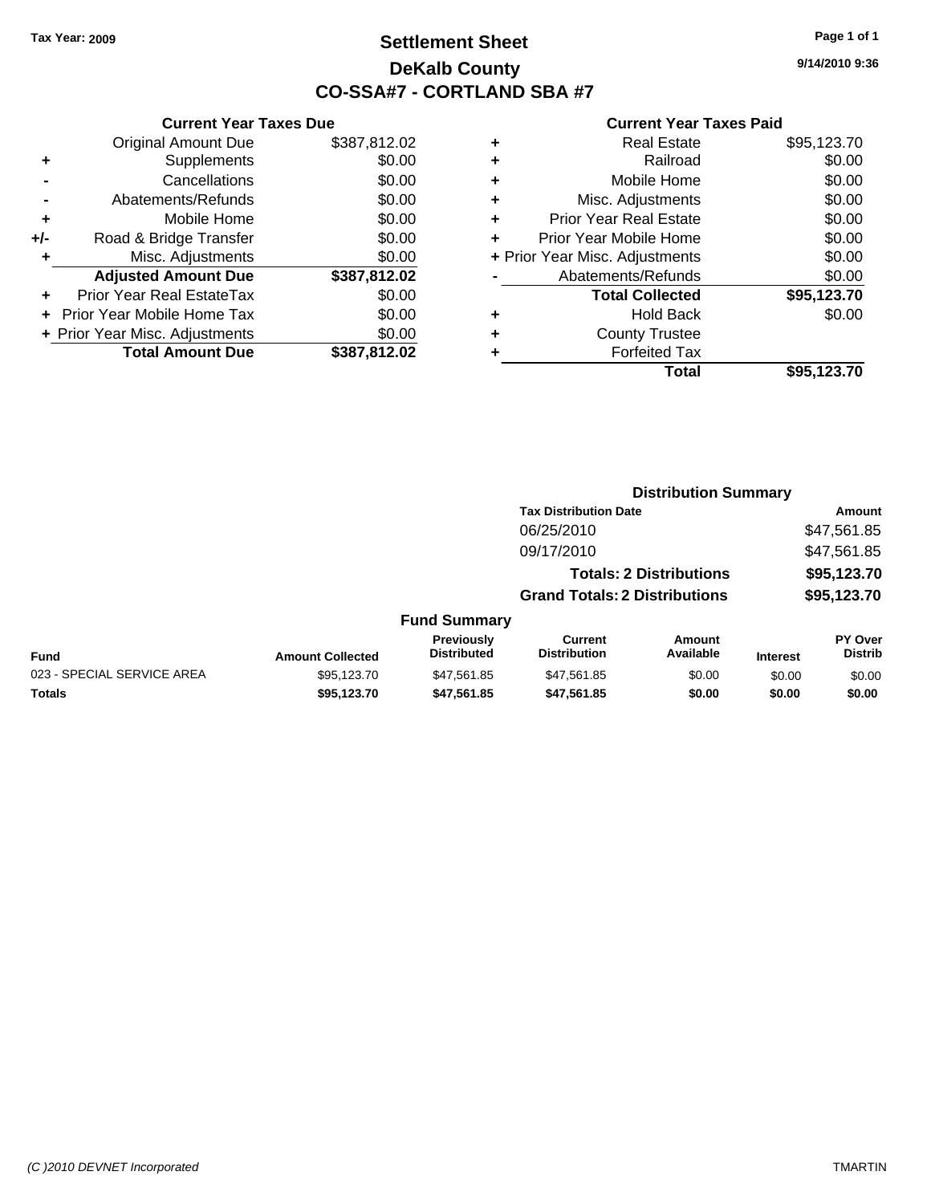**Tax Year: 2009**

# Settlement Sheet

## DeKalb County

## CO-SSA#7 - CORTLAND SBA #7

9/14/2010 9:36

### Current Year Taxes Due

| | | |
|---|---|---|
| | Original Amount Due | $387,812.02 |
| + | Supplements | $0.00 |
| - | Cancellations | $0.00 |
| - | Abatements/Refunds | $0.00 |
| + | Mobile Home | $0.00 |
| +/- | Road & Bridge Transfer | $0.00 |
| + | Misc. Adjustments | $0.00 |
| | **Adjusted Amount Due** | **$387,812.02** |
| + | Prior Year Real EstateTax | $0.00 |
| + | Prior Year Mobile Home Tax | $0.00 |
| + | Prior Year Misc. Adjustments | $0.00 |
| | **Total Amount Due** | **$387,812.02** |

### Current Year Taxes Paid

| | | |
|---|---|---|
| + | Real Estate | $95,123.70 |
| + | Railroad | $0.00 |
| + | Mobile Home | $0.00 |
| + | Misc. Adjustments | $0.00 |
| + | Prior Year Real Estate | $0.00 |
| + | Prior Year Mobile Home | $0.00 |
| + | Prior Year Misc. Adjustments | $0.00 |
| - | Abatements/Refunds | $0.00 |
| | **Total Collected** | **$95,123.70** |
| + | Hold Back | $0.00 |
| + | County Trustee | |
| + | Forfeited Tax | |
| | **Total** | **$95,123.70** |

### Distribution Summary

| Tax Distribution Date | Amount |
|---|---|
| 06/25/2010 | $47,561.85 |
| 09/17/2010 | $47,561.85 |
| **Totals: 2 Distributions** | **$95,123.70** |
| **Grand Totals: 2 Distributions** | **$95,123.70** |

### Fund Summary

| Fund | Amount Collected | Previously Distributed | Current Distribution | Amount Available | Interest | PY Over Distrib |
|---|---|---|---|---|---|---|
| 023 - SPECIAL SERVICE AREA | $95,123.70 | $47,561.85 | $47,561.85 | $0.00 | $0.00 | $0.00 |
| **Totals** | **$95,123.70** | **$47,561.85** | **$47,561.85** | **$0.00** | **$0.00** | **$0.00** |

*(C )2010 DEVNET Incorporated* TMARTIN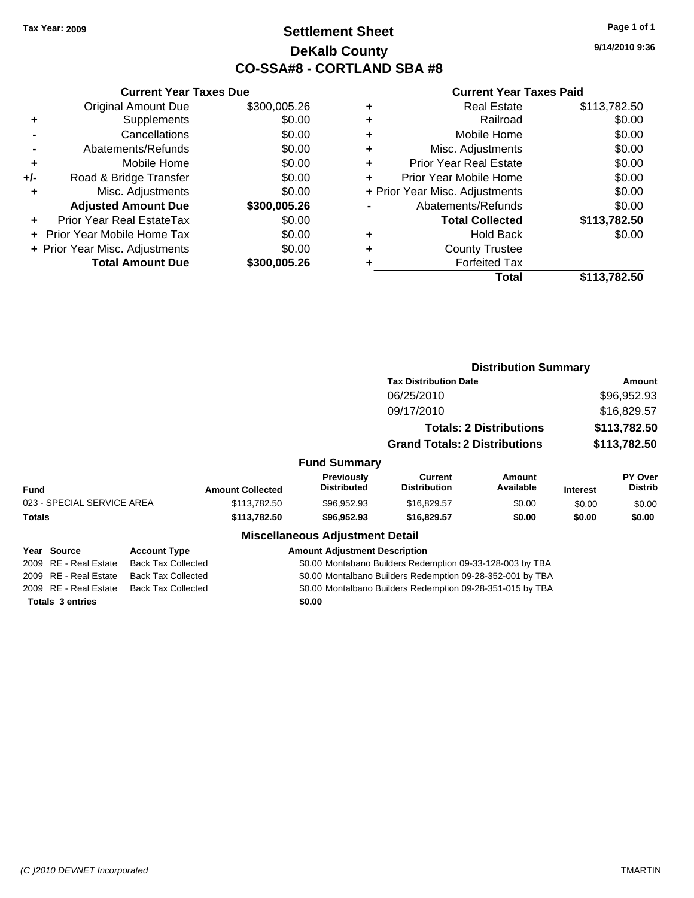Tax Year: 2009

# Settlement Sheet
## DeKalb County
## CO-SSA#8 - CORTLAND SBA #8

9/14/2010 9:36

### Current Year Taxes Due

| | | |
|---|---|---|
| | Original Amount Due | $300,005.26 |
| + | Supplements | $0.00 |
| - | Cancellations | $0.00 |
| - | Abatements/Refunds | $0.00 |
| + | Mobile Home | $0.00 |
| +/- | Road & Bridge Transfer | $0.00 |
| + | Misc. Adjustments | $0.00 |
| | **Adjusted Amount Due** | **$300,005.26** |
| + | Prior Year Real EstateTax | $0.00 |
| + | Prior Year Mobile Home Tax | $0.00 |
| + | Prior Year Misc. Adjustments | $0.00 |
| | **Total Amount Due** | **$300,005.26** |

### Current Year Taxes Paid

| | | |
|---|---|---|
| + | Real Estate | $113,782.50 |
| + | Railroad | $0.00 |
| + | Mobile Home | $0.00 |
| + | Misc. Adjustments | $0.00 |
| + | Prior Year Real Estate | $0.00 |
| + | Prior Year Mobile Home | $0.00 |
| + | Prior Year Misc. Adjustments | $0.00 |
| - | Abatements/Refunds | $0.00 |
| | **Total Collected** | **$113,782.50** |
| + | Hold Back | $0.00 |
| + | County Trustee | |
| + | Forfeited Tax | |
| | **Total** | **$113,782.50** |

### Distribution Summary

| Tax Distribution Date | Amount |
|---|---|
| 06/25/2010 | $96,952.93 |
| 09/17/2010 | $16,829.57 |
| **Totals: 2 Distributions** | **$113,782.50** |
| **Grand Totals: 2 Distributions** | **$113,782.50** |

### Fund Summary

| Fund | Amount Collected | Previously Distributed | Current Distribution | Amount Available | Interest | PY Over Distrib |
|---|---|---|---|---|---|---|
| 023 - SPECIAL SERVICE AREA | $113,782.50 | $96,952.93 | $16,829.57 | $0.00 | $0.00 | $0.00 |
| **Totals** | **$113,782.50** | **$96,952.93** | **$16,829.57** | **$0.00** | **$0.00** | **$0.00** |

### Miscellaneous Adjustment Detail

| Year | Source | Account Type | Amount | Adjustment Description |
|---|---|---|---|---|
| 2009 | RE - Real Estate | Back Tax Collected | $0.00 | Montabano Builders Redemption 09-33-128-003 by TBA |
| 2009 | RE - Real Estate | Back Tax Collected | $0.00 | Montalbano Builders Redemption 09-28-352-001 by TBA |
| 2009 | RE - Real Estate | Back Tax Collected | $0.00 | Montalbano Builders Redemption 09-28-351-015 by TBA |
| **Totals 3 entries** | | | **$0.00** | |

*(C )2010 DEVNET Incorporated* TMARTIN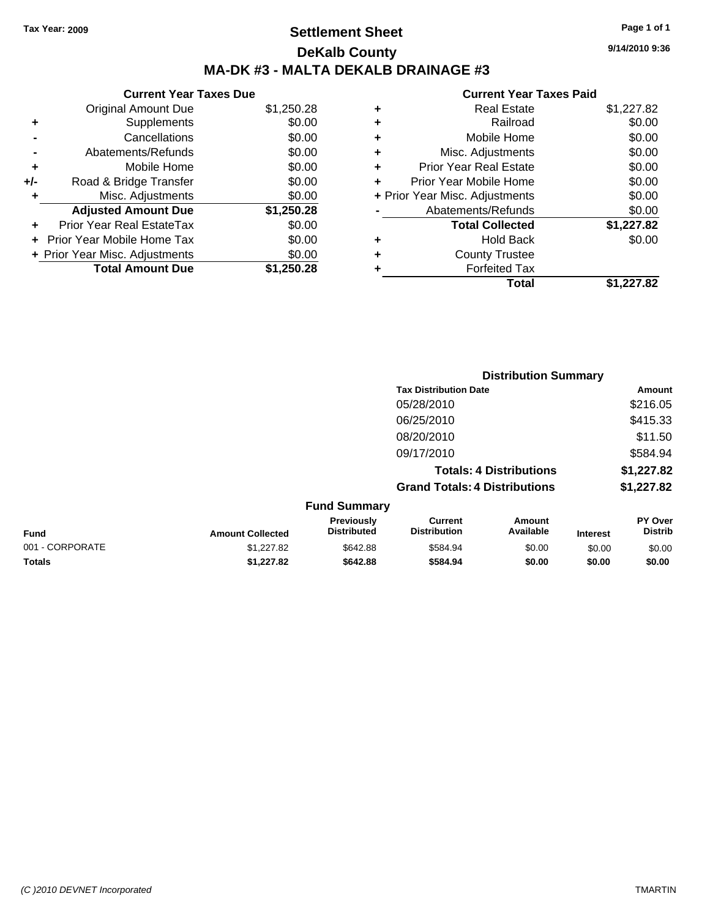Tax Year: 2009

# Settlement Sheet

## DeKalb County

## MA-DK #3 - MALTA DEKALB DRAINAGE #3

9/14/2010 9:36

| | Current Year Taxes Due | |
|---|---|---|
| | Original Amount Due | $1,250.28 |
| + | Supplements | $0.00 |
| - | Cancellations | $0.00 |
| - | Abatements/Refunds | $0.00 |
| + | Mobile Home | $0.00 |
| +/- | Road & Bridge Transfer | $0.00 |
| + | Misc. Adjustments | $0.00 |
| | **Adjusted Amount Due** | **$1,250.28** |
| + | Prior Year Real EstateTax | $0.00 |
| + | Prior Year Mobile Home Tax | $0.00 |
| + | Prior Year Misc. Adjustments | $0.00 |
| | **Total Amount Due** | **$1,250.28** |

| | Current Year Taxes Paid | |
|---|---|---|
| + | Real Estate | $1,227.82 |
| + | Railroad | $0.00 |
| + | Mobile Home | $0.00 |
| + | Misc. Adjustments | $0.00 |
| + | Prior Year Real Estate | $0.00 |
| + | Prior Year Mobile Home | $0.00 |
| + | Prior Year Misc. Adjustments | $0.00 |
| - | Abatements/Refunds | $0.00 |
| | **Total Collected** | **$1,227.82** |
| + | Hold Back | $0.00 |
| + | County Trustee | |
| + | Forfeited Tax | |
| | **Total** | **$1,227.82** |

### Distribution Summary

| Tax Distribution Date | Amount |
|---|---|
| 05/28/2010 | $216.05 |
| 06/25/2010 | $415.33 |
| 08/20/2010 | $11.50 |
| 09/17/2010 | $584.94 |
| **Totals: 4 Distributions** | **$1,227.82** |
| **Grand Totals: 4 Distributions** | **$1,227.82** |

### Fund Summary

| Fund | Amount Collected | Previously Distributed | Current Distribution | Amount Available | Interest | PY Over Distrib |
|---|---|---|---|---|---|---|
| 001 - CORPORATE | $1,227.82 | $642.88 | $584.94 | $0.00 | $0.00 | $0.00 |
| **Totals** | **$1,227.82** | **$642.88** | **$584.94** | **$0.00** | **$0.00** | **$0.00** |

(C )2010 DEVNET Incorporated — TMARTIN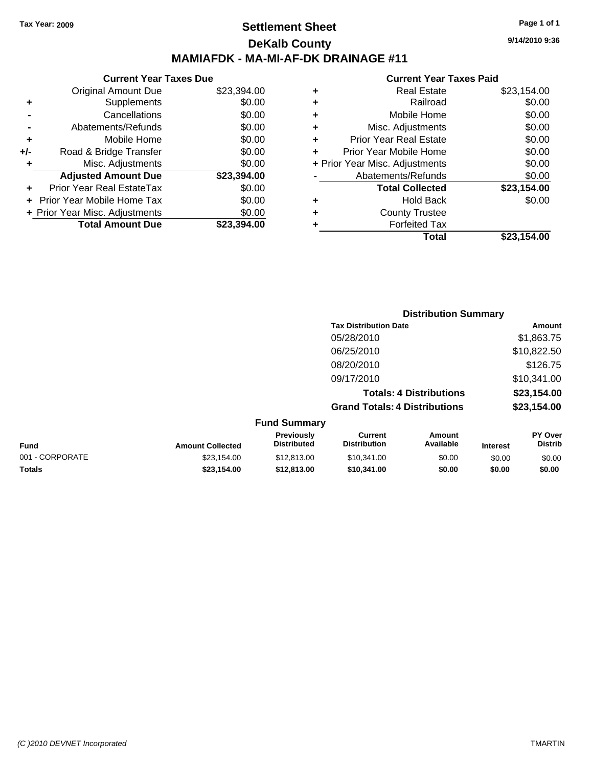Tax Year: 2009

# Settlement Sheet

## DeKalb County

## MAMIAFDK - MA-MI-AF-DK DRAINAGE #11

9/14/2010 9:36

### Current Year Taxes Due

| | | |
|---|---|---|
| | Original Amount Due | $23,394.00 |
| + | Supplements | $0.00 |
| - | Cancellations | $0.00 |
| - | Abatements/Refunds | $0.00 |
| + | Mobile Home | $0.00 |
| +/- | Road & Bridge Transfer | $0.00 |
| + | Misc. Adjustments | $0.00 |
| | **Adjusted Amount Due** | **$23,394.00** |
| + | Prior Year Real EstateTax | $0.00 |
| + | Prior Year Mobile Home Tax | $0.00 |
| + | Prior Year Misc. Adjustments | $0.00 |
| | **Total Amount Due** | **$23,394.00** |

### Current Year Taxes Paid

| | | |
|---|---|---|
| + | Real Estate | $23,154.00 |
| + | Railroad | $0.00 |
| + | Mobile Home | $0.00 |
| + | Misc. Adjustments | $0.00 |
| + | Prior Year Real Estate | $0.00 |
| + | Prior Year Mobile Home | $0.00 |
| + | Prior Year Misc. Adjustments | $0.00 |
| - | Abatements/Refunds | $0.00 |
| | **Total Collected** | **$23,154.00** |
| + | Hold Back | $0.00 |
| + | County Trustee | |
| + | Forfeited Tax | |
| | **Total** | **$23,154.00** |

### Distribution Summary

| Tax Distribution Date | Amount |
|---|---|
| 05/28/2010 | $1,863.75 |
| 06/25/2010 | $10,822.50 |
| 08/20/2010 | $126.75 |
| 09/17/2010 | $10,341.00 |
| **Totals: 4 Distributions** | **$23,154.00** |
| **Grand Totals: 4 Distributions** | **$23,154.00** |

### Fund Summary

| Fund | Amount Collected | Previously Distributed | Current Distribution | Amount Available | Interest | PY Over Distrib |
|---|---|---|---|---|---|---|
| 001 - CORPORATE | $23,154.00 | $12,813.00 | $10,341.00 | $0.00 | $0.00 | $0.00 |
| **Totals** | **$23,154.00** | **$12,813.00** | **$10,341.00** | **$0.00** | **$0.00** | **$0.00** |

(C )2010 DEVNET Incorporated    TMARTIN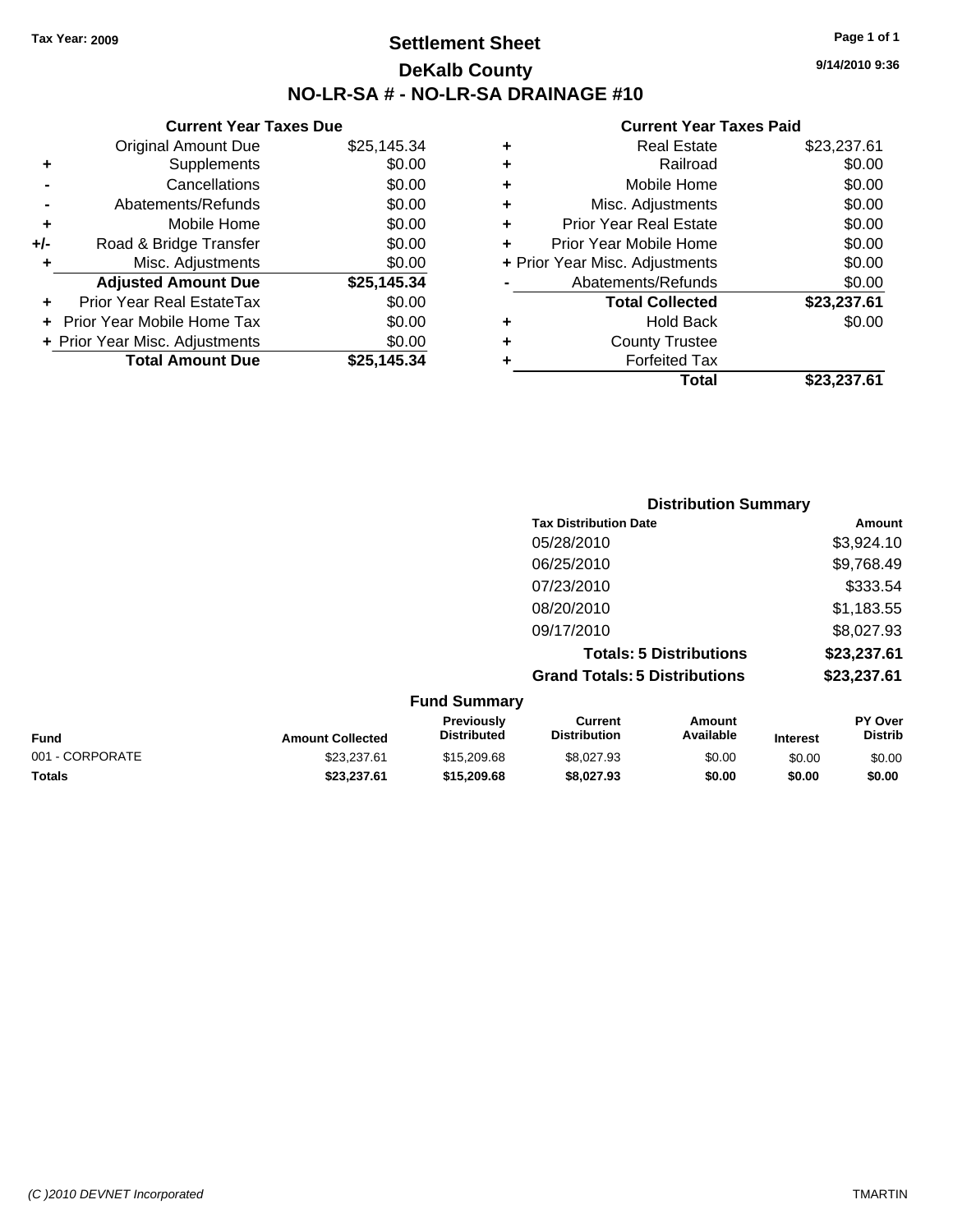Tax Year: 2009

# Settlement Sheet

## DeKalb County

## NO-LR-SA # - NO-LR-SA DRAINAGE #10

9/14/2010 9:36

### Current Year Taxes Due

| | | |
|---|---|---|
| | Original Amount Due | $25,145.34 |
| + | Supplements | $0.00 |
| - | Cancellations | $0.00 |
| - | Abatements/Refunds | $0.00 |
| + | Mobile Home | $0.00 |
| +/- | Road & Bridge Transfer | $0.00 |
| + | Misc. Adjustments | $0.00 |
| | **Adjusted Amount Due** | **$25,145.34** |
| + | Prior Year Real EstateTax | $0.00 |
| + | Prior Year Mobile Home Tax | $0.00 |
| + | Prior Year Misc. Adjustments | $0.00 |
| | **Total Amount Due** | **$25,145.34** |

### Current Year Taxes Paid

| | | |
|---|---|---|
| + | Real Estate | $23,237.61 |
| + | Railroad | $0.00 |
| + | Mobile Home | $0.00 |
| + | Misc. Adjustments | $0.00 |
| + | Prior Year Real Estate | $0.00 |
| + | Prior Year Mobile Home | $0.00 |
| + | Prior Year Misc. Adjustments | $0.00 |
| - | Abatements/Refunds | $0.00 |
| | **Total Collected** | **$23,237.61** |
| + | Hold Back | $0.00 |
| + | County Trustee | |
| + | Forfeited Tax | |
| | **Total** | **$23,237.61** |

### Distribution Summary

| Tax Distribution Date | Amount |
|---|---|
| 05/28/2010 | $3,924.10 |
| 06/25/2010 | $9,768.49 |
| 07/23/2010 | $333.54 |
| 08/20/2010 | $1,183.55 |
| 09/17/2010 | $8,027.93 |
| **Totals: 5 Distributions** | **$23,237.61** |
| **Grand Totals: 5 Distributions** | **$23,237.61** |

### Fund Summary

| Fund | Amount Collected | Previously Distributed | Current Distribution | Amount Available | Interest | PY Over Distrib |
|---|---|---|---|---|---|---|
| 001 - CORPORATE | $23,237.61 | $15,209.68 | $8,027.93 | $0.00 | $0.00 | $0.00 |
| **Totals** | **$23,237.61** | **$15,209.68** | **$8,027.93** | **$0.00** | **$0.00** | **$0.00** |

(C )2010 DEVNET Incorporated — TMARTIN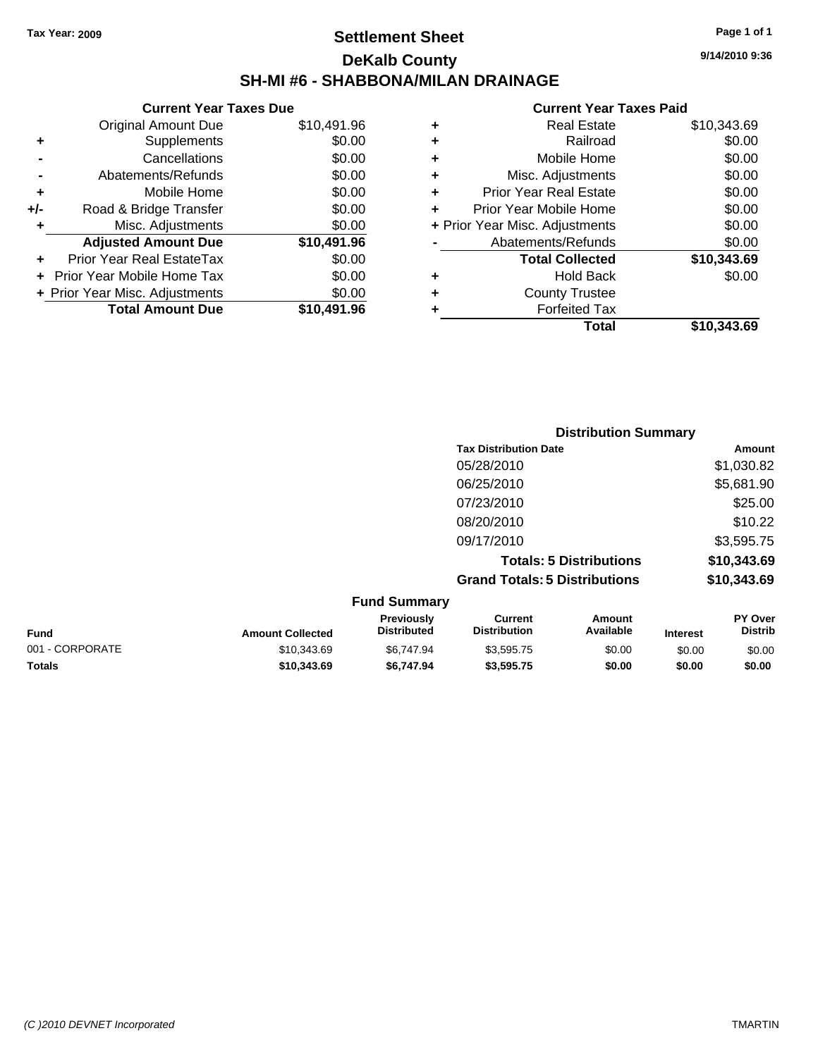Tax Year: 2009

# Settlement Sheet

## DeKalb County

## SH-MI #6 - SHABBONA/MILAN DRAINAGE

9/14/2010 9:36

### Current Year Taxes Due

| | | |
|---|---|---|
| | Original Amount Due | $10,491.96 |
| + | Supplements | $0.00 |
| - | Cancellations | $0.00 |
| - | Abatements/Refunds | $0.00 |
| + | Mobile Home | $0.00 |
| +/- | Road & Bridge Transfer | $0.00 |
| + | Misc. Adjustments | $0.00 |
| | **Adjusted Amount Due** | **$10,491.96** |
| + | Prior Year Real EstateTax | $0.00 |
| + | Prior Year Mobile Home Tax | $0.00 |
| + | Prior Year Misc. Adjustments | $0.00 |
| | **Total Amount Due** | **$10,491.96** |

### Current Year Taxes Paid

| | | |
|---|---|---|
| + | Real Estate | $10,343.69 |
| + | Railroad | $0.00 |
| + | Mobile Home | $0.00 |
| + | Misc. Adjustments | $0.00 |
| + | Prior Year Real Estate | $0.00 |
| + | Prior Year Mobile Home | $0.00 |
| + | Prior Year Misc. Adjustments | $0.00 |
| - | Abatements/Refunds | $0.00 |
| | **Total Collected** | **$10,343.69** |
| + | Hold Back | $0.00 |
| + | County Trustee | |
| + | Forfeited Tax | |
| | **Total** | **$10,343.69** |

### Distribution Summary

| Tax Distribution Date | Amount |
|---|---|
| 05/28/2010 | $1,030.82 |
| 06/25/2010 | $5,681.90 |
| 07/23/2010 | $25.00 |
| 08/20/2010 | $10.22 |
| 09/17/2010 | $3,595.75 |
| **Totals: 5 Distributions** | **$10,343.69** |
| **Grand Totals: 5 Distributions** | **$10,343.69** |

### Fund Summary

| Fund | Amount Collected | Previously Distributed | Current Distribution | Amount Available | Interest | PY Over Distrib |
|---|---|---|---|---|---|---|
| 001 - CORPORATE | $10,343.69 | $6,747.94 | $3,595.75 | $0.00 | $0.00 | $0.00 |
| **Totals** | **$10,343.69** | **$6,747.94** | **$3,595.75** | **$0.00** | **$0.00** | **$0.00** |

(C )2010 DEVNET Incorporated TMARTIN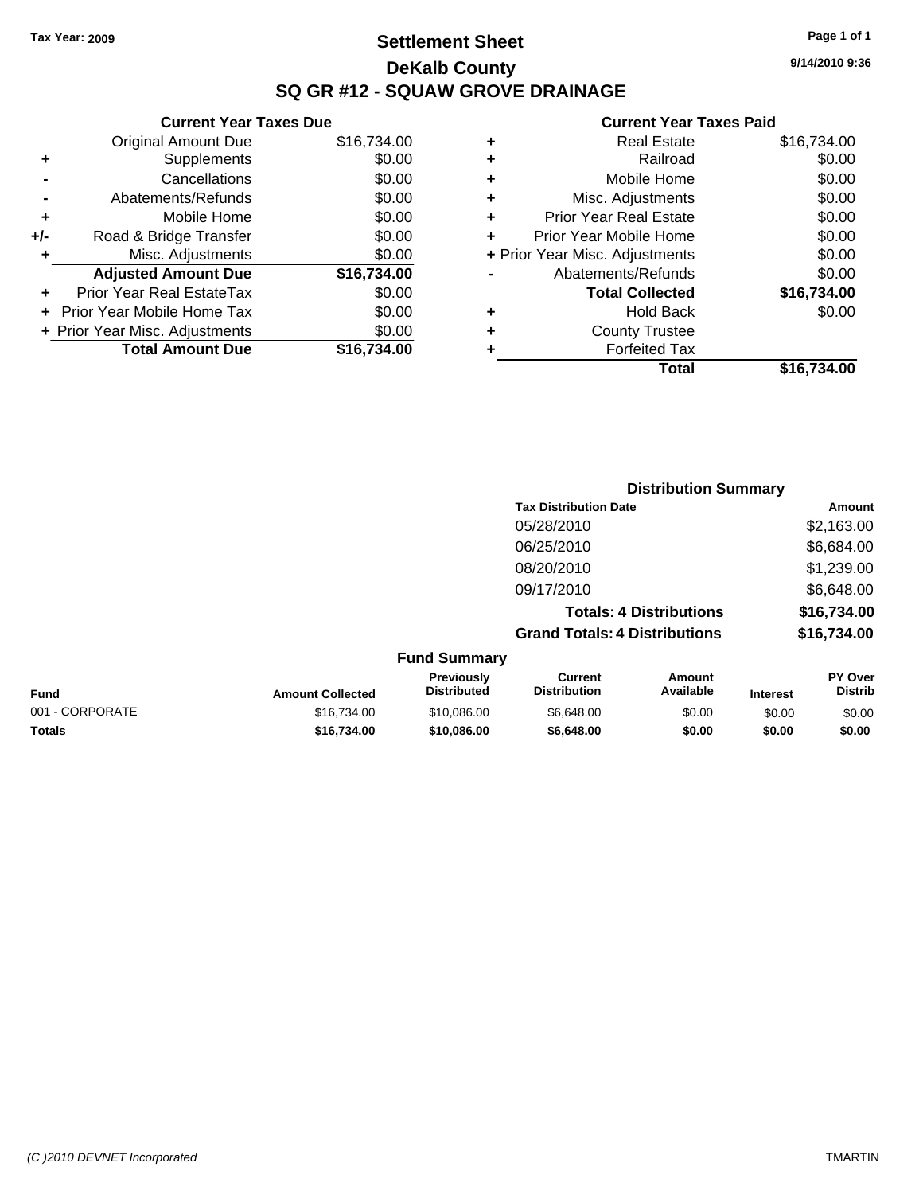**Tax Year: 2009**

# Settlement Sheet
## DeKalb County
## SQ GR #12 - SQUAW GROVE DRAINAGE

9/14/2010 9:36

### Current Year Taxes Due

| | | |
|---|---|---|
| | Original Amount Due | $16,734.00 |
| + | Supplements | $0.00 |
| - | Cancellations | $0.00 |
| - | Abatements/Refunds | $0.00 |
| + | Mobile Home | $0.00 |
| +/- | Road & Bridge Transfer | $0.00 |
| + | Misc. Adjustments | $0.00 |
| | **Adjusted Amount Due** | **$16,734.00** |
| + | Prior Year Real EstateTax | $0.00 |
| + | Prior Year Mobile Home Tax | $0.00 |
| + | Prior Year Misc. Adjustments | $0.00 |
| | **Total Amount Due** | **$16,734.00** |

### Current Year Taxes Paid

| | | |
|---|---|---|
| + | Real Estate | $16,734.00 |
| + | Railroad | $0.00 |
| + | Mobile Home | $0.00 |
| + | Misc. Adjustments | $0.00 |
| + | Prior Year Real Estate | $0.00 |
| + | Prior Year Mobile Home | $0.00 |
| + | Prior Year Misc. Adjustments | $0.00 |
| - | Abatements/Refunds | $0.00 |
| | **Total Collected** | **$16,734.00** |
| + | Hold Back | $0.00 |
| + | County Trustee | |
| + | Forfeited Tax | |
| | **Total** | **$16,734.00** |

### Distribution Summary

| Tax Distribution Date | Amount |
|---|---|
| 05/28/2010 | $2,163.00 |
| 06/25/2010 | $6,684.00 |
| 08/20/2010 | $1,239.00 |
| 09/17/2010 | $6,648.00 |
| **Totals: 4 Distributions** | **$16,734.00** |
| **Grand Totals: 4 Distributions** | **$16,734.00** |

### Fund Summary

| Fund | Amount Collected | Previously Distributed | Current Distribution | Amount Available | Interest | PY Over Distrib |
|---|---|---|---|---|---|---|
| 001 - CORPORATE | $16,734.00 | $10,086.00 | $6,648.00 | $0.00 | $0.00 | $0.00 |
| **Totals** | **$16,734.00** | **$10,086.00** | **$6,648.00** | **$0.00** | **$0.00** | **$0.00** |

*(C )2010 DEVNET Incorporated* TMARTIN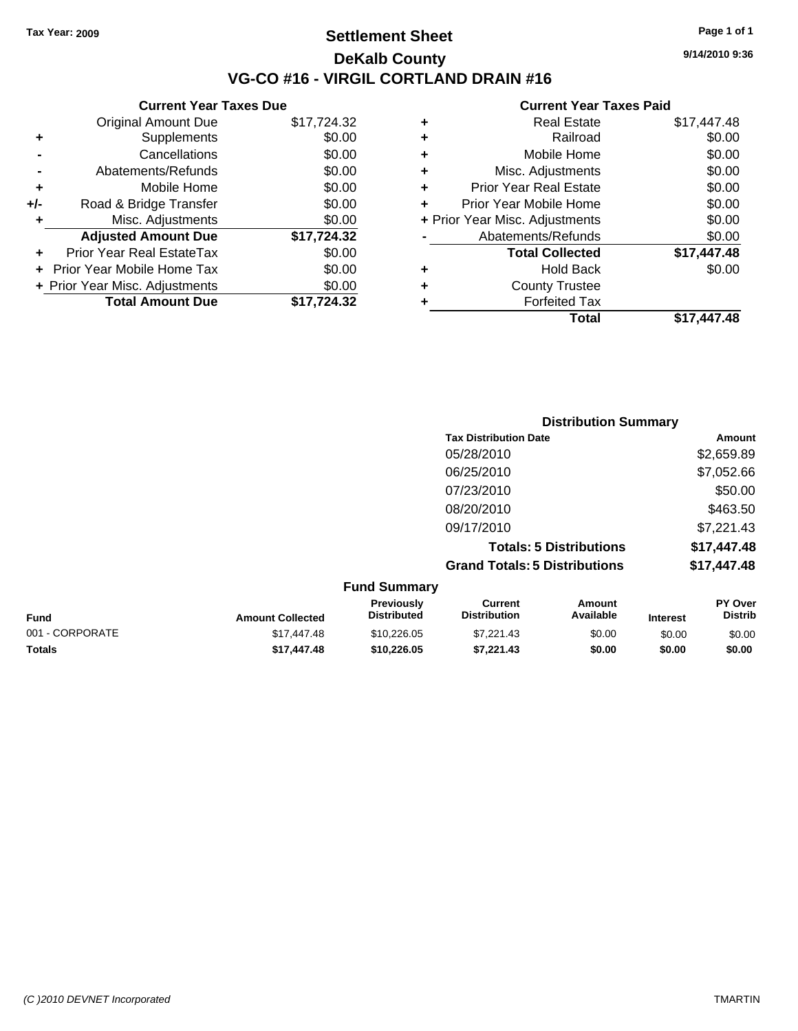Tax Year: 2009

# Settlement Sheet

## DeKalb County

## VG-CO #16 - VIRGIL CORTLAND DRAIN #16

9/14/2010 9:36

### Current Year Taxes Due

| | | |
|---|---|---|
| | Original Amount Due | $17,724.32 |
| + | Supplements | $0.00 |
| - | Cancellations | $0.00 |
| - | Abatements/Refunds | $0.00 |
| + | Mobile Home | $0.00 |
| +/- | Road & Bridge Transfer | $0.00 |
| + | Misc. Adjustments | $0.00 |
| | **Adjusted Amount Due** | **$17,724.32** |
| + | Prior Year Real EstateTax | $0.00 |
| + | Prior Year Mobile Home Tax | $0.00 |
| + | Prior Year Misc. Adjustments | $0.00 |
| | **Total Amount Due** | **$17,724.32** |

### Current Year Taxes Paid

| | | |
|---|---|---|
| + | Real Estate | $17,447.48 |
| + | Railroad | $0.00 |
| + | Mobile Home | $0.00 |
| + | Misc. Adjustments | $0.00 |
| + | Prior Year Real Estate | $0.00 |
| + | Prior Year Mobile Home | $0.00 |
| + | Prior Year Misc. Adjustments | $0.00 |
| - | Abatements/Refunds | $0.00 |
| | **Total Collected** | **$17,447.48** |
| + | Hold Back | $0.00 |
| + | County Trustee | |
| + | Forfeited Tax | |
| | **Total** | **$17,447.48** |

### Distribution Summary

| Tax Distribution Date | Amount |
|---|---|
| 05/28/2010 | $2,659.89 |
| 06/25/2010 | $7,052.66 |
| 07/23/2010 | $50.00 |
| 08/20/2010 | $463.50 |
| 09/17/2010 | $7,221.43 |
| **Totals: 5 Distributions** | **$17,447.48** |
| **Grand Totals: 5 Distributions** | **$17,447.48** |

### Fund Summary

| Fund | Amount Collected | Previously Distributed | Current Distribution | Amount Available | Interest | PY Over Distrib |
|---|---|---|---|---|---|---|
| 001 - CORPORATE | $17,447.48 | $10,226.05 | $7,221.43 | $0.00 | $0.00 | $0.00 |
| **Totals** | **$17,447.48** | **$10,226.05** | **$7,221.43** | **$0.00** | **$0.00** | **$0.00** |

(C )2010 DEVNET Incorporated TMARTIN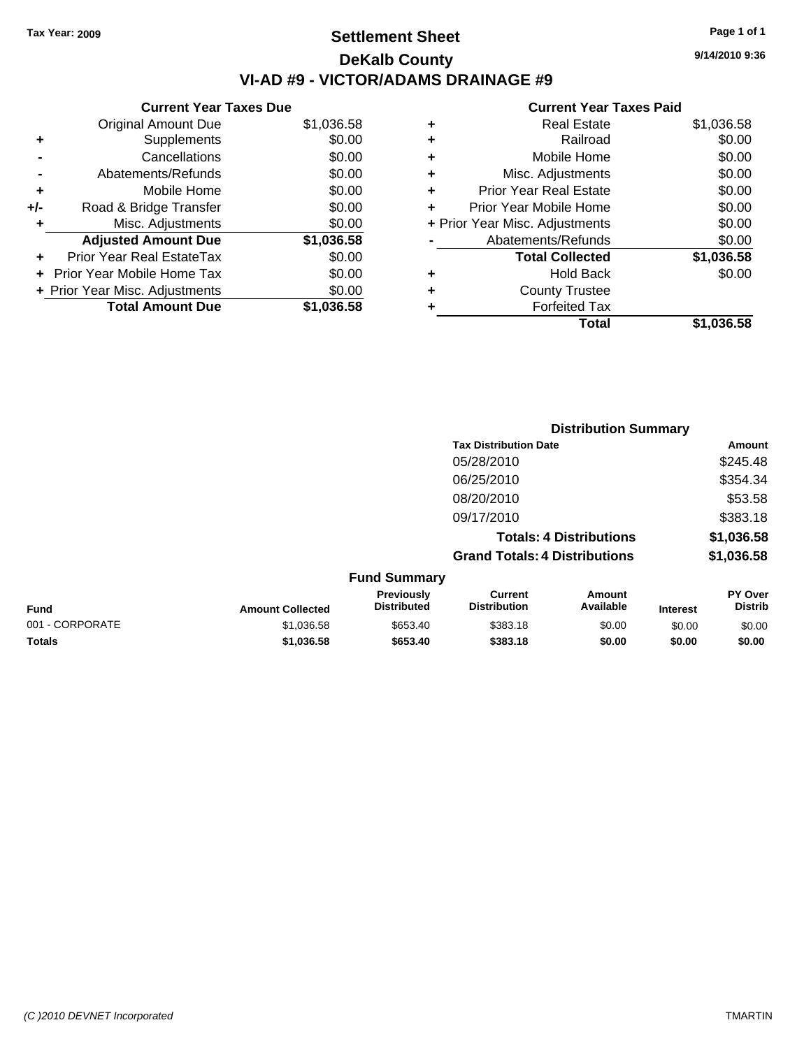Tax Year: 2009

# Settlement Sheet

## DeKalb County

## VI-AD #9 - VICTOR/ADAMS DRAINAGE #9

9/14/2010 9:36

### Current Year Taxes Due

| | | |
|---|---|---|
| | Original Amount Due | $1,036.58 |
| + | Supplements | $0.00 |
| - | Cancellations | $0.00 |
| - | Abatements/Refunds | $0.00 |
| + | Mobile Home | $0.00 |
| +/- | Road & Bridge Transfer | $0.00 |
| + | Misc. Adjustments | $0.00 |
| | **Adjusted Amount Due** | **$1,036.58** |
| + | Prior Year Real EstateTax | $0.00 |
| + | Prior Year Mobile Home Tax | $0.00 |
| + | Prior Year Misc. Adjustments | $0.00 |
| | **Total Amount Due** | **$1,036.58** |

### Current Year Taxes Paid

| | | |
|---|---|---|
| + | Real Estate | $1,036.58 |
| + | Railroad | $0.00 |
| + | Mobile Home | $0.00 |
| + | Misc. Adjustments | $0.00 |
| + | Prior Year Real Estate | $0.00 |
| + | Prior Year Mobile Home | $0.00 |
| + | Prior Year Misc. Adjustments | $0.00 |
| - | Abatements/Refunds | $0.00 |
| | **Total Collected** | **$1,036.58** |
| + | Hold Back | $0.00 |
| + | County Trustee | |
| + | Forfeited Tax | |
| | **Total** | **$1,036.58** |

### Distribution Summary

| Tax Distribution Date | Amount |
|---|---|
| 05/28/2010 | $245.48 |
| 06/25/2010 | $354.34 |
| 08/20/2010 | $53.58 |
| 09/17/2010 | $383.18 |
| **Totals: 4 Distributions** | **$1,036.58** |
| **Grand Totals: 4 Distributions** | **$1,036.58** |

### Fund Summary

| Fund | Amount Collected | Previously Distributed | Current Distribution | Amount Available | Interest | PY Over Distrib |
|---|---|---|---|---|---|---|
| 001 - CORPORATE | $1,036.58 | $653.40 | $383.18 | $0.00 | $0.00 | $0.00 |
| **Totals** | **$1,036.58** | **$653.40** | **$383.18** | **$0.00** | **$0.00** | **$0.00** |

(C )2010 DEVNET Incorporated TMARTIN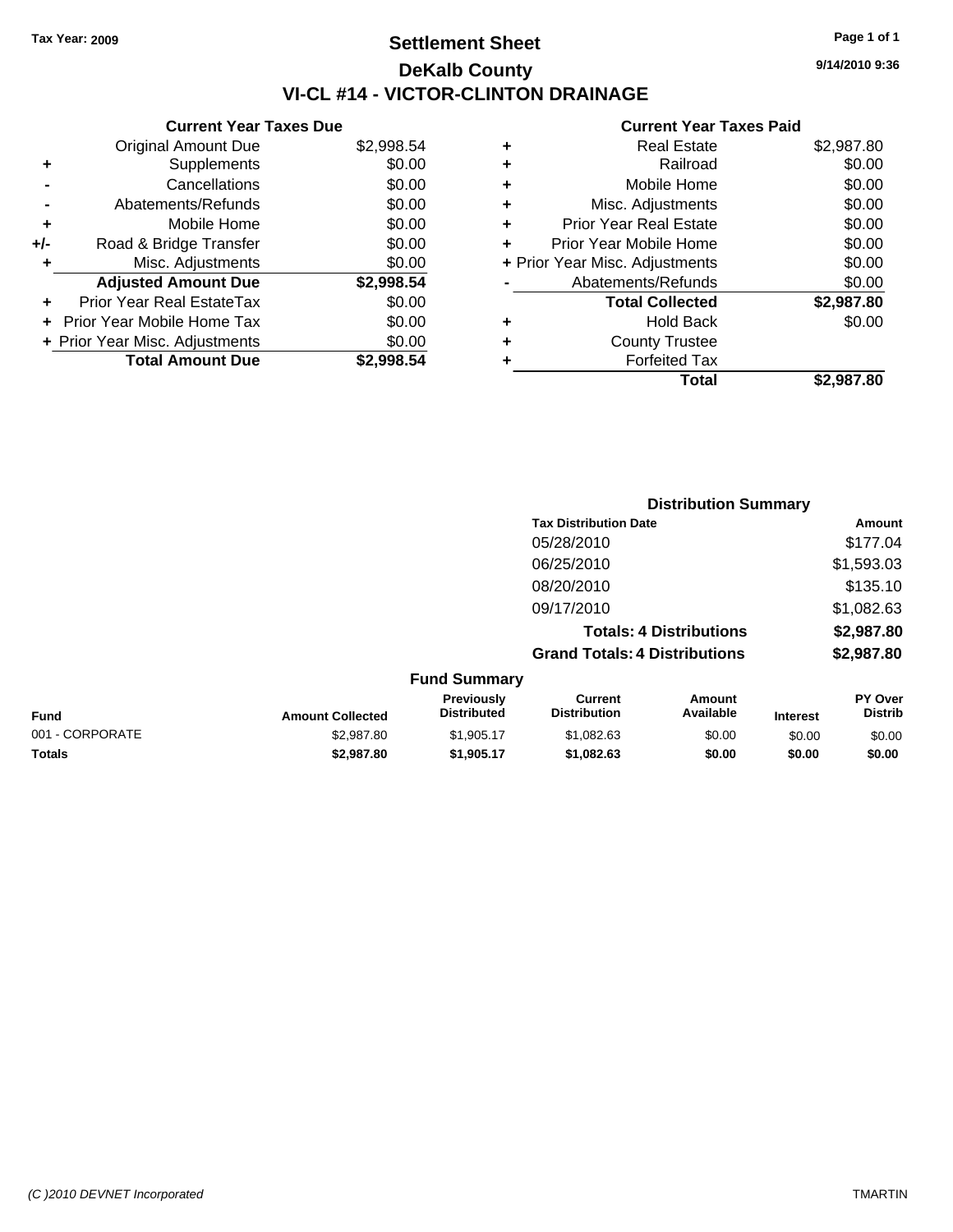Tax Year: 2009

# Settlement Sheet

## DeKalb County

## VI-CL #14 - VICTOR-CLINTON DRAINAGE

9/14/2010 9:36

### Current Year Taxes Due

| | | |
|---|---|---|
| | Original Amount Due | $2,998.54 |
| + | Supplements | $0.00 |
| - | Cancellations | $0.00 |
| - | Abatements/Refunds | $0.00 |
| + | Mobile Home | $0.00 |
| +/- | Road & Bridge Transfer | $0.00 |
| + | Misc. Adjustments | $0.00 |
| | **Adjusted Amount Due** | **$2,998.54** |
| + | Prior Year Real EstateTax | $0.00 |
| + | Prior Year Mobile Home Tax | $0.00 |
| + | Prior Year Misc. Adjustments | $0.00 |
| | **Total Amount Due** | **$2,998.54** |

### Current Year Taxes Paid

| | | |
|---|---|---|
| + | Real Estate | $2,987.80 |
| + | Railroad | $0.00 |
| + | Mobile Home | $0.00 |
| + | Misc. Adjustments | $0.00 |
| + | Prior Year Real Estate | $0.00 |
| + | Prior Year Mobile Home | $0.00 |
| + | Prior Year Misc. Adjustments | $0.00 |
| - | Abatements/Refunds | $0.00 |
| | **Total Collected** | **$2,987.80** |
| + | Hold Back | $0.00 |
| + | County Trustee | |
| + | Forfeited Tax | |
| | **Total** | **$2,987.80** |

### Distribution Summary

| Tax Distribution Date | Amount |
|---|---|
| 05/28/2010 | $177.04 |
| 06/25/2010 | $1,593.03 |
| 08/20/2010 | $135.10 |
| 09/17/2010 | $1,082.63 |
| **Totals: 4 Distributions** | **$2,987.80** |
| **Grand Totals: 4 Distributions** | **$2,987.80** |

### Fund Summary

| Fund | Amount Collected | Previously Distributed | Current Distribution | Amount Available | Interest | PY Over Distrib |
|---|---|---|---|---|---|---|
| 001 - CORPORATE | $2,987.80 | $1,905.17 | $1,082.63 | $0.00 | $0.00 | $0.00 |
| **Totals** | **$2,987.80** | **$1,905.17** | **$1,082.63** | **$0.00** | **$0.00** | **$0.00** |

(C )2010 DEVNET Incorporated TMARTIN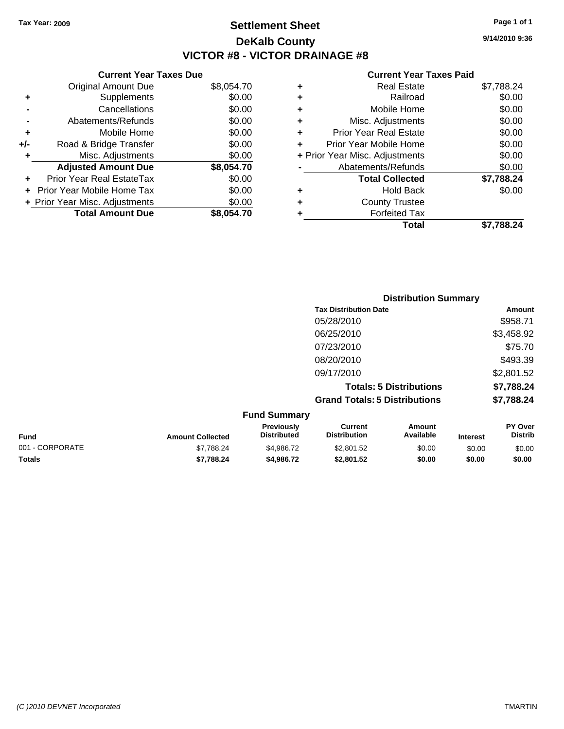Tax Year: 2009

# Settlement Sheet

## DeKalb County

## VICTOR #8 - VICTOR DRAINAGE #8

9/14/2010 9:36

### Current Year Taxes Due

| | | |
|---|---|---|
| | Original Amount Due | $8,054.70 |
| + | Supplements | $0.00 |
| - | Cancellations | $0.00 |
| - | Abatements/Refunds | $0.00 |
| + | Mobile Home | $0.00 |
| +/- | Road & Bridge Transfer | $0.00 |
| + | Misc. Adjustments | $0.00 |
| | **Adjusted Amount Due** | **$8,054.70** |
| + | Prior Year Real EstateTax | $0.00 |
| + | Prior Year Mobile Home Tax | $0.00 |
| + | Prior Year Misc. Adjustments | $0.00 |
| | **Total Amount Due** | **$8,054.70** |

### Current Year Taxes Paid

| | | |
|---|---|---|
| + | Real Estate | $7,788.24 |
| + | Railroad | $0.00 |
| + | Mobile Home | $0.00 |
| + | Misc. Adjustments | $0.00 |
| + | Prior Year Real Estate | $0.00 |
| + | Prior Year Mobile Home | $0.00 |
| + | Prior Year Misc. Adjustments | $0.00 |
| - | Abatements/Refunds | $0.00 |
| | **Total Collected** | **$7,788.24** |
| + | Hold Back | $0.00 |
| + | County Trustee | |
| + | Forfeited Tax | |
| | **Total** | **$7,788.24** |

### Distribution Summary

| Tax Distribution Date | Amount |
|---|---|
| 05/28/2010 | $958.71 |
| 06/25/2010 | $3,458.92 |
| 07/23/2010 | $75.70 |
| 08/20/2010 | $493.39 |
| 09/17/2010 | $2,801.52 |
| **Totals: 5 Distributions** | **$7,788.24** |
| **Grand Totals: 5 Distributions** | **$7,788.24** |

### Fund Summary

| Fund | Amount Collected | Previously Distributed | Current Distribution | Amount Available | Interest | PY Over Distrib |
|---|---|---|---|---|---|---|
| 001 - CORPORATE | $7,788.24 | $4,986.72 | $2,801.52 | $0.00 | $0.00 | $0.00 |
| **Totals** | **$7,788.24** | **$4,986.72** | **$2,801.52** | **$0.00** | **$0.00** | **$0.00** |

(C )2010 DEVNET Incorporated TMARTIN